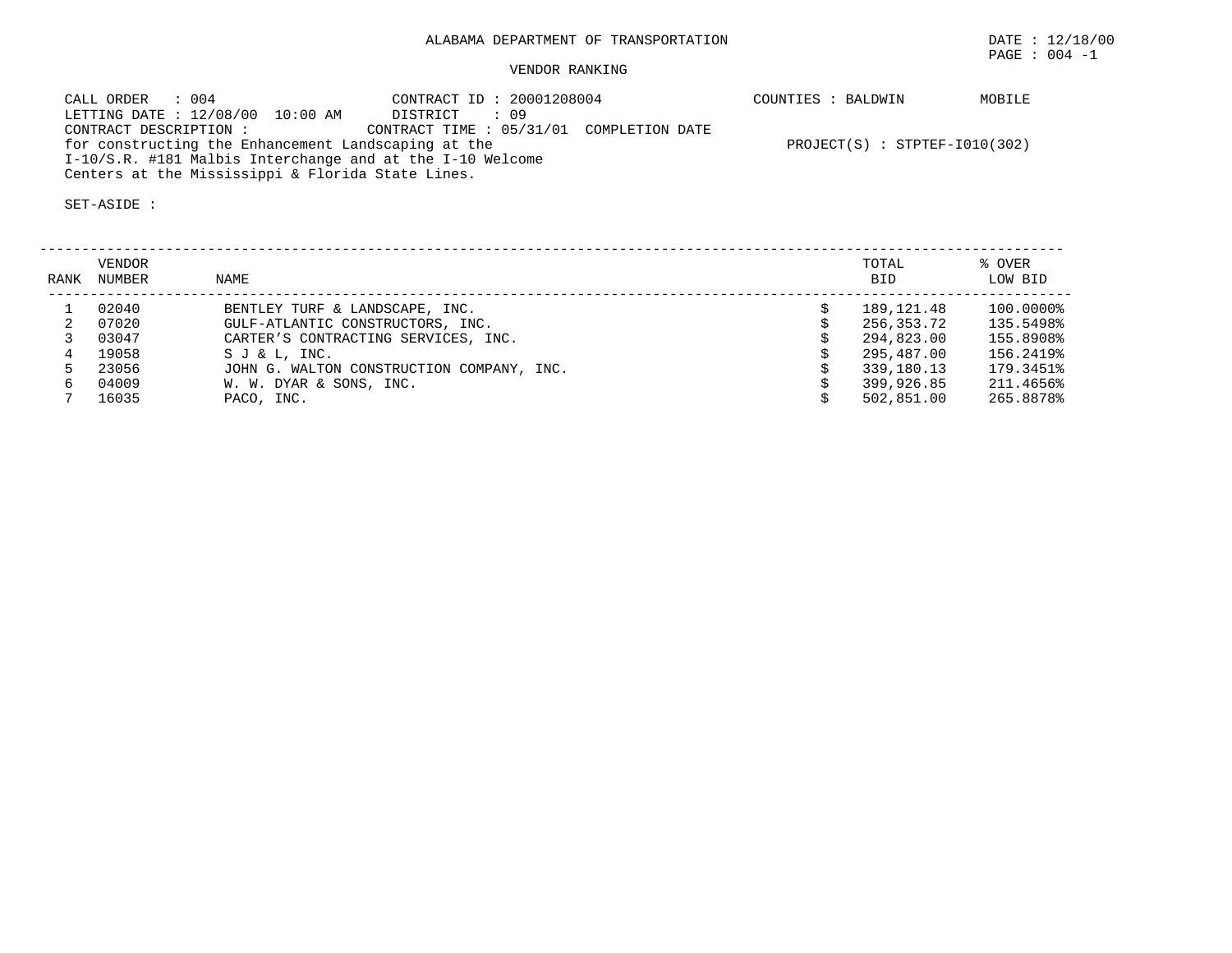# ALABAMA DEPARTMENT OF TRANSPORTATION

DATE : 12/18/00

## VENDOR RANKING

CALL ORDER : 004
CONTRACT ID : 20001208004
COUNTIES : BALDWIN MOBILE
LETTING DATE : 12/08/00 10:00 AM
DISTRICT : 09
CONTRACT DESCRIPTION :
CONTRACT TIME : 05/31/01 COMPLETION DATE
for constructing the Enhancement Landscaping at the I-10/S.R. #181 Malbis Interchange and at the I-10 Welcome Centers at the Mississippi & Florida State Lines.
PROJECT(S) : STPTEF-I010(302)

SET-ASIDE :

| RANK | VENDOR NUMBER | NAME | | TOTAL BID | % OVER LOW BID |
|---|---|---|---|---|---|
| 1 | 02040 | BENTLEY TURF & LANDSCAPE, INC. | $ | 189,121.48 | 100.0000% |
| 2 | 07020 | GULF-ATLANTIC CONSTRUCTORS, INC. | $ | 256,353.72 | 135.5498% |
| 3 | 03047 | CARTER'S CONTRACTING SERVICES, INC. | $ | 294,823.00 | 155.8908% |
| 4 | 19058 | S J & L, INC. | $ | 295,487.00 | 156.2419% |
| 5 | 23056 | JOHN G. WALTON CONSTRUCTION COMPANY, INC. | $ | 339,180.13 | 179.3451% |
| 6 | 04009 | W. W. DYAR & SONS, INC. | $ | 399,926.85 | 211.4656% |
| 7 | 16035 | PACO, INC. | $ | 502,851.00 | 265.8878% |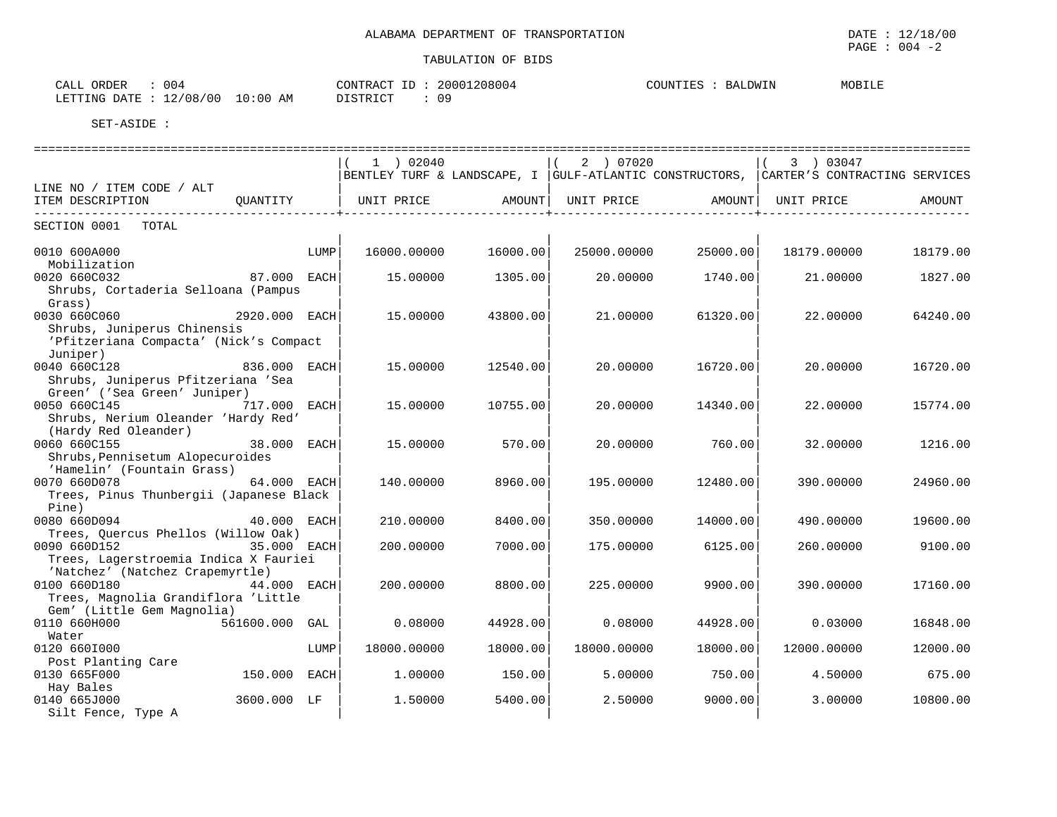ALABAMA DEPARTMENT OF TRANSPORTATION

TABULATION OF BIDS

CALL ORDER : 004
LETTING DATE : 12/08/00 10:00 AM

CONTRACT ID : 20001208004
DISTRICT : 09

COUNTIES : BALDWIN MOBILE

SET-ASIDE :

| LINE NO / ITEM CODE / ALT<br>ITEM DESCRIPTION | QUANTITY | ( 1 ) 02040<br>BENTLEY TURF & LANDSCAPE, I<br>UNIT PRICE | AMOUNT | ( 2 ) 07020<br>GULF-ATLANTIC CONSTRUCTORS,<br>UNIT PRICE | AMOUNT | ( 3 ) 03047<br>CARTER'S CONTRACTING SERVICES<br>UNIT PRICE | AMOUNT |
|---|---|---|---|---|---|---|---|
| SECTION 0001 TOTAL | | | | | | | |
| 0010 600A000<br>Mobilization | LUMP | 16000.00000 | 16000.00 | 25000.00000 | 25000.00 | 18179.00000 | 18179.00 |
| 0020 660C032<br>Shrubs, Cortaderia Selloana (Pampus Grass) | 87.000 EACH | 15.00000 | 1305.00 | 20.00000 | 1740.00 | 21.00000 | 1827.00 |
| 0030 660C060<br>Shrubs, Juniperus Chinensis 'Pfitzeriana Compacta' (Nick's Compact Juniper) | 2920.000 EACH | 15.00000 | 43800.00 | 21.00000 | 61320.00 | 22.00000 | 64240.00 |
| 0040 660C128<br>Shrubs, Juniperus Pfitzeriana 'Sea Green' ('Sea Green' Juniper) | 836.000 EACH | 15.00000 | 12540.00 | 20.00000 | 16720.00 | 20.00000 | 16720.00 |
| 0050 660C145<br>Shrubs, Nerium Oleander 'Hardy Red' (Hardy Red Oleander) | 717.000 EACH | 15.00000 | 10755.00 | 20.00000 | 14340.00 | 22.00000 | 15774.00 |
| 0060 660C155<br>Shrubs,Pennisetum Alopecuroides 'Hamelin' (Fountain Grass) | 38.000 EACH | 15.00000 | 570.00 | 20.00000 | 760.00 | 32.00000 | 1216.00 |
| 0070 660D078<br>Trees, Pinus Thunbergii (Japanese Black Pine) | 64.000 EACH | 140.00000 | 8960.00 | 195.00000 | 12480.00 | 390.00000 | 24960.00 |
| 0080 660D094<br>Trees, Quercus Phellos (Willow Oak) | 40.000 EACH | 210.00000 | 8400.00 | 350.00000 | 14000.00 | 490.00000 | 19600.00 |
| 0090 660D152<br>Trees, Lagerstroemia Indica X Fauriei 'Natchez' (Natchez Crapemyrtle) | 35.000 EACH | 200.00000 | 7000.00 | 175.00000 | 6125.00 | 260.00000 | 9100.00 |
| 0100 660D180<br>Trees, Magnolia Grandiflora 'Little Gem' (Little Gem Magnolia) | 44.000 EACH | 200.00000 | 8800.00 | 225.00000 | 9900.00 | 390.00000 | 17160.00 |
| 0110 660H000<br>Water | 561600.000 GAL | 0.08000 | 44928.00 | 0.08000 | 44928.00 | 0.03000 | 16848.00 |
| 0120 660I000<br>Post Planting Care | LUMP | 18000.00000 | 18000.00 | 18000.00000 | 18000.00 | 12000.00000 | 12000.00 |
| 0130 665F000<br>Hay Bales | 150.000 EACH | 1.00000 | 150.00 | 5.00000 | 750.00 | 4.50000 | 675.00 |
| 0140 665J000<br>Silt Fence, Type A | 3600.000 LF | 1.50000 | 5400.00 | 2.50000 | 9000.00 | 3.00000 | 10800.00 |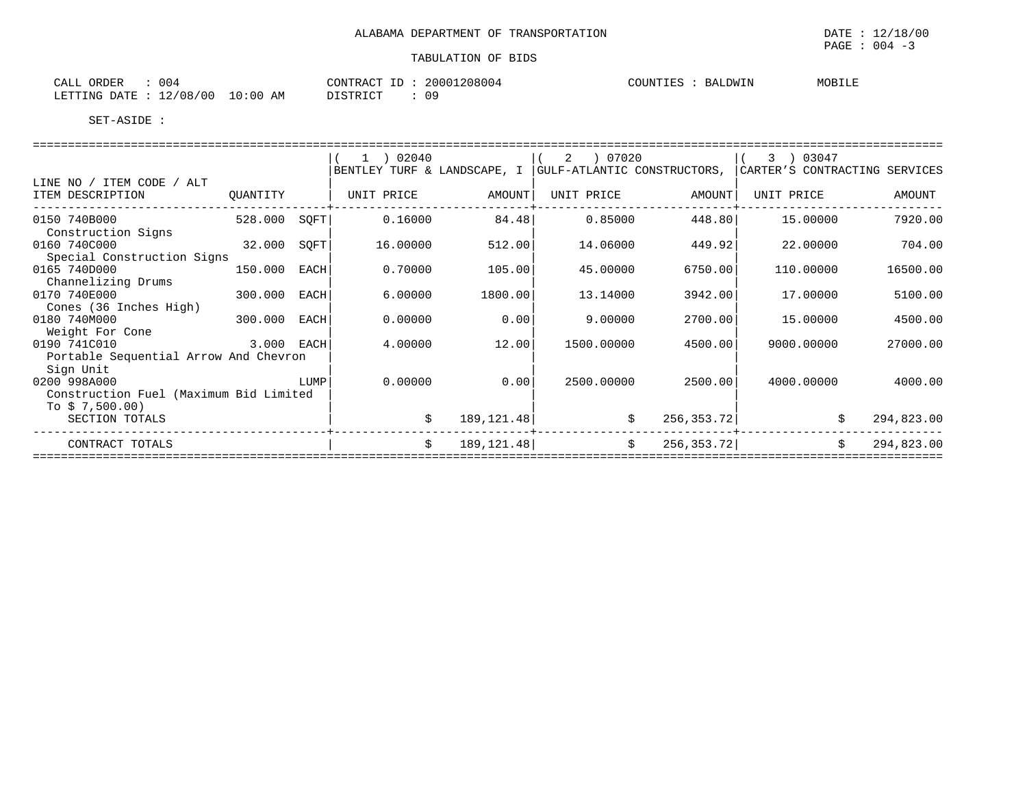ALABAMA DEPARTMENT OF TRANSPORTATION

DATE : 12/18/00

TABULATION OF BIDS

CALL ORDER : 004
LETTING DATE : 12/08/00 10:00 AM

CONTRACT ID : 20001208004
DISTRICT : 09

COUNTIES : BALDWIN MOBILE

SET-ASIDE :

| LINE NO / ITEM CODE / ALT ITEM DESCRIPTION | QUANTITY | | ( 1 ) 02040 BENTLEY TURF & LANDSCAPE, I UNIT PRICE | AMOUNT | ( 2 ) 07020 GULF-ATLANTIC CONSTRUCTORS, UNIT PRICE | AMOUNT | ( 3 ) 03047 CARTER'S CONTRACTING SERVICES UNIT PRICE | AMOUNT |
|---|---|---|---|---|---|---|---|---|
| 0150 740B000 Construction Signs | 528.000 | SQFT | 0.16000 | 84.48 | 0.85000 | 448.80 | 15.00000 | 7920.00 |
| 0160 740C000 Special Construction Signs | 32.000 | SQFT | 16.00000 | 512.00 | 14.06000 | 449.92 | 22.00000 | 704.00 |
| 0165 740D000 Channelizing Drums | 150.000 | EACH | 0.70000 | 105.00 | 45.00000 | 6750.00 | 110.00000 | 16500.00 |
| 0170 740E000 Cones (36 Inches High) | 300.000 | EACH | 6.00000 | 1800.00 | 13.14000 | 3942.00 | 17.00000 | 5100.00 |
| 0180 740M000 Weight For Cone | 300.000 | EACH | 0.00000 | 0.00 | 9.00000 | 2700.00 | 15.00000 | 4500.00 |
| 0190 741C010 Portable Sequential Arrow And Chevron Sign Unit | 3.000 | EACH | 4.00000 | 12.00 | 1500.00000 | 4500.00 | 9000.00000 | 27000.00 |
| 0200 998A000 Construction Fuel (Maximum Bid Limited To $ 7,500.00) | | LUMP | 0.00000 | 0.00 | 2500.00000 | 2500.00 | 4000.00000 | 4000.00 |
| SECTION TOTALS | | | $ | 189,121.48 | $ | 256,353.72 | $ | 294,823.00 |
| CONTRACT TOTALS | | | $ | 189,121.48 | $ | 256,353.72 | $ | 294,823.00 |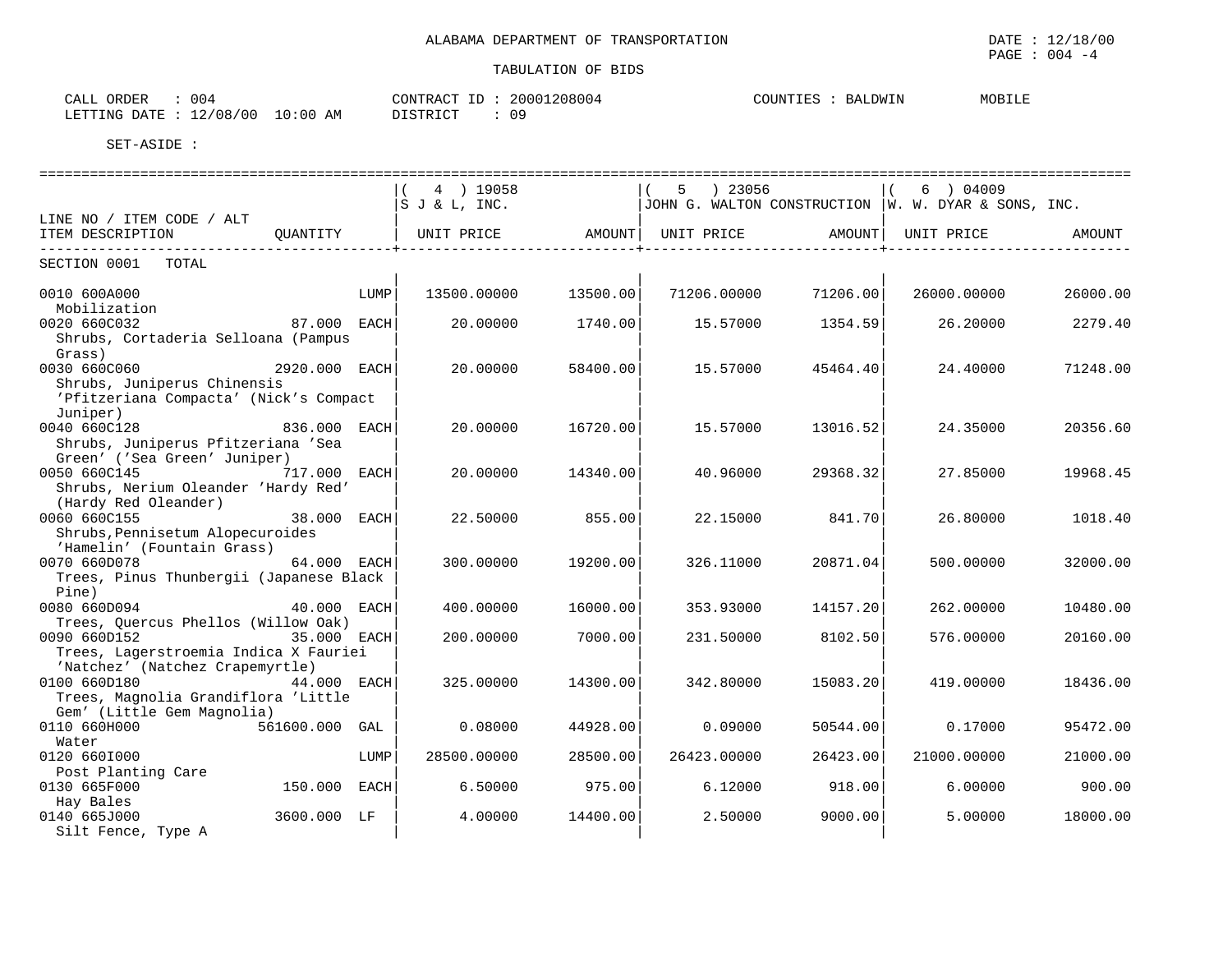ALABAMA DEPARTMENT OF TRANSPORTATION

TABULATION OF BIDS

DATE : 12/18/00

CALL ORDER : 004 | CONTRACT ID : 20001208004 | COUNTIES : BALDWIN MOBILE

LETTING DATE : 12/08/00 10:00 AM | DISTRICT : 09

SET-ASIDE :

| LINE NO / ITEM CODE / ALT ITEM DESCRIPTION | QUANTITY | ( 4 ) 19058 S J & L, INC. UNIT PRICE | AMOUNT | ( 5 ) 23056 JOHN G. WALTON CONSTRUCTION UNIT PRICE | AMOUNT | ( 6 ) 04009 W. W. DYAR & SONS, INC. UNIT PRICE | AMOUNT |
|---|---|---|---|---|---|---|---|
| SECTION 0001 TOTAL | | | | | | | |
| 0010 600A000 Mobilization | LUMP | 13500.00000 | 13500.00 | 71206.00000 | 71206.00 | 26000.00000 | 26000.00 |
| 0020 660C032 Shrubs, Cortaderia Selloana (Pampus Grass) | 87.000 EACH | 20.00000 | 1740.00 | 15.57000 | 1354.59 | 26.20000 | 2279.40 |
| 0030 660C060 Shrubs, Juniperus Chinensis 'Pfitzeriana Compacta' (Nick's Compact Juniper) | 2920.000 EACH | 20.00000 | 58400.00 | 15.57000 | 45464.40 | 24.40000 | 71248.00 |
| 0040 660C128 Shrubs, Juniperus Pfitzeriana 'Sea Green' ('Sea Green' Juniper) | 836.000 EACH | 20.00000 | 16720.00 | 15.57000 | 13016.52 | 24.35000 | 20356.60 |
| 0050 660C145 Shrubs, Nerium Oleander 'Hardy Red' (Hardy Red Oleander) | 717.000 EACH | 20.00000 | 14340.00 | 40.96000 | 29368.32 | 27.85000 | 19968.45 |
| 0060 660C155 Shrubs,Pennisetum Alopecuroides 'Hamelin' (Fountain Grass) | 38.000 EACH | 22.50000 | 855.00 | 22.15000 | 841.70 | 26.80000 | 1018.40 |
| 0070 660D078 Trees, Pinus Thunbergii (Japanese Black Pine) | 64.000 EACH | 300.00000 | 19200.00 | 326.11000 | 20871.04 | 500.00000 | 32000.00 |
| 0080 660D094 Trees, Quercus Phellos (Willow Oak) | 40.000 EACH | 400.00000 | 16000.00 | 353.93000 | 14157.20 | 262.00000 | 10480.00 |
| 0090 660D152 Trees, Lagerstroemia Indica X Fauriei 'Natchez' (Natchez Crapemyrtle) | 35.000 EACH | 200.00000 | 7000.00 | 231.50000 | 8102.50 | 576.00000 | 20160.00 |
| 0100 660D180 Trees, Magnolia Grandiflora 'Little Gem' (Little Gem Magnolia) | 44.000 EACH | 325.00000 | 14300.00 | 342.80000 | 15083.20 | 419.00000 | 18436.00 |
| 0110 660H000 Water | 561600.000 GAL | 0.08000 | 44928.00 | 0.09000 | 50544.00 | 0.17000 | 95472.00 |
| 0120 660I000 Post Planting Care | LUMP | 28500.00000 | 28500.00 | 26423.00000 | 26423.00 | 21000.00000 | 21000.00 |
| 0130 665F000 Hay Bales | 150.000 EACH | 6.50000 | 975.00 | 6.12000 | 918.00 | 6.00000 | 900.00 |
| 0140 665J000 Silt Fence, Type A | 3600.000 LF | 4.00000 | 14400.00 | 2.50000 | 9000.00 | 5.00000 | 18000.00 |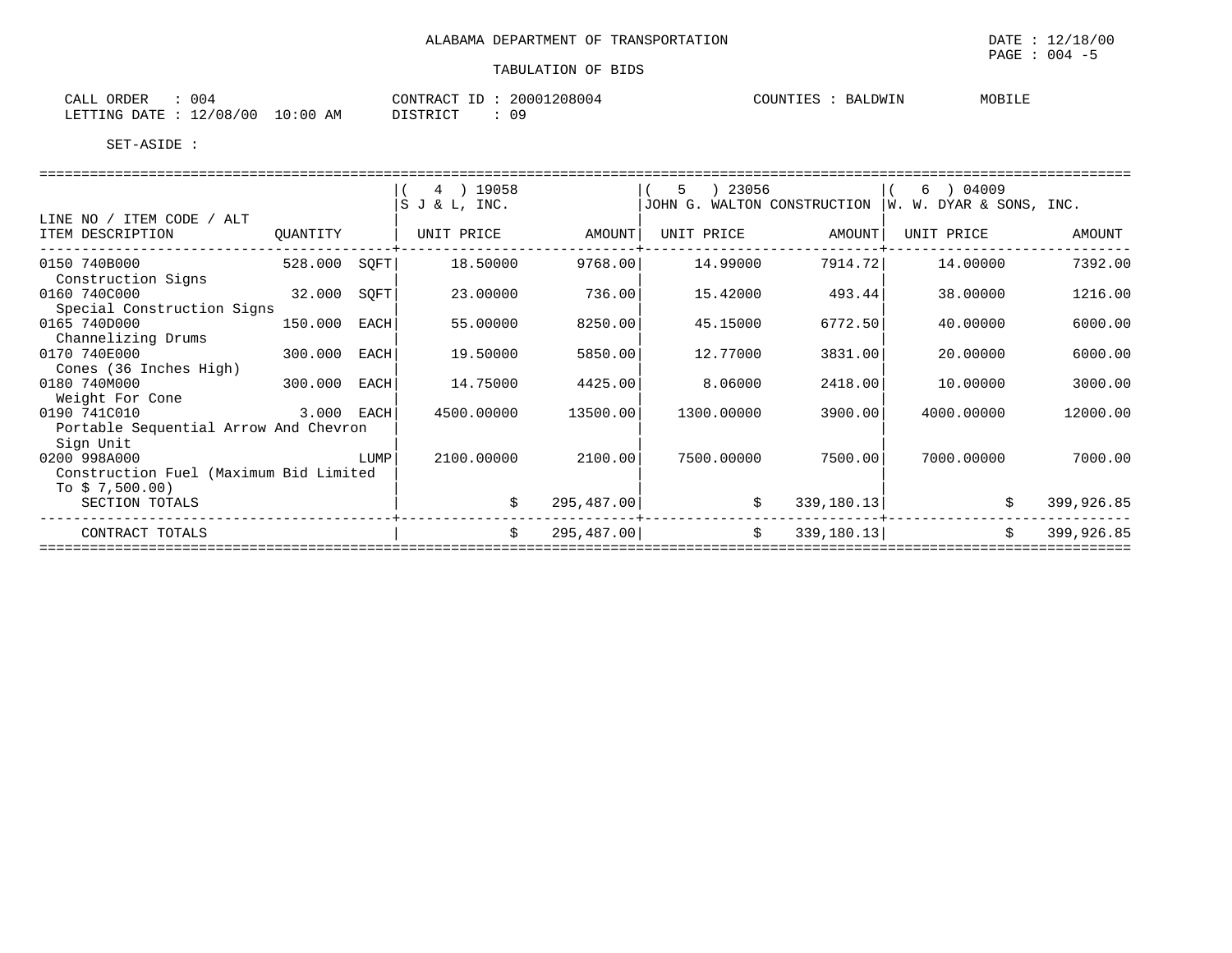ALABAMA DEPARTMENT OF TRANSPORTATION

DATE : 12/18/00

TABULATION OF BIDS

CALL ORDER : 004
LETTING DATE : 12/08/00 10:00 AM

CONTRACT ID : 20001208004
DISTRICT : 09

COUNTIES : BALDWIN MOBILE

SET-ASIDE :

| LINE NO / ITEM CODE / ALT<br>ITEM DESCRIPTION | QUANTITY | | ( 4 ) 19058<br>S J & L, INC.<br>UNIT PRICE | AMOUNT | ( 5 ) 23056<br>JOHN G. WALTON CONSTRUCTION<br>UNIT PRICE | AMOUNT | ( 6 ) 04009<br>W. W. DYAR & SONS, INC.<br>UNIT PRICE | AMOUNT |
|---|---|---|---|---|---|---|---|---|
| 0150 740B000<br>Construction Signs | 528.000 | SQFT | 18.50000 | 9768.00 | 14.99000 | 7914.72 | 14.00000 | 7392.00 |
| 0160 740C000<br>Special Construction Signs | 32.000 | SQFT | 23.00000 | 736.00 | 15.42000 | 493.44 | 38.00000 | 1216.00 |
| 0165 740D000<br>Channelizing Drums | 150.000 | EACH | 55.00000 | 8250.00 | 45.15000 | 6772.50 | 40.00000 | 6000.00 |
| 0170 740E000<br>Cones (36 Inches High) | 300.000 | EACH | 19.50000 | 5850.00 | 12.77000 | 3831.00 | 20.00000 | 6000.00 |
| 0180 740M000<br>Weight For Cone | 300.000 | EACH | 14.75000 | 4425.00 | 8.06000 | 2418.00 | 10.00000 | 3000.00 |
| 0190 741C010<br>Portable Sequential Arrow And Chevron Sign Unit | 3.000 | EACH | 4500.00000 | 13500.00 | 1300.00000 | 3900.00 | 4000.00000 | 12000.00 |
| 0200 998A000<br>Construction Fuel (Maximum Bid Limited To $ 7,500.00) | | LUMP | 2100.00000 | 2100.00 | 7500.00000 | 7500.00 | 7000.00000 | 7000.00 |
| SECTION TOTALS | | | $ | 295,487.00 | $ | 339,180.13 | $ | 399,926.85 |
| CONTRACT TOTALS | | | $ | 295,487.00 | $ | 339,180.13 | $ | 399,926.85 |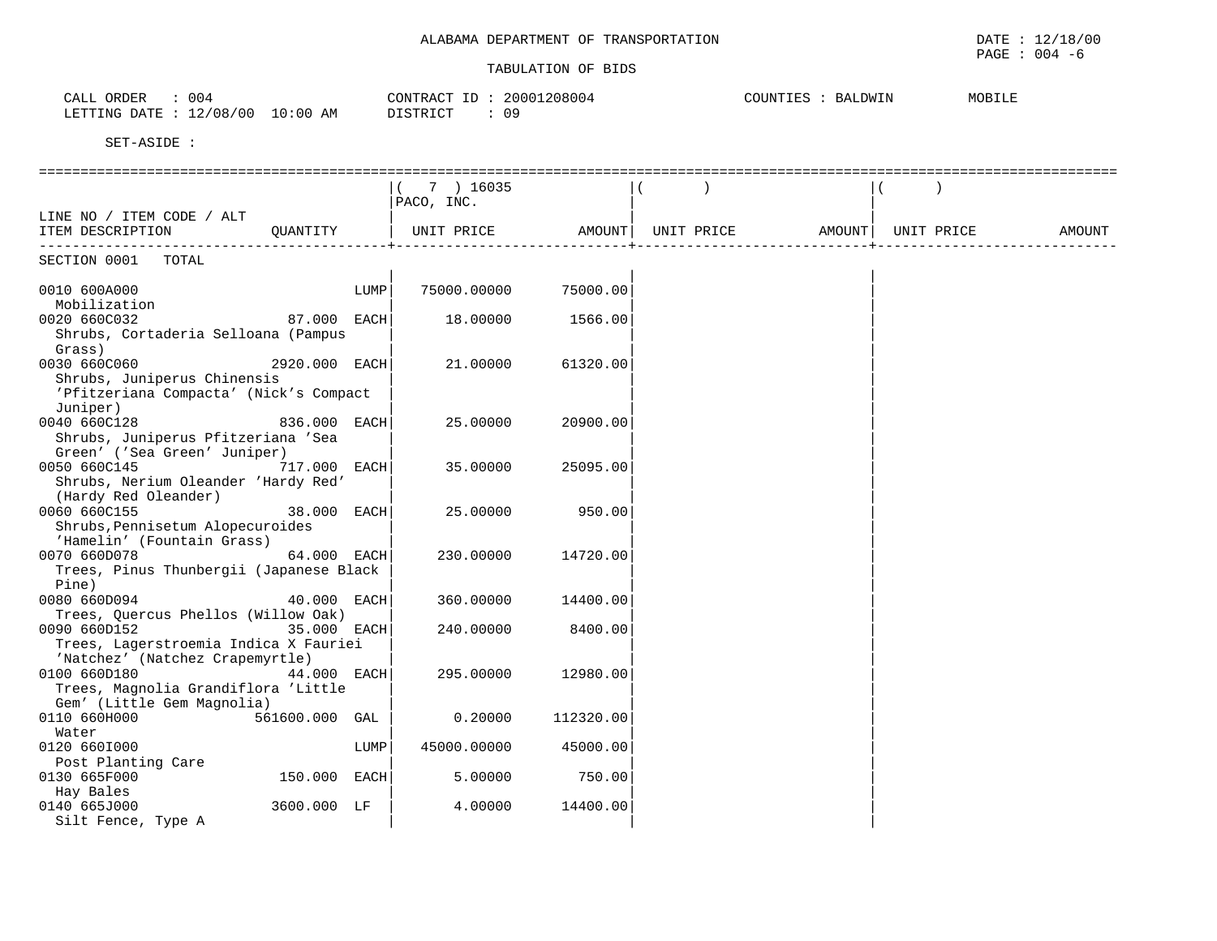ALABAMA DEPARTMENT OF TRANSPORTATION

TABULATION OF BIDS

DATE : 12/18/00
PAGE : 004 -6

CALL ORDER : 004
LETTING DATE : 12/08/00 10:00 AM

CONTRACT ID : 20001208004
DISTRICT : 09

COUNTIES : BALDWIN MOBILE

SET-ASIDE :

| LINE NO / ITEM CODE / ALT ITEM DESCRIPTION | QUANTITY | | ( 7 ) 16035 PACO, INC. UNIT PRICE | AMOUNT | ( ) UNIT PRICE | AMOUNT | ( ) UNIT PRICE | AMOUNT |
|---|---|---|---|---|---|---|---|---|
| SECTION 0001 TOTAL | | | | | | | | |
| 0010 600A000 Mobilization | | LUMP | 75000.00000 | 75000.00 | | | | |
| 0020 660C032 Shrubs, Cortaderia Selloana (Pampus Grass) | 87.000 | EACH | 18.00000 | 1566.00 | | | | |
| 0030 660C060 Shrubs, Juniperus Chinensis 'Pfitzeriana Compacta' (Nick's Compact Juniper) | 2920.000 | EACH | 21.00000 | 61320.00 | | | | |
| 0040 660C128 Shrubs, Juniperus Pfitzeriana 'Sea Green' ('Sea Green' Juniper) | 836.000 | EACH | 25.00000 | 20900.00 | | | | |
| 0050 660C145 Shrubs, Nerium Oleander 'Hardy Red' (Hardy Red Oleander) | 717.000 | EACH | 35.00000 | 25095.00 | | | | |
| 0060 660C155 Shrubs,Pennisetum Alopecuroides 'Hamelin' (Fountain Grass) | 38.000 | EACH | 25.00000 | 950.00 | | | | |
| 0070 660D078 Trees, Pinus Thunbergii (Japanese Black Pine) | 64.000 | EACH | 230.00000 | 14720.00 | | | | |
| 0080 660D094 Trees, Quercus Phellos (Willow Oak) | 40.000 | EACH | 360.00000 | 14400.00 | | | | |
| 0090 660D152 Trees, Lagerstroemia Indica X Fauriei 'Natchez' (Natchez Crapemyrtle) | 35.000 | EACH | 240.00000 | 8400.00 | | | | |
| 0100 660D180 Trees, Magnolia Grandiflora 'Little Gem' (Little Gem Magnolia) | 44.000 | EACH | 295.00000 | 12980.00 | | | | |
| 0110 660H000 Water | 561600.000 | GAL | 0.20000 | 112320.00 | | | | |
| 0120 660I000 Post Planting Care | | LUMP | 45000.00000 | 45000.00 | | | | |
| 0130 665F000 Hay Bales | 150.000 | EACH | 5.00000 | 750.00 | | | | |
| 0140 665J000 Silt Fence, Type A | 3600.000 | LF | 4.00000 | 14400.00 | | | | |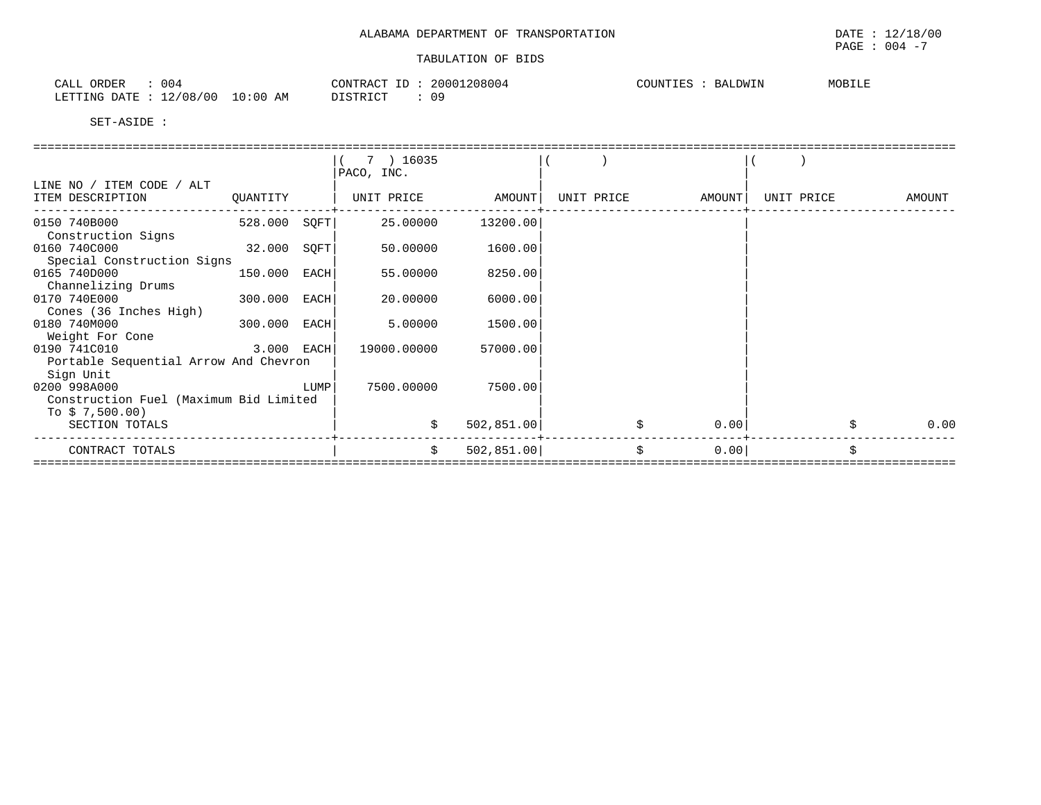ALABAMA DEPARTMENT OF TRANSPORTATION

DATE : 12/18/00

TABULATION OF BIDS

CALL ORDER : 004
LETTING DATE : 12/08/00 10:00 AM

CONTRACT ID : 20001208004
DISTRICT : 09

COUNTIES : BALDWIN MOBILE

SET-ASIDE :

| LINE NO / ITEM CODE / ALT ITEM DESCRIPTION | QUANTITY | ( 7 ) 16035 PACO, INC. UNIT PRICE | AMOUNT | ( ) UNIT PRICE | AMOUNT | ( ) UNIT PRICE | AMOUNT |
|---|---|---|---|---|---|---|---|
| 0150 740B000 Construction Signs | 528.000 SQFT | 25.00000 | 13200.00 | | | | |
| 0160 740C000 Special Construction Signs | 32.000 SQFT | 50.00000 | 1600.00 | | | | |
| 0165 740D000 Channelizing Drums | 150.000 EACH | 55.00000 | 8250.00 | | | | |
| 0170 740E000 Cones (36 Inches High) | 300.000 EACH | 20.00000 | 6000.00 | | | | |
| 0180 740M000 Weight For Cone | 300.000 EACH | 5.00000 | 1500.00 | | | | |
| 0190 741C010 Portable Sequential Arrow And Chevron Sign Unit | 3.000 EACH | 19000.00000 | 57000.00 | | | | |
| 0200 998A000 Construction Fuel (Maximum Bid Limited To $ 7,500.00) | LUMP | 7500.00000 | 7500.00 | | | | |
| SECTION TOTALS | | $ | 502,851.00 | $ | 0.00 | $ | 0.00 |
| CONTRACT TOTALS | | $ | 502,851.00 | $ | 0.00 | $ | |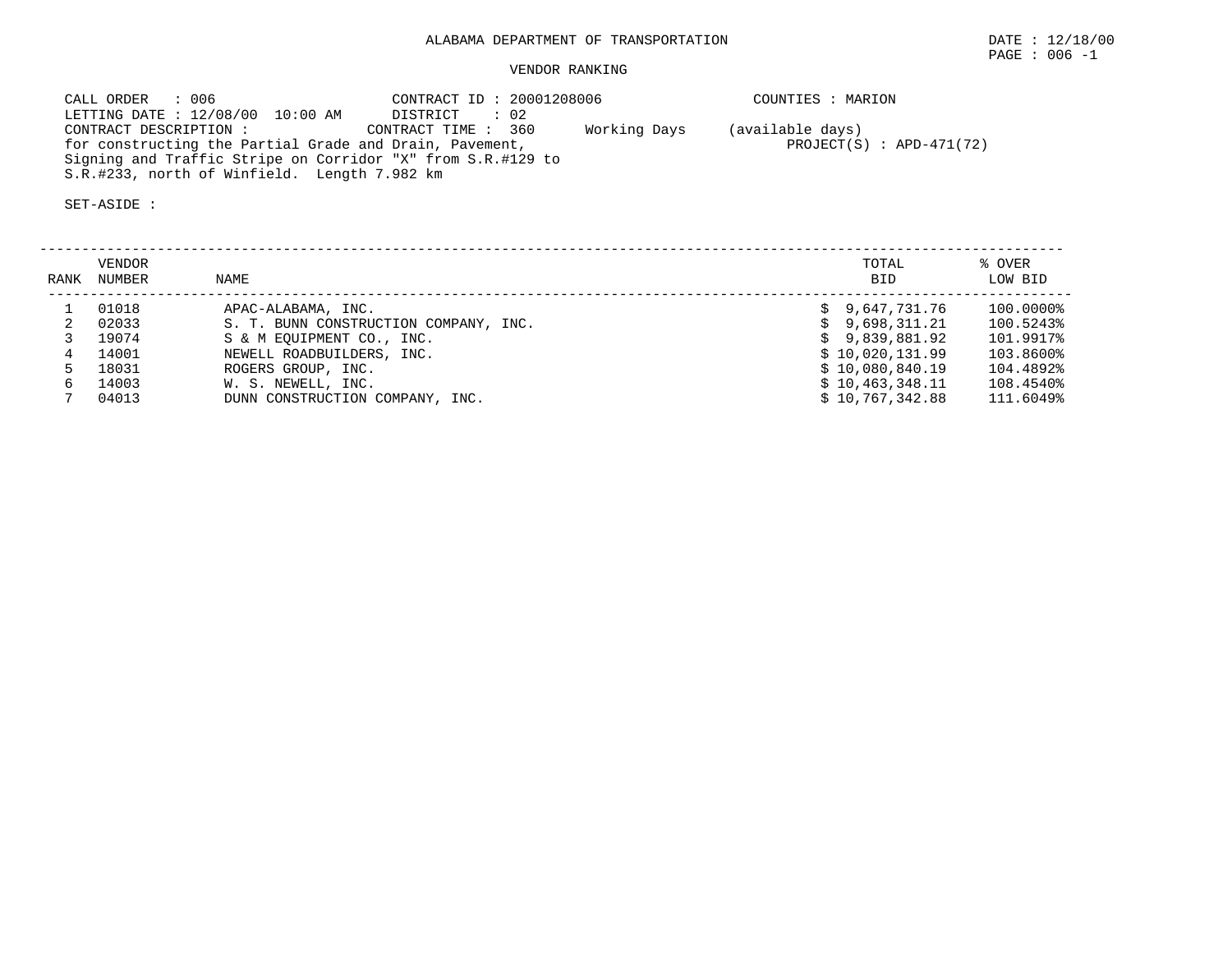# ALABAMA DEPARTMENT OF TRANSPORTATION

DATE : 12/18/00

## VENDOR RANKING

CALL ORDER : 006
CONTRACT ID : 20001208006
COUNTIES : MARION
LETTING DATE : 12/08/00 10:00 AM
DISTRICT : 02
CONTRACT DESCRIPTION :
CONTRACT TIME : 360 Working Days (available days)
for constructing the Partial Grade and Drain, Pavement, Signing and Traffic Stripe on Corridor "X" from S.R.#129 to S.R.#233, north of Winfield. Length 7.982 km
PROJECT(S) : APD-471(72)

SET-ASIDE :

| RANK | VENDOR NUMBER | NAME | TOTAL BID | % OVER LOW BID |
|---|---|---|---|---|
| 1 | 01018 | APAC-ALABAMA, INC. | $ 9,647,731.76 | 100.0000% |
| 2 | 02033 | S. T. BUNN CONSTRUCTION COMPANY, INC. | $ 9,698,311.21 | 100.5243% |
| 3 | 19074 | S & M EQUIPMENT CO., INC. | $ 9,839,881.92 | 101.9917% |
| 4 | 14001 | NEWELL ROADBUILDERS, INC. | $ 10,020,131.99 | 103.8600% |
| 5 | 18031 | ROGERS GROUP, INC. | $ 10,080,840.19 | 104.4892% |
| 6 | 14003 | W. S. NEWELL, INC. | $ 10,463,348.11 | 108.4540% |
| 7 | 04013 | DUNN CONSTRUCTION COMPANY, INC. | $ 10,767,342.88 | 111.6049% |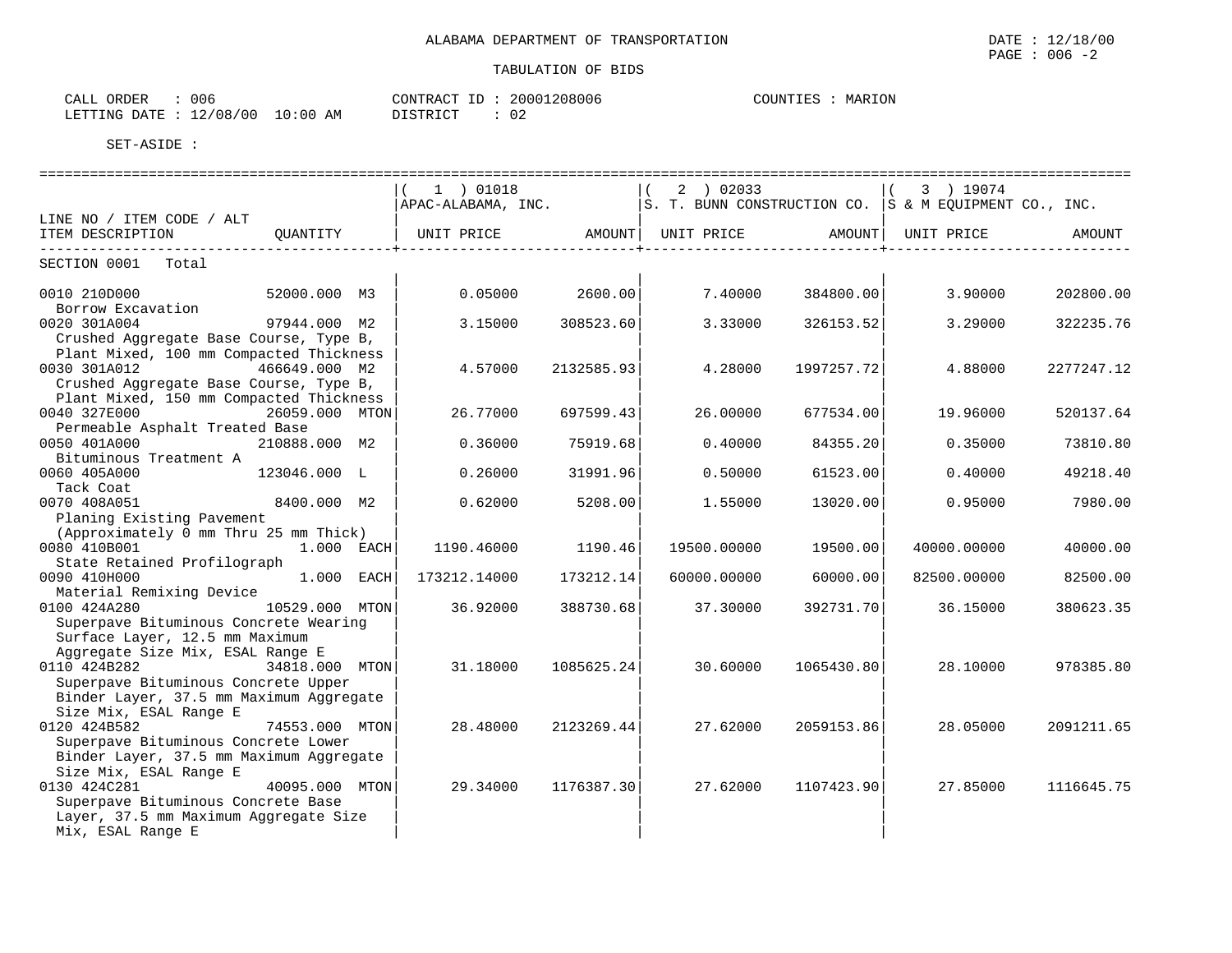ALABAMA DEPARTMENT OF TRANSPORTATION

DATE : 12/18/00

TABULATION OF BIDS

CALL ORDER : 006
LETTING DATE : 12/08/00 10:00 AM

CONTRACT ID : 20001208006
DISTRICT : 02

COUNTIES : MARION

SET-ASIDE :

| LINE NO / ITEM CODE / ALT ITEM DESCRIPTION | QUANTITY | (1) 01018 APAC-ALABAMA, INC. UNIT PRICE | AMOUNT | (2) 02033 S. T. BUNN CONSTRUCTION CO. UNIT PRICE | AMOUNT | (3) 19074 S & M EQUIPMENT CO., INC. UNIT PRICE | AMOUNT |
|---|---|---|---|---|---|---|---|
| SECTION 0001 Total | | | | | | | |
| 0010 210D000 Borrow Excavation | 52000.000 M3 | 0.05000 | 2600.00 | 7.40000 | 384800.00 | 3.90000 | 202800.00 |
| 0020 301A004 Crushed Aggregate Base Course, Type B, Plant Mixed, 100 mm Compacted Thickness | 97944.000 M2 | 3.15000 | 308523.60 | 3.33000 | 326153.52 | 3.29000 | 322235.76 |
| 0030 301A012 Crushed Aggregate Base Course, Type B, Plant Mixed, 150 mm Compacted Thickness | 466649.000 M2 | 4.57000 | 2132585.93 | 4.28000 | 1997257.72 | 4.88000 | 2277247.12 |
| 0040 327E000 Permeable Asphalt Treated Base | 26059.000 MTON | 26.77000 | 697599.43 | 26.00000 | 677534.00 | 19.96000 | 520137.64 |
| 0050 401A000 Bituminous Treatment A | 210888.000 M2 | 0.36000 | 75919.68 | 0.40000 | 84355.20 | 0.35000 | 73810.80 |
| 0060 405A000 Tack Coat | 123046.000 L | 0.26000 | 31991.96 | 0.50000 | 61523.00 | 0.40000 | 49218.40 |
| 0070 408A051 Planing Existing Pavement (Approximately 0 mm Thru 25 mm Thick) | 8400.000 M2 | 0.62000 | 5208.00 | 1.55000 | 13020.00 | 0.95000 | 7980.00 |
| 0080 410B001 State Retained Profilograph | 1.000 EACH | 1190.46000 | 1190.46 | 19500.00000 | 19500.00 | 40000.00000 | 40000.00 |
| 0090 410H000 Material Remixing Device | 1.000 EACH | 173212.14000 | 173212.14 | 60000.00000 | 60000.00 | 82500.00000 | 82500.00 |
| 0100 424A280 Superpave Bituminous Concrete Wearing Surface Layer, 12.5 mm Maximum Aggregate Size Mix, ESAL Range E | 10529.000 MTON | 36.92000 | 388730.68 | 37.30000 | 392731.70 | 36.15000 | 380623.35 |
| 0110 424B282 Superpave Bituminous Concrete Upper Binder Layer, 37.5 mm Maximum Aggregate Size Mix, ESAL Range E | 34818.000 MTON | 31.18000 | 1085625.24 | 30.60000 | 1065430.80 | 28.10000 | 978385.80 |
| 0120 424B582 Superpave Bituminous Concrete Lower Binder Layer, 37.5 mm Maximum Aggregate Size Mix, ESAL Range E | 74553.000 MTON | 28.48000 | 2123269.44 | 27.62000 | 2059153.86 | 28.05000 | 2091211.65 |
| 0130 424C281 Superpave Bituminous Concrete Base Layer, 37.5 mm Maximum Aggregate Size Mix, ESAL Range E | 40095.000 MTON | 29.34000 | 1176387.30 | 27.62000 | 1107423.90 | 27.85000 | 1116645.75 |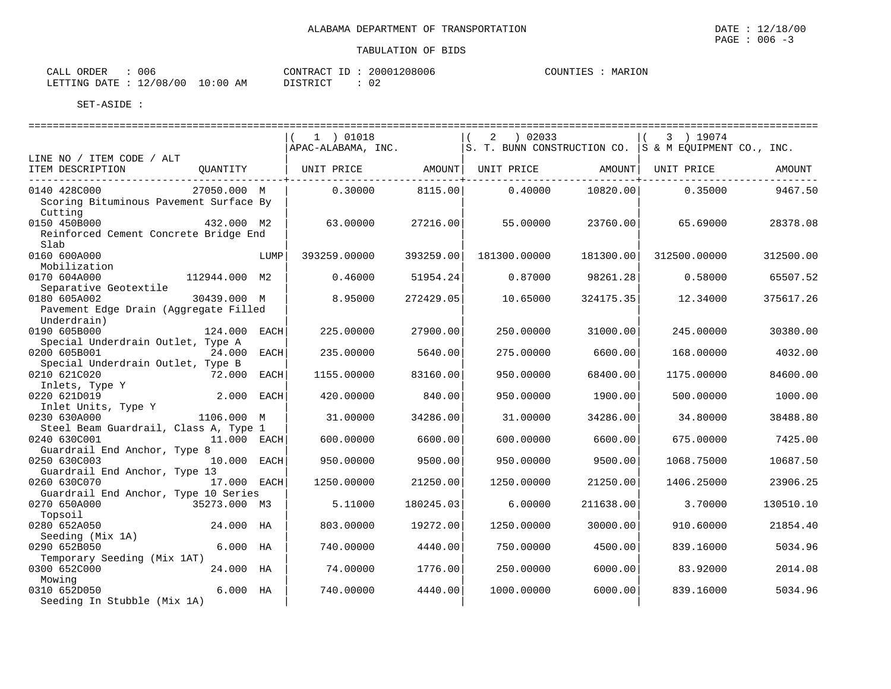ALABAMA DEPARTMENT OF TRANSPORTATION

TABULATION OF BIDS

DATE : 12/18/00
PAGE : 006 -3

CALL ORDER : 006
LETTING DATE : 12/08/00 10:00 AM
CONTRACT ID : 20001208006
DISTRICT : 02
COUNTIES : MARION

SET-ASIDE :

| LINE NO / ITEM CODE / ALT<br>ITEM DESCRIPTION | QUANTITY | | ( 1 ) 01018<br>APAC-ALABAMA, INC.<br>UNIT PRICE | <br><br>AMOUNT | ( 2 ) 02033<br>S. T. BUNN CONSTRUCTION CO.<br>UNIT PRICE | <br><br>AMOUNT | ( 3 ) 19074<br>S & M EQUIPMENT CO., INC.<br>UNIT PRICE | <br><br>AMOUNT |
|---|---|---|---|---|---|---|---|---|
| 0140 428C000<br>Scoring Bituminous Pavement Surface By Cutting | 27050.000 | M | 0.30000 | 8115.00 | 0.40000 | 10820.00 | 0.35000 | 9467.50 |
| 0150 450B000<br>Reinforced Cement Concrete Bridge End Slab | 432.000 | M2 | 63.00000 | 27216.00 | 55.00000 | 23760.00 | 65.69000 | 28378.08 |
| 0160 600A000<br>Mobilization | | LUMP | 393259.00000 | 393259.00 | 181300.00000 | 181300.00 | 312500.00000 | 312500.00 |
| 0170 604A000<br>Separative Geotextile | 112944.000 | M2 | 0.46000 | 51954.24 | 0.87000 | 98261.28 | 0.58000 | 65507.52 |
| 0180 605A002<br>Pavement Edge Drain (Aggregate Filled Underdrain) | 30439.000 | M | 8.95000 | 272429.05 | 10.65000 | 324175.35 | 12.34000 | 375617.26 |
| 0190 605B000<br>Special Underdrain Outlet, Type A | 124.000 | EACH | 225.00000 | 27900.00 | 250.00000 | 31000.00 | 245.00000 | 30380.00 |
| 0200 605B001<br>Special Underdrain Outlet, Type B | 24.000 | EACH | 235.00000 | 5640.00 | 275.00000 | 6600.00 | 168.00000 | 4032.00 |
| 0210 621C020<br>Inlets, Type Y | 72.000 | EACH | 1155.00000 | 83160.00 | 950.00000 | 68400.00 | 1175.00000 | 84600.00 |
| 0220 621D019<br>Inlet Units, Type Y | 2.000 | EACH | 420.00000 | 840.00 | 950.00000 | 1900.00 | 500.00000 | 1000.00 |
| 0230 630A000<br>Steel Beam Guardrail, Class A, Type 1 | 1106.000 | M | 31.00000 | 34286.00 | 31.00000 | 34286.00 | 34.80000 | 38488.80 |
| 0240 630C001<br>Guardrail End Anchor, Type 8 | 11.000 | EACH | 600.00000 | 6600.00 | 600.00000 | 6600.00 | 675.00000 | 7425.00 |
| 0250 630C003<br>Guardrail End Anchor, Type 13 | 10.000 | EACH | 950.00000 | 9500.00 | 950.00000 | 9500.00 | 1068.75000 | 10687.50 |
| 0260 630C070<br>Guardrail End Anchor, Type 10 Series | 17.000 | EACH | 1250.00000 | 21250.00 | 1250.00000 | 21250.00 | 1406.25000 | 23906.25 |
| 0270 650A000<br>Topsoil | 35273.000 | M3 | 5.11000 | 180245.03 | 6.00000 | 211638.00 | 3.70000 | 130510.10 |
| 0280 652A050<br>Seeding (Mix 1A) | 24.000 | HA | 803.00000 | 19272.00 | 1250.00000 | 30000.00 | 910.60000 | 21854.40 |
| 0290 652B050<br>Temporary Seeding (Mix 1AT) | 6.000 | HA | 740.00000 | 4440.00 | 750.00000 | 4500.00 | 839.16000 | 5034.96 |
| 0300 652C000<br>Mowing | 24.000 | HA | 74.00000 | 1776.00 | 250.00000 | 6000.00 | 83.92000 | 2014.08 |
| 0310 652D050<br>Seeding In Stubble (Mix 1A) | 6.000 | HA | 740.00000 | 4440.00 | 1000.00000 | 6000.00 | 839.16000 | 5034.96 |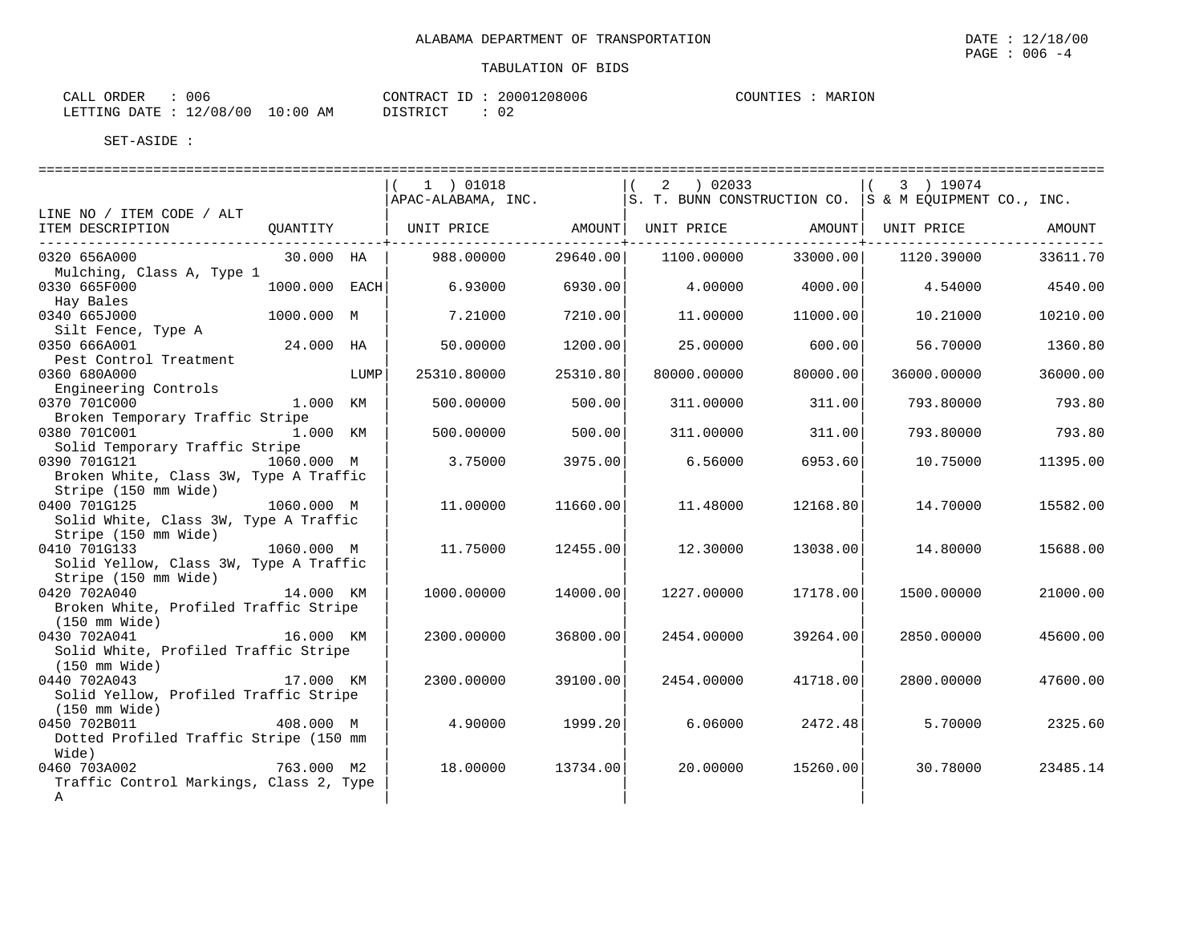ALABAMA DEPARTMENT OF TRANSPORTATION

TABULATION OF BIDS

DATE : 12/18/00

CALL ORDER : 006 &nbsp;&nbsp;&nbsp; CONTRACT ID : 20001208006 &nbsp;&nbsp;&nbsp; COUNTIES : MARION

LETTING DATE : 12/08/00 10:00 AM &nbsp;&nbsp;&nbsp; DISTRICT : 02

SET-ASIDE :

| LINE NO / ITEM CODE / ALT ITEM DESCRIPTION | QUANTITY | | ( 1 ) 01018 APAC-ALABAMA, INC. UNIT PRICE | AMOUNT | ( 2 ) 02033 S. T. BUNN CONSTRUCTION CO. UNIT PRICE | AMOUNT | ( 3 ) 19074 S & M EQUIPMENT CO., INC. UNIT PRICE | AMOUNT |
|---|---|---|---|---|---|---|---|---|
| 0320 656A000 Mulching, Class A, Type 1 | 30.000 | HA | 988.00000 | 29640.00 | 1100.00000 | 33000.00 | 1120.39000 | 33611.70 |
| 0330 665F000 Hay Bales | 1000.000 | EACH | 6.93000 | 6930.00 | 4.00000 | 4000.00 | 4.54000 | 4540.00 |
| 0340 665J000 Silt Fence, Type A | 1000.000 | M | 7.21000 | 7210.00 | 11.00000 | 11000.00 | 10.21000 | 10210.00 |
| 0350 666A001 Pest Control Treatment | 24.000 | HA | 50.00000 | 1200.00 | 25.00000 | 600.00 | 56.70000 | 1360.80 |
| 0360 680A000 Engineering Controls | | LUMP | 25310.80000 | 25310.80 | 80000.00000 | 80000.00 | 36000.00000 | 36000.00 |
| 0370 701C000 Broken Temporary Traffic Stripe | 1.000 | KM | 500.00000 | 500.00 | 311.00000 | 311.00 | 793.80000 | 793.80 |
| 0380 701C001 Solid Temporary Traffic Stripe | 1.000 | KM | 500.00000 | 500.00 | 311.00000 | 311.00 | 793.80000 | 793.80 |
| 0390 701G121 Broken White, Class 3W, Type A Traffic Stripe (150 mm Wide) | 1060.000 | M | 3.75000 | 3975.00 | 6.56000 | 6953.60 | 10.75000 | 11395.00 |
| 0400 701G125 Solid White, Class 3W, Type A Traffic Stripe (150 mm Wide) | 1060.000 | M | 11.00000 | 11660.00 | 11.48000 | 12168.80 | 14.70000 | 15582.00 |
| 0410 701G133 Solid Yellow, Class 3W, Type A Traffic Stripe (150 mm Wide) | 1060.000 | M | 11.75000 | 12455.00 | 12.30000 | 13038.00 | 14.80000 | 15688.00 |
| 0420 702A040 Broken White, Profiled Traffic Stripe (150 mm Wide) | 14.000 | KM | 1000.00000 | 14000.00 | 1227.00000 | 17178.00 | 1500.00000 | 21000.00 |
| 0430 702A041 Solid White, Profiled Traffic Stripe (150 mm Wide) | 16.000 | KM | 2300.00000 | 36800.00 | 2454.00000 | 39264.00 | 2850.00000 | 45600.00 |
| 0440 702A043 Solid Yellow, Profiled Traffic Stripe (150 mm Wide) | 17.000 | KM | 2300.00000 | 39100.00 | 2454.00000 | 41718.00 | 2800.00000 | 47600.00 |
| 0450 702B011 Dotted Profiled Traffic Stripe (150 mm Wide) | 408.000 | M | 4.90000 | 1999.20 | 6.06000 | 2472.48 | 5.70000 | 2325.60 |
| 0460 703A002 Traffic Control Markings, Class 2, Type A | 763.000 | M2 | 18.00000 | 13734.00 | 20.00000 | 15260.00 | 30.78000 | 23485.14 |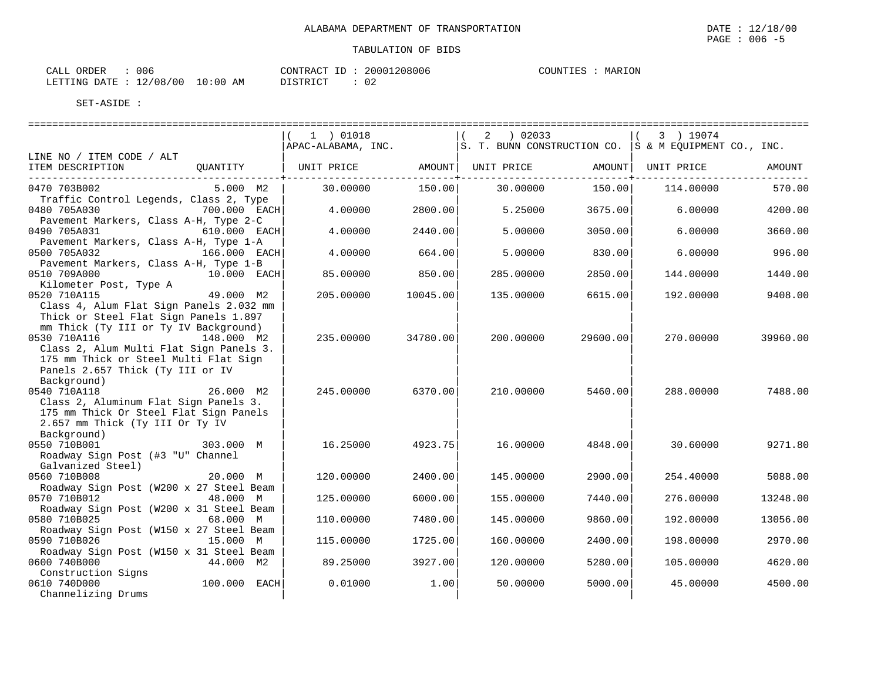ALABAMA DEPARTMENT OF TRANSPORTATION

TABULATION OF BIDS

DATE : 12/18/00

CALL ORDER : 006 | CONTRACT ID : 20001208006 | COUNTIES : MARION
LETTING DATE : 12/08/00 10:00 AM | DISTRICT : 02

SET-ASIDE :

| LINE NO / ITEM CODE / ALT<br>ITEM DESCRIPTION | QUANTITY | ( 1 ) 01018<br>APAC-ALABAMA, INC.<br>UNIT PRICE | AMOUNT | ( 2 ) 02033<br>S. T. BUNN CONSTRUCTION CO.<br>UNIT PRICE | AMOUNT | ( 3 ) 19074<br>S & M EQUIPMENT CO., INC.<br>UNIT PRICE | AMOUNT |
|---|---|---|---|---|---|---|---|
| 0470 703B002<br>Traffic Control Legends, Class 2, Type | 5.000 M2 | 30.00000 | 150.00 | 30.00000 | 150.00 | 114.00000 | 570.00 |
| 0480 705A030<br>Pavement Markers, Class A-H, Type 2-C | 700.000 EACH | 4.00000 | 2800.00 | 5.25000 | 3675.00 | 6.00000 | 4200.00 |
| 0490 705A031<br>Pavement Markers, Class A-H, Type 1-A | 610.000 EACH | 4.00000 | 2440.00 | 5.00000 | 3050.00 | 6.00000 | 3660.00 |
| 0500 705A032<br>Pavement Markers, Class A-H, Type 1-B | 166.000 EACH | 4.00000 | 664.00 | 5.00000 | 830.00 | 6.00000 | 996.00 |
| 0510 709A000<br>Kilometer Post, Type A | 10.000 EACH | 85.00000 | 850.00 | 285.00000 | 2850.00 | 144.00000 | 1440.00 |
| 0520 710A115<br>Class 4, Alum Flat Sign Panels 2.032 mm Thick or Steel Flat Sign Panels 1.897 mm Thick (Ty III or Ty IV Background) | 49.000 M2 | 205.00000 | 10045.00 | 135.00000 | 6615.00 | 192.00000 | 9408.00 |
| 0530 710A116<br>Class 2, Alum Multi Flat Sign Panels 3. 175 mm Thick or Steel Multi Flat Sign Panels 2.657 Thick (Ty III or IV Background) | 148.000 M2 | 235.00000 | 34780.00 | 200.00000 | 29600.00 | 270.00000 | 39960.00 |
| 0540 710A118<br>Class 2, Aluminum Flat Sign Panels 3. 175 mm Thick Or Steel Flat Sign Panels 2.657 mm Thick (Ty III Or Ty IV Background) | 26.000 M2 | 245.00000 | 6370.00 | 210.00000 | 5460.00 | 288.00000 | 7488.00 |
| 0550 710B001<br>Roadway Sign Post (#3 "U" Channel Galvanized Steel) | 303.000 M | 16.25000 | 4923.75 | 16.00000 | 4848.00 | 30.60000 | 9271.80 |
| 0560 710B008<br>Roadway Sign Post (W200 x 27 Steel Beam | 20.000 M | 120.00000 | 2400.00 | 145.00000 | 2900.00 | 254.40000 | 5088.00 |
| 0570 710B012<br>Roadway Sign Post (W200 x 31 Steel Beam | 48.000 M | 125.00000 | 6000.00 | 155.00000 | 7440.00 | 276.00000 | 13248.00 |
| 0580 710B025<br>Roadway Sign Post (W150 x 27 Steel Beam | 68.000 M | 110.00000 | 7480.00 | 145.00000 | 9860.00 | 192.00000 | 13056.00 |
| 0590 710B026<br>Roadway Sign Post (W150 x 31 Steel Beam | 15.000 M | 115.00000 | 1725.00 | 160.00000 | 2400.00 | 198.00000 | 2970.00 |
| 0600 740B000<br>Construction Signs | 44.000 M2 | 89.25000 | 3927.00 | 120.00000 | 5280.00 | 105.00000 | 4620.00 |
| 0610 740D000<br>Channelizing Drums | 100.000 EACH | 0.01000 | 1.00 | 50.00000 | 5000.00 | 45.00000 | 4500.00 |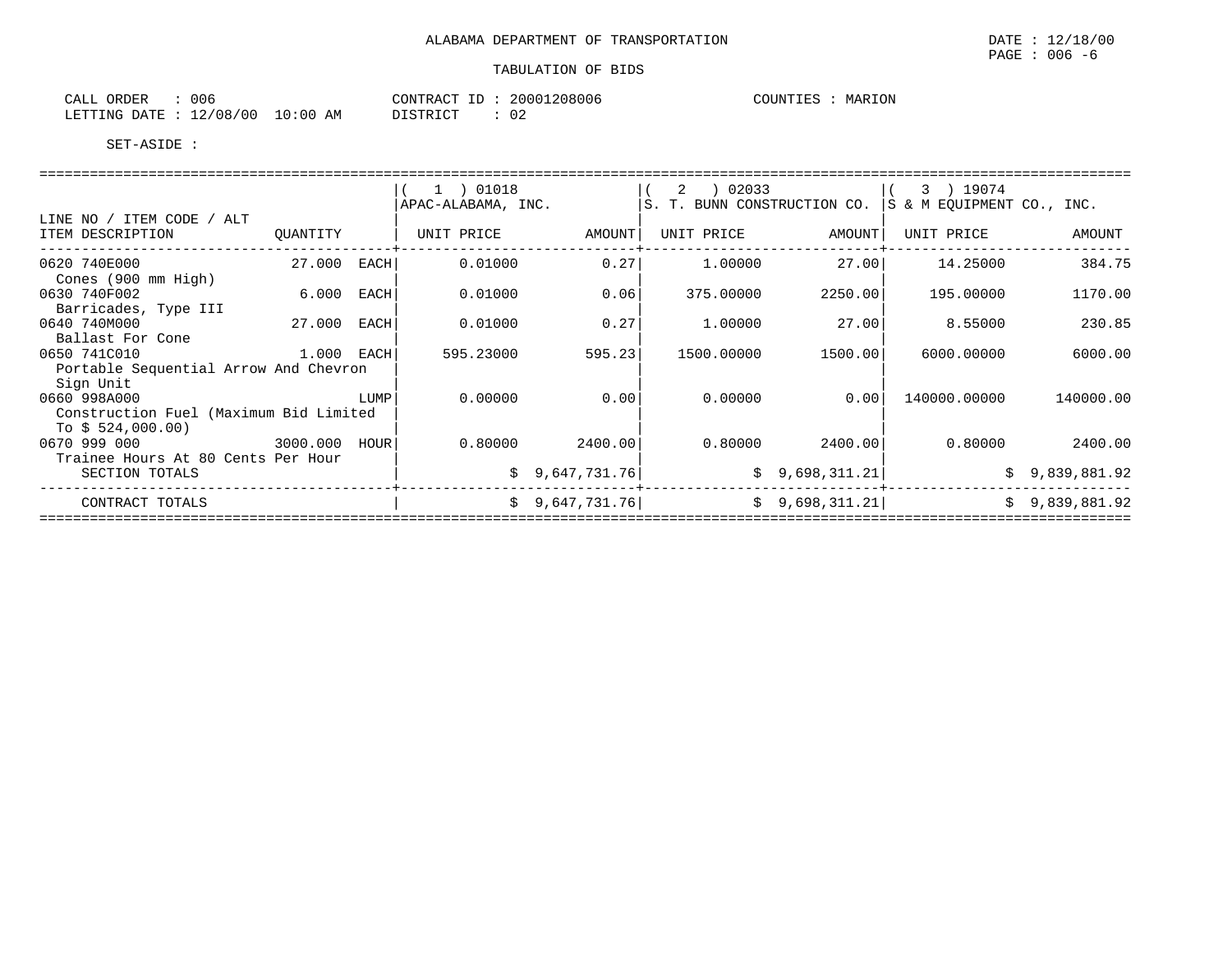ALABAMA DEPARTMENT OF TRANSPORTATION

DATE : 12/18/00

TABULATION OF BIDS

CALL ORDER : 006
LETTING DATE : 12/08/00 10:00 AM

CONTRACT ID : 20001208006
DISTRICT : 02

COUNTIES : MARION

SET-ASIDE :

| LINE NO / ITEM CODE / ALT ITEM DESCRIPTION | QUANTITY | | (1) 01018 APAC-ALABAMA, INC. UNIT PRICE | AMOUNT | (2) 02033 S. T. BUNN CONSTRUCTION CO. UNIT PRICE | AMOUNT | (3) 19074 S & M EQUIPMENT CO., INC. UNIT PRICE | AMOUNT |
|---|---|---|---|---|---|---|---|---|
| 0620 740E000 Cones (900 mm High) | 27.000 | EACH | 0.01000 | 0.27 | 1.00000 | 27.00 | 14.25000 | 384.75 |
| 0630 740F002 Barricades, Type III | 6.000 | EACH | 0.01000 | 0.06 | 375.00000 | 2250.00 | 195.00000 | 1170.00 |
| 0640 740M000 Ballast For Cone | 27.000 | EACH | 0.01000 | 0.27 | 1.00000 | 27.00 | 8.55000 | 230.85 |
| 0650 741C010 Portable Sequential Arrow And Chevron Sign Unit | 1.000 | EACH | 595.23000 | 595.23 | 1500.00000 | 1500.00 | 6000.00000 | 6000.00 |
| 0660 998A000 Construction Fuel (Maximum Bid Limited To $ 524,000.00) | | LUMP | 0.00000 | 0.00 | 0.00000 | 0.00 | 140000.00000 | 140000.00 |
| 0670 999 000 Trainee Hours At 80 Cents Per Hour | 3000.000 | HOUR | 0.80000 | 2400.00 | 0.80000 | 2400.00 | 0.80000 | 2400.00 |
| SECTION TOTALS | | | | $ 9,647,731.76 | | $ 9,698,311.21 | | $ 9,839,881.92 |
| CONTRACT TOTALS | | | | $ 9,647,731.76 | | $ 9,698,311.21 | | $ 9,839,881.92 |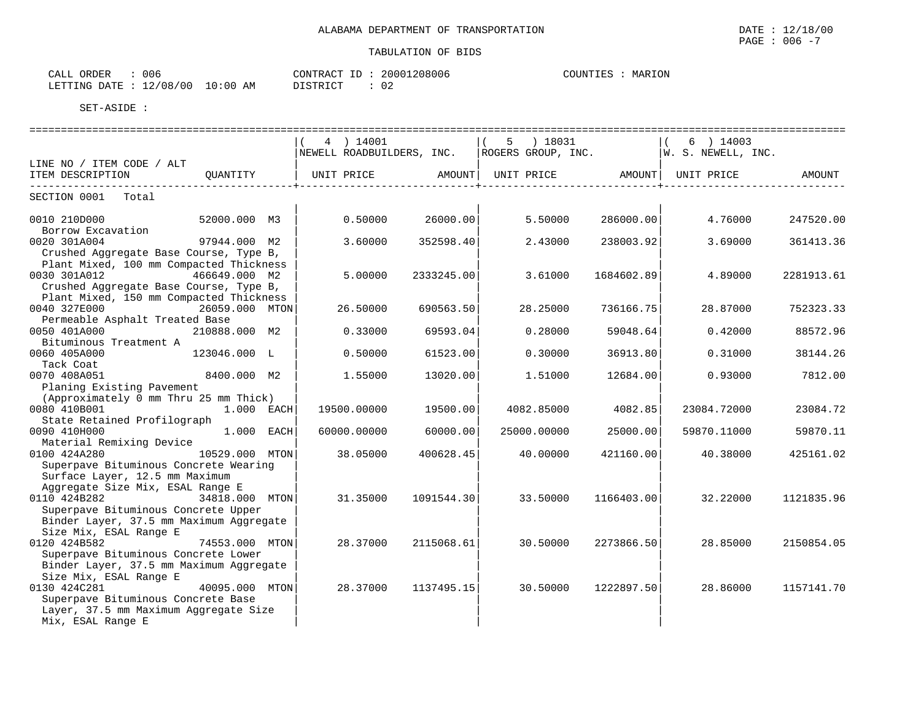ALABAMA DEPARTMENT OF TRANSPORTATION

DATE : 12/18/00

TABULATION OF BIDS

CALL ORDER : 006
LETTING DATE : 12/08/00 10:00 AM

CONTRACT ID : 20001208006
DISTRICT : 02

COUNTIES : MARION

SET-ASIDE :

| LINE NO / ITEM CODE / ALT ITEM DESCRIPTION | QUANTITY | ( 4 ) 14001 NEWELL ROADBUILDERS, INC. UNIT PRICE | AMOUNT | ( 5 ) 18031 ROGERS GROUP, INC. UNIT PRICE | AMOUNT | ( 6 ) 14003 W. S. NEWELL, INC. UNIT PRICE | AMOUNT |
|---|---|---|---|---|---|---|---|
| SECTION 0001 Total | | | | | | | |
| 0010 210D000 Borrow Excavation | 52000.000 M3 | 0.50000 | 26000.00 | 5.50000 | 286000.00 | 4.76000 | 247520.00 |
| 0020 301A004 Crushed Aggregate Base Course, Type B, Plant Mixed, 100 mm Compacted Thickness | 97944.000 M2 | 3.60000 | 352598.40 | 2.43000 | 238003.92 | 3.69000 | 361413.36 |
| 0030 301A012 Crushed Aggregate Base Course, Type B, Plant Mixed, 150 mm Compacted Thickness | 466649.000 M2 | 5.00000 | 2333245.00 | 3.61000 | 1684602.89 | 4.89000 | 2281913.61 |
| 0040 327E000 Permeable Asphalt Treated Base | 26059.000 MTON | 26.50000 | 690563.50 | 28.25000 | 736166.75 | 28.87000 | 752323.33 |
| 0050 401A000 Bituminous Treatment A | 210888.000 M2 | 0.33000 | 69593.04 | 0.28000 | 59048.64 | 0.42000 | 88572.96 |
| 0060 405A000 Tack Coat | 123046.000 L | 0.50000 | 61523.00 | 0.30000 | 36913.80 | 0.31000 | 38144.26 |
| 0070 408A051 Planing Existing Pavement (Approximately 0 mm Thru 25 mm Thick) | 8400.000 M2 | 1.55000 | 13020.00 | 1.51000 | 12684.00 | 0.93000 | 7812.00 |
| 0080 410B001 State Retained Profilograph | 1.000 EACH | 19500.00000 | 19500.00 | 4082.85000 | 4082.85 | 23084.72000 | 23084.72 |
| 0090 410H000 Material Remixing Device | 1.000 EACH | 60000.00000 | 60000.00 | 25000.00000 | 25000.00 | 59870.11000 | 59870.11 |
| 0100 424A280 Superpave Bituminous Concrete Wearing Surface Layer, 12.5 mm Maximum Aggregate Size Mix, ESAL Range E | 10529.000 MTON | 38.05000 | 400628.45 | 40.00000 | 421160.00 | 40.38000 | 425161.02 |
| 0110 424B282 Superpave Bituminous Concrete Upper Binder Layer, 37.5 mm Maximum Aggregate Size Mix, ESAL Range E | 34818.000 MTON | 31.35000 | 1091544.30 | 33.50000 | 1166403.00 | 32.22000 | 1121835.96 |
| 0120 424B582 Superpave Bituminous Concrete Lower Binder Layer, 37.5 mm Maximum Aggregate Size Mix, ESAL Range E | 74553.000 MTON | 28.37000 | 2115068.61 | 30.50000 | 2273866.50 | 28.85000 | 2150854.05 |
| 0130 424C281 Superpave Bituminous Concrete Base Layer, 37.5 mm Maximum Aggregate Size Mix, ESAL Range E | 40095.000 MTON | 28.37000 | 1137495.15 | 30.50000 | 1222897.50 | 28.86000 | 1157141.70 |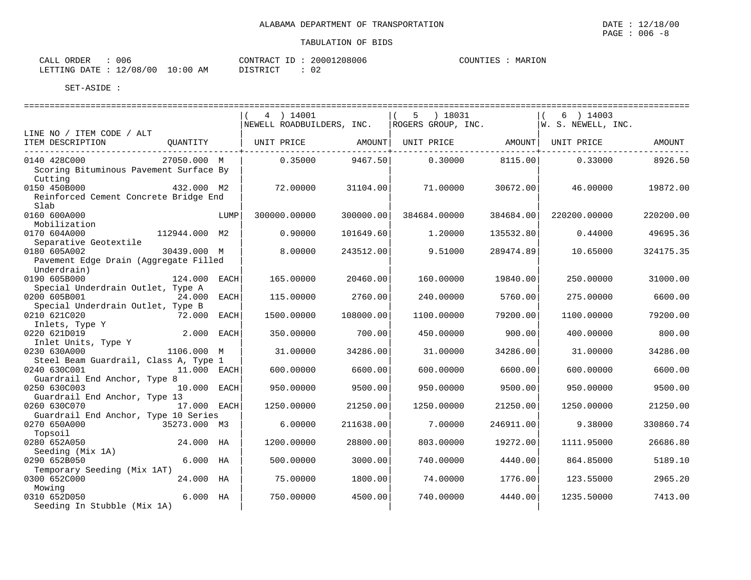ALABAMA DEPARTMENT OF TRANSPORTATION

TABULATION OF BIDS

CALL ORDER : 006
LETTING DATE : 12/08/00 10:00 AM

CONTRACT ID : 20001208006
DISTRICT : 02

COUNTIES : MARION

SET-ASIDE :

| LINE NO / ITEM CODE / ALT ITEM DESCRIPTION | QUANTITY | ( 4 ) 14001 NEWELL ROADBUILDERS, INC. UNIT PRICE | AMOUNT | ( 5 ) 18031 ROGERS GROUP, INC. UNIT PRICE | AMOUNT | ( 6 ) 14003 W. S. NEWELL, INC. UNIT PRICE | AMOUNT |
|---|---|---|---|---|---|---|---|
| 0140 428C000 Scoring Bituminous Pavement Surface By Cutting | 27050.000 M | 0.35000 | 9467.50 | 0.30000 | 8115.00 | 0.33000 | 8926.50 |
| 0150 450B000 Reinforced Cement Concrete Bridge End Slab | 432.000 M2 | 72.00000 | 31104.00 | 71.00000 | 30672.00 | 46.00000 | 19872.00 |
| 0160 600A000 Mobilization | LUMP | 300000.00000 | 300000.00 | 384684.00000 | 384684.00 | 220200.00000 | 220200.00 |
| 0170 604A000 Separative Geotextile | 112944.000 M2 | 0.90000 | 101649.60 | 1.20000 | 135532.80 | 0.44000 | 49695.36 |
| 0180 605A002 Pavement Edge Drain (Aggregate Filled Underdrain) | 30439.000 M | 8.00000 | 243512.00 | 9.51000 | 289474.89 | 10.65000 | 324175.35 |
| 0190 605B000 Special Underdrain Outlet, Type A | 124.000 EACH | 165.00000 | 20460.00 | 160.00000 | 19840.00 | 250.00000 | 31000.00 |
| 0200 605B001 Special Underdrain Outlet, Type B | 24.000 EACH | 115.00000 | 2760.00 | 240.00000 | 5760.00 | 275.00000 | 6600.00 |
| 0210 621C020 Inlets, Type Y | 72.000 EACH | 1500.00000 | 108000.00 | 1100.00000 | 79200.00 | 1100.00000 | 79200.00 |
| 0220 621D019 Inlet Units, Type Y | 2.000 EACH | 350.00000 | 700.00 | 450.00000 | 900.00 | 400.00000 | 800.00 |
| 0230 630A000 Steel Beam Guardrail, Class A, Type 1 | 1106.000 M | 31.00000 | 34286.00 | 31.00000 | 34286.00 | 31.00000 | 34286.00 |
| 0240 630C001 Guardrail End Anchor, Type 8 | 11.000 EACH | 600.00000 | 6600.00 | 600.00000 | 6600.00 | 600.00000 | 6600.00 |
| 0250 630C003 Guardrail End Anchor, Type 13 | 10.000 EACH | 950.00000 | 9500.00 | 950.00000 | 9500.00 | 950.00000 | 9500.00 |
| 0260 630C070 Guardrail End Anchor, Type 10 Series | 17.000 EACH | 1250.00000 | 21250.00 | 1250.00000 | 21250.00 | 1250.00000 | 21250.00 |
| 0270 650A000 Topsoil | 35273.000 M3 | 6.00000 | 211638.00 | 7.00000 | 246911.00 | 9.38000 | 330860.74 |
| 0280 652A050 Seeding (Mix 1A) | 24.000 HA | 1200.00000 | 28800.00 | 803.00000 | 19272.00 | 1111.95000 | 26686.80 |
| 0290 652B050 Temporary Seeding (Mix 1AT) | 6.000 HA | 500.00000 | 3000.00 | 740.00000 | 4440.00 | 864.85000 | 5189.10 |
| 0300 652C000 Mowing | 24.000 HA | 75.00000 | 1800.00 | 74.00000 | 1776.00 | 123.55000 | 2965.20 |
| 0310 652D050 Seeding In Stubble (Mix 1A) | 6.000 HA | 750.00000 | 4500.00 | 740.00000 | 4440.00 | 1235.50000 | 7413.00 |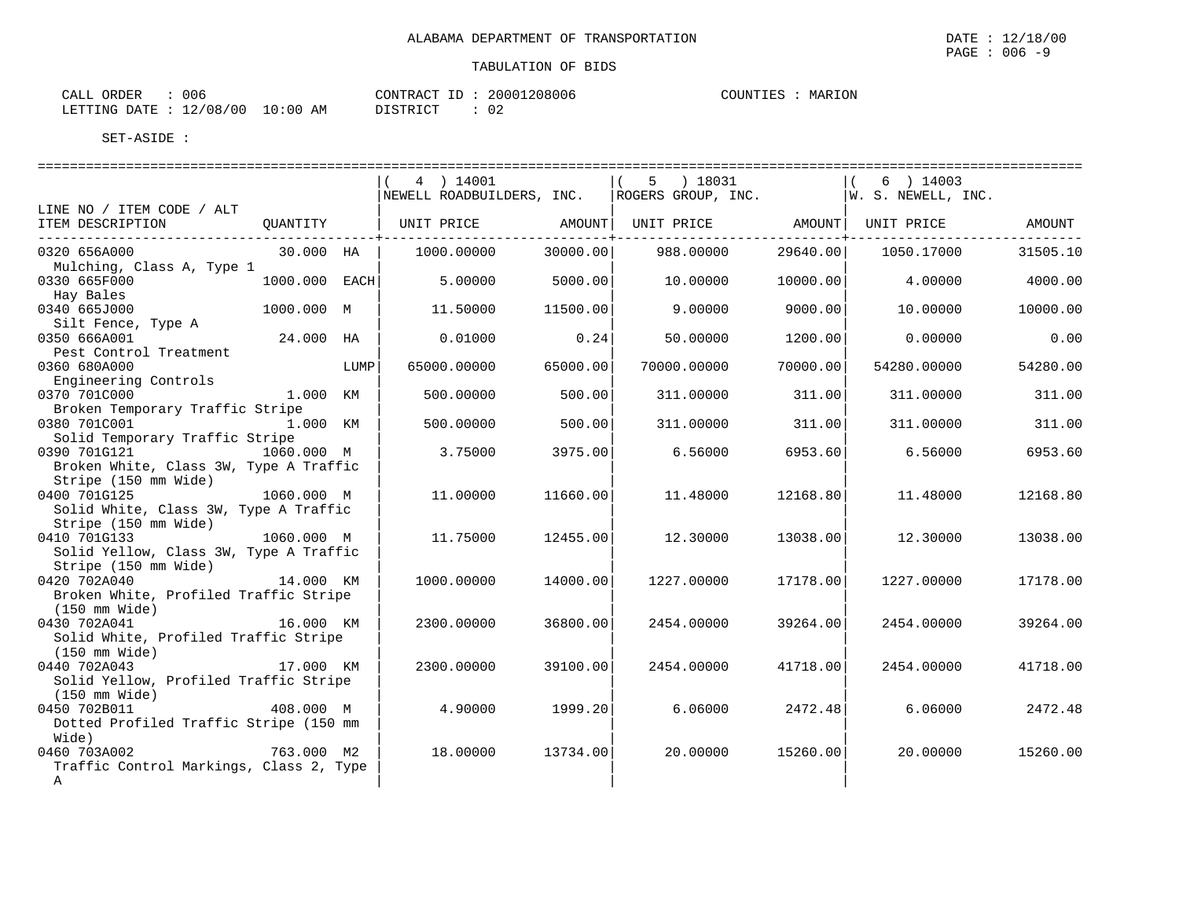ALABAMA DEPARTMENT OF TRANSPORTATION

DATE : 12/18/00

TABULATION OF BIDS

CALL ORDER : 006 CONTRACT ID : 20001208006 COUNTIES : MARION
LETTING DATE : 12/08/00 10:00 AM DISTRICT : 02

SET-ASIDE :

| LINE NO / ITEM CODE / ALT ITEM DESCRIPTION | QUANTITY | ( 4 ) 14001 NEWELL ROADBUILDERS, INC. UNIT PRICE | AMOUNT | ( 5 ) 18031 ROGERS GROUP, INC. UNIT PRICE | AMOUNT | ( 6 ) 14003 W. S. NEWELL, INC. UNIT PRICE | AMOUNT |
|---|---|---|---|---|---|---|---|
| 0320 656A000 Mulching, Class A, Type 1 | 30.000 HA | 1000.00000 | 30000.00 | 988.00000 | 29640.00 | 1050.17000 | 31505.10 |
| 0330 665F000 Hay Bales | 1000.000 EACH | 5.00000 | 5000.00 | 10.00000 | 10000.00 | 4.00000 | 4000.00 |
| 0340 665J000 Silt Fence, Type A | 1000.000 M | 11.50000 | 11500.00 | 9.00000 | 9000.00 | 10.00000 | 10000.00 |
| 0350 666A001 Pest Control Treatment | 24.000 HA | 0.01000 | 0.24 | 50.00000 | 1200.00 | 0.00000 | 0.00 |
| 0360 680A000 Engineering Controls | LUMP | 65000.00000 | 65000.00 | 70000.00000 | 70000.00 | 54280.00000 | 54280.00 |
| 0370 701C000 Broken Temporary Traffic Stripe | 1.000 KM | 500.00000 | 500.00 | 311.00000 | 311.00 | 311.00000 | 311.00 |
| 0380 701C001 Solid Temporary Traffic Stripe | 1.000 KM | 500.00000 | 500.00 | 311.00000 | 311.00 | 311.00000 | 311.00 |
| 0390 701G121 Broken White, Class 3W, Type A Traffic Stripe (150 mm Wide) | 1060.000 M | 3.75000 | 3975.00 | 6.56000 | 6953.60 | 6.56000 | 6953.60 |
| 0400 701G125 Solid White, Class 3W, Type A Traffic Stripe (150 mm Wide) | 1060.000 M | 11.00000 | 11660.00 | 11.48000 | 12168.80 | 11.48000 | 12168.80 |
| 0410 701G133 Solid Yellow, Class 3W, Type A Traffic Stripe (150 mm Wide) | 1060.000 M | 11.75000 | 12455.00 | 12.30000 | 13038.00 | 12.30000 | 13038.00 |
| 0420 702A040 Broken White, Profiled Traffic Stripe (150 mm Wide) | 14.000 KM | 1000.00000 | 14000.00 | 1227.00000 | 17178.00 | 1227.00000 | 17178.00 |
| 0430 702A041 Solid White, Profiled Traffic Stripe (150 mm Wide) | 16.000 KM | 2300.00000 | 36800.00 | 2454.00000 | 39264.00 | 2454.00000 | 39264.00 |
| 0440 702A043 Solid Yellow, Profiled Traffic Stripe (150 mm Wide) | 17.000 KM | 2300.00000 | 39100.00 | 2454.00000 | 41718.00 | 2454.00000 | 41718.00 |
| 0450 702B011 Dotted Profiled Traffic Stripe (150 mm Wide) | 408.000 M | 4.90000 | 1999.20 | 6.06000 | 2472.48 | 6.06000 | 2472.48 |
| 0460 703A002 Traffic Control Markings, Class 2, Type A | 763.000 M2 | 18.00000 | 13734.00 | 20.00000 | 15260.00 | 20.00000 | 15260.00 |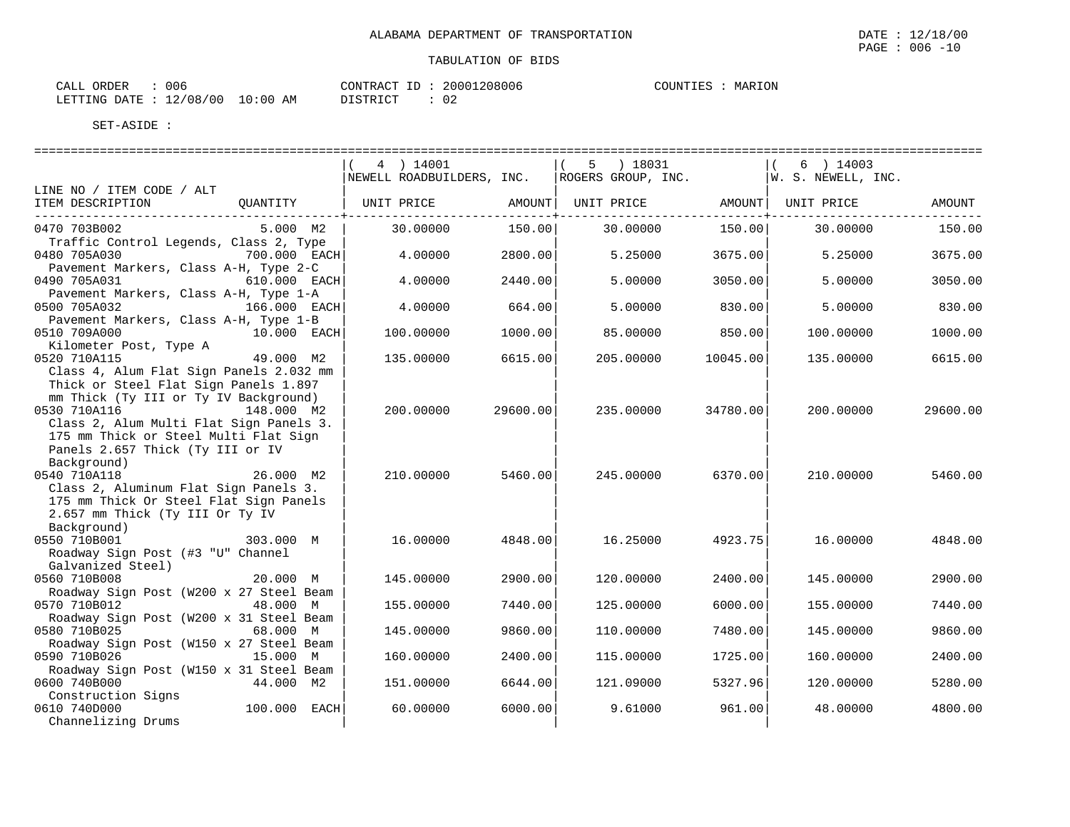ALABAMA DEPARTMENT OF TRANSPORTATION

DATE : 12/18/00

TABULATION OF BIDS

CALL ORDER : 006
LETTING DATE : 12/08/00 10:00 AM

CONTRACT ID : 20001208006
DISTRICT : 02

COUNTIES : MARION

SET-ASIDE :

| LINE NO / ITEM CODE / ALT ITEM DESCRIPTION | QUANTITY | ( 4 ) 14001 NEWELL ROADBUILDERS, INC. UNIT PRICE | AMOUNT | ( 5 ) 18031 ROGERS GROUP, INC. UNIT PRICE | AMOUNT | ( 6 ) 14003 W. S. NEWELL, INC. UNIT PRICE | AMOUNT |
|---|---|---|---|---|---|---|---|
| 0470 703B002 Traffic Control Legends, Class 2, Type | 5.000 M2 | 30.00000 | 150.00 | 30.00000 | 150.00 | 30.00000 | 150.00 |
| 0480 705A030 Pavement Markers, Class A-H, Type 2-C | 700.000 EACH | 4.00000 | 2800.00 | 5.25000 | 3675.00 | 5.25000 | 3675.00 |
| 0490 705A031 Pavement Markers, Class A-H, Type 1-A | 610.000 EACH | 4.00000 | 2440.00 | 5.00000 | 3050.00 | 5.00000 | 3050.00 |
| 0500 705A032 Pavement Markers, Class A-H, Type 1-B | 166.000 EACH | 4.00000 | 664.00 | 5.00000 | 830.00 | 5.00000 | 830.00 |
| 0510 709A000 Kilometer Post, Type A | 10.000 EACH | 100.00000 | 1000.00 | 85.00000 | 850.00 | 100.00000 | 1000.00 |
| 0520 710A115 Class 4, Alum Flat Sign Panels 2.032 mm Thick or Steel Flat Sign Panels 1.897 mm Thick (Ty III or Ty IV Background) | 49.000 M2 | 135.00000 | 6615.00 | 205.00000 | 10045.00 | 135.00000 | 6615.00 |
| 0530 710A116 Class 2, Alum Multi Flat Sign Panels 3. 175 mm Thick or Steel Multi Flat Sign Panels 2.657 Thick (Ty III or IV Background) | 148.000 M2 | 200.00000 | 29600.00 | 235.00000 | 34780.00 | 200.00000 | 29600.00 |
| 0540 710A118 Class 2, Aluminum Flat Sign Panels 3. 175 mm Thick Or Steel Flat Sign Panels 2.657 mm Thick (Ty III Or Ty IV Background) | 26.000 M2 | 210.00000 | 5460.00 | 245.00000 | 6370.00 | 210.00000 | 5460.00 |
| 0550 710B001 Roadway Sign Post (#3 "U" Channel Galvanized Steel) | 303.000 M | 16.00000 | 4848.00 | 16.25000 | 4923.75 | 16.00000 | 4848.00 |
| 0560 710B008 Roadway Sign Post (W200 x 27 Steel Beam | 20.000 M | 145.00000 | 2900.00 | 120.00000 | 2400.00 | 145.00000 | 2900.00 |
| 0570 710B012 Roadway Sign Post (W200 x 31 Steel Beam | 48.000 M | 155.00000 | 7440.00 | 125.00000 | 6000.00 | 155.00000 | 7440.00 |
| 0580 710B025 Roadway Sign Post (W150 x 27 Steel Beam | 68.000 M | 145.00000 | 9860.00 | 110.00000 | 7480.00 | 145.00000 | 9860.00 |
| 0590 710B026 Roadway Sign Post (W150 x 31 Steel Beam | 15.000 M | 160.00000 | 2400.00 | 115.00000 | 1725.00 | 160.00000 | 2400.00 |
| 0600 740B000 Construction Signs | 44.000 M2 | 151.00000 | 6644.00 | 121.09000 | 5327.96 | 120.00000 | 5280.00 |
| 0610 740D000 Channelizing Drums | 100.000 EACH | 60.00000 | 6000.00 | 9.61000 | 961.00 | 48.00000 | 4800.00 |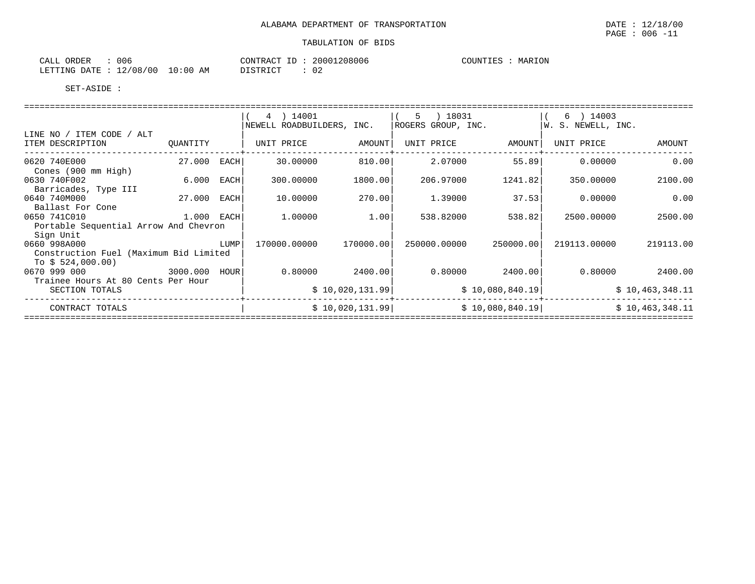ALABAMA DEPARTMENT OF TRANSPORTATION

DATE : 12/18/00

TABULATION OF BIDS

CALL ORDER : 006 | CONTRACT ID : 20001208006 | COUNTIES : MARION

LETTING DATE : 12/08/00 10:00 AM | DISTRICT : 02

SET-ASIDE :

| LINE NO / ITEM CODE / ALT<br>ITEM DESCRIPTION | QUANTITY | | ( 4 ) 14001<br>NEWELL ROADBUILDERS, INC.<br>UNIT PRICE | AMOUNT | ( 5 ) 18031<br>ROGERS GROUP, INC.<br>UNIT PRICE | AMOUNT | ( 6 ) 14003<br>W. S. NEWELL, INC.<br>UNIT PRICE | AMOUNT |
|---|---|---|---|---|---|---|---|---|
| 0620 740E000<br>Cones (900 mm High) | 27.000 | EACH | 30.00000 | 810.00 | 2.07000 | 55.89 | 0.00000 | 0.00 |
| 0630 740F002<br>Barricades, Type III | 6.000 | EACH | 300.00000 | 1800.00 | 206.97000 | 1241.82 | 350.00000 | 2100.00 |
| 0640 740M000<br>Ballast For Cone | 27.000 | EACH | 10.00000 | 270.00 | 1.39000 | 37.53 | 0.00000 | 0.00 |
| 0650 741C010<br>Portable Sequential Arrow And Chevron Sign Unit | 1.000 | EACH | 1.00000 | 1.00 | 538.82000 | 538.82 | 2500.00000 | 2500.00 |
| 0660 998A000<br>Construction Fuel (Maximum Bid Limited To $ 524,000.00) | | LUMP | 170000.00000 | 170000.00 | 250000.00000 | 250000.00 | 219113.00000 | 219113.00 |
| 0670 999 000<br>Trainee Hours At 80 Cents Per Hour | 3000.000 | HOUR | 0.80000 | 2400.00 | 0.80000 | 2400.00 | 0.80000 | 2400.00 |
| SECTION TOTALS | | | | $ 10,020,131.99 | | $ 10,080,840.19 | | $ 10,463,348.11 |
| CONTRACT TOTALS | | | | $ 10,020,131.99 | | $ 10,080,840.19 | | $ 10,463,348.11 |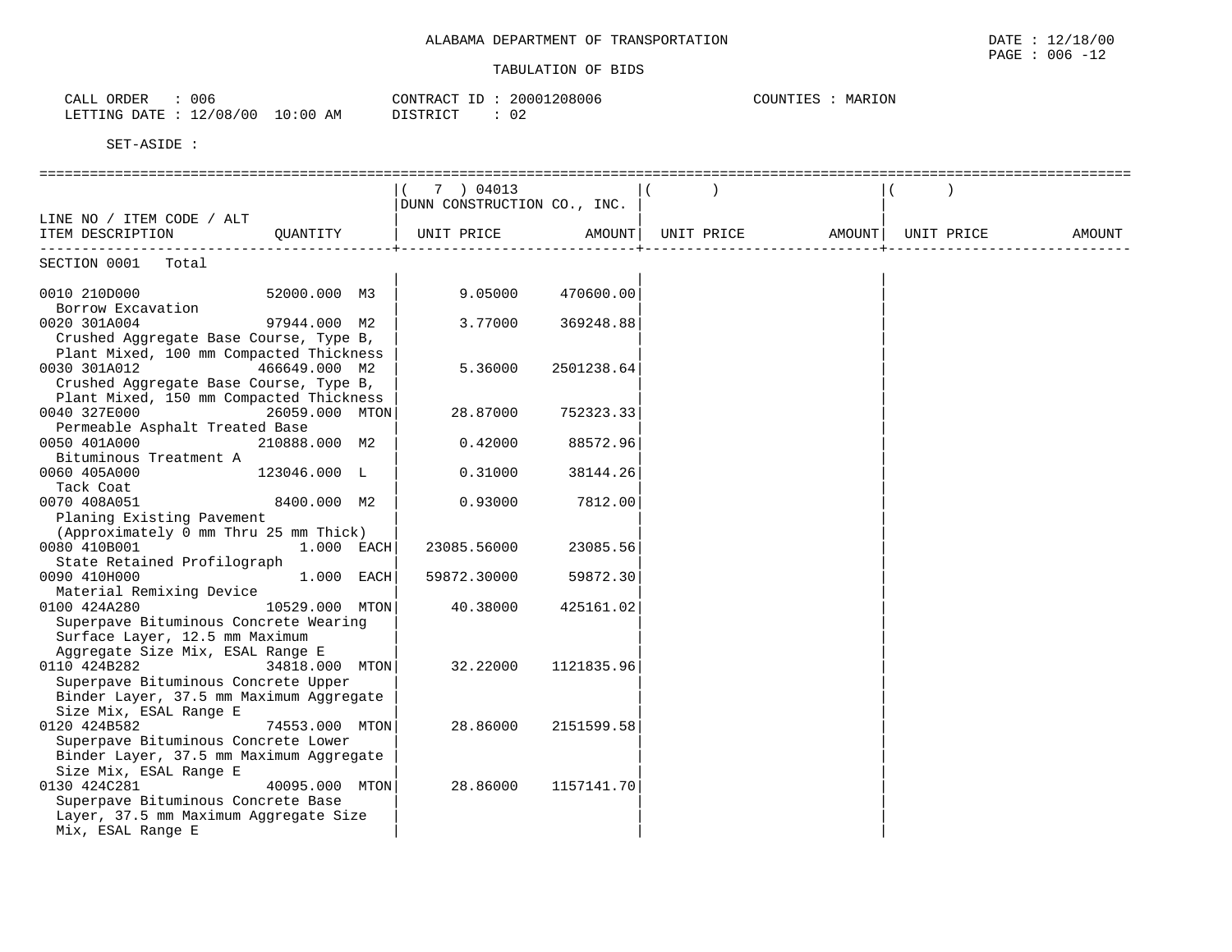ALABAMA DEPARTMENT OF TRANSPORTATION

TABULATION OF BIDS

DATE : 12/18/00
PAGE : 006 -12

CALL ORDER : 006
LETTING DATE : 12/08/00 10:00 AM

CONTRACT ID : 20001208006
DISTRICT : 02

COUNTIES : MARION

SET-ASIDE :

| LINE NO / ITEM CODE / ALT<br>ITEM DESCRIPTION | QUANTITY | ( 7 ) 04013<br>DUNN CONSTRUCTION CO., INC.<br>UNIT PRICE | AMOUNT | ( )<br>UNIT PRICE | AMOUNT | ( )<br>UNIT PRICE | AMOUNT |
|---|---|---|---|---|---|---|---|
| SECTION 0001 Total | | | | | | | |
| 0010 210D000<br>Borrow Excavation | 52000.000 M3 | 9.05000 | 470600.00 | | | | |
| 0020 301A004<br>Crushed Aggregate Base Course, Type B, Plant Mixed, 100 mm Compacted Thickness | 97944.000 M2 | 3.77000 | 369248.88 | | | | |
| 0030 301A012<br>Crushed Aggregate Base Course, Type B, Plant Mixed, 150 mm Compacted Thickness | 466649.000 M2 | 5.36000 | 2501238.64 | | | | |
| 0040 327E000<br>Permeable Asphalt Treated Base | 26059.000 MTON | 28.87000 | 752323.33 | | | | |
| 0050 401A000<br>Bituminous Treatment A | 210888.000 M2 | 0.42000 | 88572.96 | | | | |
| 0060 405A000<br>Tack Coat | 123046.000 L | 0.31000 | 38144.26 | | | | |
| 0070 408A051<br>Planing Existing Pavement (Approximately 0 mm Thru 25 mm Thick) | 8400.000 M2 | 0.93000 | 7812.00 | | | | |
| 0080 410B001<br>State Retained Profilograph | 1.000 EACH | 23085.56000 | 23085.56 | | | | |
| 0090 410H000<br>Material Remixing Device | 1.000 EACH | 59872.30000 | 59872.30 | | | | |
| 0100 424A280<br>Superpave Bituminous Concrete Wearing Surface Layer, 12.5 mm Maximum Aggregate Size Mix, ESAL Range E | 10529.000 MTON | 40.38000 | 425161.02 | | | | |
| 0110 424B282<br>Superpave Bituminous Concrete Upper Binder Layer, 37.5 mm Maximum Aggregate Size Mix, ESAL Range E | 34818.000 MTON | 32.22000 | 1121835.96 | | | | |
| 0120 424B582<br>Superpave Bituminous Concrete Lower Binder Layer, 37.5 mm Maximum Aggregate Size Mix, ESAL Range E | 74553.000 MTON | 28.86000 | 2151599.58 | | | | |
| 0130 424C281<br>Superpave Bituminous Concrete Base Layer, 37.5 mm Maximum Aggregate Size Mix, ESAL Range E | 40095.000 MTON | 28.86000 | 1157141.70 | | | | |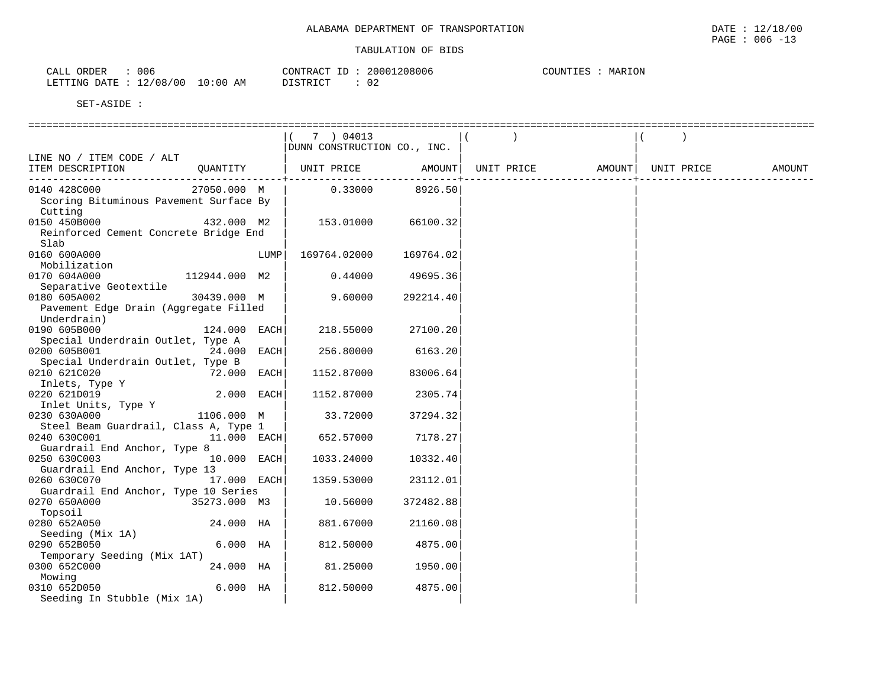ALABAMA DEPARTMENT OF TRANSPORTATION

TABULATION OF BIDS

CALL ORDER : 006
LETTING DATE : 12/08/00 10:00 AM

CONTRACT ID : 20001208006
DISTRICT : 02

COUNTIES : MARION

SET-ASIDE :

| LINE NO / ITEM CODE / ALT<br>ITEM DESCRIPTION | QUANTITY | ( 7 ) 04013<br>DUNN CONSTRUCTION CO., INC.<br>UNIT PRICE | AMOUNT | ( )<br>UNIT PRICE | AMOUNT | ( )<br>UNIT PRICE | AMOUNT |
|---|---|---|---|---|---|---|---|
| 0140 428C000<br>Scoring Bituminous Pavement Surface By Cutting | 27050.000 M | 0.33000 | 8926.50 | | | | |
| 0150 450B000<br>Reinforced Cement Concrete Bridge End Slab | 432.000 M2 | 153.01000 | 66100.32 | | | | |
| 0160 600A000<br>Mobilization | LUMP | 169764.02000 | 169764.02 | | | | |
| 0170 604A000<br>Separative Geotextile | 112944.000 M2 | 0.44000 | 49695.36 | | | | |
| 0180 605A002<br>Pavement Edge Drain (Aggregate Filled Underdrain) | 30439.000 M | 9.60000 | 292214.40 | | | | |
| 0190 605B000<br>Special Underdrain Outlet, Type A | 124.000 EACH | 218.55000 | 27100.20 | | | | |
| 0200 605B001<br>Special Underdrain Outlet, Type B | 24.000 EACH | 256.80000 | 6163.20 | | | | |
| 0210 621C020<br>Inlets, Type Y | 72.000 EACH | 1152.87000 | 83006.64 | | | | |
| 0220 621D019<br>Inlet Units, Type Y | 2.000 EACH | 1152.87000 | 2305.74 | | | | |
| 0230 630A000<br>Steel Beam Guardrail, Class A, Type 1 | 1106.000 M | 33.72000 | 37294.32 | | | | |
| 0240 630C001<br>Guardrail End Anchor, Type 8 | 11.000 EACH | 652.57000 | 7178.27 | | | | |
| 0250 630C003<br>Guardrail End Anchor, Type 13 | 10.000 EACH | 1033.24000 | 10332.40 | | | | |
| 0260 630C070<br>Guardrail End Anchor, Type 10 Series | 17.000 EACH | 1359.53000 | 23112.01 | | | | |
| 0270 650A000<br>Topsoil | 35273.000 M3 | 10.56000 | 372482.88 | | | | |
| 0280 652A050<br>Seeding (Mix 1A) | 24.000 HA | 881.67000 | 21160.08 | | | | |
| 0290 652B050<br>Temporary Seeding (Mix 1AT) | 6.000 HA | 812.50000 | 4875.00 | | | | |
| 0300 652C000<br>Mowing | 24.000 HA | 81.25000 | 1950.00 | | | | |
| 0310 652D050<br>Seeding In Stubble (Mix 1A) | 6.000 HA | 812.50000 | 4875.00 | | | | |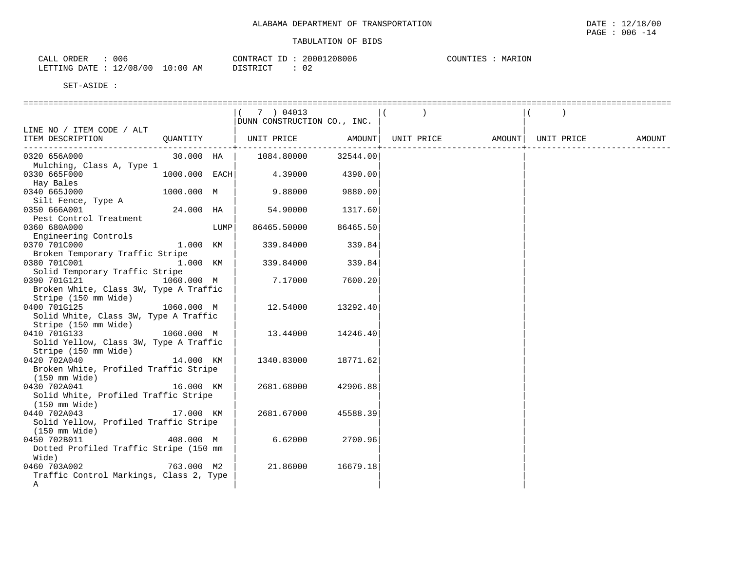ALABAMA DEPARTMENT OF TRANSPORTATION

DATE : 12/18/00
PAGE : 006 -14

TABULATION OF BIDS

CALL ORDER : 006
LETTING DATE : 12/08/00 10:00 AM

CONTRACT ID : 20001208006
DISTRICT : 02

COUNTIES : MARION

SET-ASIDE :

| LINE NO / ITEM CODE / ALT ITEM DESCRIPTION | QUANTITY | ( 7 ) 04013 DUNN CONSTRUCTION CO., INC. UNIT PRICE | AMOUNT | ( ) UNIT PRICE | AMOUNT | ( ) UNIT PRICE | AMOUNT |
|---|---|---|---|---|---|---|---|
| 0320 656A000 Mulching, Class A, Type 1 | 30.000 HA | 1084.80000 | 32544.00 | | | | |
| 0330 665F000 Hay Bales | 1000.000 EACH | 4.39000 | 4390.00 | | | | |
| 0340 665J000 Silt Fence, Type A | 1000.000 M | 9.88000 | 9880.00 | | | | |
| 0350 666A001 Pest Control Treatment | 24.000 HA | 54.90000 | 1317.60 | | | | |
| 0360 680A000 Engineering Controls | LUMP | 86465.50000 | 86465.50 | | | | |
| 0370 701C000 Broken Temporary Traffic Stripe | 1.000 KM | 339.84000 | 339.84 | | | | |
| 0380 701C001 Solid Temporary Traffic Stripe | 1.000 KM | 339.84000 | 339.84 | | | | |
| 0390 701G121 Broken White, Class 3W, Type A Traffic Stripe (150 mm Wide) | 1060.000 M | 7.17000 | 7600.20 | | | | |
| 0400 701G125 Solid White, Class 3W, Type A Traffic Stripe (150 mm Wide) | 1060.000 M | 12.54000 | 13292.40 | | | | |
| 0410 701G133 Solid Yellow, Class 3W, Type A Traffic Stripe (150 mm Wide) | 1060.000 M | 13.44000 | 14246.40 | | | | |
| 0420 702A040 Broken White, Profiled Traffic Stripe (150 mm Wide) | 14.000 KM | 1340.83000 | 18771.62 | | | | |
| 0430 702A041 Solid White, Profiled Traffic Stripe (150 mm Wide) | 16.000 KM | 2681.68000 | 42906.88 | | | | |
| 0440 702A043 Solid Yellow, Profiled Traffic Stripe (150 mm Wide) | 17.000 KM | 2681.67000 | 45588.39 | | | | |
| 0450 702B011 Dotted Profiled Traffic Stripe (150 mm Wide) | 408.000 M | 6.62000 | 2700.96 | | | | |
| 0460 703A002 Traffic Control Markings, Class 2, Type A | 763.000 M2 | 21.86000 | 16679.18 | | | | |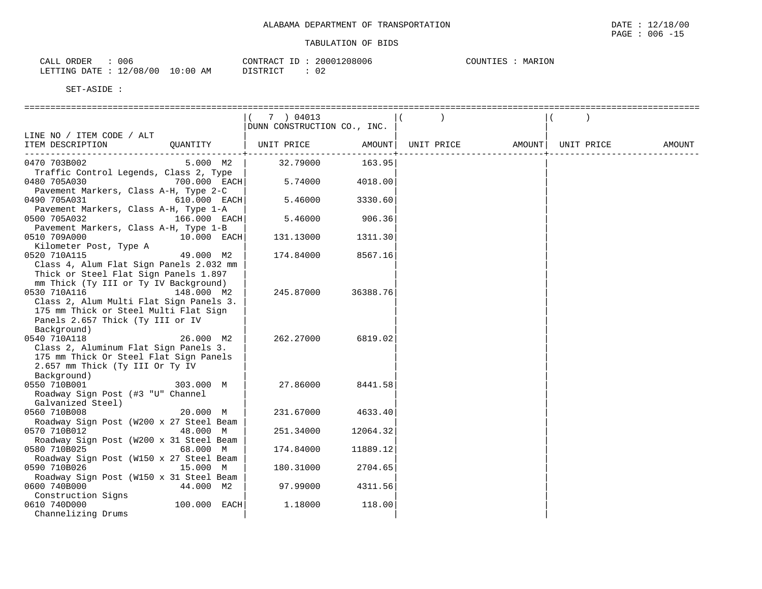ALABAMA DEPARTMENT OF TRANSPORTATION

TABULATION OF BIDS

DATE : 12/18/00
PAGE : 006 -15

CALL ORDER : 006
LETTING DATE : 12/08/00 10:00 AM

CONTRACT ID : 20001208006
DISTRICT : 02

COUNTIES : MARION

SET-ASIDE :

| LINE NO / ITEM CODE / ALT ITEM DESCRIPTION | QUANTITY | ( 7 ) 04013 DUNN CONSTRUCTION CO., INC. UNIT PRICE | AMOUNT | ( ) UNIT PRICE | AMOUNT | ( ) UNIT PRICE | AMOUNT |
|---|---|---|---|---|---|---|---|
| 0470 703B002 Traffic Control Legends, Class 2, Type | 5.000 M2 | 32.79000 | 163.95 | | | | |
| 0480 705A030 Pavement Markers, Class A-H, Type 2-C | 700.000 EACH | 5.74000 | 4018.00 | | | | |
| 0490 705A031 Pavement Markers, Class A-H, Type 1-A | 610.000 EACH | 5.46000 | 3330.60 | | | | |
| 0500 705A032 Pavement Markers, Class A-H, Type 1-B | 166.000 EACH | 5.46000 | 906.36 | | | | |
| 0510 709A000 Kilometer Post, Type A | 10.000 EACH | 131.13000 | 1311.30 | | | | |
| 0520 710A115 Class 4, Alum Flat Sign Panels 2.032 mm Thick or Steel Flat Sign Panels 1.897 mm Thick (Ty III or Ty IV Background) | 49.000 M2 | 174.84000 | 8567.16 | | | | |
| 0530 710A116 Class 2, Alum Multi Flat Sign Panels 3. 175 mm Thick or Steel Multi Flat Sign Panels 2.657 Thick (Ty III or IV Background) | 148.000 M2 | 245.87000 | 36388.76 | | | | |
| 0540 710A118 Class 2, Aluminum Flat Sign Panels 3. 175 mm Thick Or Steel Flat Sign Panels 2.657 mm Thick (Ty III Or Ty IV Background) | 26.000 M2 | 262.27000 | 6819.02 | | | | |
| 0550 710B001 Roadway Sign Post (#3 "U" Channel Galvanized Steel) | 303.000 M | 27.86000 | 8441.58 | | | | |
| 0560 710B008 Roadway Sign Post (W200 x 27 Steel Beam | 20.000 M | 231.67000 | 4633.40 | | | | |
| 0570 710B012 Roadway Sign Post (W200 x 31 Steel Beam | 48.000 M | 251.34000 | 12064.32 | | | | |
| 0580 710B025 Roadway Sign Post (W150 x 27 Steel Beam | 68.000 M | 174.84000 | 11889.12 | | | | |
| 0590 710B026 Roadway Sign Post (W150 x 31 Steel Beam | 15.000 M | 180.31000 | 2704.65 | | | | |
| 0600 740B000 Construction Signs | 44.000 M2 | 97.99000 | 4311.56 | | | | |
| 0610 740D000 Channelizing Drums | 100.000 EACH | 1.18000 | 118.00 | | | | |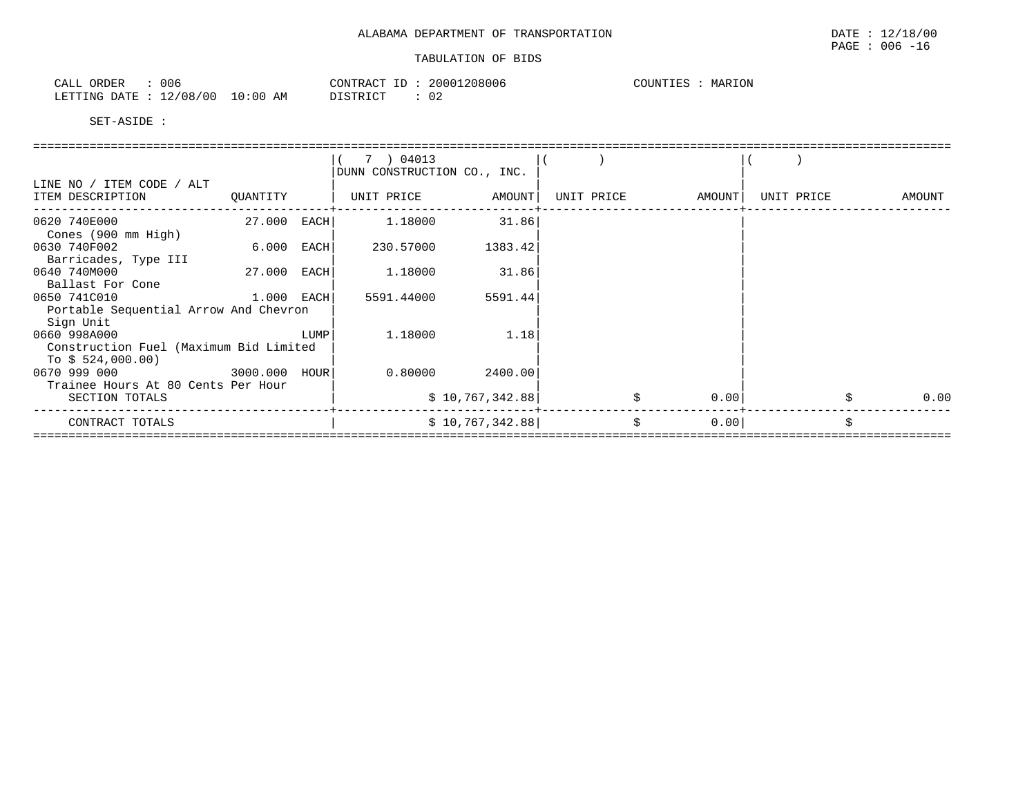ALABAMA DEPARTMENT OF TRANSPORTATION

TABULATION OF BIDS

CALL ORDER : 006 CONTRACT ID : 20001208006 COUNTIES : MARION
LETTING DATE : 12/08/00 10:00 AM DISTRICT : 02

SET-ASIDE :

| LINE NO / ITEM CODE / ALT ITEM DESCRIPTION | QUANTITY | ( 7 ) 04013 DUNN CONSTRUCTION CO., INC. UNIT PRICE | AMOUNT | ( ) UNIT PRICE | AMOUNT | ( ) UNIT PRICE | AMOUNT |
|---|---|---|---|---|---|---|---|
| 0620 740E000 Cones (900 mm High) | 27.000 EACH | 1.18000 | 31.86 | | | | |
| 0630 740F002 Barricades, Type III | 6.000 EACH | 230.57000 | 1383.42 | | | | |
| 0640 740M000 Ballast For Cone | 27.000 EACH | 1.18000 | 31.86 | | | | |
| 0650 741C010 Portable Sequential Arrow And Chevron Sign Unit | 1.000 EACH | 5591.44000 | 5591.44 | | | | |
| 0660 998A000 Construction Fuel (Maximum Bid Limited To $ 524,000.00) | LUMP | 1.18000 | 1.18 | | | | |
| 0670 999 000 Trainee Hours At 80 Cents Per Hour | 3000.000 HOUR | 0.80000 | 2400.00 | | | | |
| SECTION TOTALS | | | $ 10,767,342.88 | | $ 0.00 | | $ 0.00 |
| CONTRACT TOTALS | | | $ 10,767,342.88 | | $ 0.00 | | $ |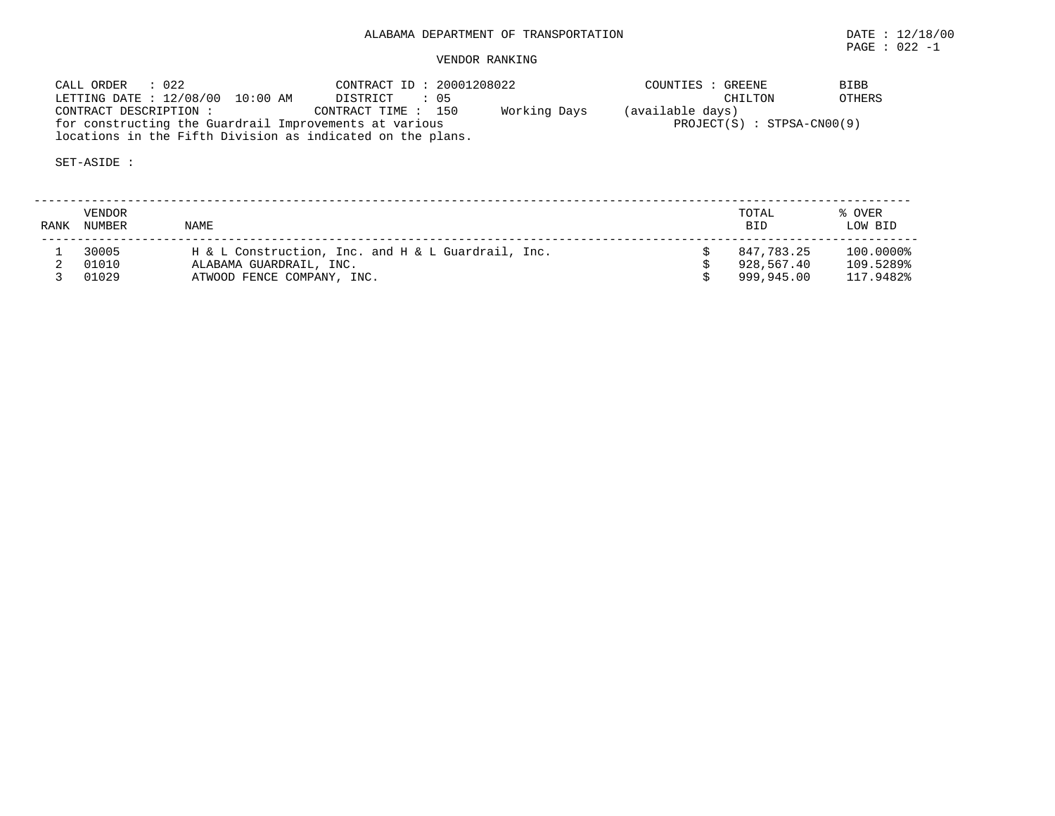ALABAMA DEPARTMENT OF TRANSPORTATION

DATE : 12/18/00

PAGE : 022 -1

VENDOR RANKING

CALL ORDER : 022
LETTING DATE : 12/08/00 10:00 AM
CONTRACT DESCRIPTION :
for constructing the Guardrail Improvements at various locations in the Fifth Division as indicated on the plans.

CONTRACT ID : 20001208022
DISTRICT : 05
CONTRACT TIME : 150 Working Days (available days)

COUNTIES : GREENE, BIBB, CHILTON, OTHERS
PROJECT(S) : STPSA-CN00(9)

SET-ASIDE :

| RANK | VENDOR NUMBER | NAME | TOTAL BID | % OVER LOW BID |
|---|---|---|---|---|
| 1 | 30005 | H & L Construction, Inc. and H & L Guardrail, Inc. | $ 847,783.25 | 100.0000% |
| 2 | 01010 | ALABAMA GUARDRAIL, INC. | $ 928,567.40 | 109.5289% |
| 3 | 01029 | ATWOOD FENCE COMPANY, INC. | $ 999,945.00 | 117.9482% |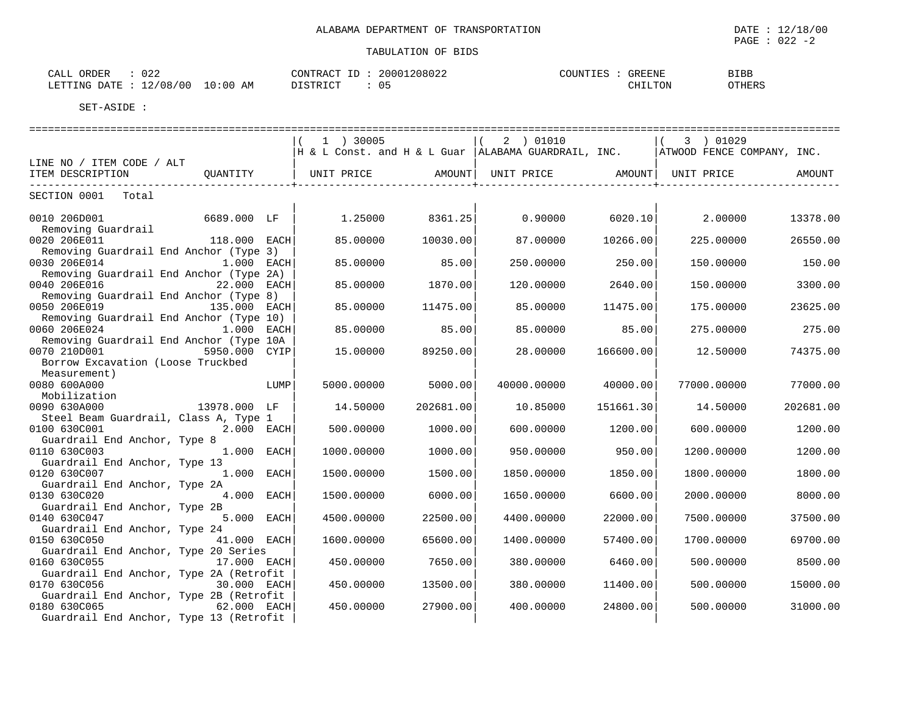ALABAMA DEPARTMENT OF TRANSPORTATION

DATE : 12/18/00

TABULATION OF BIDS

CALL ORDER : 022
LETTING DATE : 12/08/00 10:00 AM

CONTRACT ID : 20001208022
DISTRICT : 05

COUNTIES : GREENE BIBB CHILTON OTHERS

SET-ASIDE :

| LINE NO / ITEM CODE / ALT ITEM DESCRIPTION | QUANTITY | (1) 30005 H & L Const. and H & L Guar UNIT PRICE | AMOUNT | (2) 01010 ALABAMA GUARDRAIL, INC. UNIT PRICE | AMOUNT | (3) 01029 ATWOOD FENCE COMPANY, INC. UNIT PRICE | AMOUNT |
|---|---|---|---|---|---|---|---|
| SECTION 0001 Total | | | | | | | |
| 0010 206D001 Removing Guardrail | 6689.000 LF | 1.25000 | 8361.25 | 0.90000 | 6020.10 | 2.00000 | 13378.00 |
| 0020 206E011 Removing Guardrail End Anchor (Type 3) | 118.000 EACH | 85.00000 | 10030.00 | 87.00000 | 10266.00 | 225.00000 | 26550.00 |
| 0030 206E014 Removing Guardrail End Anchor (Type 2A) | 1.000 EACH | 85.00000 | 85.00 | 250.00000 | 250.00 | 150.00000 | 150.00 |
| 0040 206E016 Removing Guardrail End Anchor (Type 8) | 22.000 EACH | 85.00000 | 1870.00 | 120.00000 | 2640.00 | 150.00000 | 3300.00 |
| 0050 206E019 Removing Guardrail End Anchor (Type 10) | 135.000 EACH | 85.00000 | 11475.00 | 85.00000 | 11475.00 | 175.00000 | 23625.00 |
| 0060 206E024 Removing Guardrail End Anchor (Type 10A | 1.000 EACH | 85.00000 | 85.00 | 85.00000 | 85.00 | 275.00000 | 275.00 |
| 0070 210D001 Borrow Excavation (Loose Truckbed Measurement) | 5950.000 CYIP | 15.00000 | 89250.00 | 28.00000 | 166600.00 | 12.50000 | 74375.00 |
| 0080 600A000 Mobilization | LUMP | 5000.00000 | 5000.00 | 40000.00000 | 40000.00 | 77000.00000 | 77000.00 |
| 0090 630A000 Steel Beam Guardrail, Class A, Type 1 | 13978.000 LF | 14.50000 | 202681.00 | 10.85000 | 151661.30 | 14.50000 | 202681.00 |
| 0100 630C001 Guardrail End Anchor, Type 8 | 2.000 EACH | 500.00000 | 1000.00 | 600.00000 | 1200.00 | 600.00000 | 1200.00 |
| 0110 630C003 Guardrail End Anchor, Type 13 | 1.000 EACH | 1000.00000 | 1000.00 | 950.00000 | 950.00 | 1200.00000 | 1200.00 |
| 0120 630C007 Guardrail End Anchor, Type 2A | 1.000 EACH | 1500.00000 | 1500.00 | 1850.00000 | 1850.00 | 1800.00000 | 1800.00 |
| 0130 630C020 Guardrail End Anchor, Type 2B | 4.000 EACH | 1500.00000 | 6000.00 | 1650.00000 | 6600.00 | 2000.00000 | 8000.00 |
| 0140 630C047 Guardrail End Anchor, Type 24 | 5.000 EACH | 4500.00000 | 22500.00 | 4400.00000 | 22000.00 | 7500.00000 | 37500.00 |
| 0150 630C050 Guardrail End Anchor, Type 20 Series | 41.000 EACH | 1600.00000 | 65600.00 | 1400.00000 | 57400.00 | 1700.00000 | 69700.00 |
| 0160 630C055 Guardrail End Anchor, Type 2A (Retrofit | 17.000 EACH | 450.00000 | 7650.00 | 380.00000 | 6460.00 | 500.00000 | 8500.00 |
| 0170 630C056 Guardrail End Anchor, Type 2B (Retrofit | 30.000 EACH | 450.00000 | 13500.00 | 380.00000 | 11400.00 | 500.00000 | 15000.00 |
| 0180 630C065 Guardrail End Anchor, Type 13 (Retrofit | 62.000 EACH | 450.00000 | 27900.00 | 400.00000 | 24800.00 | 500.00000 | 31000.00 |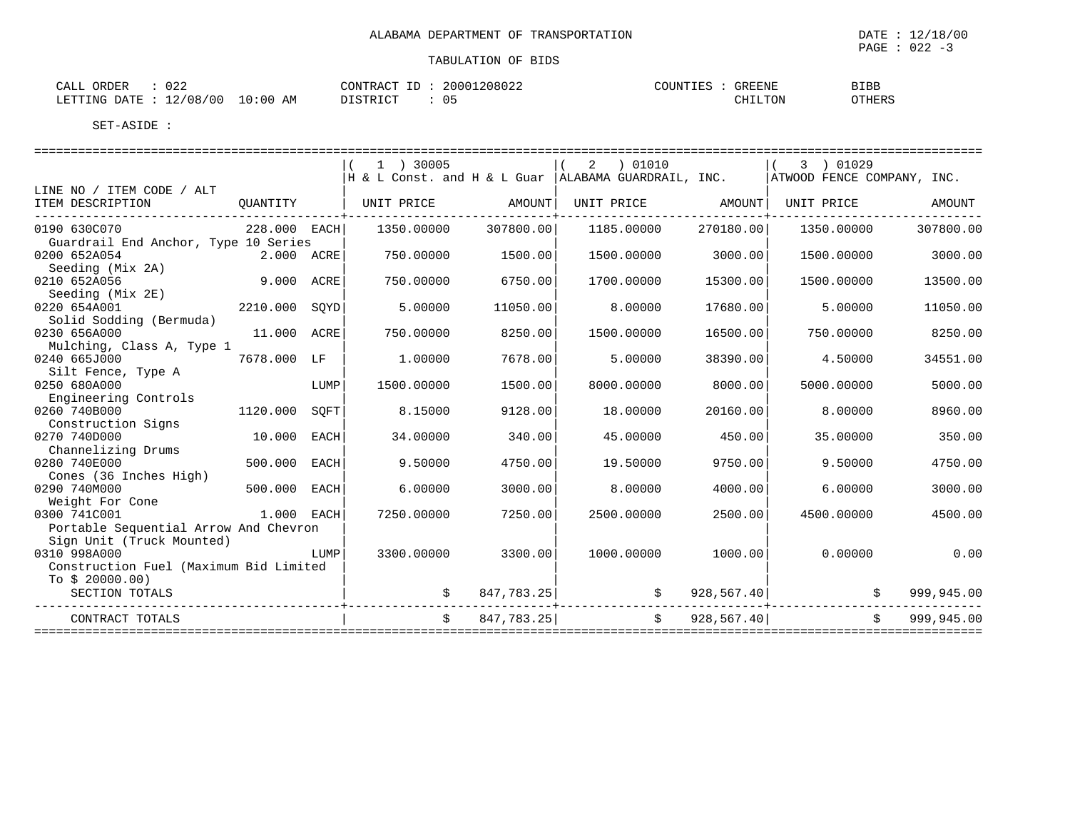ALABAMA DEPARTMENT OF TRANSPORTATION

DATE : 12/18/00

TABULATION OF BIDS

CALL ORDER : 022
LETTING DATE : 12/08/00 10:00 AM

CONTRACT ID : 20001208022
DISTRICT : 05

COUNTIES : GREENE BIBB CHILTON OTHERS

SET-ASIDE :

| LINE NO / ITEM CODE / ALT ITEM DESCRIPTION | QUANTITY | | ( 1 ) 30005 H & L Const. and H & L Guar UNIT PRICE | AMOUNT | ( 2 ) 01010 ALABAMA GUARDRAIL, INC. UNIT PRICE | AMOUNT | ( 3 ) 01029 ATWOOD FENCE COMPANY, INC. UNIT PRICE | AMOUNT |
|---|---|---|---|---|---|---|---|---|
| 0190 630C070 Guardrail End Anchor, Type 10 Series | 228.000 | EACH | 1350.00000 | 307800.00 | 1185.00000 | 270180.00 | 1350.00000 | 307800.00 |
| 0200 652A054 Seeding (Mix 2A) | 2.000 | ACRE | 750.00000 | 1500.00 | 1500.00000 | 3000.00 | 1500.00000 | 3000.00 |
| 0210 652A056 Seeding (Mix 2E) | 9.000 | ACRE | 750.00000 | 6750.00 | 1700.00000 | 15300.00 | 1500.00000 | 13500.00 |
| 0220 654A001 Solid Sodding (Bermuda) | 2210.000 | SQYD | 5.00000 | 11050.00 | 8.00000 | 17680.00 | 5.00000 | 11050.00 |
| 0230 656A000 Mulching, Class A, Type 1 | 11.000 | ACRE | 750.00000 | 8250.00 | 1500.00000 | 16500.00 | 750.00000 | 8250.00 |
| 0240 665J000 Silt Fence, Type A | 7678.000 | LF | 1.00000 | 7678.00 | 5.00000 | 38390.00 | 4.50000 | 34551.00 |
| 0250 680A000 Engineering Controls | | LUMP | 1500.00000 | 1500.00 | 8000.00000 | 8000.00 | 5000.00000 | 5000.00 |
| 0260 740B000 Construction Signs | 1120.000 | SQFT | 8.15000 | 9128.00 | 18.00000 | 20160.00 | 8.00000 | 8960.00 |
| 0270 740D000 Channelizing Drums | 10.000 | EACH | 34.00000 | 340.00 | 45.00000 | 450.00 | 35.00000 | 350.00 |
| 0280 740E000 Cones (36 Inches High) | 500.000 | EACH | 9.50000 | 4750.00 | 19.50000 | 9750.00 | 9.50000 | 4750.00 |
| 0290 740M000 Weight For Cone | 500.000 | EACH | 6.00000 | 3000.00 | 8.00000 | 4000.00 | 6.00000 | 3000.00 |
| 0300 741C001 Portable Sequential Arrow And Chevron Sign Unit (Truck Mounted) | 1.000 | EACH | 7250.00000 | 7250.00 | 2500.00000 | 2500.00 | 4500.00000 | 4500.00 |
| 0310 998A000 Construction Fuel (Maximum Bid Limited To $ 20000.00) | | LUMP | 3300.00000 | 3300.00 | 1000.00000 | 1000.00 | 0.00000 | 0.00 |
| SECTION TOTALS | | | $ | 847,783.25 | $ | 928,567.40 | $ | 999,945.00 |
| CONTRACT TOTALS | | | $ | 847,783.25 | $ | 928,567.40 | $ | 999,945.00 |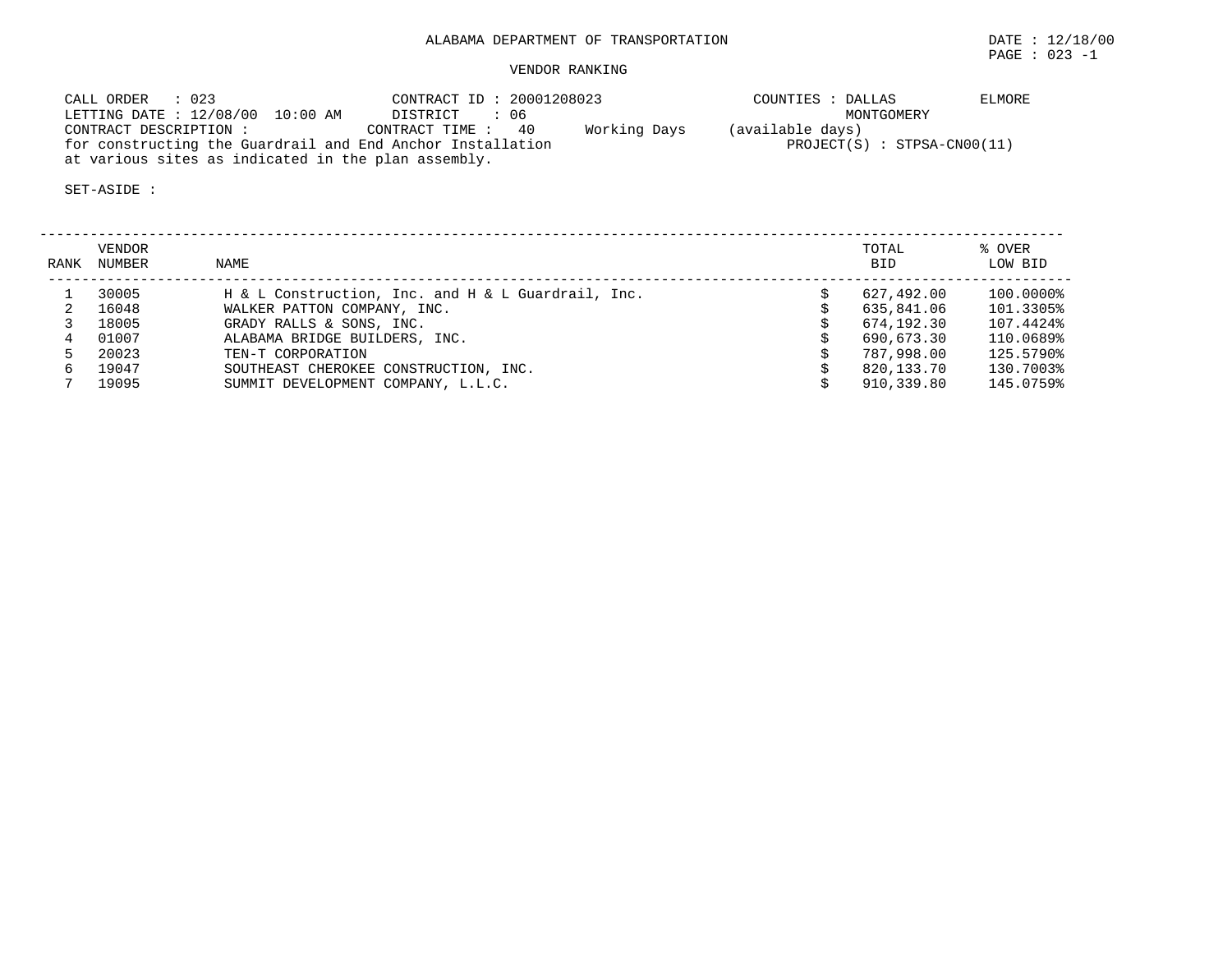ALABAMA DEPARTMENT OF TRANSPORTATION

DATE : 12/18/00
PAGE : 023 -1

VENDOR RANKING

CALL ORDER : 023
LETTING DATE : 12/08/00 10:00 AM
CONTRACT DESCRIPTION :
for constructing the Guardrail and End Anchor Installation
at various sites as indicated in the plan assembly.

CONTRACT ID : 20001208023
DISTRICT : 06
CONTRACT TIME : 40 Working Days (available days)

COUNTIES : DALLAS ELMORE MONTGOMERY

PROJECT(S) : STPSA-CN00(11)

SET-ASIDE :

| RANK | VENDOR NUMBER | NAME | TOTAL BID | % OVER LOW BID |
|---|---|---|---|---|
| 1 | 30005 | H & L Construction, Inc. and H & L Guardrail, Inc. | $ 627,492.00 | 100.0000% |
| 2 | 16048 | WALKER PATTON COMPANY, INC. | $ 635,841.06 | 101.3305% |
| 3 | 18005 | GRADY RALLS & SONS, INC. | $ 674,192.30 | 107.4424% |
| 4 | 01007 | ALABAMA BRIDGE BUILDERS, INC. | $ 690,673.30 | 110.0689% |
| 5 | 20023 | TEN-T CORPORATION | $ 787,998.00 | 125.5790% |
| 6 | 19047 | SOUTHEAST CHEROKEE CONSTRUCTION, INC. | $ 820,133.70 | 130.7003% |
| 7 | 19095 | SUMMIT DEVELOPMENT COMPANY, L.L.C. | $ 910,339.80 | 145.0759% |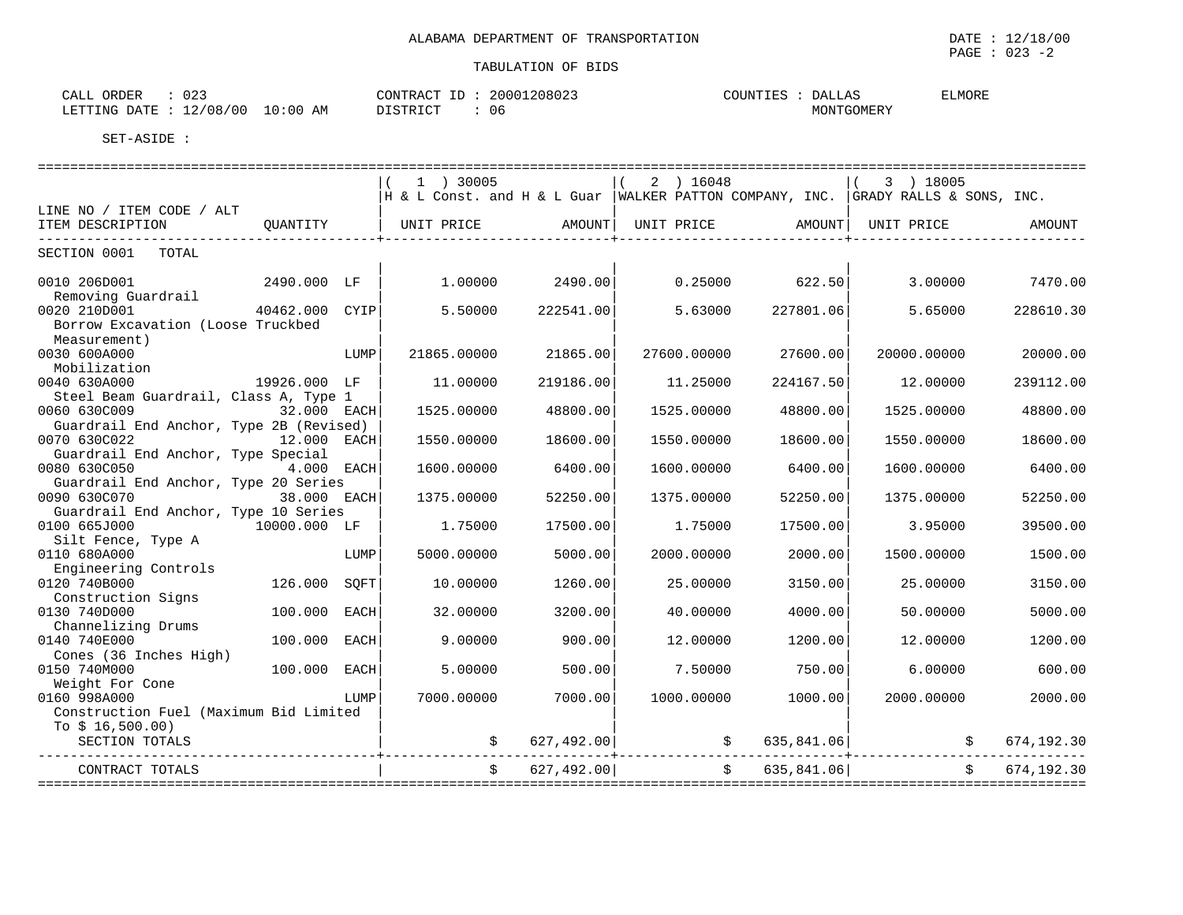ALABAMA DEPARTMENT OF TRANSPORTATION

DATE : 12/18/00

TABULATION OF BIDS

CALL ORDER : 023
LETTING DATE : 12/08/00 10:00 AM

CONTRACT ID : 20001208023
DISTRICT : 06

COUNTIES : DALLAS ELMORE MONTGOMERY

SET-ASIDE :

| LINE NO / ITEM CODE / ALT ITEM DESCRIPTION | QUANTITY | (1) 30005 H & L Const. and H & L Guar UNIT PRICE | AMOUNT | (2) 16048 WALKER PATTON COMPANY, INC. UNIT PRICE | AMOUNT | (3) 18005 GRADY RALLS & SONS, INC. UNIT PRICE | AMOUNT |
|---|---|---|---|---|---|---|---|
| SECTION 0001 TOTAL | | | | | | | |
| 0010 206D001 Removing Guardrail | 2490.000 LF | 1.00000 | 2490.00 | 0.25000 | 622.50 | 3.00000 | 7470.00 |
| 0020 210D001 Borrow Excavation (Loose Truckbed Measurement) | 40462.000 CYIP | 5.50000 | 222541.00 | 5.63000 | 227801.06 | 5.65000 | 228610.30 |
| 0030 600A000 Mobilization | LUMP | 21865.00000 | 21865.00 | 27600.00000 | 27600.00 | 20000.00000 | 20000.00 |
| 0040 630A000 Steel Beam Guardrail, Class A, Type 1 | 19926.000 LF | 11.00000 | 219186.00 | 11.25000 | 224167.50 | 12.00000 | 239112.00 |
| 0060 630C009 Guardrail End Anchor, Type 2B (Revised) | 32.000 EACH | 1525.00000 | 48800.00 | 1525.00000 | 48800.00 | 1525.00000 | 48800.00 |
| 0070 630C022 Guardrail End Anchor, Type Special | 12.000 EACH | 1550.00000 | 18600.00 | 1550.00000 | 18600.00 | 1550.00000 | 18600.00 |
| 0080 630C050 Guardrail End Anchor, Type 20 Series | 4.000 EACH | 1600.00000 | 6400.00 | 1600.00000 | 6400.00 | 1600.00000 | 6400.00 |
| 0090 630C070 Guardrail End Anchor, Type 10 Series | 38.000 EACH | 1375.00000 | 52250.00 | 1375.00000 | 52250.00 | 1375.00000 | 52250.00 |
| 0100 665J000 Silt Fence, Type A | 10000.000 LF | 1.75000 | 17500.00 | 1.75000 | 17500.00 | 3.95000 | 39500.00 |
| 0110 680A000 Engineering Controls | LUMP | 5000.00000 | 5000.00 | 2000.00000 | 2000.00 | 1500.00000 | 1500.00 |
| 0120 740B000 Construction Signs | 126.000 SQFT | 10.00000 | 1260.00 | 25.00000 | 3150.00 | 25.00000 | 3150.00 |
| 0130 740D000 Channelizing Drums | 100.000 EACH | 32.00000 | 3200.00 | 40.00000 | 4000.00 | 50.00000 | 5000.00 |
| 0140 740E000 Cones (36 Inches High) | 100.000 EACH | 9.00000 | 900.00 | 12.00000 | 1200.00 | 12.00000 | 1200.00 |
| 0150 740M000 Weight For Cone | 100.000 EACH | 5.00000 | 500.00 | 7.50000 | 750.00 | 6.00000 | 600.00 |
| 0160 998A000 Construction Fuel (Maximum Bid Limited To $ 16,500.00) | LUMP | 7000.00000 | 7000.00 | 1000.00000 | 1000.00 | 2000.00000 | 2000.00 |
| SECTION TOTALS | | $ | 627,492.00 | $ | 635,841.06 | $ | 674,192.30 |
| CONTRACT TOTALS | | $ | 627,492.00 | $ | 635,841.06 | $ | 674,192.30 |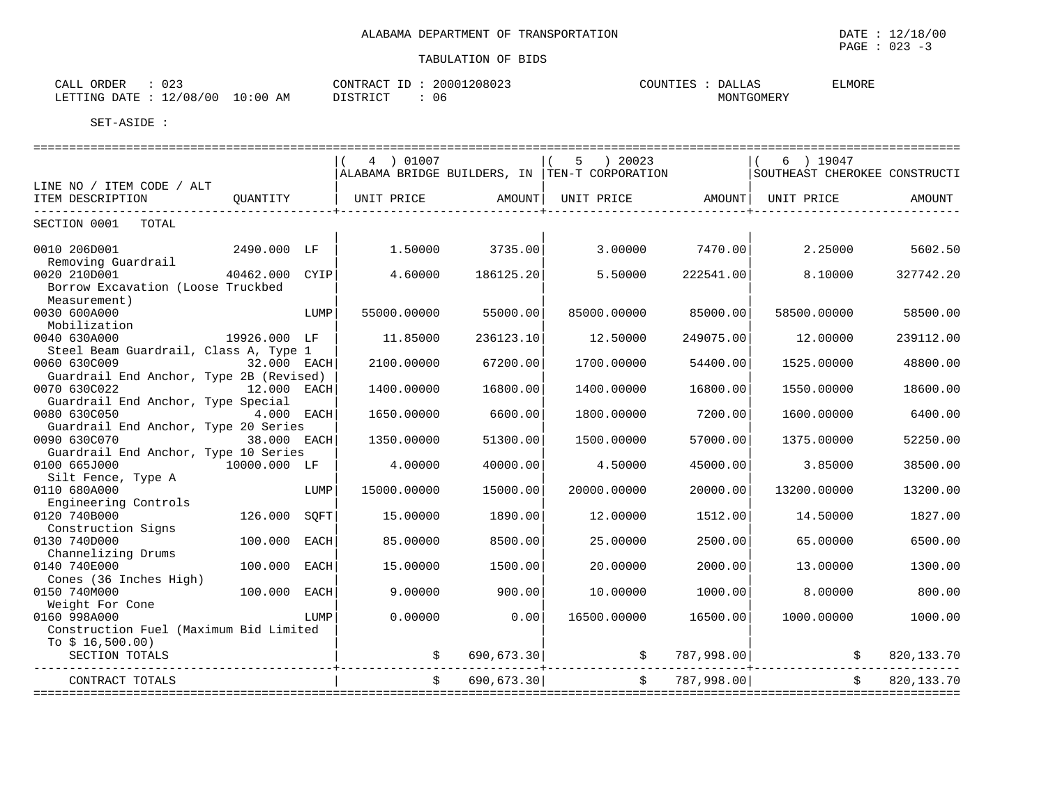ALABAMA DEPARTMENT OF TRANSPORTATION

TABULATION OF BIDS

DATE : 12/18/00
PAGE : 023 -3

CALL ORDER : 023
LETTING DATE : 12/08/00 10:00 AM

CONTRACT ID : 20001208023
DISTRICT : 06

COUNTIES : DALLAS ELMORE MONTGOMERY

SET-ASIDE :

| LINE NO / ITEM CODE / ALT<br>ITEM DESCRIPTION | QUANTITY | | ( 4 ) 01007<br>ALABAMA BRIDGE BUILDERS, IN<br>UNIT PRICE | <br><br>AMOUNT | ( 5 ) 20023<br>TEN-T CORPORATION<br>UNIT PRICE | <br><br>AMOUNT | ( 6 ) 19047<br>SOUTHEAST CHEROKEE CONSTRUCTI<br>UNIT PRICE | <br><br>AMOUNT |
|---|---|---|---|---|---|---|---|---|
| SECTION 0001 TOTAL | | | | | | | | |
| 0010 206D001<br>Removing Guardrail | 2490.000 | LF | 1.50000 | 3735.00 | 3.00000 | 7470.00 | 2.25000 | 5602.50 |
| 0020 210D001<br>Borrow Excavation (Loose Truckbed Measurement) | 40462.000 | CYIP | 4.60000 | 186125.20 | 5.50000 | 222541.00 | 8.10000 | 327742.20 |
| 0030 600A000<br>Mobilization | | LUMP | 55000.00000 | 55000.00 | 85000.00000 | 85000.00 | 58500.00000 | 58500.00 |
| 0040 630A000<br>Steel Beam Guardrail, Class A, Type 1 | 19926.000 | LF | 11.85000 | 236123.10 | 12.50000 | 249075.00 | 12.00000 | 239112.00 |
| 0060 630C009<br>Guardrail End Anchor, Type 2B (Revised) | 32.000 | EACH | 2100.00000 | 67200.00 | 1700.00000 | 54400.00 | 1525.00000 | 48800.00 |
| 0070 630C022<br>Guardrail End Anchor, Type Special | 12.000 | EACH | 1400.00000 | 16800.00 | 1400.00000 | 16800.00 | 1550.00000 | 18600.00 |
| 0080 630C050<br>Guardrail End Anchor, Type 20 Series | 4.000 | EACH | 1650.00000 | 6600.00 | 1800.00000 | 7200.00 | 1600.00000 | 6400.00 |
| 0090 630C070<br>Guardrail End Anchor, Type 10 Series | 38.000 | EACH | 1350.00000 | 51300.00 | 1500.00000 | 57000.00 | 1375.00000 | 52250.00 |
| 0100 665J000<br>Silt Fence, Type A | 10000.000 | LF | 4.00000 | 40000.00 | 4.50000 | 45000.00 | 3.85000 | 38500.00 |
| 0110 680A000<br>Engineering Controls | | LUMP | 15000.00000 | 15000.00 | 20000.00000 | 20000.00 | 13200.00000 | 13200.00 |
| 0120 740B000<br>Construction Signs | 126.000 | SQFT | 15.00000 | 1890.00 | 12.00000 | 1512.00 | 14.50000 | 1827.00 |
| 0130 740D000<br>Channelizing Drums | 100.000 | EACH | 85.00000 | 8500.00 | 25.00000 | 2500.00 | 65.00000 | 6500.00 |
| 0140 740E000<br>Cones (36 Inches High) | 100.000 | EACH | 15.00000 | 1500.00 | 20.00000 | 2000.00 | 13.00000 | 1300.00 |
| 0150 740M000<br>Weight For Cone | 100.000 | EACH | 9.00000 | 900.00 | 10.00000 | 1000.00 | 8.00000 | 800.00 |
| 0160 998A000<br>Construction Fuel (Maximum Bid Limited To $ 16,500.00) | | LUMP | 0.00000 | 0.00 | 16500.00000 | 16500.00 | 1000.00000 | 1000.00 |
| SECTION TOTALS | | | $ | 690,673.30 | $ | 787,998.00 | $ | 820,133.70 |
| CONTRACT TOTALS | | | $ | 690,673.30 | $ | 787,998.00 | $ | 820,133.70 |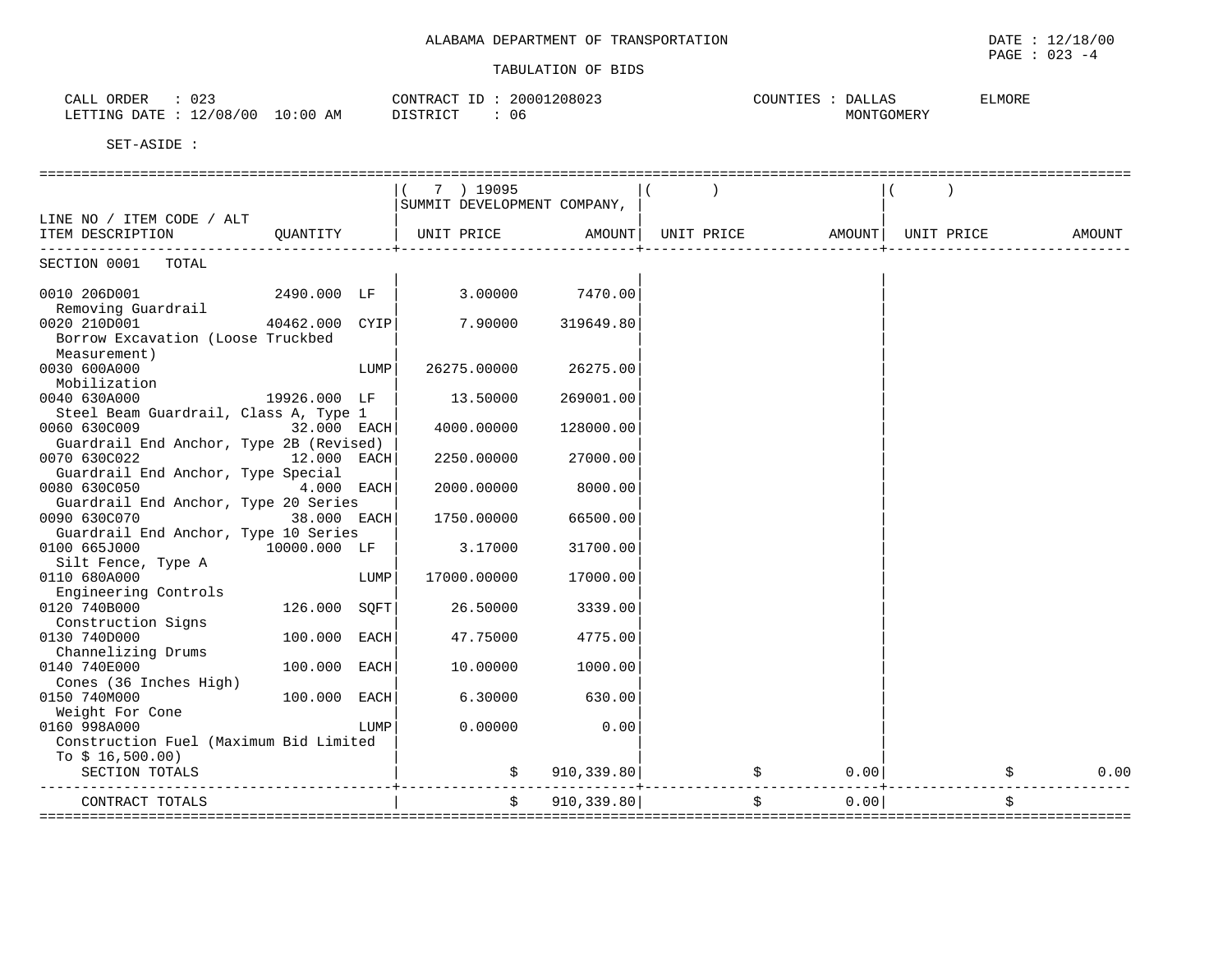ALABAMA DEPARTMENT OF TRANSPORTATION

TABULATION OF BIDS

DATE : 12/18/00
PAGE : 023 -4

CALL ORDER : 023
LETTING DATE : 12/08/00 10:00 AM

CONTRACT ID : 20001208023
DISTRICT : 06

COUNTIES : DALLAS ELMORE MONTGOMERY

SET-ASIDE :

| LINE NO / ITEM CODE / ALT ITEM DESCRIPTION | QUANTITY | ( 7 ) 19095 SUMMIT DEVELOPMENT COMPANY, UNIT PRICE | AMOUNT | ( ) UNIT PRICE | AMOUNT | ( ) UNIT PRICE | AMOUNT |
|---|---|---|---|---|---|---|---|
| SECTION 0001 TOTAL | | | | | | | |
| 0010 206D001 Removing Guardrail | 2490.000 LF | 3.00000 | 7470.00 | | | | |
| 0020 210D001 Borrow Excavation (Loose Truckbed Measurement) | 40462.000 CYIP | 7.90000 | 319649.80 | | | | |
| 0030 600A000 Mobilization | LUMP | 26275.00000 | 26275.00 | | | | |
| 0040 630A000 Steel Beam Guardrail, Class A, Type 1 | 19926.000 LF | 13.50000 | 269001.00 | | | | |
| 0060 630C009 Guardrail End Anchor, Type 2B (Revised) | 32.000 EACH | 4000.00000 | 128000.00 | | | | |
| 0070 630C022 Guardrail End Anchor, Type Special | 12.000 EACH | 2250.00000 | 27000.00 | | | | |
| 0080 630C050 Guardrail End Anchor, Type 20 Series | 4.000 EACH | 2000.00000 | 8000.00 | | | | |
| 0090 630C070 Guardrail End Anchor, Type 10 Series | 38.000 EACH | 1750.00000 | 66500.00 | | | | |
| 0100 665J000 Silt Fence, Type A | 10000.000 LF | 3.17000 | 31700.00 | | | | |
| 0110 680A000 Engineering Controls | LUMP | 17000.00000 | 17000.00 | | | | |
| 0120 740B000 Construction Signs | 126.000 SQFT | 26.50000 | 3339.00 | | | | |
| 0130 740D000 Channelizing Drums | 100.000 EACH | 47.75000 | 4775.00 | | | | |
| 0140 740E000 Cones (36 Inches High) | 100.000 EACH | 10.00000 | 1000.00 | | | | |
| 0150 740M000 Weight For Cone | 100.000 EACH | 6.30000 | 630.00 | | | | |
| 0160 998A000 Construction Fuel (Maximum Bid Limited To $ 16,500.00) | LUMP | 0.00000 | 0.00 | | | | |
| SECTION TOTALS | | $ | 910,339.80 | $ | 0.00 | $ | 0.00 |
| CONTRACT TOTALS | | $ | 910,339.80 | $ | 0.00 | $ | |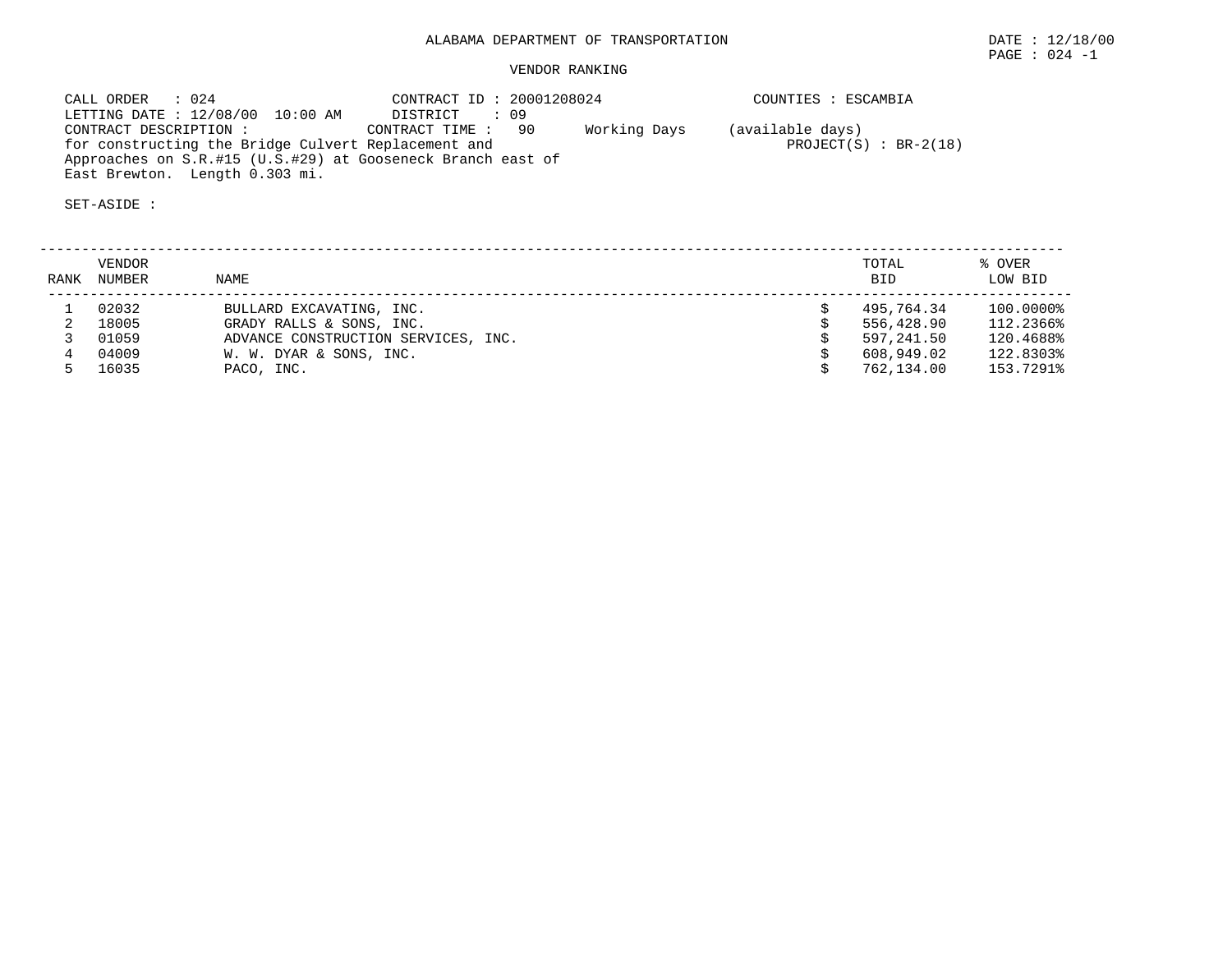# ALABAMA DEPARTMENT OF TRANSPORTATION

DATE : 12/18/00

## VENDOR RANKING

CALL ORDER : 024
CONTRACT ID : 20001208024
COUNTIES : ESCAMBIA
LETTING DATE : 12/08/00 10:00 AM
DISTRICT : 09
CONTRACT DESCRIPTION :
CONTRACT TIME : 90 Working Days (available days)
for constructing the Bridge Culvert Replacement and Approaches on S.R.#15 (U.S.#29) at Gooseneck Branch east of East Brewton. Length 0.303 mi.
PROJECT(S) : BR-2(18)

SET-ASIDE :

| RANK | VENDOR NUMBER | NAME | | TOTAL BID | % OVER LOW BID |
|---|---|---|---|---|---|
| 1 | 02032 | BULLARD EXCAVATING, INC. | $ | 495,764.34 | 100.0000% |
| 2 | 18005 | GRADY RALLS & SONS, INC. | $ | 556,428.90 | 112.2366% |
| 3 | 01059 | ADVANCE CONSTRUCTION SERVICES, INC. | $ | 597,241.50 | 120.4688% |
| 4 | 04009 | W. W. DYAR & SONS, INC. | $ | 608,949.02 | 122.8303% |
| 5 | 16035 | PACO, INC. | $ | 762,134.00 | 153.7291% |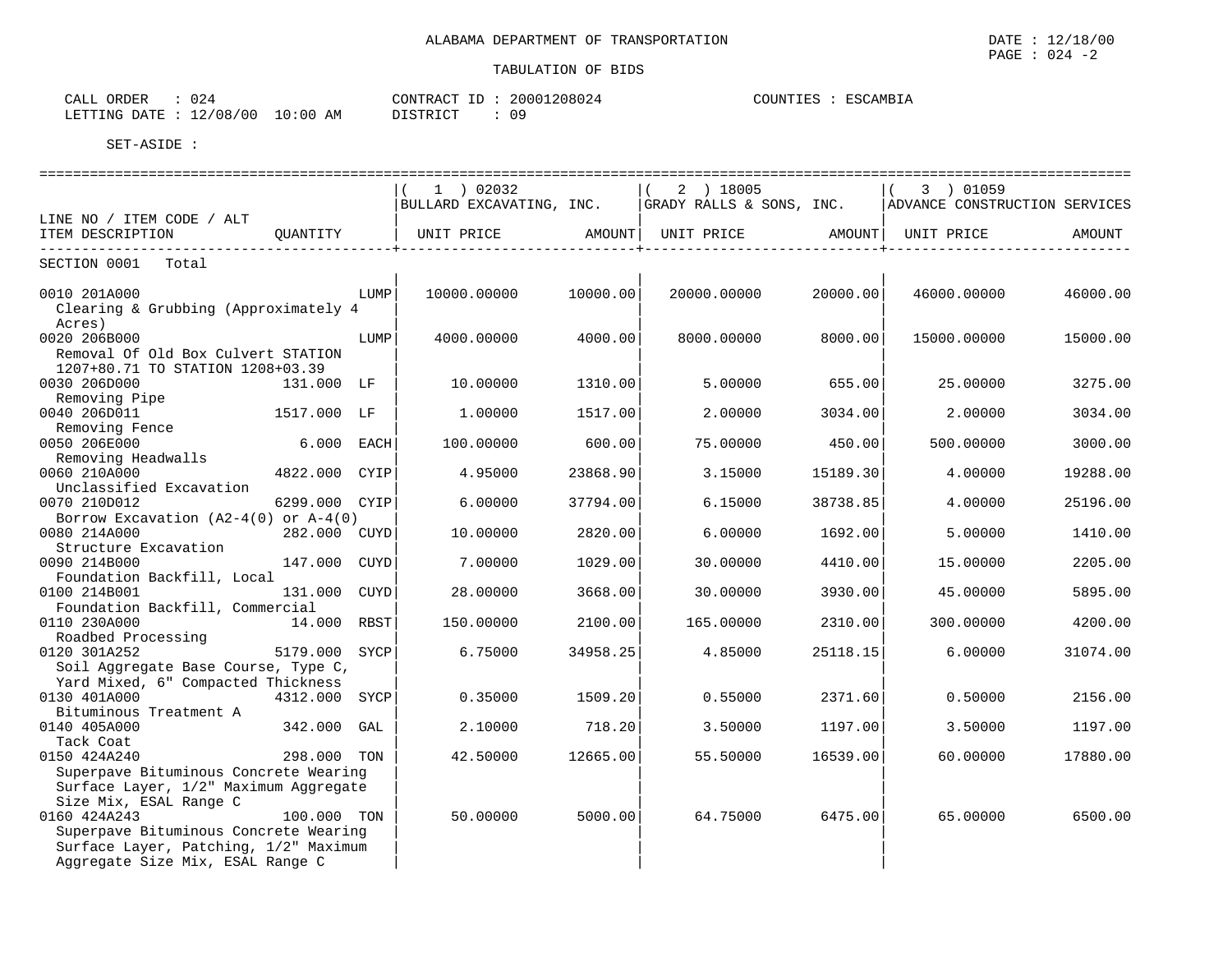ALABAMA DEPARTMENT OF TRANSPORTATION

TABULATION OF BIDS

DATE : 12/18/00
PAGE : 024 -2

CALL ORDER : 024
LETTING DATE : 12/08/00 10:00 AM

CONTRACT ID : 20001208024
DISTRICT : 09

COUNTIES : ESCAMBIA

SET-ASIDE :

| LINE NO / ITEM CODE / ALT ITEM DESCRIPTION | QUANTITY | (1) 02032 BULLARD EXCAVATING, INC. UNIT PRICE | AMOUNT | (2) 18005 GRADY RALLS & SONS, INC. UNIT PRICE | AMOUNT | (3) 01059 ADVANCE CONSTRUCTION SERVICES UNIT PRICE | AMOUNT |
|---|---|---|---|---|---|---|---|
| SECTION 0001 Total | | | | | | | |
| 0010 201A000 Clearing & Grubbing (Approximately 4 Acres) | LUMP | 10000.00000 | 10000.00 | 20000.00000 | 20000.00 | 46000.00000 | 46000.00 |
| 0020 206B000 Removal Of Old Box Culvert STATION 1207+80.71 TO STATION 1208+03.39 | LUMP | 4000.00000 | 4000.00 | 8000.00000 | 8000.00 | 15000.00000 | 15000.00 |
| 0030 206D000 Removing Pipe | 131.000 LF | 10.00000 | 1310.00 | 5.00000 | 655.00 | 25.00000 | 3275.00 |
| 0040 206D011 Removing Fence | 1517.000 LF | 1.00000 | 1517.00 | 2.00000 | 3034.00 | 2.00000 | 3034.00 |
| 0050 206E000 Removing Headwalls | 6.000 EACH | 100.00000 | 600.00 | 75.00000 | 450.00 | 500.00000 | 3000.00 |
| 0060 210A000 Unclassified Excavation | 4822.000 CYIP | 4.95000 | 23868.90 | 3.15000 | 15189.30 | 4.00000 | 19288.00 |
| 0070 210D012 Borrow Excavation (A2-4(0) or A-4(0) | 6299.000 CYIP | 6.00000 | 37794.00 | 6.15000 | 38738.85 | 4.00000 | 25196.00 |
| 0080 214A000 Structure Excavation | 282.000 CUYD | 10.00000 | 2820.00 | 6.00000 | 1692.00 | 5.00000 | 1410.00 |
| 0090 214B000 Foundation Backfill, Local | 147.000 CUYD | 7.00000 | 1029.00 | 30.00000 | 4410.00 | 15.00000 | 2205.00 |
| 0100 214B001 Foundation Backfill, Commercial | 131.000 CUYD | 28.00000 | 3668.00 | 30.00000 | 3930.00 | 45.00000 | 5895.00 |
| 0110 230A000 Roadbed Processing | 14.000 RBST | 150.00000 | 2100.00 | 165.00000 | 2310.00 | 300.00000 | 4200.00 |
| 0120 301A252 Soil Aggregate Base Course, Type C, Yard Mixed, 6" Compacted Thickness | 5179.000 SYCP | 6.75000 | 34958.25 | 4.85000 | 25118.15 | 6.00000 | 31074.00 |
| 0130 401A000 Bituminous Treatment A | 4312.000 SYCP | 0.35000 | 1509.20 | 0.55000 | 2371.60 | 0.50000 | 2156.00 |
| 0140 405A000 Tack Coat | 342.000 GAL | 2.10000 | 718.20 | 3.50000 | 1197.00 | 3.50000 | 1197.00 |
| 0150 424A240 Superpave Bituminous Concrete Wearing Surface Layer, 1/2" Maximum Aggregate Size Mix, ESAL Range C | 298.000 TON | 42.50000 | 12665.00 | 55.50000 | 16539.00 | 60.00000 | 17880.00 |
| 0160 424A243 Superpave Bituminous Concrete Wearing Surface Layer, Patching, 1/2" Maximum Aggregate Size Mix, ESAL Range C | 100.000 TON | 50.00000 | 5000.00 | 64.75000 | 6475.00 | 65.00000 | 6500.00 |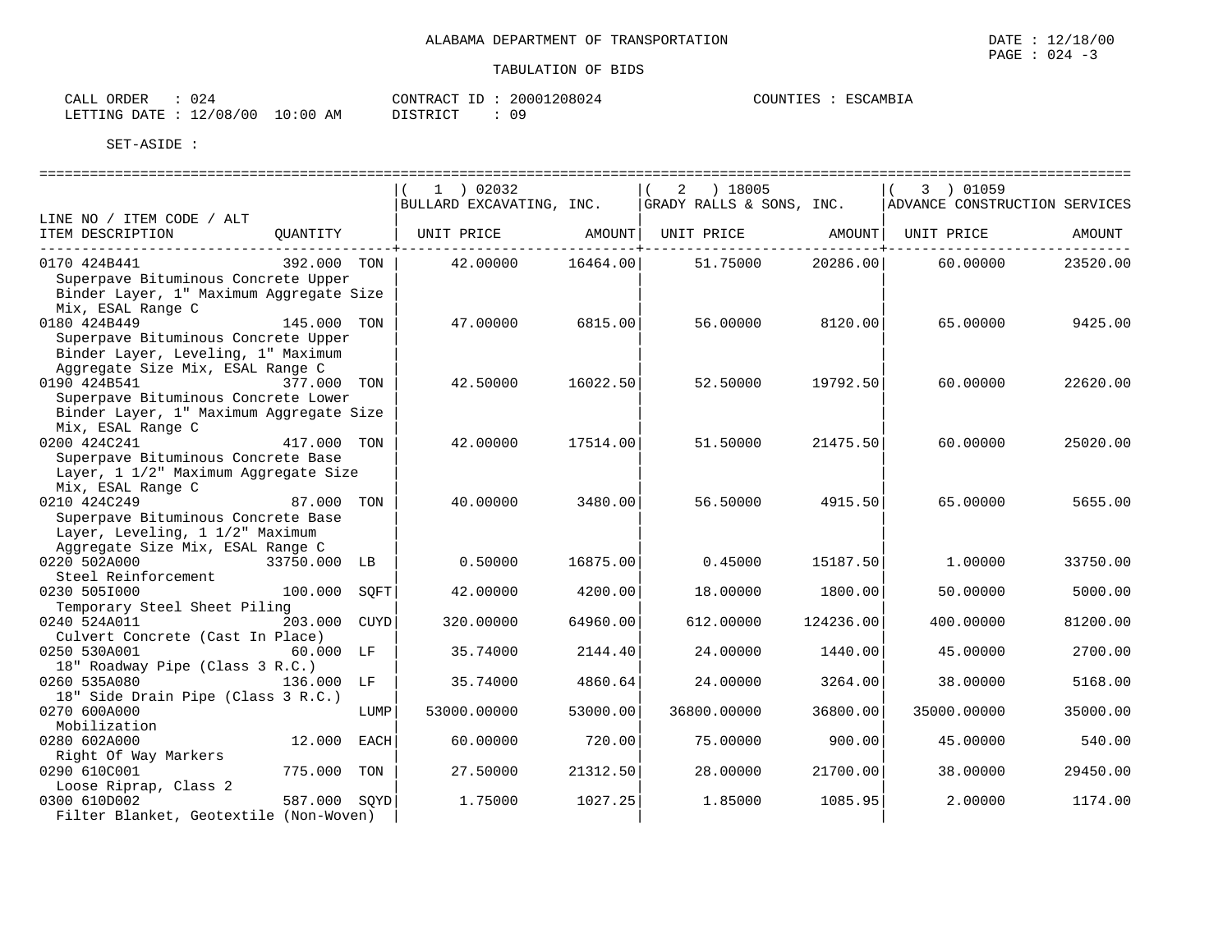ALABAMA DEPARTMENT OF TRANSPORTATION

TABULATION OF BIDS

CALL ORDER : 024 CONTRACT ID : 20001208024 COUNTIES : ESCAMBIA
LETTING DATE : 12/08/00 10:00 AM DISTRICT : 09

SET-ASIDE :

| LINE NO / ITEM CODE / ALT ITEM DESCRIPTION | QUANTITY | (1) 02032 BULLARD EXCAVATING, INC. UNIT PRICE | AMOUNT | (2) 18005 GRADY RALLS & SONS, INC. UNIT PRICE | AMOUNT | (3) 01059 ADVANCE CONSTRUCTION SERVICES UNIT PRICE | AMOUNT |
|---|---|---|---|---|---|---|---|
| 0170 424B441 Superpave Bituminous Concrete Upper Binder Layer, 1" Maximum Aggregate Size Mix, ESAL Range C | 392.000 TON | 42.00000 | 16464.00 | 51.75000 | 20286.00 | 60.00000 | 23520.00 |
| 0180 424B449 Superpave Bituminous Concrete Upper Binder Layer, Leveling, 1" Maximum Aggregate Size Mix, ESAL Range C | 145.000 TON | 47.00000 | 6815.00 | 56.00000 | 8120.00 | 65.00000 | 9425.00 |
| 0190 424B541 Superpave Bituminous Concrete Lower Binder Layer, 1" Maximum Aggregate Size Mix, ESAL Range C | 377.000 TON | 42.50000 | 16022.50 | 52.50000 | 19792.50 | 60.00000 | 22620.00 |
| 0200 424C241 Superpave Bituminous Concrete Base Layer, 1 1/2" Maximum Aggregate Size Mix, ESAL Range C | 417.000 TON | 42.00000 | 17514.00 | 51.50000 | 21475.50 | 60.00000 | 25020.00 |
| 0210 424C249 Superpave Bituminous Concrete Base Layer, Leveling, 1 1/2" Maximum Aggregate Size Mix, ESAL Range C | 87.000 TON | 40.00000 | 3480.00 | 56.50000 | 4915.50 | 65.00000 | 5655.00 |
| 0220 502A000 Steel Reinforcement | 33750.000 LB | 0.50000 | 16875.00 | 0.45000 | 15187.50 | 1.00000 | 33750.00 |
| 0230 505I000 Temporary Steel Sheet Piling | 100.000 SQFT | 42.00000 | 4200.00 | 18.00000 | 1800.00 | 50.00000 | 5000.00 |
| 0240 524A011 Culvert Concrete (Cast In Place) | 203.000 CUYD | 320.00000 | 64960.00 | 612.00000 | 124236.00 | 400.00000 | 81200.00 |
| 0250 530A001 18" Roadway Pipe (Class 3 R.C.) | 60.000 LF | 35.74000 | 2144.40 | 24.00000 | 1440.00 | 45.00000 | 2700.00 |
| 0260 535A080 18" Side Drain Pipe (Class 3 R.C.) | 136.000 LF | 35.74000 | 4860.64 | 24.00000 | 3264.00 | 38.00000 | 5168.00 |
| 0270 600A000 Mobilization | LUMP | 53000.00000 | 53000.00 | 36800.00000 | 36800.00 | 35000.00000 | 35000.00 |
| 0280 602A000 Right Of Way Markers | 12.000 EACH | 60.00000 | 720.00 | 75.00000 | 900.00 | 45.00000 | 540.00 |
| 0290 610C001 Loose Riprap, Class 2 | 775.000 TON | 27.50000 | 21312.50 | 28.00000 | 21700.00 | 38.00000 | 29450.00 |
| 0300 610D002 Filter Blanket, Geotextile (Non-Woven) | 587.000 SQYD | 1.75000 | 1027.25 | 1.85000 | 1085.95 | 2.00000 | 1174.00 |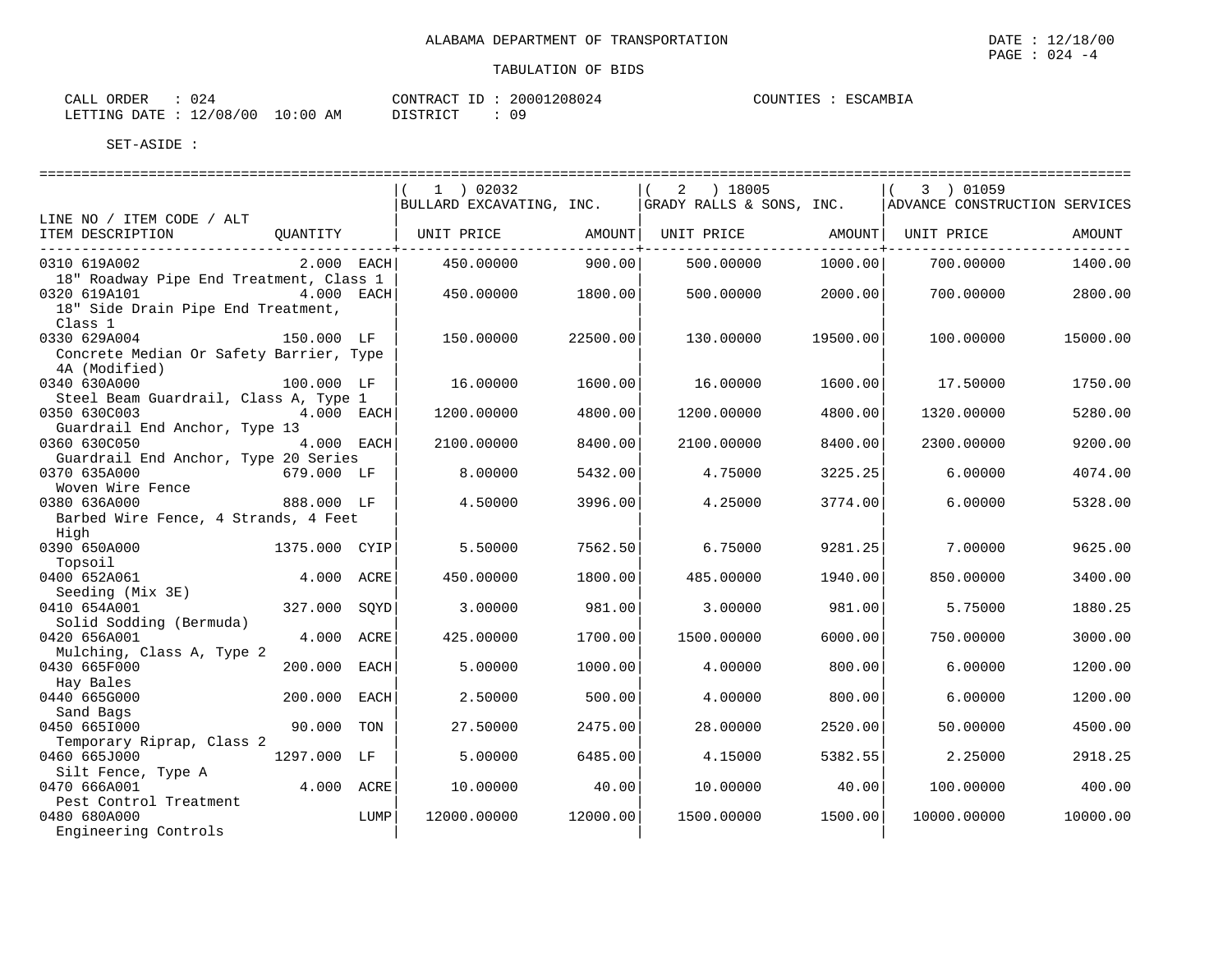ALABAMA DEPARTMENT OF TRANSPORTATION

TABULATION OF BIDS

DATE : 12/18/00

CALL ORDER : 024
LETTING DATE : 12/08/00 10:00 AM

CONTRACT ID : 20001208024
DISTRICT : 09

COUNTIES : ESCAMBIA

SET-ASIDE :

| LINE NO / ITEM CODE / ALT ITEM DESCRIPTION | QUANTITY | (1) 02032 BULLARD EXCAVATING, INC. UNIT PRICE | AMOUNT | (2) 18005 GRADY RALLS & SONS, INC. UNIT PRICE | AMOUNT | (3) 01059 ADVANCE CONSTRUCTION SERVICES UNIT PRICE | AMOUNT |
|---|---|---|---|---|---|---|---|
| 0310 619A002 18" Roadway Pipe End Treatment, Class 1 | 2.000 EACH | 450.00000 | 900.00 | 500.00000 | 1000.00 | 700.00000 | 1400.00 |
| 0320 619A101 18" Side Drain Pipe End Treatment, Class 1 | 4.000 EACH | 450.00000 | 1800.00 | 500.00000 | 2000.00 | 700.00000 | 2800.00 |
| 0330 629A004 Concrete Median Or Safety Barrier, Type 4A (Modified) | 150.000 LF | 150.00000 | 22500.00 | 130.00000 | 19500.00 | 100.00000 | 15000.00 |
| 0340 630A000 Steel Beam Guardrail, Class A, Type 1 | 100.000 LF | 16.00000 | 1600.00 | 16.00000 | 1600.00 | 17.50000 | 1750.00 |
| 0350 630C003 Guardrail End Anchor, Type 13 | 4.000 EACH | 1200.00000 | 4800.00 | 1200.00000 | 4800.00 | 1320.00000 | 5280.00 |
| 0360 630C050 Guardrail End Anchor, Type 20 Series | 4.000 EACH | 2100.00000 | 8400.00 | 2100.00000 | 8400.00 | 2300.00000 | 9200.00 |
| 0370 635A000 Woven Wire Fence | 679.000 LF | 8.00000 | 5432.00 | 4.75000 | 3225.25 | 6.00000 | 4074.00 |
| 0380 636A000 Barbed Wire Fence, 4 Strands, 4 Feet High | 888.000 LF | 4.50000 | 3996.00 | 4.25000 | 3774.00 | 6.00000 | 5328.00 |
| 0390 650A000 Topsoil | 1375.000 CYIP | 5.50000 | 7562.50 | 6.75000 | 9281.25 | 7.00000 | 9625.00 |
| 0400 652A061 Seeding (Mix 3E) | 4.000 ACRE | 450.00000 | 1800.00 | 485.00000 | 1940.00 | 850.00000 | 3400.00 |
| 0410 654A001 Solid Sodding (Bermuda) | 327.000 SQYD | 3.00000 | 981.00 | 3.00000 | 981.00 | 5.75000 | 1880.25 |
| 0420 656A001 Mulching, Class A, Type 2 | 4.000 ACRE | 425.00000 | 1700.00 | 1500.00000 | 6000.00 | 750.00000 | 3000.00 |
| 0430 665F000 Hay Bales | 200.000 EACH | 5.00000 | 1000.00 | 4.00000 | 800.00 | 6.00000 | 1200.00 |
| 0440 665G000 Sand Bags | 200.000 EACH | 2.50000 | 500.00 | 4.00000 | 800.00 | 6.00000 | 1200.00 |
| 0450 665I000 Temporary Riprap, Class 2 | 90.000 TON | 27.50000 | 2475.00 | 28.00000 | 2520.00 | 50.00000 | 4500.00 |
| 0460 665J000 Silt Fence, Type A | 1297.000 LF | 5.00000 | 6485.00 | 4.15000 | 5382.55 | 2.25000 | 2918.25 |
| 0470 666A001 Pest Control Treatment | 4.000 ACRE | 10.00000 | 40.00 | 10.00000 | 40.00 | 100.00000 | 400.00 |
| 0480 680A000 Engineering Controls | LUMP | 12000.00000 | 12000.00 | 1500.00000 | 1500.00 | 10000.00000 | 10000.00 |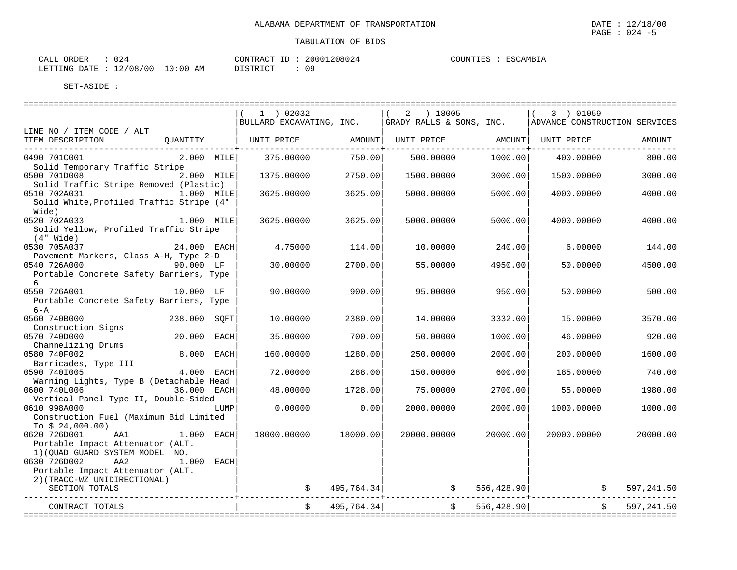ALABAMA DEPARTMENT OF TRANSPORTATION

TABULATION OF BIDS

DATE : 12/18/00
PAGE : 024 -5

CALL ORDER : 024
LETTING DATE : 12/08/00 10:00 AM

CONTRACT ID : 20001208024
DISTRICT : 09

COUNTIES : ESCAMBIA

SET-ASIDE :

| LINE NO / ITEM CODE / ALT ITEM DESCRIPTION | QUANTITY | ( 1 ) 02032 BULLARD EXCAVATING, INC. UNIT PRICE | AMOUNT | ( 2 ) 18005 GRADY RALLS & SONS, INC. UNIT PRICE | AMOUNT | ( 3 ) 01059 ADVANCE CONSTRUCTION SERVICES UNIT PRICE | AMOUNT |
|---|---|---|---|---|---|---|---|
| 0490 701C001 Solid Temporary Traffic Stripe | 2.000 MILE | 375.00000 | 750.00 | 500.00000 | 1000.00 | 400.00000 | 800.00 |
| 0500 701D008 Solid Traffic Stripe Removed (Plastic) | 2.000 MILE | 1375.00000 | 2750.00 | 1500.00000 | 3000.00 | 1500.00000 | 3000.00 |
| 0510 702A031 Solid White,Profiled Traffic Stripe (4" Wide) | 1.000 MILE | 3625.00000 | 3625.00 | 5000.00000 | 5000.00 | 4000.00000 | 4000.00 |
| 0520 702A033 Solid Yellow, Profiled Traffic Stripe (4" Wide) | 1.000 MILE | 3625.00000 | 3625.00 | 5000.00000 | 5000.00 | 4000.00000 | 4000.00 |
| 0530 705A037 Pavement Markers, Class A-H, Type 2-D | 24.000 EACH | 4.75000 | 114.00 | 10.00000 | 240.00 | 6.00000 | 144.00 |
| 0540 726A000 Portable Concrete Safety Barriers, Type 6 | 90.000 LF | 30.00000 | 2700.00 | 55.00000 | 4950.00 | 50.00000 | 4500.00 |
| 0550 726A001 Portable Concrete Safety Barriers, Type 6-A | 10.000 LF | 90.00000 | 900.00 | 95.00000 | 950.00 | 50.00000 | 500.00 |
| 0560 740B000 Construction Signs | 238.000 SQFT | 10.00000 | 2380.00 | 14.00000 | 3332.00 | 15.00000 | 3570.00 |
| 0570 740D000 Channelizing Drums | 20.000 EACH | 35.00000 | 700.00 | 50.00000 | 1000.00 | 46.00000 | 920.00 |
| 0580 740F002 Barricades, Type III | 8.000 EACH | 160.00000 | 1280.00 | 250.00000 | 2000.00 | 200.00000 | 1600.00 |
| 0590 740I005 Warning Lights, Type B (Detachable Head | 4.000 EACH | 72.00000 | 288.00 | 150.00000 | 600.00 | 185.00000 | 740.00 |
| 0600 740L006 Vertical Panel Type II, Double-Sided | 36.000 EACH | 48.00000 | 1728.00 | 75.00000 | 2700.00 | 55.00000 | 1980.00 |
| 0610 998A000 Construction Fuel (Maximum Bid Limited To $ 24,000.00) | LUMP | 0.00000 | 0.00 | 2000.00000 | 2000.00 | 1000.00000 | 1000.00 |
| 0620 726D001 AA1 Portable Impact Attenuator (ALT. 1)(QUAD GUARD SYSTEM MODEL NO. | 1.000 EACH | 18000.00000 | 18000.00 | 20000.00000 | 20000.00 | 20000.00000 | 20000.00 |
| 0630 726D002 AA2 Portable Impact Attenuator (ALT. 2)(TRACC-WZ UNIDIRECTIONAL) | 1.000 EACH | | | | | | |
| SECTION TOTALS | | | $ 495,764.34 | | $ 556,428.90 | | $ 597,241.50 |
| CONTRACT TOTALS | | | $ 495,764.34 | | $ 556,428.90 | | $ 597,241.50 |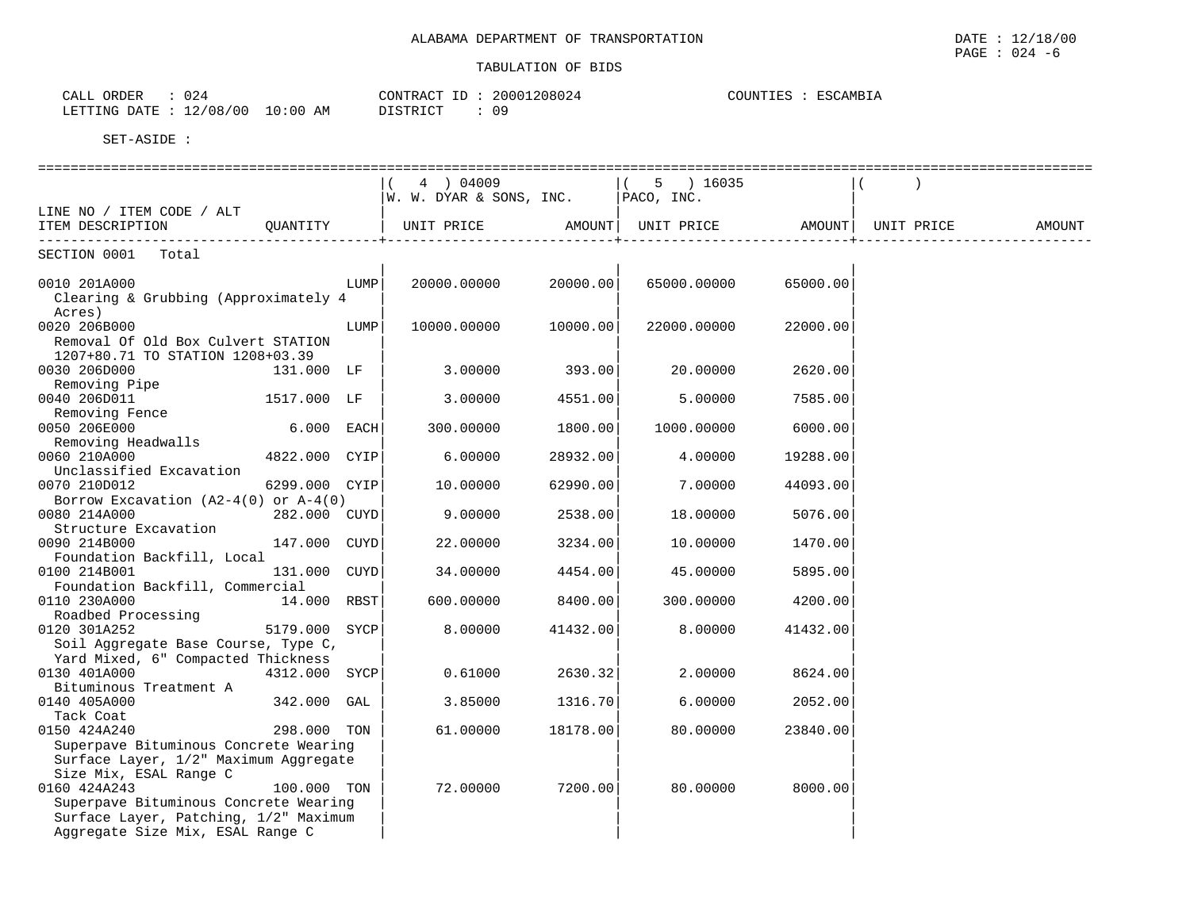ALABAMA DEPARTMENT OF TRANSPORTATION

DATE : 12/18/00
PAGE : 024 -6

TABULATION OF BIDS

CALL ORDER : 024
LETTING DATE : 12/08/00 10:00 AM

CONTRACT ID : 20001208024
DISTRICT : 09

COUNTIES : ESCAMBIA

SET-ASIDE :

| LINE NO / ITEM CODE / ALT ITEM DESCRIPTION | QUANTITY | | ( 4 ) 04009 W. W. DYAR & SONS, INC. UNIT PRICE | AMOUNT | ( 5 ) 16035 PACO, INC. UNIT PRICE | AMOUNT | ( ) UNIT PRICE | AMOUNT |
|---|---|---|---|---|---|---|---|---|
| SECTION 0001 Total | | | | | | | | |
| 0010 201A000 Clearing & Grubbing (Approximately 4 Acres) | | LUMP | 20000.00000 | 20000.00 | 65000.00000 | 65000.00 | | |
| 0020 206B000 Removal Of Old Box Culvert STATION 1207+80.71 TO STATION 1208+03.39 | | LUMP | 10000.00000 | 10000.00 | 22000.00000 | 22000.00 | | |
| 0030 206D000 Removing Pipe | 131.000 | LF | 3.00000 | 393.00 | 20.00000 | 2620.00 | | |
| 0040 206D011 Removing Fence | 1517.000 | LF | 3.00000 | 4551.00 | 5.00000 | 7585.00 | | |
| 0050 206E000 Removing Headwalls | 6.000 | EACH | 300.00000 | 1800.00 | 1000.00000 | 6000.00 | | |
| 0060 210A000 Unclassified Excavation | 4822.000 | CYIP | 6.00000 | 28932.00 | 4.00000 | 19288.00 | | |
| 0070 210D012 Borrow Excavation (A2-4(0) or A-4(0) | 6299.000 | CYIP | 10.00000 | 62990.00 | 7.00000 | 44093.00 | | |
| 0080 214A000 Structure Excavation | 282.000 | CUYD | 9.00000 | 2538.00 | 18.00000 | 5076.00 | | |
| 0090 214B000 Foundation Backfill, Local | 147.000 | CUYD | 22.00000 | 3234.00 | 10.00000 | 1470.00 | | |
| 0100 214B001 Foundation Backfill, Commercial | 131.000 | CUYD | 34.00000 | 4454.00 | 45.00000 | 5895.00 | | |
| 0110 230A000 Roadbed Processing | 14.000 | RBST | 600.00000 | 8400.00 | 300.00000 | 4200.00 | | |
| 0120 301A252 Soil Aggregate Base Course, Type C, Yard Mixed, 6" Compacted Thickness | 5179.000 | SYCP | 8.00000 | 41432.00 | 8.00000 | 41432.00 | | |
| 0130 401A000 Bituminous Treatment A | 4312.000 | SYCP | 0.61000 | 2630.32 | 2.00000 | 8624.00 | | |
| 0140 405A000 Tack Coat | 342.000 | GAL | 3.85000 | 1316.70 | 6.00000 | 2052.00 | | |
| 0150 424A240 Superpave Bituminous Concrete Wearing Surface Layer, 1/2" Maximum Aggregate Size Mix, ESAL Range C | 298.000 | TON | 61.00000 | 18178.00 | 80.00000 | 23840.00 | | |
| 0160 424A243 Superpave Bituminous Concrete Wearing Surface Layer, Patching, 1/2" Maximum Aggregate Size Mix, ESAL Range C | 100.000 | TON | 72.00000 | 7200.00 | 80.00000 | 8000.00 | | |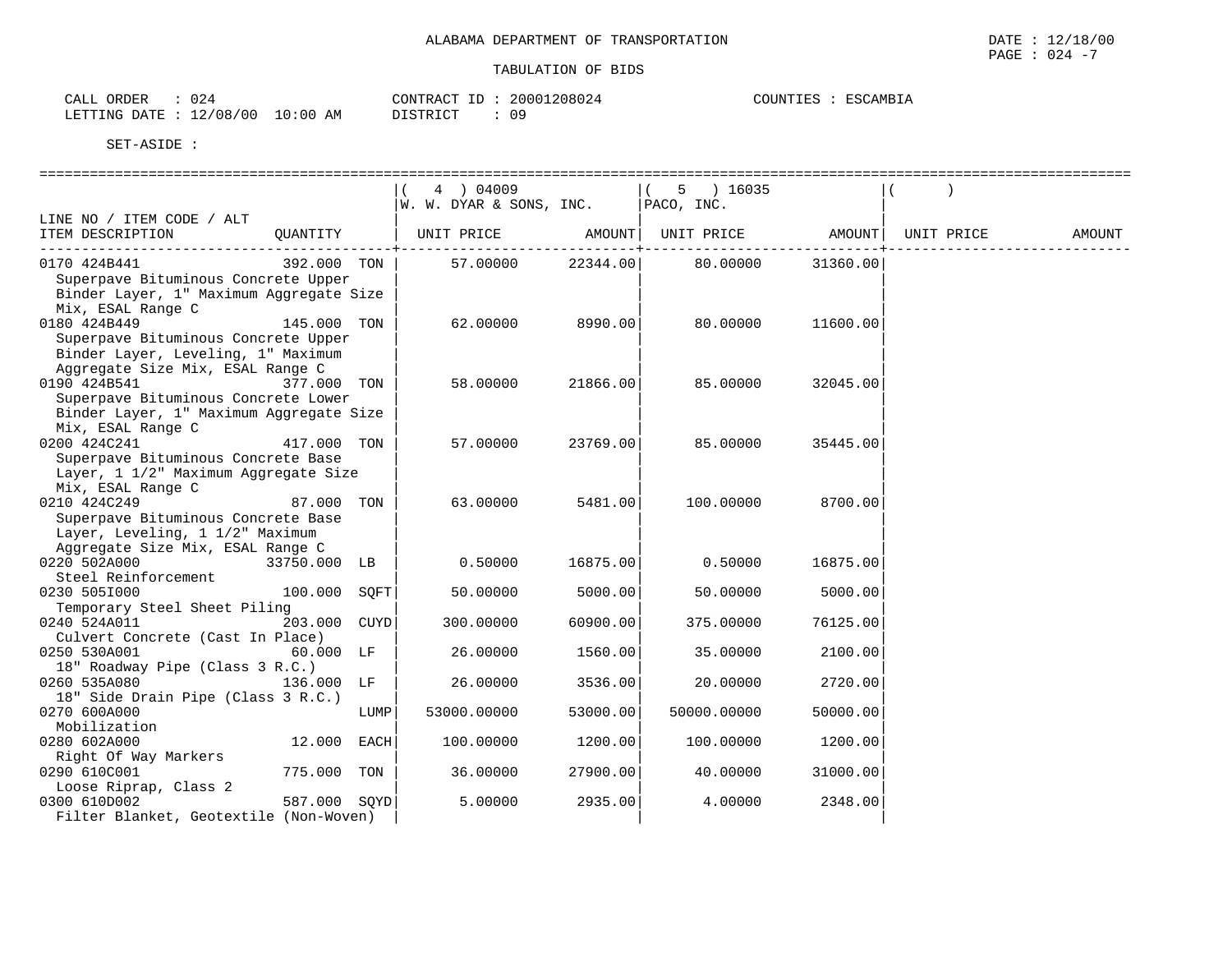ALABAMA DEPARTMENT OF TRANSPORTATION

TABULATION OF BIDS

CALL ORDER : 024
LETTING DATE : 12/08/00 10:00 AM

CONTRACT ID : 20001208024
DISTRICT : 09

COUNTIES : ESCAMBIA

SET-ASIDE :

| LINE NO / ITEM CODE / ALT<br>ITEM DESCRIPTION | QUANTITY | | ( 4 ) 04009<br>W. W. DYAR & SONS, INC.<br>UNIT PRICE | AMOUNT | ( 5 ) 16035<br>PACO, INC.<br>UNIT PRICE | AMOUNT | ( )<br>UNIT PRICE | AMOUNT |
|---|---|---|---|---|---|---|---|---|
| 0170 424B441<br>Superpave Bituminous Concrete Upper Binder Layer, 1" Maximum Aggregate Size Mix, ESAL Range C | 392.000 | TON | 57.00000 | 22344.00 | 80.00000 | 31360.00 | | |
| 0180 424B449<br>Superpave Bituminous Concrete Upper Binder Layer, Leveling, 1" Maximum Aggregate Size Mix, ESAL Range C | 145.000 | TON | 62.00000 | 8990.00 | 80.00000 | 11600.00 | | |
| 0190 424B541<br>Superpave Bituminous Concrete Lower Binder Layer, 1" Maximum Aggregate Size Mix, ESAL Range C | 377.000 | TON | 58.00000 | 21866.00 | 85.00000 | 32045.00 | | |
| 0200 424C241<br>Superpave Bituminous Concrete Base Layer, 1 1/2" Maximum Aggregate Size Mix, ESAL Range C | 417.000 | TON | 57.00000 | 23769.00 | 85.00000 | 35445.00 | | |
| 0210 424C249<br>Superpave Bituminous Concrete Base Layer, Leveling, 1 1/2" Maximum Aggregate Size Mix, ESAL Range C | 87.000 | TON | 63.00000 | 5481.00 | 100.00000 | 8700.00 | | |
| 0220 502A000<br>Steel Reinforcement | 33750.000 | LB | 0.50000 | 16875.00 | 0.50000 | 16875.00 | | |
| 0230 505I000<br>Temporary Steel Sheet Piling | 100.000 | SQFT | 50.00000 | 5000.00 | 50.00000 | 5000.00 | | |
| 0240 524A011<br>Culvert Concrete (Cast In Place) | 203.000 | CUYD | 300.00000 | 60900.00 | 375.00000 | 76125.00 | | |
| 0250 530A001<br>18" Roadway Pipe (Class 3 R.C.) | 60.000 | LF | 26.00000 | 1560.00 | 35.00000 | 2100.00 | | |
| 0260 535A080<br>18" Side Drain Pipe (Class 3 R.C.) | 136.000 | LF | 26.00000 | 3536.00 | 20.00000 | 2720.00 | | |
| 0270 600A000<br>Mobilization | | LUMP | 53000.00000 | 53000.00 | 50000.00000 | 50000.00 | | |
| 0280 602A000<br>Right Of Way Markers | 12.000 | EACH | 100.00000 | 1200.00 | 100.00000 | 1200.00 | | |
| 0290 610C001<br>Loose Riprap, Class 2 | 775.000 | TON | 36.00000 | 27900.00 | 40.00000 | 31000.00 | | |
| 0300 610D002<br>Filter Blanket, Geotextile (Non-Woven) | 587.000 | SQYD | 5.00000 | 2935.00 | 4.00000 | 2348.00 | | |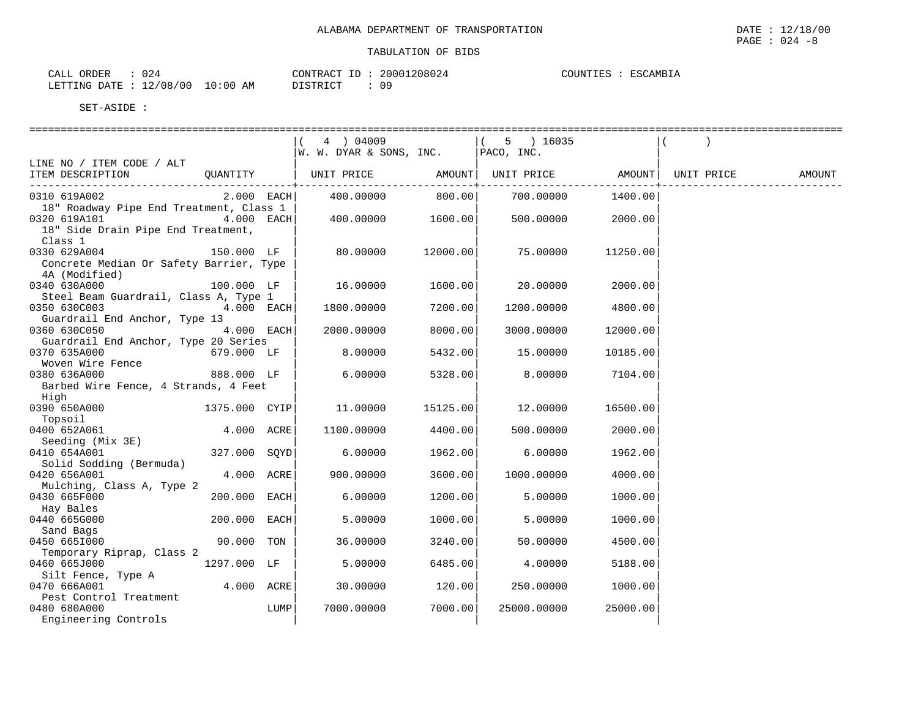ALABAMA DEPARTMENT OF TRANSPORTATION

DATE : 12/18/00

TABULATION OF BIDS

CALL ORDER : 024 CONTRACT ID : 20001208024 COUNTIES : ESCAMBIA
LETTING DATE : 12/08/00 10:00 AM DISTRICT : 09

SET-ASIDE :

| LINE NO / ITEM CODE / ALT ITEM DESCRIPTION | QUANTITY | ( 4 ) 04009 W. W. DYAR & SONS, INC. UNIT PRICE | AMOUNT | ( 5 ) 16035 PACO, INC. UNIT PRICE | AMOUNT | ( ) UNIT PRICE | AMOUNT |
|---|---|---|---|---|---|---|---|
| 0310 619A002 18" Roadway Pipe End Treatment, Class 1 | 2.000 EACH | 400.00000 | 800.00 | 700.00000 | 1400.00 | | |
| 0320 619A101 18" Side Drain Pipe End Treatment, Class 1 | 4.000 EACH | 400.00000 | 1600.00 | 500.00000 | 2000.00 | | |
| 0330 629A004 Concrete Median Or Safety Barrier, Type 4A (Modified) | 150.000 LF | 80.00000 | 12000.00 | 75.00000 | 11250.00 | | |
| 0340 630A000 Steel Beam Guardrail, Class A, Type 1 | 100.000 LF | 16.00000 | 1600.00 | 20.00000 | 2000.00 | | |
| 0350 630C003 Guardrail End Anchor, Type 13 | 4.000 EACH | 1800.00000 | 7200.00 | 1200.00000 | 4800.00 | | |
| 0360 630C050 Guardrail End Anchor, Type 20 Series | 4.000 EACH | 2000.00000 | 8000.00 | 3000.00000 | 12000.00 | | |
| 0370 635A000 Woven Wire Fence | 679.000 LF | 8.00000 | 5432.00 | 15.00000 | 10185.00 | | |
| 0380 636A000 Barbed Wire Fence, 4 Strands, 4 Feet High | 888.000 LF | 6.00000 | 5328.00 | 8.00000 | 7104.00 | | |
| 0390 650A000 Topsoil | 1375.000 CYIP | 11.00000 | 15125.00 | 12.00000 | 16500.00 | | |
| 0400 652A061 Seeding (Mix 3E) | 4.000 ACRE | 1100.00000 | 4400.00 | 500.00000 | 2000.00 | | |
| 0410 654A001 Solid Sodding (Bermuda) | 327.000 SQYD | 6.00000 | 1962.00 | 6.00000 | 1962.00 | | |
| 0420 656A001 Mulching, Class A, Type 2 | 4.000 ACRE | 900.00000 | 3600.00 | 1000.00000 | 4000.00 | | |
| 0430 665F000 Hay Bales | 200.000 EACH | 6.00000 | 1200.00 | 5.00000 | 1000.00 | | |
| 0440 665G000 Sand Bags | 200.000 EACH | 5.00000 | 1000.00 | 5.00000 | 1000.00 | | |
| 0450 665I000 Temporary Riprap, Class 2 | 90.000 TON | 36.00000 | 3240.00 | 50.00000 | 4500.00 | | |
| 0460 665J000 Silt Fence, Type A | 1297.000 LF | 5.00000 | 6485.00 | 4.00000 | 5188.00 | | |
| 0470 666A001 Pest Control Treatment | 4.000 ACRE | 30.00000 | 120.00 | 250.00000 | 1000.00 | | |
| 0480 680A000 Engineering Controls | LUMP | 7000.00000 | 7000.00 | 25000.00000 | 25000.00 | | |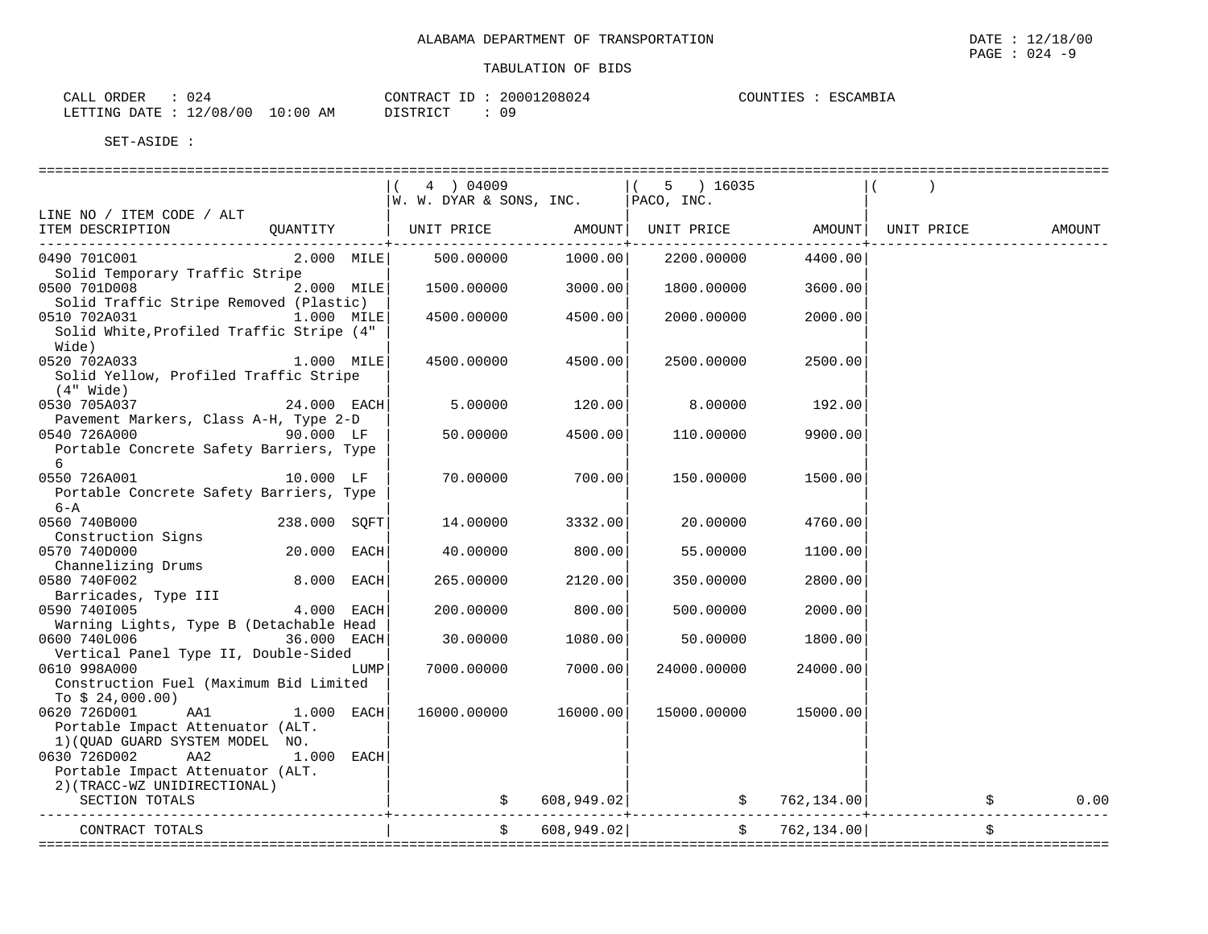ALABAMA DEPARTMENT OF TRANSPORTATION

DATE : 12/18/00

TABULATION OF BIDS

CALL ORDER : 024
LETTING DATE : 12/08/00 10:00 AM

CONTRACT ID : 20001208024
DISTRICT : 09

COUNTIES : ESCAMBIA

SET-ASIDE :

| LINE NO / ITEM CODE / ALT<br>ITEM DESCRIPTION | QUANTITY | ( 4 ) 04009<br>W. W. DYAR & SONS, INC.<br>UNIT PRICE | AMOUNT | ( 5 ) 16035<br>PACO, INC.<br>UNIT PRICE | AMOUNT | ( )<br>UNIT PRICE | AMOUNT |
|---|---|---|---|---|---|---|---|
| 0490 701C001<br>Solid Temporary Traffic Stripe | 2.000 MILE | 500.00000 | 1000.00 | 2200.00000 | 4400.00 | | |
| 0500 701D008<br>Solid Traffic Stripe Removed (Plastic) | 2.000 MILE | 1500.00000 | 3000.00 | 1800.00000 | 3600.00 | | |
| 0510 702A031<br>Solid White,Profiled Traffic Stripe (4" Wide) | 1.000 MILE | 4500.00000 | 4500.00 | 2000.00000 | 2000.00 | | |
| 0520 702A033<br>Solid Yellow, Profiled Traffic Stripe (4" Wide) | 1.000 MILE | 4500.00000 | 4500.00 | 2500.00000 | 2500.00 | | |
| 0530 705A037<br>Pavement Markers, Class A-H, Type 2-D | 24.000 EACH | 5.00000 | 120.00 | 8.00000 | 192.00 | | |
| 0540 726A000<br>Portable Concrete Safety Barriers, Type 6 | 90.000 LF | 50.00000 | 4500.00 | 110.00000 | 9900.00 | | |
| 0550 726A001<br>Portable Concrete Safety Barriers, Type 6-A | 10.000 LF | 70.00000 | 700.00 | 150.00000 | 1500.00 | | |
| 0560 740B000<br>Construction Signs | 238.000 SQFT | 14.00000 | 3332.00 | 20.00000 | 4760.00 | | |
| 0570 740D000<br>Channelizing Drums | 20.000 EACH | 40.00000 | 800.00 | 55.00000 | 1100.00 | | |
| 0580 740F002<br>Barricades, Type III | 8.000 EACH | 265.00000 | 2120.00 | 350.00000 | 2800.00 | | |
| 0590 740I005<br>Warning Lights, Type B (Detachable Head | 4.000 EACH | 200.00000 | 800.00 | 500.00000 | 2000.00 | | |
| 0600 740L006<br>Vertical Panel Type II, Double-Sided | 36.000 EACH | 30.00000 | 1080.00 | 50.00000 | 1800.00 | | |
| 0610 998A000<br>Construction Fuel (Maximum Bid Limited To $ 24,000.00) | LUMP | 7000.00000 | 7000.00 | 24000.00000 | 24000.00 | | |
| 0620 726D001 AA1<br>Portable Impact Attenuator (ALT. 1)(QUAD GUARD SYSTEM MODEL NO. | 1.000 EACH | 16000.00000 | 16000.00 | 15000.00000 | 15000.00 | | |
| 0630 726D002 AA2<br>Portable Impact Attenuator (ALT. 2)(TRACC-WZ UNIDIRECTIONAL) | 1.000 EACH | | | | | | |
| SECTION TOTALS | | | $ 608,949.02 | | $ 762,134.00 | | $ 0.00 |
| CONTRACT TOTALS | | | $ 608,949.02 | | $ 762,134.00 | | $ |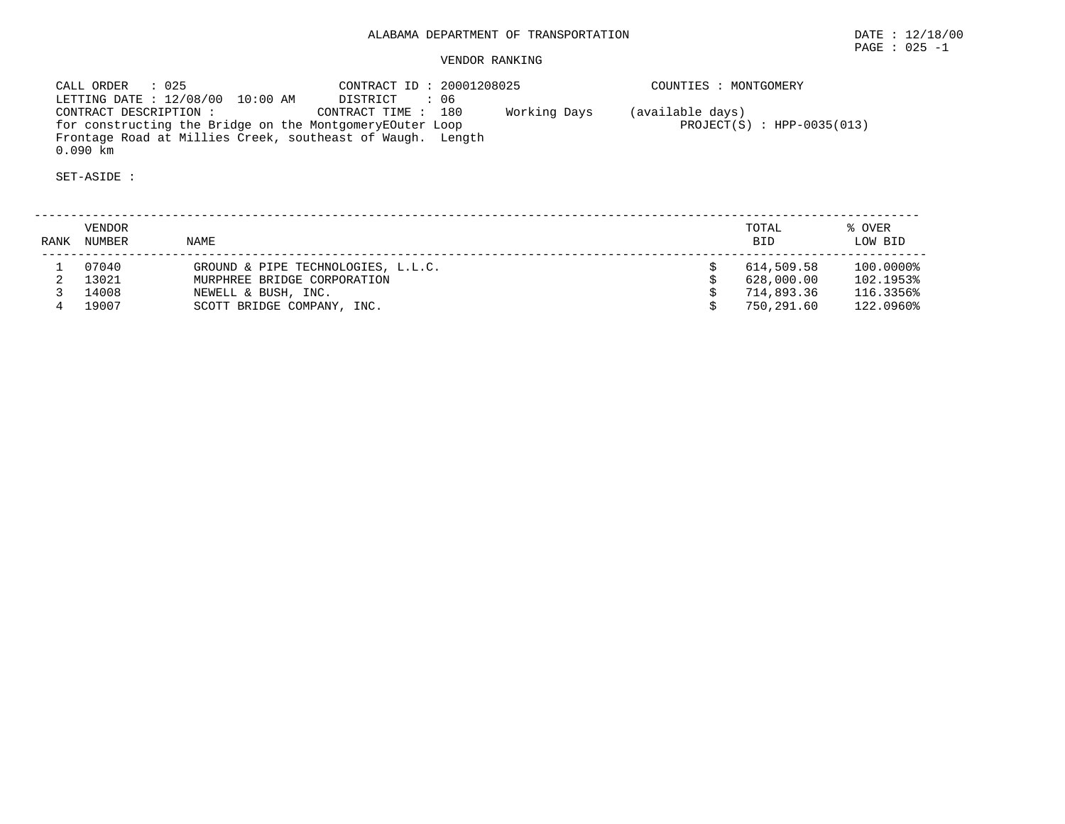ALABAMA DEPARTMENT OF TRANSPORTATION

DATE : 12/18/00

PAGE : 025 -1

VENDOR RANKING

CALL ORDER : 025 CONTRACT ID : 20001208025 COUNTIES : MONTGOMERY
LETTING DATE : 12/08/00 10:00 AM DISTRICT : 06
CONTRACT DESCRIPTION : CONTRACT TIME : 180 Working Days (available days)
for constructing the Bridge on the MontgomeryEOuter Loop PROJECT(S) : HPP-0035(013)
Frontage Road at Millies Creek, southeast of Waugh. Length
0.090 km

SET-ASIDE :

| RANK | VENDOR NUMBER | NAME | TOTAL BID | % OVER LOW BID |
|---|---|---|---|---|
| 1 | 07040 | GROUND & PIPE TECHNOLOGIES, L.L.C. | $ 614,509.58 | 100.0000% |
| 2 | 13021 | MURPHREE BRIDGE CORPORATION | $ 628,000.00 | 102.1953% |
| 3 | 14008 | NEWELL & BUSH, INC. | $ 714,893.36 | 116.3356% |
| 4 | 19007 | SCOTT BRIDGE COMPANY, INC. | $ 750,291.60 | 122.0960% |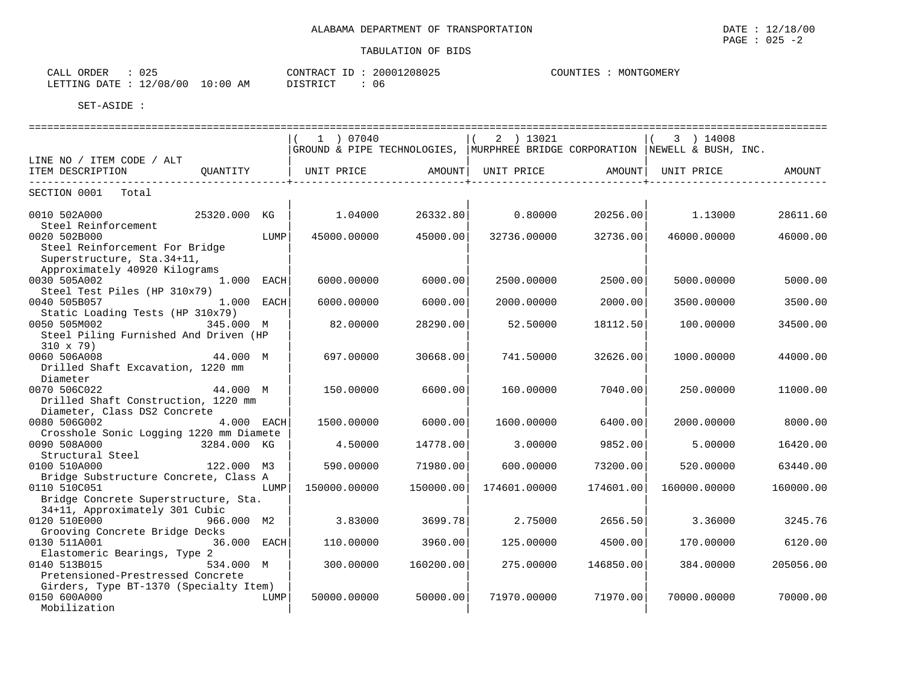ALABAMA DEPARTMENT OF TRANSPORTATION

DATE : 12/18/00
PAGE : 025 -2

TABULATION OF BIDS

CALL ORDER : 025
LETTING DATE : 12/08/00 10:00 AM
CONTRACT ID : 20001208025
DISTRICT : 06
COUNTIES : MONTGOMERY

SET-ASIDE :

| LINE NO / ITEM CODE / ALT ITEM DESCRIPTION | QUANTITY | (1) 07040 GROUND & PIPE TECHNOLOGIES, UNIT PRICE | AMOUNT | (2) 13021 MURPHREE BRIDGE CORPORATION UNIT PRICE | AMOUNT | (3) 14008 NEWELL & BUSH, INC. UNIT PRICE | AMOUNT |
|---|---|---|---|---|---|---|---|
| SECTION 0001 Total | | | | | | | |
| 0010 502A000 Steel Reinforcement | 25320.000 KG | 1.04000 | 26332.80 | 0.80000 | 20256.00 | 1.13000 | 28611.60 |
| 0020 502B000 Steel Reinforcement For Bridge Superstructure, Sta.34+11, Approximately 40920 Kilograms | LUMP | 45000.00000 | 45000.00 | 32736.00000 | 32736.00 | 46000.00000 | 46000.00 |
| 0030 505A002 Steel Test Piles (HP 310x79) | 1.000 EACH | 6000.00000 | 6000.00 | 2500.00000 | 2500.00 | 5000.00000 | 5000.00 |
| 0040 505B057 Static Loading Tests (HP 310x79) | 1.000 EACH | 6000.00000 | 6000.00 | 2000.00000 | 2000.00 | 3500.00000 | 3500.00 |
| 0050 505M002 Steel Piling Furnished And Driven (HP 310 x 79) | 345.000 M | 82.00000 | 28290.00 | 52.50000 | 18112.50 | 100.00000 | 34500.00 |
| 0060 506A008 Drilled Shaft Excavation, 1220 mm Diameter | 44.000 M | 697.00000 | 30668.00 | 741.50000 | 32626.00 | 1000.00000 | 44000.00 |
| 0070 506C022 Drilled Shaft Construction, 1220 mm Diameter, Class DS2 Concrete | 44.000 M | 150.00000 | 6600.00 | 160.00000 | 7040.00 | 250.00000 | 11000.00 |
| 0080 506G002 Crosshole Sonic Logging 1220 mm Diamete | 4.000 EACH | 1500.00000 | 6000.00 | 1600.00000 | 6400.00 | 2000.00000 | 8000.00 |
| 0090 508A000 Structural Steel | 3284.000 KG | 4.50000 | 14778.00 | 3.00000 | 9852.00 | 5.00000 | 16420.00 |
| 0100 510A000 Bridge Substructure Concrete, Class A | 122.000 M3 | 590.00000 | 71980.00 | 600.00000 | 73200.00 | 520.00000 | 63440.00 |
| 0110 510C051 Bridge Concrete Superstructure, Sta. 34+11, Approximately 301 Cubic | LUMP | 150000.00000 | 150000.00 | 174601.00000 | 174601.00 | 160000.00000 | 160000.00 |
| 0120 510E000 Grooving Concrete Bridge Decks | 966.000 M2 | 3.83000 | 3699.78 | 2.75000 | 2656.50 | 3.36000 | 3245.76 |
| 0130 511A001 Elastomeric Bearings, Type 2 | 36.000 EACH | 110.00000 | 3960.00 | 125.00000 | 4500.00 | 170.00000 | 6120.00 |
| 0140 513B015 Pretensioned-Prestressed Concrete Girders, Type BT-1370 (Specialty Item) | 534.000 M | 300.00000 | 160200.00 | 275.00000 | 146850.00 | 384.00000 | 205056.00 |
| 0150 600A000 Mobilization | LUMP | 50000.00000 | 50000.00 | 71970.00000 | 71970.00 | 70000.00000 | 70000.00 |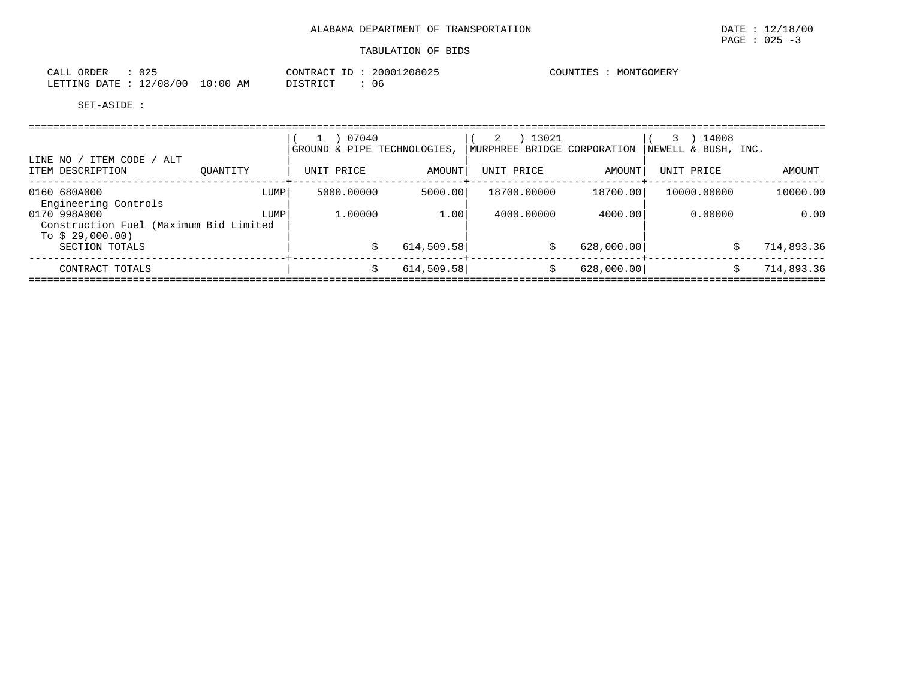ALABAMA DEPARTMENT OF TRANSPORTATION

TABULATION OF BIDS

DATE : 12/18/00
PAGE : 025 -3

CALL ORDER : 025
LETTING DATE : 12/08/00 10:00 AM

CONTRACT ID : 20001208025
DISTRICT : 06

COUNTIES : MONTGOMERY

SET-ASIDE :

| LINE NO / ITEM CODE / ALT<br>ITEM DESCRIPTION | QUANTITY | ( 1 ) 07040<br>GROUND & PIPE TECHNOLOGIES,<br>UNIT PRICE | AMOUNT | ( 2 ) 13021<br>MURPHREE BRIDGE CORPORATION<br>UNIT PRICE | AMOUNT | ( 3 ) 14008<br>NEWELL & BUSH, INC.<br>UNIT PRICE | AMOUNT |
|---|---|---|---|---|---|---|---|
| 0160 680A000<br>Engineering Controls | LUMP | 5000.00000 | 5000.00 | 18700.00000 | 18700.00 | 10000.00000 | 10000.00 |
| 0170 998A000<br>Construction Fuel (Maximum Bid Limited To $ 29,000.00) | LUMP | 1.00000 | 1.00 | 4000.00000 | 4000.00 | 0.00000 | 0.00 |
| SECTION TOTALS | | $ | 614,509.58 | $ | 628,000.00 | $ | 714,893.36 |
| CONTRACT TOTALS | | $ | 614,509.58 | $ | 628,000.00 | $ | 714,893.36 |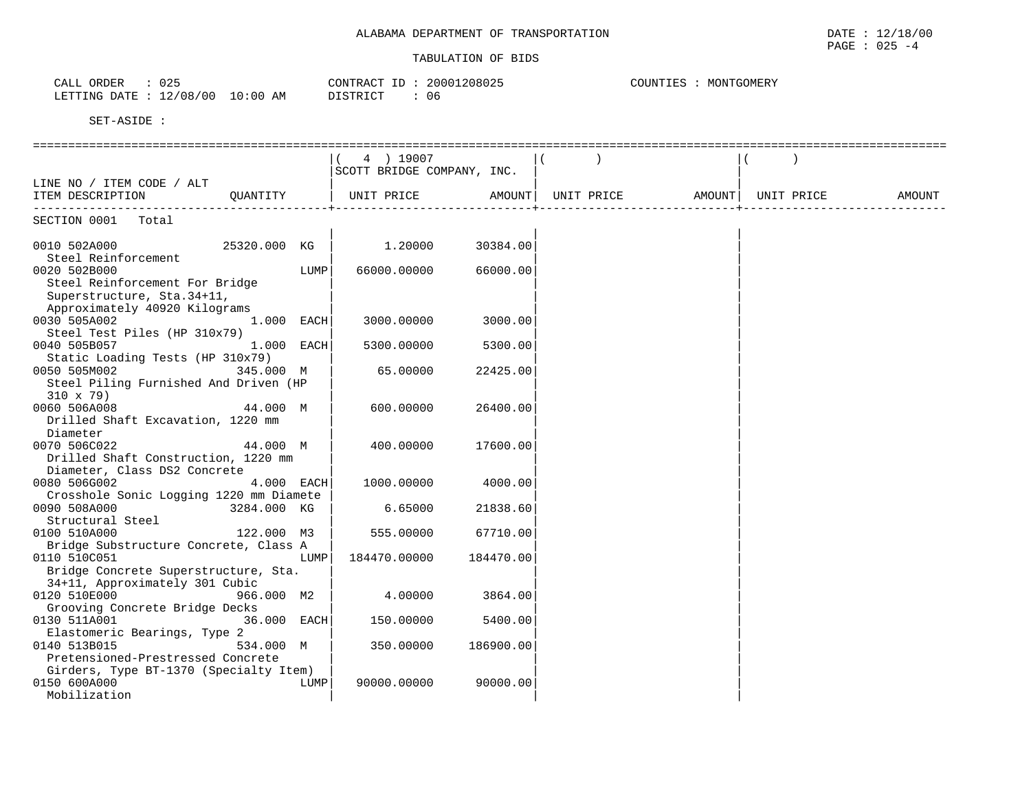ALABAMA DEPARTMENT OF TRANSPORTATION

TABULATION OF BIDS

CALL ORDER : 025
LETTING DATE : 12/08/00 10:00 AM

CONTRACT ID : 20001208025
DISTRICT : 06

COUNTIES : MONTGOMERY

SET-ASIDE :

| LINE NO / ITEM CODE / ALT ITEM DESCRIPTION | QUANTITY | ( 4 ) 19007 SCOTT BRIDGE COMPANY, INC. UNIT PRICE | AMOUNT | ( ) UNIT PRICE | AMOUNT | ( ) UNIT PRICE | AMOUNT |
|---|---|---|---|---|---|---|---|
| SECTION 0001 Total | | | | | | | |
| 0010 502A000 Steel Reinforcement | 25320.000 KG | 1.20000 | 30384.00 | | | | |
| 0020 502B000 Steel Reinforcement For Bridge Superstructure, Sta.34+11, Approximately 40920 Kilograms | LUMP | 66000.00000 | 66000.00 | | | | |
| 0030 505A002 Steel Test Piles (HP 310x79) | 1.000 EACH | 3000.00000 | 3000.00 | | | | |
| 0040 505B057 Static Loading Tests (HP 310x79) | 1.000 EACH | 5300.00000 | 5300.00 | | | | |
| 0050 505M002 Steel Piling Furnished And Driven (HP 310 x 79) | 345.000 M | 65.00000 | 22425.00 | | | | |
| 0060 506A008 Drilled Shaft Excavation, 1220 mm Diameter | 44.000 M | 600.00000 | 26400.00 | | | | |
| 0070 506C022 Drilled Shaft Construction, 1220 mm Diameter, Class DS2 Concrete | 44.000 M | 400.00000 | 17600.00 | | | | |
| 0080 506G002 Crosshole Sonic Logging 1220 mm Diamete | 4.000 EACH | 1000.00000 | 4000.00 | | | | |
| 0090 508A000 Structural Steel | 3284.000 KG | 6.65000 | 21838.60 | | | | |
| 0100 510A000 Bridge Substructure Concrete, Class A | 122.000 M3 | 555.00000 | 67710.00 | | | | |
| 0110 510C051 Bridge Concrete Superstructure, Sta. 34+11, Approximately 301 Cubic | LUMP | 184470.00000 | 184470.00 | | | | |
| 0120 510E000 Grooving Concrete Bridge Decks | 966.000 M2 | 4.00000 | 3864.00 | | | | |
| 0130 511A001 Elastomeric Bearings, Type 2 | 36.000 EACH | 150.00000 | 5400.00 | | | | |
| 0140 513B015 Pretensioned-Prestressed Concrete Girders, Type BT-1370 (Specialty Item) | 534.000 M | 350.00000 | 186900.00 | | | | |
| 0150 600A000 Mobilization | LUMP | 90000.00000 | 90000.00 | | | | |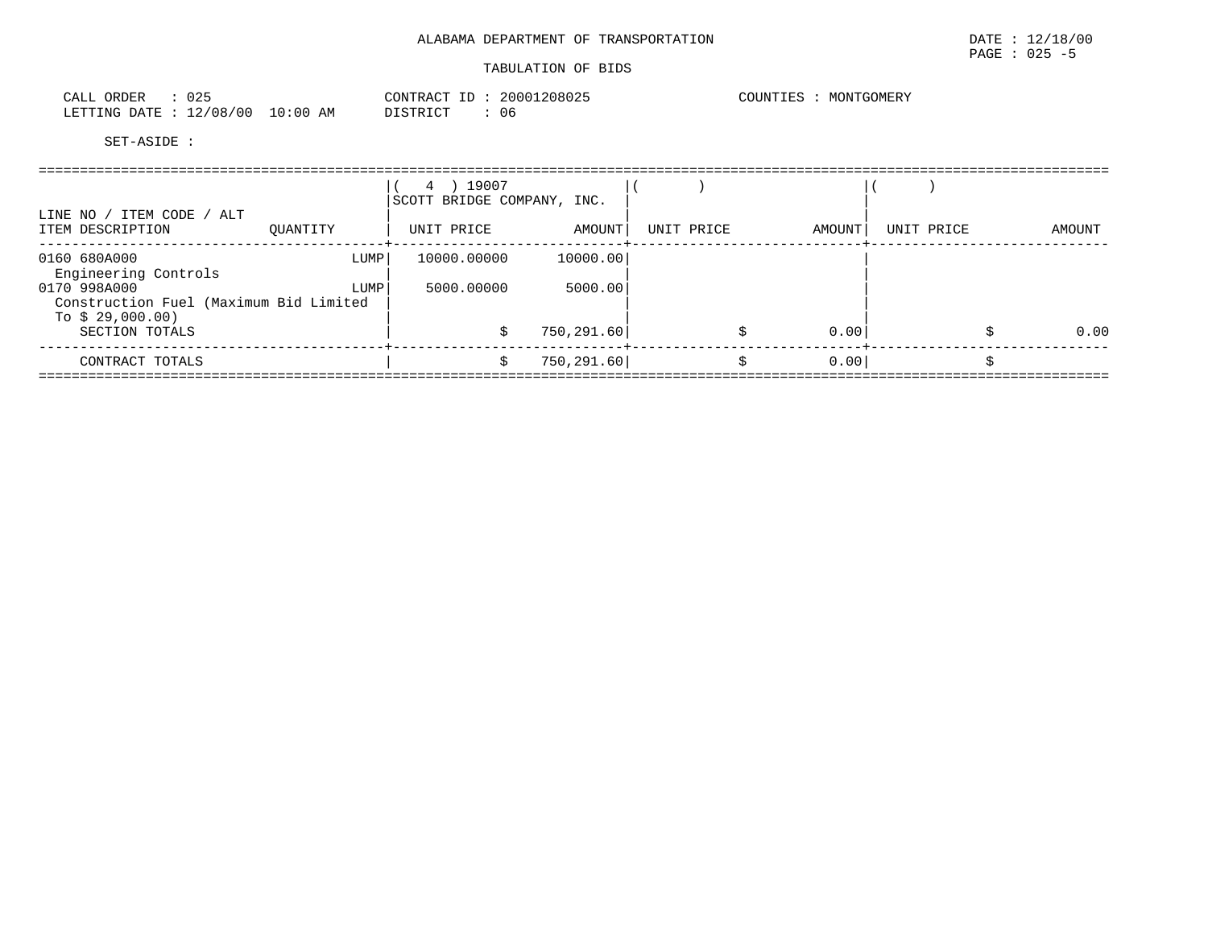ALABAMA DEPARTMENT OF TRANSPORTATION

DATE : 12/18/00

TABULATION OF BIDS

CALL ORDER : 025 | CONTRACT ID : 20001208025 | COUNTIES : MONTGOMERY
LETTING DATE : 12/08/00 10:00 AM | DISTRICT : 06

SET-ASIDE :

| LINE NO / ITEM CODE / ALT ITEM DESCRIPTION | QUANTITY | ( 4 ) 19007 SCOTT BRIDGE COMPANY, INC. UNIT PRICE | AMOUNT | ( ) UNIT PRICE | AMOUNT | ( ) UNIT PRICE | AMOUNT |
|---|---|---|---|---|---|---|---|
| 0160 680A000 Engineering Controls | LUMP | 10000.00000 | 10000.00 | | | | |
| 0170 998A000 Construction Fuel (Maximum Bid Limited To $ 29,000.00) | LUMP | 5000.00000 | 5000.00 | | | | |
| SECTION TOTALS | | $ | 750,291.60 | $ | 0.00 | $ | 0.00 |
| CONTRACT TOTALS | | $ | 750,291.60 | $ | 0.00 | $ | |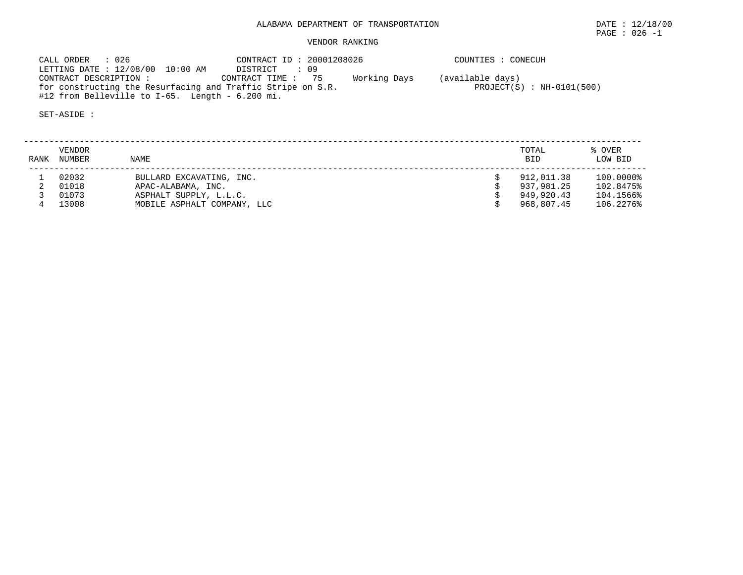ALABAMA DEPARTMENT OF TRANSPORTATION

DATE : 12/18/00

PAGE : 026 -1

VENDOR RANKING

CALL ORDER : 026
CONTRACT ID : 20001208026
COUNTIES : CONECUH

LETTING DATE : 12/08/00 10:00 AM
DISTRICT : 09

CONTRACT DESCRIPTION :
CONTRACT TIME : 75 Working Days (available days)

for constructing the Resurfacing and Traffic Stripe on S.R. #12 from Belleville to I-65. Length - 6.200 mi.

PROJECT(S) : NH-0101(500)

SET-ASIDE :

| RANK | VENDOR NUMBER | NAME | TOTAL BID | % OVER LOW BID |
|---|---|---|---|---|
| 1 | 02032 | BULLARD EXCAVATING, INC. | $ 912,011.38 | 100.0000% |
| 2 | 01018 | APAC-ALABAMA, INC. | $ 937,981.25 | 102.8475% |
| 3 | 01073 | ASPHALT SUPPLY, L.L.C. | $ 949,920.43 | 104.1566% |
| 4 | 13008 | MOBILE ASPHALT COMPANY, LLC | $ 968,807.45 | 106.2276% |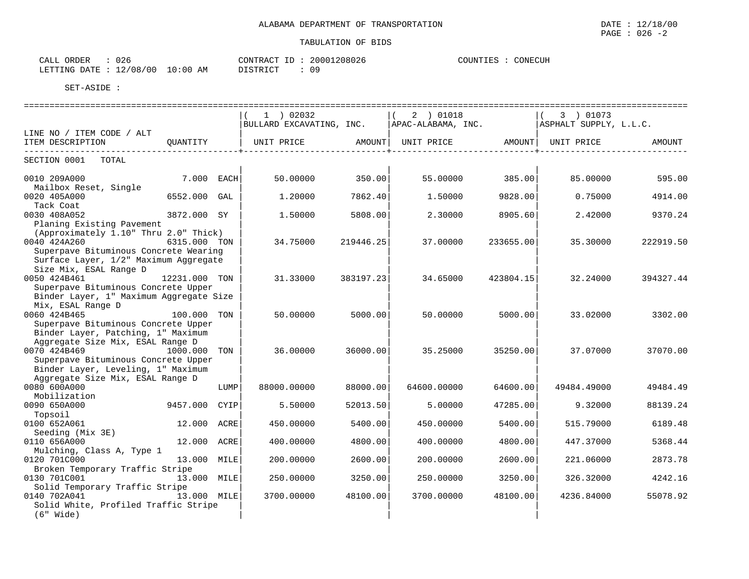ALABAMA DEPARTMENT OF TRANSPORTATION

DATE : 12/18/00

TABULATION OF BIDS

CALL ORDER : 026
LETTING DATE : 12/08/00 10:00 AM

CONTRACT ID : 20001208026
DISTRICT : 09

COUNTIES : CONECUH

SET-ASIDE :

| LINE NO / ITEM CODE / ALT ITEM DESCRIPTION | QUANTITY | | ( 1 ) 02032 BULLARD EXCAVATING, INC. UNIT PRICE | AMOUNT | ( 2 ) 01018 APAC-ALABAMA, INC. UNIT PRICE | AMOUNT | ( 3 ) 01073 ASPHALT SUPPLY, L.L.C. UNIT PRICE | AMOUNT |
|---|---|---|---|---|---|---|---|---|
| SECTION 0001 TOTAL | | | | | | | | |
| 0010 209A000 Mailbox Reset, Single | 7.000 | EACH | 50.00000 | 350.00 | 55.00000 | 385.00 | 85.00000 | 595.00 |
| 0020 405A000 Tack Coat | 6552.000 | GAL | 1.20000 | 7862.40 | 1.50000 | 9828.00 | 0.75000 | 4914.00 |
| 0030 408A052 Planing Existing Pavement (Approximately 1.10" Thru 2.0" Thick) | 3872.000 | SY | 1.50000 | 5808.00 | 2.30000 | 8905.60 | 2.42000 | 9370.24 |
| 0040 424A260 Superpave Bituminous Concrete Wearing Surface Layer, 1/2" Maximum Aggregate Size Mix, ESAL Range D | 6315.000 | TON | 34.75000 | 219446.25 | 37.00000 | 233655.00 | 35.30000 | 222919.50 |
| 0050 424B461 Superpave Bituminous Concrete Upper Binder Layer, 1" Maximum Aggregate Size Mix, ESAL Range D | 12231.000 | TON | 31.33000 | 383197.23 | 34.65000 | 423804.15 | 32.24000 | 394327.44 |
| 0060 424B465 Superpave Bituminous Concrete Upper Binder Layer, Patching, 1" Maximum Aggregate Size Mix, ESAL Range D | 100.000 | TON | 50.00000 | 5000.00 | 50.00000 | 5000.00 | 33.02000 | 3302.00 |
| 0070 424B469 Superpave Bituminous Concrete Upper Binder Layer, Leveling, 1" Maximum Aggregate Size Mix, ESAL Range D | 1000.000 | TON | 36.00000 | 36000.00 | 35.25000 | 35250.00 | 37.07000 | 37070.00 |
| 0080 600A000 Mobilization | | LUMP | 88000.00000 | 88000.00 | 64600.00000 | 64600.00 | 49484.49000 | 49484.49 |
| 0090 650A000 Topsoil | 9457.000 | CYIP | 5.50000 | 52013.50 | 5.00000 | 47285.00 | 9.32000 | 88139.24 |
| 0100 652A061 Seeding (Mix 3E) | 12.000 | ACRE | 450.00000 | 5400.00 | 450.00000 | 5400.00 | 515.79000 | 6189.48 |
| 0110 656A000 Mulching, Class A, Type 1 | 12.000 | ACRE | 400.00000 | 4800.00 | 400.00000 | 4800.00 | 447.37000 | 5368.44 |
| 0120 701C000 Broken Temporary Traffic Stripe | 13.000 | MILE | 200.00000 | 2600.00 | 200.00000 | 2600.00 | 221.06000 | 2873.78 |
| 0130 701C001 Solid Temporary Traffic Stripe | 13.000 | MILE | 250.00000 | 3250.00 | 250.00000 | 3250.00 | 326.32000 | 4242.16 |
| 0140 702A041 Solid White, Profiled Traffic Stripe (6" Wide) | 13.000 | MILE | 3700.00000 | 48100.00 | 3700.00000 | 48100.00 | 4236.84000 | 55078.92 |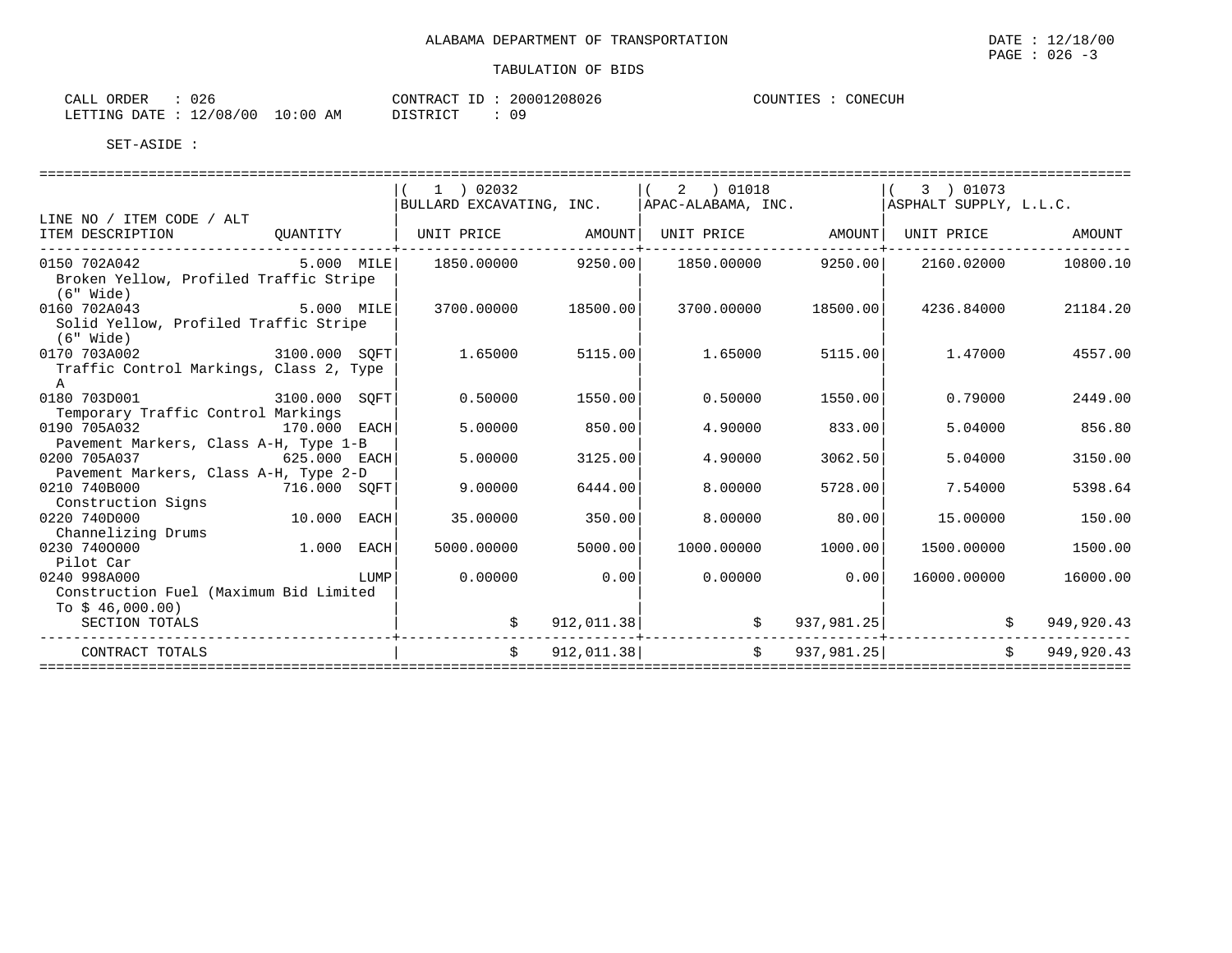ALABAMA DEPARTMENT OF TRANSPORTATION

DATE : 12/18/00

PAGE : 026 -3

TABULATION OF BIDS

CALL ORDER : 026 | CONTRACT ID : 20001208026 | COUNTIES : CONECUH

LETTING DATE : 12/08/00 10:00 AM | DISTRICT : 09

SET-ASIDE :

| LINE NO / ITEM CODE / ALT<br>ITEM DESCRIPTION | QUANTITY | ( 1 ) 02032<br>BULLARD EXCAVATING, INC.<br>UNIT PRICE | AMOUNT | ( 2 ) 01018<br>APAC-ALABAMA, INC.<br>UNIT PRICE | AMOUNT | ( 3 ) 01073<br>ASPHALT SUPPLY, L.L.C.<br>UNIT PRICE | AMOUNT |
|---|---|---|---|---|---|---|---|
| 0150 702A042<br>Broken Yellow, Profiled Traffic Stripe (6" Wide) | 5.000 MILE | 1850.00000 | 9250.00 | 1850.00000 | 9250.00 | 2160.02000 | 10800.10 |
| 0160 702A043<br>Solid Yellow, Profiled Traffic Stripe (6" Wide) | 5.000 MILE | 3700.00000 | 18500.00 | 3700.00000 | 18500.00 | 4236.84000 | 21184.20 |
| 0170 703A002<br>Traffic Control Markings, Class 2, Type A | 3100.000 SQFT | 1.65000 | 5115.00 | 1.65000 | 5115.00 | 1.47000 | 4557.00 |
| 0180 703D001<br>Temporary Traffic Control Markings | 3100.000 SQFT | 0.50000 | 1550.00 | 0.50000 | 1550.00 | 0.79000 | 2449.00 |
| 0190 705A032<br>Pavement Markers, Class A-H, Type 1-B | 170.000 EACH | 5.00000 | 850.00 | 4.90000 | 833.00 | 5.04000 | 856.80 |
| 0200 705A037<br>Pavement Markers, Class A-H, Type 2-D | 625.000 EACH | 5.00000 | 3125.00 | 4.90000 | 3062.50 | 5.04000 | 3150.00 |
| 0210 740B000<br>Construction Signs | 716.000 SQFT | 9.00000 | 6444.00 | 8.00000 | 5728.00 | 7.54000 | 5398.64 |
| 0220 740D000<br>Channelizing Drums | 10.000 EACH | 35.00000 | 350.00 | 8.00000 | 80.00 | 15.00000 | 150.00 |
| 0230 740O000<br>Pilot Car | 1.000 EACH | 5000.00000 | 5000.00 | 1000.00000 | 1000.00 | 1500.00000 | 1500.00 |
| 0240 998A000<br>Construction Fuel (Maximum Bid Limited To $ 46,000.00) | LUMP | 0.00000 | 0.00 | 0.00000 | 0.00 | 16000.00000 | 16000.00 |
| SECTION TOTALS | | $ | 912,011.38 | $ | 937,981.25 | $ | 949,920.43 |
| CONTRACT TOTALS | | $ | 912,011.38 | $ | 937,981.25 | $ | 949,920.43 |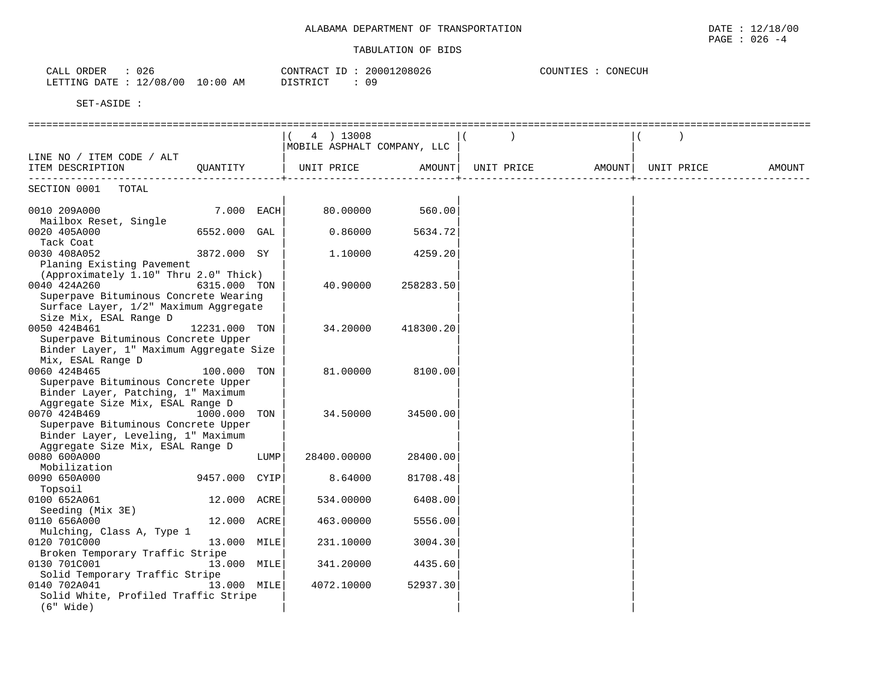ALABAMA DEPARTMENT OF TRANSPORTATION

DATE : 12/18/00

TABULATION OF BIDS

CALL ORDER : 026
LETTING DATE : 12/08/00 10:00 AM

CONTRACT ID : 20001208026
DISTRICT : 09

COUNTIES : CONECUH

SET-ASIDE :

| LINE NO / ITEM CODE / ALT ITEM DESCRIPTION | QUANTITY | ( 4 ) 13008 MOBILE ASPHALT COMPANY, LLC UNIT PRICE | AMOUNT | ( ) UNIT PRICE | AMOUNT | ( ) UNIT PRICE | AMOUNT |
|---|---|---|---|---|---|---|---|
| SECTION 0001 TOTAL | | | | | | | |
| 0010 209A000 Mailbox Reset, Single | 7.000 EACH | 80.00000 | 560.00 | | | | |
| 0020 405A000 Tack Coat | 6552.000 GAL | 0.86000 | 5634.72 | | | | |
| 0030 408A052 Planing Existing Pavement (Approximately 1.10" Thru 2.0" Thick) | 3872.000 SY | 1.10000 | 4259.20 | | | | |
| 0040 424A260 Superpave Bituminous Concrete Wearing Surface Layer, 1/2" Maximum Aggregate Size Mix, ESAL Range D | 6315.000 TON | 40.90000 | 258283.50 | | | | |
| 0050 424B461 Superpave Bituminous Concrete Upper Binder Layer, 1" Maximum Aggregate Size Mix, ESAL Range D | 12231.000 TON | 34.20000 | 418300.20 | | | | |
| 0060 424B465 Superpave Bituminous Concrete Upper Binder Layer, Patching, 1" Maximum Aggregate Size Mix, ESAL Range D | 100.000 TON | 81.00000 | 8100.00 | | | | |
| 0070 424B469 Superpave Bituminous Concrete Upper Binder Layer, Leveling, 1" Maximum Aggregate Size Mix, ESAL Range D | 1000.000 TON | 34.50000 | 34500.00 | | | | |
| 0080 600A000 Mobilization | LUMP | 28400.00000 | 28400.00 | | | | |
| 0090 650A000 Topsoil | 9457.000 CYIP | 8.64000 | 81708.48 | | | | |
| 0100 652A061 Seeding (Mix 3E) | 12.000 ACRE | 534.00000 | 6408.00 | | | | |
| 0110 656A000 Mulching, Class A, Type 1 | 12.000 ACRE | 463.00000 | 5556.00 | | | | |
| 0120 701C000 Broken Temporary Traffic Stripe | 13.000 MILE | 231.10000 | 3004.30 | | | | |
| 0130 701C001 Solid Temporary Traffic Stripe | 13.000 MILE | 341.20000 | 4435.60 | | | | |
| 0140 702A041 Solid White, Profiled Traffic Stripe (6" Wide) | 13.000 MILE | 4072.10000 | 52937.30 | | | | |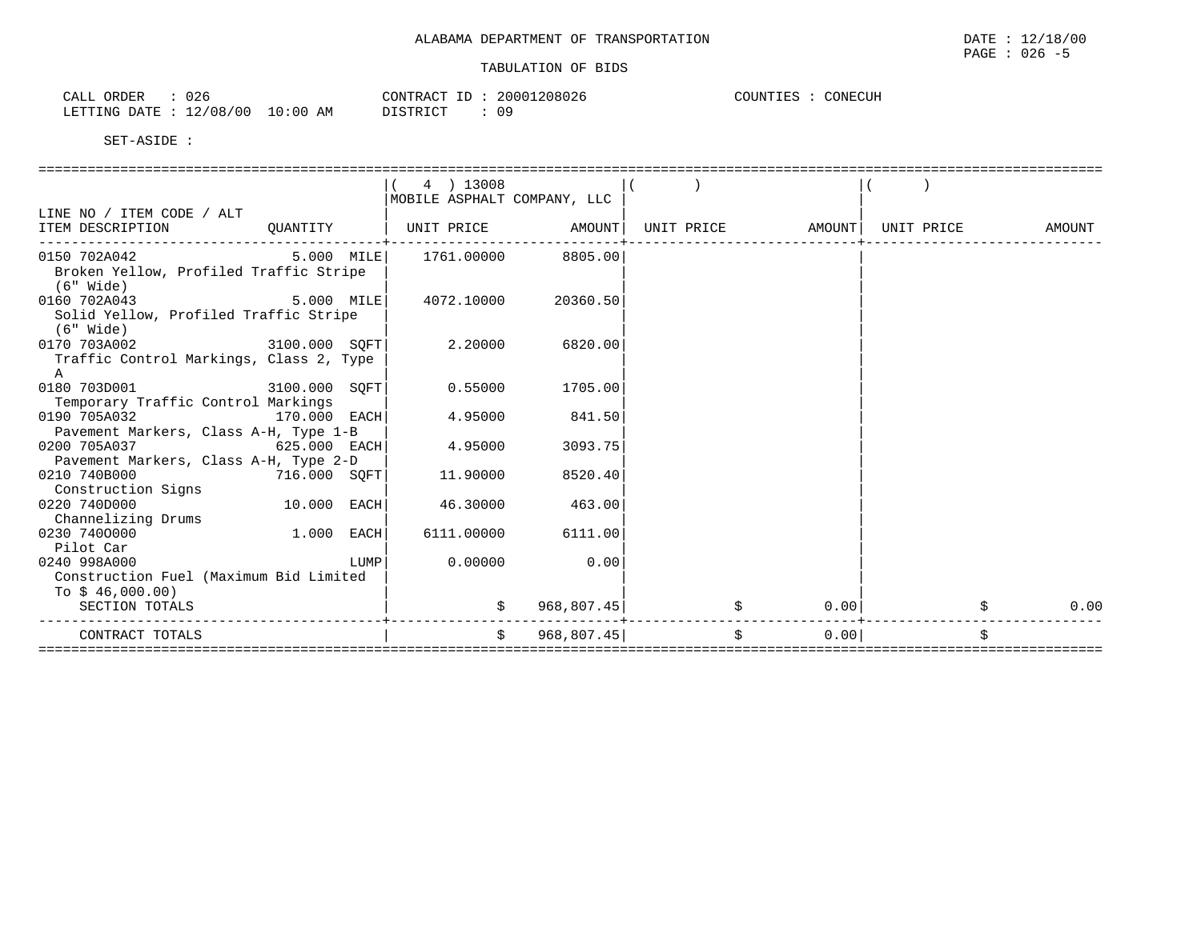ALABAMA DEPARTMENT OF TRANSPORTATION

TABULATION OF BIDS

DATE : 12/18/00
PAGE : 026 -5

CALL ORDER : 026
LETTING DATE : 12/08/00 10:00 AM

CONTRACT ID : 20001208026
DISTRICT : 09

COUNTIES : CONECUH

SET-ASIDE :

| LINE NO / ITEM CODE / ALT ITEM DESCRIPTION | QUANTITY | ( 4 ) 13008 MOBILE ASPHALT COMPANY, LLC UNIT PRICE | AMOUNT | ( ) UNIT PRICE | AMOUNT | ( ) UNIT PRICE | AMOUNT |
|---|---|---|---|---|---|---|---|
| 0150 702A042 Broken Yellow, Profiled Traffic Stripe (6" Wide) | 5.000 MILE | 1761.00000 | 8805.00 | | | | |
| 0160 702A043 Solid Yellow, Profiled Traffic Stripe (6" Wide) | 5.000 MILE | 4072.10000 | 20360.50 | | | | |
| 0170 703A002 Traffic Control Markings, Class 2, Type A | 3100.000 SQFT | 2.20000 | 6820.00 | | | | |
| 0180 703D001 Temporary Traffic Control Markings | 3100.000 SQFT | 0.55000 | 1705.00 | | | | |
| 0190 705A032 Pavement Markers, Class A-H, Type 1-B | 170.000 EACH | 4.95000 | 841.50 | | | | |
| 0200 705A037 Pavement Markers, Class A-H, Type 2-D | 625.000 EACH | 4.95000 | 3093.75 | | | | |
| 0210 740B000 Construction Signs | 716.000 SQFT | 11.90000 | 8520.40 | | | | |
| 0220 740D000 Channelizing Drums | 10.000 EACH | 46.30000 | 463.00 | | | | |
| 0230 740O000 Pilot Car | 1.000 EACH | 6111.00000 | 6111.00 | | | | |
| 0240 998A000 Construction Fuel (Maximum Bid Limited To $ 46,000.00) | LUMP | 0.00000 | 0.00 | | | | |
| SECTION TOTALS | | $ | 968,807.45 | $ | 0.00 | $ | 0.00 |
| CONTRACT TOTALS | | $ | 968,807.45 | $ | 0.00 | $ | |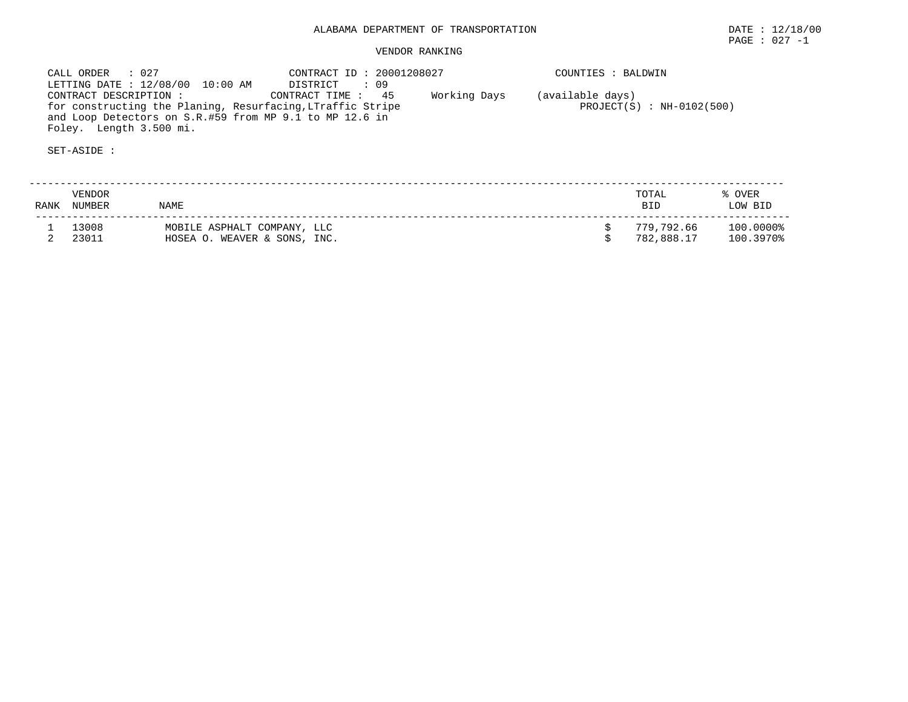ALABAMA DEPARTMENT OF TRANSPORTATION

DATE : 12/18/00

VENDOR RANKING

CALL ORDER : 027
LETTING DATE : 12/08/00 10:00 AM
CONTRACT DESCRIPTION :
for constructing the Planing, Resurfacing,LTraffic Stripe and Loop Detectors on S.R.#59 from MP 9.1 to MP 12.6 in Foley. Length 3.500 mi.

CONTRACT ID : 20001208027
DISTRICT : 09
CONTRACT TIME : 45 Working Days (available days)

COUNTIES : BALDWIN
PROJECT(S) : NH-0102(500)

SET-ASIDE :

| RANK | VENDOR NUMBER | NAME | TOTAL BID | % OVER LOW BID |
|---|---|---|---|---|
| 1 | 13008 | MOBILE ASPHALT COMPANY, LLC | $ 779,792.66 | 100.0000% |
| 2 | 23011 | HOSEA O. WEAVER & SONS, INC. | $ 782,888.17 | 100.3970% |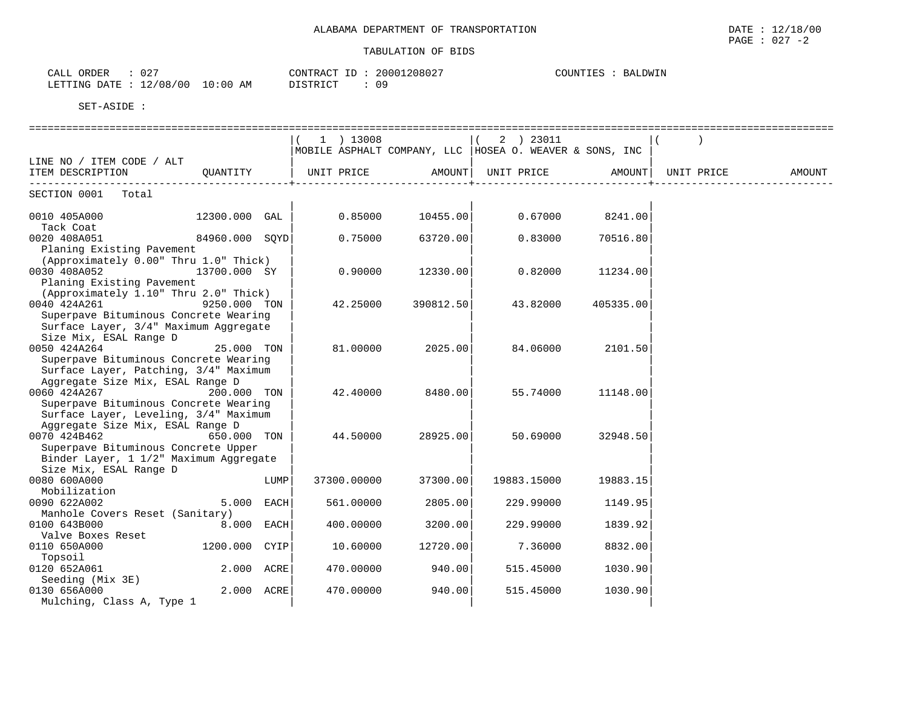ALABAMA DEPARTMENT OF TRANSPORTATION

DATE : 12/18/00
PAGE : 027 -2

TABULATION OF BIDS

CALL ORDER : 027
LETTING DATE : 12/08/00 10:00 AM

CONTRACT ID : 20001208027
DISTRICT : 09

COUNTIES : BALDWIN

SET-ASIDE :

| LINE NO / ITEM CODE / ALT ITEM DESCRIPTION | QUANTITY | ( 1 ) 13008 MOBILE ASPHALT COMPANY, LLC UNIT PRICE | AMOUNT | ( 2 ) 23011 HOSEA O. WEAVER & SONS, INC UNIT PRICE | AMOUNT | ( ) UNIT PRICE | AMOUNT |
|---|---|---|---|---|---|---|---|
| SECTION 0001 Total | | | | | | | |
| 0010 405A000 Tack Coat | 12300.000 GAL | 0.85000 | 10455.00 | 0.67000 | 8241.00 | | |
| 0020 408A051 Planing Existing Pavement (Approximately 0.00" Thru 1.0" Thick) | 84960.000 SQYD | 0.75000 | 63720.00 | 0.83000 | 70516.80 | | |
| 0030 408A052 Planing Existing Pavement (Approximately 1.10" Thru 2.0" Thick) | 13700.000 SY | 0.90000 | 12330.00 | 0.82000 | 11234.00 | | |
| 0040 424A261 Superpave Bituminous Concrete Wearing Surface Layer, 3/4" Maximum Aggregate Size Mix, ESAL Range D | 9250.000 TON | 42.25000 | 390812.50 | 43.82000 | 405335.00 | | |
| 0050 424A264 Superpave Bituminous Concrete Wearing Surface Layer, Patching, 3/4" Maximum Aggregate Size Mix, ESAL Range D | 25.000 TON | 81.00000 | 2025.00 | 84.06000 | 2101.50 | | |
| 0060 424A267 Superpave Bituminous Concrete Wearing Surface Layer, Leveling, 3/4" Maximum Aggregate Size Mix, ESAL Range D | 200.000 TON | 42.40000 | 8480.00 | 55.74000 | 11148.00 | | |
| 0070 424B462 Superpave Bituminous Concrete Upper Binder Layer, 1 1/2" Maximum Aggregate Size Mix, ESAL Range D | 650.000 TON | 44.50000 | 28925.00 | 50.69000 | 32948.50 | | |
| 0080 600A000 Mobilization | LUMP | 37300.00000 | 37300.00 | 19883.15000 | 19883.15 | | |
| 0090 622A002 Manhole Covers Reset (Sanitary) | 5.000 EACH | 561.00000 | 2805.00 | 229.99000 | 1149.95 | | |
| 0100 643B000 Valve Boxes Reset | 8.000 EACH | 400.00000 | 3200.00 | 229.99000 | 1839.92 | | |
| 0110 650A000 Topsoil | 1200.000 CYIP | 10.60000 | 12720.00 | 7.36000 | 8832.00 | | |
| 0120 652A061 Seeding (Mix 3E) | 2.000 ACRE | 470.00000 | 940.00 | 515.45000 | 1030.90 | | |
| 0130 656A000 Mulching, Class A, Type 1 | 2.000 ACRE | 470.00000 | 940.00 | 515.45000 | 1030.90 | | |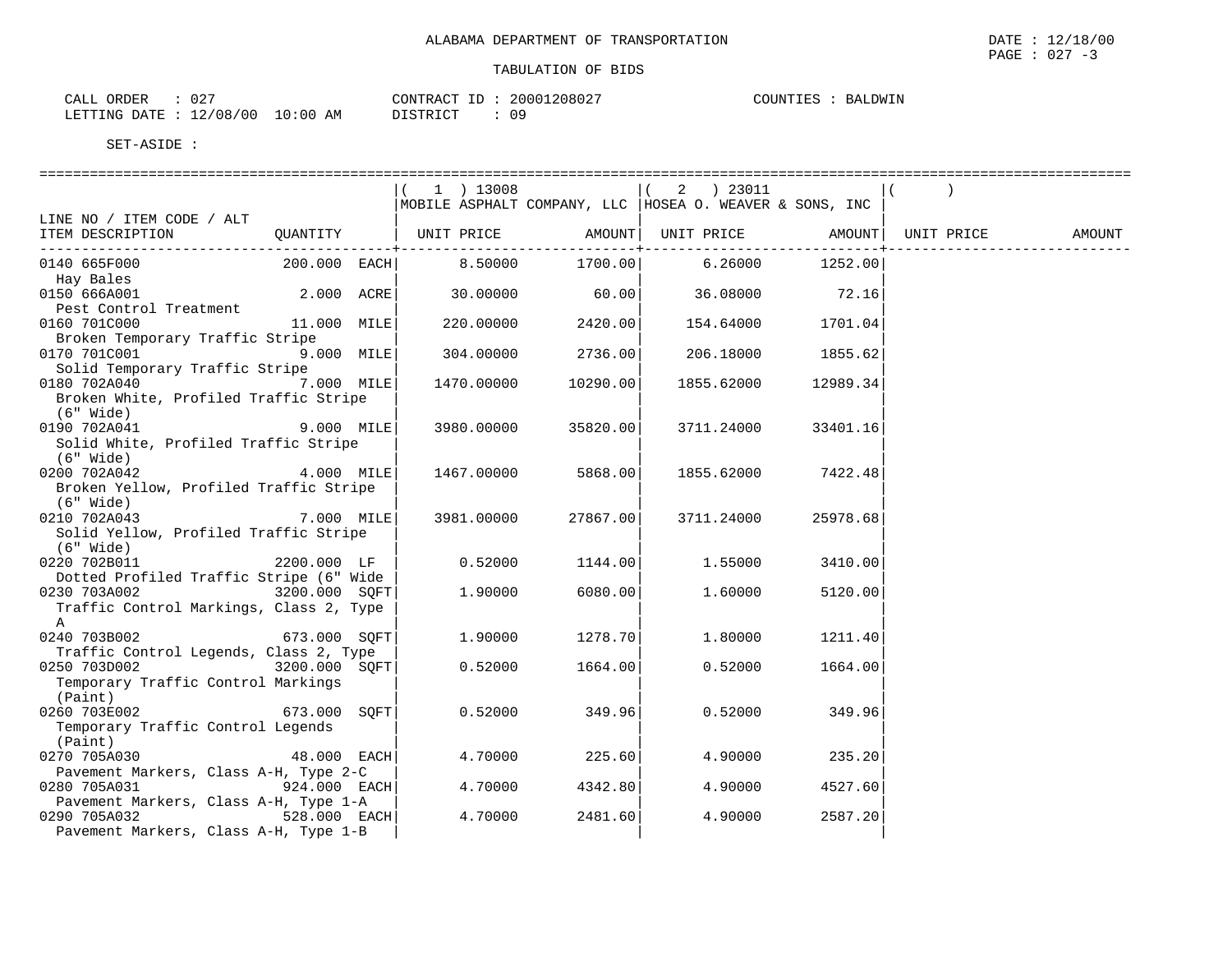ALABAMA DEPARTMENT OF TRANSPORTATION

TABULATION OF BIDS

CALL ORDER : 027
LETTING DATE : 12/08/00 10:00 AM

CONTRACT ID : 20001208027
DISTRICT : 09

COUNTIES : BALDWIN

SET-ASIDE :

| LINE NO / ITEM CODE / ALT ITEM DESCRIPTION | QUANTITY | (1) 13008 MOBILE ASPHALT COMPANY, LLC UNIT PRICE | AMOUNT | (2) 23011 HOSEA O. WEAVER & SONS, INC UNIT PRICE | AMOUNT | ( ) UNIT PRICE | AMOUNT |
|---|---|---|---|---|---|---|---|
| 0140 665F000 Hay Bales | 200.000 EACH | 8.50000 | 1700.00 | 6.26000 | 1252.00 | | |
| 0150 666A001 Pest Control Treatment | 2.000 ACRE | 30.00000 | 60.00 | 36.08000 | 72.16 | | |
| 0160 701C000 Broken Temporary Traffic Stripe | 11.000 MILE | 220.00000 | 2420.00 | 154.64000 | 1701.04 | | |
| 0170 701C001 Solid Temporary Traffic Stripe | 9.000 MILE | 304.00000 | 2736.00 | 206.18000 | 1855.62 | | |
| 0180 702A040 Broken White, Profiled Traffic Stripe (6" Wide) | 7.000 MILE | 1470.00000 | 10290.00 | 1855.62000 | 12989.34 | | |
| 0190 702A041 Solid White, Profiled Traffic Stripe (6" Wide) | 9.000 MILE | 3980.00000 | 35820.00 | 3711.24000 | 33401.16 | | |
| 0200 702A042 Broken Yellow, Profiled Traffic Stripe (6" Wide) | 4.000 MILE | 1467.00000 | 5868.00 | 1855.62000 | 7422.48 | | |
| 0210 702A043 Solid Yellow, Profiled Traffic Stripe (6" Wide) | 7.000 MILE | 3981.00000 | 27867.00 | 3711.24000 | 25978.68 | | |
| 0220 702B011 Dotted Profiled Traffic Stripe (6" Wide | 2200.000 LF | 0.52000 | 1144.00 | 1.55000 | 3410.00 | | |
| 0230 703A002 Traffic Control Markings, Class 2, Type A | 3200.000 SQFT | 1.90000 | 6080.00 | 1.60000 | 5120.00 | | |
| 0240 703B002 Traffic Control Legends, Class 2, Type | 673.000 SQFT | 1.90000 | 1278.70 | 1.80000 | 1211.40 | | |
| 0250 703D002 Temporary Traffic Control Markings (Paint) | 3200.000 SQFT | 0.52000 | 1664.00 | 0.52000 | 1664.00 | | |
| 0260 703E002 Temporary Traffic Control Legends (Paint) | 673.000 SQFT | 0.52000 | 349.96 | 0.52000 | 349.96 | | |
| 0270 705A030 Pavement Markers, Class A-H, Type 2-C | 48.000 EACH | 4.70000 | 225.60 | 4.90000 | 235.20 | | |
| 0280 705A031 Pavement Markers, Class A-H, Type 1-A | 924.000 EACH | 4.70000 | 4342.80 | 4.90000 | 4527.60 | | |
| 0290 705A032 Pavement Markers, Class A-H, Type 1-B | 528.000 EACH | 4.70000 | 2481.60 | 4.90000 | 2587.20 | | |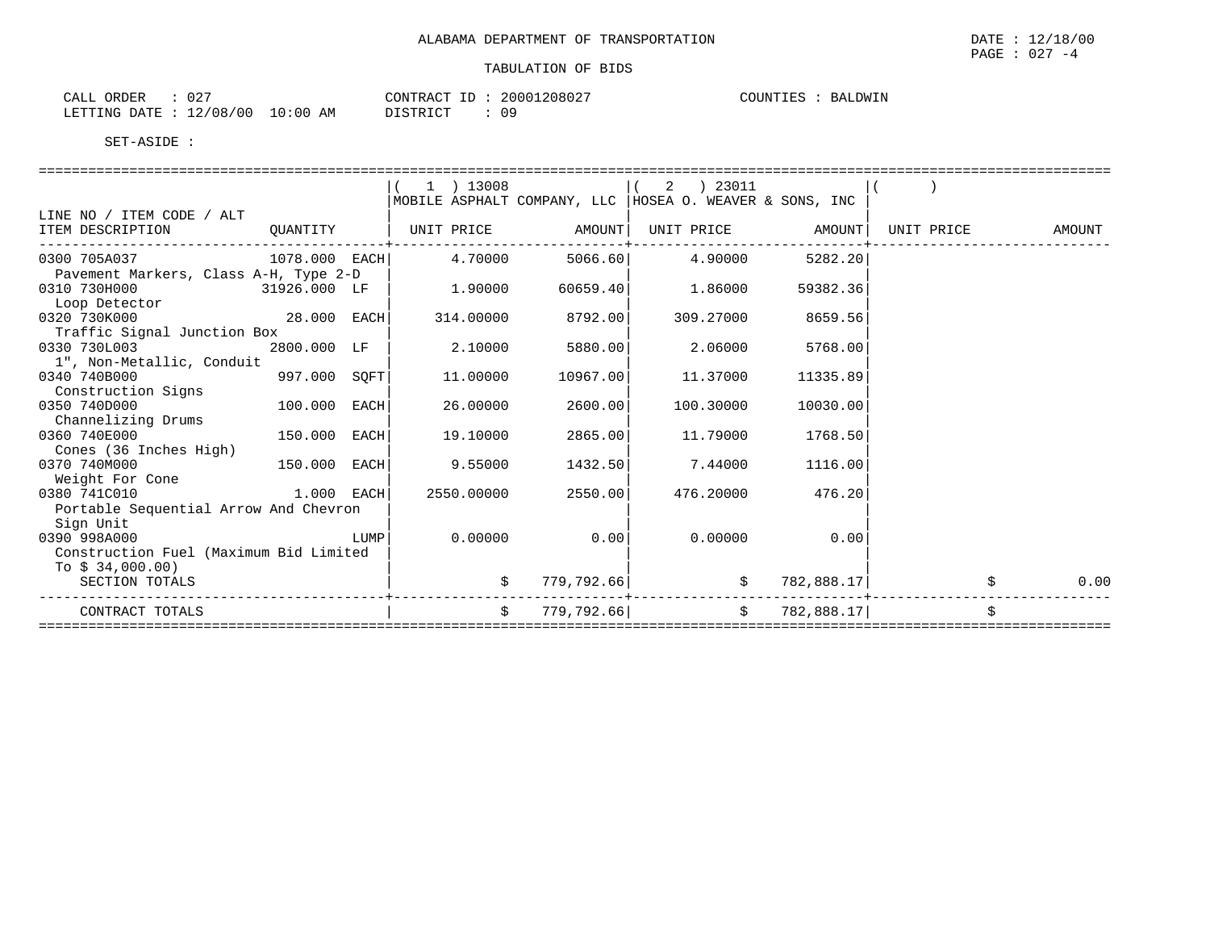ALABAMA DEPARTMENT OF TRANSPORTATION

DATE : 12/18/00
PAGE : 027 -4

TABULATION OF BIDS

CALL ORDER : 027
LETTING DATE : 12/08/00 10:00 AM

CONTRACT ID : 20001208027
DISTRICT : 09

COUNTIES : BALDWIN

SET-ASIDE :

| LINE NO / ITEM CODE / ALT ITEM DESCRIPTION | QUANTITY | ( 1 ) 13008 MOBILE ASPHALT COMPANY, LLC UNIT PRICE | AMOUNT | ( 2 ) 23011 HOSEA O. WEAVER & SONS, INC UNIT PRICE | AMOUNT | ( ) UNIT PRICE | AMOUNT |
|---|---|---|---|---|---|---|---|
| 0300 705A037 Pavement Markers, Class A-H, Type 2-D | 1078.000 EACH | 4.70000 | 5066.60 | 4.90000 | 5282.20 | | |
| 0310 730H000 Loop Detector | 31926.000 LF | 1.90000 | 60659.40 | 1.86000 | 59382.36 | | |
| 0320 730K000 Traffic Signal Junction Box | 28.000 EACH | 314.00000 | 8792.00 | 309.27000 | 8659.56 | | |
| 0330 730L003 1", Non-Metallic, Conduit | 2800.000 LF | 2.10000 | 5880.00 | 2.06000 | 5768.00 | | |
| 0340 740B000 Construction Signs | 997.000 SQFT | 11.00000 | 10967.00 | 11.37000 | 11335.89 | | |
| 0350 740D000 Channelizing Drums | 100.000 EACH | 26.00000 | 2600.00 | 100.30000 | 10030.00 | | |
| 0360 740E000 Cones (36 Inches High) | 150.000 EACH | 19.10000 | 2865.00 | 11.79000 | 1768.50 | | |
| 0370 740M000 Weight For Cone | 150.000 EACH | 9.55000 | 1432.50 | 7.44000 | 1116.00 | | |
| 0380 741C010 Portable Sequential Arrow And Chevron Sign Unit | 1.000 EACH | 2550.00000 | 2550.00 | 476.20000 | 476.20 | | |
| 0390 998A000 Construction Fuel (Maximum Bid Limited To $ 34,000.00) | LUMP | 0.00000 | 0.00 | 0.00000 | 0.00 | | |
| SECTION TOTALS | | $ | 779,792.66 | $ | 782,888.17 | $ | 0.00 |
| CONTRACT TOTALS | | $ | 779,792.66 | $ | 782,888.17 | $ | |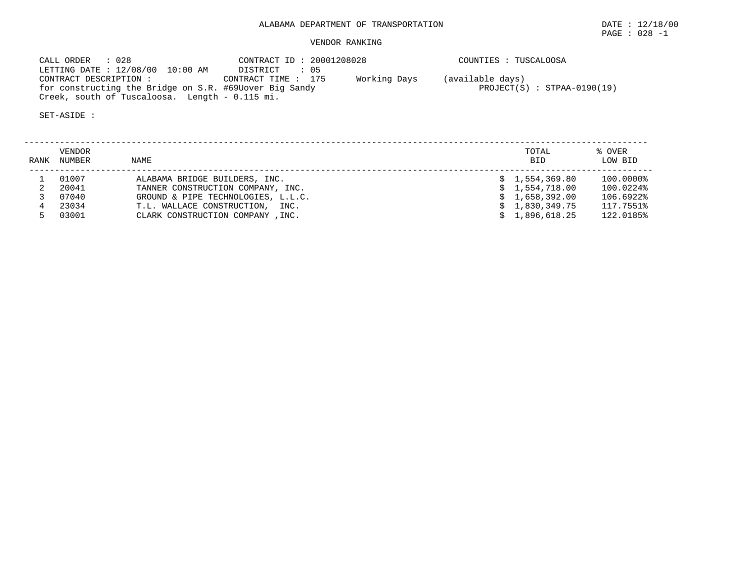ALABAMA DEPARTMENT OF TRANSPORTATION

DATE : 12/18/00

VENDOR RANKING

CALL ORDER : 028
LETTING DATE : 12/08/00 10:00 AM
CONTRACT DESCRIPTION :
for constructing the Bridge on S.R. #69Uover Big Sandy Creek, south of Tuscaloosa. Length - 0.115 mi.

CONTRACT ID : 20001208028
DISTRICT : 05
CONTRACT TIME : 175 Working Days (available days)

COUNTIES : TUSCALOOSA
PROJECT(S) : STPAA-0190(19)

SET-ASIDE :

| RANK | VENDOR NUMBER | NAME | TOTAL BID | % OVER LOW BID |
|---|---|---|---|---|
| 1 | 01007 | ALABAMA BRIDGE BUILDERS, INC. | $ 1,554,369.80 | 100.0000% |
| 2 | 20041 | TANNER CONSTRUCTION COMPANY, INC. | $ 1,554,718.00 | 100.0224% |
| 3 | 07040 | GROUND & PIPE TECHNOLOGIES, L.L.C. | $ 1,658,392.00 | 106.6922% |
| 4 | 23034 | T.L. WALLACE CONSTRUCTION, INC. | $ 1,830,349.75 | 117.7551% |
| 5 | 03001 | CLARK CONSTRUCTION COMPANY ,INC. | $ 1,896,618.25 | 122.0185% |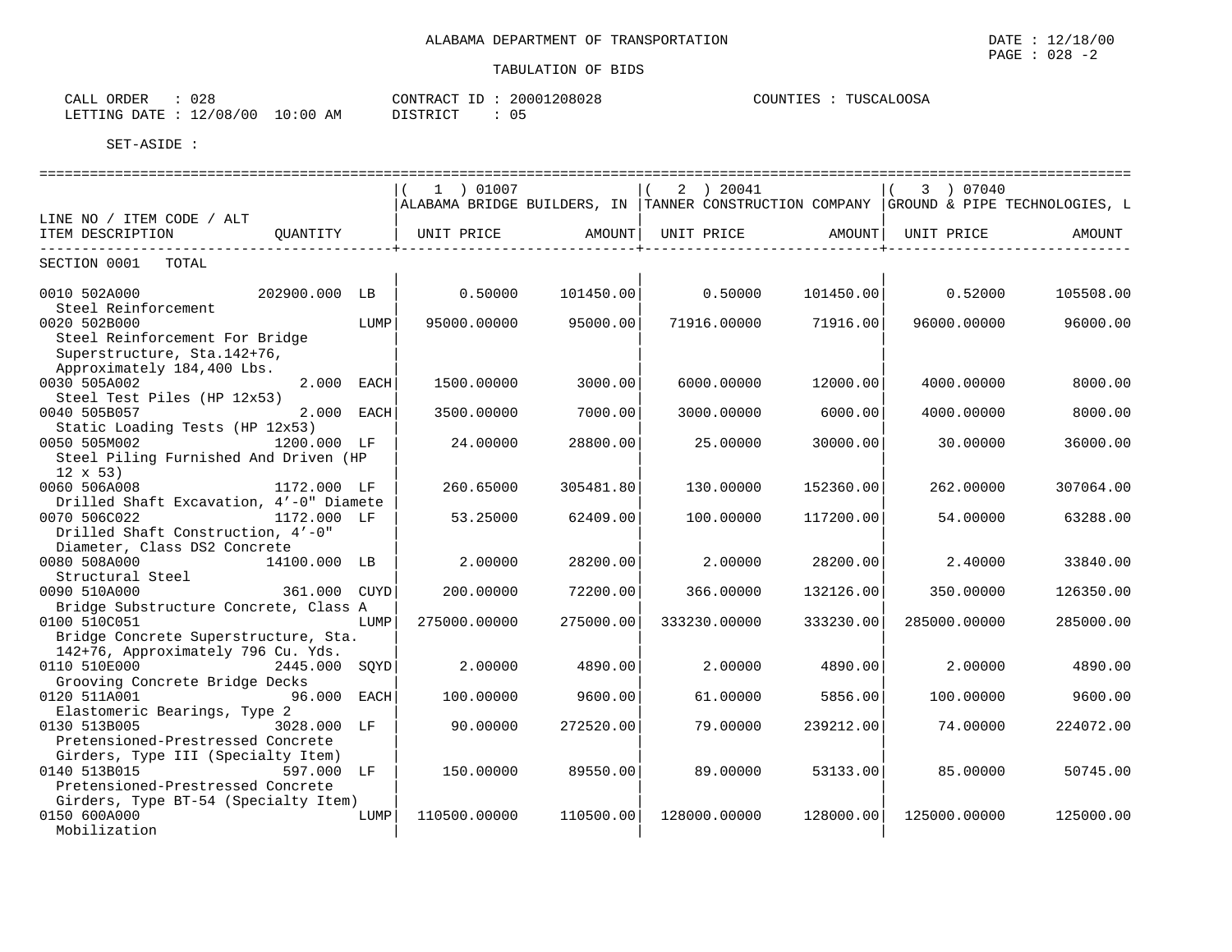ALABAMA DEPARTMENT OF TRANSPORTATION

TABULATION OF BIDS

DATE : 12/18/00
PAGE : 028 -2

CALL ORDER : 028
LETTING DATE : 12/08/00 10:00 AM

CONTRACT ID : 20001208028
DISTRICT : 05

COUNTIES : TUSCALOOSA

SET-ASIDE :

| LINE NO / ITEM CODE / ALT ITEM DESCRIPTION | QUANTITY | ( 1 ) 01007 ALABAMA BRIDGE BUILDERS, IN UNIT PRICE | AMOUNT | ( 2 ) 20041 TANNER CONSTRUCTION COMPANY UNIT PRICE | AMOUNT | ( 3 ) 07040 GROUND & PIPE TECHNOLOGIES, L UNIT PRICE | AMOUNT |
|---|---|---|---|---|---|---|---|
| SECTION 0001 TOTAL | | | | | | | |
| 0010 502A000 Steel Reinforcement | 202900.000 LB | 0.50000 | 101450.00 | 0.50000 | 101450.00 | 0.52000 | 105508.00 |
| 0020 502B000 Steel Reinforcement For Bridge Superstructure, Sta.142+76, Approximately 184,400 Lbs. | LUMP | 95000.00000 | 95000.00 | 71916.00000 | 71916.00 | 96000.00000 | 96000.00 |
| 0030 505A002 Steel Test Piles (HP 12x53) | 2.000 EACH | 1500.00000 | 3000.00 | 6000.00000 | 12000.00 | 4000.00000 | 8000.00 |
| 0040 505B057 Static Loading Tests (HP 12x53) | 2.000 EACH | 3500.00000 | 7000.00 | 3000.00000 | 6000.00 | 4000.00000 | 8000.00 |
| 0050 505M002 Steel Piling Furnished And Driven (HP 12 x 53) | 1200.000 LF | 24.00000 | 28800.00 | 25.00000 | 30000.00 | 30.00000 | 36000.00 |
| 0060 506A008 Drilled Shaft Excavation, 4’-0" Diamete | 1172.000 LF | 260.65000 | 305481.80 | 130.00000 | 152360.00 | 262.00000 | 307064.00 |
| 0070 506C022 Drilled Shaft Construction, 4’-0" Diameter, Class DS2 Concrete | 1172.000 LF | 53.25000 | 62409.00 | 100.00000 | 117200.00 | 54.00000 | 63288.00 |
| 0080 508A000 Structural Steel | 14100.000 LB | 2.00000 | 28200.00 | 2.00000 | 28200.00 | 2.40000 | 33840.00 |
| 0090 510A000 Bridge Substructure Concrete, Class A | 361.000 CUYD | 200.00000 | 72200.00 | 366.00000 | 132126.00 | 350.00000 | 126350.00 |
| 0100 510C051 Bridge Concrete Superstructure, Sta. 142+76, Approximately 796 Cu. Yds. | LUMP | 275000.00000 | 275000.00 | 333230.00000 | 333230.00 | 285000.00000 | 285000.00 |
| 0110 510E000 Grooving Concrete Bridge Decks | 2445.000 SQYD | 2.00000 | 4890.00 | 2.00000 | 4890.00 | 2.00000 | 4890.00 |
| 0120 511A001 Elastomeric Bearings, Type 2 | 96.000 EACH | 100.00000 | 9600.00 | 61.00000 | 5856.00 | 100.00000 | 9600.00 |
| 0130 513B005 Pretensioned-Prestressed Concrete Girders, Type III (Specialty Item) | 3028.000 LF | 90.00000 | 272520.00 | 79.00000 | 239212.00 | 74.00000 | 224072.00 |
| 0140 513B015 Pretensioned-Prestressed Concrete Girders, Type BT-54 (Specialty Item) | 597.000 LF | 150.00000 | 89550.00 | 89.00000 | 53133.00 | 85.00000 | 50745.00 |
| 0150 600A000 Mobilization | LUMP | 110500.00000 | 110500.00 | 128000.00000 | 128000.00 | 125000.00000 | 125000.00 |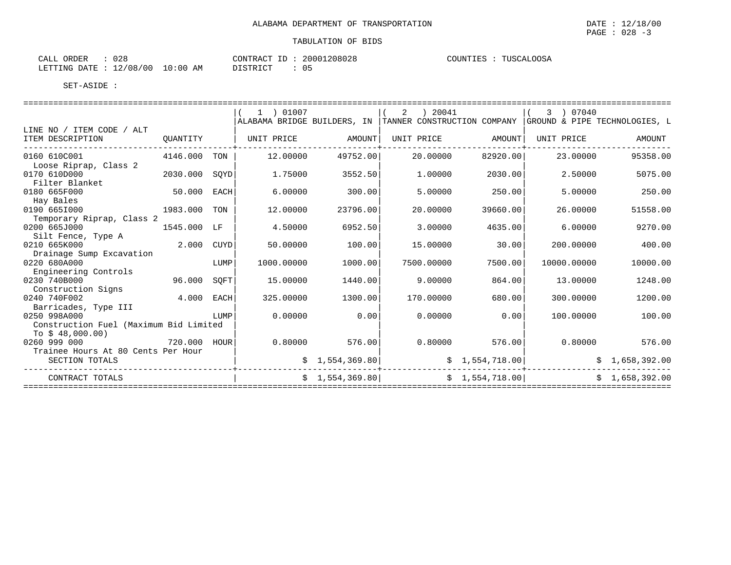ALABAMA DEPARTMENT OF TRANSPORTATION

TABULATION OF BIDS

CALL ORDER : 028　　CONTRACT ID : 20001208028　　COUNTIES : TUSCALOOSA
LETTING DATE : 12/08/00 10:00 AM　　DISTRICT : 05

SET-ASIDE :

| LINE NO / ITEM CODE / ALT ITEM DESCRIPTION | QUANTITY | | ( 1 ) 01007 ALABAMA BRIDGE BUILDERS, IN UNIT PRICE | AMOUNT | ( 2 ) 20041 TANNER CONSTRUCTION COMPANY UNIT PRICE | AMOUNT | ( 3 ) 07040 GROUND & PIPE TECHNOLOGIES, L UNIT PRICE | AMOUNT |
|---|---|---|---|---|---|---|---|---|
| 0160 610C001 Loose Riprap, Class 2 | 4146.000 | TON | 12.00000 | 49752.00 | 20.00000 | 82920.00 | 23.00000 | 95358.00 |
| 0170 610D000 Filter Blanket | 2030.000 | SQYD | 1.75000 | 3552.50 | 1.00000 | 2030.00 | 2.50000 | 5075.00 |
| 0180 665F000 Hay Bales | 50.000 | EACH | 6.00000 | 300.00 | 5.00000 | 250.00 | 5.00000 | 250.00 |
| 0190 665I000 Temporary Riprap, Class 2 | 1983.000 | TON | 12.00000 | 23796.00 | 20.00000 | 39660.00 | 26.00000 | 51558.00 |
| 0200 665J000 Silt Fence, Type A | 1545.000 | LF | 4.50000 | 6952.50 | 3.00000 | 4635.00 | 6.00000 | 9270.00 |
| 0210 665K000 Drainage Sump Excavation | 2.000 | CUYD | 50.00000 | 100.00 | 15.00000 | 30.00 | 200.00000 | 400.00 |
| 0220 680A000 Engineering Controls | | LUMP | 1000.00000 | 1000.00 | 7500.00000 | 7500.00 | 10000.00000 | 10000.00 |
| 0230 740B000 Construction Signs | 96.000 | SQFT | 15.00000 | 1440.00 | 9.00000 | 864.00 | 13.00000 | 1248.00 |
| 0240 740F002 Barricades, Type III | 4.000 | EACH | 325.00000 | 1300.00 | 170.00000 | 680.00 | 300.00000 | 1200.00 |
| 0250 998A000 Construction Fuel (Maximum Bid Limited To $ 48,000.00) | | LUMP | 0.00000 | 0.00 | 0.00000 | 0.00 | 100.00000 | 100.00 |
| 0260 999 000 Trainee Hours At 80 Cents Per Hour | 720.000 | HOUR | 0.80000 | 576.00 | 0.80000 | 576.00 | 0.80000 | 576.00 |
| SECTION TOTALS | | | | $ 1,554,369.80 | | $ 1,554,718.00 | | $ 1,658,392.00 |
| CONTRACT TOTALS | | | | $ 1,554,369.80 | | $ 1,554,718.00 | | $ 1,658,392.00 |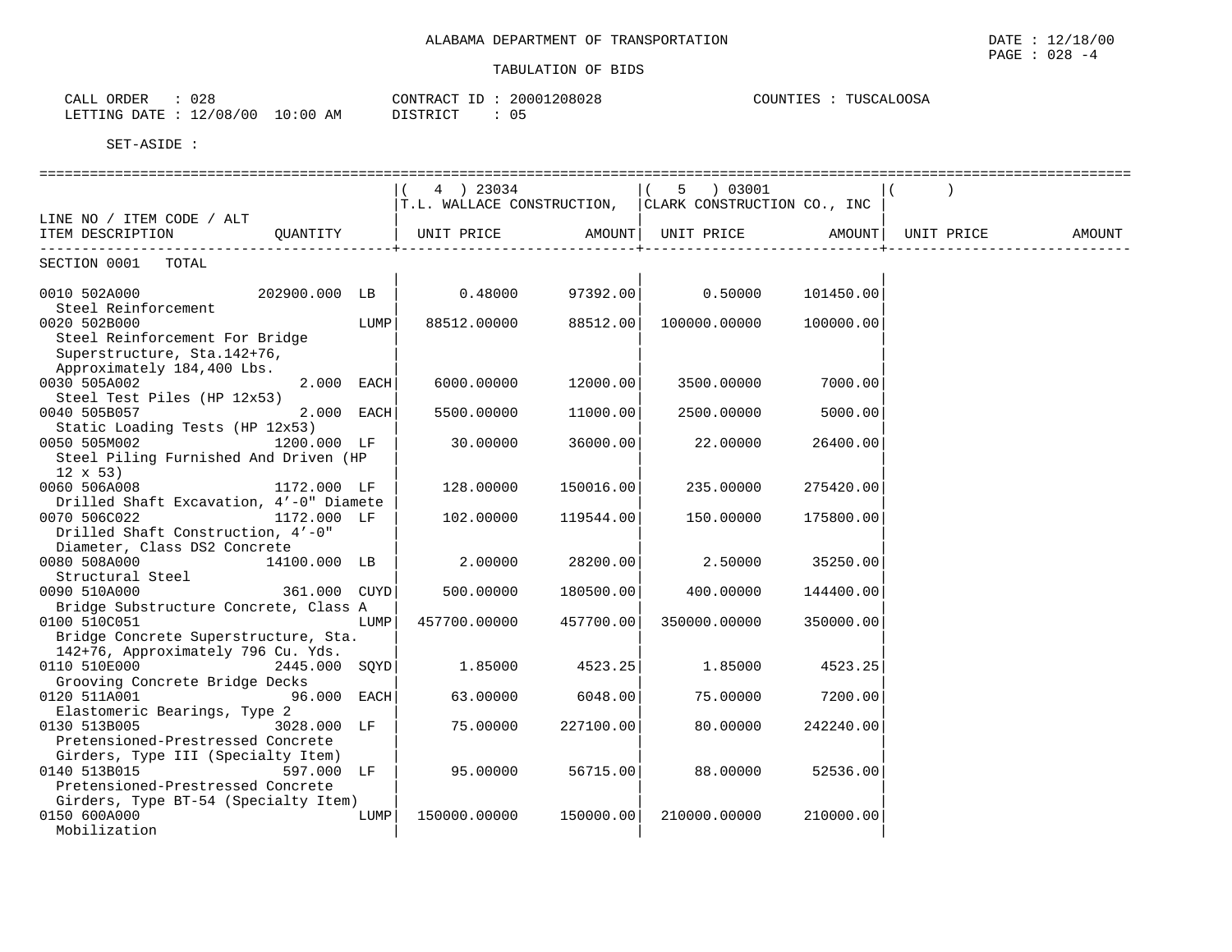ALABAMA DEPARTMENT OF TRANSPORTATION

DATE : 12/18/00
PAGE : 028 -4

TABULATION OF BIDS

CALL ORDER : 028
LETTING DATE : 12/08/00 10:00 AM

CONTRACT ID : 20001208028
DISTRICT : 05

COUNTIES : TUSCALOOSA

SET-ASIDE :

| LINE NO / ITEM CODE / ALT ITEM DESCRIPTION | QUANTITY | ( 4 ) 23034 T.L. WALLACE CONSTRUCTION, UNIT PRICE | AMOUNT | ( 5 ) 03001 CLARK CONSTRUCTION CO., INC UNIT PRICE | AMOUNT | ( ) UNIT PRICE | AMOUNT |
|---|---|---|---|---|---|---|---|
| SECTION 0001 TOTAL | | | | | | | |
| 0010 502A000 Steel Reinforcement | 202900.000 LB | 0.48000 | 97392.00 | 0.50000 | 101450.00 | | |
| 0020 502B000 Steel Reinforcement For Bridge Superstructure, Sta.142+76, Approximately 184,400 Lbs. | LUMP | 88512.00000 | 88512.00 | 100000.00000 | 100000.00 | | |
| 0030 505A002 Steel Test Piles (HP 12x53) | 2.000 EACH | 6000.00000 | 12000.00 | 3500.00000 | 7000.00 | | |
| 0040 505B057 Static Loading Tests (HP 12x53) | 2.000 EACH | 5500.00000 | 11000.00 | 2500.00000 | 5000.00 | | |
| 0050 505M002 Steel Piling Furnished And Driven (HP 12 x 53) | 1200.000 LF | 30.00000 | 36000.00 | 22.00000 | 26400.00 | | |
| 0060 506A008 Drilled Shaft Excavation, 4'-0" Diamete | 1172.000 LF | 128.00000 | 150016.00 | 235.00000 | 275420.00 | | |
| 0070 506C022 Drilled Shaft Construction, 4'-0" Diameter, Class DS2 Concrete | 1172.000 LF | 102.00000 | 119544.00 | 150.00000 | 175800.00 | | |
| 0080 508A000 Structural Steel | 14100.000 LB | 2.00000 | 28200.00 | 2.50000 | 35250.00 | | |
| 0090 510A000 Bridge Substructure Concrete, Class A | 361.000 CUYD | 500.00000 | 180500.00 | 400.00000 | 144400.00 | | |
| 0100 510C051 Bridge Concrete Superstructure, Sta. 142+76, Approximately 796 Cu. Yds. | LUMP | 457700.00000 | 457700.00 | 350000.00000 | 350000.00 | | |
| 0110 510E000 Grooving Concrete Bridge Decks | 2445.000 SQYD | 1.85000 | 4523.25 | 1.85000 | 4523.25 | | |
| 0120 511A001 Elastomeric Bearings, Type 2 | 96.000 EACH | 63.00000 | 6048.00 | 75.00000 | 7200.00 | | |
| 0130 513B005 Pretensioned-Prestressed Concrete Girders, Type III (Specialty Item) | 3028.000 LF | 75.00000 | 227100.00 | 80.00000 | 242240.00 | | |
| 0140 513B015 Pretensioned-Prestressed Concrete Girders, Type BT-54 (Specialty Item) | 597.000 LF | 95.00000 | 56715.00 | 88.00000 | 52536.00 | | |
| 0150 600A000 Mobilization | LUMP | 150000.00000 | 150000.00 | 210000.00000 | 210000.00 | | |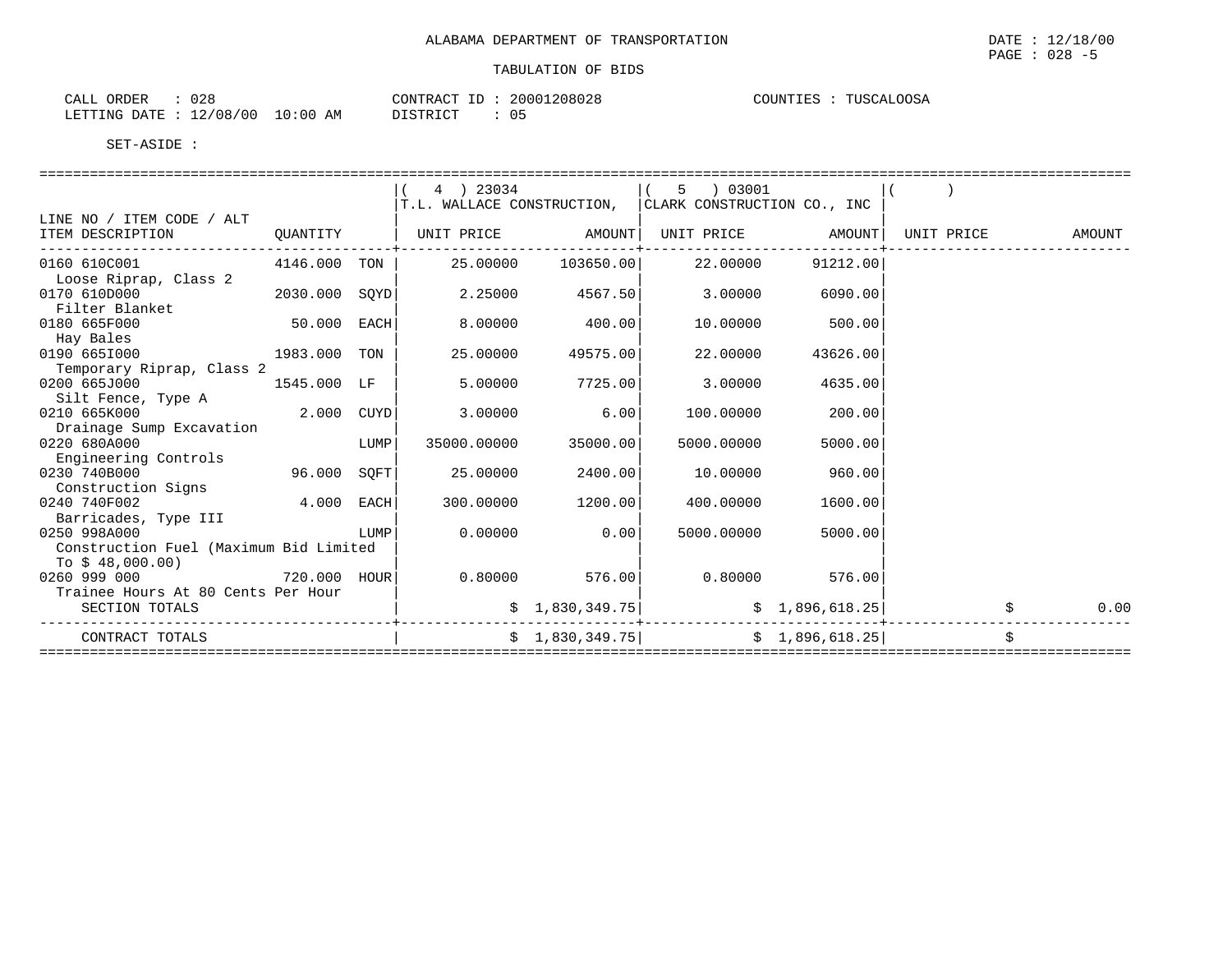ALABAMA DEPARTMENT OF TRANSPORTATION

TABULATION OF BIDS

DATE : 12/18/00
PAGE : 028 -5

CALL ORDER : 028
LETTING DATE : 12/08/00 10:00 AM

CONTRACT ID : 20001208028
DISTRICT : 05

COUNTIES : TUSCALOOSA

SET-ASIDE :

| LINE NO / ITEM CODE / ALT ITEM DESCRIPTION | QUANTITY | | ( 4 ) 23034 T.L. WALLACE CONSTRUCTION, UNIT PRICE | AMOUNT | ( 5 ) 03001 CLARK CONSTRUCTION CO., INC UNIT PRICE | AMOUNT | ( ) UNIT PRICE | AMOUNT |
|---|---|---|---|---|---|---|---|---|
| 0160 610C001 Loose Riprap, Class 2 | 4146.000 | TON | 25.00000 | 103650.00 | 22.00000 | 91212.00 | | |
| 0170 610D000 Filter Blanket | 2030.000 | SQYD | 2.25000 | 4567.50 | 3.00000 | 6090.00 | | |
| 0180 665F000 Hay Bales | 50.000 | EACH | 8.00000 | 400.00 | 10.00000 | 500.00 | | |
| 0190 665I000 Temporary Riprap, Class 2 | 1983.000 | TON | 25.00000 | 49575.00 | 22.00000 | 43626.00 | | |
| 0200 665J000 Silt Fence, Type A | 1545.000 | LF | 5.00000 | 7725.00 | 3.00000 | 4635.00 | | |
| 0210 665K000 Drainage Sump Excavation | 2.000 | CUYD | 3.00000 | 6.00 | 100.00000 | 200.00 | | |
| 0220 680A000 Engineering Controls | | LUMP | 35000.00000 | 35000.00 | 5000.00000 | 5000.00 | | |
| 0230 740B000 Construction Signs | 96.000 | SQFT | 25.00000 | 2400.00 | 10.00000 | 960.00 | | |
| 0240 740F002 Barricades, Type III | 4.000 | EACH | 300.00000 | 1200.00 | 400.00000 | 1600.00 | | |
| 0250 998A000 Construction Fuel (Maximum Bid Limited To $ 48,000.00) | | LUMP | 0.00000 | 0.00 | 5000.00000 | 5000.00 | | |
| 0260 999 000 Trainee Hours At 80 Cents Per Hour | 720.000 | HOUR | 0.80000 | 576.00 | 0.80000 | 576.00 | | |
| SECTION TOTALS | | | | $ 1,830,349.75 | | $ 1,896,618.25 | | $ 0.00 |
| CONTRACT TOTALS | | | | $ 1,830,349.75 | | $ 1,896,618.25 | | $ |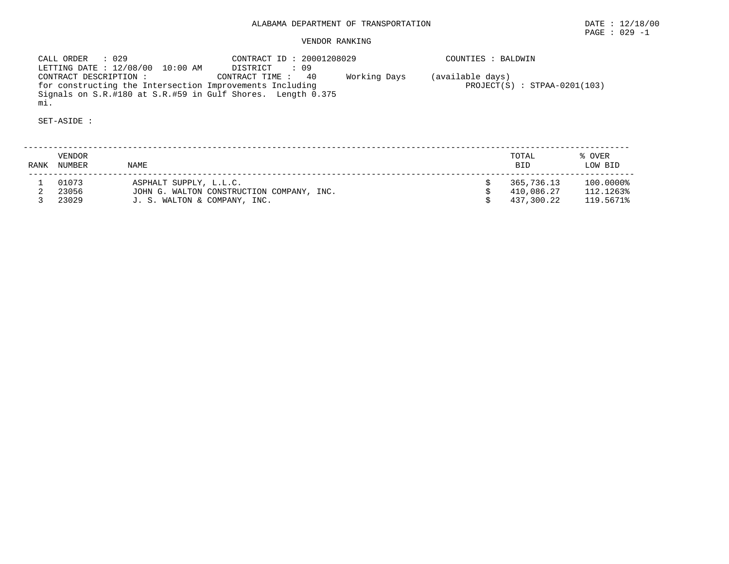ALABAMA DEPARTMENT OF TRANSPORTATION

DATE : 12/18/00

PAGE : 029 -1

VENDOR RANKING

CALL ORDER : 029
LETTING DATE : 12/08/00 10:00 AM
CONTRACT DESCRIPTION :
for constructing the Intersection Improvements Including Signals on S.R.#180 at S.R.#59 in Gulf Shores. Length 0.375 mi.

CONTRACT ID : 20001208029
DISTRICT : 09
CONTRACT TIME : 40 Working Days (available days)

COUNTIES : BALDWIN
PROJECT(S) : STPAA-0201(103)

SET-ASIDE :

| RANK | VENDOR NUMBER | NAME | TOTAL BID | % OVER LOW BID |
|---|---|---|---|---|
| 1 | 01073 | ASPHALT SUPPLY, L.L.C. | $ 365,736.13 | 100.0000% |
| 2 | 23056 | JOHN G. WALTON CONSTRUCTION COMPANY, INC. | $ 410,086.27 | 112.1263% |
| 3 | 23029 | J. S. WALTON & COMPANY, INC. | $ 437,300.22 | 119.5671% |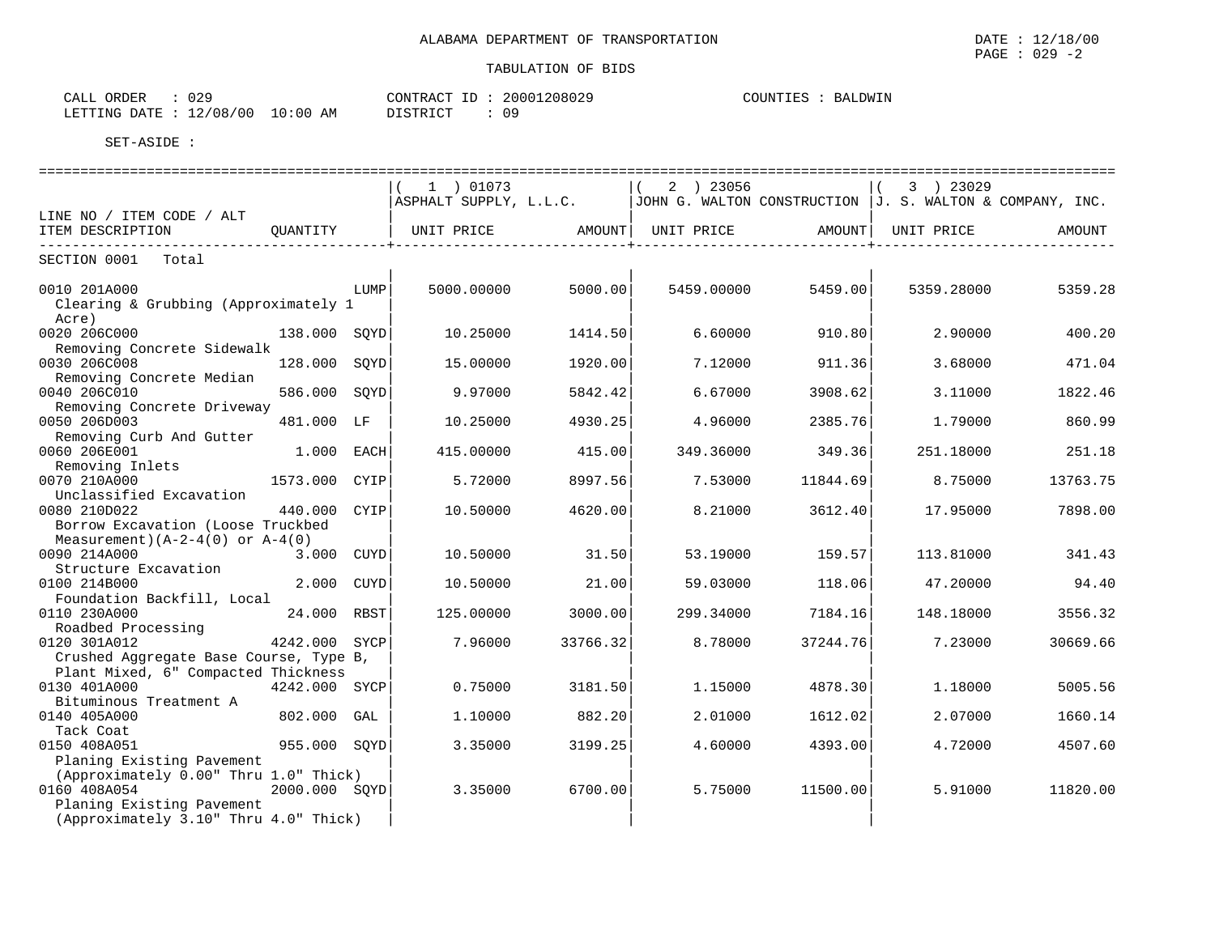ALABAMA DEPARTMENT OF TRANSPORTATION

DATE : 12/18/00
PAGE : 029 -2

TABULATION OF BIDS

CALL ORDER : 029
LETTING DATE : 12/08/00 10:00 AM

CONTRACT ID : 20001208029
DISTRICT : 09

COUNTIES : BALDWIN

SET-ASIDE :

| LINE NO / ITEM CODE / ALT ITEM DESCRIPTION | QUANTITY | | ( 1 ) 01073 ASPHALT SUPPLY, L.L.C. UNIT PRICE | AMOUNT | ( 2 ) 23056 JOHN G. WALTON CONSTRUCTION UNIT PRICE | AMOUNT | ( 3 ) 23029 J. S. WALTON & COMPANY, INC. UNIT PRICE | AMOUNT |
|---|---|---|---|---|---|---|---|---|
| SECTION 0001 Total | | | | | | | | |
| 0010 201A000 Clearing & Grubbing (Approximately 1 Acre) | | LUMP | 5000.00000 | 5000.00 | 5459.00000 | 5459.00 | 5359.28000 | 5359.28 |
| 0020 206C000 Removing Concrete Sidewalk | 138.000 | SQYD | 10.25000 | 1414.50 | 6.60000 | 910.80 | 2.90000 | 400.20 |
| 0030 206C008 Removing Concrete Median | 128.000 | SQYD | 15.00000 | 1920.00 | 7.12000 | 911.36 | 3.68000 | 471.04 |
| 0040 206C010 Removing Concrete Driveway | 586.000 | SQYD | 9.97000 | 5842.42 | 6.67000 | 3908.62 | 3.11000 | 1822.46 |
| 0050 206D003 Removing Curb And Gutter | 481.000 | LF | 10.25000 | 4930.25 | 4.96000 | 2385.76 | 1.79000 | 860.99 |
| 0060 206E001 Removing Inlets | 1.000 | EACH | 415.00000 | 415.00 | 349.36000 | 349.36 | 251.18000 | 251.18 |
| 0070 210A000 Unclassified Excavation | 1573.000 | CYIP | 5.72000 | 8997.56 | 7.53000 | 11844.69 | 8.75000 | 13763.75 |
| 0080 210D022 Borrow Excavation (Loose Truckbed Measurement)(A-2-4(0) or A-4(0) | 440.000 | CYIP | 10.50000 | 4620.00 | 8.21000 | 3612.40 | 17.95000 | 7898.00 |
| 0090 214A000 Structure Excavation | 3.000 | CUYD | 10.50000 | 31.50 | 53.19000 | 159.57 | 113.81000 | 341.43 |
| 0100 214B000 Foundation Backfill, Local | 2.000 | CUYD | 10.50000 | 21.00 | 59.03000 | 118.06 | 47.20000 | 94.40 |
| 0110 230A000 Roadbed Processing | 24.000 | RBST | 125.00000 | 3000.00 | 299.34000 | 7184.16 | 148.18000 | 3556.32 |
| 0120 301A012 Crushed Aggregate Base Course, Type B, Plant Mixed, 6" Compacted Thickness | 4242.000 | SYCP | 7.96000 | 33766.32 | 8.78000 | 37244.76 | 7.23000 | 30669.66 |
| 0130 401A000 Bituminous Treatment A | 4242.000 | SYCP | 0.75000 | 3181.50 | 1.15000 | 4878.30 | 1.18000 | 5005.56 |
| 0140 405A000 Tack Coat | 802.000 | GAL | 1.10000 | 882.20 | 2.01000 | 1612.02 | 2.07000 | 1660.14 |
| 0150 408A051 Planing Existing Pavement (Approximately 0.00" Thru 1.0" Thick) | 955.000 | SQYD | 3.35000 | 3199.25 | 4.60000 | 4393.00 | 4.72000 | 4507.60 |
| 0160 408A054 Planing Existing Pavement (Approximately 3.10" Thru 4.0" Thick) | 2000.000 | SQYD | 3.35000 | 6700.00 | 5.75000 | 11500.00 | 5.91000 | 11820.00 |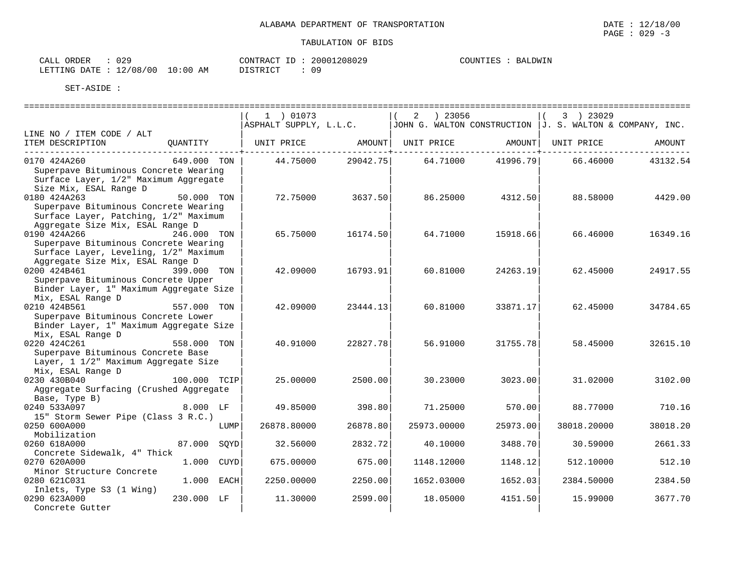ALABAMA DEPARTMENT OF TRANSPORTATION

TABULATION OF BIDS

DATE : 12/18/00
PAGE : 029 -3

CALL ORDER : 029
LETTING DATE : 12/08/00 10:00 AM

CONTRACT ID : 20001208029
DISTRICT : 09

COUNTIES : BALDWIN

SET-ASIDE :

| LINE NO / ITEM CODE / ALT / ITEM DESCRIPTION | QUANTITY | (1) 01073 ASPHALT SUPPLY, L.L.C. UNIT PRICE | AMOUNT | (2) 23056 JOHN G. WALTON CONSTRUCTION UNIT PRICE | AMOUNT | (3) 23029 J. S. WALTON & COMPANY, INC. UNIT PRICE | AMOUNT |
|---|---|---|---|---|---|---|---|
| 0170 424A260 Superpave Bituminous Concrete Wearing Surface Layer, 1/2" Maximum Aggregate Size Mix, ESAL Range D | 649.000 TON | 44.75000 | 29042.75 | 64.71000 | 41996.79 | 66.46000 | 43132.54 |
| 0180 424A263 Superpave Bituminous Concrete Wearing Surface Layer, Patching, 1/2" Maximum Aggregate Size Mix, ESAL Range D | 50.000 TON | 72.75000 | 3637.50 | 86.25000 | 4312.50 | 88.58000 | 4429.00 |
| 0190 424A266 Superpave Bituminous Concrete Wearing Surface Layer, Leveling, 1/2" Maximum Aggregate Size Mix, ESAL Range D | 246.000 TON | 65.75000 | 16174.50 | 64.71000 | 15918.66 | 66.46000 | 16349.16 |
| 0200 424B461 Superpave Bituminous Concrete Upper Binder Layer, 1" Maximum Aggregate Size Mix, ESAL Range D | 399.000 TON | 42.09000 | 16793.91 | 60.81000 | 24263.19 | 62.45000 | 24917.55 |
| 0210 424B561 Superpave Bituminous Concrete Lower Binder Layer, 1" Maximum Aggregate Size Mix, ESAL Range D | 557.000 TON | 42.09000 | 23444.13 | 60.81000 | 33871.17 | 62.45000 | 34784.65 |
| 0220 424C261 Superpave Bituminous Concrete Base Layer, 1 1/2" Maximum Aggregate Size Mix, ESAL Range D | 558.000 TON | 40.91000 | 22827.78 | 56.91000 | 31755.78 | 58.45000 | 32615.10 |
| 0230 430B040 Aggregate Surfacing (Crushed Aggregate Base, Type B) | 100.000 TCIP | 25.00000 | 2500.00 | 30.23000 | 3023.00 | 31.02000 | 3102.00 |
| 0240 533A097 15" Storm Sewer Pipe (Class 3 R.C.) | 8.000 LF | 49.85000 | 398.80 | 71.25000 | 570.00 | 88.77000 | 710.16 |
| 0250 600A000 Mobilization | LUMP | 26878.80000 | 26878.80 | 25973.00000 | 25973.00 | 38018.20000 | 38018.20 |
| 0260 618A000 Concrete Sidewalk, 4" Thick | 87.000 SQYD | 32.56000 | 2832.72 | 40.10000 | 3488.70 | 30.59000 | 2661.33 |
| 0270 620A000 Minor Structure Concrete | 1.000 CUYD | 675.00000 | 675.00 | 1148.12000 | 1148.12 | 512.10000 | 512.10 |
| 0280 621C031 Inlets, Type S3 (1 Wing) | 1.000 EACH | 2250.00000 | 2250.00 | 1652.03000 | 1652.03 | 2384.50000 | 2384.50 |
| 0290 623A000 Concrete Gutter | 230.000 LF | 11.30000 | 2599.00 | 18.05000 | 4151.50 | 15.99000 | 3677.70 |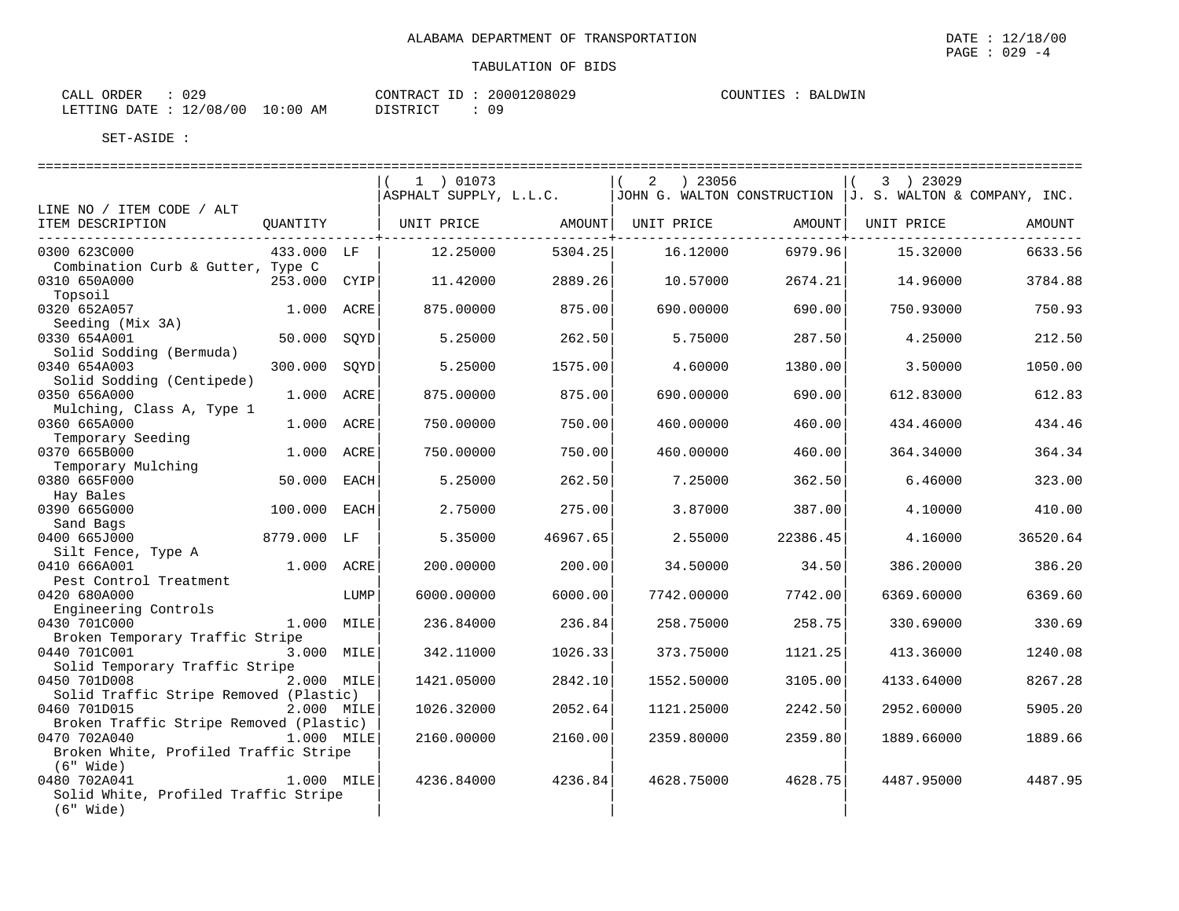ALABAMA DEPARTMENT OF TRANSPORTATION

TABULATION OF BIDS

CALL ORDER : 029
LETTING DATE : 12/08/00 10:00 AM

CONTRACT ID : 20001208029
DISTRICT : 09

COUNTIES : BALDWIN

SET-ASIDE :

| LINE NO / ITEM CODE / ALT<br>ITEM DESCRIPTION | QUANTITY | | ( 1 ) 01073<br>ASPHALT SUPPLY, L.L.C.<br>UNIT PRICE | <br><br>AMOUNT | ( 2 ) 23056<br>JOHN G. WALTON CONSTRUCTION<br>UNIT PRICE | <br><br>AMOUNT | ( 3 ) 23029<br>J. S. WALTON & COMPANY, INC.<br>UNIT PRICE | <br><br>AMOUNT |
|---|---|---|---|---|---|---|---|---|
| 0300 623C000<br>Combination Curb & Gutter, Type C | 433.000 | LF | 12.25000 | 5304.25 | 16.12000 | 6979.96 | 15.32000 | 6633.56 |
| 0310 650A000<br>Topsoil | 253.000 | CYIP | 11.42000 | 2889.26 | 10.57000 | 2674.21 | 14.96000 | 3784.88 |
| 0320 652A057<br>Seeding (Mix 3A) | 1.000 | ACRE | 875.00000 | 875.00 | 690.00000 | 690.00 | 750.93000 | 750.93 |
| 0330 654A001<br>Solid Sodding (Bermuda) | 50.000 | SQYD | 5.25000 | 262.50 | 5.75000 | 287.50 | 4.25000 | 212.50 |
| 0340 654A003<br>Solid Sodding (Centipede) | 300.000 | SQYD | 5.25000 | 1575.00 | 4.60000 | 1380.00 | 3.50000 | 1050.00 |
| 0350 656A000<br>Mulching, Class A, Type 1 | 1.000 | ACRE | 875.00000 | 875.00 | 690.00000 | 690.00 | 612.83000 | 612.83 |
| 0360 665A000<br>Temporary Seeding | 1.000 | ACRE | 750.00000 | 750.00 | 460.00000 | 460.00 | 434.46000 | 434.46 |
| 0370 665B000<br>Temporary Mulching | 1.000 | ACRE | 750.00000 | 750.00 | 460.00000 | 460.00 | 364.34000 | 364.34 |
| 0380 665F000<br>Hay Bales | 50.000 | EACH | 5.25000 | 262.50 | 7.25000 | 362.50 | 6.46000 | 323.00 |
| 0390 665G000<br>Sand Bags | 100.000 | EACH | 2.75000 | 275.00 | 3.87000 | 387.00 | 4.10000 | 410.00 |
| 0400 665J000<br>Silt Fence, Type A | 8779.000 | LF | 5.35000 | 46967.65 | 2.55000 | 22386.45 | 4.16000 | 36520.64 |
| 0410 666A001<br>Pest Control Treatment | 1.000 | ACRE | 200.00000 | 200.00 | 34.50000 | 34.50 | 386.20000 | 386.20 |
| 0420 680A000<br>Engineering Controls | | LUMP | 6000.00000 | 6000.00 | 7742.00000 | 7742.00 | 6369.60000 | 6369.60 |
| 0430 701C000<br>Broken Temporary Traffic Stripe | 1.000 | MILE | 236.84000 | 236.84 | 258.75000 | 258.75 | 330.69000 | 330.69 |
| 0440 701C001<br>Solid Temporary Traffic Stripe | 3.000 | MILE | 342.11000 | 1026.33 | 373.75000 | 1121.25 | 413.36000 | 1240.08 |
| 0450 701D008<br>Solid Traffic Stripe Removed (Plastic) | 2.000 | MILE | 1421.05000 | 2842.10 | 1552.50000 | 3105.00 | 4133.64000 | 8267.28 |
| 0460 701D015<br>Broken Traffic Stripe Removed (Plastic) | 2.000 | MILE | 1026.32000 | 2052.64 | 1121.25000 | 2242.50 | 2952.60000 | 5905.20 |
| 0470 702A040<br>Broken White, Profiled Traffic Stripe (6" Wide) | 1.000 | MILE | 2160.00000 | 2160.00 | 2359.80000 | 2359.80 | 1889.66000 | 1889.66 |
| 0480 702A041<br>Solid White, Profiled Traffic Stripe (6" Wide) | 1.000 | MILE | 4236.84000 | 4236.84 | 4628.75000 | 4628.75 | 4487.95000 | 4487.95 |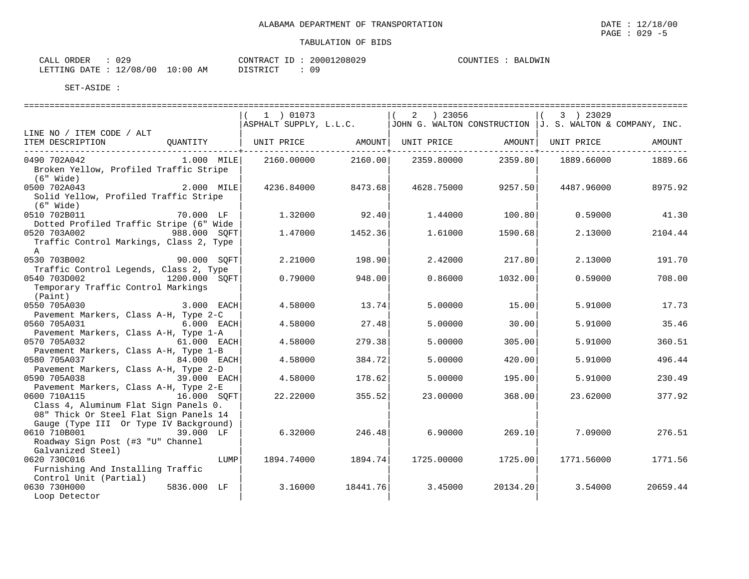ALABAMA DEPARTMENT OF TRANSPORTATION

DATE : 12/18/00
PAGE : 029 -5

TABULATION OF BIDS

CALL ORDER : 029
LETTING DATE : 12/08/00 10:00 AM

CONTRACT ID : 20001208029
DISTRICT : 09

COUNTIES : BALDWIN

SET-ASIDE :

| LINE NO / ITEM CODE / ALT ITEM DESCRIPTION | QUANTITY | ( 1 ) 01073 ASPHALT SUPPLY, L.L.C. UNIT PRICE | AMOUNT | ( 2 ) 23056 JOHN G. WALTON CONSTRUCTION UNIT PRICE | AMOUNT | ( 3 ) 23029 J. S. WALTON & COMPANY, INC. UNIT PRICE | AMOUNT |
|---|---|---|---|---|---|---|---|
| 0490 702A042 Broken Yellow, Profiled Traffic Stripe (6" Wide) | 1.000 MILE | 2160.00000 | 2160.00 | 2359.80000 | 2359.80 | 1889.66000 | 1889.66 |
| 0500 702A043 Solid Yellow, Profiled Traffic Stripe (6" Wide) | 2.000 MILE | 4236.84000 | 8473.68 | 4628.75000 | 9257.50 | 4487.96000 | 8975.92 |
| 0510 702B011 Dotted Profiled Traffic Stripe (6" Wide | 70.000 LF | 1.32000 | 92.40 | 1.44000 | 100.80 | 0.59000 | 41.30 |
| 0520 703A002 Traffic Control Markings, Class 2, Type A | 988.000 SQFT | 1.47000 | 1452.36 | 1.61000 | 1590.68 | 2.13000 | 2104.44 |
| 0530 703B002 Traffic Control Legends, Class 2, Type | 90.000 SQFT | 2.21000 | 198.90 | 2.42000 | 217.80 | 2.13000 | 191.70 |
| 0540 703D002 Temporary Traffic Control Markings (Paint) | 1200.000 SQFT | 0.79000 | 948.00 | 0.86000 | 1032.00 | 0.59000 | 708.00 |
| 0550 705A030 Pavement Markers, Class A-H, Type 2-C | 3.000 EACH | 4.58000 | 13.74 | 5.00000 | 15.00 | 5.91000 | 17.73 |
| 0560 705A031 Pavement Markers, Class A-H, Type 1-A | 6.000 EACH | 4.58000 | 27.48 | 5.00000 | 30.00 | 5.91000 | 35.46 |
| 0570 705A032 Pavement Markers, Class A-H, Type 1-B | 61.000 EACH | 4.58000 | 279.38 | 5.00000 | 305.00 | 5.91000 | 360.51 |
| 0580 705A037 Pavement Markers, Class A-H, Type 2-D | 84.000 EACH | 4.58000 | 384.72 | 5.00000 | 420.00 | 5.91000 | 496.44 |
| 0590 705A038 Pavement Markers, Class A-H, Type 2-E | 39.000 EACH | 4.58000 | 178.62 | 5.00000 | 195.00 | 5.91000 | 230.49 |
| 0600 710A115 Class 4, Aluminum Flat Sign Panels 0. 08" Thick Or Steel Flat Sign Panels 14 Gauge (Type III Or Type IV Background) | 16.000 SQFT | 22.22000 | 355.52 | 23.00000 | 368.00 | 23.62000 | 377.92 |
| 0610 710B001 Roadway Sign Post (#3 "U" Channel Galvanized Steel) | 39.000 LF | 6.32000 | 246.48 | 6.90000 | 269.10 | 7.09000 | 276.51 |
| 0620 730C016 Furnishing And Installing Traffic Control Unit (Partial) | LUMP | 1894.74000 | 1894.74 | 1725.00000 | 1725.00 | 1771.56000 | 1771.56 |
| 0630 730H000 Loop Detector | 5836.000 LF | 3.16000 | 18441.76 | 3.45000 | 20134.20 | 3.54000 | 20659.44 |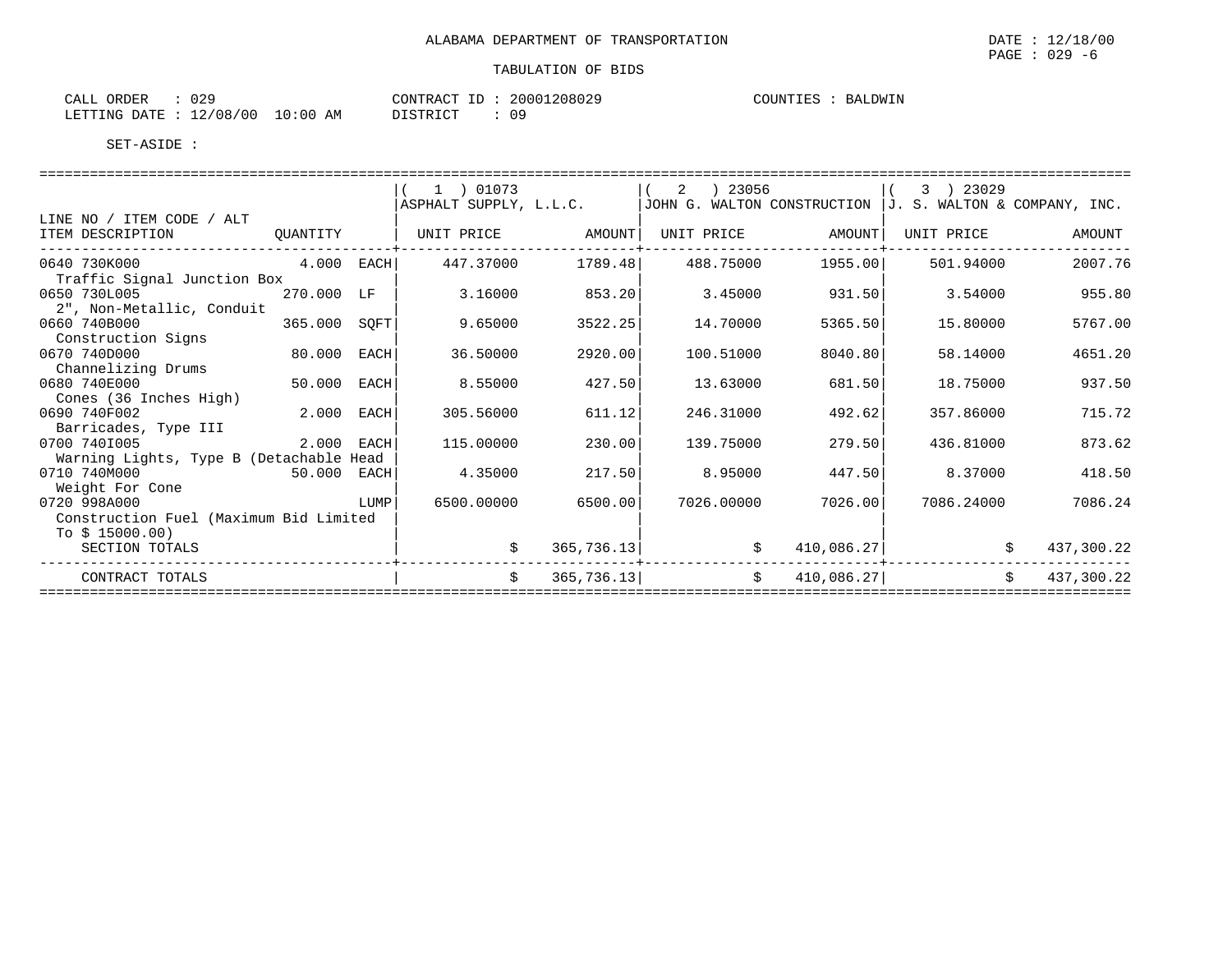ALABAMA DEPARTMENT OF TRANSPORTATION

TABULATION OF BIDS

DATE : 12/18/00

CALL ORDER : 029  
LETTING DATE : 12/08/00 10:00 AM

CONTRACT ID : 20001208029  
DISTRICT : 09

COUNTIES : BALDWIN

SET-ASIDE :

| LINE NO / ITEM CODE / ALT<br>ITEM DESCRIPTION | QUANTITY | | ( 1 ) 01073<br>ASPHALT SUPPLY, L.L.C.<br>UNIT PRICE | AMOUNT | ( 2 ) 23056<br>JOHN G. WALTON CONSTRUCTION<br>UNIT PRICE | AMOUNT | ( 3 ) 23029<br>J. S. WALTON & COMPANY, INC.<br>UNIT PRICE | AMOUNT |
|---|---|---|---|---|---|---|---|---|
| 0640 730K000<br>Traffic Signal Junction Box | 4.000 | EACH | 447.37000 | 1789.48 | 488.75000 | 1955.00 | 501.94000 | 2007.76 |
| 0650 730L005<br>2", Non-Metallic, Conduit | 270.000 | LF | 3.16000 | 853.20 | 3.45000 | 931.50 | 3.54000 | 955.80 |
| 0660 740B000<br>Construction Signs | 365.000 | SQFT | 9.65000 | 3522.25 | 14.70000 | 5365.50 | 15.80000 | 5767.00 |
| 0670 740D000<br>Channelizing Drums | 80.000 | EACH | 36.50000 | 2920.00 | 100.51000 | 8040.80 | 58.14000 | 4651.20 |
| 0680 740E000<br>Cones (36 Inches High) | 50.000 | EACH | 8.55000 | 427.50 | 13.63000 | 681.50 | 18.75000 | 937.50 |
| 0690 740F002<br>Barricades, Type III | 2.000 | EACH | 305.56000 | 611.12 | 246.31000 | 492.62 | 357.86000 | 715.72 |
| 0700 740I005<br>Warning Lights, Type B (Detachable Head | 2.000 | EACH | 115.00000 | 230.00 | 139.75000 | 279.50 | 436.81000 | 873.62 |
| 0710 740M000<br>Weight For Cone | 50.000 | EACH | 4.35000 | 217.50 | 8.95000 | 447.50 | 8.37000 | 418.50 |
| 0720 998A000<br>Construction Fuel (Maximum Bid Limited To $ 15000.00) | | LUMP | 6500.00000 | 6500.00 | 7026.00000 | 7026.00 | 7086.24000 | 7086.24 |
| SECTION TOTALS | | | | $ 365,736.13 | | $ 410,086.27 | | $ 437,300.22 |
| CONTRACT TOTALS | | | | $ 365,736.13 | | $ 410,086.27 | | $ 437,300.22 |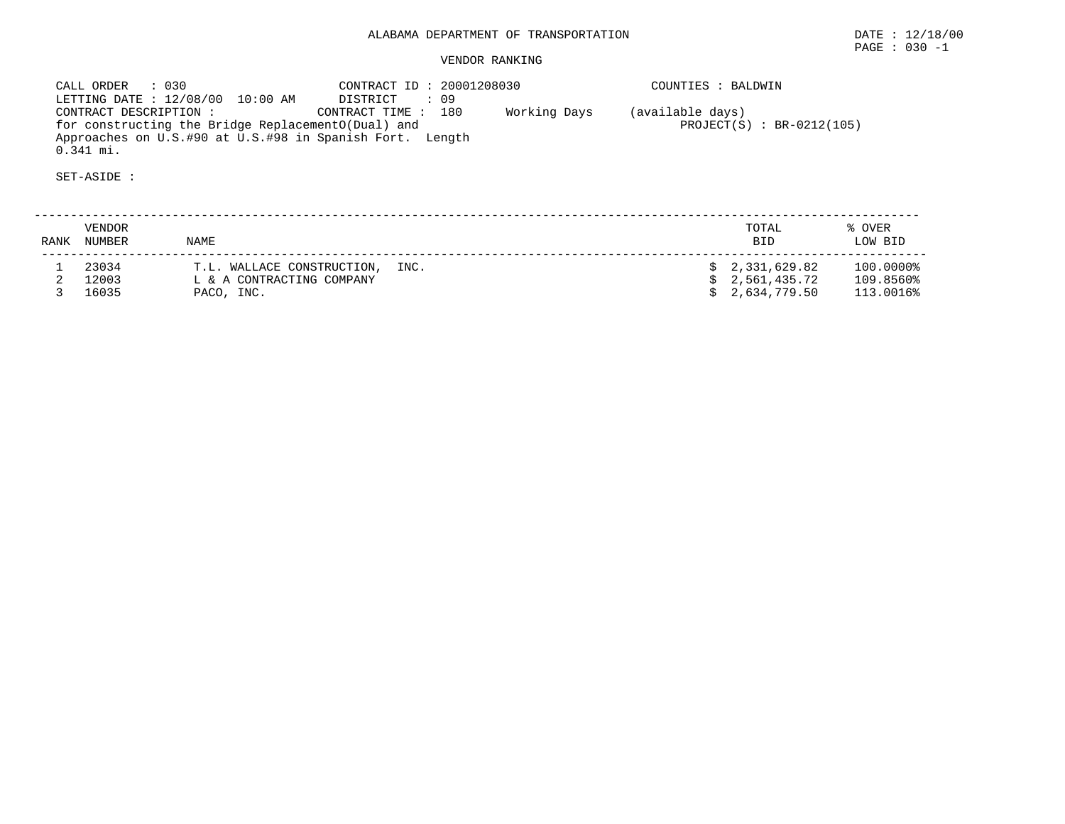ALABAMA DEPARTMENT OF TRANSPORTATION

DATE : 12/18/00

VENDOR RANKING

CALL ORDER : 030
LETTING DATE : 12/08/00 10:00 AM
CONTRACT DESCRIPTION :
for constructing the Bridge ReplacementO(Dual) and Approaches on U.S.#90 at U.S.#98 in Spanish Fort. Length 0.341 mi.

CONTRACT ID : 20001208030
DISTRICT : 09
CONTRACT TIME : 180 Working Days (available days)

COUNTIES : BALDWIN
PROJECT(S) : BR-0212(105)

SET-ASIDE :

| RANK | VENDOR NUMBER | NAME | TOTAL BID | % OVER LOW BID |
|---|---|---|---|---|
| 1 | 23034 | T.L. WALLACE CONSTRUCTION, INC. | $ 2,331,629.82 | 100.0000% |
| 2 | 12003 | L & A CONTRACTING COMPANY | $ 2,561,435.72 | 109.8560% |
| 3 | 16035 | PACO, INC. | $ 2,634,779.50 | 113.0016% |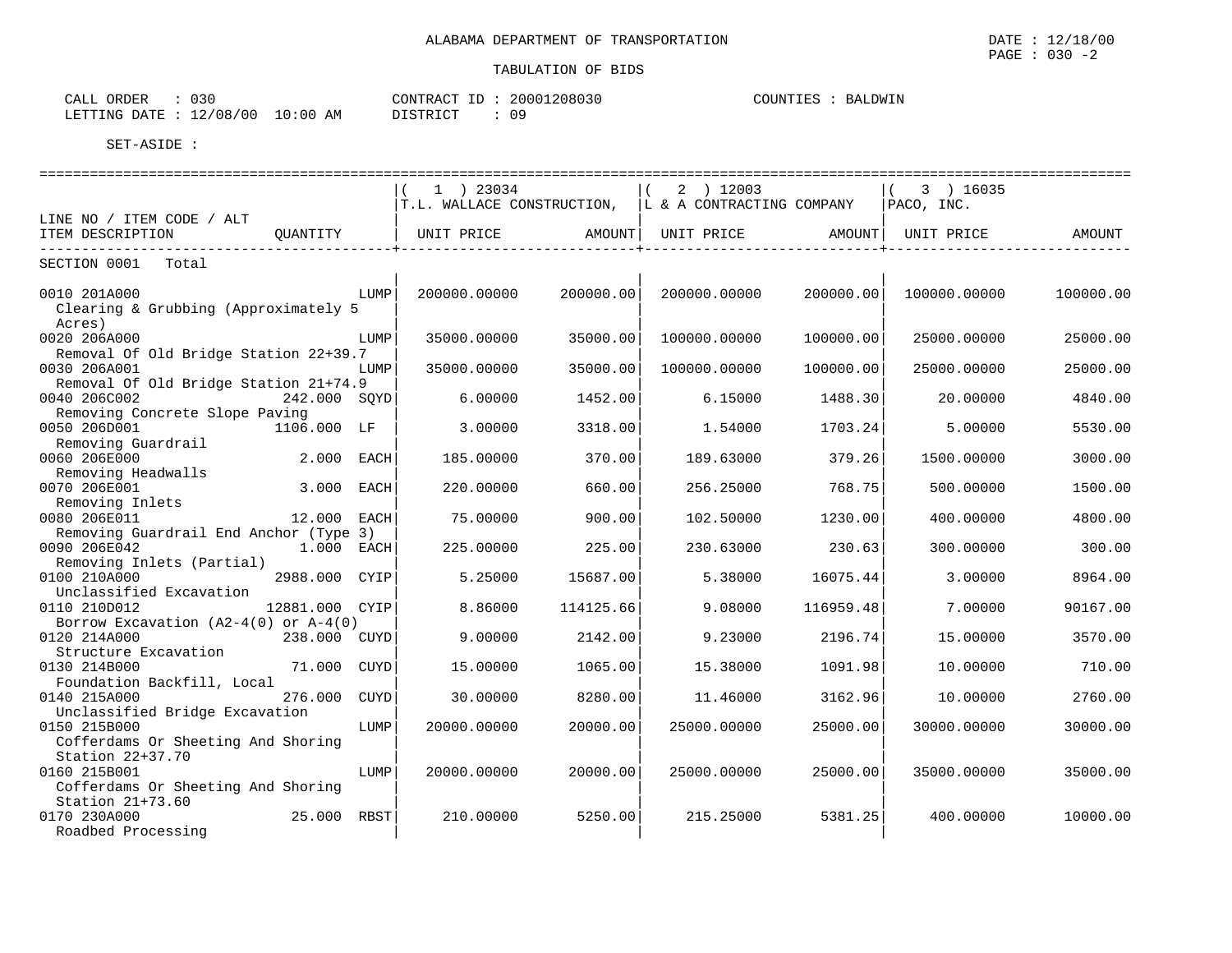ALABAMA DEPARTMENT OF TRANSPORTATION

DATE : 12/18/00
PAGE : 030 -2

TABULATION OF BIDS

CALL ORDER : 030
LETTING DATE : 12/08/00 10:00 AM

CONTRACT ID : 20001208030
DISTRICT : 09

COUNTIES : BALDWIN

SET-ASIDE :

| LINE NO / ITEM CODE / ALT<br>ITEM DESCRIPTION | QUANTITY | | ( 1 ) 23034<br>T.L. WALLACE CONSTRUCTION,<br>UNIT PRICE | <br><br>AMOUNT | ( 2 ) 12003<br>L & A CONTRACTING COMPANY<br>UNIT PRICE | <br><br>AMOUNT | ( 3 ) 16035<br>PACO, INC.<br>UNIT PRICE | <br><br>AMOUNT |
|---|---|---|---|---|---|---|---|---|
| SECTION 0001 Total | | | | | | | | |
| 0010 201A000<br>Clearing & Grubbing (Approximately 5 Acres) | | LUMP | 200000.00000 | 200000.00 | 200000.00000 | 200000.00 | 100000.00000 | 100000.00 |
| 0020 206A000<br>Removal Of Old Bridge Station 22+39.7 | | LUMP | 35000.00000 | 35000.00 | 100000.00000 | 100000.00 | 25000.00000 | 25000.00 |
| 0030 206A001<br>Removal Of Old Bridge Station 21+74.9 | | LUMP | 35000.00000 | 35000.00 | 100000.00000 | 100000.00 | 25000.00000 | 25000.00 |
| 0040 206C002<br>Removing Concrete Slope Paving | 242.000 | SQYD | 6.00000 | 1452.00 | 6.15000 | 1488.30 | 20.00000 | 4840.00 |
| 0050 206D001<br>Removing Guardrail | 1106.000 | LF | 3.00000 | 3318.00 | 1.54000 | 1703.24 | 5.00000 | 5530.00 |
| 0060 206E000<br>Removing Headwalls | 2.000 | EACH | 185.00000 | 370.00 | 189.63000 | 379.26 | 1500.00000 | 3000.00 |
| 0070 206E001<br>Removing Inlets | 3.000 | EACH | 220.00000 | 660.00 | 256.25000 | 768.75 | 500.00000 | 1500.00 |
| 0080 206E011<br>Removing Guardrail End Anchor (Type 3) | 12.000 | EACH | 75.00000 | 900.00 | 102.50000 | 1230.00 | 400.00000 | 4800.00 |
| 0090 206E042<br>Removing Inlets (Partial) | 1.000 | EACH | 225.00000 | 225.00 | 230.63000 | 230.63 | 300.00000 | 300.00 |
| 0100 210A000<br>Unclassified Excavation | 2988.000 | CYIP | 5.25000 | 15687.00 | 5.38000 | 16075.44 | 3.00000 | 8964.00 |
| 0110 210D012<br>Borrow Excavation (A2-4(0) or A-4(0) | 12881.000 | CYIP | 8.86000 | 114125.66 | 9.08000 | 116959.48 | 7.00000 | 90167.00 |
| 0120 214A000<br>Structure Excavation | 238.000 | CUYD | 9.00000 | 2142.00 | 9.23000 | 2196.74 | 15.00000 | 3570.00 |
| 0130 214B000<br>Foundation Backfill, Local | 71.000 | CUYD | 15.00000 | 1065.00 | 15.38000 | 1091.98 | 10.00000 | 710.00 |
| 0140 215A000<br>Unclassified Bridge Excavation | 276.000 | CUYD | 30.00000 | 8280.00 | 11.46000 | 3162.96 | 10.00000 | 2760.00 |
| 0150 215B000<br>Cofferdams Or Sheeting And Shoring Station 22+37.70 | | LUMP | 20000.00000 | 20000.00 | 25000.00000 | 25000.00 | 30000.00000 | 30000.00 |
| 0160 215B001<br>Cofferdams Or Sheeting And Shoring Station 21+73.60 | | LUMP | 20000.00000 | 20000.00 | 25000.00000 | 25000.00 | 35000.00000 | 35000.00 |
| 0170 230A000<br>Roadbed Processing | 25.000 | RBST | 210.00000 | 5250.00 | 215.25000 | 5381.25 | 400.00000 | 10000.00 |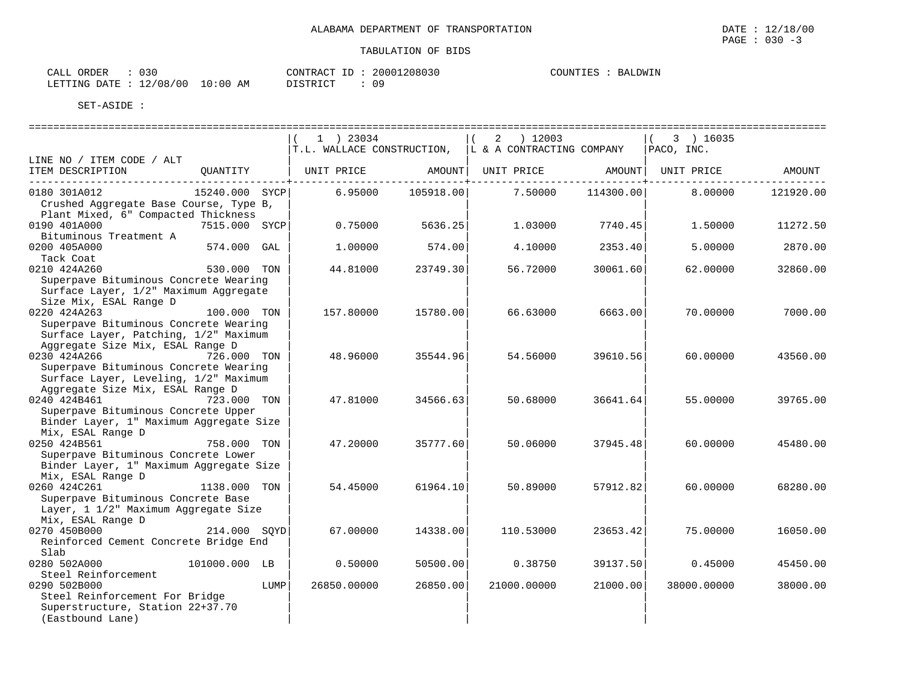ALABAMA DEPARTMENT OF TRANSPORTATION

TABULATION OF BIDS

CALL ORDER : 030  
LETTING DATE : 12/08/00 10:00 AM  
CONTRACT ID : 20001208030  
DISTRICT : 09  
COUNTIES : BALDWIN

SET-ASIDE :

| LINE NO / ITEM CODE / ALT<br>ITEM DESCRIPTION | QUANTITY | (1) 23034<br>T.L. WALLACE CONSTRUCTION,<br>UNIT PRICE | AMOUNT | (2) 12003<br>L & A CONTRACTING COMPANY<br>UNIT PRICE | AMOUNT | (3) 16035<br>PACO, INC.<br>UNIT PRICE | AMOUNT |
|---|---|---|---|---|---|---|---|
| 0180 301A012<br>Crushed Aggregate Base Course, Type B, Plant Mixed, 6" Compacted Thickness | 15240.000 SYCP | 6.95000 | 105918.00 | 7.50000 | 114300.00 | 8.00000 | 121920.00 |
| 0190 401A000<br>Bituminous Treatment A | 7515.000 SYCP | 0.75000 | 5636.25 | 1.03000 | 7740.45 | 1.50000 | 11272.50 |
| 0200 405A000<br>Tack Coat | 574.000 GAL | 1.00000 | 574.00 | 4.10000 | 2353.40 | 5.00000 | 2870.00 |
| 0210 424A260<br>Superpave Bituminous Concrete Wearing Surface Layer, 1/2" Maximum Aggregate Size Mix, ESAL Range D | 530.000 TON | 44.81000 | 23749.30 | 56.72000 | 30061.60 | 62.00000 | 32860.00 |
| 0220 424A263<br>Superpave Bituminous Concrete Wearing Surface Layer, Patching, 1/2" Maximum Aggregate Size Mix, ESAL Range D | 100.000 TON | 157.80000 | 15780.00 | 66.63000 | 6663.00 | 70.00000 | 7000.00 |
| 0230 424A266<br>Superpave Bituminous Concrete Wearing Surface Layer, Leveling, 1/2" Maximum Aggregate Size Mix, ESAL Range D | 726.000 TON | 48.96000 | 35544.96 | 54.56000 | 39610.56 | 60.00000 | 43560.00 |
| 0240 424B461<br>Superpave Bituminous Concrete Upper Binder Layer, 1" Maximum Aggregate Size Mix, ESAL Range D | 723.000 TON | 47.81000 | 34566.63 | 50.68000 | 36641.64 | 55.00000 | 39765.00 |
| 0250 424B561<br>Superpave Bituminous Concrete Lower Binder Layer, 1" Maximum Aggregate Size Mix, ESAL Range D | 758.000 TON | 47.20000 | 35777.60 | 50.06000 | 37945.48 | 60.00000 | 45480.00 |
| 0260 424C261<br>Superpave Bituminous Concrete Base Layer, 1 1/2" Maximum Aggregate Size Mix, ESAL Range D | 1138.000 TON | 54.45000 | 61964.10 | 50.89000 | 57912.82 | 60.00000 | 68280.00 |
| 0270 450B000<br>Reinforced Cement Concrete Bridge End Slab | 214.000 SQYD | 67.00000 | 14338.00 | 110.53000 | 23653.42 | 75.00000 | 16050.00 |
| 0280 502A000<br>Steel Reinforcement | 101000.000 LB | 0.50000 | 50500.00 | 0.38750 | 39137.50 | 0.45000 | 45450.00 |
| 0290 502B000<br>Steel Reinforcement For Bridge Superstructure, Station 22+37.70 (Eastbound Lane) | LUMP | 26850.00000 | 26850.00 | 21000.00000 | 21000.00 | 38000.00000 | 38000.00 |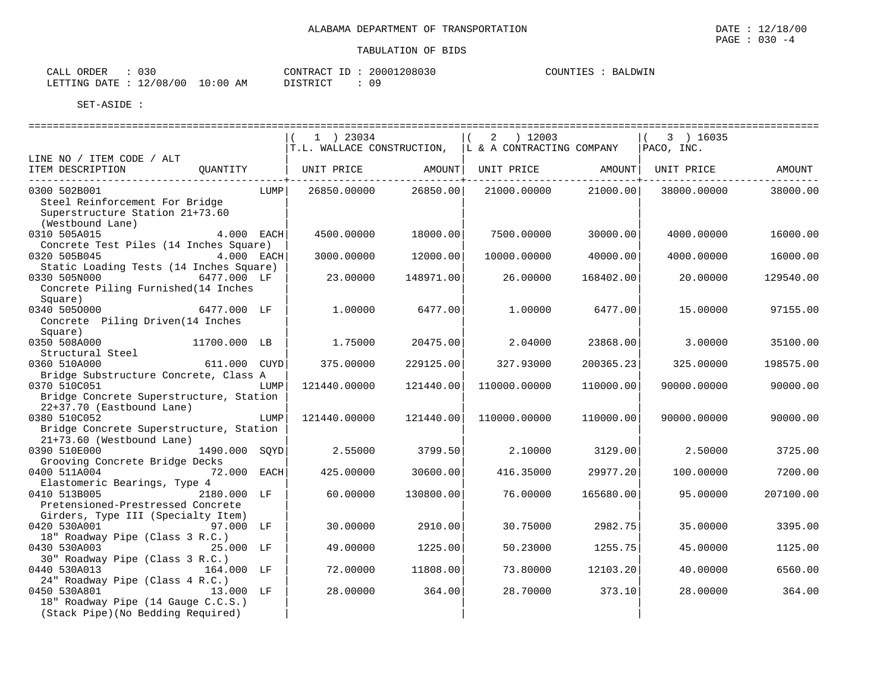ALABAMA DEPARTMENT OF TRANSPORTATION

DATE : 12/18/00
PAGE : 030 -4

TABULATION OF BIDS

CALL ORDER : 030
LETTING DATE : 12/08/00 10:00 AM

CONTRACT ID : 20001208030
DISTRICT : 09

COUNTIES : BALDWIN

SET-ASIDE :

| LINE NO / ITEM CODE / ALT ITEM DESCRIPTION | QUANTITY | ( 1 ) 23034 T.L. WALLACE CONSTRUCTION, UNIT PRICE | AMOUNT | ( 2 ) 12003 L & A CONTRACTING COMPANY UNIT PRICE | AMOUNT | ( 3 ) 16035 PACO, INC. UNIT PRICE | AMOUNT |
|---|---|---|---|---|---|---|---|
| 0300 502B001 Steel Reinforcement For Bridge Superstructure Station 21+73.60 (Westbound Lane) | LUMP | 26850.00000 | 26850.00 | 21000.00000 | 21000.00 | 38000.00000 | 38000.00 |
| 0310 505A015 Concrete Test Piles (14 Inches Square) | 4.000 EACH | 4500.00000 | 18000.00 | 7500.00000 | 30000.00 | 4000.00000 | 16000.00 |
| 0320 505B045 Static Loading Tests (14 Inches Square) | 4.000 EACH | 3000.00000 | 12000.00 | 10000.00000 | 40000.00 | 4000.00000 | 16000.00 |
| 0330 505N000 Concrete Piling Furnished(14 Inches Square) | 6477.000 LF | 23.00000 | 148971.00 | 26.00000 | 168402.00 | 20.00000 | 129540.00 |
| 0340 505O000 Concrete Piling Driven(14 Inches Square) | 6477.000 LF | 1.00000 | 6477.00 | 1.00000 | 6477.00 | 15.00000 | 97155.00 |
| 0350 508A000 Structural Steel | 11700.000 LB | 1.75000 | 20475.00 | 2.04000 | 23868.00 | 3.00000 | 35100.00 |
| 0360 510A000 Bridge Substructure Concrete, Class A | 611.000 CUYD | 375.00000 | 229125.00 | 327.93000 | 200365.23 | 325.00000 | 198575.00 |
| 0370 510C051 Bridge Concrete Superstructure, Station 22+37.70 (Eastbound Lane) | LUMP | 121440.00000 | 121440.00 | 110000.00000 | 110000.00 | 90000.00000 | 90000.00 |
| 0380 510C052 Bridge Concrete Superstructure, Station 21+73.60 (Westbound Lane) | LUMP | 121440.00000 | 121440.00 | 110000.00000 | 110000.00 | 90000.00000 | 90000.00 |
| 0390 510E000 Grooving Concrete Bridge Decks | 1490.000 SQYD | 2.55000 | 3799.50 | 2.10000 | 3129.00 | 2.50000 | 3725.00 |
| 0400 511A004 Elastomeric Bearings, Type 4 | 72.000 EACH | 425.00000 | 30600.00 | 416.35000 | 29977.20 | 100.00000 | 7200.00 |
| 0410 513B005 Pretensioned-Prestressed Concrete Girders, Type III (Specialty Item) | 2180.000 LF | 60.00000 | 130800.00 | 76.00000 | 165680.00 | 95.00000 | 207100.00 |
| 0420 530A001 18" Roadway Pipe (Class 3 R.C.) | 97.000 LF | 30.00000 | 2910.00 | 30.75000 | 2982.75 | 35.00000 | 3395.00 |
| 0430 530A003 30" Roadway Pipe (Class 3 R.C.) | 25.000 LF | 49.00000 | 1225.00 | 50.23000 | 1255.75 | 45.00000 | 1125.00 |
| 0440 530A013 24" Roadway Pipe (Class 4 R.C.) | 164.000 LF | 72.00000 | 11808.00 | 73.80000 | 12103.20 | 40.00000 | 6560.00 |
| 0450 530A801 18" Roadway Pipe (14 Gauge C.C.S.) (Stack Pipe)(No Bedding Required) | 13.000 LF | 28.00000 | 364.00 | 28.70000 | 373.10 | 28.00000 | 364.00 |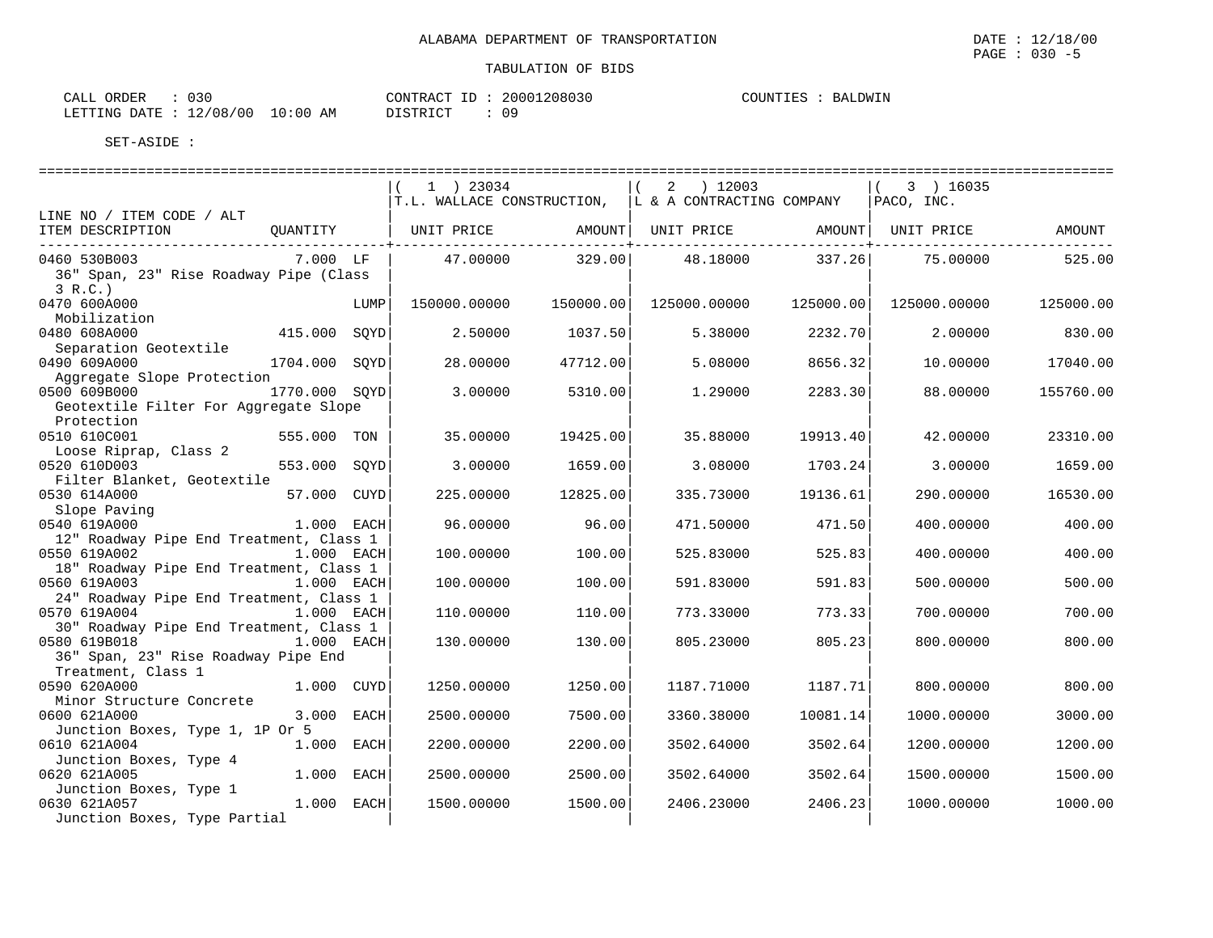ALABAMA DEPARTMENT OF TRANSPORTATION

DATE : 12/18/00

TABULATION OF BIDS

CALL ORDER : 030
LETTING DATE : 12/08/00 10:00 AM

CONTRACT ID : 20001208030
DISTRICT : 09

COUNTIES : BALDWIN

SET-ASIDE :

| LINE NO / ITEM CODE / ALT ITEM DESCRIPTION | QUANTITY | ( 1 ) 23034 T.L. WALLACE CONSTRUCTION, UNIT PRICE | AMOUNT | ( 2 ) 12003 L & A CONTRACTING COMPANY UNIT PRICE | AMOUNT | ( 3 ) 16035 PACO, INC. UNIT PRICE | AMOUNT |
|---|---|---|---|---|---|---|---|
| 0460 530B003 36" Span, 23" Rise Roadway Pipe (Class 3 R.C.) | 7.000 LF | 47.00000 | 329.00 | 48.18000 | 337.26 | 75.00000 | 525.00 |
| 0470 600A000 Mobilization | LUMP | 150000.00000 | 150000.00 | 125000.00000 | 125000.00 | 125000.00000 | 125000.00 |
| 0480 608A000 Separation Geotextile | 415.000 SQYD | 2.50000 | 1037.50 | 5.38000 | 2232.70 | 2.00000 | 830.00 |
| 0490 609A000 Aggregate Slope Protection | 1704.000 SQYD | 28.00000 | 47712.00 | 5.08000 | 8656.32 | 10.00000 | 17040.00 |
| 0500 609B000 Geotextile Filter For Aggregate Slope Protection | 1770.000 SQYD | 3.00000 | 5310.00 | 1.29000 | 2283.30 | 88.00000 | 155760.00 |
| 0510 610C001 Loose Riprap, Class 2 | 555.000 TON | 35.00000 | 19425.00 | 35.88000 | 19913.40 | 42.00000 | 23310.00 |
| 0520 610D003 Filter Blanket, Geotextile | 553.000 SQYD | 3.00000 | 1659.00 | 3.08000 | 1703.24 | 3.00000 | 1659.00 |
| 0530 614A000 Slope Paving | 57.000 CUYD | 225.00000 | 12825.00 | 335.73000 | 19136.61 | 290.00000 | 16530.00 |
| 0540 619A000 12" Roadway Pipe End Treatment, Class 1 | 1.000 EACH | 96.00000 | 96.00 | 471.50000 | 471.50 | 400.00000 | 400.00 |
| 0550 619A002 18" Roadway Pipe End Treatment, Class 1 | 1.000 EACH | 100.00000 | 100.00 | 525.83000 | 525.83 | 400.00000 | 400.00 |
| 0560 619A003 24" Roadway Pipe End Treatment, Class 1 | 1.000 EACH | 100.00000 | 100.00 | 591.83000 | 591.83 | 500.00000 | 500.00 |
| 0570 619A004 30" Roadway Pipe End Treatment, Class 1 | 1.000 EACH | 110.00000 | 110.00 | 773.33000 | 773.33 | 700.00000 | 700.00 |
| 0580 619B018 36" Span, 23" Rise Roadway Pipe End Treatment, Class 1 | 1.000 EACH | 130.00000 | 130.00 | 805.23000 | 805.23 | 800.00000 | 800.00 |
| 0590 620A000 Minor Structure Concrete | 1.000 CUYD | 1250.00000 | 1250.00 | 1187.71000 | 1187.71 | 800.00000 | 800.00 |
| 0600 621A000 Junction Boxes, Type 1, 1P Or 5 | 3.000 EACH | 2500.00000 | 7500.00 | 3360.38000 | 10081.14 | 1000.00000 | 3000.00 |
| 0610 621A004 Junction Boxes, Type 4 | 1.000 EACH | 2200.00000 | 2200.00 | 3502.64000 | 3502.64 | 1200.00000 | 1200.00 |
| 0620 621A005 Junction Boxes, Type 1 | 1.000 EACH | 2500.00000 | 2500.00 | 3502.64000 | 3502.64 | 1500.00000 | 1500.00 |
| 0630 621A057 Junction Boxes, Type Partial | 1.000 EACH | 1500.00000 | 1500.00 | 2406.23000 | 2406.23 | 1000.00000 | 1000.00 |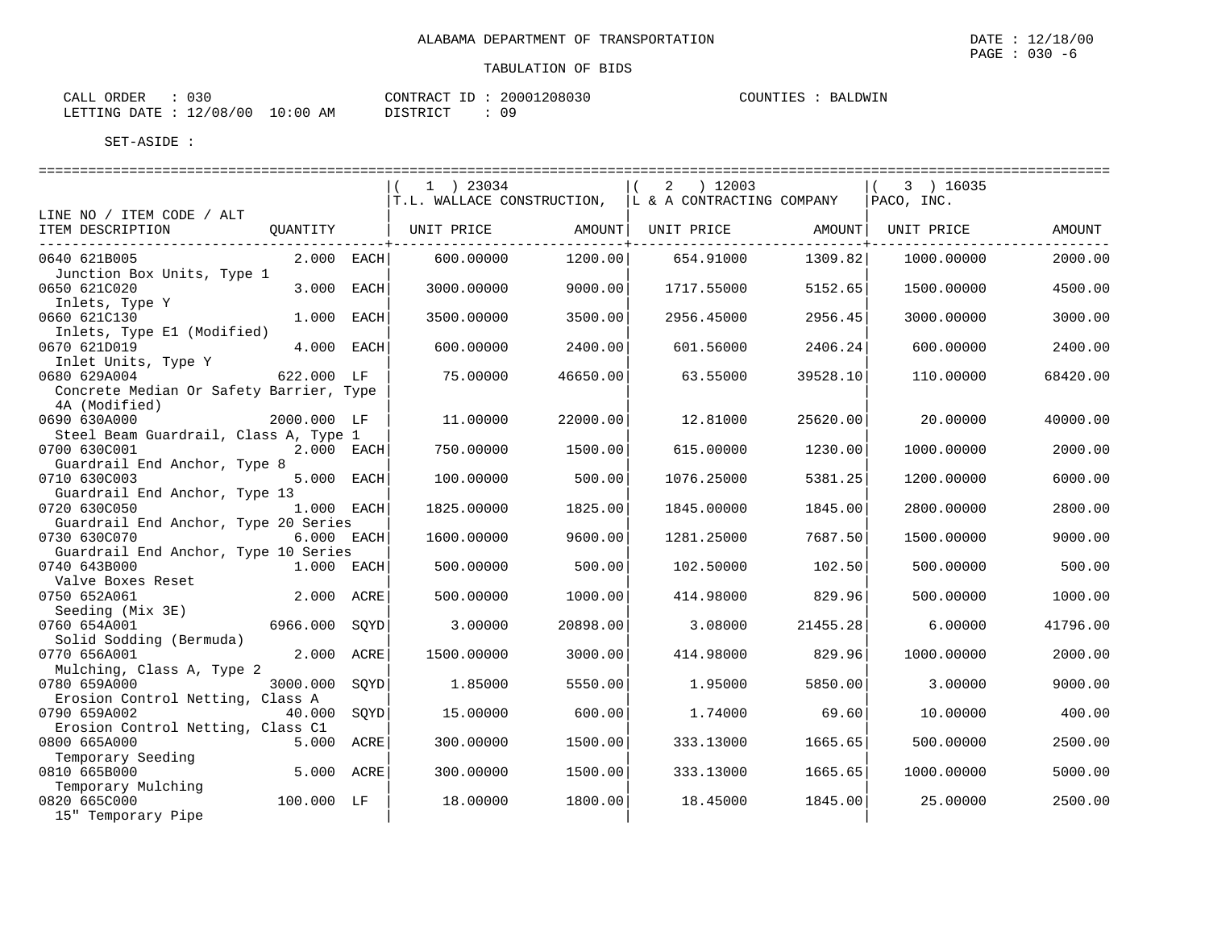ALABAMA DEPARTMENT OF TRANSPORTATION

DATE : 12/18/00
PAGE : 030 -6

TABULATION OF BIDS

CALL ORDER : 030
LETTING DATE : 12/08/00 10:00 AM

CONTRACT ID : 20001208030
DISTRICT : 09

COUNTIES : BALDWIN

SET-ASIDE :

| LINE NO / ITEM CODE / ALT ITEM DESCRIPTION | QUANTITY | | ( 1 ) 23034 T.L. WALLACE CONSTRUCTION, UNIT PRICE | AMOUNT | ( 2 ) 12003 L & A CONTRACTING COMPANY UNIT PRICE | AMOUNT | ( 3 ) 16035 PACO, INC. UNIT PRICE | AMOUNT |
|---|---|---|---|---|---|---|---|---|
| 0640 621B005 Junction Box Units, Type 1 | 2.000 | EACH | 600.00000 | 1200.00 | 654.91000 | 1309.82 | 1000.00000 | 2000.00 |
| 0650 621C020 Inlets, Type Y | 3.000 | EACH | 3000.00000 | 9000.00 | 1717.55000 | 5152.65 | 1500.00000 | 4500.00 |
| 0660 621C130 Inlets, Type E1 (Modified) | 1.000 | EACH | 3500.00000 | 3500.00 | 2956.45000 | 2956.45 | 3000.00000 | 3000.00 |
| 0670 621D019 Inlet Units, Type Y | 4.000 | EACH | 600.00000 | 2400.00 | 601.56000 | 2406.24 | 600.00000 | 2400.00 |
| 0680 629A004 Concrete Median Or Safety Barrier, Type 4A (Modified) | 622.000 | LF | 75.00000 | 46650.00 | 63.55000 | 39528.10 | 110.00000 | 68420.00 |
| 0690 630A000 Steel Beam Guardrail, Class A, Type 1 | 2000.000 | LF | 11.00000 | 22000.00 | 12.81000 | 25620.00 | 20.00000 | 40000.00 |
| 0700 630C001 Guardrail End Anchor, Type 8 | 2.000 | EACH | 750.00000 | 1500.00 | 615.00000 | 1230.00 | 1000.00000 | 2000.00 |
| 0710 630C003 Guardrail End Anchor, Type 13 | 5.000 | EACH | 100.00000 | 500.00 | 1076.25000 | 5381.25 | 1200.00000 | 6000.00 |
| 0720 630C050 Guardrail End Anchor, Type 20 Series | 1.000 | EACH | 1825.00000 | 1825.00 | 1845.00000 | 1845.00 | 2800.00000 | 2800.00 |
| 0730 630C070 Guardrail End Anchor, Type 10 Series | 6.000 | EACH | 1600.00000 | 9600.00 | 1281.25000 | 7687.50 | 1500.00000 | 9000.00 |
| 0740 643B000 Valve Boxes Reset | 1.000 | EACH | 500.00000 | 500.00 | 102.50000 | 102.50 | 500.00000 | 500.00 |
| 0750 652A061 Seeding (Mix 3E) | 2.000 | ACRE | 500.00000 | 1000.00 | 414.98000 | 829.96 | 500.00000 | 1000.00 |
| 0760 654A001 Solid Sodding (Bermuda) | 6966.000 | SQYD | 3.00000 | 20898.00 | 3.08000 | 21455.28 | 6.00000 | 41796.00 |
| 0770 656A001 Mulching, Class A, Type 2 | 2.000 | ACRE | 1500.00000 | 3000.00 | 414.98000 | 829.96 | 1000.00000 | 2000.00 |
| 0780 659A000 Erosion Control Netting, Class A | 3000.000 | SQYD | 1.85000 | 5550.00 | 1.95000 | 5850.00 | 3.00000 | 9000.00 |
| 0790 659A002 Erosion Control Netting, Class C1 | 40.000 | SQYD | 15.00000 | 600.00 | 1.74000 | 69.60 | 10.00000 | 400.00 |
| 0800 665A000 Temporary Seeding | 5.000 | ACRE | 300.00000 | 1500.00 | 333.13000 | 1665.65 | 500.00000 | 2500.00 |
| 0810 665B000 Temporary Mulching | 5.000 | ACRE | 300.00000 | 1500.00 | 333.13000 | 1665.65 | 1000.00000 | 5000.00 |
| 0820 665C000 15" Temporary Pipe | 100.000 | LF | 18.00000 | 1800.00 | 18.45000 | 1845.00 | 25.00000 | 2500.00 |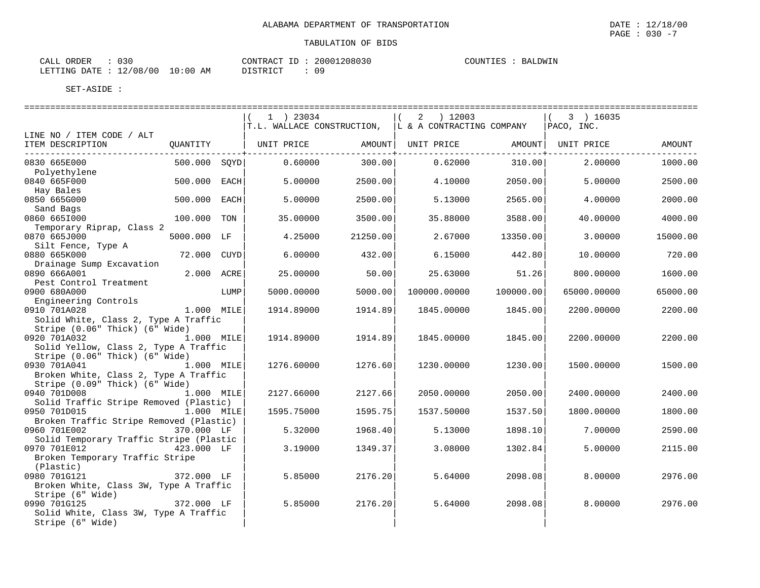ALABAMA DEPARTMENT OF TRANSPORTATION

DATE : 12/18/00

TABULATION OF BIDS

CALL ORDER : 030
LETTING DATE : 12/08/00 10:00 AM

CONTRACT ID : 20001208030
DISTRICT : 09

COUNTIES : BALDWIN

SET-ASIDE :

| LINE NO / ITEM CODE / ALT ITEM DESCRIPTION | QUANTITY | | ( 1 ) 23034 T.L. WALLACE CONSTRUCTION, UNIT PRICE | AMOUNT | ( 2 ) 12003 L & A CONTRACTING COMPANY UNIT PRICE | AMOUNT | ( 3 ) 16035 PACO, INC. UNIT PRICE | AMOUNT |
|---|---|---|---|---|---|---|---|---|
| 0830 665E000 Polyethylene | 500.000 | SQYD | 0.60000 | 300.00 | 0.62000 | 310.00 | 2.00000 | 1000.00 |
| 0840 665F000 Hay Bales | 500.000 | EACH | 5.00000 | 2500.00 | 4.10000 | 2050.00 | 5.00000 | 2500.00 |
| 0850 665G000 Sand Bags | 500.000 | EACH | 5.00000 | 2500.00 | 5.13000 | 2565.00 | 4.00000 | 2000.00 |
| 0860 665I000 Temporary Riprap, Class 2 | 100.000 | TON | 35.00000 | 3500.00 | 35.88000 | 3588.00 | 40.00000 | 4000.00 |
| 0870 665J000 Silt Fence, Type A | 5000.000 | LF | 4.25000 | 21250.00 | 2.67000 | 13350.00 | 3.00000 | 15000.00 |
| 0880 665K000 Drainage Sump Excavation | 72.000 | CUYD | 6.00000 | 432.00 | 6.15000 | 442.80 | 10.00000 | 720.00 |
| 0890 666A001 Pest Control Treatment | 2.000 | ACRE | 25.00000 | 50.00 | 25.63000 | 51.26 | 800.00000 | 1600.00 |
| 0900 680A000 Engineering Controls | | LUMP | 5000.00000 | 5000.00 | 100000.00000 | 100000.00 | 65000.00000 | 65000.00 |
| 0910 701A028 Solid White, Class 2, Type A Traffic Stripe (0.06" Thick) (6" Wide) | 1.000 | MILE | 1914.89000 | 1914.89 | 1845.00000 | 1845.00 | 2200.00000 | 2200.00 |
| 0920 701A032 Solid Yellow, Class 2, Type A Traffic Stripe (0.06" Thick) (6" Wide) | 1.000 | MILE | 1914.89000 | 1914.89 | 1845.00000 | 1845.00 | 2200.00000 | 2200.00 |
| 0930 701A041 Broken White, Class 2, Type A Traffic Stripe (0.09" Thick) (6" Wide) | 1.000 | MILE | 1276.60000 | 1276.60 | 1230.00000 | 1230.00 | 1500.00000 | 1500.00 |
| 0940 701D008 Solid Traffic Stripe Removed (Plastic) | 1.000 | MILE | 2127.66000 | 2127.66 | 2050.00000 | 2050.00 | 2400.00000 | 2400.00 |
| 0950 701D015 Broken Traffic Stripe Removed (Plastic) | 1.000 | MILE | 1595.75000 | 1595.75 | 1537.50000 | 1537.50 | 1800.00000 | 1800.00 |
| 0960 701E002 Solid Temporary Traffic Stripe (Plastic | 370.000 | LF | 5.32000 | 1968.40 | 5.13000 | 1898.10 | 7.00000 | 2590.00 |
| 0970 701E012 Broken Temporary Traffic Stripe (Plastic) | 423.000 | LF | 3.19000 | 1349.37 | 3.08000 | 1302.84 | 5.00000 | 2115.00 |
| 0980 701G121 Broken White, Class 3W, Type A Traffic Stripe (6" Wide) | 372.000 | LF | 5.85000 | 2176.20 | 5.64000 | 2098.08 | 8.00000 | 2976.00 |
| 0990 701G125 Solid White, Class 3W, Type A Traffic Stripe (6" Wide) | 372.000 | LF | 5.85000 | 2176.20 | 5.64000 | 2098.08 | 8.00000 | 2976.00 |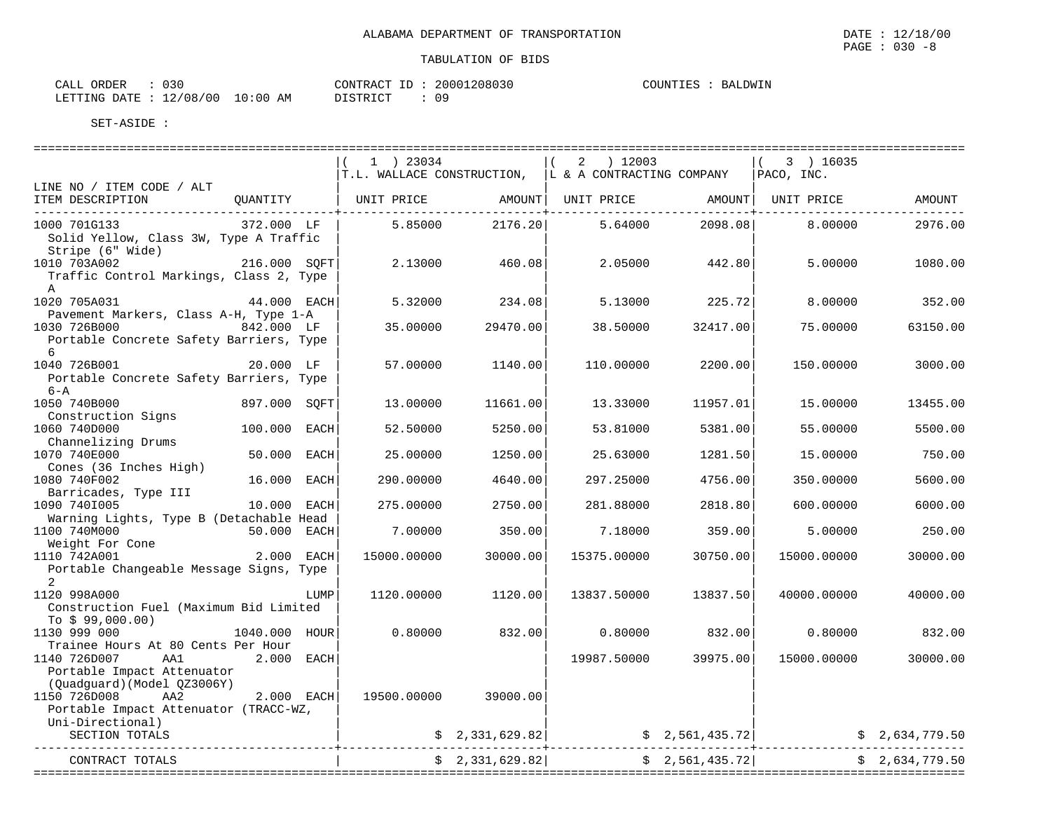ALABAMA DEPARTMENT OF TRANSPORTATION

DATE : 12/18/00
PAGE : 030 -8

TABULATION OF BIDS

CALL ORDER : 030
LETTING DATE : 12/08/00 10:00 AM

CONTRACT ID : 20001208030
DISTRICT : 09

COUNTIES : BALDWIN

SET-ASIDE :

| LINE NO / ITEM CODE / ALT | | ( 1 ) 23034 T.L. WALLACE CONSTRUCTION, | | ( 2 ) 12003 L & A CONTRACTING COMPANY | | ( 3 ) 16035 PACO, INC. | |
|---|---|---|---|---|---|---|---|
| ITEM DESCRIPTION | QUANTITY | UNIT PRICE | AMOUNT | UNIT PRICE | AMOUNT | UNIT PRICE | AMOUNT |
| 1000 701G133 Solid Yellow, Class 3W, Type A Traffic Stripe (6" Wide) | 372.000 LF | 5.85000 | 2176.20 | 5.64000 | 2098.08 | 8.00000 | 2976.00 |
| 1010 703A002 Traffic Control Markings, Class 2, Type A | 216.000 SQFT | 2.13000 | 460.08 | 2.05000 | 442.80 | 5.00000 | 1080.00 |
| 1020 705A031 Pavement Markers, Class A-H, Type 1-A | 44.000 EACH | 5.32000 | 234.08 | 5.13000 | 225.72 | 8.00000 | 352.00 |
| 1030 726B000 Portable Concrete Safety Barriers, Type 6 | 842.000 LF | 35.00000 | 29470.00 | 38.50000 | 32417.00 | 75.00000 | 63150.00 |
| 1040 726B001 Portable Concrete Safety Barriers, Type 6-A | 20.000 LF | 57.00000 | 1140.00 | 110.00000 | 2200.00 | 150.00000 | 3000.00 |
| 1050 740B000 Construction Signs | 897.000 SQFT | 13.00000 | 11661.00 | 13.33000 | 11957.01 | 15.00000 | 13455.00 |
| 1060 740D000 Channelizing Drums | 100.000 EACH | 52.50000 | 5250.00 | 53.81000 | 5381.00 | 55.00000 | 5500.00 |
| 1070 740E000 Cones (36 Inches High) | 50.000 EACH | 25.00000 | 1250.00 | 25.63000 | 1281.50 | 15.00000 | 750.00 |
| 1080 740F002 Barricades, Type III | 16.000 EACH | 290.00000 | 4640.00 | 297.25000 | 4756.00 | 350.00000 | 5600.00 |
| 1090 740I005 Warning Lights, Type B (Detachable Head | 10.000 EACH | 275.00000 | 2750.00 | 281.88000 | 2818.80 | 600.00000 | 6000.00 |
| 1100 740M000 Weight For Cone | 50.000 EACH | 7.00000 | 350.00 | 7.18000 | 359.00 | 5.00000 | 250.00 |
| 1110 742A001 Portable Changeable Message Signs, Type 2 | 2.000 EACH | 15000.00000 | 30000.00 | 15375.00000 | 30750.00 | 15000.00000 | 30000.00 |
| 1120 998A000 Construction Fuel (Maximum Bid Limited To $ 99,000.00) | LUMP | 1120.00000 | 1120.00 | 13837.50000 | 13837.50 | 40000.00000 | 40000.00 |
| 1130 999 000 Trainee Hours At 80 Cents Per Hour | 1040.000 HOUR | 0.80000 | 832.00 | 0.80000 | 832.00 | 0.80000 | 832.00 |
| 1140 726D007 AA1 Portable Impact Attenuator (Quadguard)(Model QZ3006Y) | 2.000 EACH | | | 19987.50000 | 39975.00 | 15000.00000 | 30000.00 |
| 1150 726D008 AA2 Portable Impact Attenuator (TRACC-WZ, Uni-Directional) | 2.000 EACH | 19500.00000 | 39000.00 | | | | |
| SECTION TOTALS | | | $ 2,331,629.82 | | $ 2,561,435.72 | | $ 2,634,779.50 |
| CONTRACT TOTALS | | | $ 2,331,629.82 | | $ 2,561,435.72 | | $ 2,634,779.50 |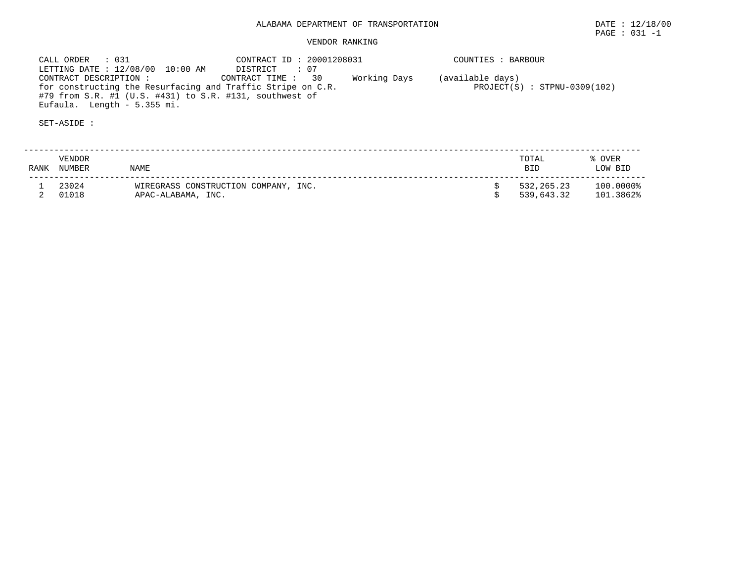ALABAMA DEPARTMENT OF TRANSPORTATION

DATE : 12/18/00

VENDOR RANKING

CALL ORDER : 031
LETTING DATE : 12/08/00 10:00 AM
CONTRACT DESCRIPTION :
for constructing the Resurfacing and Traffic Stripe on C.R. #79 from S.R. #1 (U.S. #431) to S.R. #131, southwest of Eufaula. Length - 5.355 mi.

CONTRACT ID : 20001208031
DISTRICT : 07
CONTRACT TIME : 30 Working Days (available days)

COUNTIES : BARBOUR
PROJECT(S) : STPNU-0309(102)

SET-ASIDE :

| RANK | VENDOR NUMBER | NAME | TOTAL BID | % OVER LOW BID |
|---|---|---|---|---|
| 1 | 23024 | WIREGRASS CONSTRUCTION COMPANY, INC. | $ 532,265.23 | 100.0000% |
| 2 | 01018 | APAC-ALABAMA, INC. | $ 539,643.32 | 101.3862% |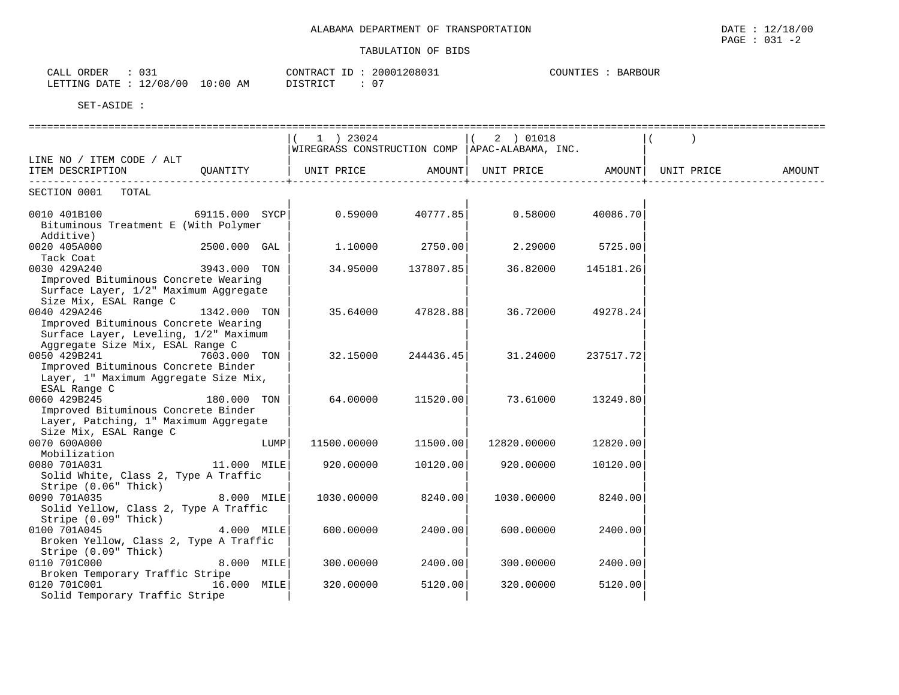ALABAMA DEPARTMENT OF TRANSPORTATION

TABULATION OF BIDS

DATE : 12/18/00

CALL ORDER : 031 CONTRACT ID : 20001208031 COUNTIES : BARBOUR
LETTING DATE : 12/08/00 10:00 AM DISTRICT : 07

SET-ASIDE :

| LINE NO / ITEM CODE / ALT ITEM DESCRIPTION | QUANTITY | ( 1 ) 23024 WIREGRASS CONSTRUCTION COMP UNIT PRICE | AMOUNT | ( 2 ) 01018 APAC-ALABAMA, INC. UNIT PRICE | AMOUNT | ( ) UNIT PRICE | AMOUNT |
|---|---|---|---|---|---|---|---|
| SECTION 0001 TOTAL | | | | | | | |
| 0010 401B100 Bituminous Treatment E (With Polymer Additive) | 69115.000 SYCP | 0.59000 | 40777.85 | 0.58000 | 40086.70 | | |
| 0020 405A000 Tack Coat | 2500.000 GAL | 1.10000 | 2750.00 | 2.29000 | 5725.00 | | |
| 0030 429A240 Improved Bituminous Concrete Wearing Surface Layer, 1/2" Maximum Aggregate Size Mix, ESAL Range C | 3943.000 TON | 34.95000 | 137807.85 | 36.82000 | 145181.26 | | |
| 0040 429A246 Improved Bituminous Concrete Wearing Surface Layer, Leveling, 1/2" Maximum Aggregate Size Mix, ESAL Range C | 1342.000 TON | 35.64000 | 47828.88 | 36.72000 | 49278.24 | | |
| 0050 429B241 Improved Bituminous Concrete Binder Layer, 1" Maximum Aggregate Size Mix, ESAL Range C | 7603.000 TON | 32.15000 | 244436.45 | 31.24000 | 237517.72 | | |
| 0060 429B245 Improved Bituminous Concrete Binder Layer, Patching, 1" Maximum Aggregate Size Mix, ESAL Range C | 180.000 TON | 64.00000 | 11520.00 | 73.61000 | 13249.80 | | |
| 0070 600A000 Mobilization | LUMP | 11500.00000 | 11500.00 | 12820.00000 | 12820.00 | | |
| 0080 701A031 Solid White, Class 2, Type A Traffic Stripe (0.06" Thick) | 11.000 MILE | 920.00000 | 10120.00 | 920.00000 | 10120.00 | | |
| 0090 701A035 Solid Yellow, Class 2, Type A Traffic Stripe (0.09" Thick) | 8.000 MILE | 1030.00000 | 8240.00 | 1030.00000 | 8240.00 | | |
| 0100 701A045 Broken Yellow, Class 2, Type A Traffic Stripe (0.09" Thick) | 4.000 MILE | 600.00000 | 2400.00 | 600.00000 | 2400.00 | | |
| 0110 701C000 Broken Temporary Traffic Stripe | 8.000 MILE | 300.00000 | 2400.00 | 300.00000 | 2400.00 | | |
| 0120 701C001 Solid Temporary Traffic Stripe | 16.000 MILE | 320.00000 | 5120.00 | 320.00000 | 5120.00 | | |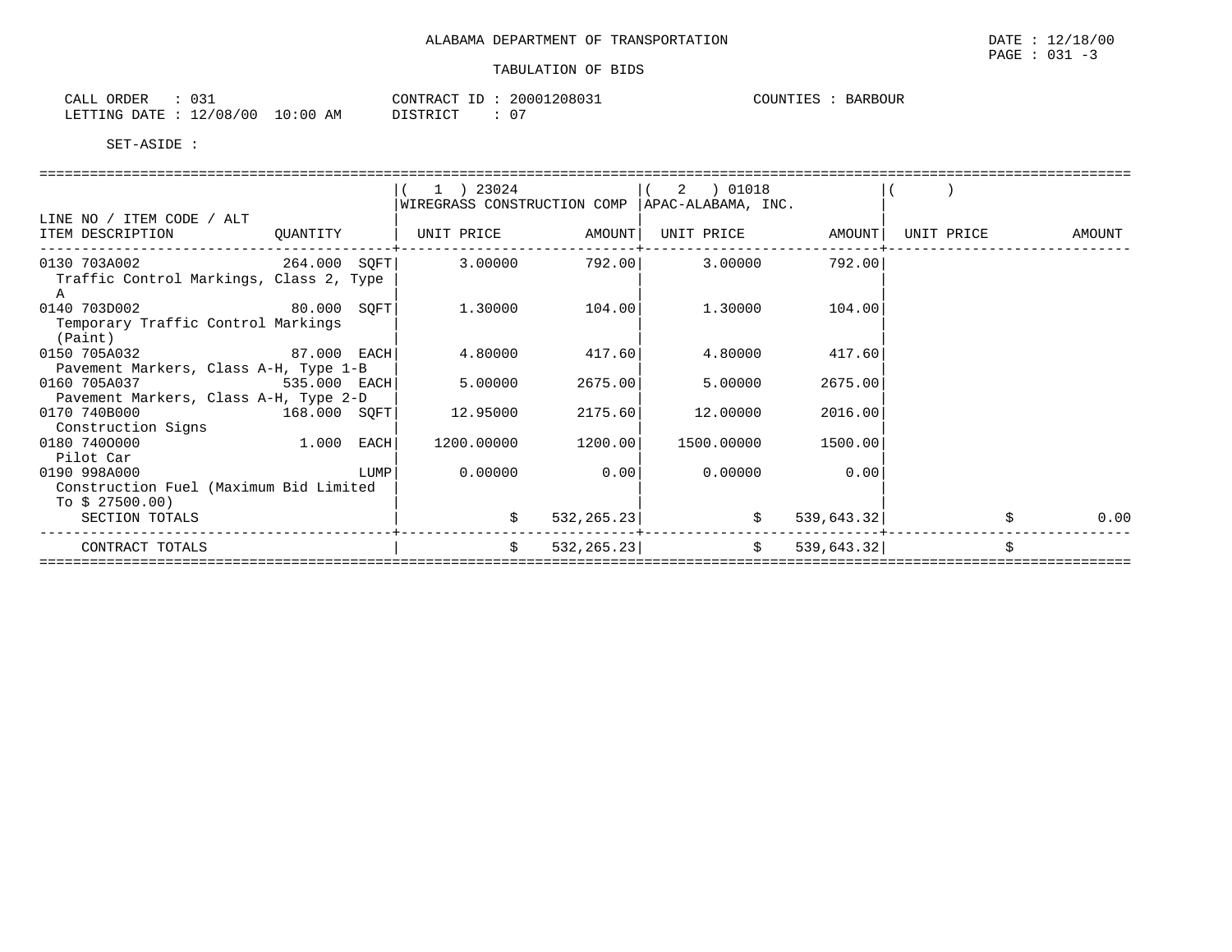ALABAMA DEPARTMENT OF TRANSPORTATION

DATE : 12/18/00

PAGE : 031 -3

TABULATION OF BIDS

CALL ORDER : 031
LETTING DATE : 12/08/00 10:00 AM

CONTRACT ID : 20001208031
DISTRICT : 07

COUNTIES : BARBOUR

SET-ASIDE :

| LINE NO / ITEM CODE / ALT ITEM DESCRIPTION | QUANTITY | ( 1 ) 23024 WIREGRASS CONSTRUCTION COMP UNIT PRICE | AMOUNT | ( 2 ) 01018 APAC-ALABAMA, INC. UNIT PRICE | AMOUNT | ( ) UNIT PRICE | AMOUNT |
|---|---|---|---|---|---|---|---|
| 0130 703A002 Traffic Control Markings, Class 2, Type A | 264.000 SQFT | 3.00000 | 792.00 | 3.00000 | 792.00 | | |
| 0140 703D002 Temporary Traffic Control Markings (Paint) | 80.000 SQFT | 1.30000 | 104.00 | 1.30000 | 104.00 | | |
| 0150 705A032 Pavement Markers, Class A-H, Type 1-B | 87.000 EACH | 4.80000 | 417.60 | 4.80000 | 417.60 | | |
| 0160 705A037 Pavement Markers, Class A-H, Type 2-D | 535.000 EACH | 5.00000 | 2675.00 | 5.00000 | 2675.00 | | |
| 0170 740B000 Construction Signs | 168.000 SQFT | 12.95000 | 2175.60 | 12.00000 | 2016.00 | | |
| 0180 740O000 Pilot Car | 1.000 EACH | 1200.00000 | 1200.00 | 1500.00000 | 1500.00 | | |
| 0190 998A000 Construction Fuel (Maximum Bid Limited To $ 27500.00) | LUMP | 0.00000 | 0.00 | 0.00000 | 0.00 | | |
| SECTION TOTALS | | $ | 532,265.23 | $ | 539,643.32 | $ | 0.00 |
| CONTRACT TOTALS | | $ | 532,265.23 | $ | 539,643.32 | $ | |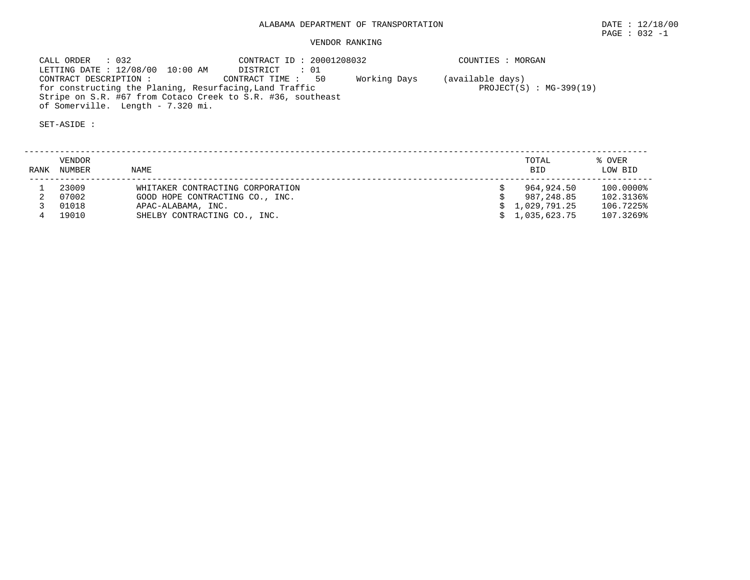ALABAMA DEPARTMENT OF TRANSPORTATION

DATE : 12/18/00

PAGE : 032 -1

VENDOR RANKING

CALL ORDER : 032
LETTING DATE : 12/08/00 10:00 AM
CONTRACT DESCRIPTION :
for constructing the Planing, Resurfacing,Land Traffic Stripe on S.R. #67 from Cotaco Creek to S.R. #36, southeast of Somerville. Length - 7.320 mi.

CONTRACT ID : 20001208032
DISTRICT : 01
CONTRACT TIME : 50 Working Days (available days)

COUNTIES : MORGAN

PROJECT(S) : MG-399(19)

SET-ASIDE :

| RANK | VENDOR NUMBER | NAME | TOTAL BID | % OVER LOW BID |
|---|---|---|---|---|
| 1 | 23009 | WHITAKER CONTRACTING CORPORATION | $ 964,924.50 | 100.0000% |
| 2 | 07002 | GOOD HOPE CONTRACTING CO., INC. | $ 987,248.85 | 102.3136% |
| 3 | 01018 | APAC-ALABAMA, INC. | $ 1,029,791.25 | 106.7225% |
| 4 | 19010 | SHELBY CONTRACTING CO., INC. | $ 1,035,623.75 | 107.3269% |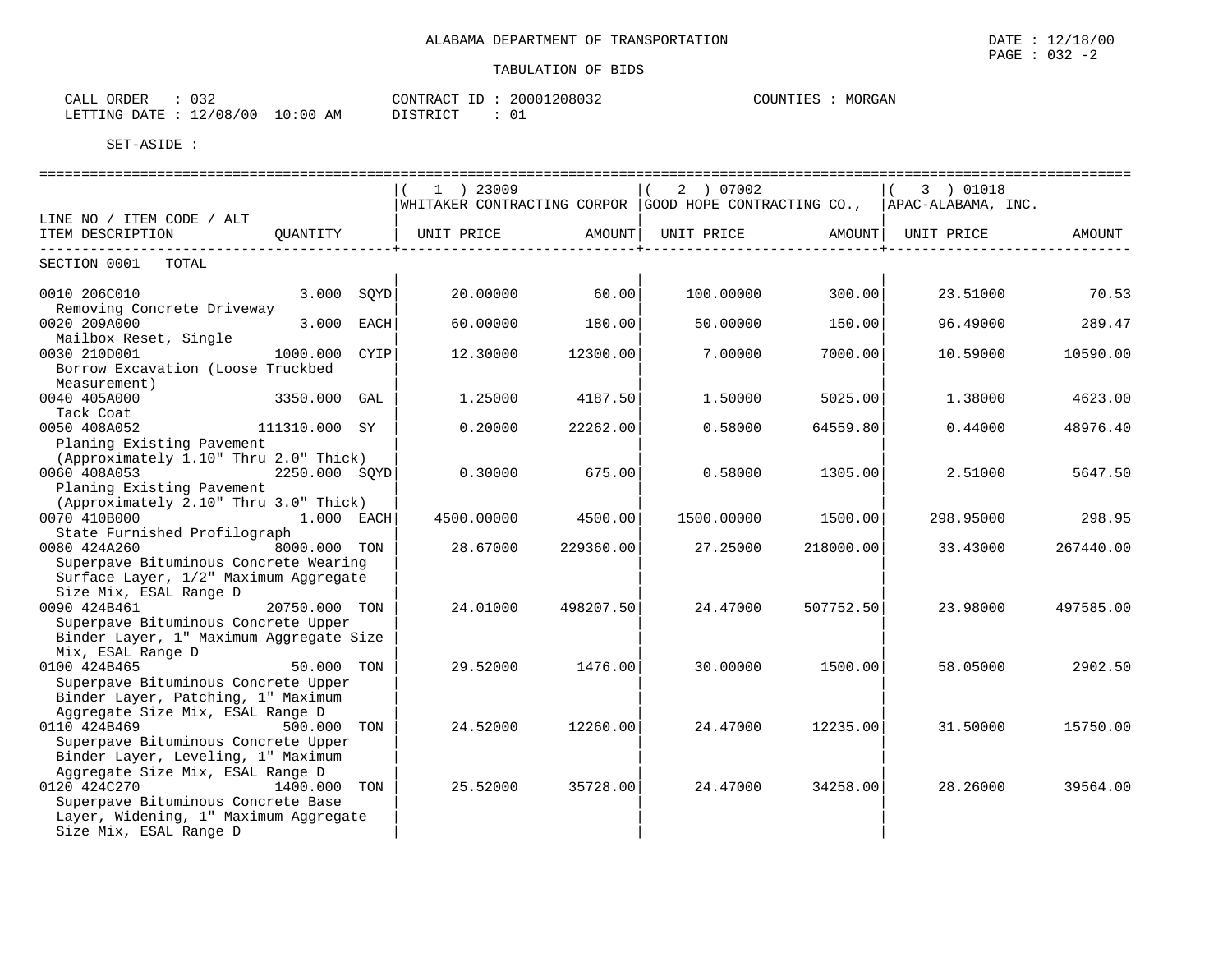ALABAMA DEPARTMENT OF TRANSPORTATION

TABULATION OF BIDS

DATE : 12/18/00
PAGE : 032 -2

CALL ORDER : 032
LETTING DATE : 12/08/00 10:00 AM

CONTRACT ID : 20001208032
DISTRICT : 01

COUNTIES : MORGAN

SET-ASIDE :

| LINE NO / ITEM CODE / ALT<br>ITEM DESCRIPTION | QUANTITY | ( 1 ) 23009<br>WHITAKER CONTRACTING CORPOR<br>UNIT PRICE | <br><br>AMOUNT | ( 2 ) 07002<br>GOOD HOPE CONTRACTING CO.,<br>UNIT PRICE | <br><br>AMOUNT | ( 3 ) 01018<br>APAC-ALABAMA, INC.<br>UNIT PRICE | <br><br>AMOUNT |
|---|---|---|---|---|---|---|---|
| SECTION 0001 TOTAL | | | | | | | |
| 0010 206C010<br>Removing Concrete Driveway | 3.000 SQYD | 20.00000 | 60.00 | 100.00000 | 300.00 | 23.51000 | 70.53 |
| 0020 209A000<br>Mailbox Reset, Single | 3.000 EACH | 60.00000 | 180.00 | 50.00000 | 150.00 | 96.49000 | 289.47 |
| 0030 210D001<br>Borrow Excavation (Loose Truckbed Measurement) | 1000.000 CYIP | 12.30000 | 12300.00 | 7.00000 | 7000.00 | 10.59000 | 10590.00 |
| 0040 405A000<br>Tack Coat | 3350.000 GAL | 1.25000 | 4187.50 | 1.50000 | 5025.00 | 1.38000 | 4623.00 |
| 0050 408A052<br>Planing Existing Pavement (Approximately 1.10" Thru 2.0" Thick) | 111310.000 SY | 0.20000 | 22262.00 | 0.58000 | 64559.80 | 0.44000 | 48976.40 |
| 0060 408A053<br>Planing Existing Pavement (Approximately 2.10" Thru 3.0" Thick) | 2250.000 SQYD | 0.30000 | 675.00 | 0.58000 | 1305.00 | 2.51000 | 5647.50 |
| 0070 410B000<br>State Furnished Profilograph | 1.000 EACH | 4500.00000 | 4500.00 | 1500.00000 | 1500.00 | 298.95000 | 298.95 |
| 0080 424A260<br>Superpave Bituminous Concrete Wearing Surface Layer, 1/2" Maximum Aggregate Size Mix, ESAL Range D | 8000.000 TON | 28.67000 | 229360.00 | 27.25000 | 218000.00 | 33.43000 | 267440.00 |
| 0090 424B461<br>Superpave Bituminous Concrete Upper Binder Layer, 1" Maximum Aggregate Size Mix, ESAL Range D | 20750.000 TON | 24.01000 | 498207.50 | 24.47000 | 507752.50 | 23.98000 | 497585.00 |
| 0100 424B465<br>Superpave Bituminous Concrete Upper Binder Layer, Patching, 1" Maximum Aggregate Size Mix, ESAL Range D | 50.000 TON | 29.52000 | 1476.00 | 30.00000 | 1500.00 | 58.05000 | 2902.50 |
| 0110 424B469<br>Superpave Bituminous Concrete Upper Binder Layer, Leveling, 1" Maximum Aggregate Size Mix, ESAL Range D | 500.000 TON | 24.52000 | 12260.00 | 24.47000 | 12235.00 | 31.50000 | 15750.00 |
| 0120 424C270<br>Superpave Bituminous Concrete Base Layer, Widening, 1" Maximum Aggregate Size Mix, ESAL Range D | 1400.000 TON | 25.52000 | 35728.00 | 24.47000 | 34258.00 | 28.26000 | 39564.00 |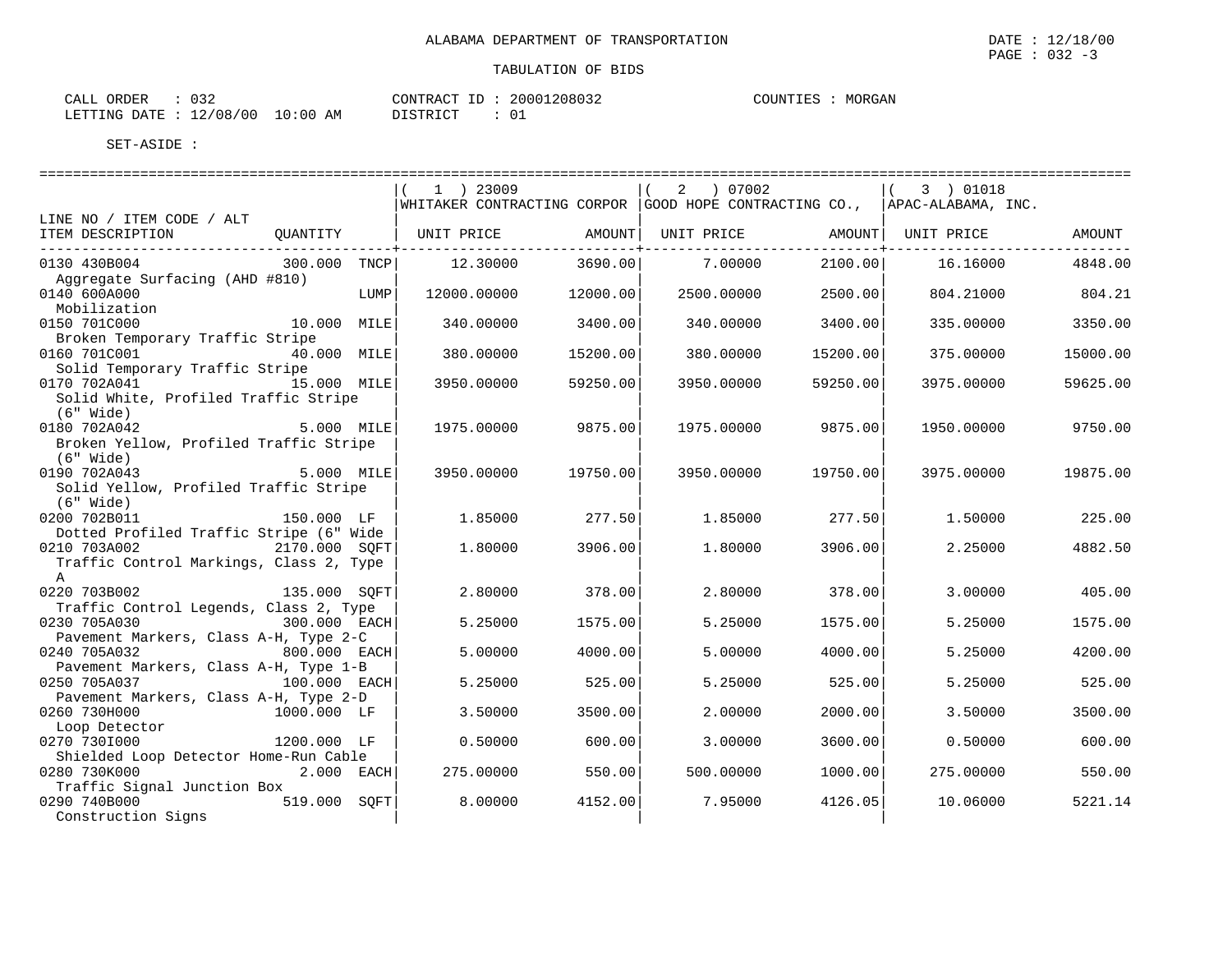ALABAMA DEPARTMENT OF TRANSPORTATION

TABULATION OF BIDS

DATE : 12/18/00
PAGE : 032 -3

CALL ORDER : 032 CONTRACT ID : 20001208032 COUNTIES : MORGAN
LETTING DATE : 12/08/00 10:00 AM DISTRICT : 01

SET-ASIDE :

| LINE NO / ITEM CODE / ALT ITEM DESCRIPTION | QUANTITY | (1) 23009 WHITAKER CONTRACTING CORPOR UNIT PRICE | AMOUNT | (2) 07002 GOOD HOPE CONTRACTING CO., UNIT PRICE | AMOUNT | (3) 01018 APAC-ALABAMA, INC. UNIT PRICE | AMOUNT |
|---|---|---|---|---|---|---|---|
| 0130 430B004 Aggregate Surfacing (AHD #810) | 300.000 TNCP | 12.30000 | 3690.00 | 7.00000 | 2100.00 | 16.16000 | 4848.00 |
| 0140 600A000 Mobilization | LUMP | 12000.00000 | 12000.00 | 2500.00000 | 2500.00 | 804.21000 | 804.21 |
| 0150 701C000 Broken Temporary Traffic Stripe | 10.000 MILE | 340.00000 | 3400.00 | 340.00000 | 3400.00 | 335.00000 | 3350.00 |
| 0160 701C001 Solid Temporary Traffic Stripe | 40.000 MILE | 380.00000 | 15200.00 | 380.00000 | 15200.00 | 375.00000 | 15000.00 |
| 0170 702A041 Solid White, Profiled Traffic Stripe (6" Wide) | 15.000 MILE | 3950.00000 | 59250.00 | 3950.00000 | 59250.00 | 3975.00000 | 59625.00 |
| 0180 702A042 Broken Yellow, Profiled Traffic Stripe (6" Wide) | 5.000 MILE | 1975.00000 | 9875.00 | 1975.00000 | 9875.00 | 1950.00000 | 9750.00 |
| 0190 702A043 Solid Yellow, Profiled Traffic Stripe (6" Wide) | 5.000 MILE | 3950.00000 | 19750.00 | 3950.00000 | 19750.00 | 3975.00000 | 19875.00 |
| 0200 702B011 Dotted Profiled Traffic Stripe (6" Wide | 150.000 LF | 1.85000 | 277.50 | 1.85000 | 277.50 | 1.50000 | 225.00 |
| 0210 703A002 Traffic Control Markings, Class 2, Type A | 2170.000 SQFT | 1.80000 | 3906.00 | 1.80000 | 3906.00 | 2.25000 | 4882.50 |
| 0220 703B002 Traffic Control Legends, Class 2, Type | 135.000 SQFT | 2.80000 | 378.00 | 2.80000 | 378.00 | 3.00000 | 405.00 |
| 0230 705A030 Pavement Markers, Class A-H, Type 2-C | 300.000 EACH | 5.25000 | 1575.00 | 5.25000 | 1575.00 | 5.25000 | 1575.00 |
| 0240 705A032 Pavement Markers, Class A-H, Type 1-B | 800.000 EACH | 5.00000 | 4000.00 | 5.00000 | 4000.00 | 5.25000 | 4200.00 |
| 0250 705A037 Pavement Markers, Class A-H, Type 2-D | 100.000 EACH | 5.25000 | 525.00 | 5.25000 | 525.00 | 5.25000 | 525.00 |
| 0260 730H000 Loop Detector | 1000.000 LF | 3.50000 | 3500.00 | 2.00000 | 2000.00 | 3.50000 | 3500.00 |
| 0270 730I000 Shielded Loop Detector Home-Run Cable | 1200.000 LF | 0.50000 | 600.00 | 3.00000 | 3600.00 | 0.50000 | 600.00 |
| 0280 730K000 Traffic Signal Junction Box | 2.000 EACH | 275.00000 | 550.00 | 500.00000 | 1000.00 | 275.00000 | 550.00 |
| 0290 740B000 Construction Signs | 519.000 SQFT | 8.00000 | 4152.00 | 7.95000 | 4126.05 | 10.06000 | 5221.14 |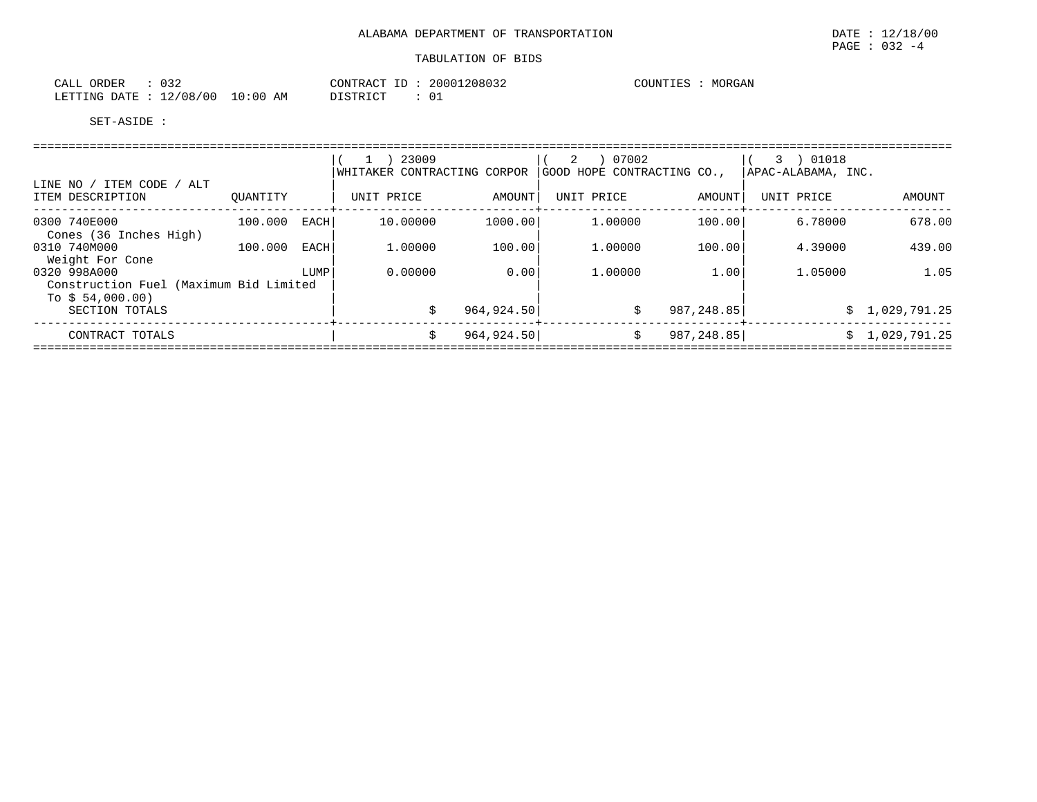ALABAMA DEPARTMENT OF TRANSPORTATION

DATE : 12/18/00
PAGE : 032 -4

TABULATION OF BIDS

CALL ORDER : 032
LETTING DATE : 12/08/00 10:00 AM

CONTRACT ID : 20001208032
DISTRICT : 01

COUNTIES : MORGAN

SET-ASIDE :

| LINE NO / ITEM CODE / ALT<br>ITEM DESCRIPTION | QUANTITY | | ( 1 ) 23009<br>WHITAKER CONTRACTING CORPOR<br>UNIT PRICE | <br><br>AMOUNT | ( 2 ) 07002<br>GOOD HOPE CONTRACTING CO.,<br>UNIT PRICE | <br><br>AMOUNT | ( 3 ) 01018<br>APAC-ALABAMA, INC.<br>UNIT PRICE | <br><br>AMOUNT |
|---|---|---|---|---|---|---|---|---|
| 0300 740E000<br>Cones (36 Inches High) | 100.000 | EACH | 10.00000 | 1000.00 | 1.00000 | 100.00 | 6.78000 | 678.00 |
| 0310 740M000<br>Weight For Cone | 100.000 | EACH | 1.00000 | 100.00 | 1.00000 | 100.00 | 4.39000 | 439.00 |
| 0320 998A000<br>Construction Fuel (Maximum Bid Limited To $ 54,000.00) | | LUMP | 0.00000 | 0.00 | 1.00000 | 1.00 | 1.05000 | 1.05 |
| SECTION TOTALS | | | | $ 964,924.50 | | $ 987,248.85 | | $ 1,029,791.25 |
| CONTRACT TOTALS | | | | $ 964,924.50 | | $ 987,248.85 | | $ 1,029,791.25 |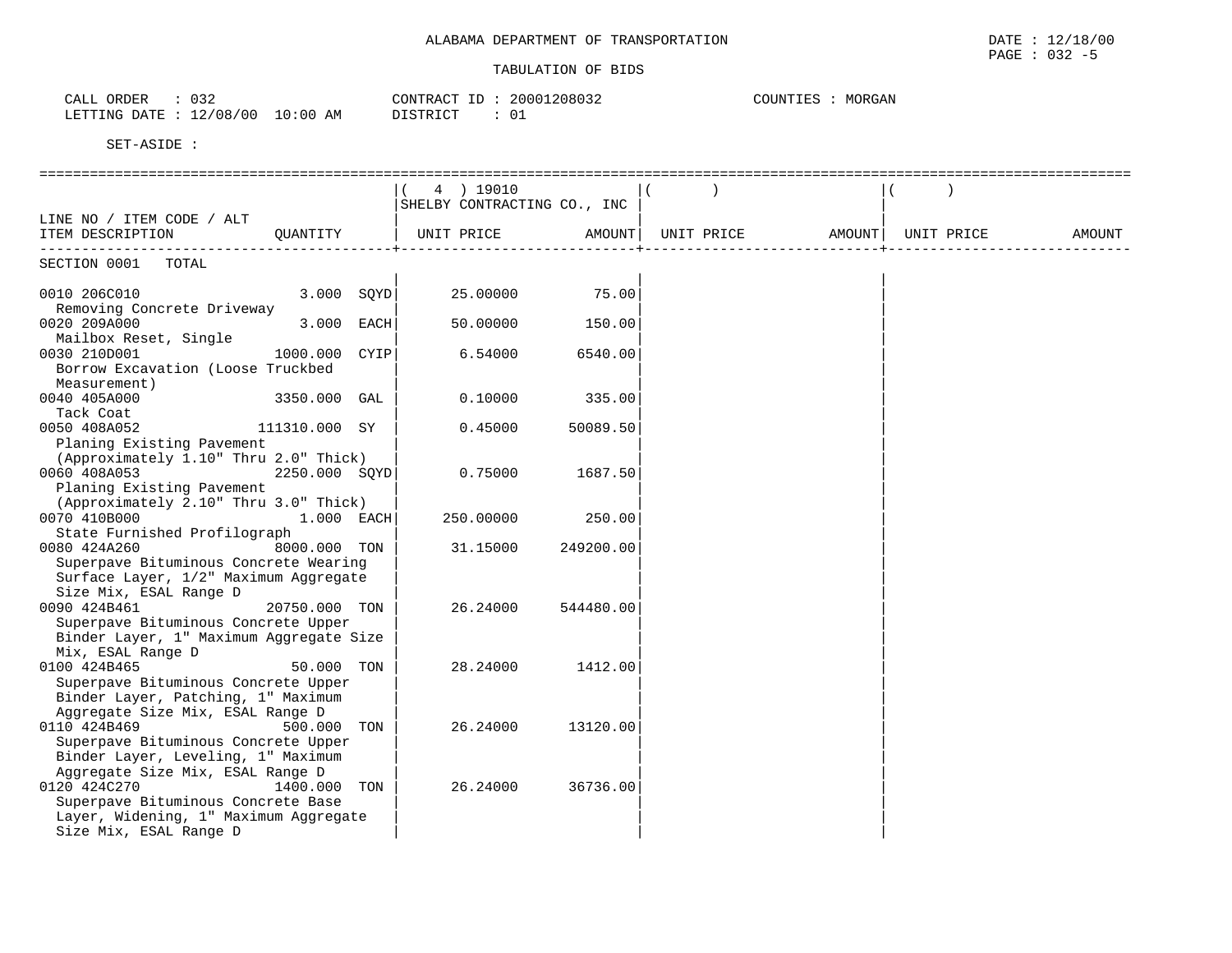ALABAMA DEPARTMENT OF TRANSPORTATION

TABULATION OF BIDS

CALL ORDER : 032 CONTRACT ID : 20001208032 COUNTIES : MORGAN
LETTING DATE : 12/08/00 10:00 AM DISTRICT : 01

SET-ASIDE :

| LINE NO / ITEM CODE / ALT ITEM DESCRIPTION | QUANTITY | ( 4 ) 19010 SHELBY CONTRACTING CO., INC UNIT PRICE | AMOUNT | ( ) UNIT PRICE | AMOUNT | ( ) UNIT PRICE | AMOUNT |
|---|---|---|---|---|---|---|---|
| SECTION 0001 TOTAL | | | | | | | |
| 0010 206C010 Removing Concrete Driveway | 3.000 SQYD | 25.00000 | 75.00 | | | | |
| 0020 209A000 Mailbox Reset, Single | 3.000 EACH | 50.00000 | 150.00 | | | | |
| 0030 210D001 Borrow Excavation (Loose Truckbed Measurement) | 1000.000 CYIP | 6.54000 | 6540.00 | | | | |
| 0040 405A000 Tack Coat | 3350.000 GAL | 0.10000 | 335.00 | | | | |
| 0050 408A052 Planing Existing Pavement (Approximately 1.10" Thru 2.0" Thick) | 111310.000 SY | 0.45000 | 50089.50 | | | | |
| 0060 408A053 Planing Existing Pavement (Approximately 2.10" Thru 3.0" Thick) | 2250.000 SQYD | 0.75000 | 1687.50 | | | | |
| 0070 410B000 State Furnished Profilograph | 1.000 EACH | 250.00000 | 250.00 | | | | |
| 0080 424A260 Superpave Bituminous Concrete Wearing Surface Layer, 1/2" Maximum Aggregate Size Mix, ESAL Range D | 8000.000 TON | 31.15000 | 249200.00 | | | | |
| 0090 424B461 Superpave Bituminous Concrete Upper Binder Layer, 1" Maximum Aggregate Size Mix, ESAL Range D | 20750.000 TON | 26.24000 | 544480.00 | | | | |
| 0100 424B465 Superpave Bituminous Concrete Upper Binder Layer, Patching, 1" Maximum Aggregate Size Mix, ESAL Range D | 50.000 TON | 28.24000 | 1412.00 | | | | |
| 0110 424B469 Superpave Bituminous Concrete Upper Binder Layer, Leveling, 1" Maximum Aggregate Size Mix, ESAL Range D | 500.000 TON | 26.24000 | 13120.00 | | | | |
| 0120 424C270 Superpave Bituminous Concrete Base Layer, Widening, 1" Maximum Aggregate Size Mix, ESAL Range D | 1400.000 TON | 26.24000 | 36736.00 | | | | |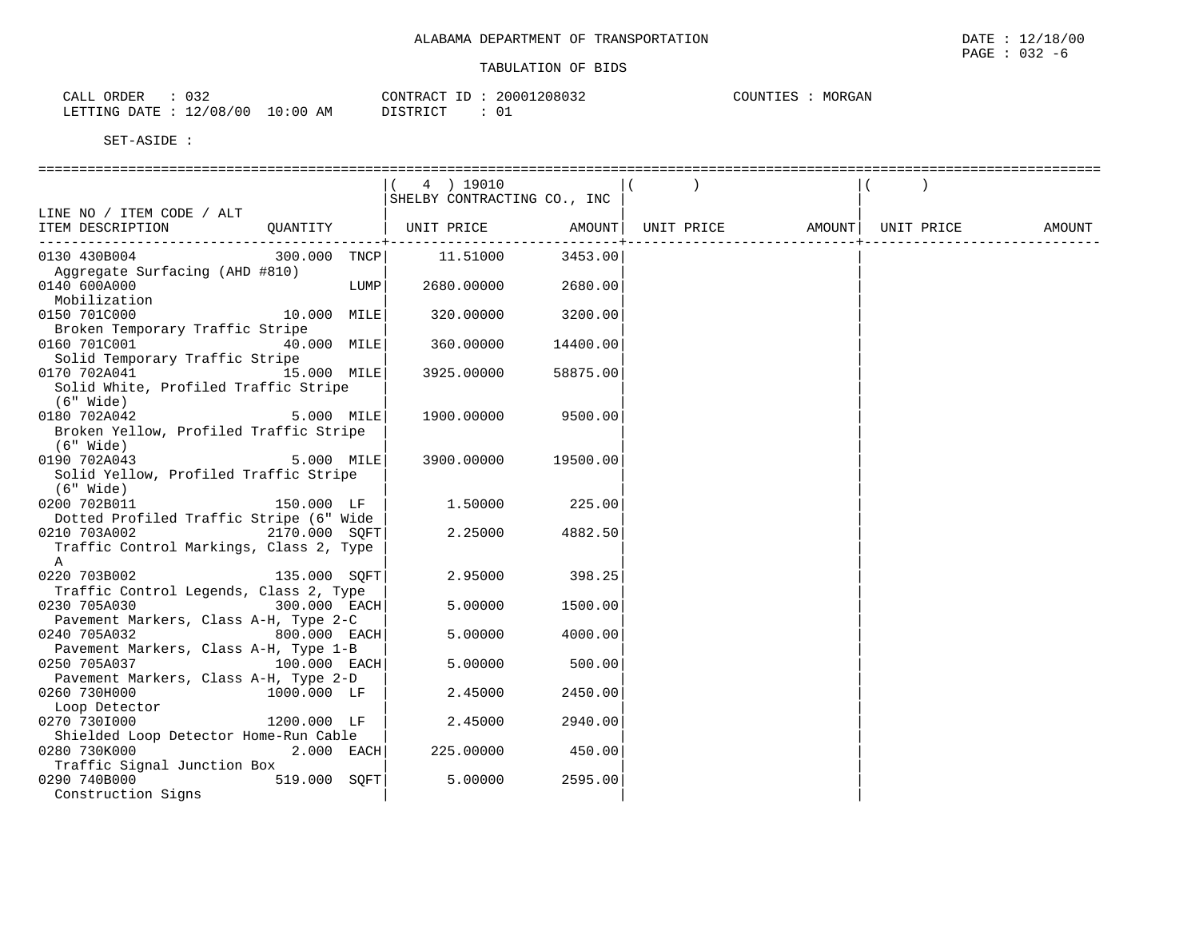ALABAMA DEPARTMENT OF TRANSPORTATION

TABULATION OF BIDS

CALL ORDER : 032
LETTING DATE : 12/08/00 10:00 AM

CONTRACT ID : 20001208032
DISTRICT : 01

COUNTIES : MORGAN

SET-ASIDE :

| LINE NO / ITEM CODE / ALT ITEM DESCRIPTION | QUANTITY | ( 4 ) 19010 SHELBY CONTRACTING CO., INC UNIT PRICE | AMOUNT | ( ) UNIT PRICE | AMOUNT | ( ) UNIT PRICE | AMOUNT |
|---|---|---|---|---|---|---|---|
| 0130 430B004 Aggregate Surfacing (AHD #810) | 300.000 TNCP | 11.51000 | 3453.00 | | | | |
| 0140 600A000 Mobilization | LUMP | 2680.00000 | 2680.00 | | | | |
| 0150 701C000 Broken Temporary Traffic Stripe | 10.000 MILE | 320.00000 | 3200.00 | | | | |
| 0160 701C001 Solid Temporary Traffic Stripe | 40.000 MILE | 360.00000 | 14400.00 | | | | |
| 0170 702A041 Solid White, Profiled Traffic Stripe (6" Wide) | 15.000 MILE | 3925.00000 | 58875.00 | | | | |
| 0180 702A042 Broken Yellow, Profiled Traffic Stripe (6" Wide) | 5.000 MILE | 1900.00000 | 9500.00 | | | | |
| 0190 702A043 Solid Yellow, Profiled Traffic Stripe (6" Wide) | 5.000 MILE | 3900.00000 | 19500.00 | | | | |
| 0200 702B011 Dotted Profiled Traffic Stripe (6" Wide | 150.000 LF | 1.50000 | 225.00 | | | | |
| 0210 703A002 Traffic Control Markings, Class 2, Type A | 2170.000 SQFT | 2.25000 | 4882.50 | | | | |
| 0220 703B002 Traffic Control Legends, Class 2, Type | 135.000 SQFT | 2.95000 | 398.25 | | | | |
| 0230 705A030 Pavement Markers, Class A-H, Type 2-C | 300.000 EACH | 5.00000 | 1500.00 | | | | |
| 0240 705A032 Pavement Markers, Class A-H, Type 1-B | 800.000 EACH | 5.00000 | 4000.00 | | | | |
| 0250 705A037 Pavement Markers, Class A-H, Type 2-D | 100.000 EACH | 5.00000 | 500.00 | | | | |
| 0260 730H000 Loop Detector | 1000.000 LF | 2.45000 | 2450.00 | | | | |
| 0270 730I000 Shielded Loop Detector Home-Run Cable | 1200.000 LF | 2.45000 | 2940.00 | | | | |
| 0280 730K000 Traffic Signal Junction Box | 2.000 EACH | 225.00000 | 450.00 | | | | |
| 0290 740B000 Construction Signs | 519.000 SQFT | 5.00000 | 2595.00 | | | | |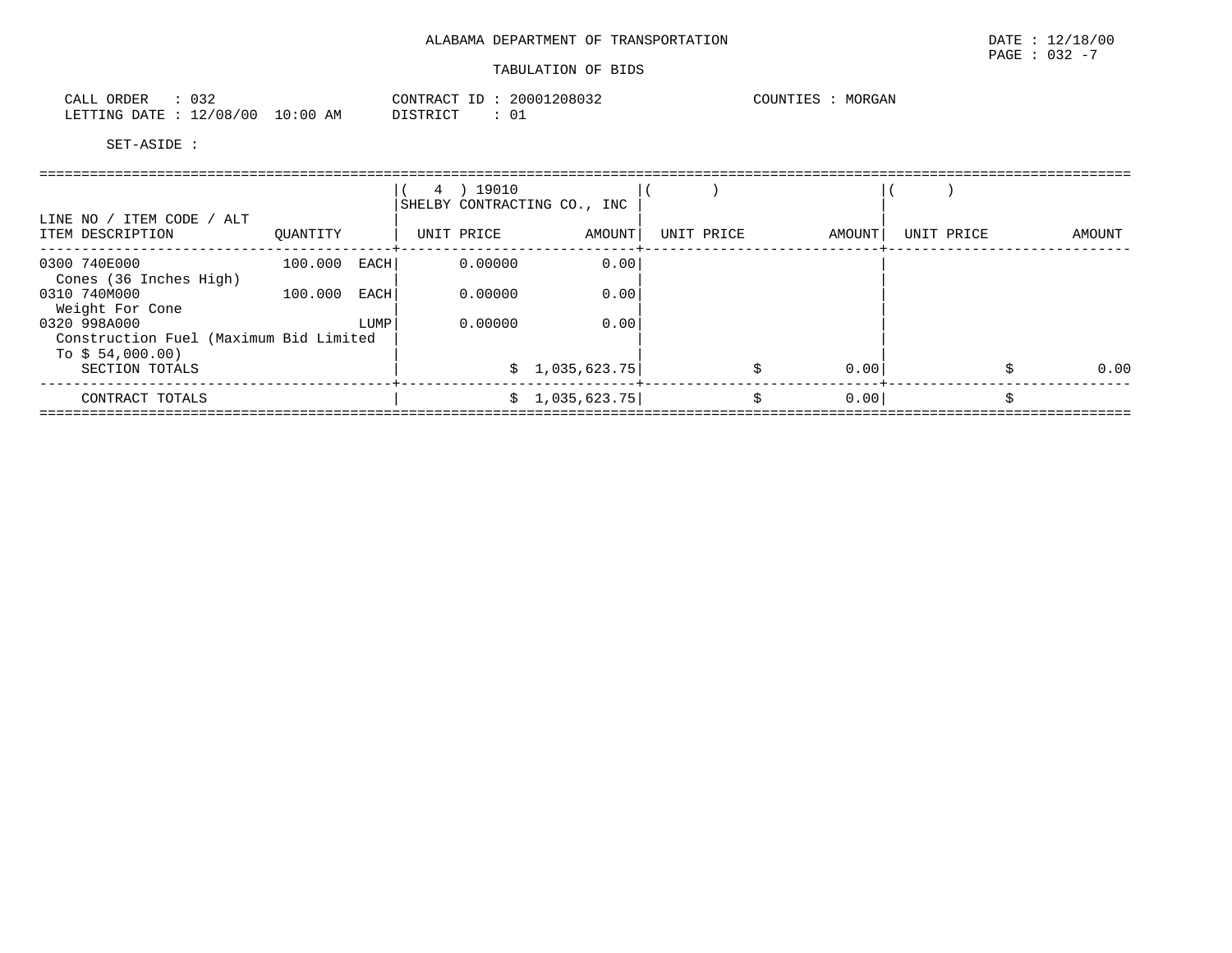ALABAMA DEPARTMENT OF TRANSPORTATION

TABULATION OF BIDS

DATE : 12/18/00

CALL ORDER : 032 | CONTRACT ID : 20001208032 | COUNTIES : MORGAN
LETTING DATE : 12/08/00 10:00 AM | DISTRICT : 01

SET-ASIDE :

| LINE NO / ITEM CODE / ALT ITEM DESCRIPTION | QUANTITY | | ( 4 ) 19010 SHELBY CONTRACTING CO., INC UNIT PRICE | AMOUNT | ( ) UNIT PRICE | AMOUNT | ( ) UNIT PRICE | AMOUNT |
|---|---|---|---|---|---|---|---|---|
| 0300 740E000 Cones (36 Inches High) | 100.000 | EACH | 0.00000 | 0.00 | | | | |
| 0310 740M000 Weight For Cone | 100.000 | EACH | 0.00000 | 0.00 | | | | |
| 0320 998A000 Construction Fuel (Maximum Bid Limited To $ 54,000.00) | | LUMP | 0.00000 | 0.00 | | | | |
| SECTION TOTALS | | | | $ 1,035,623.75 | | $ 0.00 | | $ 0.00 |
| CONTRACT TOTALS | | | | $ 1,035,623.75 | | $ 0.00 | | $ |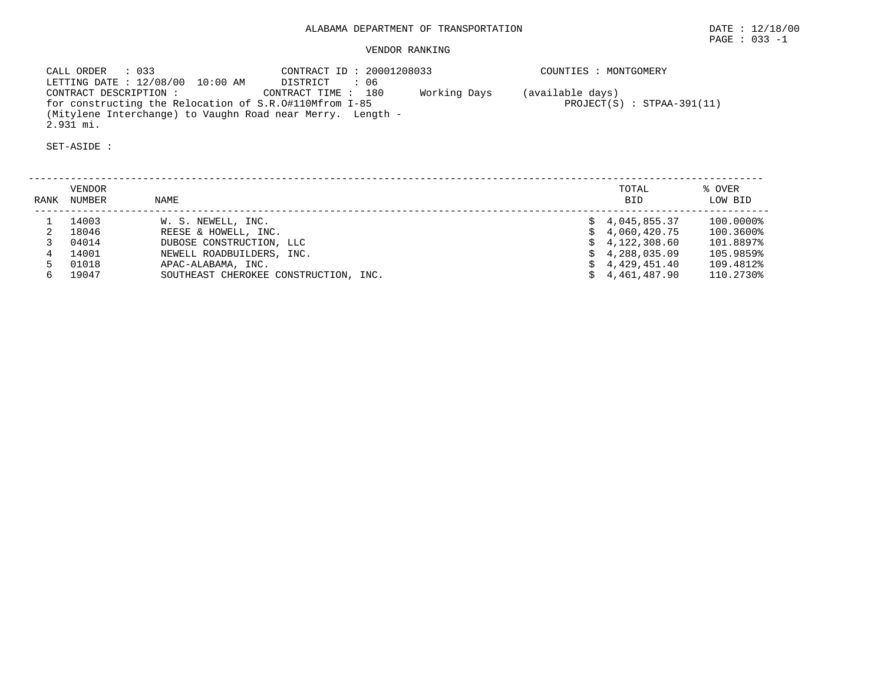# ALABAMA DEPARTMENT OF TRANSPORTATION

DATE : 12/18/00

## VENDOR RANKING

CALL ORDER : 033
CONTRACT ID : 20001208033
COUNTIES : MONTGOMERY
LETTING DATE : 12/08/00 10:00 AM
DISTRICT : 06
CONTRACT DESCRIPTION :
CONTRACT TIME : 180 Working Days (available days)
for constructing the Relocation of S.R.O#110Mfrom I-85 (Mitylene Interchange) to Vaughn Road near Merry. Length - 2.931 mi.
PROJECT(S) : STPAA-391(11)

SET-ASIDE :

| RANK | VENDOR NUMBER | NAME | TOTAL BID | % OVER LOW BID |
|---|---|---|---|---|
| 1 | 14003 | W. S. NEWELL, INC. | $ 4,045,855.37 | 100.0000% |
| 2 | 18046 | REESE & HOWELL, INC. | $ 4,060,420.75 | 100.3600% |
| 3 | 04014 | DUBOSE CONSTRUCTION, LLC | $ 4,122,308.60 | 101.8897% |
| 4 | 14001 | NEWELL ROADBUILDERS, INC. | $ 4,288,035.09 | 105.9859% |
| 5 | 01018 | APAC-ALABAMA, INC. | $ 4,429,451.40 | 109.4812% |
| 6 | 19047 | SOUTHEAST CHEROKEE CONSTRUCTION, INC. | $ 4,461,487.90 | 110.2730% |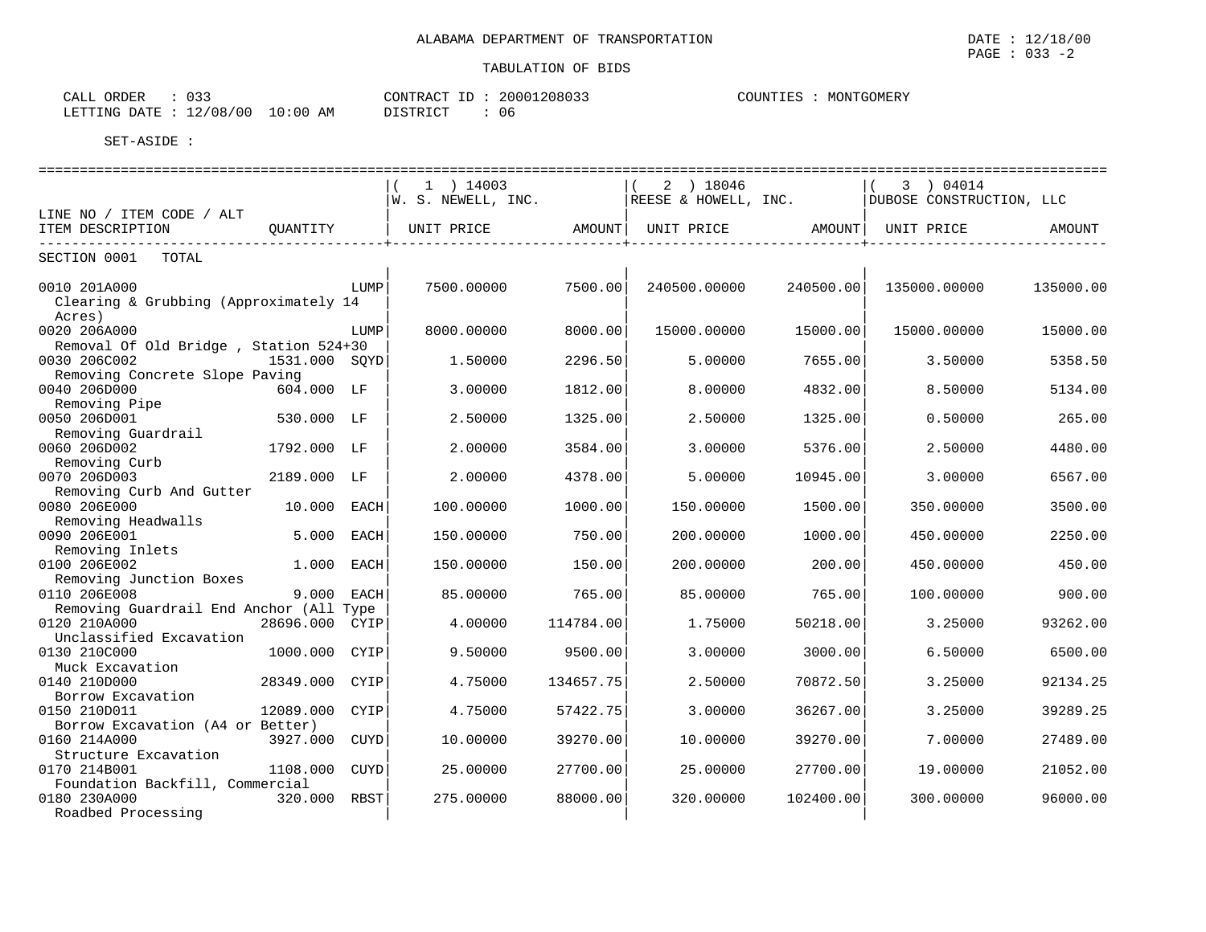ALABAMA DEPARTMENT OF TRANSPORTATION

TABULATION OF BIDS

CALL ORDER : 033
LETTING DATE : 12/08/00 10:00 AM

CONTRACT ID : 20001208033
DISTRICT : 06

COUNTIES : MONTGOMERY

SET-ASIDE :

| LINE NO / ITEM CODE / ALT<br>ITEM DESCRIPTION | QUANTITY | ( 1 ) 14003<br>W. S. NEWELL, INC.<br>UNIT PRICE | AMOUNT | ( 2 ) 18046<br>REESE & HOWELL, INC.<br>UNIT PRICE | AMOUNT | ( 3 ) 04014<br>DUBOSE CONSTRUCTION, LLC<br>UNIT PRICE | AMOUNT |
|---|---|---|---|---|---|---|---|
| SECTION 0001 TOTAL | | | | | | | |
| 0010 201A000<br>Clearing & Grubbing (Approximately 14 Acres) | LUMP | 7500.00000 | 7500.00 | 240500.00000 | 240500.00 | 135000.00000 | 135000.00 |
| 0020 206A000<br>Removal Of Old Bridge , Station 524+30 | LUMP | 8000.00000 | 8000.00 | 15000.00000 | 15000.00 | 15000.00000 | 15000.00 |
| 0030 206C002<br>Removing Concrete Slope Paving | 1531.000 SQYD | 1.50000 | 2296.50 | 5.00000 | 7655.00 | 3.50000 | 5358.50 |
| 0040 206D000<br>Removing Pipe | 604.000 LF | 3.00000 | 1812.00 | 8.00000 | 4832.00 | 8.50000 | 5134.00 |
| 0050 206D001<br>Removing Guardrail | 530.000 LF | 2.50000 | 1325.00 | 2.50000 | 1325.00 | 0.50000 | 265.00 |
| 0060 206D002<br>Removing Curb | 1792.000 LF | 2.00000 | 3584.00 | 3.00000 | 5376.00 | 2.50000 | 4480.00 |
| 0070 206D003<br>Removing Curb And Gutter | 2189.000 LF | 2.00000 | 4378.00 | 5.00000 | 10945.00 | 3.00000 | 6567.00 |
| 0080 206E000<br>Removing Headwalls | 10.000 EACH | 100.00000 | 1000.00 | 150.00000 | 1500.00 | 350.00000 | 3500.00 |
| 0090 206E001<br>Removing Inlets | 5.000 EACH | 150.00000 | 750.00 | 200.00000 | 1000.00 | 450.00000 | 2250.00 |
| 0100 206E002<br>Removing Junction Boxes | 1.000 EACH | 150.00000 | 150.00 | 200.00000 | 200.00 | 450.00000 | 450.00 |
| 0110 206E008<br>Removing Guardrail End Anchor (All Type | 9.000 EACH | 85.00000 | 765.00 | 85.00000 | 765.00 | 100.00000 | 900.00 |
| 0120 210A000<br>Unclassified Excavation | 28696.000 CYIP | 4.00000 | 114784.00 | 1.75000 | 50218.00 | 3.25000 | 93262.00 |
| 0130 210C000<br>Muck Excavation | 1000.000 CYIP | 9.50000 | 9500.00 | 3.00000 | 3000.00 | 6.50000 | 6500.00 |
| 0140 210D000<br>Borrow Excavation | 28349.000 CYIP | 4.75000 | 134657.75 | 2.50000 | 70872.50 | 3.25000 | 92134.25 |
| 0150 210D011<br>Borrow Excavation (A4 or Better) | 12089.000 CYIP | 4.75000 | 57422.75 | 3.00000 | 36267.00 | 3.25000 | 39289.25 |
| 0160 214A000<br>Structure Excavation | 3927.000 CUYD | 10.00000 | 39270.00 | 10.00000 | 39270.00 | 7.00000 | 27489.00 |
| 0170 214B001<br>Foundation Backfill, Commercial | 1108.000 CUYD | 25.00000 | 27700.00 | 25.00000 | 27700.00 | 19.00000 | 21052.00 |
| 0180 230A000<br>Roadbed Processing | 320.000 RBST | 275.00000 | 88000.00 | 320.00000 | 102400.00 | 300.00000 | 96000.00 |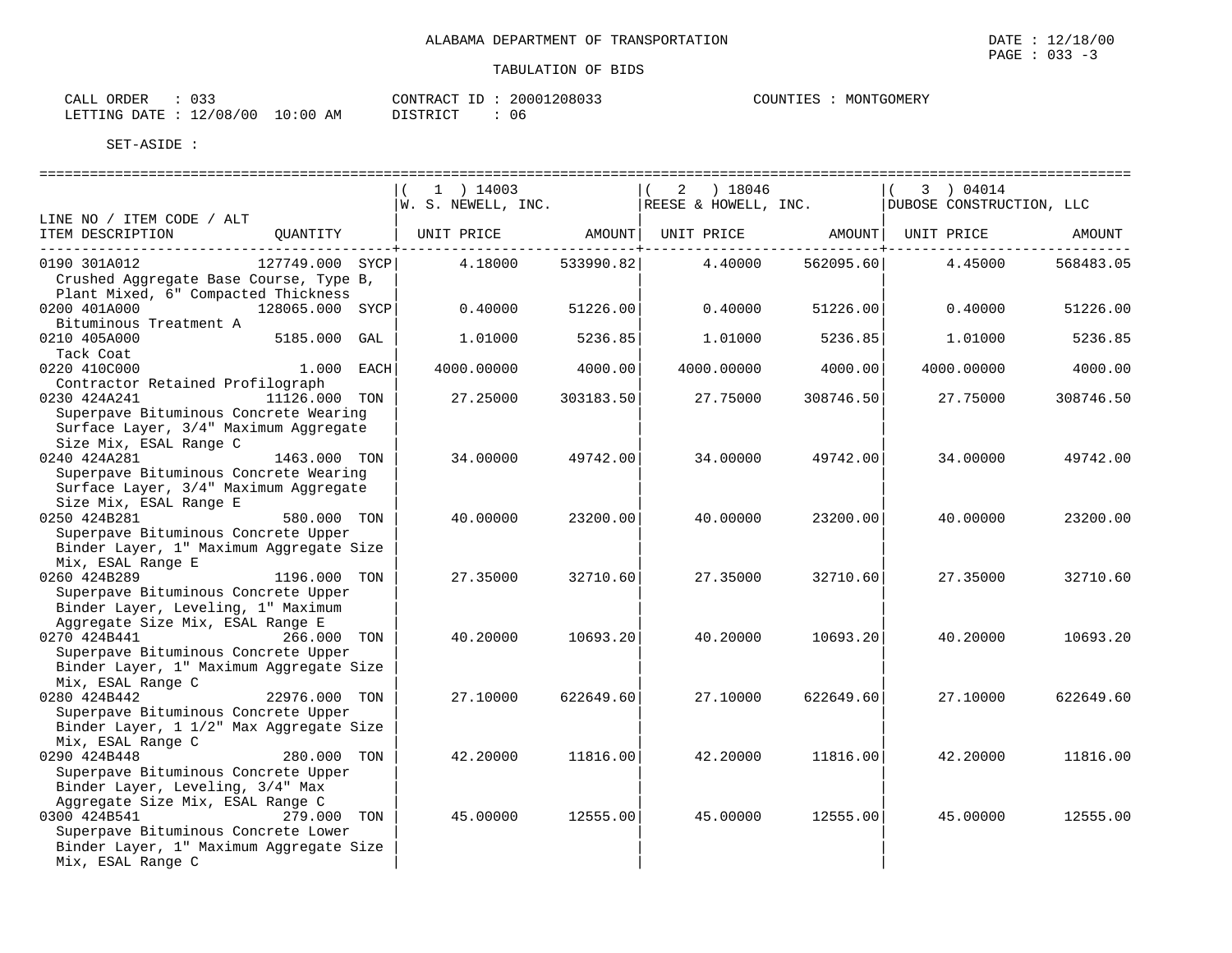ALABAMA DEPARTMENT OF TRANSPORTATION

TABULATION OF BIDS

DATE : 12/18/00
PAGE : 033 -3

CALL ORDER : 033
LETTING DATE : 12/08/00 10:00 AM

CONTRACT ID : 20001208033
DISTRICT : 06

COUNTIES : MONTGOMERY

SET-ASIDE :

| LINE NO / ITEM CODE / ALT<br>ITEM DESCRIPTION | QUANTITY | (1) 14003 W. S. NEWELL, INC.<br>UNIT PRICE | AMOUNT | (2) 18046 REESE & HOWELL, INC.<br>UNIT PRICE | AMOUNT | (3) 04014 DUBOSE CONSTRUCTION, LLC<br>UNIT PRICE | AMOUNT |
|---|---|---|---|---|---|---|---|
| 0190 301A012<br>Crushed Aggregate Base Course, Type B, Plant Mixed, 6" Compacted Thickness | 127749.000 SYCP | 4.18000 | 533990.82 | 4.40000 | 562095.60 | 4.45000 | 568483.05 |
| 0200 401A000<br>Bituminous Treatment A | 128065.000 SYCP | 0.40000 | 51226.00 | 0.40000 | 51226.00 | 0.40000 | 51226.00 |
| 0210 405A000<br>Tack Coat | 5185.000 GAL | 1.01000 | 5236.85 | 1.01000 | 5236.85 | 1.01000 | 5236.85 |
| 0220 410C000<br>Contractor Retained Profilograph | 1.000 EACH | 4000.00000 | 4000.00 | 4000.00000 | 4000.00 | 4000.00000 | 4000.00 |
| 0230 424A241<br>Superpave Bituminous Concrete Wearing Surface Layer, 3/4" Maximum Aggregate Size Mix, ESAL Range C | 11126.000 TON | 27.25000 | 303183.50 | 27.75000 | 308746.50 | 27.75000 | 308746.50 |
| 0240 424A281<br>Superpave Bituminous Concrete Wearing Surface Layer, 3/4" Maximum Aggregate Size Mix, ESAL Range E | 1463.000 TON | 34.00000 | 49742.00 | 34.00000 | 49742.00 | 34.00000 | 49742.00 |
| 0250 424B281<br>Superpave Bituminous Concrete Upper Binder Layer, 1" Maximum Aggregate Size Mix, ESAL Range E | 580.000 TON | 40.00000 | 23200.00 | 40.00000 | 23200.00 | 40.00000 | 23200.00 |
| 0260 424B289<br>Superpave Bituminous Concrete Upper Binder Layer, Leveling, 1" Maximum Aggregate Size Mix, ESAL Range E | 1196.000 TON | 27.35000 | 32710.60 | 27.35000 | 32710.60 | 27.35000 | 32710.60 |
| 0270 424B441<br>Superpave Bituminous Concrete Upper Binder Layer, 1" Maximum Aggregate Size Mix, ESAL Range C | 266.000 TON | 40.20000 | 10693.20 | 40.20000 | 10693.20 | 40.20000 | 10693.20 |
| 0280 424B442<br>Superpave Bituminous Concrete Upper Binder Layer, 1 1/2" Max Aggregate Size Mix, ESAL Range C | 22976.000 TON | 27.10000 | 622649.60 | 27.10000 | 622649.60 | 27.10000 | 622649.60 |
| 0290 424B448<br>Superpave Bituminous Concrete Upper Binder Layer, Leveling, 3/4" Max Aggregate Size Mix, ESAL Range C | 280.000 TON | 42.20000 | 11816.00 | 42.20000 | 11816.00 | 42.20000 | 11816.00 |
| 0300 424B541<br>Superpave Bituminous Concrete Lower Binder Layer, 1" Maximum Aggregate Size Mix, ESAL Range C | 279.000 TON | 45.00000 | 12555.00 | 45.00000 | 12555.00 | 45.00000 | 12555.00 |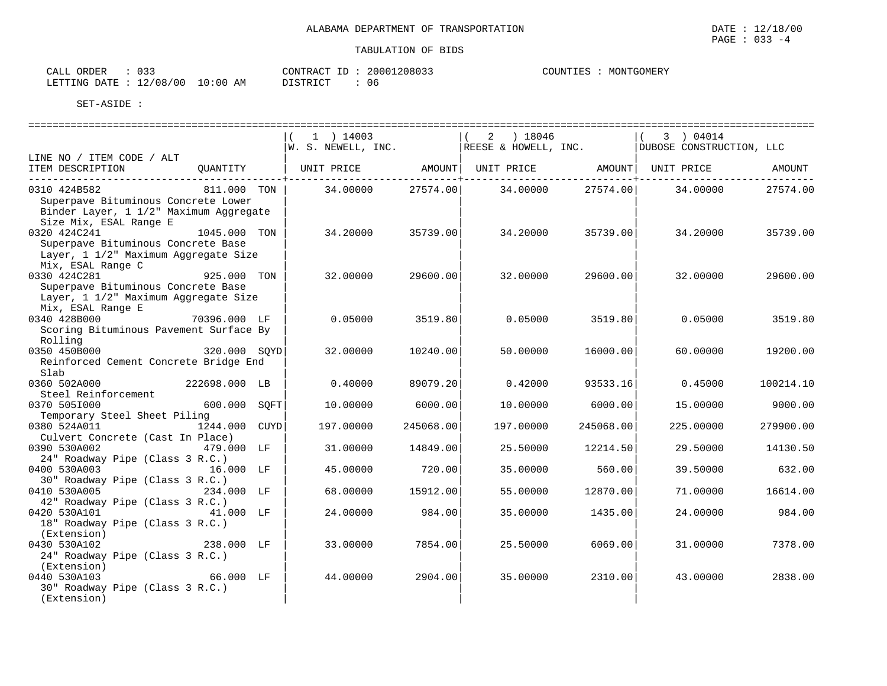ALABAMA DEPARTMENT OF TRANSPORTATION

TABULATION OF BIDS

DATE : 12/18/00
PAGE : 033 -4

CALL ORDER : 033
LETTING DATE : 12/08/00 10:00 AM

CONTRACT ID : 20001208033
DISTRICT : 06

COUNTIES : MONTGOMERY

SET-ASIDE :

| LINE NO / ITEM CODE / ALT ITEM DESCRIPTION | QUANTITY | | (1) 14003 W. S. NEWELL, INC. UNIT PRICE | AMOUNT | (2) 18046 REESE & HOWELL, INC. UNIT PRICE | AMOUNT | (3) 04014 DUBOSE CONSTRUCTION, LLC UNIT PRICE | AMOUNT |
|---|---|---|---|---|---|---|---|---|
| 0310 424B582 Superpave Bituminous Concrete Lower Binder Layer, 1 1/2" Maximum Aggregate Size Mix, ESAL Range E | 811.000 | TON | 34.00000 | 27574.00 | 34.00000 | 27574.00 | 34.00000 | 27574.00 |
| 0320 424C241 Superpave Bituminous Concrete Base Layer, 1 1/2" Maximum Aggregate Size Mix, ESAL Range C | 1045.000 | TON | 34.20000 | 35739.00 | 34.20000 | 35739.00 | 34.20000 | 35739.00 |
| 0330 424C281 Superpave Bituminous Concrete Base Layer, 1 1/2" Maximum Aggregate Size Mix, ESAL Range E | 925.000 | TON | 32.00000 | 29600.00 | 32.00000 | 29600.00 | 32.00000 | 29600.00 |
| 0340 428B000 Scoring Bituminous Pavement Surface By Rolling | 70396.000 | LF | 0.05000 | 3519.80 | 0.05000 | 3519.80 | 0.05000 | 3519.80 |
| 0350 450B000 Reinforced Cement Concrete Bridge End Slab | 320.000 | SQYD | 32.00000 | 10240.00 | 50.00000 | 16000.00 | 60.00000 | 19200.00 |
| 0360 502A000 Steel Reinforcement | 222698.000 | LB | 0.40000 | 89079.20 | 0.42000 | 93533.16 | 0.45000 | 100214.10 |
| 0370 505I000 Temporary Steel Sheet Piling | 600.000 | SQFT | 10.00000 | 6000.00 | 10.00000 | 6000.00 | 15.00000 | 9000.00 |
| 0380 524A011 Culvert Concrete (Cast In Place) | 1244.000 | CUYD | 197.00000 | 245068.00 | 197.00000 | 245068.00 | 225.00000 | 279900.00 |
| 0390 530A002 24" Roadway Pipe (Class 3 R.C.) | 479.000 | LF | 31.00000 | 14849.00 | 25.50000 | 12214.50 | 29.50000 | 14130.50 |
| 0400 530A003 30" Roadway Pipe (Class 3 R.C.) | 16.000 | LF | 45.00000 | 720.00 | 35.00000 | 560.00 | 39.50000 | 632.00 |
| 0410 530A005 42" Roadway Pipe (Class 3 R.C.) | 234.000 | LF | 68.00000 | 15912.00 | 55.00000 | 12870.00 | 71.00000 | 16614.00 |
| 0420 530A101 18" Roadway Pipe (Class 3 R.C.) (Extension) | 41.000 | LF | 24.00000 | 984.00 | 35.00000 | 1435.00 | 24.00000 | 984.00 |
| 0430 530A102 24" Roadway Pipe (Class 3 R.C.) (Extension) | 238.000 | LF | 33.00000 | 7854.00 | 25.50000 | 6069.00 | 31.00000 | 7378.00 |
| 0440 530A103 30" Roadway Pipe (Class 3 R.C.) (Extension) | 66.000 | LF | 44.00000 | 2904.00 | 35.00000 | 2310.00 | 43.00000 | 2838.00 |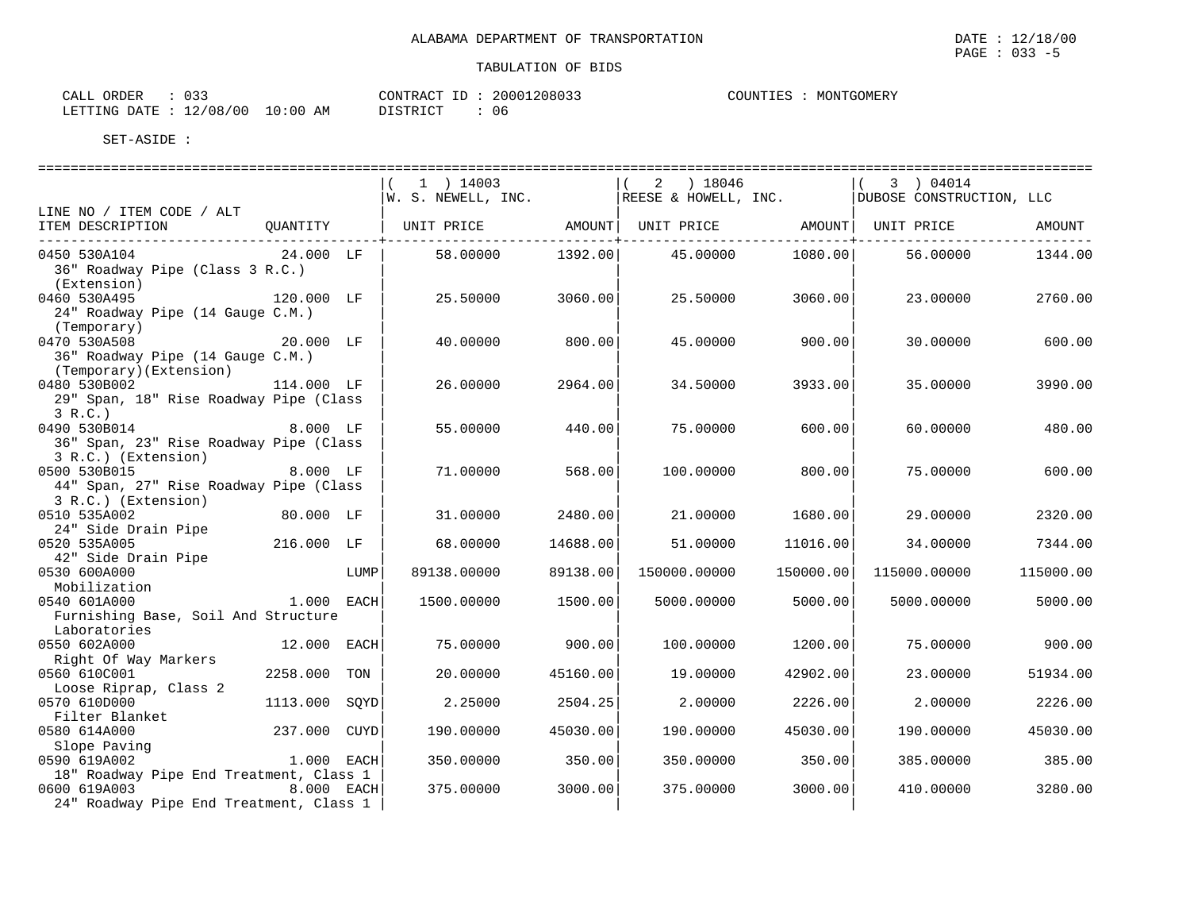ALABAMA DEPARTMENT OF TRANSPORTATION

DATE : 12/18/00
PAGE : 033 -5

TABULATION OF BIDS

CALL ORDER : 033
LETTING DATE : 12/08/00 10:00 AM

CONTRACT ID : 20001208033
DISTRICT : 06

COUNTIES : MONTGOMERY

SET-ASIDE :

| LINE NO / ITEM CODE / ALT ITEM DESCRIPTION | QUANTITY | | ( 1 ) 14003 W. S. NEWELL, INC. UNIT PRICE | AMOUNT | ( 2 ) 18046 REESE & HOWELL, INC. UNIT PRICE | AMOUNT | ( 3 ) 04014 DUBOSE CONSTRUCTION, LLC UNIT PRICE | AMOUNT |
|---|---|---|---|---|---|---|---|---|
| 0450 530A104 36" Roadway Pipe (Class 3 R.C.) (Extension) | 24.000 | LF | 58.00000 | 1392.00 | 45.00000 | 1080.00 | 56.00000 | 1344.00 |
| 0460 530A495 24" Roadway Pipe (14 Gauge C.M.) (Temporary) | 120.000 | LF | 25.50000 | 3060.00 | 25.50000 | 3060.00 | 23.00000 | 2760.00 |
| 0470 530A508 36" Roadway Pipe (14 Gauge C.M.) (Temporary)(Extension) | 20.000 | LF | 40.00000 | 800.00 | 45.00000 | 900.00 | 30.00000 | 600.00 |
| 0480 530B002 29" Span, 18" Rise Roadway Pipe (Class 3 R.C.) | 114.000 | LF | 26.00000 | 2964.00 | 34.50000 | 3933.00 | 35.00000 | 3990.00 |
| 0490 530B014 36" Span, 23" Rise Roadway Pipe (Class 3 R.C.) (Extension) | 8.000 | LF | 55.00000 | 440.00 | 75.00000 | 600.00 | 60.00000 | 480.00 |
| 0500 530B015 44" Span, 27" Rise Roadway Pipe (Class 3 R.C.) (Extension) | 8.000 | LF | 71.00000 | 568.00 | 100.00000 | 800.00 | 75.00000 | 600.00 |
| 0510 535A002 24" Side Drain Pipe | 80.000 | LF | 31.00000 | 2480.00 | 21.00000 | 1680.00 | 29.00000 | 2320.00 |
| 0520 535A005 42" Side Drain Pipe | 216.000 | LF | 68.00000 | 14688.00 | 51.00000 | 11016.00 | 34.00000 | 7344.00 |
| 0530 600A000 Mobilization | | LUMP | 89138.00000 | 89138.00 | 150000.00000 | 150000.00 | 115000.00000 | 115000.00 |
| 0540 601A000 Furnishing Base, Soil And Structure Laboratories | 1.000 | EACH | 1500.00000 | 1500.00 | 5000.00000 | 5000.00 | 5000.00000 | 5000.00 |
| 0550 602A000 Right Of Way Markers | 12.000 | EACH | 75.00000 | 900.00 | 100.00000 | 1200.00 | 75.00000 | 900.00 |
| 0560 610C001 Loose Riprap, Class 2 | 2258.000 | TON | 20.00000 | 45160.00 | 19.00000 | 42902.00 | 23.00000 | 51934.00 |
| 0570 610D000 Filter Blanket | 1113.000 | SQYD | 2.25000 | 2504.25 | 2.00000 | 2226.00 | 2.00000 | 2226.00 |
| 0580 614A000 Slope Paving | 237.000 | CUYD | 190.00000 | 45030.00 | 190.00000 | 45030.00 | 190.00000 | 45030.00 |
| 0590 619A002 18" Roadway Pipe End Treatment, Class 1 | 1.000 | EACH | 350.00000 | 350.00 | 350.00000 | 350.00 | 385.00000 | 385.00 |
| 0600 619A003 24" Roadway Pipe End Treatment, Class 1 | 8.000 | EACH | 375.00000 | 3000.00 | 375.00000 | 3000.00 | 410.00000 | 3280.00 |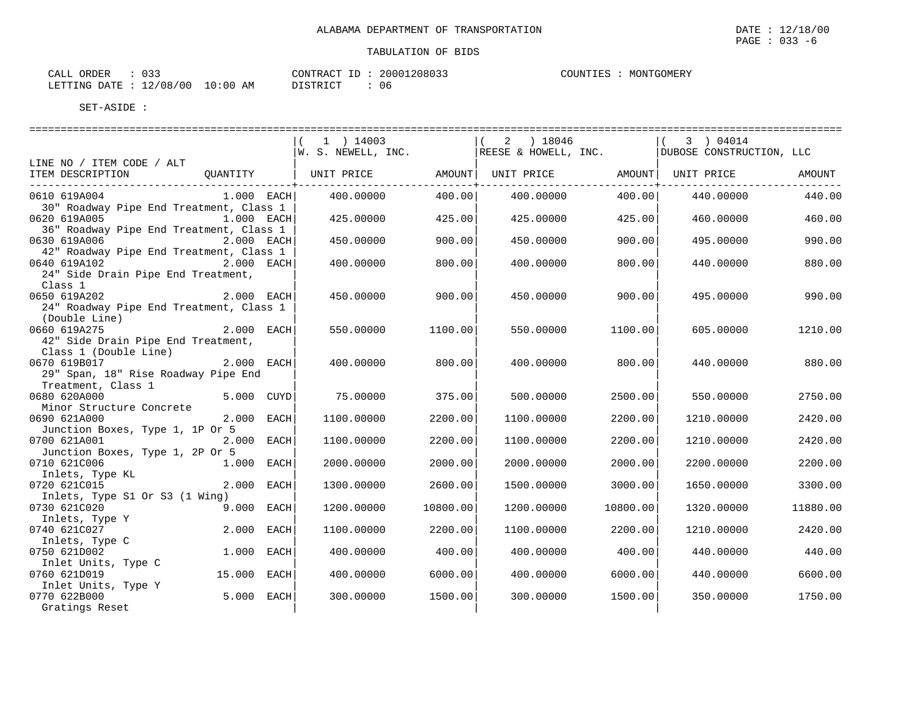ALABAMA DEPARTMENT OF TRANSPORTATION

TABULATION OF BIDS

DATE : 12/18/00
PAGE : 033 -6

CALL ORDER : 033
LETTING DATE : 12/08/00 10:00 AM

CONTRACT ID : 20001208033
DISTRICT : 06

COUNTIES : MONTGOMERY

SET-ASIDE :

| LINE NO / ITEM CODE / ALT ITEM DESCRIPTION | QUANTITY | (1) 14003 W. S. NEWELL, INC. UNIT PRICE | AMOUNT | (2) 18046 REESE & HOWELL, INC. UNIT PRICE | AMOUNT | (3) 04014 DUBOSE CONSTRUCTION, LLC UNIT PRICE | AMOUNT |
|---|---|---|---|---|---|---|---|
| 0610 619A004 30" Roadway Pipe End Treatment, Class 1 | 1.000 EACH | 400.00000 | 400.00 | 400.00000 | 400.00 | 440.00000 | 440.00 |
| 0620 619A005 36" Roadway Pipe End Treatment, Class 1 | 1.000 EACH | 425.00000 | 425.00 | 425.00000 | 425.00 | 460.00000 | 460.00 |
| 0630 619A006 42" Roadway Pipe End Treatment, Class 1 | 2.000 EACH | 450.00000 | 900.00 | 450.00000 | 900.00 | 495.00000 | 990.00 |
| 0640 619A102 24" Side Drain Pipe End Treatment, Class 1 | 2.000 EACH | 400.00000 | 800.00 | 400.00000 | 800.00 | 440.00000 | 880.00 |
| 0650 619A202 24" Roadway Pipe End Treatment, Class 1 (Double Line) | 2.000 EACH | 450.00000 | 900.00 | 450.00000 | 900.00 | 495.00000 | 990.00 |
| 0660 619A275 42" Side Drain Pipe End Treatment, Class 1 (Double Line) | 2.000 EACH | 550.00000 | 1100.00 | 550.00000 | 1100.00 | 605.00000 | 1210.00 |
| 0670 619B017 29" Span, 18" Rise Roadway Pipe End Treatment, Class 1 | 2.000 EACH | 400.00000 | 800.00 | 400.00000 | 800.00 | 440.00000 | 880.00 |
| 0680 620A000 Minor Structure Concrete | 5.000 CUYD | 75.00000 | 375.00 | 500.00000 | 2500.00 | 550.00000 | 2750.00 |
| 0690 621A000 Junction Boxes, Type 1, 1P Or 5 | 2.000 EACH | 1100.00000 | 2200.00 | 1100.00000 | 2200.00 | 1210.00000 | 2420.00 |
| 0700 621A001 Junction Boxes, Type 1, 2P Or 5 | 2.000 EACH | 1100.00000 | 2200.00 | 1100.00000 | 2200.00 | 1210.00000 | 2420.00 |
| 0710 621C006 Inlets, Type KL | 1.000 EACH | 2000.00000 | 2000.00 | 2000.00000 | 2000.00 | 2200.00000 | 2200.00 |
| 0720 621C015 Inlets, Type S1 Or S3 (1 Wing) | 2.000 EACH | 1300.00000 | 2600.00 | 1500.00000 | 3000.00 | 1650.00000 | 3300.00 |
| 0730 621C020 Inlets, Type Y | 9.000 EACH | 1200.00000 | 10800.00 | 1200.00000 | 10800.00 | 1320.00000 | 11880.00 |
| 0740 621C027 Inlets, Type C | 2.000 EACH | 1100.00000 | 2200.00 | 1100.00000 | 2200.00 | 1210.00000 | 2420.00 |
| 0750 621D002 Inlet Units, Type C | 1.000 EACH | 400.00000 | 400.00 | 400.00000 | 400.00 | 440.00000 | 440.00 |
| 0760 621D019 Inlet Units, Type Y | 15.000 EACH | 400.00000 | 6000.00 | 400.00000 | 6000.00 | 440.00000 | 6600.00 |
| 0770 622B000 Gratings Reset | 5.000 EACH | 300.00000 | 1500.00 | 300.00000 | 1500.00 | 350.00000 | 1750.00 |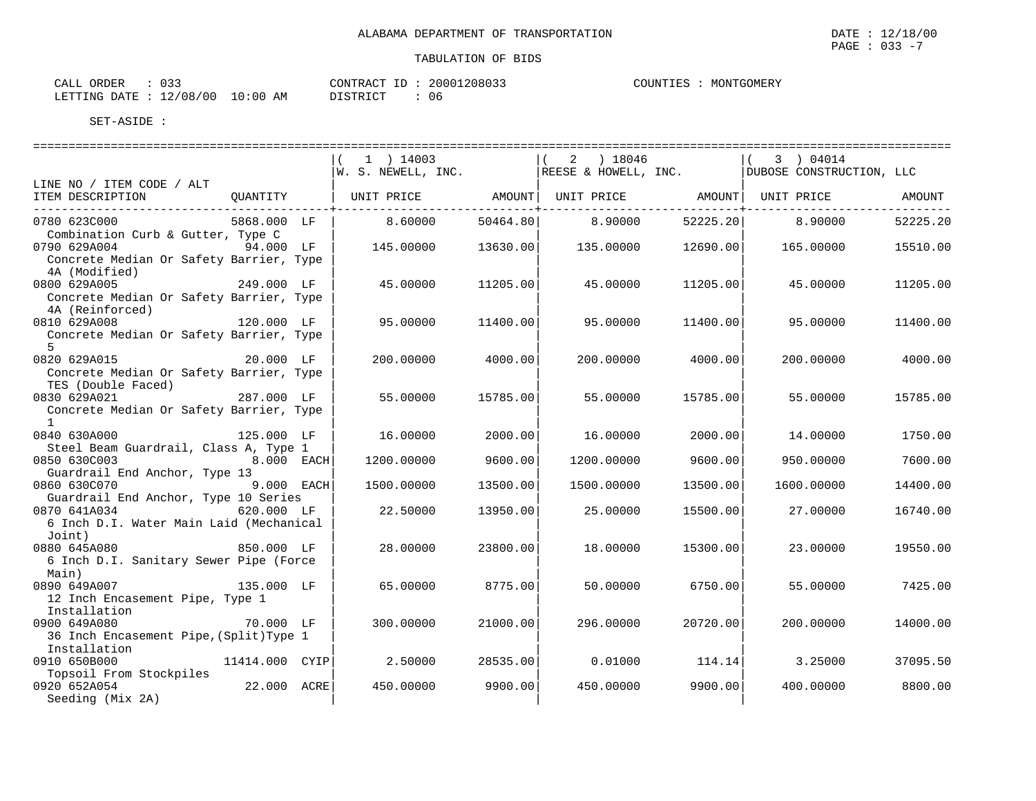ALABAMA DEPARTMENT OF TRANSPORTATION

DATE : 12/18/00
PAGE : 033 -7

TABULATION OF BIDS

CALL ORDER : 033
LETTING DATE : 12/08/00 10:00 AM

CONTRACT ID : 20001208033
DISTRICT : 06

COUNTIES : MONTGOMERY

SET-ASIDE :

| LINE NO / ITEM CODE / ALT ITEM DESCRIPTION | QUANTITY | ( 1 ) 14003 W. S. NEWELL, INC. UNIT PRICE | AMOUNT | ( 2 ) 18046 REESE & HOWELL, INC. UNIT PRICE | AMOUNT | ( 3 ) 04014 DUBOSE CONSTRUCTION, LLC UNIT PRICE | AMOUNT |
|---|---|---|---|---|---|---|---|
| 0780 623C000 Combination Curb & Gutter, Type C | 5868.000 LF | 8.60000 | 50464.80 | 8.90000 | 52225.20 | 8.90000 | 52225.20 |
| 0790 629A004 Concrete Median Or Safety Barrier, Type 4A (Modified) | 94.000 LF | 145.00000 | 13630.00 | 135.00000 | 12690.00 | 165.00000 | 15510.00 |
| 0800 629A005 Concrete Median Or Safety Barrier, Type 4A (Reinforced) | 249.000 LF | 45.00000 | 11205.00 | 45.00000 | 11205.00 | 45.00000 | 11205.00 |
| 0810 629A008 Concrete Median Or Safety Barrier, Type 5 | 120.000 LF | 95.00000 | 11400.00 | 95.00000 | 11400.00 | 95.00000 | 11400.00 |
| 0820 629A015 Concrete Median Or Safety Barrier, Type TES (Double Faced) | 20.000 LF | 200.00000 | 4000.00 | 200.00000 | 4000.00 | 200.00000 | 4000.00 |
| 0830 629A021 Concrete Median Or Safety Barrier, Type 1 | 287.000 LF | 55.00000 | 15785.00 | 55.00000 | 15785.00 | 55.00000 | 15785.00 |
| 0840 630A000 Steel Beam Guardrail, Class A, Type 1 | 125.000 LF | 16.00000 | 2000.00 | 16.00000 | 2000.00 | 14.00000 | 1750.00 |
| 0850 630C003 Guardrail End Anchor, Type 13 | 8.000 EACH | 1200.00000 | 9600.00 | 1200.00000 | 9600.00 | 950.00000 | 7600.00 |
| 0860 630C070 Guardrail End Anchor, Type 10 Series | 9.000 EACH | 1500.00000 | 13500.00 | 1500.00000 | 13500.00 | 1600.00000 | 14400.00 |
| 0870 641A034 6 Inch D.I. Water Main Laid (Mechanical Joint) | 620.000 LF | 22.50000 | 13950.00 | 25.00000 | 15500.00 | 27.00000 | 16740.00 |
| 0880 645A080 6 Inch D.I. Sanitary Sewer Pipe (Force Main) | 850.000 LF | 28.00000 | 23800.00 | 18.00000 | 15300.00 | 23.00000 | 19550.00 |
| 0890 649A007 12 Inch Encasement Pipe, Type 1 Installation | 135.000 LF | 65.00000 | 8775.00 | 50.00000 | 6750.00 | 55.00000 | 7425.00 |
| 0900 649A080 36 Inch Encasement Pipe,(Split)Type 1 Installation | 70.000 LF | 300.00000 | 21000.00 | 296.00000 | 20720.00 | 200.00000 | 14000.00 |
| 0910 650B000 Topsoil From Stockpiles | 11414.000 CYIP | 2.50000 | 28535.00 | 0.01000 | 114.14 | 3.25000 | 37095.50 |
| 0920 652A054 Seeding (Mix 2A) | 22.000 ACRE | 450.00000 | 9900.00 | 450.00000 | 9900.00 | 400.00000 | 8800.00 |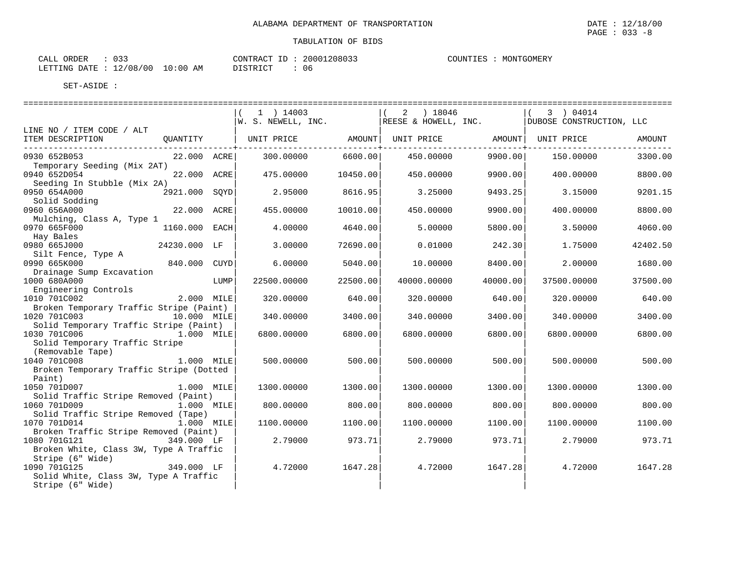ALABAMA DEPARTMENT OF TRANSPORTATION

TABULATION OF BIDS

DATE : 12/18/00

CALL ORDER : 033 CONTRACT ID : 20001208033 COUNTIES : MONTGOMERY
LETTING DATE : 12/08/00 10:00 AM DISTRICT : 06

SET-ASIDE :

| LINE NO / ITEM CODE / ALT ITEM DESCRIPTION | QUANTITY | | (1) 14003 W. S. NEWELL, INC. UNIT PRICE | AMOUNT | (2) 18046 REESE & HOWELL, INC. UNIT PRICE | AMOUNT | (3) 04014 DUBOSE CONSTRUCTION, LLC UNIT PRICE | AMOUNT |
|---|---|---|---|---|---|---|---|---|
| 0930 652B053 Temporary Seeding (Mix 2AT) | 22.000 | ACRE | 300.00000 | 6600.00 | 450.00000 | 9900.00 | 150.00000 | 3300.00 |
| 0940 652D054 Seeding In Stubble (Mix 2A) | 22.000 | ACRE | 475.00000 | 10450.00 | 450.00000 | 9900.00 | 400.00000 | 8800.00 |
| 0950 654A000 Solid Sodding | 2921.000 | SQYD | 2.95000 | 8616.95 | 3.25000 | 9493.25 | 3.15000 | 9201.15 |
| 0960 656A000 Mulching, Class A, Type 1 | 22.000 | ACRE | 455.00000 | 10010.00 | 450.00000 | 9900.00 | 400.00000 | 8800.00 |
| 0970 665F000 Hay Bales | 1160.000 | EACH | 4.00000 | 4640.00 | 5.00000 | 5800.00 | 3.50000 | 4060.00 |
| 0980 665J000 Silt Fence, Type A | 24230.000 | LF | 3.00000 | 72690.00 | 0.01000 | 242.30 | 1.75000 | 42402.50 |
| 0990 665K000 Drainage Sump Excavation | 840.000 | CUYD | 6.00000 | 5040.00 | 10.00000 | 8400.00 | 2.00000 | 1680.00 |
| 1000 680A000 Engineering Controls | | LUMP | 22500.00000 | 22500.00 | 40000.00000 | 40000.00 | 37500.00000 | 37500.00 |
| 1010 701C002 Broken Temporary Traffic Stripe (Paint) | 2.000 | MILE | 320.00000 | 640.00 | 320.00000 | 640.00 | 320.00000 | 640.00 |
| 1020 701C003 Solid Temporary Traffic Stripe (Paint) | 10.000 | MILE | 340.00000 | 3400.00 | 340.00000 | 3400.00 | 340.00000 | 3400.00 |
| 1030 701C006 Solid Temporary Traffic Stripe (Removable Tape) | 1.000 | MILE | 6800.00000 | 6800.00 | 6800.00000 | 6800.00 | 6800.00000 | 6800.00 |
| 1040 701C008 Broken Temporary Traffic Stripe (Dotted Paint) | 1.000 | MILE | 500.00000 | 500.00 | 500.00000 | 500.00 | 500.00000 | 500.00 |
| 1050 701D007 Solid Traffic Stripe Removed (Paint) | 1.000 | MILE | 1300.00000 | 1300.00 | 1300.00000 | 1300.00 | 1300.00000 | 1300.00 |
| 1060 701D009 Solid Traffic Stripe Removed (Tape) | 1.000 | MILE | 800.00000 | 800.00 | 800.00000 | 800.00 | 800.00000 | 800.00 |
| 1070 701D014 Broken Traffic Stripe Removed (Paint) | 1.000 | MILE | 1100.00000 | 1100.00 | 1100.00000 | 1100.00 | 1100.00000 | 1100.00 |
| 1080 701G121 Broken White, Class 3W, Type A Traffic Stripe (6" Wide) | 349.000 | LF | 2.79000 | 973.71 | 2.79000 | 973.71 | 2.79000 | 973.71 |
| 1090 701G125 Solid White, Class 3W, Type A Traffic Stripe (6" Wide) | 349.000 | LF | 4.72000 | 1647.28 | 4.72000 | 1647.28 | 4.72000 | 1647.28 |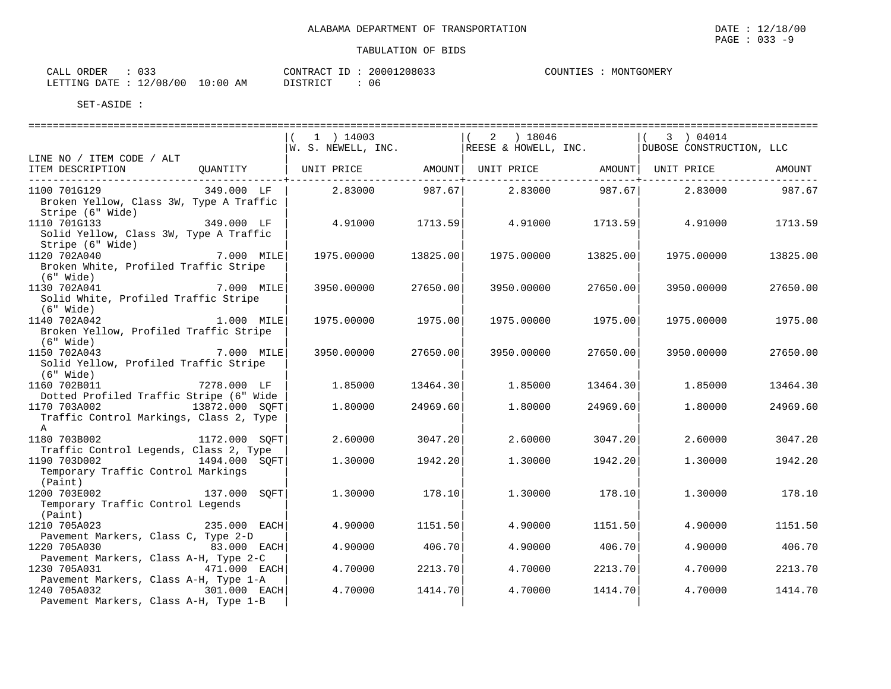ALABAMA DEPARTMENT OF TRANSPORTATION

TABULATION OF BIDS

DATE : 12/18/00

CALL ORDER : 033 | CONTRACT ID : 20001208033 | COUNTIES : MONTGOMERY
LETTING DATE : 12/08/00 10:00 AM | DISTRICT : 06

SET-ASIDE :

| LINE NO / ITEM CODE / ALT ITEM DESCRIPTION | QUANTITY | ( 1 ) 14003 W. S. NEWELL, INC. UNIT PRICE | AMOUNT | ( 2 ) 18046 REESE & HOWELL, INC. UNIT PRICE | AMOUNT | ( 3 ) 04014 DUBOSE CONSTRUCTION, LLC UNIT PRICE | AMOUNT |
|---|---|---|---|---|---|---|---|
| 1100 701G129 Broken Yellow, Class 3W, Type A Traffic Stripe (6" Wide) | 349.000 LF | 2.83000 | 987.67 | 2.83000 | 987.67 | 2.83000 | 987.67 |
| 1110 701G133 Solid Yellow, Class 3W, Type A Traffic Stripe (6" Wide) | 349.000 LF | 4.91000 | 1713.59 | 4.91000 | 1713.59 | 4.91000 | 1713.59 |
| 1120 702A040 Broken White, Profiled Traffic Stripe (6" Wide) | 7.000 MILE | 1975.00000 | 13825.00 | 1975.00000 | 13825.00 | 1975.00000 | 13825.00 |
| 1130 702A041 Solid White, Profiled Traffic Stripe (6" Wide) | 7.000 MILE | 3950.00000 | 27650.00 | 3950.00000 | 27650.00 | 3950.00000 | 27650.00 |
| 1140 702A042 Broken Yellow, Profiled Traffic Stripe (6" Wide) | 1.000 MILE | 1975.00000 | 1975.00 | 1975.00000 | 1975.00 | 1975.00000 | 1975.00 |
| 1150 702A043 Solid Yellow, Profiled Traffic Stripe (6" Wide) | 7.000 MILE | 3950.00000 | 27650.00 | 3950.00000 | 27650.00 | 3950.00000 | 27650.00 |
| 1160 702B011 Dotted Profiled Traffic Stripe (6" Wide | 7278.000 LF | 1.85000 | 13464.30 | 1.85000 | 13464.30 | 1.85000 | 13464.30 |
| 1170 703A002 Traffic Control Markings, Class 2, Type A | 13872.000 SQFT | 1.80000 | 24969.60 | 1.80000 | 24969.60 | 1.80000 | 24969.60 |
| 1180 703B002 Traffic Control Legends, Class 2, Type | 1172.000 SQFT | 2.60000 | 3047.20 | 2.60000 | 3047.20 | 2.60000 | 3047.20 |
| 1190 703D002 Temporary Traffic Control Markings (Paint) | 1494.000 SQFT | 1.30000 | 1942.20 | 1.30000 | 1942.20 | 1.30000 | 1942.20 |
| 1200 703E002 Temporary Traffic Control Legends (Paint) | 137.000 SQFT | 1.30000 | 178.10 | 1.30000 | 178.10 | 1.30000 | 178.10 |
| 1210 705A023 Pavement Markers, Class C, Type 2-D | 235.000 EACH | 4.90000 | 1151.50 | 4.90000 | 1151.50 | 4.90000 | 1151.50 |
| 1220 705A030 Pavement Markers, Class A-H, Type 2-C | 83.000 EACH | 4.90000 | 406.70 | 4.90000 | 406.70 | 4.90000 | 406.70 |
| 1230 705A031 Pavement Markers, Class A-H, Type 1-A | 471.000 EACH | 4.70000 | 2213.70 | 4.70000 | 2213.70 | 4.70000 | 2213.70 |
| 1240 705A032 Pavement Markers, Class A-H, Type 1-B | 301.000 EACH | 4.70000 | 1414.70 | 4.70000 | 1414.70 | 4.70000 | 1414.70 |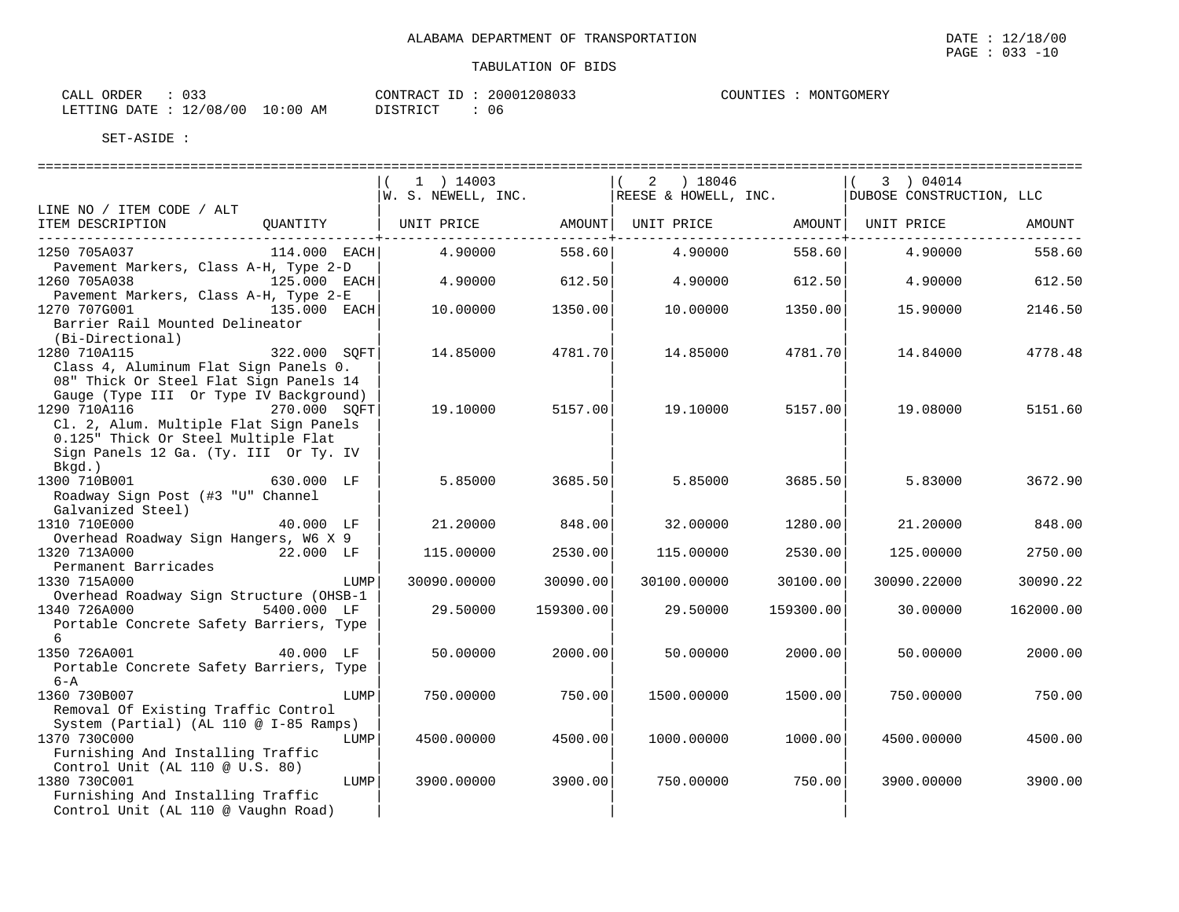ALABAMA DEPARTMENT OF TRANSPORTATION

TABULATION OF BIDS

DATE : 12/18/00
PAGE : 033 -10

CALL ORDER : 033
LETTING DATE : 12/08/00 10:00 AM
CONTRACT ID : 20001208033
DISTRICT : 06
COUNTIES : MONTGOMERY

SET-ASIDE :

| LINE NO / ITEM CODE / ALT<br>ITEM DESCRIPTION | QUANTITY | ( 1 ) 14003<br>W. S. NEWELL, INC.<br>UNIT PRICE | AMOUNT | ( 2 ) 18046<br>REESE & HOWELL, INC.<br>UNIT PRICE | AMOUNT | ( 3 ) 04014<br>DUBOSE CONSTRUCTION, LLC<br>UNIT PRICE | AMOUNT |
|---|---|---|---|---|---|---|---|
| 1250 705A037<br>Pavement Markers, Class A-H, Type 2-D | 114.000 EACH | 4.90000 | 558.60 | 4.90000 | 558.60 | 4.90000 | 558.60 |
| 1260 705A038<br>Pavement Markers, Class A-H, Type 2-E | 125.000 EACH | 4.90000 | 612.50 | 4.90000 | 612.50 | 4.90000 | 612.50 |
| 1270 707G001<br>Barrier Rail Mounted Delineator (Bi-Directional) | 135.000 EACH | 10.00000 | 1350.00 | 10.00000 | 1350.00 | 15.90000 | 2146.50 |
| 1280 710A115<br>Class 4, Aluminum Flat Sign Panels 0. 08" Thick Or Steel Flat Sign Panels 14 Gauge (Type III Or Type IV Background) | 322.000 SQFT | 14.85000 | 4781.70 | 14.85000 | 4781.70 | 14.84000 | 4778.48 |
| 1290 710A116<br>Cl. 2, Alum. Multiple Flat Sign Panels 0.125" Thick Or Steel Multiple Flat Sign Panels 12 Ga. (Ty. III Or Ty. IV Bkgd.) | 270.000 SQFT | 19.10000 | 5157.00 | 19.10000 | 5157.00 | 19.08000 | 5151.60 |
| 1300 710B001<br>Roadway Sign Post (#3 "U" Channel Galvanized Steel) | 630.000 LF | 5.85000 | 3685.50 | 5.85000 | 3685.50 | 5.83000 | 3672.90 |
| 1310 710E000<br>Overhead Roadway Sign Hangers, W6 X 9 | 40.000 LF | 21.20000 | 848.00 | 32.00000 | 1280.00 | 21.20000 | 848.00 |
| 1320 713A000<br>Permanent Barricades | 22.000 LF | 115.00000 | 2530.00 | 115.00000 | 2530.00 | 125.00000 | 2750.00 |
| 1330 715A000<br>Overhead Roadway Sign Structure (OHSB-1 | LUMP | 30090.00000 | 30090.00 | 30100.00000 | 30100.00 | 30090.22000 | 30090.22 |
| 1340 726A000<br>Portable Concrete Safety Barriers, Type 6 | 5400.000 LF | 29.50000 | 159300.00 | 29.50000 | 159300.00 | 30.00000 | 162000.00 |
| 1350 726A001<br>Portable Concrete Safety Barriers, Type 6-A | 40.000 LF | 50.00000 | 2000.00 | 50.00000 | 2000.00 | 50.00000 | 2000.00 |
| 1360 730B007<br>Removal Of Existing Traffic Control System (Partial) (AL 110 @ I-85 Ramps) | LUMP | 750.00000 | 750.00 | 1500.00000 | 1500.00 | 750.00000 | 750.00 |
| 1370 730C000<br>Furnishing And Installing Traffic Control Unit (AL 110 @ U.S. 80) | LUMP | 4500.00000 | 4500.00 | 1000.00000 | 1000.00 | 4500.00000 | 4500.00 |
| 1380 730C001<br>Furnishing And Installing Traffic Control Unit (AL 110 @ Vaughn Road) | LUMP | 3900.00000 | 3900.00 | 750.00000 | 750.00 | 3900.00000 | 3900.00 |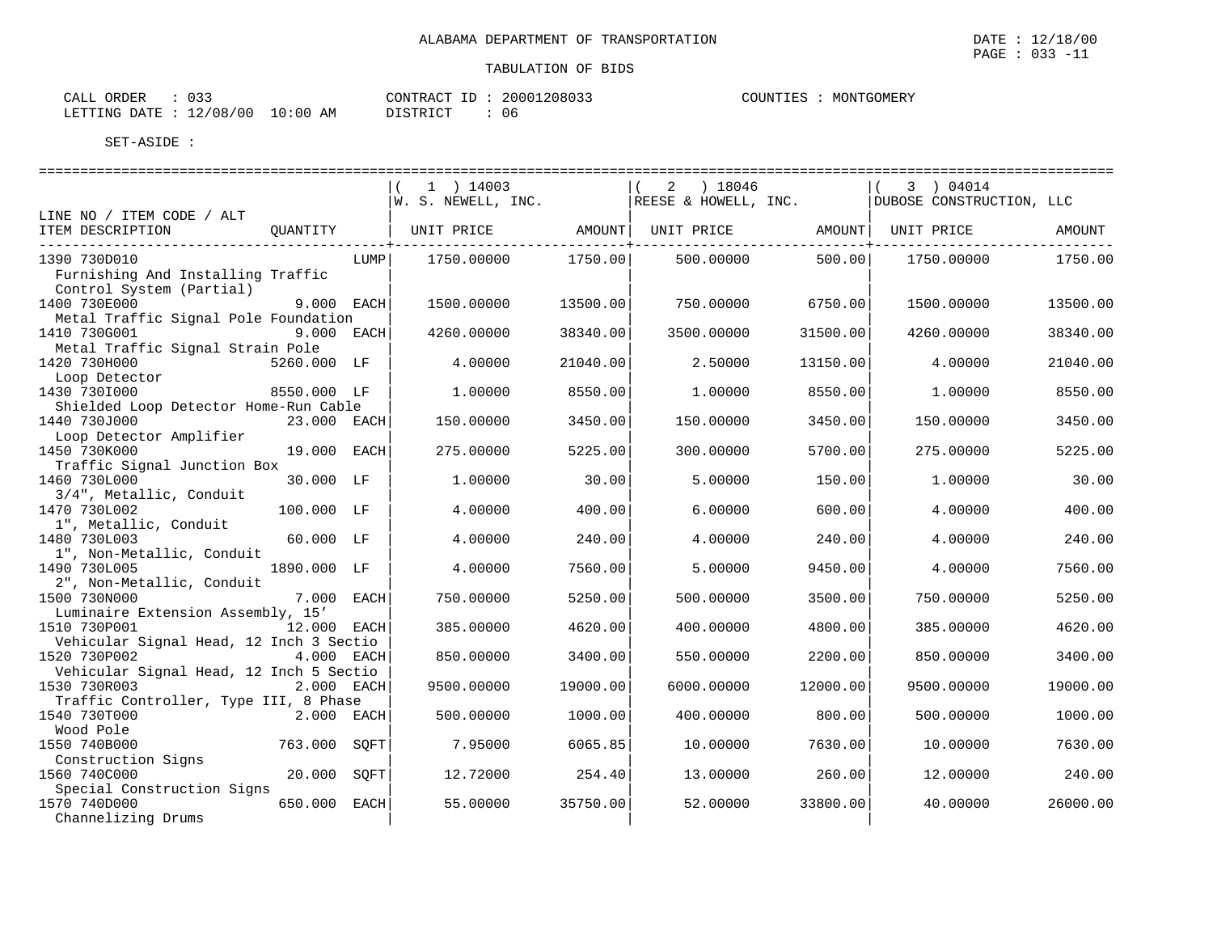ALABAMA DEPARTMENT OF TRANSPORTATION

TABULATION OF BIDS

CALL ORDER : 033
LETTING DATE : 12/08/00 10:00 AM

CONTRACT ID : 20001208033
DISTRICT : 06

COUNTIES : MONTGOMERY

SET-ASIDE :

| LINE NO / ITEM CODE / ALT ITEM DESCRIPTION | QUANTITY | | ( 1 ) 14003 W. S. NEWELL, INC. UNIT PRICE | AMOUNT | ( 2 ) 18046 REESE & HOWELL, INC. UNIT PRICE | AMOUNT | ( 3 ) 04014 DUBOSE CONSTRUCTION, LLC UNIT PRICE | AMOUNT |
|---|---|---|---|---|---|---|---|---|
| 1390 730D010 Furnishing And Installing Traffic Control System (Partial) | | LUMP | 1750.00000 | 1750.00 | 500.00000 | 500.00 | 1750.00000 | 1750.00 |
| 1400 730E000 Metal Traffic Signal Pole Foundation | 9.000 | EACH | 1500.00000 | 13500.00 | 750.00000 | 6750.00 | 1500.00000 | 13500.00 |
| 1410 730G001 Metal Traffic Signal Strain Pole | 9.000 | EACH | 4260.00000 | 38340.00 | 3500.00000 | 31500.00 | 4260.00000 | 38340.00 |
| 1420 730H000 Loop Detector | 5260.000 | LF | 4.00000 | 21040.00 | 2.50000 | 13150.00 | 4.00000 | 21040.00 |
| 1430 730I000 Shielded Loop Detector Home-Run Cable | 8550.000 | LF | 1.00000 | 8550.00 | 1.00000 | 8550.00 | 1.00000 | 8550.00 |
| 1440 730J000 Loop Detector Amplifier | 23.000 | EACH | 150.00000 | 3450.00 | 150.00000 | 3450.00 | 150.00000 | 3450.00 |
| 1450 730K000 Traffic Signal Junction Box | 19.000 | EACH | 275.00000 | 5225.00 | 300.00000 | 5700.00 | 275.00000 | 5225.00 |
| 1460 730L000 3/4", Metallic, Conduit | 30.000 | LF | 1.00000 | 30.00 | 5.00000 | 150.00 | 1.00000 | 30.00 |
| 1470 730L002 1", Metallic, Conduit | 100.000 | LF | 4.00000 | 400.00 | 6.00000 | 600.00 | 4.00000 | 400.00 |
| 1480 730L003 1", Non-Metallic, Conduit | 60.000 | LF | 4.00000 | 240.00 | 4.00000 | 240.00 | 4.00000 | 240.00 |
| 1490 730L005 2", Non-Metallic, Conduit | 1890.000 | LF | 4.00000 | 7560.00 | 5.00000 | 9450.00 | 4.00000 | 7560.00 |
| 1500 730N000 Luminaire Extension Assembly, 15' | 7.000 | EACH | 750.00000 | 5250.00 | 500.00000 | 3500.00 | 750.00000 | 5250.00 |
| 1510 730P001 Vehicular Signal Head, 12 Inch 3 Sectio | 12.000 | EACH | 385.00000 | 4620.00 | 400.00000 | 4800.00 | 385.00000 | 4620.00 |
| 1520 730P002 Vehicular Signal Head, 12 Inch 5 Sectio | 4.000 | EACH | 850.00000 | 3400.00 | 550.00000 | 2200.00 | 850.00000 | 3400.00 |
| 1530 730R003 Traffic Controller, Type III, 8 Phase | 2.000 | EACH | 9500.00000 | 19000.00 | 6000.00000 | 12000.00 | 9500.00000 | 19000.00 |
| 1540 730T000 Wood Pole | 2.000 | EACH | 500.00000 | 1000.00 | 400.00000 | 800.00 | 500.00000 | 1000.00 |
| 1550 740B000 Construction Signs | 763.000 | SQFT | 7.95000 | 6065.85 | 10.00000 | 7630.00 | 10.00000 | 7630.00 |
| 1560 740C000 Special Construction Signs | 20.000 | SQFT | 12.72000 | 254.40 | 13.00000 | 260.00 | 12.00000 | 240.00 |
| 1570 740D000 Channelizing Drums | 650.000 | EACH | 55.00000 | 35750.00 | 52.00000 | 33800.00 | 40.00000 | 26000.00 |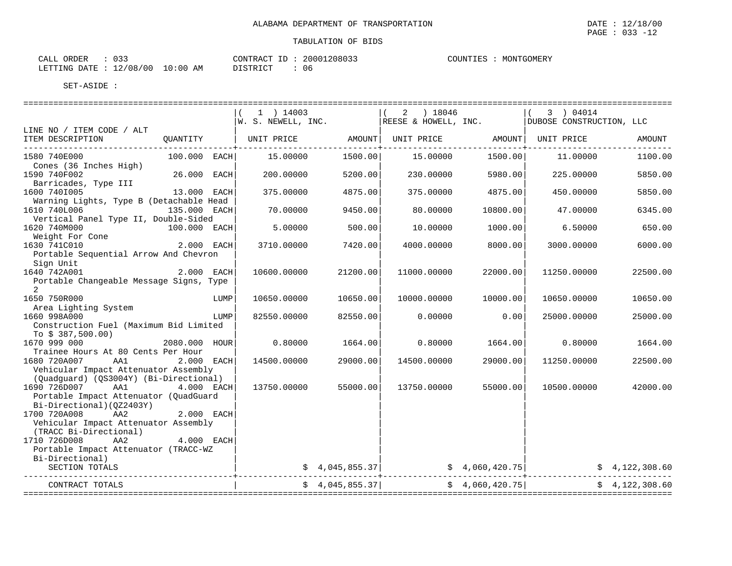ALABAMA DEPARTMENT OF TRANSPORTATION

TABULATION OF BIDS

DATE : 12/18/00
PAGE : 033 -12

CALL ORDER : 033
LETTING DATE : 12/08/00 10:00 AM
CONTRACT ID : 20001208033
DISTRICT : 06
COUNTIES : MONTGOMERY

SET-ASIDE :

| LINE NO / ITEM CODE / ALT ITEM DESCRIPTION | QUANTITY | ( 1 ) 14003 W. S. NEWELL, INC. UNIT PRICE | AMOUNT | ( 2 ) 18046 REESE & HOWELL, INC. UNIT PRICE | AMOUNT | ( 3 ) 04014 DUBOSE CONSTRUCTION, LLC UNIT PRICE | AMOUNT |
|---|---|---|---|---|---|---|---|
| 1580 740E000 Cones (36 Inches High) | 100.000 EACH | 15.00000 | 1500.00 | 15.00000 | 1500.00 | 11.00000 | 1100.00 |
| 1590 740F002 Barricades, Type III | 26.000 EACH | 200.00000 | 5200.00 | 230.00000 | 5980.00 | 225.00000 | 5850.00 |
| 1600 740I005 Warning Lights, Type B (Detachable Head | 13.000 EACH | 375.00000 | 4875.00 | 375.00000 | 4875.00 | 450.00000 | 5850.00 |
| 1610 740L006 Vertical Panel Type II, Double-Sided | 135.000 EACH | 70.00000 | 9450.00 | 80.00000 | 10800.00 | 47.00000 | 6345.00 |
| 1620 740M000 Weight For Cone | 100.000 EACH | 5.00000 | 500.00 | 10.00000 | 1000.00 | 6.50000 | 650.00 |
| 1630 741C010 Portable Sequential Arrow And Chevron Sign Unit | 2.000 EACH | 3710.00000 | 7420.00 | 4000.00000 | 8000.00 | 3000.00000 | 6000.00 |
| 1640 742A001 Portable Changeable Message Signs, Type 2 | 2.000 EACH | 10600.00000 | 21200.00 | 11000.00000 | 22000.00 | 11250.00000 | 22500.00 |
| 1650 750R000 Area Lighting System | LUMP | 10650.00000 | 10650.00 | 10000.00000 | 10000.00 | 10650.00000 | 10650.00 |
| 1660 998A000 Construction Fuel (Maximum Bid Limited To $ 387,500.00) | LUMP | 82550.00000 | 82550.00 | 0.00000 | 0.00 | 25000.00000 | 25000.00 |
| 1670 999 000 Trainee Hours At 80 Cents Per Hour | 2080.000 HOUR | 0.80000 | 1664.00 | 0.80000 | 1664.00 | 0.80000 | 1664.00 |
| 1680 720A007 AA1 Vehicular Impact Attenuator Assembly (Quadguard) (QS3004Y) (Bi-Directional) | 2.000 EACH | 14500.00000 | 29000.00 | 14500.00000 | 29000.00 | 11250.00000 | 22500.00 |
| 1690 726D007 AA1 Portable Impact Attenuator (QuadGuard Bi-Directional)(QZ2403Y) | 4.000 EACH | 13750.00000 | 55000.00 | 13750.00000 | 55000.00 | 10500.00000 | 42000.00 |
| 1700 720A008 AA2 Vehicular Impact Attenuator Assembly (TRACC Bi-Directional) | 2.000 EACH | | | | | | |
| 1710 726D008 AA2 Portable Impact Attenuator (TRACC-WZ Bi-Directional) | 4.000 EACH | | | | | | |
| SECTION TOTALS | | | $ 4,045,855.37 | | $ 4,060,420.75 | | $ 4,122,308.60 |
| CONTRACT TOTALS | | | $ 4,045,855.37 | | $ 4,060,420.75 | | $ 4,122,308.60 |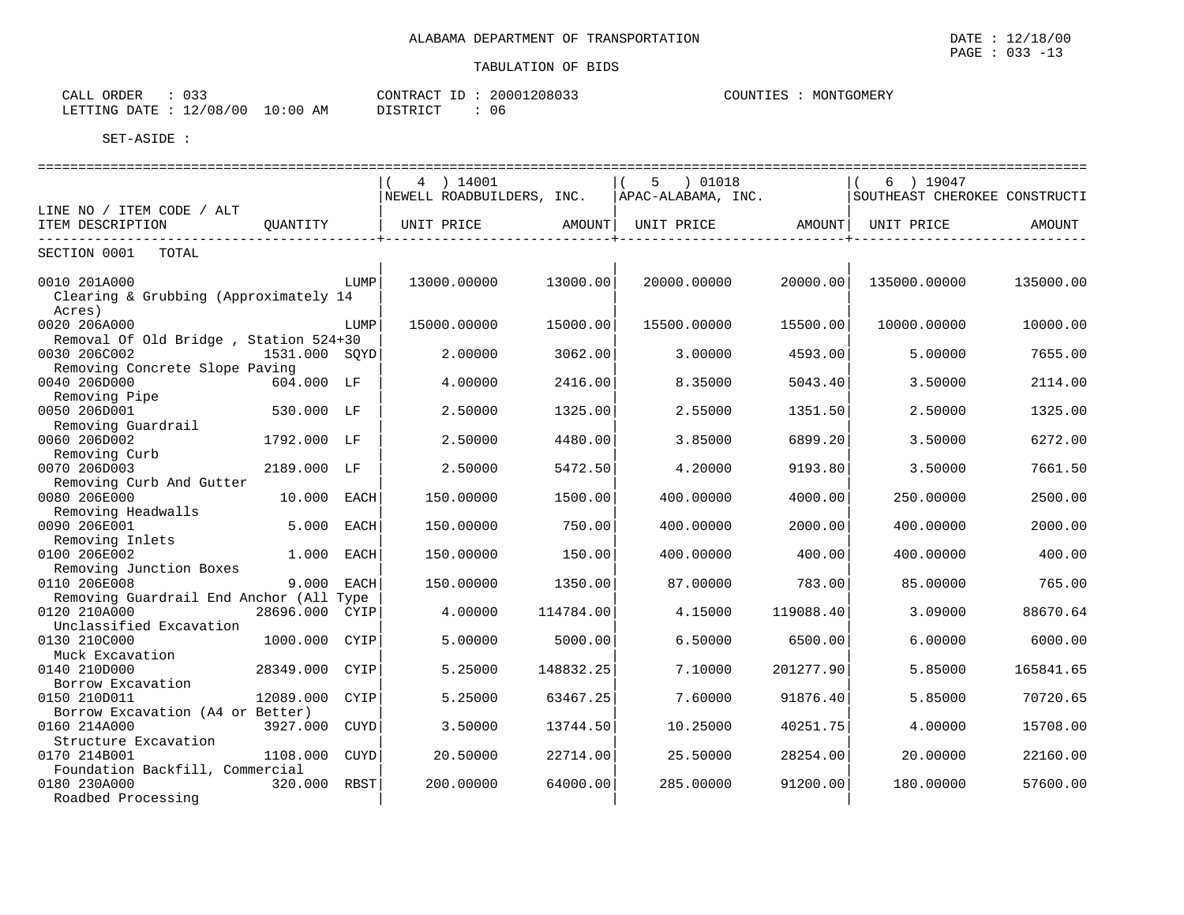ALABAMA DEPARTMENT OF TRANSPORTATION

DATE : 12/18/00
PAGE : 033 -13

TABULATION OF BIDS

CALL ORDER : 033
LETTING DATE : 12/08/00 10:00 AM

CONTRACT ID : 20001208033
DISTRICT : 06

COUNTIES : MONTGOMERY

SET-ASIDE :

| LINE NO / ITEM CODE / ALT ITEM DESCRIPTION | QUANTITY | | ( 4 ) 14001 NEWELL ROADBUILDERS, INC. UNIT PRICE | AMOUNT | ( 5 ) 01018 APAC-ALABAMA, INC. UNIT PRICE | AMOUNT | ( 6 ) 19047 SOUTHEAST CHEROKEE CONSTRUCTI UNIT PRICE | AMOUNT |
|---|---|---|---|---|---|---|---|---|
| SECTION 0001 TOTAL | | | | | | | | |
| 0010 201A000 Clearing & Grubbing (Approximately 14 Acres) | | LUMP | 13000.00000 | 13000.00 | 20000.00000 | 20000.00 | 135000.00000 | 135000.00 |
| 0020 206A000 Removal Of Old Bridge , Station 524+30 | | LUMP | 15000.00000 | 15000.00 | 15500.00000 | 15500.00 | 10000.00000 | 10000.00 |
| 0030 206C002 Removing Concrete Slope Paving | 1531.000 | SQYD | 2.00000 | 3062.00 | 3.00000 | 4593.00 | 5.00000 | 7655.00 |
| 0040 206D000 Removing Pipe | 604.000 | LF | 4.00000 | 2416.00 | 8.35000 | 5043.40 | 3.50000 | 2114.00 |
| 0050 206D001 Removing Guardrail | 530.000 | LF | 2.50000 | 1325.00 | 2.55000 | 1351.50 | 2.50000 | 1325.00 |
| 0060 206D002 Removing Curb | 1792.000 | LF | 2.50000 | 4480.00 | 3.85000 | 6899.20 | 3.50000 | 6272.00 |
| 0070 206D003 Removing Curb And Gutter | 2189.000 | LF | 2.50000 | 5472.50 | 4.20000 | 9193.80 | 3.50000 | 7661.50 |
| 0080 206E000 Removing Headwalls | 10.000 | EACH | 150.00000 | 1500.00 | 400.00000 | 4000.00 | 250.00000 | 2500.00 |
| 0090 206E001 Removing Inlets | 5.000 | EACH | 150.00000 | 750.00 | 400.00000 | 2000.00 | 400.00000 | 2000.00 |
| 0100 206E002 Removing Junction Boxes | 1.000 | EACH | 150.00000 | 150.00 | 400.00000 | 400.00 | 400.00000 | 400.00 |
| 0110 206E008 Removing Guardrail End Anchor (All Type | 9.000 | EACH | 150.00000 | 1350.00 | 87.00000 | 783.00 | 85.00000 | 765.00 |
| 0120 210A000 Unclassified Excavation | 28696.000 | CYIP | 4.00000 | 114784.00 | 4.15000 | 119088.40 | 3.09000 | 88670.64 |
| 0130 210C000 Muck Excavation | 1000.000 | CYIP | 5.00000 | 5000.00 | 6.50000 | 6500.00 | 6.00000 | 6000.00 |
| 0140 210D000 Borrow Excavation | 28349.000 | CYIP | 5.25000 | 148832.25 | 7.10000 | 201277.90 | 5.85000 | 165841.65 |
| 0150 210D011 Borrow Excavation (A4 or Better) | 12089.000 | CYIP | 5.25000 | 63467.25 | 7.60000 | 91876.40 | 5.85000 | 70720.65 |
| 0160 214A000 Structure Excavation | 3927.000 | CUYD | 3.50000 | 13744.50 | 10.25000 | 40251.75 | 4.00000 | 15708.00 |
| 0170 214B001 Foundation Backfill, Commercial | 1108.000 | CUYD | 20.50000 | 22714.00 | 25.50000 | 28254.00 | 20.00000 | 22160.00 |
| 0180 230A000 Roadbed Processing | 320.000 | RBST | 200.00000 | 64000.00 | 285.00000 | 91200.00 | 180.00000 | 57600.00 |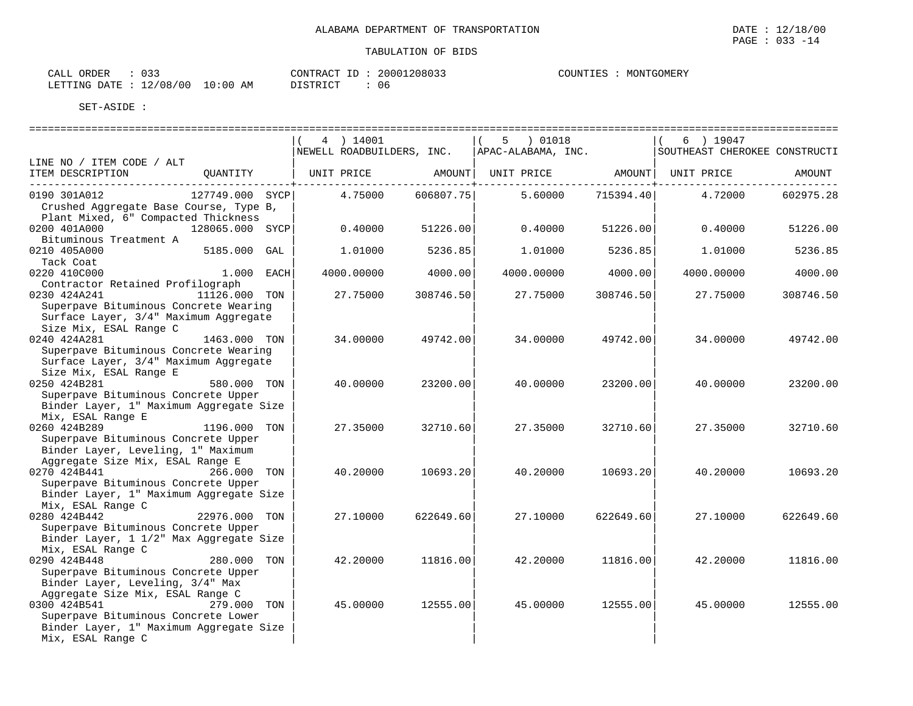ALABAMA DEPARTMENT OF TRANSPORTATION

TABULATION OF BIDS

CALL ORDER : 033 CONTRACT ID : 20001208033 COUNTIES : MONTGOMERY
LETTING DATE : 12/08/00 10:00 AM DISTRICT : 06

SET-ASIDE :

| LINE NO / ITEM CODE / ALT ITEM DESCRIPTION | QUANTITY | ( 4 ) 14001 NEWELL ROADBUILDERS, INC. UNIT PRICE | AMOUNT | ( 5 ) 01018 APAC-ALABAMA, INC. UNIT PRICE | AMOUNT | ( 6 ) 19047 SOUTHEAST CHEROKEE CONSTRUCTI UNIT PRICE | AMOUNT |
|---|---|---|---|---|---|---|---|
| 0190 301A012 Crushed Aggregate Base Course, Type B, Plant Mixed, 6" Compacted Thickness | 127749.000 SYCP | 4.75000 | 606807.75 | 5.60000 | 715394.40 | 4.72000 | 602975.28 |
| 0200 401A000 Bituminous Treatment A | 128065.000 SYCP | 0.40000 | 51226.00 | 0.40000 | 51226.00 | 0.40000 | 51226.00 |
| 0210 405A000 Tack Coat | 5185.000 GAL | 1.01000 | 5236.85 | 1.01000 | 5236.85 | 1.01000 | 5236.85 |
| 0220 410C000 Contractor Retained Profilograph | 1.000 EACH | 4000.00000 | 4000.00 | 4000.00000 | 4000.00 | 4000.00000 | 4000.00 |
| 0230 424A241 Superpave Bituminous Concrete Wearing Surface Layer, 3/4" Maximum Aggregate Size Mix, ESAL Range C | 11126.000 TON | 27.75000 | 308746.50 | 27.75000 | 308746.50 | 27.75000 | 308746.50 |
| 0240 424A281 Superpave Bituminous Concrete Wearing Surface Layer, 3/4" Maximum Aggregate Size Mix, ESAL Range E | 1463.000 TON | 34.00000 | 49742.00 | 34.00000 | 49742.00 | 34.00000 | 49742.00 |
| 0250 424B281 Superpave Bituminous Concrete Upper Binder Layer, 1" Maximum Aggregate Size Mix, ESAL Range E | 580.000 TON | 40.00000 | 23200.00 | 40.00000 | 23200.00 | 40.00000 | 23200.00 |
| 0260 424B289 Superpave Bituminous Concrete Upper Binder Layer, Leveling, 1" Maximum Aggregate Size Mix, ESAL Range E | 1196.000 TON | 27.35000 | 32710.60 | 27.35000 | 32710.60 | 27.35000 | 32710.60 |
| 0270 424B441 Superpave Bituminous Concrete Upper Binder Layer, 1" Maximum Aggregate Size Mix, ESAL Range C | 266.000 TON | 40.20000 | 10693.20 | 40.20000 | 10693.20 | 40.20000 | 10693.20 |
| 0280 424B442 Superpave Bituminous Concrete Upper Binder Layer, 1 1/2" Max Aggregate Size Mix, ESAL Range C | 22976.000 TON | 27.10000 | 622649.60 | 27.10000 | 622649.60 | 27.10000 | 622649.60 |
| 0290 424B448 Superpave Bituminous Concrete Upper Binder Layer, Leveling, 3/4" Max Aggregate Size Mix, ESAL Range C | 280.000 TON | 42.20000 | 11816.00 | 42.20000 | 11816.00 | 42.20000 | 11816.00 |
| 0300 424B541 Superpave Bituminous Concrete Lower Binder Layer, 1" Maximum Aggregate Size Mix, ESAL Range C | 279.000 TON | 45.00000 | 12555.00 | 45.00000 | 12555.00 | 45.00000 | 12555.00 |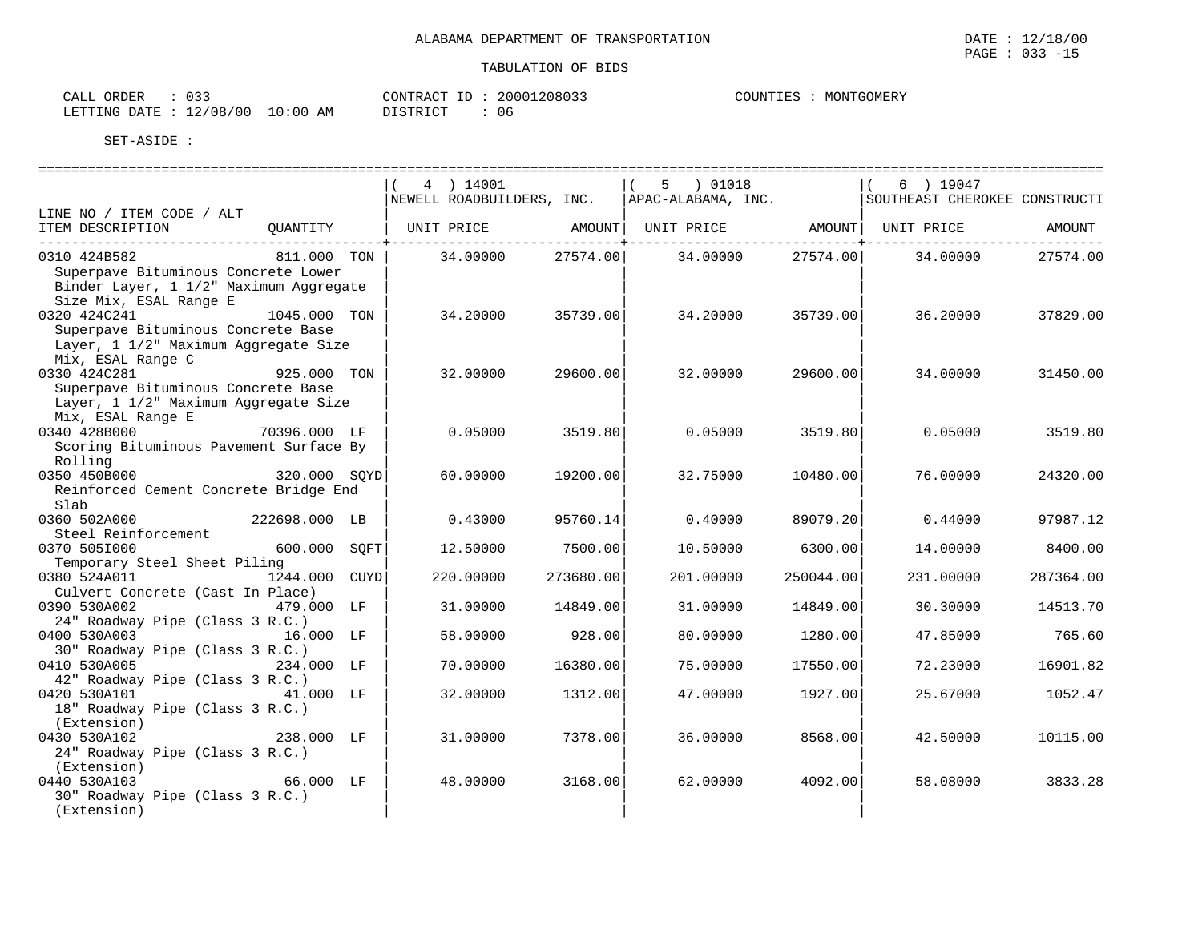ALABAMA DEPARTMENT OF TRANSPORTATION

TABULATION OF BIDS

CALL ORDER : 033
LETTING DATE : 12/08/00 10:00 AM

CONTRACT ID : 20001208033
DISTRICT : 06

COUNTIES : MONTGOMERY

SET-ASIDE :

| LINE NO / ITEM CODE / ALT<br>ITEM DESCRIPTION | QUANTITY | ( 4 ) 14001<br>NEWELL ROADBUILDERS, INC.<br>UNIT PRICE | <br><br>AMOUNT | ( 5 ) 01018<br>APAC-ALABAMA, INC.<br>UNIT PRICE | <br><br>AMOUNT | ( 6 ) 19047<br>SOUTHEAST CHEROKEE CONSTRUCTI<br>UNIT PRICE | <br><br>AMOUNT |
|---|---|---|---|---|---|---|---|
| 0310 424B582<br>Superpave Bituminous Concrete Lower Binder Layer, 1 1/2" Maximum Aggregate Size Mix, ESAL Range E | 811.000 TON | 34.00000 | 27574.00 | 34.00000 | 27574.00 | 34.00000 | 27574.00 |
| 0320 424C241<br>Superpave Bituminous Concrete Base Layer, 1 1/2" Maximum Aggregate Size Mix, ESAL Range C | 1045.000 TON | 34.20000 | 35739.00 | 34.20000 | 35739.00 | 36.20000 | 37829.00 |
| 0330 424C281<br>Superpave Bituminous Concrete Base Layer, 1 1/2" Maximum Aggregate Size Mix, ESAL Range E | 925.000 TON | 32.00000 | 29600.00 | 32.00000 | 29600.00 | 34.00000 | 31450.00 |
| 0340 428B000<br>Scoring Bituminous Pavement Surface By Rolling | 70396.000 LF | 0.05000 | 3519.80 | 0.05000 | 3519.80 | 0.05000 | 3519.80 |
| 0350 450B000<br>Reinforced Cement Concrete Bridge End Slab | 320.000 SQYD | 60.00000 | 19200.00 | 32.75000 | 10480.00 | 76.00000 | 24320.00 |
| 0360 502A000<br>Steel Reinforcement | 222698.000 LB | 0.43000 | 95760.14 | 0.40000 | 89079.20 | 0.44000 | 97987.12 |
| 0370 505I000<br>Temporary Steel Sheet Piling | 600.000 SQFT | 12.50000 | 7500.00 | 10.50000 | 6300.00 | 14.00000 | 8400.00 |
| 0380 524A011<br>Culvert Concrete (Cast In Place) | 1244.000 CUYD | 220.00000 | 273680.00 | 201.00000 | 250044.00 | 231.00000 | 287364.00 |
| 0390 530A002<br>24" Roadway Pipe (Class 3 R.C.) | 479.000 LF | 31.00000 | 14849.00 | 31.00000 | 14849.00 | 30.30000 | 14513.70 |
| 0400 530A003<br>30" Roadway Pipe (Class 3 R.C.) | 16.000 LF | 58.00000 | 928.00 | 80.00000 | 1280.00 | 47.85000 | 765.60 |
| 0410 530A005<br>42" Roadway Pipe (Class 3 R.C.) | 234.000 LF | 70.00000 | 16380.00 | 75.00000 | 17550.00 | 72.23000 | 16901.82 |
| 0420 530A101<br>18" Roadway Pipe (Class 3 R.C.) (Extension) | 41.000 LF | 32.00000 | 1312.00 | 47.00000 | 1927.00 | 25.67000 | 1052.47 |
| 0430 530A102<br>24" Roadway Pipe (Class 3 R.C.) (Extension) | 238.000 LF | 31.00000 | 7378.00 | 36.00000 | 8568.00 | 42.50000 | 10115.00 |
| 0440 530A103<br>30" Roadway Pipe (Class 3 R.C.) (Extension) | 66.000 LF | 48.00000 | 3168.00 | 62.00000 | 4092.00 | 58.08000 | 3833.28 |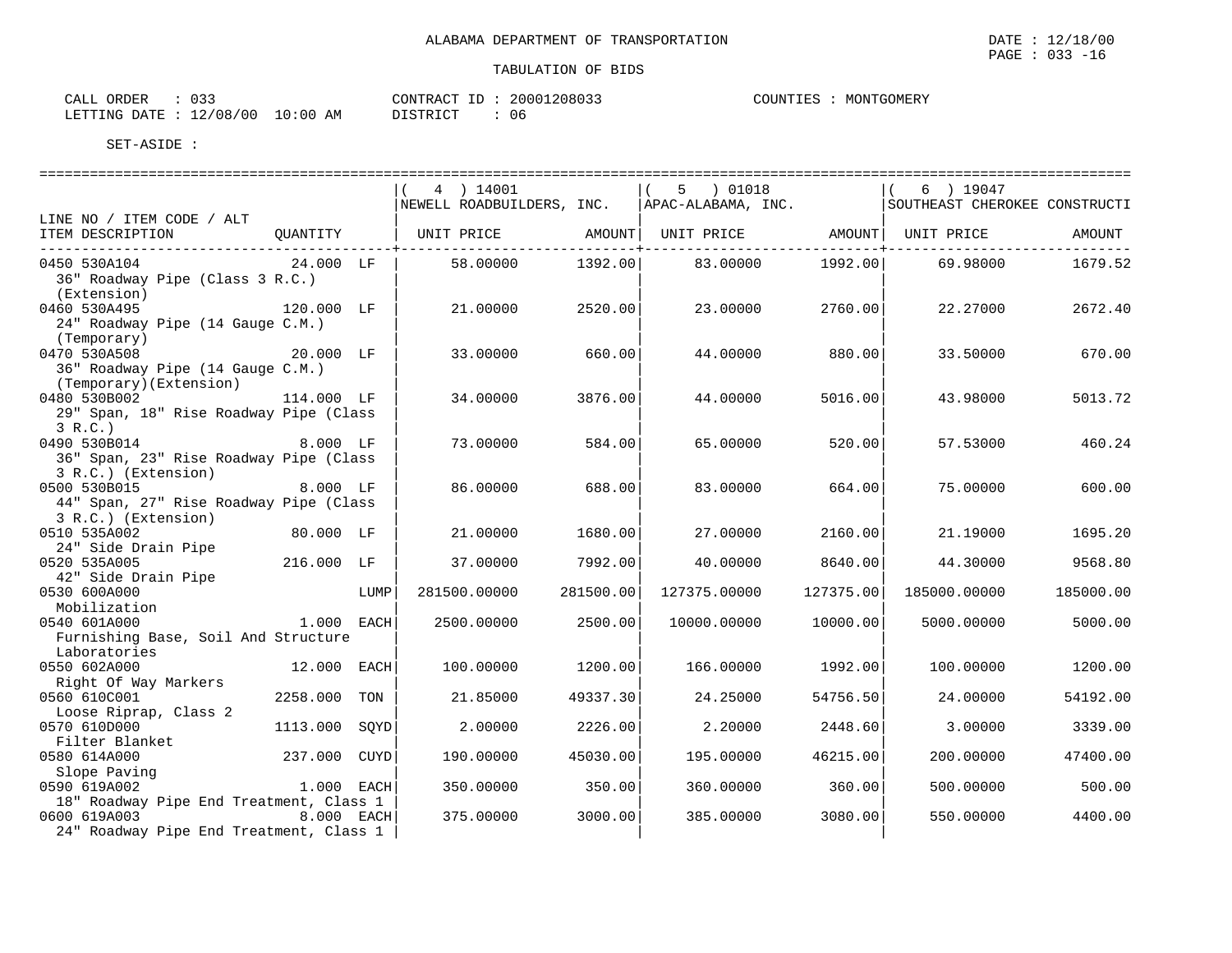ALABAMA DEPARTMENT OF TRANSPORTATION

TABULATION OF BIDS

CALL ORDER : 033　　CONTRACT ID : 20001208033　　COUNTIES : MONTGOMERY
LETTING DATE : 12/08/00 10:00 AM　　DISTRICT : 06

SET-ASIDE :

| LINE NO / ITEM CODE / ALT ITEM DESCRIPTION | QUANTITY | | ( 4 ) 14001 NEWELL ROADBUILDERS, INC. UNIT PRICE | AMOUNT | ( 5 ) 01018 APAC-ALABAMA, INC. UNIT PRICE | AMOUNT | ( 6 ) 19047 SOUTHEAST CHEROKEE CONSTRUCTI UNIT PRICE | AMOUNT |
|---|---|---|---|---|---|---|---|---|
| 0450 530A104 36" Roadway Pipe (Class 3 R.C.) (Extension) | 24.000 | LF | 58.00000 | 1392.00 | 83.00000 | 1992.00 | 69.98000 | 1679.52 |
| 0460 530A495 24" Roadway Pipe (14 Gauge C.M.) (Temporary) | 120.000 | LF | 21.00000 | 2520.00 | 23.00000 | 2760.00 | 22.27000 | 2672.40 |
| 0470 530A508 36" Roadway Pipe (14 Gauge C.M.) (Temporary)(Extension) | 20.000 | LF | 33.00000 | 660.00 | 44.00000 | 880.00 | 33.50000 | 670.00 |
| 0480 530B002 29" Span, 18" Rise Roadway Pipe (Class 3 R.C.) | 114.000 | LF | 34.00000 | 3876.00 | 44.00000 | 5016.00 | 43.98000 | 5013.72 |
| 0490 530B014 36" Span, 23" Rise Roadway Pipe (Class 3 R.C.) (Extension) | 8.000 | LF | 73.00000 | 584.00 | 65.00000 | 520.00 | 57.53000 | 460.24 |
| 0500 530B015 44" Span, 27" Rise Roadway Pipe (Class 3 R.C.) (Extension) | 8.000 | LF | 86.00000 | 688.00 | 83.00000 | 664.00 | 75.00000 | 600.00 |
| 0510 535A002 24" Side Drain Pipe | 80.000 | LF | 21.00000 | 1680.00 | 27.00000 | 2160.00 | 21.19000 | 1695.20 |
| 0520 535A005 42" Side Drain Pipe | 216.000 | LF | 37.00000 | 7992.00 | 40.00000 | 8640.00 | 44.30000 | 9568.80 |
| 0530 600A000 Mobilization | | LUMP | 281500.00000 | 281500.00 | 127375.00000 | 127375.00 | 185000.00000 | 185000.00 |
| 0540 601A000 Furnishing Base, Soil And Structure Laboratories | 1.000 | EACH | 2500.00000 | 2500.00 | 10000.00000 | 10000.00 | 5000.00000 | 5000.00 |
| 0550 602A000 Right Of Way Markers | 12.000 | EACH | 100.00000 | 1200.00 | 166.00000 | 1992.00 | 100.00000 | 1200.00 |
| 0560 610C001 Loose Riprap, Class 2 | 2258.000 | TON | 21.85000 | 49337.30 | 24.25000 | 54756.50 | 24.00000 | 54192.00 |
| 0570 610D000 Filter Blanket | 1113.000 | SQYD | 2.00000 | 2226.00 | 2.20000 | 2448.60 | 3.00000 | 3339.00 |
| 0580 614A000 Slope Paving | 237.000 | CUYD | 190.00000 | 45030.00 | 195.00000 | 46215.00 | 200.00000 | 47400.00 |
| 0590 619A002 18" Roadway Pipe End Treatment, Class 1 | 1.000 | EACH | 350.00000 | 350.00 | 360.00000 | 360.00 | 500.00000 | 500.00 |
| 0600 619A003 24" Roadway Pipe End Treatment, Class 1 | 8.000 | EACH | 375.00000 | 3000.00 | 385.00000 | 3080.00 | 550.00000 | 4400.00 |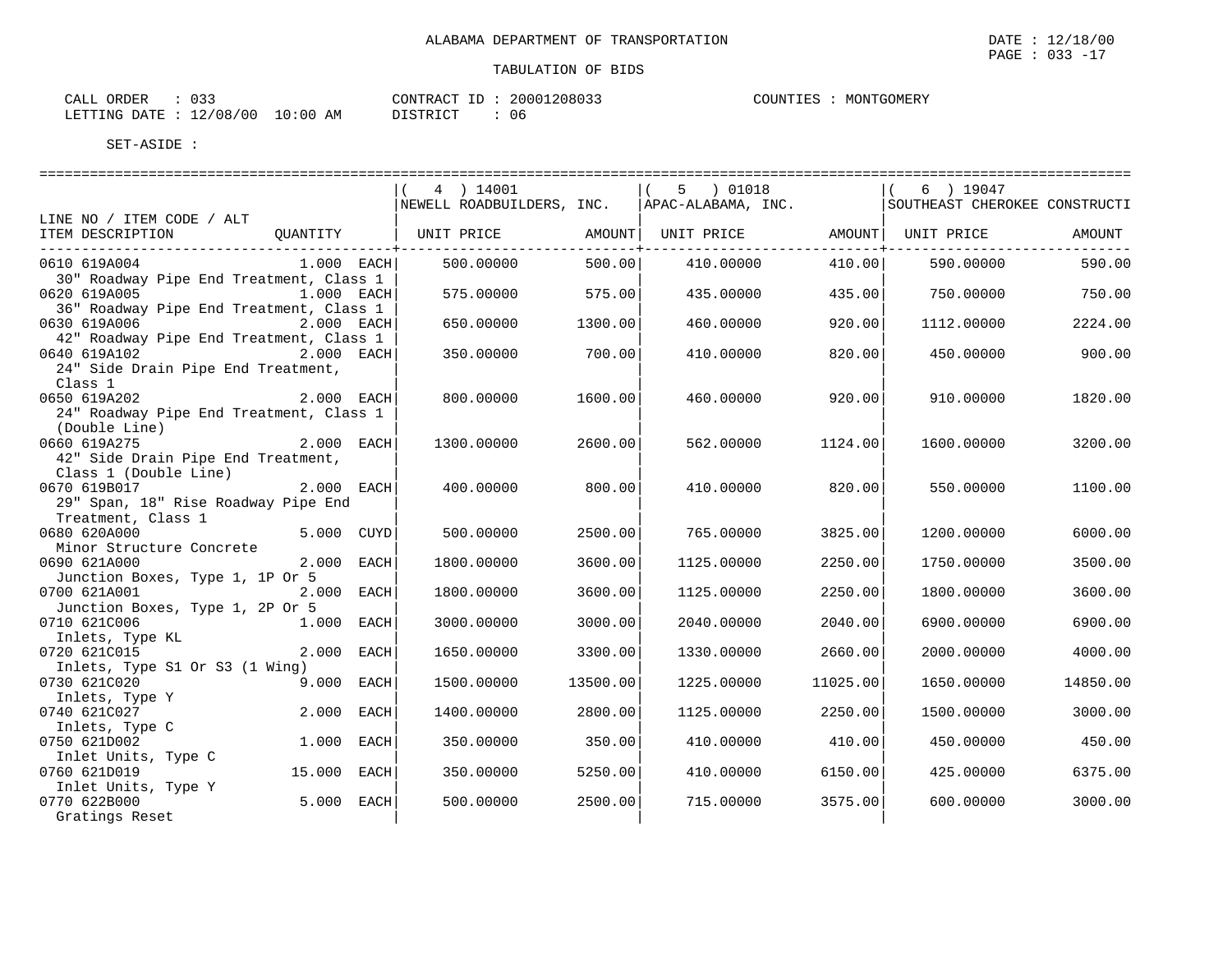ALABAMA DEPARTMENT OF TRANSPORTATION

TABULATION OF BIDS

CALL ORDER : 033 CONTRACT ID : 20001208033 COUNTIES : MONTGOMERY
LETTING DATE : 12/08/00 10:00 AM DISTRICT : 06

SET-ASIDE :

| LINE NO / ITEM CODE / ALT ITEM DESCRIPTION | QUANTITY | ( 4 ) 14001 NEWELL ROADBUILDERS, INC. UNIT PRICE | AMOUNT | ( 5 ) 01018 APAC-ALABAMA, INC. UNIT PRICE | AMOUNT | ( 6 ) 19047 SOUTHEAST CHEROKEE CONSTRUCTI UNIT PRICE | AMOUNT |
|---|---|---|---|---|---|---|---|
| 0610 619A004 30" Roadway Pipe End Treatment, Class 1 | 1.000 EACH | 500.00000 | 500.00 | 410.00000 | 410.00 | 590.00000 | 590.00 |
| 0620 619A005 36" Roadway Pipe End Treatment, Class 1 | 1.000 EACH | 575.00000 | 575.00 | 435.00000 | 435.00 | 750.00000 | 750.00 |
| 0630 619A006 42" Roadway Pipe End Treatment, Class 1 | 2.000 EACH | 650.00000 | 1300.00 | 460.00000 | 920.00 | 1112.00000 | 2224.00 |
| 0640 619A102 24" Side Drain Pipe End Treatment, Class 1 | 2.000 EACH | 350.00000 | 700.00 | 410.00000 | 820.00 | 450.00000 | 900.00 |
| 0650 619A202 24" Roadway Pipe End Treatment, Class 1 (Double Line) | 2.000 EACH | 800.00000 | 1600.00 | 460.00000 | 920.00 | 910.00000 | 1820.00 |
| 0660 619A275 42" Side Drain Pipe End Treatment, Class 1 (Double Line) | 2.000 EACH | 1300.00000 | 2600.00 | 562.00000 | 1124.00 | 1600.00000 | 3200.00 |
| 0670 619B017 29" Span, 18" Rise Roadway Pipe End Treatment, Class 1 | 2.000 EACH | 400.00000 | 800.00 | 410.00000 | 820.00 | 550.00000 | 1100.00 |
| 0680 620A000 Minor Structure Concrete | 5.000 CUYD | 500.00000 | 2500.00 | 765.00000 | 3825.00 | 1200.00000 | 6000.00 |
| 0690 621A000 Junction Boxes, Type 1, 1P Or 5 | 2.000 EACH | 1800.00000 | 3600.00 | 1125.00000 | 2250.00 | 1750.00000 | 3500.00 |
| 0700 621A001 Junction Boxes, Type 1, 2P Or 5 | 2.000 EACH | 1800.00000 | 3600.00 | 1125.00000 | 2250.00 | 1800.00000 | 3600.00 |
| 0710 621C006 Inlets, Type KL | 1.000 EACH | 3000.00000 | 3000.00 | 2040.00000 | 2040.00 | 6900.00000 | 6900.00 |
| 0720 621C015 Inlets, Type S1 Or S3 (1 Wing) | 2.000 EACH | 1650.00000 | 3300.00 | 1330.00000 | 2660.00 | 2000.00000 | 4000.00 |
| 0730 621C020 Inlets, Type Y | 9.000 EACH | 1500.00000 | 13500.00 | 1225.00000 | 11025.00 | 1650.00000 | 14850.00 |
| 0740 621C027 Inlets, Type C | 2.000 EACH | 1400.00000 | 2800.00 | 1125.00000 | 2250.00 | 1500.00000 | 3000.00 |
| 0750 621D002 Inlet Units, Type C | 1.000 EACH | 350.00000 | 350.00 | 410.00000 | 410.00 | 450.00000 | 450.00 |
| 0760 621D019 Inlet Units, Type Y | 15.000 EACH | 350.00000 | 5250.00 | 410.00000 | 6150.00 | 425.00000 | 6375.00 |
| 0770 622B000 Gratings Reset | 5.000 EACH | 500.00000 | 2500.00 | 715.00000 | 3575.00 | 600.00000 | 3000.00 |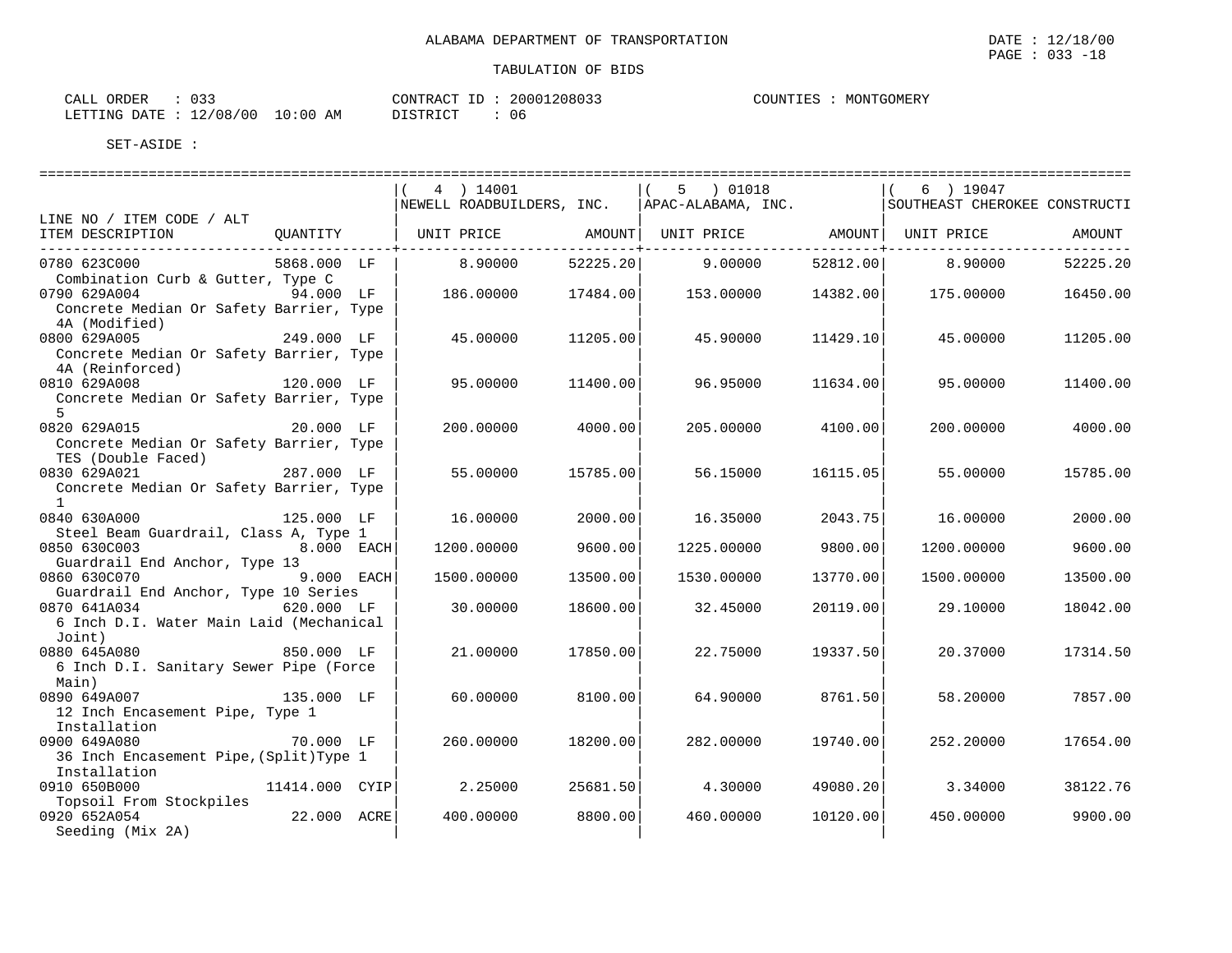ALABAMA DEPARTMENT OF TRANSPORTATION

TABULATION OF BIDS

CALL ORDER : 033
LETTING DATE : 12/08/00 10:00 AM

CONTRACT ID : 20001208033
DISTRICT : 06

COUNTIES : MONTGOMERY

DATE : 12/18/00
PAGE : 033 -18

SET-ASIDE :

| LINE NO / ITEM CODE / ALT ITEM DESCRIPTION | QUANTITY | ( 4 ) 14001 NEWELL ROADBUILDERS, INC. UNIT PRICE | AMOUNT | ( 5 ) 01018 APAC-ALABAMA, INC. UNIT PRICE | AMOUNT | ( 6 ) 19047 SOUTHEAST CHEROKEE CONSTRUCTI UNIT PRICE | AMOUNT |
|---|---|---|---|---|---|---|---|
| 0780 623C000 Combination Curb & Gutter, Type C | 5868.000 LF | 8.90000 | 52225.20 | 9.00000 | 52812.00 | 8.90000 | 52225.20 |
| 0790 629A004 Concrete Median Or Safety Barrier, Type 4A (Modified) | 94.000 LF | 186.00000 | 17484.00 | 153.00000 | 14382.00 | 175.00000 | 16450.00 |
| 0800 629A005 Concrete Median Or Safety Barrier, Type 4A (Reinforced) | 249.000 LF | 45.00000 | 11205.00 | 45.90000 | 11429.10 | 45.00000 | 11205.00 |
| 0810 629A008 Concrete Median Or Safety Barrier, Type 5 | 120.000 LF | 95.00000 | 11400.00 | 96.95000 | 11634.00 | 95.00000 | 11400.00 |
| 0820 629A015 Concrete Median Or Safety Barrier, Type TES (Double Faced) | 20.000 LF | 200.00000 | 4000.00 | 205.00000 | 4100.00 | 200.00000 | 4000.00 |
| 0830 629A021 Concrete Median Or Safety Barrier, Type 1 | 287.000 LF | 55.00000 | 15785.00 | 56.15000 | 16115.05 | 55.00000 | 15785.00 |
| 0840 630A000 Steel Beam Guardrail, Class A, Type 1 | 125.000 LF | 16.00000 | 2000.00 | 16.35000 | 2043.75 | 16.00000 | 2000.00 |
| 0850 630C003 Guardrail End Anchor, Type 13 | 8.000 EACH | 1200.00000 | 9600.00 | 1225.00000 | 9800.00 | 1200.00000 | 9600.00 |
| 0860 630C070 Guardrail End Anchor, Type 10 Series | 9.000 EACH | 1500.00000 | 13500.00 | 1530.00000 | 13770.00 | 1500.00000 | 13500.00 |
| 0870 641A034 6 Inch D.I. Water Main Laid (Mechanical Joint) | 620.000 LF | 30.00000 | 18600.00 | 32.45000 | 20119.00 | 29.10000 | 18042.00 |
| 0880 645A080 6 Inch D.I. Sanitary Sewer Pipe (Force Main) | 850.000 LF | 21.00000 | 17850.00 | 22.75000 | 19337.50 | 20.37000 | 17314.50 |
| 0890 649A007 12 Inch Encasement Pipe, Type 1 Installation | 135.000 LF | 60.00000 | 8100.00 | 64.90000 | 8761.50 | 58.20000 | 7857.00 |
| 0900 649A080 36 Inch Encasement Pipe,(Split)Type 1 Installation | 70.000 LF | 260.00000 | 18200.00 | 282.00000 | 19740.00 | 252.20000 | 17654.00 |
| 0910 650B000 Topsoil From Stockpiles | 11414.000 CYIP | 2.25000 | 25681.50 | 4.30000 | 49080.20 | 3.34000 | 38122.76 |
| 0920 652A054 Seeding (Mix 2A) | 22.000 ACRE | 400.00000 | 8800.00 | 460.00000 | 10120.00 | 450.00000 | 9900.00 |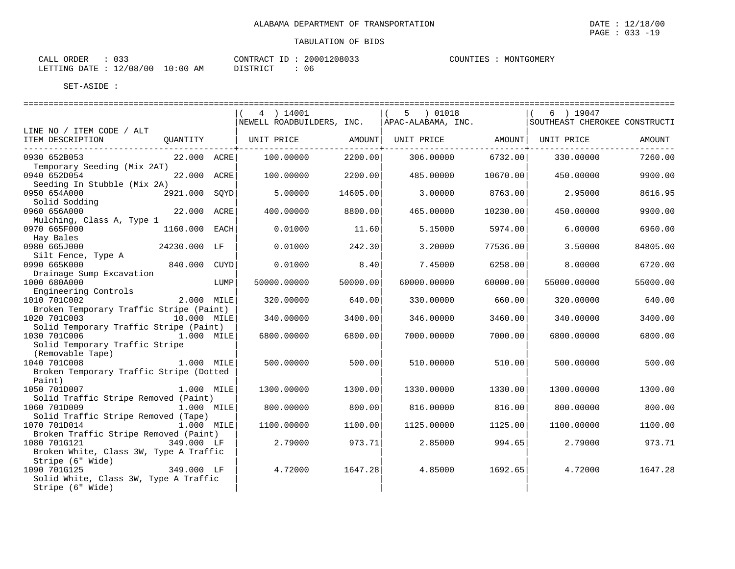ALABAMA DEPARTMENT OF TRANSPORTATION

TABULATION OF BIDS

DATE : 12/18/00
PAGE : 033 -19

CALL ORDER : 033　　CONTRACT ID : 20001208033　　COUNTIES : MONTGOMERY
LETTING DATE : 12/08/00 10:00 AM　　DISTRICT : 06

SET-ASIDE :

| LINE NO / ITEM CODE / ALT ITEM DESCRIPTION | QUANTITY | | ( 4 ) 14001 NEWELL ROADBUILDERS, INC. UNIT PRICE | AMOUNT | ( 5 ) 01018 APAC-ALABAMA, INC. UNIT PRICE | AMOUNT | ( 6 ) 19047 SOUTHEAST CHEROKEE CONSTRUCTI UNIT PRICE | AMOUNT |
|---|---|---|---|---|---|---|---|---|
| 0930 652B053 Temporary Seeding (Mix 2AT) | 22.000 | ACRE | 100.00000 | 2200.00 | 306.00000 | 6732.00 | 330.00000 | 7260.00 |
| 0940 652D054 Seeding In Stubble (Mix 2A) | 22.000 | ACRE | 100.00000 | 2200.00 | 485.00000 | 10670.00 | 450.00000 | 9900.00 |
| 0950 654A000 Solid Sodding | 2921.000 | SQYD | 5.00000 | 14605.00 | 3.00000 | 8763.00 | 2.95000 | 8616.95 |
| 0960 656A000 Mulching, Class A, Type 1 | 22.000 | ACRE | 400.00000 | 8800.00 | 465.00000 | 10230.00 | 450.00000 | 9900.00 |
| 0970 665F000 Hay Bales | 1160.000 | EACH | 0.01000 | 11.60 | 5.15000 | 5974.00 | 6.00000 | 6960.00 |
| 0980 665J000 Silt Fence, Type A | 24230.000 | LF | 0.01000 | 242.30 | 3.20000 | 77536.00 | 3.50000 | 84805.00 |
| 0990 665K000 Drainage Sump Excavation | 840.000 | CUYD | 0.01000 | 8.40 | 7.45000 | 6258.00 | 8.00000 | 6720.00 |
| 1000 680A000 Engineering Controls | | LUMP | 50000.00000 | 50000.00 | 60000.00000 | 60000.00 | 55000.00000 | 55000.00 |
| 1010 701C002 Broken Temporary Traffic Stripe (Paint) | 2.000 | MILE | 320.00000 | 640.00 | 330.00000 | 660.00 | 320.00000 | 640.00 |
| 1020 701C003 Solid Temporary Traffic Stripe (Paint) | 10.000 | MILE | 340.00000 | 3400.00 | 346.00000 | 3460.00 | 340.00000 | 3400.00 |
| 1030 701C006 Solid Temporary Traffic Stripe (Removable Tape) | 1.000 | MILE | 6800.00000 | 6800.00 | 7000.00000 | 7000.00 | 6800.00000 | 6800.00 |
| 1040 701C008 Broken Temporary Traffic Stripe (Dotted Paint) | 1.000 | MILE | 500.00000 | 500.00 | 510.00000 | 510.00 | 500.00000 | 500.00 |
| 1050 701D007 Solid Traffic Stripe Removed (Paint) | 1.000 | MILE | 1300.00000 | 1300.00 | 1330.00000 | 1330.00 | 1300.00000 | 1300.00 |
| 1060 701D009 Solid Traffic Stripe Removed (Tape) | 1.000 | MILE | 800.00000 | 800.00 | 816.00000 | 816.00 | 800.00000 | 800.00 |
| 1070 701D014 Broken Traffic Stripe Removed (Paint) | 1.000 | MILE | 1100.00000 | 1100.00 | 1125.00000 | 1125.00 | 1100.00000 | 1100.00 |
| 1080 701G121 Broken White, Class 3W, Type A Traffic Stripe (6" Wide) | 349.000 | LF | 2.79000 | 973.71 | 2.85000 | 994.65 | 2.79000 | 973.71 |
| 1090 701G125 Solid White, Class 3W, Type A Traffic Stripe (6" Wide) | 349.000 | LF | 4.72000 | 1647.28 | 4.85000 | 1692.65 | 4.72000 | 1647.28 |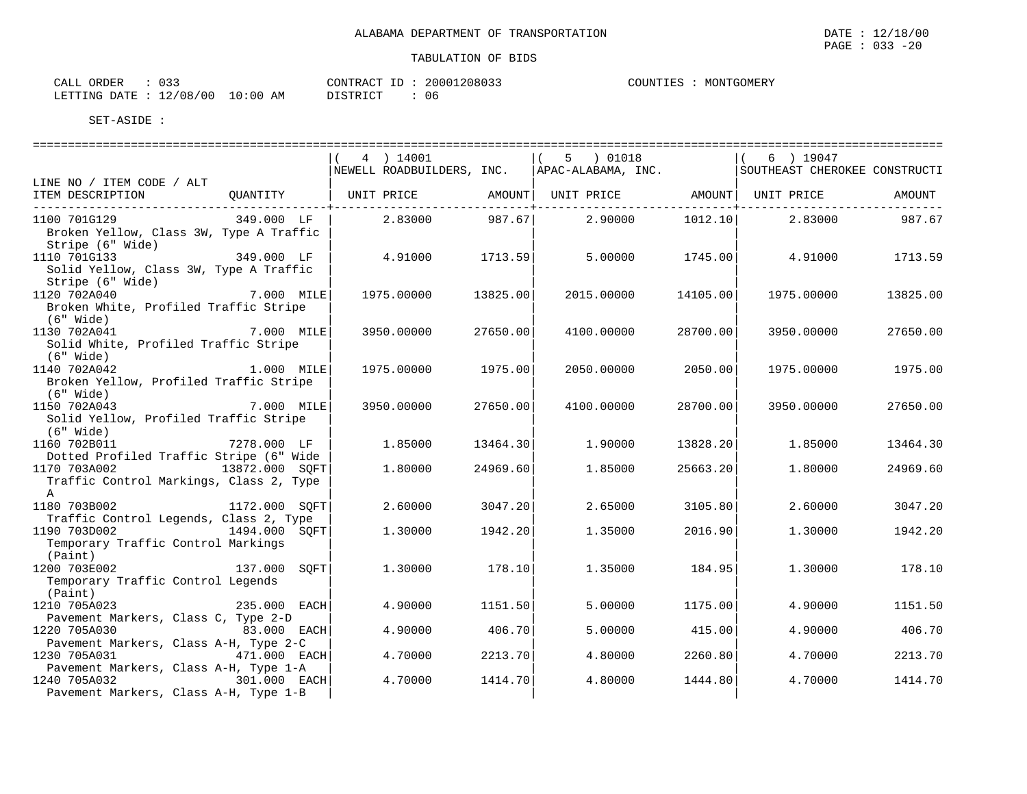ALABAMA DEPARTMENT OF TRANSPORTATION

TABULATION OF BIDS

CALL ORDER : 033
LETTING DATE : 12/08/00 10:00 AM

CONTRACT ID : 20001208033
DISTRICT : 06

COUNTIES : MONTGOMERY

SET-ASIDE :

| LINE NO / ITEM CODE / ALT ITEM DESCRIPTION | QUANTITY | ( 4 ) 14001 NEWELL ROADBUILDERS, INC. UNIT PRICE | AMOUNT | ( 5 ) 01018 APAC-ALABAMA, INC. UNIT PRICE | AMOUNT | ( 6 ) 19047 SOUTHEAST CHEROKEE CONSTRUCTI UNIT PRICE | AMOUNT |
|---|---|---|---|---|---|---|---|
| 1100 701G129 Broken Yellow, Class 3W, Type A Traffic Stripe (6" Wide) | 349.000 LF | 2.83000 | 987.67 | 2.90000 | 1012.10 | 2.83000 | 987.67 |
| 1110 701G133 Solid Yellow, Class 3W, Type A Traffic Stripe (6" Wide) | 349.000 LF | 4.91000 | 1713.59 | 5.00000 | 1745.00 | 4.91000 | 1713.59 |
| 1120 702A040 Broken White, Profiled Traffic Stripe (6" Wide) | 7.000 MILE | 1975.00000 | 13825.00 | 2015.00000 | 14105.00 | 1975.00000 | 13825.00 |
| 1130 702A041 Solid White, Profiled Traffic Stripe (6" Wide) | 7.000 MILE | 3950.00000 | 27650.00 | 4100.00000 | 28700.00 | 3950.00000 | 27650.00 |
| 1140 702A042 Broken Yellow, Profiled Traffic Stripe (6" Wide) | 1.000 MILE | 1975.00000 | 1975.00 | 2050.00000 | 2050.00 | 1975.00000 | 1975.00 |
| 1150 702A043 Solid Yellow, Profiled Traffic Stripe (6" Wide) | 7.000 MILE | 3950.00000 | 27650.00 | 4100.00000 | 28700.00 | 3950.00000 | 27650.00 |
| 1160 702B011 Dotted Profiled Traffic Stripe (6" Wide | 7278.000 LF | 1.85000 | 13464.30 | 1.90000 | 13828.20 | 1.85000 | 13464.30 |
| 1170 703A002 Traffic Control Markings, Class 2, Type A | 13872.000 SQFT | 1.80000 | 24969.60 | 1.85000 | 25663.20 | 1.80000 | 24969.60 |
| 1180 703B002 Traffic Control Legends, Class 2, Type | 1172.000 SQFT | 2.60000 | 3047.20 | 2.65000 | 3105.80 | 2.60000 | 3047.20 |
| 1190 703D002 Temporary Traffic Control Markings (Paint) | 1494.000 SQFT | 1.30000 | 1942.20 | 1.35000 | 2016.90 | 1.30000 | 1942.20 |
| 1200 703E002 Temporary Traffic Control Legends (Paint) | 137.000 SQFT | 1.30000 | 178.10 | 1.35000 | 184.95 | 1.30000 | 178.10 |
| 1210 705A023 Pavement Markers, Class C, Type 2-D | 235.000 EACH | 4.90000 | 1151.50 | 5.00000 | 1175.00 | 4.90000 | 1151.50 |
| 1220 705A030 Pavement Markers, Class A-H, Type 2-C | 83.000 EACH | 4.90000 | 406.70 | 5.00000 | 415.00 | 4.90000 | 406.70 |
| 1230 705A031 Pavement Markers, Class A-H, Type 1-A | 471.000 EACH | 4.70000 | 2213.70 | 4.80000 | 2260.80 | 4.70000 | 2213.70 |
| 1240 705A032 Pavement Markers, Class A-H, Type 1-B | 301.000 EACH | 4.70000 | 1414.70 | 4.80000 | 1444.80 | 4.70000 | 1414.70 |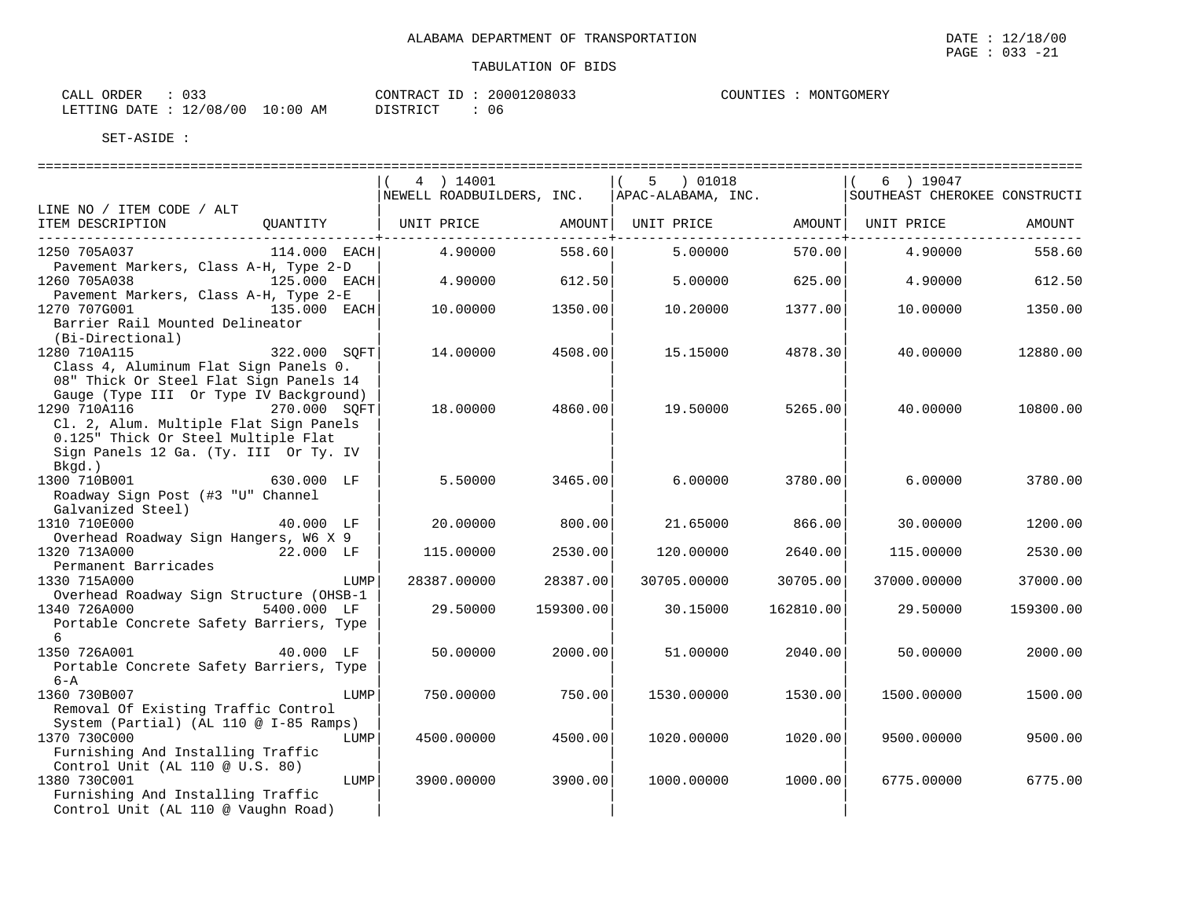ALABAMA DEPARTMENT OF TRANSPORTATION

TABULATION OF BIDS

CALL ORDER : 033
LETTING DATE : 12/08/00 10:00 AM

CONTRACT ID : 20001208033
DISTRICT : 06

COUNTIES : MONTGOMERY

SET-ASIDE :

| LINE NO / ITEM CODE / ALT ITEM DESCRIPTION | QUANTITY | ( 4 ) 14001 NEWELL ROADBUILDERS, INC. UNIT PRICE | AMOUNT | ( 5 ) 01018 APAC-ALABAMA, INC. UNIT PRICE | AMOUNT | ( 6 ) 19047 SOUTHEAST CHEROKEE CONSTRUCTI UNIT PRICE | AMOUNT |
|---|---|---|---|---|---|---|---|
| 1250 705A037 Pavement Markers, Class A-H, Type 2-D | 114.000 EACH | 4.90000 | 558.60 | 5.00000 | 570.00 | 4.90000 | 558.60 |
| 1260 705A038 Pavement Markers, Class A-H, Type 2-E | 125.000 EACH | 4.90000 | 612.50 | 5.00000 | 625.00 | 4.90000 | 612.50 |
| 1270 707G001 Barrier Rail Mounted Delineator (Bi-Directional) | 135.000 EACH | 10.00000 | 1350.00 | 10.20000 | 1377.00 | 10.00000 | 1350.00 |
| 1280 710A115 Class 4, Aluminum Flat Sign Panels 0. 08" Thick Or Steel Flat Sign Panels 14 Gauge (Type III Or Type IV Background) | 322.000 SQFT | 14.00000 | 4508.00 | 15.15000 | 4878.30 | 40.00000 | 12880.00 |
| 1290 710A116 Cl. 2, Alum. Multiple Flat Sign Panels 0.125" Thick Or Steel Multiple Flat Sign Panels 12 Ga. (Ty. III Or Ty. IV Bkgd.) | 270.000 SQFT | 18.00000 | 4860.00 | 19.50000 | 5265.00 | 40.00000 | 10800.00 |
| 1300 710B001 Roadway Sign Post (#3 "U" Channel Galvanized Steel) | 630.000 LF | 5.50000 | 3465.00 | 6.00000 | 3780.00 | 6.00000 | 3780.00 |
| 1310 710E000 Overhead Roadway Sign Hangers, W6 X 9 | 40.000 LF | 20.00000 | 800.00 | 21.65000 | 866.00 | 30.00000 | 1200.00 |
| 1320 713A000 Permanent Barricades | 22.000 LF | 115.00000 | 2530.00 | 120.00000 | 2640.00 | 115.00000 | 2530.00 |
| 1330 715A000 Overhead Roadway Sign Structure (OHSB-1 | LUMP | 28387.00000 | 28387.00 | 30705.00000 | 30705.00 | 37000.00000 | 37000.00 |
| 1340 726A000 Portable Concrete Safety Barriers, Type 6 | 5400.000 LF | 29.50000 | 159300.00 | 30.15000 | 162810.00 | 29.50000 | 159300.00 |
| 1350 726A001 Portable Concrete Safety Barriers, Type 6-A | 40.000 LF | 50.00000 | 2000.00 | 51.00000 | 2040.00 | 50.00000 | 2000.00 |
| 1360 730B007 Removal Of Existing Traffic Control System (Partial) (AL 110 @ I-85 Ramps) | LUMP | 750.00000 | 750.00 | 1530.00000 | 1530.00 | 1500.00000 | 1500.00 |
| 1370 730C000 Furnishing And Installing Traffic Control Unit (AL 110 @ U.S. 80) | LUMP | 4500.00000 | 4500.00 | 1020.00000 | 1020.00 | 9500.00000 | 9500.00 |
| 1380 730C001 Furnishing And Installing Traffic Control Unit (AL 110 @ Vaughn Road) | LUMP | 3900.00000 | 3900.00 | 1000.00000 | 1000.00 | 6775.00000 | 6775.00 |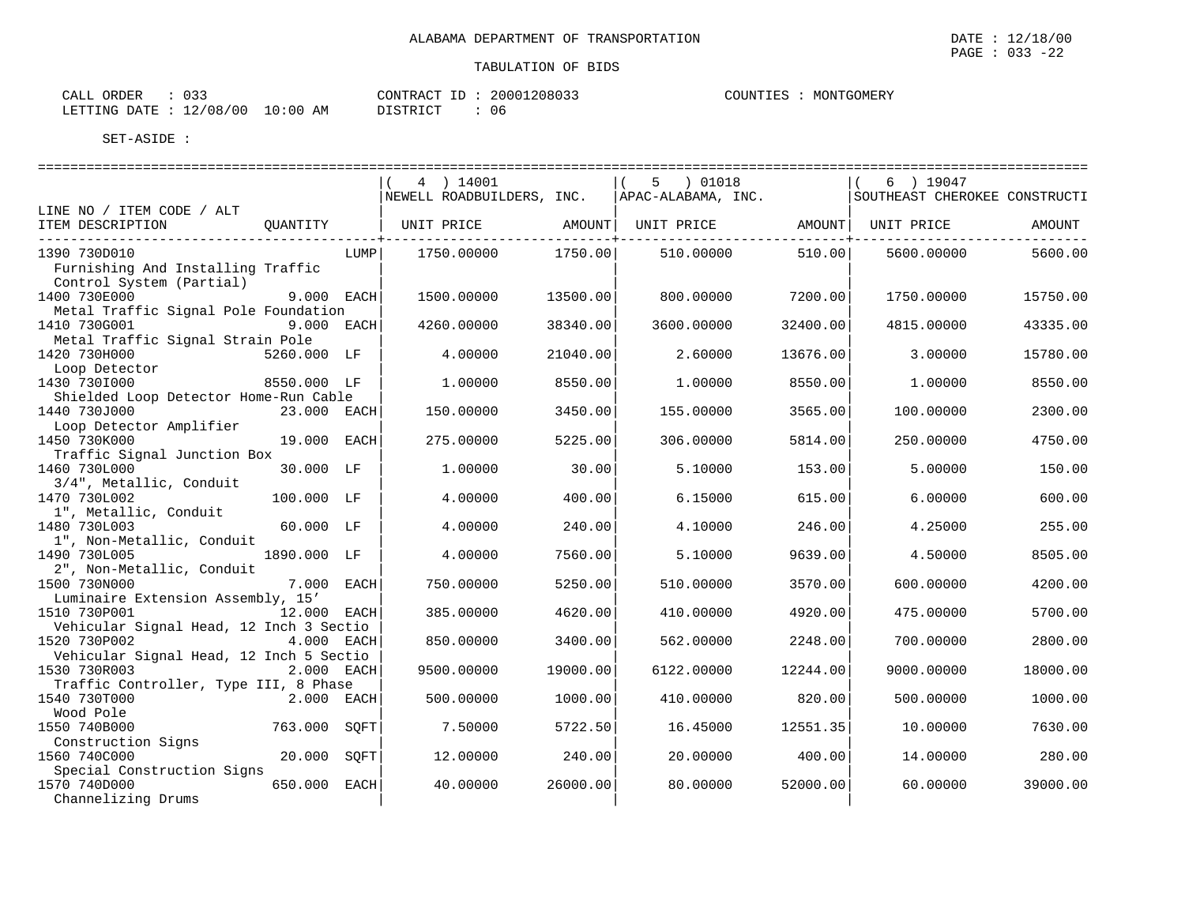ALABAMA DEPARTMENT OF TRANSPORTATION

TABULATION OF BIDS

DATE : 12/18/00
PAGE : 033 -22

CALL ORDER : 033
LETTING DATE : 12/08/00 10:00 AM

CONTRACT ID : 20001208033
DISTRICT : 06

COUNTIES : MONTGOMERY

SET-ASIDE :

| LINE NO / ITEM CODE / ALT ITEM DESCRIPTION | QUANTITY | | ( 4 ) 14001 NEWELL ROADBUILDERS, INC. UNIT PRICE | AMOUNT | ( 5 ) 01018 APAC-ALABAMA, INC. UNIT PRICE | AMOUNT | ( 6 ) 19047 SOUTHEAST CHEROKEE CONSTRUCTI UNIT PRICE | AMOUNT |
|---|---|---|---|---|---|---|---|---|
| 1390 730D010 Furnishing And Installing Traffic Control System (Partial) | | LUMP | 1750.00000 | 1750.00 | 510.00000 | 510.00 | 5600.00000 | 5600.00 |
| 1400 730E000 Metal Traffic Signal Pole Foundation | 9.000 | EACH | 1500.00000 | 13500.00 | 800.00000 | 7200.00 | 1750.00000 | 15750.00 |
| 1410 730G001 Metal Traffic Signal Strain Pole | 9.000 | EACH | 4260.00000 | 38340.00 | 3600.00000 | 32400.00 | 4815.00000 | 43335.00 |
| 1420 730H000 Loop Detector | 5260.000 | LF | 4.00000 | 21040.00 | 2.60000 | 13676.00 | 3.00000 | 15780.00 |
| 1430 730I000 Shielded Loop Detector Home-Run Cable | 8550.000 | LF | 1.00000 | 8550.00 | 1.00000 | 8550.00 | 1.00000 | 8550.00 |
| 1440 730J000 Loop Detector Amplifier | 23.000 | EACH | 150.00000 | 3450.00 | 155.00000 | 3565.00 | 100.00000 | 2300.00 |
| 1450 730K000 Traffic Signal Junction Box | 19.000 | EACH | 275.00000 | 5225.00 | 306.00000 | 5814.00 | 250.00000 | 4750.00 |
| 1460 730L000 3/4", Metallic, Conduit | 30.000 | LF | 1.00000 | 30.00 | 5.10000 | 153.00 | 5.00000 | 150.00 |
| 1470 730L002 1", Metallic, Conduit | 100.000 | LF | 4.00000 | 400.00 | 6.15000 | 615.00 | 6.00000 | 600.00 |
| 1480 730L003 1", Non-Metallic, Conduit | 60.000 | LF | 4.00000 | 240.00 | 4.10000 | 246.00 | 4.25000 | 255.00 |
| 1490 730L005 2", Non-Metallic, Conduit | 1890.000 | LF | 4.00000 | 7560.00 | 5.10000 | 9639.00 | 4.50000 | 8505.00 |
| 1500 730N000 Luminaire Extension Assembly, 15' | 7.000 | EACH | 750.00000 | 5250.00 | 510.00000 | 3570.00 | 600.00000 | 4200.00 |
| 1510 730P001 Vehicular Signal Head, 12 Inch 3 Sectio | 12.000 | EACH | 385.00000 | 4620.00 | 410.00000 | 4920.00 | 475.00000 | 5700.00 |
| 1520 730P002 Vehicular Signal Head, 12 Inch 5 Sectio | 4.000 | EACH | 850.00000 | 3400.00 | 562.00000 | 2248.00 | 700.00000 | 2800.00 |
| 1530 730R003 Traffic Controller, Type III, 8 Phase | 2.000 | EACH | 9500.00000 | 19000.00 | 6122.00000 | 12244.00 | 9000.00000 | 18000.00 |
| 1540 730T000 Wood Pole | 2.000 | EACH | 500.00000 | 1000.00 | 410.00000 | 820.00 | 500.00000 | 1000.00 |
| 1550 740B000 Construction Signs | 763.000 | SQFT | 7.50000 | 5722.50 | 16.45000 | 12551.35 | 10.00000 | 7630.00 |
| 1560 740C000 Special Construction Signs | 20.000 | SQFT | 12.00000 | 240.00 | 20.00000 | 400.00 | 14.00000 | 280.00 |
| 1570 740D000 Channelizing Drums | 650.000 | EACH | 40.00000 | 26000.00 | 80.00000 | 52000.00 | 60.00000 | 39000.00 |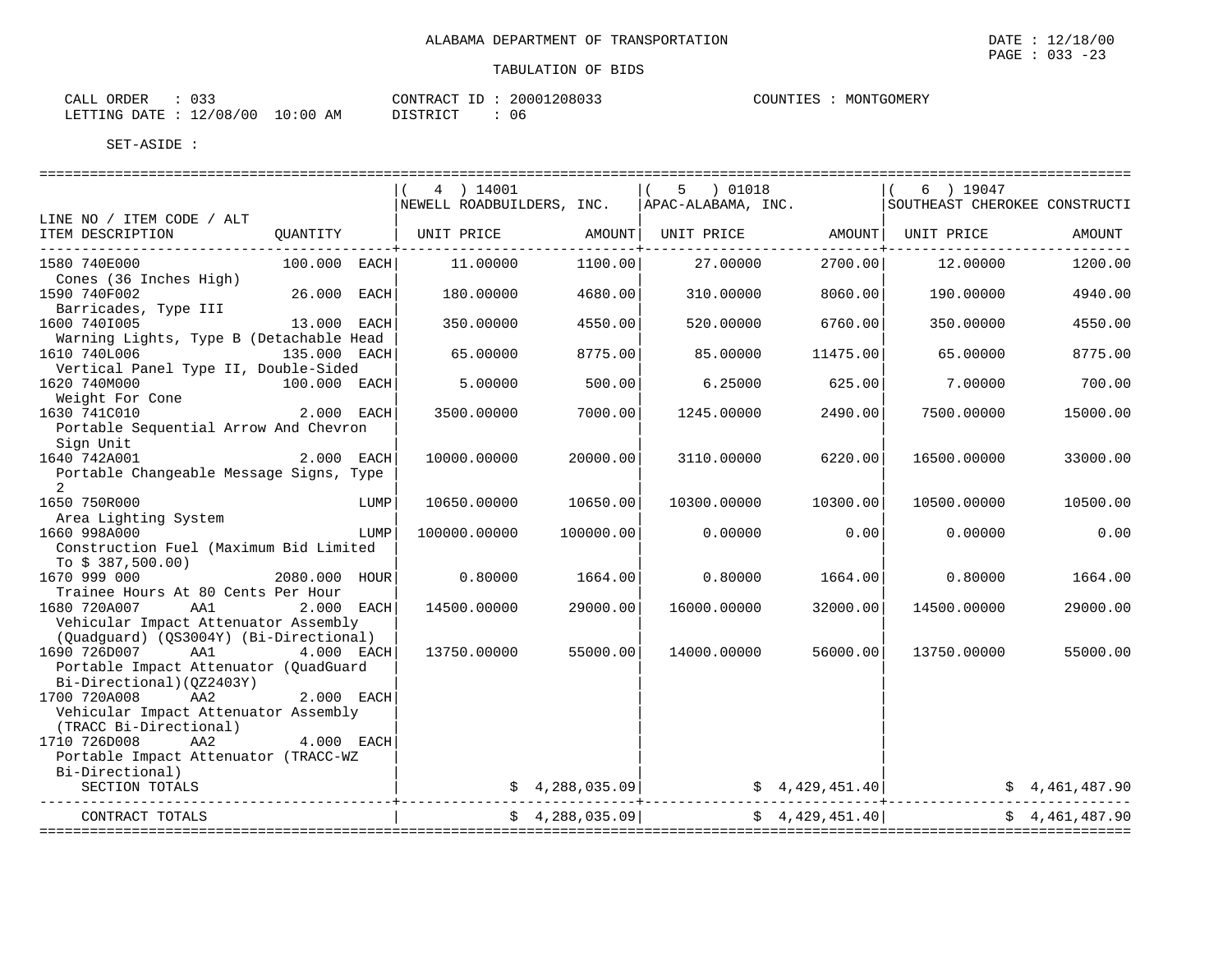ALABAMA DEPARTMENT OF TRANSPORTATION

TABULATION OF BIDS

CALL ORDER : 033 CONTRACT ID : 20001208033 COUNTIES : MONTGOMERY
LETTING DATE : 12/08/00 10:00 AM DISTRICT : 06

SET-ASIDE :

| LINE NO / ITEM CODE / ALT ITEM DESCRIPTION | QUANTITY | ( 4 ) 14001 NEWELL ROADBUILDERS, INC. UNIT PRICE | AMOUNT | ( 5 ) 01018 APAC-ALABAMA, INC. UNIT PRICE | AMOUNT | ( 6 ) 19047 SOUTHEAST CHEROKEE CONSTRUCTI UNIT PRICE | AMOUNT |
|---|---|---|---|---|---|---|---|
| 1580 740E000 Cones (36 Inches High) | 100.000 EACH | 11.00000 | 1100.00 | 27.00000 | 2700.00 | 12.00000 | 1200.00 |
| 1590 740F002 Barricades, Type III | 26.000 EACH | 180.00000 | 4680.00 | 310.00000 | 8060.00 | 190.00000 | 4940.00 |
| 1600 740I005 Warning Lights, Type B (Detachable Head | 13.000 EACH | 350.00000 | 4550.00 | 520.00000 | 6760.00 | 350.00000 | 4550.00 |
| 1610 740L006 Vertical Panel Type II, Double-Sided | 135.000 EACH | 65.00000 | 8775.00 | 85.00000 | 11475.00 | 65.00000 | 8775.00 |
| 1620 740M000 Weight For Cone | 100.000 EACH | 5.00000 | 500.00 | 6.25000 | 625.00 | 7.00000 | 700.00 |
| 1630 741C010 Portable Sequential Arrow And Chevron Sign Unit | 2.000 EACH | 3500.00000 | 7000.00 | 1245.00000 | 2490.00 | 7500.00000 | 15000.00 |
| 1640 742A001 Portable Changeable Message Signs, Type 2 | 2.000 EACH | 10000.00000 | 20000.00 | 3110.00000 | 6220.00 | 16500.00000 | 33000.00 |
| 1650 750R000 Area Lighting System | LUMP | 10650.00000 | 10650.00 | 10300.00000 | 10300.00 | 10500.00000 | 10500.00 |
| 1660 998A000 Construction Fuel (Maximum Bid Limited To $ 387,500.00) | LUMP | 100000.00000 | 100000.00 | 0.00000 | 0.00 | 0.00000 | 0.00 |
| 1670 999 000 Trainee Hours At 80 Cents Per Hour | 2080.000 HOUR | 0.80000 | 1664.00 | 0.80000 | 1664.00 | 0.80000 | 1664.00 |
| 1680 720A007 AA1 Vehicular Impact Attenuator Assembly (Quadguard) (QS3004Y) (Bi-Directional) | 2.000 EACH | 14500.00000 | 29000.00 | 16000.00000 | 32000.00 | 14500.00000 | 29000.00 |
| 1690 726D007 AA1 Portable Impact Attenuator (QuadGuard Bi-Directional)(QZ2403Y) | 4.000 EACH | 13750.00000 | 55000.00 | 14000.00000 | 56000.00 | 13750.00000 | 55000.00 |
| 1700 720A008 AA2 Vehicular Impact Attenuator Assembly (TRACC Bi-Directional) | 2.000 EACH | | | | | | |
| 1710 726D008 AA2 Portable Impact Attenuator (TRACC-WZ Bi-Directional) | 4.000 EACH | | | | | | |
| SECTION TOTALS | | | $ 4,288,035.09 | | $ 4,429,451.40 | | $ 4,461,487.90 |
| CONTRACT TOTALS | | | $ 4,288,035.09 | | $ 4,429,451.40 | | $ 4,461,487.90 |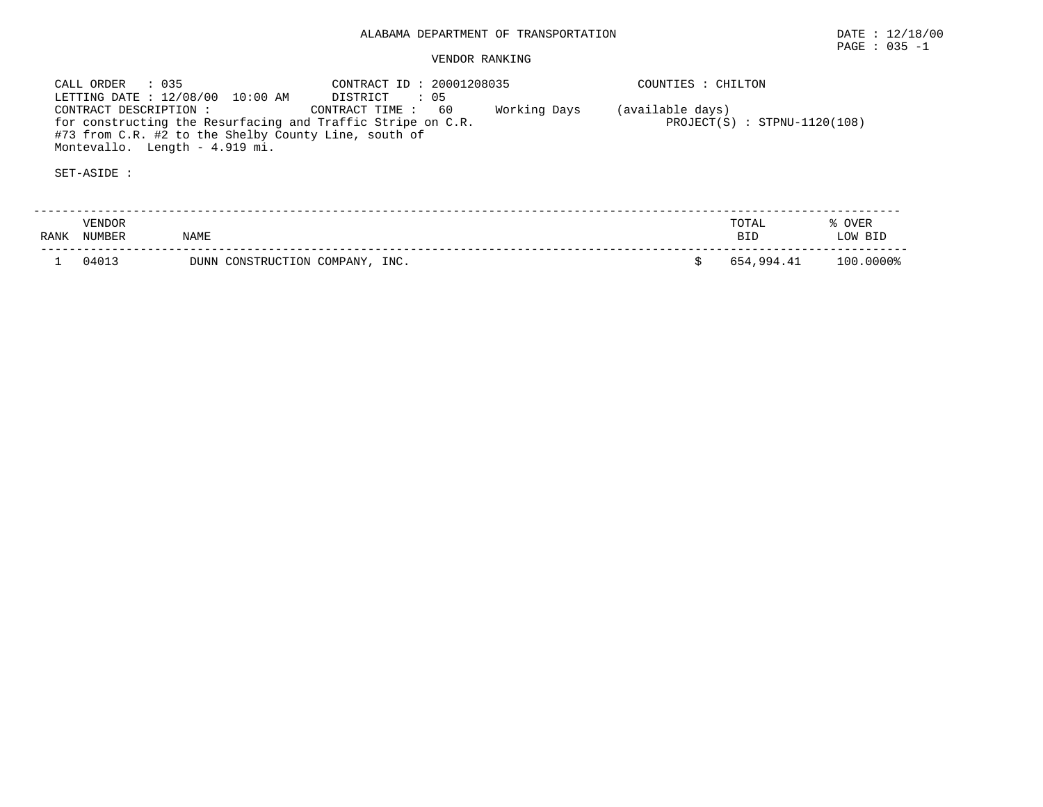ALABAMA DEPARTMENT OF TRANSPORTATION

DATE : 12/18/00

PAGE : 035 -1

VENDOR RANKING

CALL ORDER : 035

CONTRACT ID : 20001208035

COUNTIES : CHILTON

LETTING DATE : 12/08/00 10:00 AM

DISTRICT : 05

CONTRACT DESCRIPTION :

CONTRACT TIME : 60 Working Days (available days)

for constructing the Resurfacing and Traffic Stripe on C.R. #73 from C.R. #2 to the Shelby County Line, south of Montevallo. Length - 4.919 mi.

PROJECT(S) : STPNU-1120(108)

SET-ASIDE :

| RANK | VENDOR NUMBER | NAME | TOTAL BID | % OVER LOW BID |
|---|---|---|---|---|
| 1 | 04013 | DUNN CONSTRUCTION COMPANY, INC. | $ 654,994.41 | 100.0000% |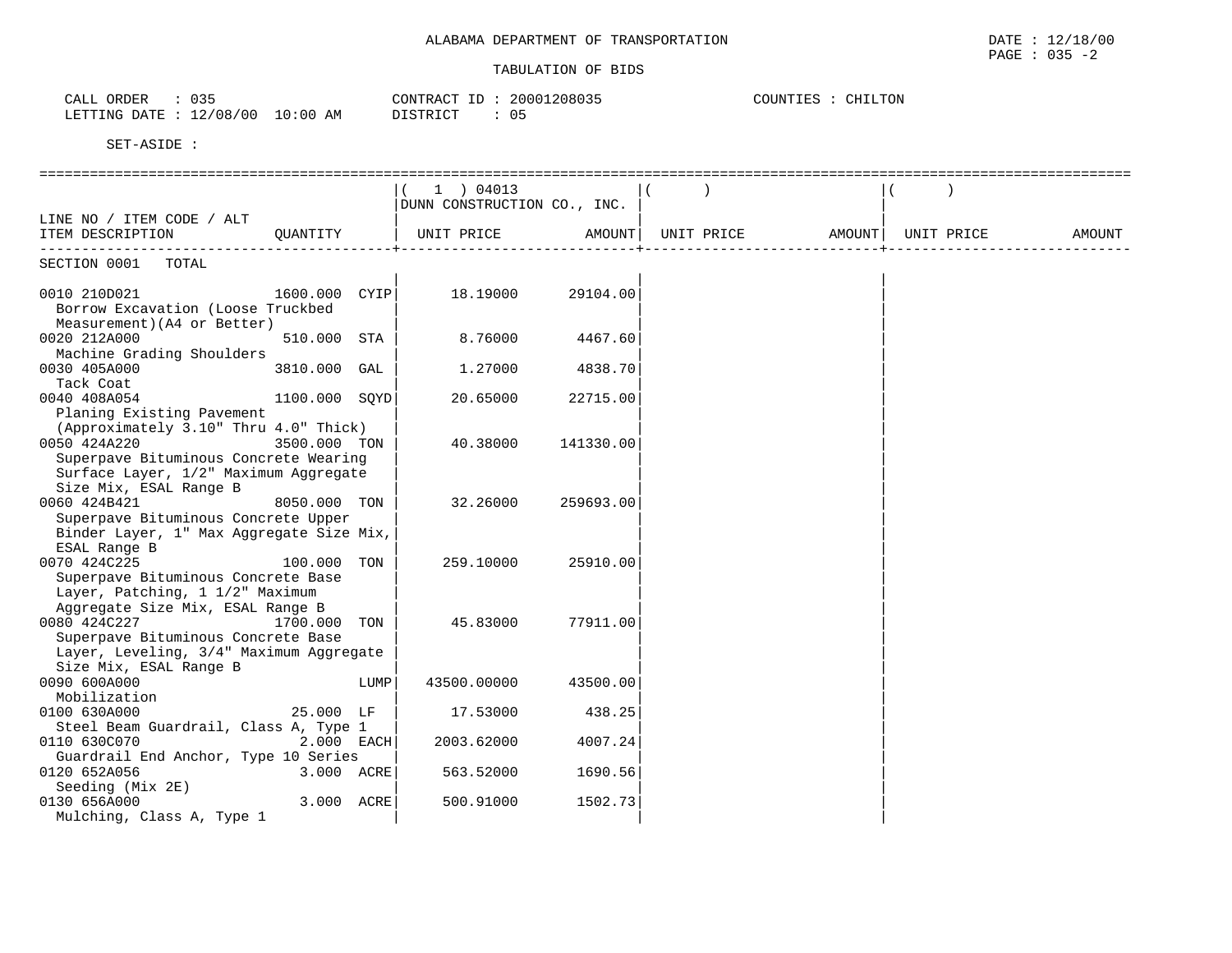ALABAMA DEPARTMENT OF TRANSPORTATION

DATE : 12/18/00
PAGE : 035 -2

TABULATION OF BIDS

CALL ORDER : 035
LETTING DATE : 12/08/00 10:00 AM

CONTRACT ID : 20001208035
DISTRICT : 05

COUNTIES : CHILTON

SET-ASIDE :

| LINE NO / ITEM CODE / ALT ITEM DESCRIPTION | QUANTITY | ( 1 ) 04013 DUNN CONSTRUCTION CO., INC. UNIT PRICE | AMOUNT | ( ) UNIT PRICE | AMOUNT | ( ) UNIT PRICE | AMOUNT |
|---|---|---|---|---|---|---|---|
| SECTION 0001 TOTAL | | | | | | | |
| 0010 210D021 Borrow Excavation (Loose Truckbed Measurement)(A4 or Better) | 1600.000 CYIP | 18.19000 | 29104.00 | | | | |
| 0020 212A000 Machine Grading Shoulders | 510.000 STA | 8.76000 | 4467.60 | | | | |
| 0030 405A000 Tack Coat | 3810.000 GAL | 1.27000 | 4838.70 | | | | |
| 0040 408A054 Planing Existing Pavement (Approximately 3.10" Thru 4.0" Thick) | 1100.000 SQYD | 20.65000 | 22715.00 | | | | |
| 0050 424A220 Superpave Bituminous Concrete Wearing Surface Layer, 1/2" Maximum Aggregate Size Mix, ESAL Range B | 3500.000 TON | 40.38000 | 141330.00 | | | | |
| 0060 424B421 Superpave Bituminous Concrete Upper Binder Layer, 1" Max Aggregate Size Mix, ESAL Range B | 8050.000 TON | 32.26000 | 259693.00 | | | | |
| 0070 424C225 Superpave Bituminous Concrete Base Layer, Patching, 1 1/2" Maximum Aggregate Size Mix, ESAL Range B | 100.000 TON | 259.10000 | 25910.00 | | | | |
| 0080 424C227 Superpave Bituminous Concrete Base Layer, Leveling, 3/4" Maximum Aggregate Size Mix, ESAL Range B | 1700.000 TON | 45.83000 | 77911.00 | | | | |
| 0090 600A000 Mobilization | LUMP | 43500.00000 | 43500.00 | | | | |
| 0100 630A000 Steel Beam Guardrail, Class A, Type 1 | 25.000 LF | 17.53000 | 438.25 | | | | |
| 0110 630C070 Guardrail End Anchor, Type 10 Series | 2.000 EACH | 2003.62000 | 4007.24 | | | | |
| 0120 652A056 Seeding (Mix 2E) | 3.000 ACRE | 563.52000 | 1690.56 | | | | |
| 0130 656A000 Mulching, Class A, Type 1 | 3.000 ACRE | 500.91000 | 1502.73 | | | | |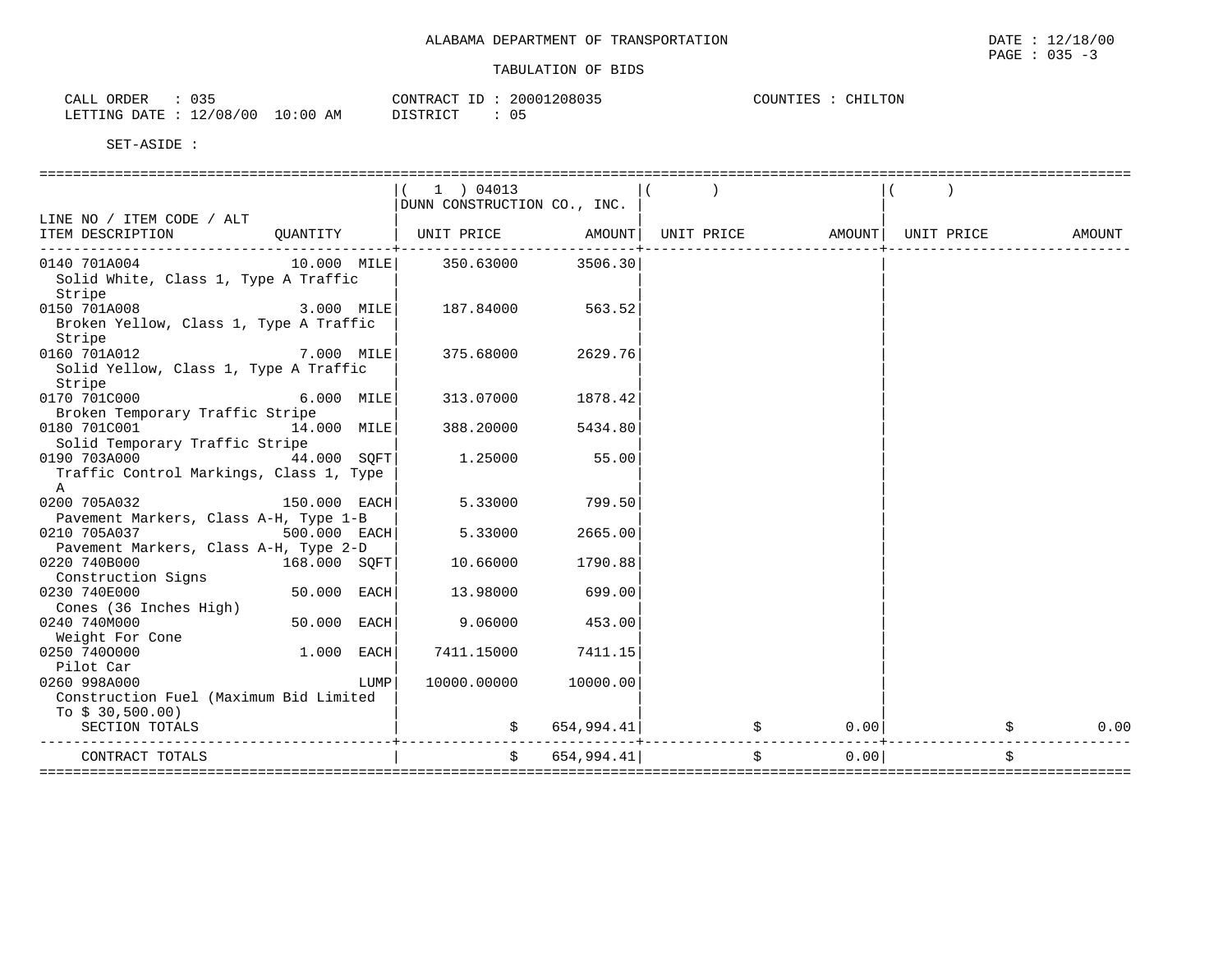ALABAMA DEPARTMENT OF TRANSPORTATION

DATE : 12/18/00
PAGE : 035 -3

TABULATION OF BIDS

CALL ORDER : 035
LETTING DATE : 12/08/00 10:00 AM

CONTRACT ID : 20001208035
DISTRICT : 05

COUNTIES : CHILTON

SET-ASIDE :

| LINE NO / ITEM CODE / ALT ITEM DESCRIPTION | QUANTITY | ( 1 ) 04013 DUNN CONSTRUCTION CO., INC. UNIT PRICE | AMOUNT | ( ) UNIT PRICE | AMOUNT | ( ) UNIT PRICE | AMOUNT |
|---|---|---|---|---|---|---|---|
| 0140 701A004 Solid White, Class 1, Type A Traffic Stripe | 10.000 MILE | 350.63000 | 3506.30 | | | | |
| 0150 701A008 Broken Yellow, Class 1, Type A Traffic Stripe | 3.000 MILE | 187.84000 | 563.52 | | | | |
| 0160 701A012 Solid Yellow, Class 1, Type A Traffic Stripe | 7.000 MILE | 375.68000 | 2629.76 | | | | |
| 0170 701C000 Broken Temporary Traffic Stripe | 6.000 MILE | 313.07000 | 1878.42 | | | | |
| 0180 701C001 Solid Temporary Traffic Stripe | 14.000 MILE | 388.20000 | 5434.80 | | | | |
| 0190 703A000 Traffic Control Markings, Class 1, Type A | 44.000 SQFT | 1.25000 | 55.00 | | | | |
| 0200 705A032 Pavement Markers, Class A-H, Type 1-B | 150.000 EACH | 5.33000 | 799.50 | | | | |
| 0210 705A037 Pavement Markers, Class A-H, Type 2-D | 500.000 EACH | 5.33000 | 2665.00 | | | | |
| 0220 740B000 Construction Signs | 168.000 SQFT | 10.66000 | 1790.88 | | | | |
| 0230 740E000 Cones (36 Inches High) | 50.000 EACH | 13.98000 | 699.00 | | | | |
| 0240 740M000 Weight For Cone | 50.000 EACH | 9.06000 | 453.00 | | | | |
| 0250 740O000 Pilot Car | 1.000 EACH | 7411.15000 | 7411.15 | | | | |
| 0260 998A000 Construction Fuel (Maximum Bid Limited To $ 30,500.00) | LUMP | 10000.00000 | 10000.00 | | | | |
| SECTION TOTALS | | $ | 654,994.41 | $ | 0.00 | $ | 0.00 |
| CONTRACT TOTALS | | $ | 654,994.41 | $ | 0.00 | $ | |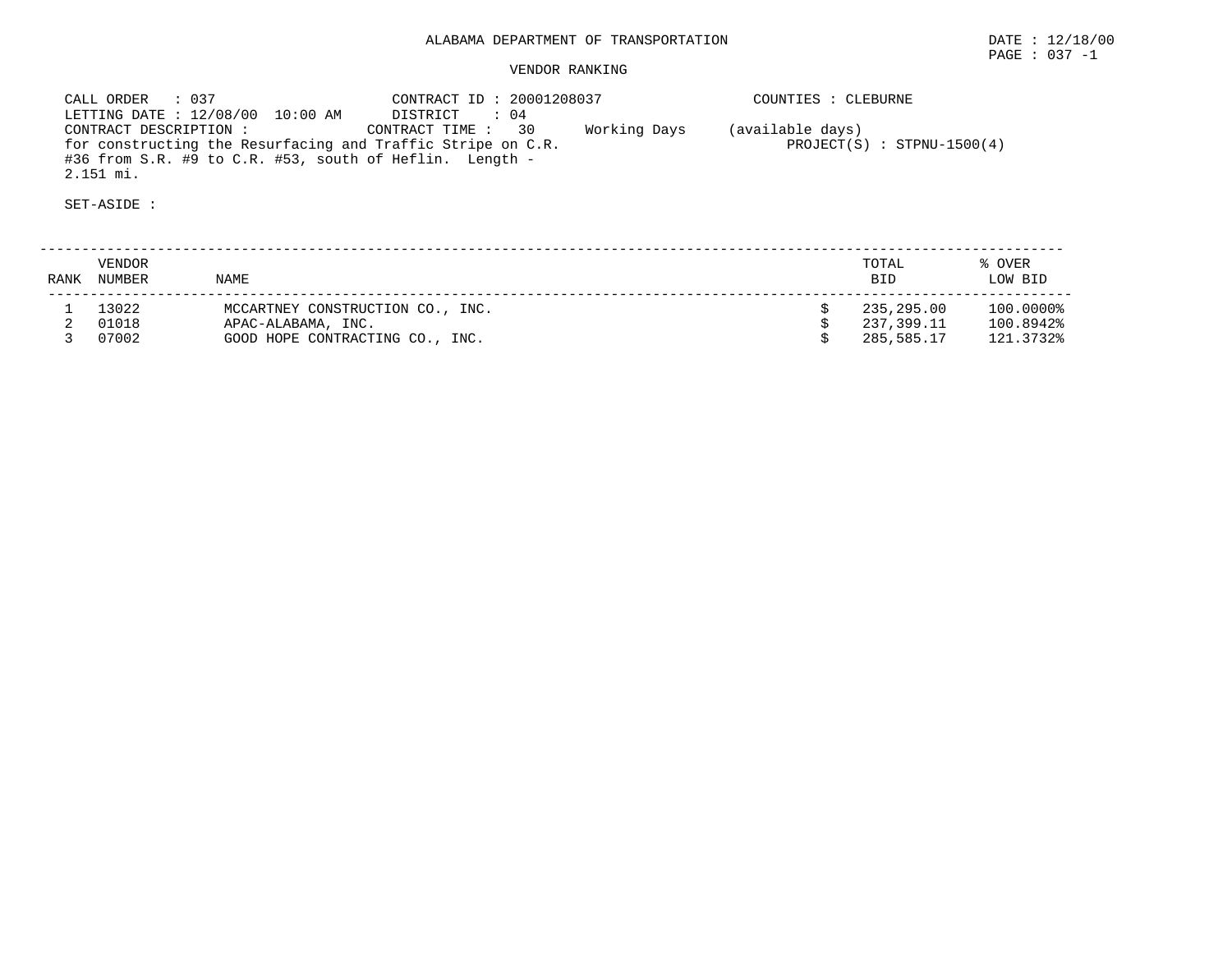# ALABAMA DEPARTMENT OF TRANSPORTATION

DATE : 12/18/00

PAGE : 037 -1

## VENDOR RANKING

CALL ORDER : 037
LETTING DATE : 12/08/00 10:00 AM
CONTRACT DESCRIPTION :
for constructing the Resurfacing and Traffic Stripe on C.R. #36 from S.R. #9 to C.R. #53, south of Heflin. Length - 2.151 mi.

CONTRACT ID : 20001208037
DISTRICT : 04
CONTRACT TIME : 30 Working Days (available days)

COUNTIES : CLEBURNE
PROJECT(S) : STPNU-1500(4)

SET-ASIDE :

| RANK | VENDOR NUMBER | NAME | | TOTAL BID | % OVER LOW BID |
|---|---|---|---|---|---|
| 1 | 13022 | MCCARTNEY CONSTRUCTION CO., INC. | $ | 235,295.00 | 100.0000% |
| 2 | 01018 | APAC-ALABAMA, INC. | $ | 237,399.11 | 100.8942% |
| 3 | 07002 | GOOD HOPE CONTRACTING CO., INC. | $ | 285,585.17 | 121.3732% |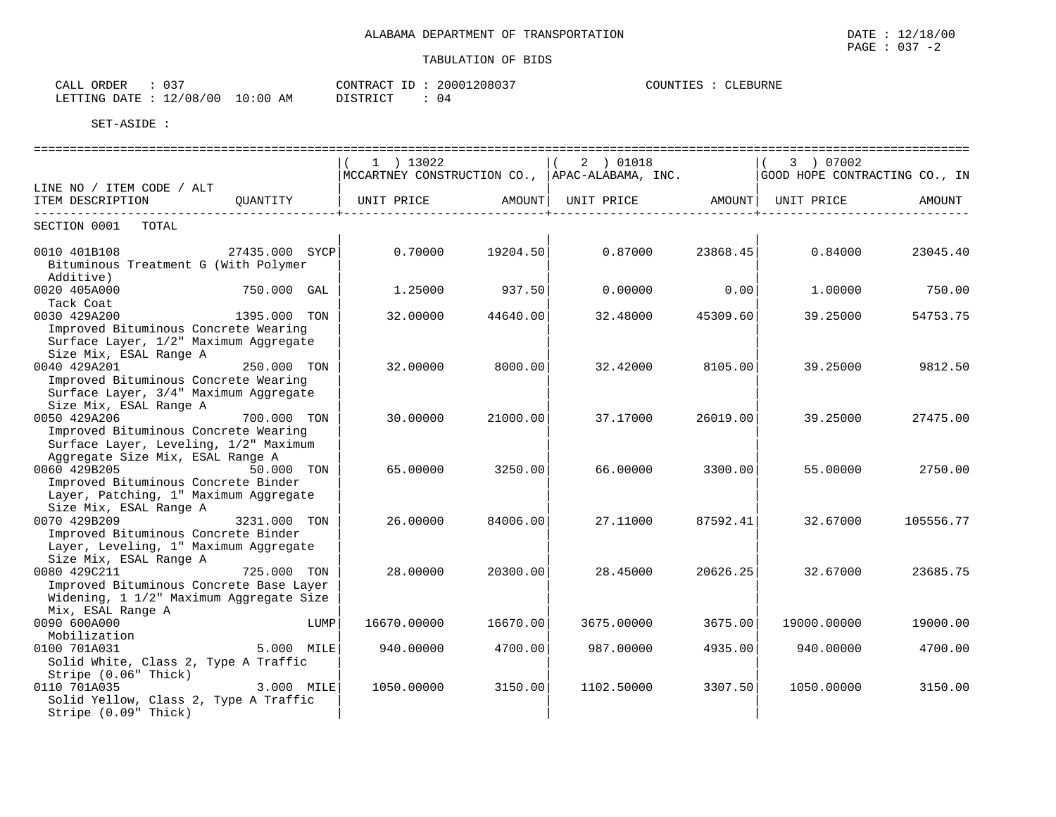ALABAMA DEPARTMENT OF TRANSPORTATION

DATE : 12/18/00
PAGE : 037 -2

TABULATION OF BIDS

CALL ORDER : 037
LETTING DATE : 12/08/00 10:00 AM
CONTRACT ID : 20001208037
DISTRICT : 04
COUNTIES : CLEBURNE

SET-ASIDE :

| LINE NO / ITEM CODE / ALT ITEM DESCRIPTION | QUANTITY | ( 1 ) 13022 MCCARTNEY CONSTRUCTION CO., UNIT PRICE | AMOUNT | ( 2 ) 01018 APAC-ALABAMA, INC. UNIT PRICE | AMOUNT | ( 3 ) 07002 GOOD HOPE CONTRACTING CO., IN UNIT PRICE | AMOUNT |
|---|---|---|---|---|---|---|---|
| SECTION 0001 TOTAL | | | | | | | |
| 0010 401B108 Bituminous Treatment G (With Polymer Additive) | 27435.000 SYCP | 0.70000 | 19204.50 | 0.87000 | 23868.45 | 0.84000 | 23045.40 |
| 0020 405A000 Tack Coat | 750.000 GAL | 1.25000 | 937.50 | 0.00000 | 0.00 | 1.00000 | 750.00 |
| 0030 429A200 Improved Bituminous Concrete Wearing Surface Layer, 1/2" Maximum Aggregate Size Mix, ESAL Range A | 1395.000 TON | 32.00000 | 44640.00 | 32.48000 | 45309.60 | 39.25000 | 54753.75 |
| 0040 429A201 Improved Bituminous Concrete Wearing Surface Layer, 3/4" Maximum Aggregate Size Mix, ESAL Range A | 250.000 TON | 32.00000 | 8000.00 | 32.42000 | 8105.00 | 39.25000 | 9812.50 |
| 0050 429A206 Improved Bituminous Concrete Wearing Surface Layer, Leveling, 1/2" Maximum Aggregate Size Mix, ESAL Range A | 700.000 TON | 30.00000 | 21000.00 | 37.17000 | 26019.00 | 39.25000 | 27475.00 |
| 0060 429B205 Improved Bituminous Concrete Binder Layer, Patching, 1" Maximum Aggregate Size Mix, ESAL Range A | 50.000 TON | 65.00000 | 3250.00 | 66.00000 | 3300.00 | 55.00000 | 2750.00 |
| 0070 429B209 Improved Bituminous Concrete Binder Layer, Leveling, 1" Maximum Aggregate Size Mix, ESAL Range A | 3231.000 TON | 26.00000 | 84006.00 | 27.11000 | 87592.41 | 32.67000 | 105556.77 |
| 0080 429C211 Improved Bituminous Concrete Base Layer Widening, 1 1/2" Maximum Aggregate Size Mix, ESAL Range A | 725.000 TON | 28.00000 | 20300.00 | 28.45000 | 20626.25 | 32.67000 | 23685.75 |
| 0090 600A000 Mobilization | LUMP | 16670.00000 | 16670.00 | 3675.00000 | 3675.00 | 19000.00000 | 19000.00 |
| 0100 701A031 Solid White, Class 2, Type A Traffic Stripe (0.06" Thick) | 5.000 MILE | 940.00000 | 4700.00 | 987.00000 | 4935.00 | 940.00000 | 4700.00 |
| 0110 701A035 Solid Yellow, Class 2, Type A Traffic Stripe (0.09" Thick) | 3.000 MILE | 1050.00000 | 3150.00 | 1102.50000 | 3307.50 | 1050.00000 | 3150.00 |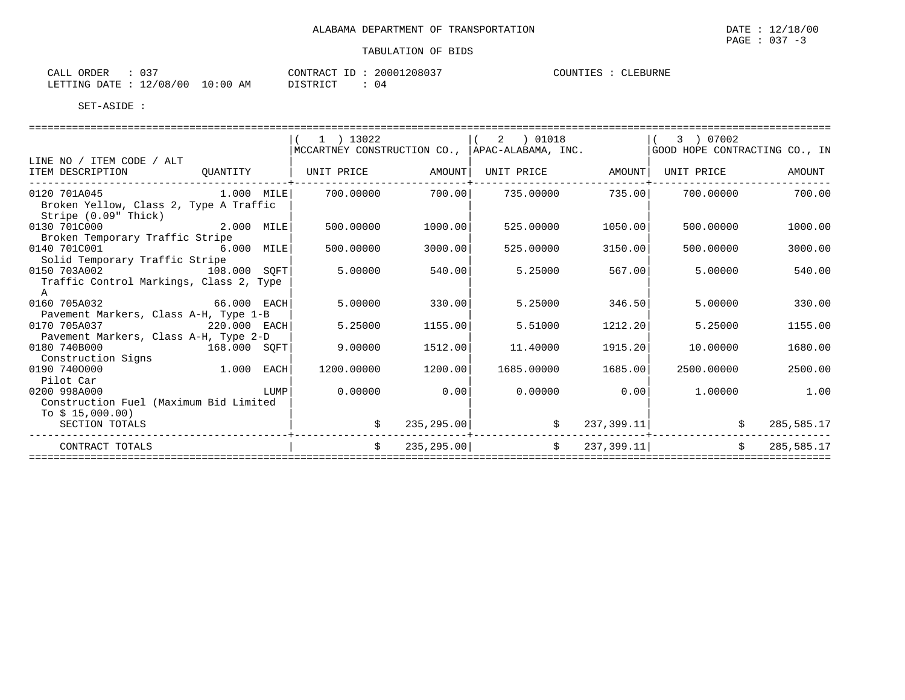ALABAMA DEPARTMENT OF TRANSPORTATION

DATE : 12/18/00
PAGE : 037 -3

TABULATION OF BIDS

CALL ORDER : 037
LETTING DATE : 12/08/00 10:00 AM

CONTRACT ID : 20001208037
DISTRICT : 04

COUNTIES : CLEBURNE

SET-ASIDE :

| LINE NO / ITEM CODE / ALT ITEM DESCRIPTION | QUANTITY | ( 1 ) 13022 MCCARTNEY CONSTRUCTION CO., UNIT PRICE | AMOUNT | ( 2 ) 01018 APAC-ALABAMA, INC. UNIT PRICE | AMOUNT | ( 3 ) 07002 GOOD HOPE CONTRACTING CO., IN UNIT PRICE | AMOUNT |
|---|---|---|---|---|---|---|---|
| 0120 701A045 Broken Yellow, Class 2, Type A Traffic Stripe (0.09" Thick) | 1.000 MILE | 700.00000 | 700.00 | 735.00000 | 735.00 | 700.00000 | 700.00 |
| 0130 701C000 Broken Temporary Traffic Stripe | 2.000 MILE | 500.00000 | 1000.00 | 525.00000 | 1050.00 | 500.00000 | 1000.00 |
| 0140 701C001 Solid Temporary Traffic Stripe | 6.000 MILE | 500.00000 | 3000.00 | 525.00000 | 3150.00 | 500.00000 | 3000.00 |
| 0150 703A002 Traffic Control Markings, Class 2, Type A | 108.000 SQFT | 5.00000 | 540.00 | 5.25000 | 567.00 | 5.00000 | 540.00 |
| 0160 705A032 Pavement Markers, Class A-H, Type 1-B | 66.000 EACH | 5.00000 | 330.00 | 5.25000 | 346.50 | 5.00000 | 330.00 |
| 0170 705A037 Pavement Markers, Class A-H, Type 2-D | 220.000 EACH | 5.25000 | 1155.00 | 5.51000 | 1212.20 | 5.25000 | 1155.00 |
| 0180 740B000 Construction Signs | 168.000 SQFT | 9.00000 | 1512.00 | 11.40000 | 1915.20 | 10.00000 | 1680.00 |
| 0190 740O000 Pilot Car | 1.000 EACH | 1200.00000 | 1200.00 | 1685.00000 | 1685.00 | 2500.00000 | 2500.00 |
| 0200 998A000 Construction Fuel (Maximum Bid Limited To $ 15,000.00) | LUMP | 0.00000 | 0.00 | 0.00000 | 0.00 | 1.00000 | 1.00 |
| SECTION TOTALS | | $ | 235,295.00 | $ | 237,399.11 | $ | 285,585.17 |
| CONTRACT TOTALS | | $ | 235,295.00 | $ | 237,399.11 | $ | 285,585.17 |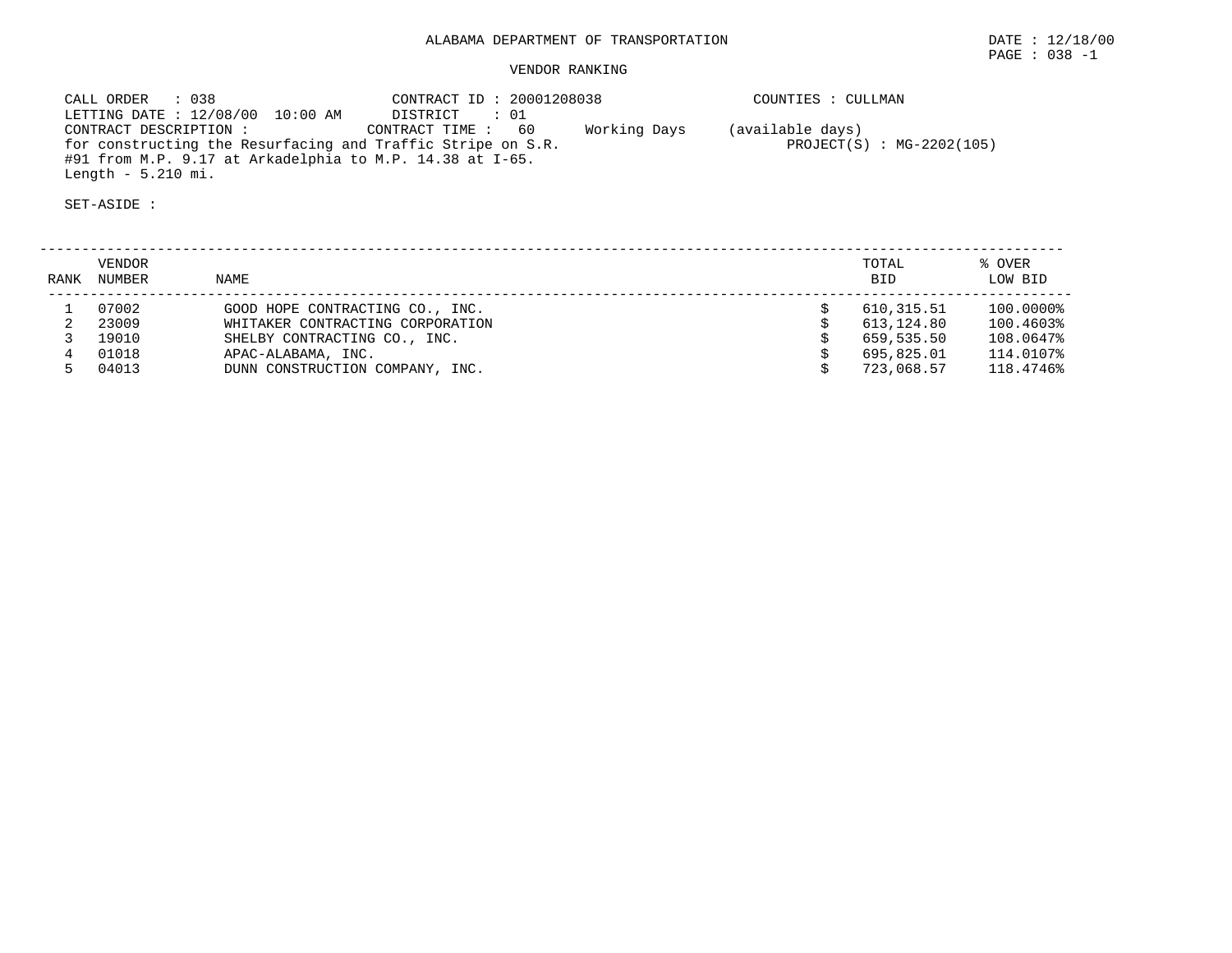ALABAMA DEPARTMENT OF TRANSPORTATION

DATE : 12/18/00

PAGE : 038 -1

VENDOR RANKING

CALL ORDER : 038
CONTRACT ID : 20001208038
COUNTIES : CULLMAN
LETTING DATE : 12/08/00 10:00 AM
DISTRICT : 01
CONTRACT DESCRIPTION :
CONTRACT TIME : 60 Working Days (available days)
for constructing the Resurfacing and Traffic Stripe on S.R. #91 from M.P. 9.17 at Arkadelphia to M.P. 14.38 at I-65. Length - 5.210 mi.
PROJECT(S) : MG-2202(105)

SET-ASIDE :

| RANK | VENDOR NUMBER | NAME | | TOTAL BID | % OVER LOW BID |
|---|---|---|---|---|---|
| 1 | 07002 | GOOD HOPE CONTRACTING CO., INC. | $ | 610,315.51 | 100.0000% |
| 2 | 23009 | WHITAKER CONTRACTING CORPORATION | $ | 613,124.80 | 100.4603% |
| 3 | 19010 | SHELBY CONTRACTING CO., INC. | $ | 659,535.50 | 108.0647% |
| 4 | 01018 | APAC-ALABAMA, INC. | $ | 695,825.01 | 114.0107% |
| 5 | 04013 | DUNN CONSTRUCTION COMPANY, INC. | $ | 723,068.57 | 118.4746% |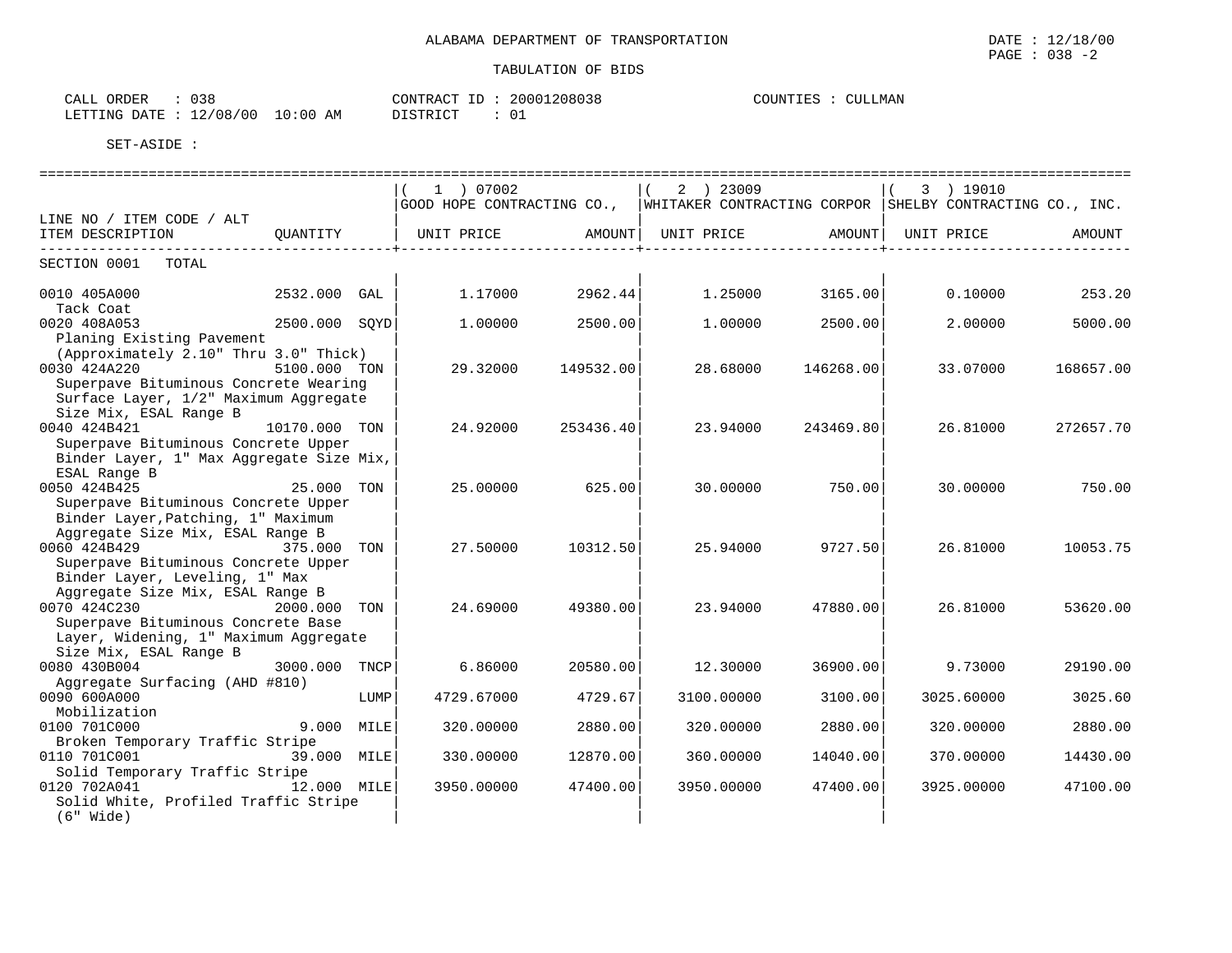ALABAMA DEPARTMENT OF TRANSPORTATION

TABULATION OF BIDS

DATE : 12/18/00
PAGE : 038 -2

CALL ORDER : 038
LETTING DATE : 12/08/00 10:00 AM

CONTRACT ID : 20001208038
DISTRICT : 01

COUNTIES : CULLMAN

SET-ASIDE :

| LINE NO / ITEM CODE / ALT ITEM DESCRIPTION | QUANTITY | ( 1 ) 07002 GOOD HOPE CONTRACTING CO., UNIT PRICE | AMOUNT | ( 2 ) 23009 WHITAKER CONTRACTING CORPOR UNIT PRICE | AMOUNT | ( 3 ) 19010 SHELBY CONTRACTING CO., INC. UNIT PRICE | AMOUNT |
|---|---|---|---|---|---|---|---|
| SECTION 0001 TOTAL | | | | | | | |
| 0010 405A000 Tack Coat | 2532.000 GAL | 1.17000 | 2962.44 | 1.25000 | 3165.00 | 0.10000 | 253.20 |
| 0020 408A053 Planing Existing Pavement (Approximately 2.10" Thru 3.0" Thick) | 2500.000 SQYD | 1.00000 | 2500.00 | 1.00000 | 2500.00 | 2.00000 | 5000.00 |
| 0030 424A220 Superpave Bituminous Concrete Wearing Surface Layer, 1/2" Maximum Aggregate Size Mix, ESAL Range B | 5100.000 TON | 29.32000 | 149532.00 | 28.68000 | 146268.00 | 33.07000 | 168657.00 |
| 0040 424B421 Superpave Bituminous Concrete Upper Binder Layer, 1" Max Aggregate Size Mix, ESAL Range B | 10170.000 TON | 24.92000 | 253436.40 | 23.94000 | 243469.80 | 26.81000 | 272657.70 |
| 0050 424B425 Superpave Bituminous Concrete Upper Binder Layer,Patching, 1" Maximum Aggregate Size Mix, ESAL Range B | 25.000 TON | 25.00000 | 625.00 | 30.00000 | 750.00 | 30.00000 | 750.00 |
| 0060 424B429 Superpave Bituminous Concrete Upper Binder Layer, Leveling, 1" Max Aggregate Size Mix, ESAL Range B | 375.000 TON | 27.50000 | 10312.50 | 25.94000 | 9727.50 | 26.81000 | 10053.75 |
| 0070 424C230 Superpave Bituminous Concrete Base Layer, Widening, 1" Maximum Aggregate Size Mix, ESAL Range B | 2000.000 TON | 24.69000 | 49380.00 | 23.94000 | 47880.00 | 26.81000 | 53620.00 |
| 0080 430B004 Aggregate Surfacing (AHD #810) | 3000.000 TNCP | 6.86000 | 20580.00 | 12.30000 | 36900.00 | 9.73000 | 29190.00 |
| 0090 600A000 Mobilization | LUMP | 4729.67000 | 4729.67 | 3100.00000 | 3100.00 | 3025.60000 | 3025.60 |
| 0100 701C000 Broken Temporary Traffic Stripe | 9.000 MILE | 320.00000 | 2880.00 | 320.00000 | 2880.00 | 320.00000 | 2880.00 |
| 0110 701C001 Solid Temporary Traffic Stripe | 39.000 MILE | 330.00000 | 12870.00 | 360.00000 | 14040.00 | 370.00000 | 14430.00 |
| 0120 702A041 Solid White, Profiled Traffic Stripe (6" Wide) | 12.000 MILE | 3950.00000 | 47400.00 | 3950.00000 | 47400.00 | 3925.00000 | 47100.00 |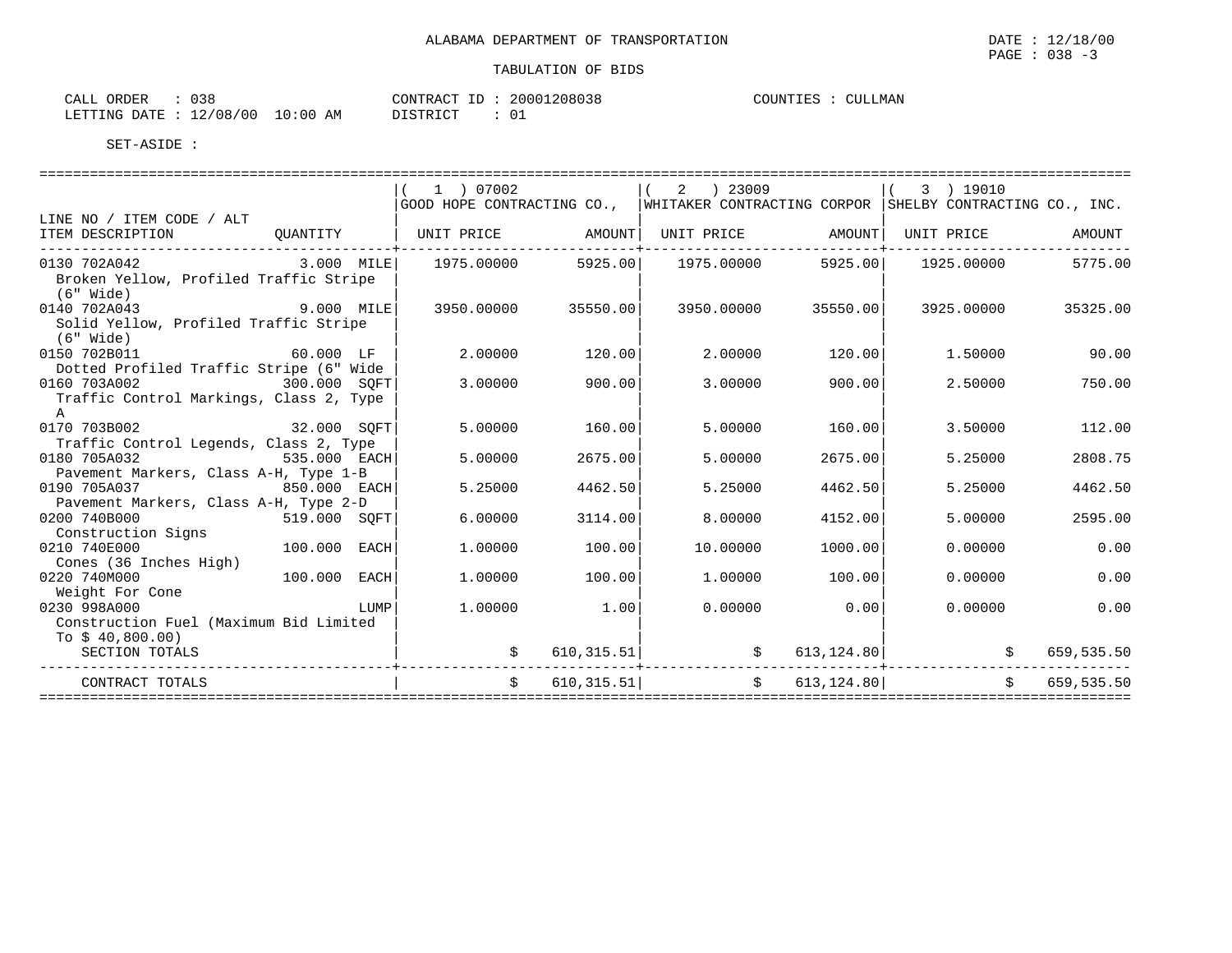ALABAMA DEPARTMENT OF TRANSPORTATION

DATE : 12/18/00

TABULATION OF BIDS

CALL ORDER : 038
LETTING DATE : 12/08/00 10:00 AM

CONTRACT ID : 20001208038
DISTRICT : 01

COUNTIES : CULLMAN

SET-ASIDE :

| LINE NO / ITEM CODE / ALT ITEM DESCRIPTION | QUANTITY | ( 1 ) 07002 GOOD HOPE CONTRACTING CO., UNIT PRICE | AMOUNT | ( 2 ) 23009 WHITAKER CONTRACTING CORPOR UNIT PRICE | AMOUNT | ( 3 ) 19010 SHELBY CONTRACTING CO., INC. UNIT PRICE | AMOUNT |
|---|---|---|---|---|---|---|---|
| 0130 702A042 Broken Yellow, Profiled Traffic Stripe (6" Wide) | 3.000 MILE | 1975.00000 | 5925.00 | 1975.00000 | 5925.00 | 1925.00000 | 5775.00 |
| 0140 702A043 Solid Yellow, Profiled Traffic Stripe (6" Wide) | 9.000 MILE | 3950.00000 | 35550.00 | 3950.00000 | 35550.00 | 3925.00000 | 35325.00 |
| 0150 702B011 Dotted Profiled Traffic Stripe (6" Wide | 60.000 LF | 2.00000 | 120.00 | 2.00000 | 120.00 | 1.50000 | 90.00 |
| 0160 703A002 Traffic Control Markings, Class 2, Type A | 300.000 SQFT | 3.00000 | 900.00 | 3.00000 | 900.00 | 2.50000 | 750.00 |
| 0170 703B002 Traffic Control Legends, Class 2, Type | 32.000 SQFT | 5.00000 | 160.00 | 5.00000 | 160.00 | 3.50000 | 112.00 |
| 0180 705A032 Pavement Markers, Class A-H, Type 1-B | 535.000 EACH | 5.00000 | 2675.00 | 5.00000 | 2675.00 | 5.25000 | 2808.75 |
| 0190 705A037 Pavement Markers, Class A-H, Type 2-D | 850.000 EACH | 5.25000 | 4462.50 | 5.25000 | 4462.50 | 5.25000 | 4462.50 |
| 0200 740B000 Construction Signs | 519.000 SQFT | 6.00000 | 3114.00 | 8.00000 | 4152.00 | 5.00000 | 2595.00 |
| 0210 740E000 Cones (36 Inches High) | 100.000 EACH | 1.00000 | 100.00 | 10.00000 | 1000.00 | 0.00000 | 0.00 |
| 0220 740M000 Weight For Cone | 100.000 EACH | 1.00000 | 100.00 | 1.00000 | 100.00 | 0.00000 | 0.00 |
| 0230 998A000 Construction Fuel (Maximum Bid Limited To $ 40,800.00) | LUMP | 1.00000 | 1.00 | 0.00000 | 0.00 | 0.00000 | 0.00 |
| SECTION TOTALS | | | $ 610,315.51 | | $ 613,124.80 | | $ 659,535.50 |
| CONTRACT TOTALS | | | $ 610,315.51 | | $ 613,124.80 | | $ 659,535.50 |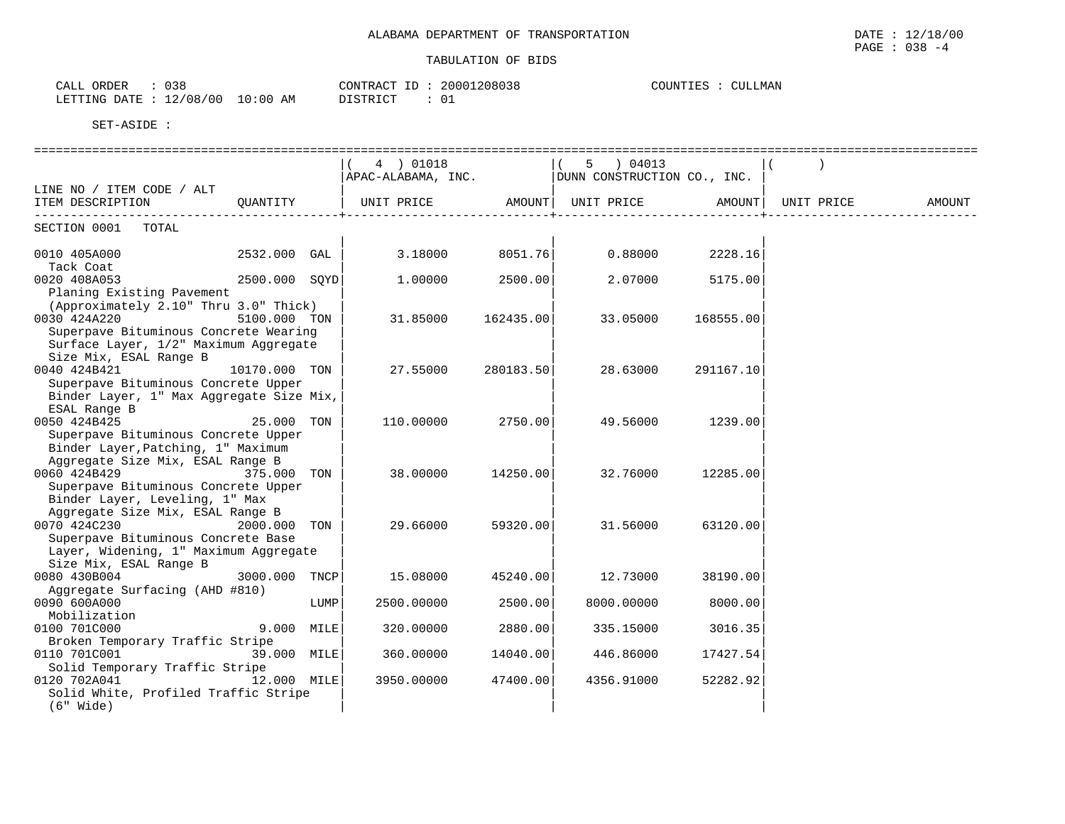ALABAMA DEPARTMENT OF TRANSPORTATION

TABULATION OF BIDS

DATE : 12/18/00
PAGE : 038 -4

CALL ORDER : 038
LETTING DATE : 12/08/00 10:00 AM

CONTRACT ID : 20001208038
DISTRICT : 01

COUNTIES : CULLMAN

SET-ASIDE :

| LINE NO / ITEM CODE / ALT ITEM DESCRIPTION | QUANTITY | ( 4 ) 01018 APAC-ALABAMA, INC. UNIT PRICE | AMOUNT | ( 5 ) 04013 DUNN CONSTRUCTION CO., INC. UNIT PRICE | AMOUNT | ( ) UNIT PRICE | AMOUNT |
|---|---|---|---|---|---|---|---|
| SECTION 0001 TOTAL | | | | | | | |
| 0010 405A000 Tack Coat | 2532.000 GAL | 3.18000 | 8051.76 | 0.88000 | 2228.16 | | |
| 0020 408A053 Planing Existing Pavement (Approximately 2.10" Thru 3.0" Thick) | 2500.000 SQYD | 1.00000 | 2500.00 | 2.07000 | 5175.00 | | |
| 0030 424A220 Superpave Bituminous Concrete Wearing Surface Layer, 1/2" Maximum Aggregate Size Mix, ESAL Range B | 5100.000 TON | 31.85000 | 162435.00 | 33.05000 | 168555.00 | | |
| 0040 424B421 Superpave Bituminous Concrete Upper Binder Layer, 1" Max Aggregate Size Mix, ESAL Range B | 10170.000 TON | 27.55000 | 280183.50 | 28.63000 | 291167.10 | | |
| 0050 424B425 Superpave Bituminous Concrete Upper Binder Layer,Patching, 1" Maximum Aggregate Size Mix, ESAL Range B | 25.000 TON | 110.00000 | 2750.00 | 49.56000 | 1239.00 | | |
| 0060 424B429 Superpave Bituminous Concrete Upper Binder Layer, Leveling, 1" Max Aggregate Size Mix, ESAL Range B | 375.000 TON | 38.00000 | 14250.00 | 32.76000 | 12285.00 | | |
| 0070 424C230 Superpave Bituminous Concrete Base Layer, Widening, 1" Maximum Aggregate Size Mix, ESAL Range B | 2000.000 TON | 29.66000 | 59320.00 | 31.56000 | 63120.00 | | |
| 0080 430B004 Aggregate Surfacing (AHD #810) | 3000.000 TNCP | 15.08000 | 45240.00 | 12.73000 | 38190.00 | | |
| 0090 600A000 Mobilization | LUMP | 2500.00000 | 2500.00 | 8000.00000 | 8000.00 | | |
| 0100 701C000 Broken Temporary Traffic Stripe | 9.000 MILE | 320.00000 | 2880.00 | 335.15000 | 3016.35 | | |
| 0110 701C001 Solid Temporary Traffic Stripe | 39.000 MILE | 360.00000 | 14040.00 | 446.86000 | 17427.54 | | |
| 0120 702A041 Solid White, Profiled Traffic Stripe (6" Wide) | 12.000 MILE | 3950.00000 | 47400.00 | 4356.91000 | 52282.92 | | |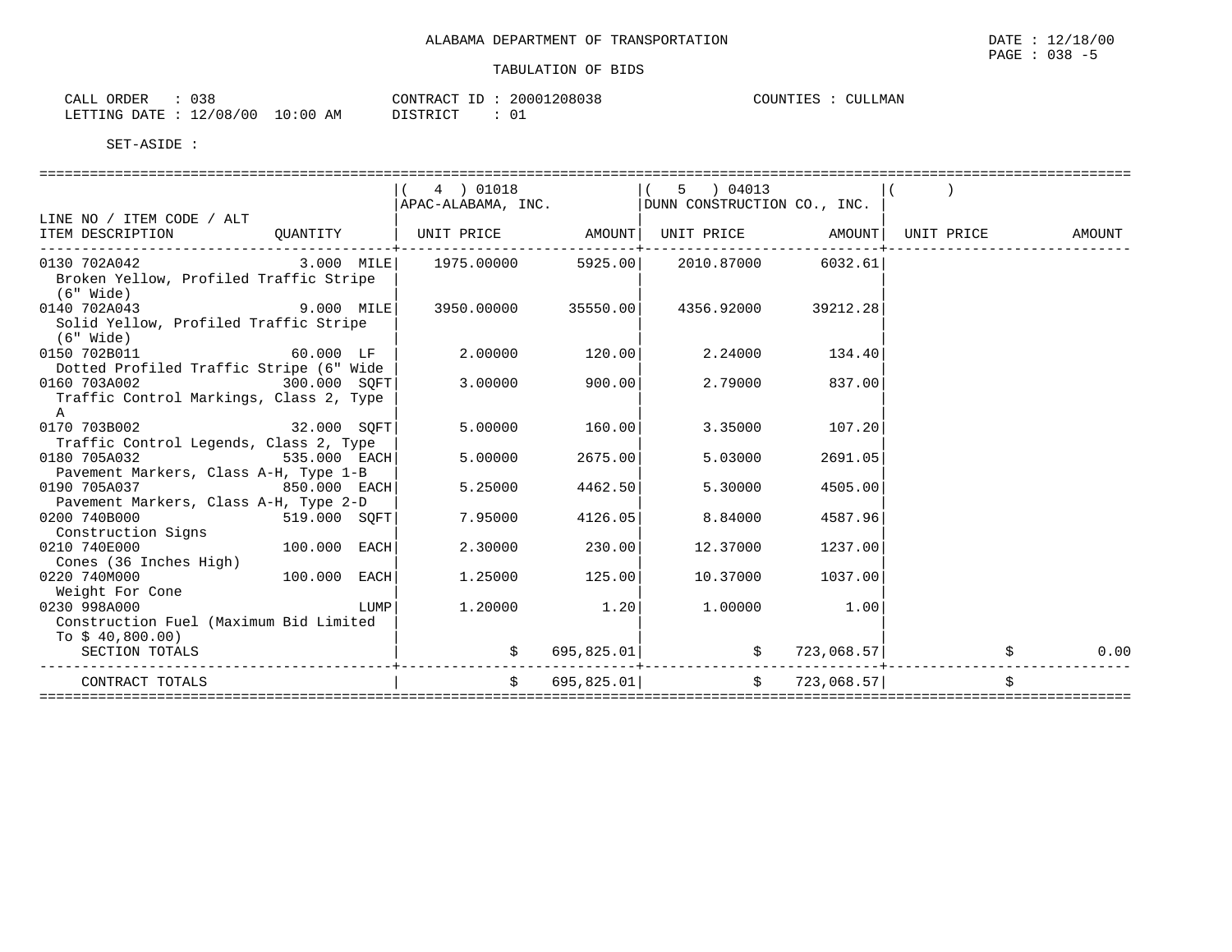ALABAMA DEPARTMENT OF TRANSPORTATION

DATE : 12/18/00
PAGE : 038 -5

TABULATION OF BIDS

CALL ORDER : 038
LETTING DATE : 12/08/00 10:00 AM

CONTRACT ID : 20001208038
DISTRICT : 01

COUNTIES : CULLMAN

SET-ASIDE :

| LINE NO / ITEM CODE / ALT ITEM DESCRIPTION | QUANTITY | ( 4 ) 01018 APAC-ALABAMA, INC. UNIT PRICE | AMOUNT | ( 5 ) 04013 DUNN CONSTRUCTION CO., INC. UNIT PRICE | AMOUNT | ( ) UNIT PRICE | AMOUNT |
|---|---|---|---|---|---|---|---|
| 0130 702A042 Broken Yellow, Profiled Traffic Stripe (6" Wide) | 3.000 MILE | 1975.00000 | 5925.00 | 2010.87000 | 6032.61 | | |
| 0140 702A043 Solid Yellow, Profiled Traffic Stripe (6" Wide) | 9.000 MILE | 3950.00000 | 35550.00 | 4356.92000 | 39212.28 | | |
| 0150 702B011 Dotted Profiled Traffic Stripe (6" Wide | 60.000 LF | 2.00000 | 120.00 | 2.24000 | 134.40 | | |
| 0160 703A002 Traffic Control Markings, Class 2, Type A | 300.000 SQFT | 3.00000 | 900.00 | 2.79000 | 837.00 | | |
| 0170 703B002 Traffic Control Legends, Class 2, Type | 32.000 SQFT | 5.00000 | 160.00 | 3.35000 | 107.20 | | |
| 0180 705A032 Pavement Markers, Class A-H, Type 1-B | 535.000 EACH | 5.00000 | 2675.00 | 5.03000 | 2691.05 | | |
| 0190 705A037 Pavement Markers, Class A-H, Type 2-D | 850.000 EACH | 5.25000 | 4462.50 | 5.30000 | 4505.00 | | |
| 0200 740B000 Construction Signs | 519.000 SQFT | 7.95000 | 4126.05 | 8.84000 | 4587.96 | | |
| 0210 740E000 Cones (36 Inches High) | 100.000 EACH | 2.30000 | 230.00 | 12.37000 | 1237.00 | | |
| 0220 740M000 Weight For Cone | 100.000 EACH | 1.25000 | 125.00 | 10.37000 | 1037.00 | | |
| 0230 998A000 Construction Fuel (Maximum Bid Limited To $ 40,800.00) | LUMP | 1.20000 | 1.20 | 1.00000 | 1.00 | | |
| SECTION TOTALS | | $ | 695,825.01 | $ | 723,068.57 | $ | 0.00 |
| CONTRACT TOTALS | | $ | 695,825.01 | $ | 723,068.57 | $ | |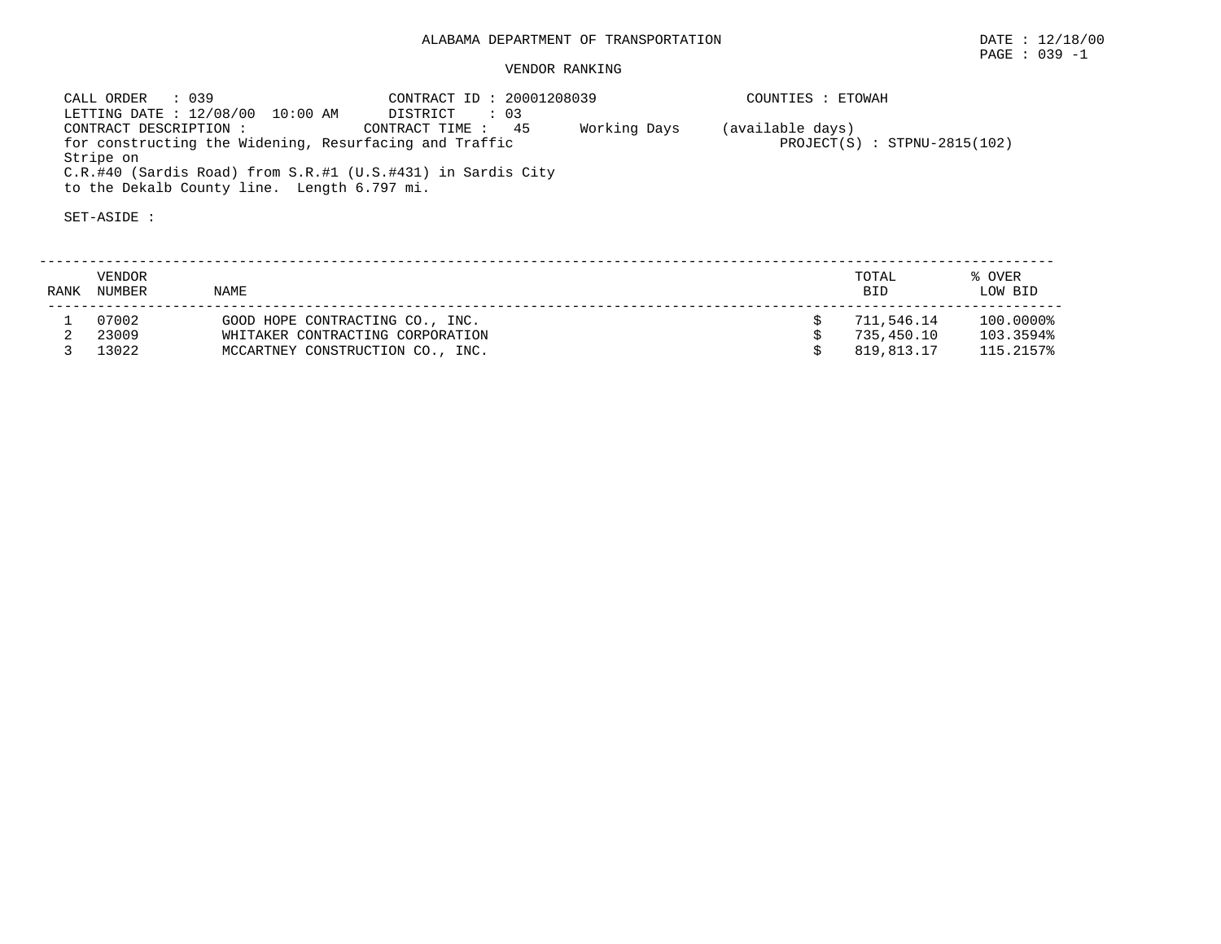ALABAMA DEPARTMENT OF TRANSPORTATION

DATE : 12/18/00

PAGE : 039 -1

VENDOR RANKING

CALL ORDER : 039
CONTRACT ID : 20001208039
COUNTIES : ETOWAH
LETTING DATE : 12/08/00 10:00 AM
DISTRICT : 03
CONTRACT DESCRIPTION :
CONTRACT TIME : 45 Working Days (available days)
for constructing the Widening, Resurfacing and Traffic Stripe on C.R.#40 (Sardis Road) from S.R.#1 (U.S.#431) in Sardis City to the Dekalb County line. Length 6.797 mi.
PROJECT(S) : STPNU-2815(102)

SET-ASIDE :

| RANK | VENDOR NUMBER | NAME | TOTAL BID | % OVER LOW BID |
|---|---|---|---|---|
| 1 | 07002 | GOOD HOPE CONTRACTING CO., INC. | $ 711,546.14 | 100.0000% |
| 2 | 23009 | WHITAKER CONTRACTING CORPORATION | $ 735,450.10 | 103.3594% |
| 3 | 13022 | MCCARTNEY CONSTRUCTION CO., INC. | $ 819,813.17 | 115.2157% |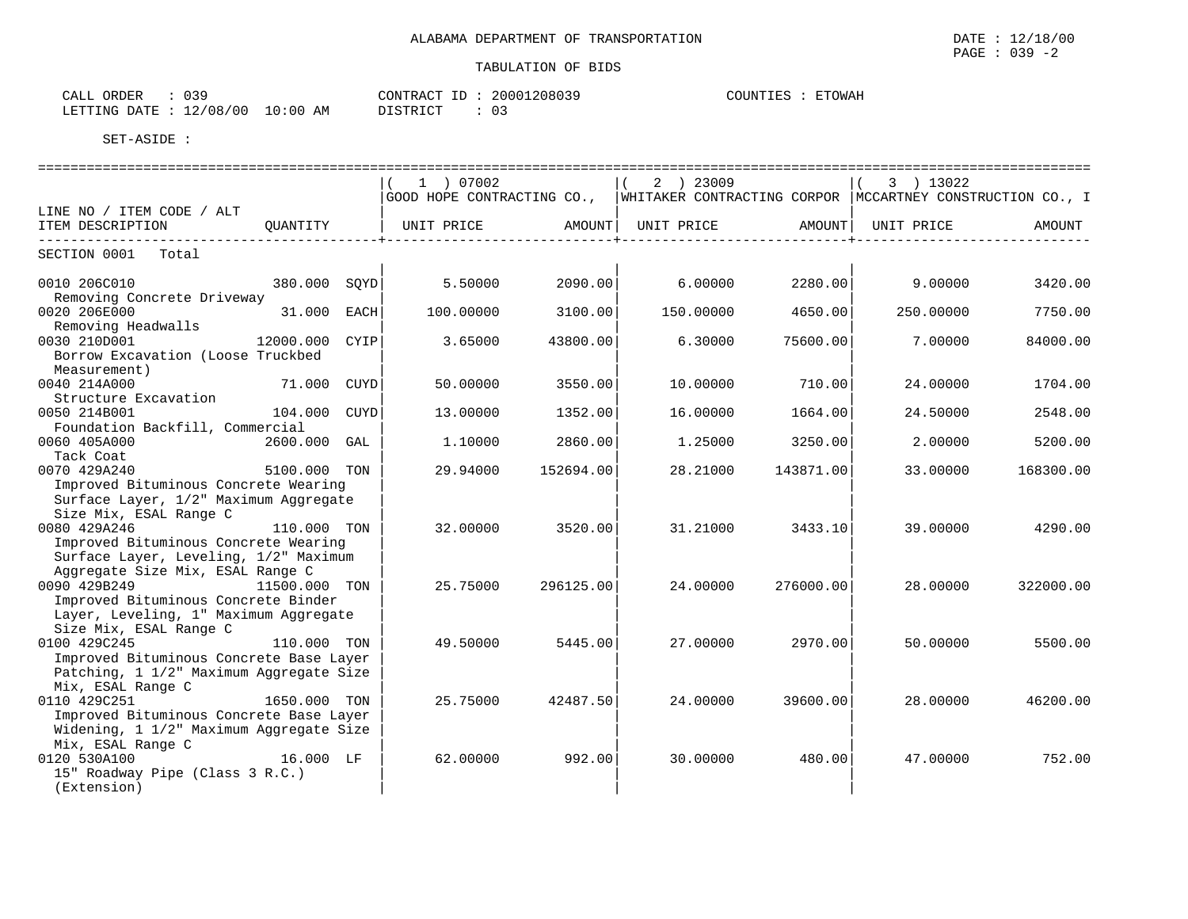ALABAMA DEPARTMENT OF TRANSPORTATION

DATE : 12/18/00
PAGE : 039 -2

TABULATION OF BIDS

CALL ORDER : 039
LETTING DATE : 12/08/00 10:00 AM

CONTRACT ID : 20001208039
DISTRICT : 03

COUNTIES : ETOWAH

SET-ASIDE :

| LINE NO / ITEM CODE / ALT ITEM DESCRIPTION | QUANTITY | (1) 07002 GOOD HOPE CONTRACTING CO., UNIT PRICE | AMOUNT | (2) 23009 WHITAKER CONTRACTING CORPOR UNIT PRICE | AMOUNT | (3) 13022 MCCARTNEY CONSTRUCTION CO., I UNIT PRICE | AMOUNT |
|---|---|---|---|---|---|---|---|
| SECTION 0001 Total | | | | | | | |
| 0010 206C010 Removing Concrete Driveway | 380.000 SQYD | 5.50000 | 2090.00 | 6.00000 | 2280.00 | 9.00000 | 3420.00 |
| 0020 206E000 Removing Headwalls | 31.000 EACH | 100.00000 | 3100.00 | 150.00000 | 4650.00 | 250.00000 | 7750.00 |
| 0030 210D001 Borrow Excavation (Loose Truckbed Measurement) | 12000.000 CYIP | 3.65000 | 43800.00 | 6.30000 | 75600.00 | 7.00000 | 84000.00 |
| 0040 214A000 Structure Excavation | 71.000 CUYD | 50.00000 | 3550.00 | 10.00000 | 710.00 | 24.00000 | 1704.00 |
| 0050 214B001 Foundation Backfill, Commercial | 104.000 CUYD | 13.00000 | 1352.00 | 16.00000 | 1664.00 | 24.50000 | 2548.00 |
| 0060 405A000 Tack Coat | 2600.000 GAL | 1.10000 | 2860.00 | 1.25000 | 3250.00 | 2.00000 | 5200.00 |
| 0070 429A240 Improved Bituminous Concrete Wearing Surface Layer, 1/2" Maximum Aggregate Size Mix, ESAL Range C | 5100.000 TON | 29.94000 | 152694.00 | 28.21000 | 143871.00 | 33.00000 | 168300.00 |
| 0080 429A246 Improved Bituminous Concrete Wearing Surface Layer, Leveling, 1/2" Maximum Aggregate Size Mix, ESAL Range C | 110.000 TON | 32.00000 | 3520.00 | 31.21000 | 3433.10 | 39.00000 | 4290.00 |
| 0090 429B249 Improved Bituminous Concrete Binder Layer, Leveling, 1" Maximum Aggregate Size Mix, ESAL Range C | 11500.000 TON | 25.75000 | 296125.00 | 24.00000 | 276000.00 | 28.00000 | 322000.00 |
| 0100 429C245 Improved Bituminous Concrete Base Layer Patching, 1 1/2" Maximum Aggregate Size Mix, ESAL Range C | 110.000 TON | 49.50000 | 5445.00 | 27.00000 | 2970.00 | 50.00000 | 5500.00 |
| 0110 429C251 Improved Bituminous Concrete Base Layer Widening, 1 1/2" Maximum Aggregate Size Mix, ESAL Range C | 1650.000 TON | 25.75000 | 42487.50 | 24.00000 | 39600.00 | 28.00000 | 46200.00 |
| 0120 530A100 15" Roadway Pipe (Class 3 R.C.) (Extension) | 16.000 LF | 62.00000 | 992.00 | 30.00000 | 480.00 | 47.00000 | 752.00 |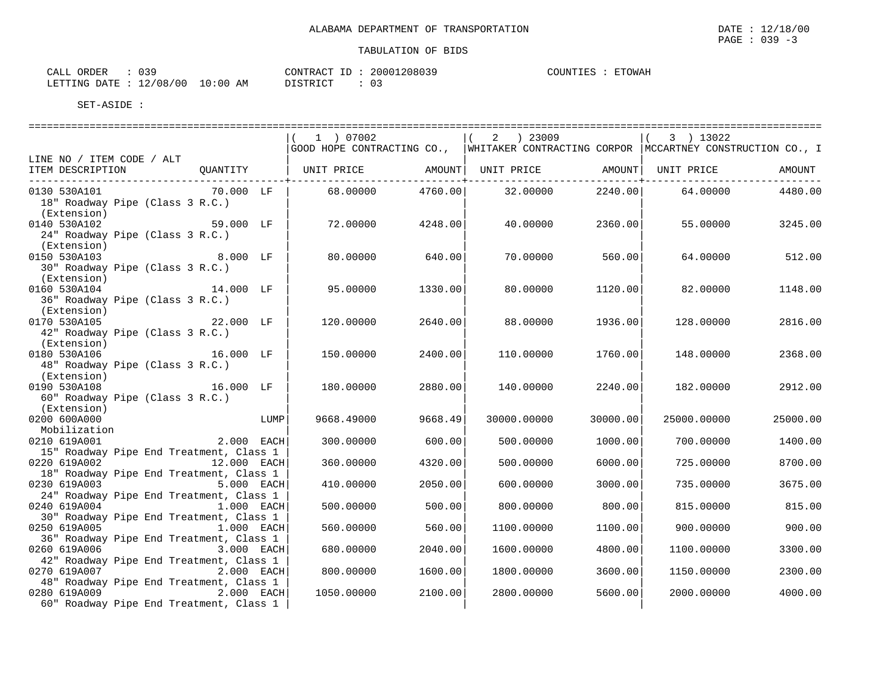ALABAMA DEPARTMENT OF TRANSPORTATION

DATE : 12/18/00

TABULATION OF BIDS

CALL ORDER : 039
LETTING DATE : 12/08/00 10:00 AM

CONTRACT ID : 20001208039
DISTRICT : 03

COUNTIES : ETOWAH

SET-ASIDE :

| LINE NO / ITEM CODE / ALT<br>ITEM DESCRIPTION | QUANTITY | ( 1 ) 07002<br>GOOD HOPE CONTRACTING CO.,<br>UNIT PRICE | AMOUNT | ( 2 ) 23009<br>WHITAKER CONTRACTING CORPOR<br>UNIT PRICE | AMOUNT | ( 3 ) 13022<br>MCCARTNEY CONSTRUCTION CO., I<br>UNIT PRICE | AMOUNT |
|---|---|---|---|---|---|---|---|
| 0130 530A101<br>18" Roadway Pipe (Class 3 R.C.) (Extension) | 70.000 LF | 68.00000 | 4760.00 | 32.00000 | 2240.00 | 64.00000 | 4480.00 |
| 0140 530A102<br>24" Roadway Pipe (Class 3 R.C.) (Extension) | 59.000 LF | 72.00000 | 4248.00 | 40.00000 | 2360.00 | 55.00000 | 3245.00 |
| 0150 530A103<br>30" Roadway Pipe (Class 3 R.C.) (Extension) | 8.000 LF | 80.00000 | 640.00 | 70.00000 | 560.00 | 64.00000 | 512.00 |
| 0160 530A104<br>36" Roadway Pipe (Class 3 R.C.) (Extension) | 14.000 LF | 95.00000 | 1330.00 | 80.00000 | 1120.00 | 82.00000 | 1148.00 |
| 0170 530A105<br>42" Roadway Pipe (Class 3 R.C.) (Extension) | 22.000 LF | 120.00000 | 2640.00 | 88.00000 | 1936.00 | 128.00000 | 2816.00 |
| 0180 530A106<br>48" Roadway Pipe (Class 3 R.C.) (Extension) | 16.000 LF | 150.00000 | 2400.00 | 110.00000 | 1760.00 | 148.00000 | 2368.00 |
| 0190 530A108<br>60" Roadway Pipe (Class 3 R.C.) (Extension) | 16.000 LF | 180.00000 | 2880.00 | 140.00000 | 2240.00 | 182.00000 | 2912.00 |
| 0200 600A000<br>Mobilization | LUMP | 9668.49000 | 9668.49 | 30000.00000 | 30000.00 | 25000.00000 | 25000.00 |
| 0210 619A001<br>15" Roadway Pipe End Treatment, Class 1 | 2.000 EACH | 300.00000 | 600.00 | 500.00000 | 1000.00 | 700.00000 | 1400.00 |
| 0220 619A002<br>18" Roadway Pipe End Treatment, Class 1 | 12.000 EACH | 360.00000 | 4320.00 | 500.00000 | 6000.00 | 725.00000 | 8700.00 |
| 0230 619A003<br>24" Roadway Pipe End Treatment, Class 1 | 5.000 EACH | 410.00000 | 2050.00 | 600.00000 | 3000.00 | 735.00000 | 3675.00 |
| 0240 619A004<br>30" Roadway Pipe End Treatment, Class 1 | 1.000 EACH | 500.00000 | 500.00 | 800.00000 | 800.00 | 815.00000 | 815.00 |
| 0250 619A005<br>36" Roadway Pipe End Treatment, Class 1 | 1.000 EACH | 560.00000 | 560.00 | 1100.00000 | 1100.00 | 900.00000 | 900.00 |
| 0260 619A006<br>42" Roadway Pipe End Treatment, Class 1 | 3.000 EACH | 680.00000 | 2040.00 | 1600.00000 | 4800.00 | 1100.00000 | 3300.00 |
| 0270 619A007<br>48" Roadway Pipe End Treatment, Class 1 | 2.000 EACH | 800.00000 | 1600.00 | 1800.00000 | 3600.00 | 1150.00000 | 2300.00 |
| 0280 619A009<br>60" Roadway Pipe End Treatment, Class 1 | 2.000 EACH | 1050.00000 | 2100.00 | 2800.00000 | 5600.00 | 2000.00000 | 4000.00 |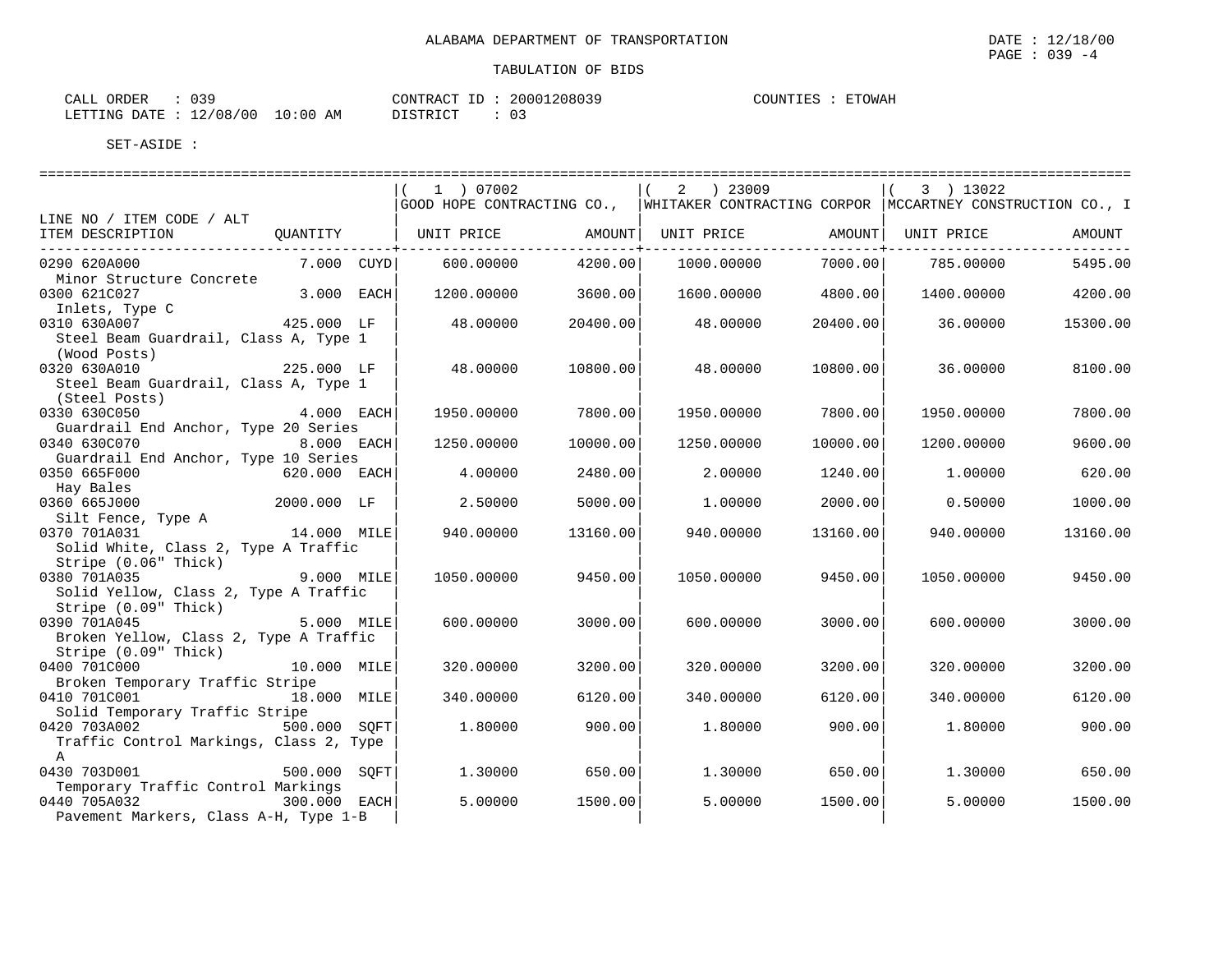ALABAMA DEPARTMENT OF TRANSPORTATION

DATE : 12/18/00
PAGE : 039 -4

TABULATION OF BIDS

CALL ORDER : 039
LETTING DATE : 12/08/00 10:00 AM

CONTRACT ID : 20001208039
DISTRICT : 03

COUNTIES : ETOWAH

SET-ASIDE :

| LINE NO / ITEM CODE / ALT ITEM DESCRIPTION | QUANTITY | (1) 07002 GOOD HOPE CONTRACTING CO., UNIT PRICE | AMOUNT | (2) 23009 WHITAKER CONTRACTING CORPOR UNIT PRICE | AMOUNT | (3) 13022 MCCARTNEY CONSTRUCTION CO., I UNIT PRICE | AMOUNT |
|---|---|---|---|---|---|---|---|
| 0290 620A000 Minor Structure Concrete | 7.000 CUYD | 600.00000 | 4200.00 | 1000.00000 | 7000.00 | 785.00000 | 5495.00 |
| 0300 621C027 Inlets, Type C | 3.000 EACH | 1200.00000 | 3600.00 | 1600.00000 | 4800.00 | 1400.00000 | 4200.00 |
| 0310 630A007 Steel Beam Guardrail, Class A, Type 1 (Wood Posts) | 425.000 LF | 48.00000 | 20400.00 | 48.00000 | 20400.00 | 36.00000 | 15300.00 |
| 0320 630A010 Steel Beam Guardrail, Class A, Type 1 (Steel Posts) | 225.000 LF | 48.00000 | 10800.00 | 48.00000 | 10800.00 | 36.00000 | 8100.00 |
| 0330 630C050 Guardrail End Anchor, Type 20 Series | 4.000 EACH | 1950.00000 | 7800.00 | 1950.00000 | 7800.00 | 1950.00000 | 7800.00 |
| 0340 630C070 Guardrail End Anchor, Type 10 Series | 8.000 EACH | 1250.00000 | 10000.00 | 1250.00000 | 10000.00 | 1200.00000 | 9600.00 |
| 0350 665F000 Hay Bales | 620.000 EACH | 4.00000 | 2480.00 | 2.00000 | 1240.00 | 1.00000 | 620.00 |
| 0360 665J000 Silt Fence, Type A | 2000.000 LF | 2.50000 | 5000.00 | 1.00000 | 2000.00 | 0.50000 | 1000.00 |
| 0370 701A031 Solid White, Class 2, Type A Traffic Stripe (0.06" Thick) | 14.000 MILE | 940.00000 | 13160.00 | 940.00000 | 13160.00 | 940.00000 | 13160.00 |
| 0380 701A035 Solid Yellow, Class 2, Type A Traffic Stripe (0.09" Thick) | 9.000 MILE | 1050.00000 | 9450.00 | 1050.00000 | 9450.00 | 1050.00000 | 9450.00 |
| 0390 701A045 Broken Yellow, Class 2, Type A Traffic Stripe (0.09" Thick) | 5.000 MILE | 600.00000 | 3000.00 | 600.00000 | 3000.00 | 600.00000 | 3000.00 |
| 0400 701C000 Broken Temporary Traffic Stripe | 10.000 MILE | 320.00000 | 3200.00 | 320.00000 | 3200.00 | 320.00000 | 3200.00 |
| 0410 701C001 Solid Temporary Traffic Stripe | 18.000 MILE | 340.00000 | 6120.00 | 340.00000 | 6120.00 | 340.00000 | 6120.00 |
| 0420 703A002 Traffic Control Markings, Class 2, Type A | 500.000 SQFT | 1.80000 | 900.00 | 1.80000 | 900.00 | 1.80000 | 900.00 |
| 0430 703D001 Temporary Traffic Control Markings | 500.000 SQFT | 1.30000 | 650.00 | 1.30000 | 650.00 | 1.30000 | 650.00 |
| 0440 705A032 Pavement Markers, Class A-H, Type 1-B | 300.000 EACH | 5.00000 | 1500.00 | 5.00000 | 1500.00 | 5.00000 | 1500.00 |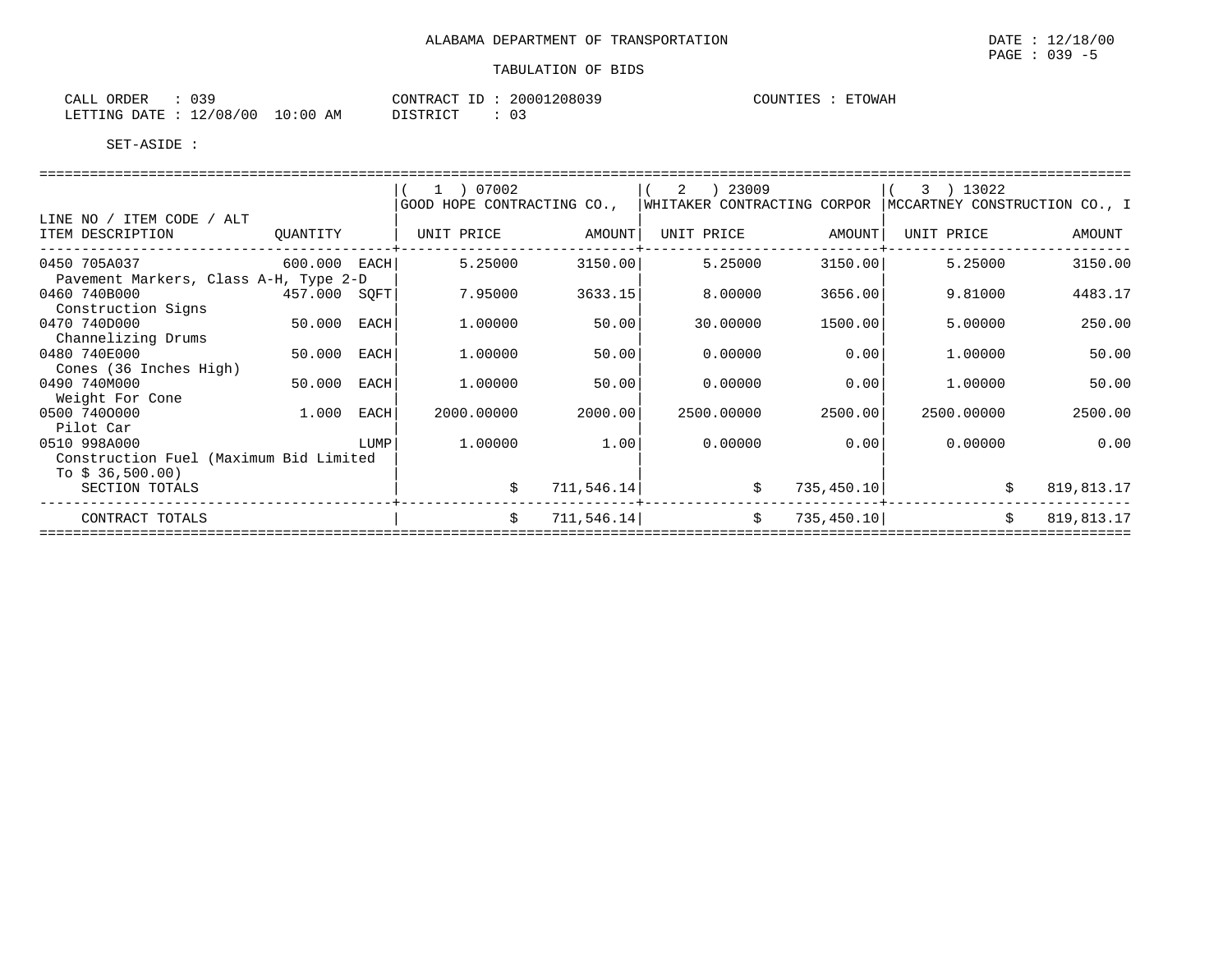ALABAMA DEPARTMENT OF TRANSPORTATION

TABULATION OF BIDS

CALL ORDER : 039
LETTING DATE : 12/08/00 10:00 AM

CONTRACT ID : 20001208039
DISTRICT : 03

COUNTIES : ETOWAH

SET-ASIDE :

| LINE NO / ITEM CODE / ALT ITEM DESCRIPTION | QUANTITY | (1) 07002 GOOD HOPE CONTRACTING CO., UNIT PRICE | AMOUNT | (2) 23009 WHITAKER CONTRACTING CORPOR UNIT PRICE | AMOUNT | (3) 13022 MCCARTNEY CONSTRUCTION CO., I UNIT PRICE | AMOUNT |
|---|---|---|---|---|---|---|---|
| 0450 705A037 Pavement Markers, Class A-H, Type 2-D | 600.000 EACH | 5.25000 | 3150.00 | 5.25000 | 3150.00 | 5.25000 | 3150.00 |
| 0460 740B000 Construction Signs | 457.000 SQFT | 7.95000 | 3633.15 | 8.00000 | 3656.00 | 9.81000 | 4483.17 |
| 0470 740D000 Channelizing Drums | 50.000 EACH | 1.00000 | 50.00 | 30.00000 | 1500.00 | 5.00000 | 250.00 |
| 0480 740E000 Cones (36 Inches High) | 50.000 EACH | 1.00000 | 50.00 | 0.00000 | 0.00 | 1.00000 | 50.00 |
| 0490 740M000 Weight For Cone | 50.000 EACH | 1.00000 | 50.00 | 0.00000 | 0.00 | 1.00000 | 50.00 |
| 0500 740O000 Pilot Car | 1.000 EACH | 2000.00000 | 2000.00 | 2500.00000 | 2500.00 | 2500.00000 | 2500.00 |
| 0510 998A000 Construction Fuel (Maximum Bid Limited To $ 36,500.00) | LUMP | 1.00000 | 1.00 | 0.00000 | 0.00 | 0.00000 | 0.00 |
| SECTION TOTALS | | $ | 711,546.14 | $ | 735,450.10 | $ | 819,813.17 |
| CONTRACT TOTALS | | $ | 711,546.14 | $ | 735,450.10 | $ | 819,813.17 |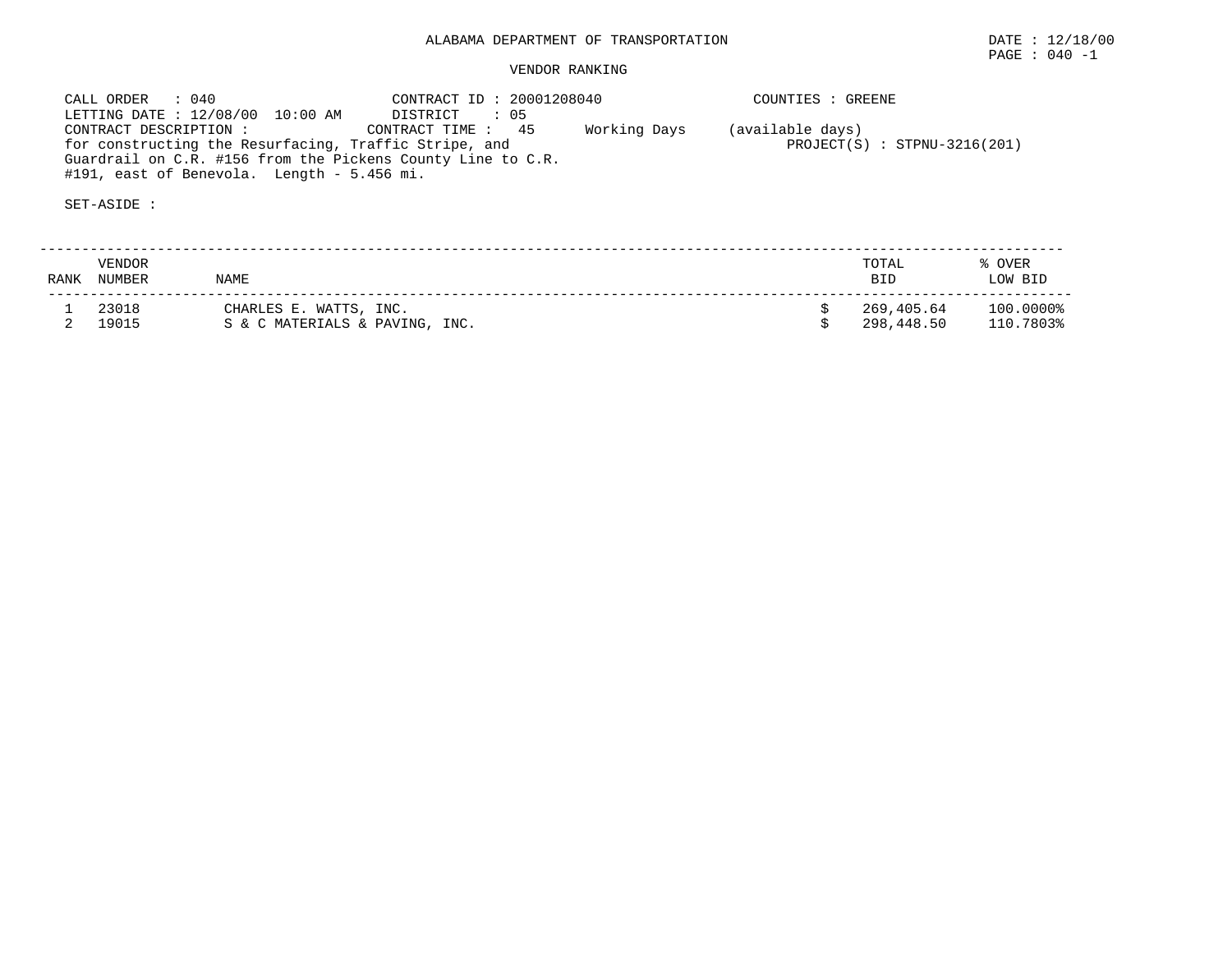# ALABAMA DEPARTMENT OF TRANSPORTATION

DATE : 12/18/00
PAGE : 040 -1

## VENDOR RANKING

CALL ORDER : 040
LETTING DATE : 12/08/00 10:00 AM
CONTRACT DESCRIPTION :
for constructing the Resurfacing, Traffic Stripe, and Guardrail on C.R. #156 from the Pickens County Line to C.R. #191, east of Benevola. Length - 5.456 mi.

CONTRACT ID : 20001208040
DISTRICT : 05
CONTRACT TIME : 45 Working Days (available days)

COUNTIES : GREENE
PROJECT(S) : STPNU-3216(201)

SET-ASIDE :

| RANK | VENDOR NUMBER | NAME | TOTAL BID | % OVER LOW BID |
|---|---|---|---|---|
| 1 | 23018 | CHARLES E. WATTS, INC. | $ 269,405.64 | 100.0000% |
| 2 | 19015 | S & C MATERIALS & PAVING, INC. | $ 298,448.50 | 110.7803% |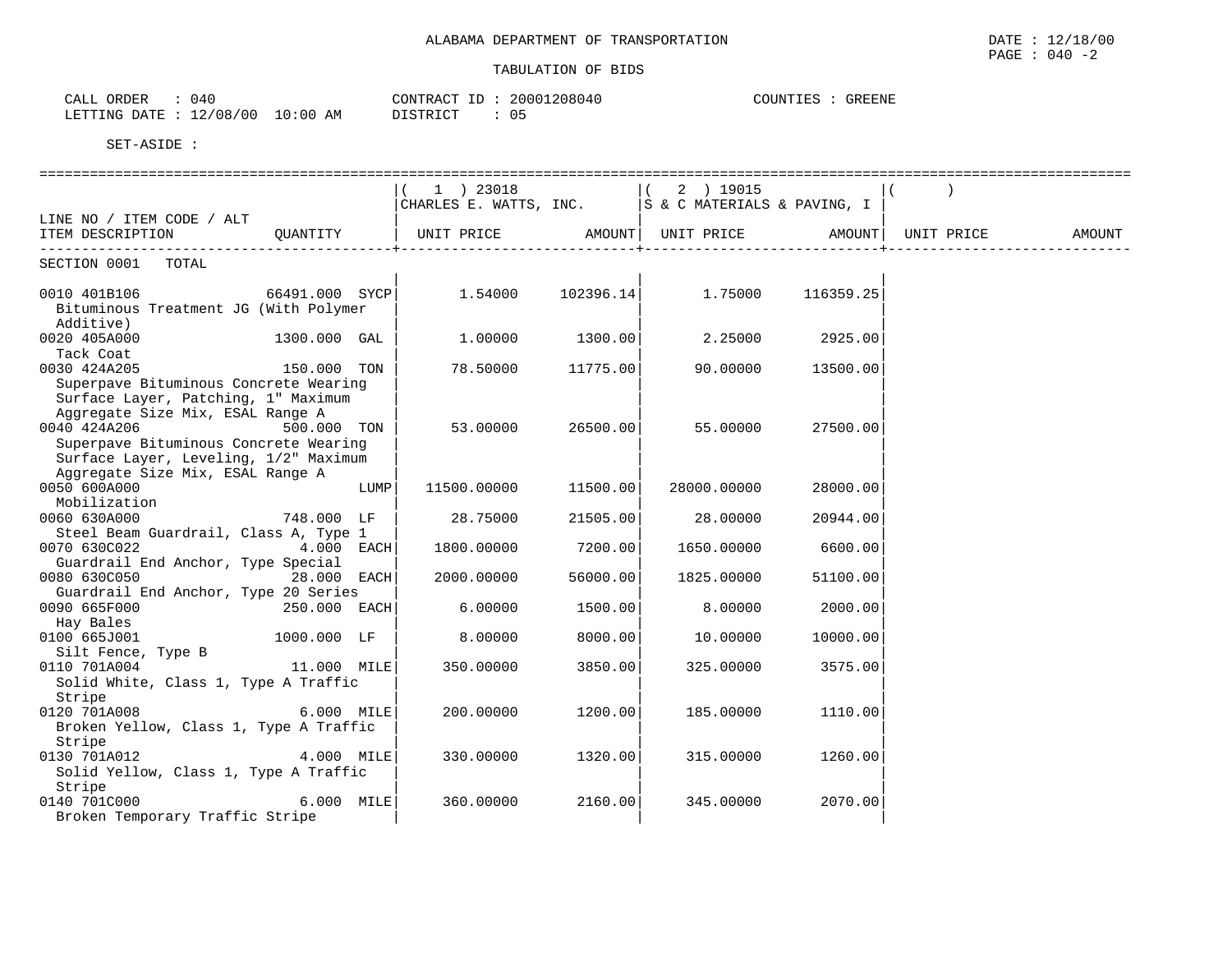ALABAMA DEPARTMENT OF TRANSPORTATION

DATE : 12/18/00
PAGE : 040 -2

TABULATION OF BIDS

CALL ORDER : 040
LETTING DATE : 12/08/00 10:00 AM

CONTRACT ID : 20001208040
DISTRICT : 05

COUNTIES : GREENE

SET-ASIDE :

| LINE NO / ITEM CODE / ALT ITEM DESCRIPTION | QUANTITY | ( 1 ) 23018 CHARLES E. WATTS, INC. UNIT PRICE | AMOUNT | ( 2 ) 19015 S & C MATERIALS & PAVING, I UNIT PRICE | AMOUNT | ( ) UNIT PRICE | AMOUNT |
|---|---|---|---|---|---|---|---|
| SECTION 0001 TOTAL | | | | | | | |
| 0010 401B106 Bituminous Treatment JG (With Polymer Additive) | 66491.000 SYCP | 1.54000 | 102396.14 | 1.75000 | 116359.25 | | |
| 0020 405A000 Tack Coat | 1300.000 GAL | 1.00000 | 1300.00 | 2.25000 | 2925.00 | | |
| 0030 424A205 Superpave Bituminous Concrete Wearing Surface Layer, Patching, 1" Maximum Aggregate Size Mix, ESAL Range A | 150.000 TON | 78.50000 | 11775.00 | 90.00000 | 13500.00 | | |
| 0040 424A206 Superpave Bituminous Concrete Wearing Surface Layer, Leveling, 1/2" Maximum Aggregate Size Mix, ESAL Range A | 500.000 TON | 53.00000 | 26500.00 | 55.00000 | 27500.00 | | |
| 0050 600A000 Mobilization | LUMP | 11500.00000 | 11500.00 | 28000.00000 | 28000.00 | | |
| 0060 630A000 Steel Beam Guardrail, Class A, Type 1 | 748.000 LF | 28.75000 | 21505.00 | 28.00000 | 20944.00 | | |
| 0070 630C022 Guardrail End Anchor, Type Special | 4.000 EACH | 1800.00000 | 7200.00 | 1650.00000 | 6600.00 | | |
| 0080 630C050 Guardrail End Anchor, Type 20 Series | 28.000 EACH | 2000.00000 | 56000.00 | 1825.00000 | 51100.00 | | |
| 0090 665F000 Hay Bales | 250.000 EACH | 6.00000 | 1500.00 | 8.00000 | 2000.00 | | |
| 0100 665J001 Silt Fence, Type B | 1000.000 LF | 8.00000 | 8000.00 | 10.00000 | 10000.00 | | |
| 0110 701A004 Solid White, Class 1, Type A Traffic Stripe | 11.000 MILE | 350.00000 | 3850.00 | 325.00000 | 3575.00 | | |
| 0120 701A008 Broken Yellow, Class 1, Type A Traffic Stripe | 6.000 MILE | 200.00000 | 1200.00 | 185.00000 | 1110.00 | | |
| 0130 701A012 Solid Yellow, Class 1, Type A Traffic Stripe | 4.000 MILE | 330.00000 | 1320.00 | 315.00000 | 1260.00 | | |
| 0140 701C000 Broken Temporary Traffic Stripe | 6.000 MILE | 360.00000 | 2160.00 | 345.00000 | 2070.00 | | |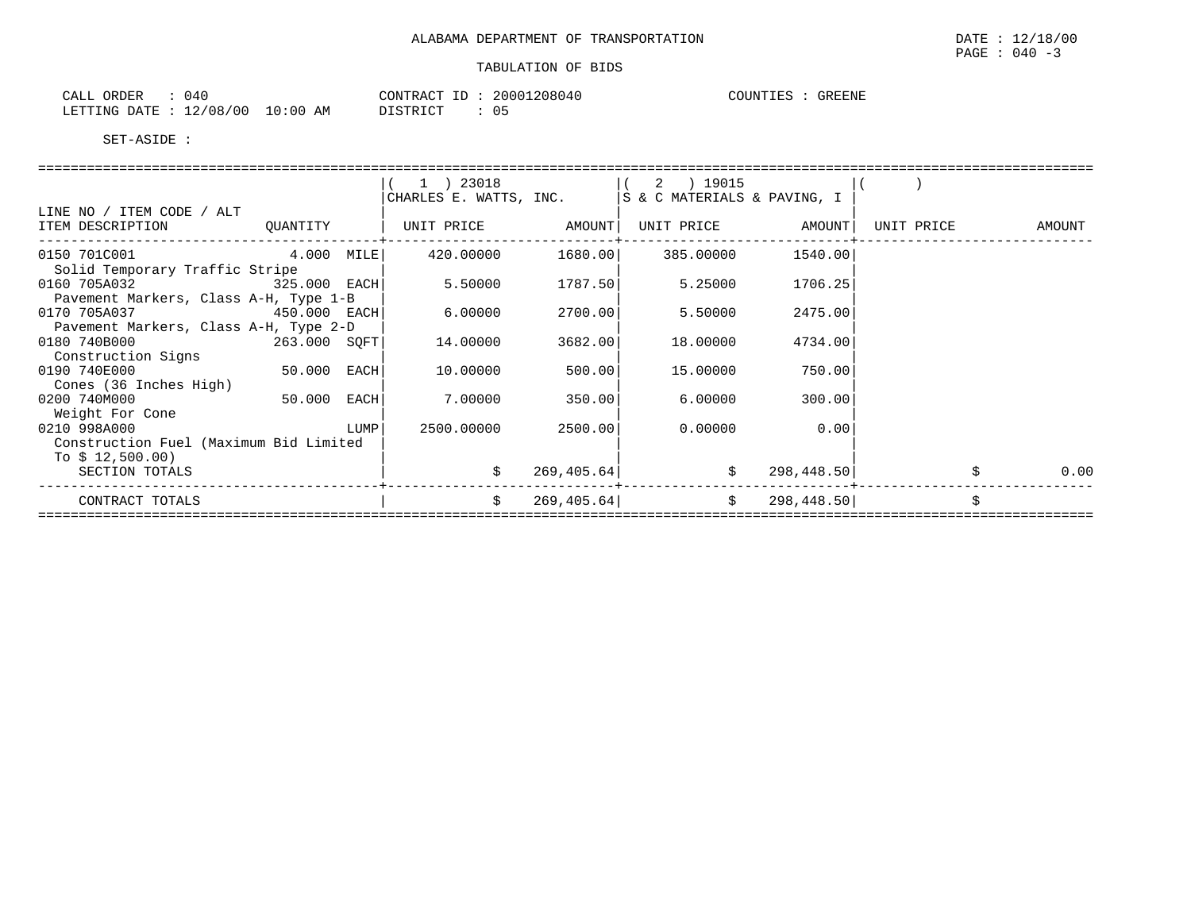ALABAMA DEPARTMENT OF TRANSPORTATION

DATE : 12/18/00

PAGE : 040 -3

TABULATION OF BIDS

CALL ORDER : 040 CONTRACT ID : 20001208040 COUNTIES : GREENE

LETTING DATE : 12/08/00 10:00 AM DISTRICT : 05

SET-ASIDE :

| LINE NO / ITEM CODE / ALT ITEM DESCRIPTION | QUANTITY | ( 1 ) 23018 CHARLES E. WATTS, INC. UNIT PRICE | AMOUNT | ( 2 ) 19015 S & C MATERIALS & PAVING, I UNIT PRICE | AMOUNT | ( ) UNIT PRICE | AMOUNT |
|---|---|---|---|---|---|---|---|
| 0150 701C001 Solid Temporary Traffic Stripe | 4.000 MILE | 420.00000 | 1680.00 | 385.00000 | 1540.00 | | |
| 0160 705A032 Pavement Markers, Class A-H, Type 1-B | 325.000 EACH | 5.50000 | 1787.50 | 5.25000 | 1706.25 | | |
| 0170 705A037 Pavement Markers, Class A-H, Type 2-D | 450.000 EACH | 6.00000 | 2700.00 | 5.50000 | 2475.00 | | |
| 0180 740B000 Construction Signs | 263.000 SQFT | 14.00000 | 3682.00 | 18.00000 | 4734.00 | | |
| 0190 740E000 Cones (36 Inches High) | 50.000 EACH | 10.00000 | 500.00 | 15.00000 | 750.00 | | |
| 0200 740M000 Weight For Cone | 50.000 EACH | 7.00000 | 350.00 | 6.00000 | 300.00 | | |
| 0210 998A000 Construction Fuel (Maximum Bid Limited To $ 12,500.00) | LUMP | 2500.00000 | 2500.00 | 0.00000 | 0.00 | | |
| SECTION TOTALS | | $ | 269,405.64 | $ | 298,448.50 | $ | 0.00 |
| CONTRACT TOTALS | | $ | 269,405.64 | $ | 298,448.50 | $ | |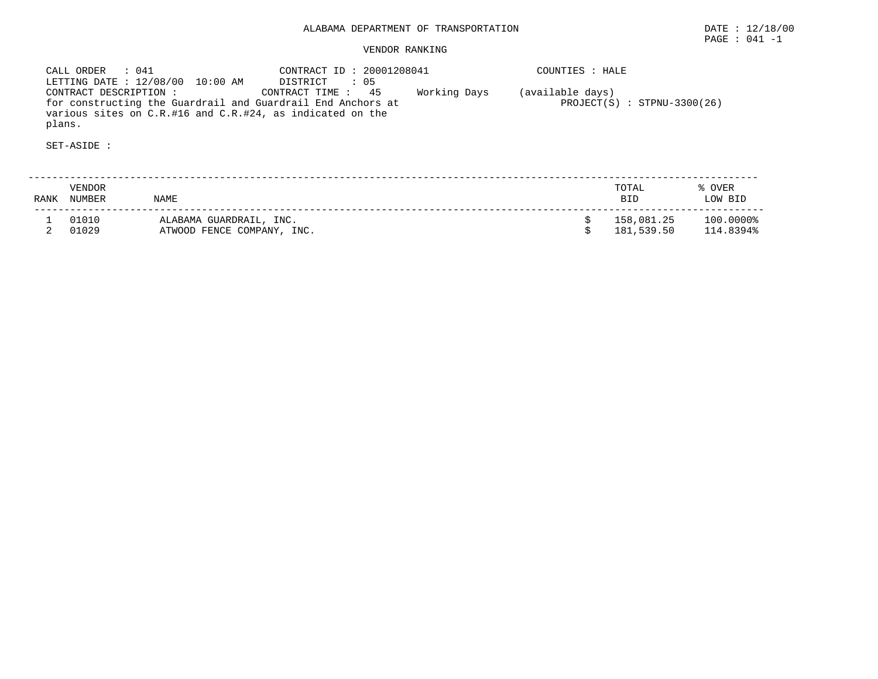ALABAMA DEPARTMENT OF TRANSPORTATION

DATE : 12/18/00

PAGE : 041 -1

VENDOR RANKING

CALL ORDER : 041
LETTING DATE : 12/08/00 10:00 AM
CONTRACT DESCRIPTION :
for constructing the Guardrail and Guardrail End Anchors at various sites on C.R.#16 and C.R.#24, as indicated on the plans.

CONTRACT ID : 20001208041
DISTRICT : 05
CONTRACT TIME : 45 Working Days (available days)

COUNTIES : HALE
PROJECT(S) : STPNU-3300(26)

SET-ASIDE :

| RANK | VENDOR NUMBER | NAME | TOTAL BID | % OVER LOW BID |
|---|---|---|---|---|
| 1 | 01010 | ALABAMA GUARDRAIL, INC. | $ 158,081.25 | 100.0000% |
| 2 | 01029 | ATWOOD FENCE COMPANY, INC. | $ 181,539.50 | 114.8394% |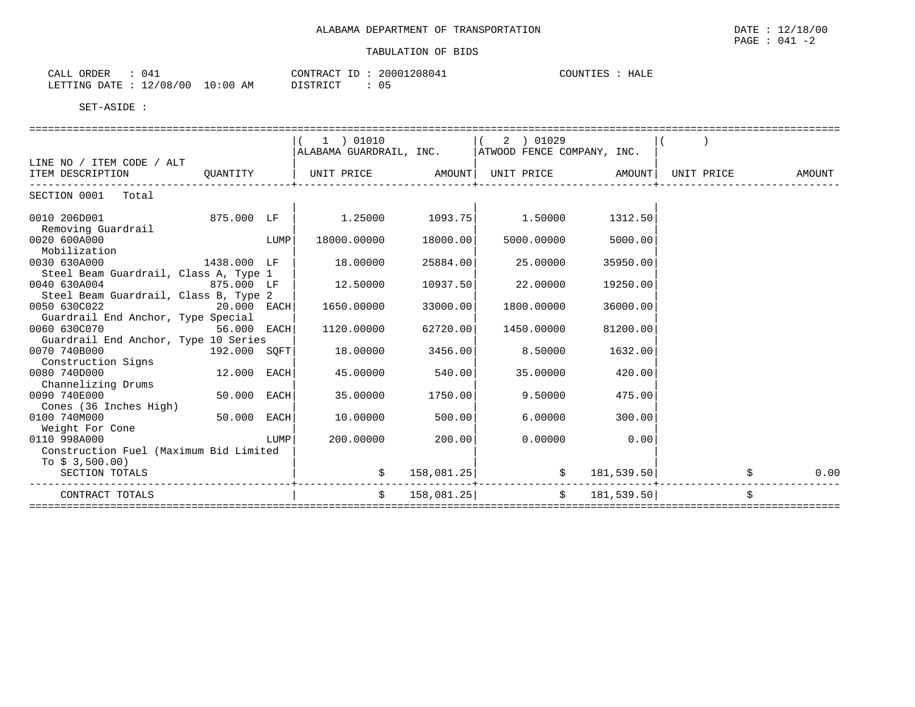ALABAMA DEPARTMENT OF TRANSPORTATION

DATE : 12/18/00

PAGE : 041 -2

TABULATION OF BIDS

CALL ORDER : 041 CONTRACT ID : 20001208041 COUNTIES : HALE

LETTING DATE : 12/08/00 10:00 AM DISTRICT : 05

SET-ASIDE :

| LINE NO / ITEM CODE / ALT ITEM DESCRIPTION | QUANTITY | ( 1 ) 01010 ALABAMA GUARDRAIL, INC. UNIT PRICE | AMOUNT | ( 2 ) 01029 ATWOOD FENCE COMPANY, INC. UNIT PRICE | AMOUNT | ( ) UNIT PRICE | AMOUNT |
|---|---|---|---|---|---|---|---|
| SECTION 0001 Total | | | | | | | |
| 0010 206D001 Removing Guardrail | 875.000 LF | 1.25000 | 1093.75 | 1.50000 | 1312.50 | | |
| 0020 600A000 Mobilization | LUMP | 18000.00000 | 18000.00 | 5000.00000 | 5000.00 | | |
| 0030 630A000 Steel Beam Guardrail, Class A, Type 1 | 1438.000 LF | 18.00000 | 25884.00 | 25.00000 | 35950.00 | | |
| 0040 630A004 Steel Beam Guardrail, Class B, Type 2 | 875.000 LF | 12.50000 | 10937.50 | 22.00000 | 19250.00 | | |
| 0050 630C022 Guardrail End Anchor, Type Special | 20.000 EACH | 1650.00000 | 33000.00 | 1800.00000 | 36000.00 | | |
| 0060 630C070 Guardrail End Anchor, Type 10 Series | 56.000 EACH | 1120.00000 | 62720.00 | 1450.00000 | 81200.00 | | |
| 0070 740B000 Construction Signs | 192.000 SQFT | 18.00000 | 3456.00 | 8.50000 | 1632.00 | | |
| 0080 740D000 Channelizing Drums | 12.000 EACH | 45.00000 | 540.00 | 35.00000 | 420.00 | | |
| 0090 740E000 Cones (36 Inches High) | 50.000 EACH | 35.00000 | 1750.00 | 9.50000 | 475.00 | | |
| 0100 740M000 Weight For Cone | 50.000 EACH | 10.00000 | 500.00 | 6.00000 | 300.00 | | |
| 0110 998A000 Construction Fuel (Maximum Bid Limited To $ 3,500.00) | LUMP | 200.00000 | 200.00 | 0.00000 | 0.00 | | |
| SECTION TOTALS | | $ | 158,081.25 | $ | 181,539.50 | $ | 0.00 |
| CONTRACT TOTALS | | $ | 158,081.25 | $ | 181,539.50 | $ | |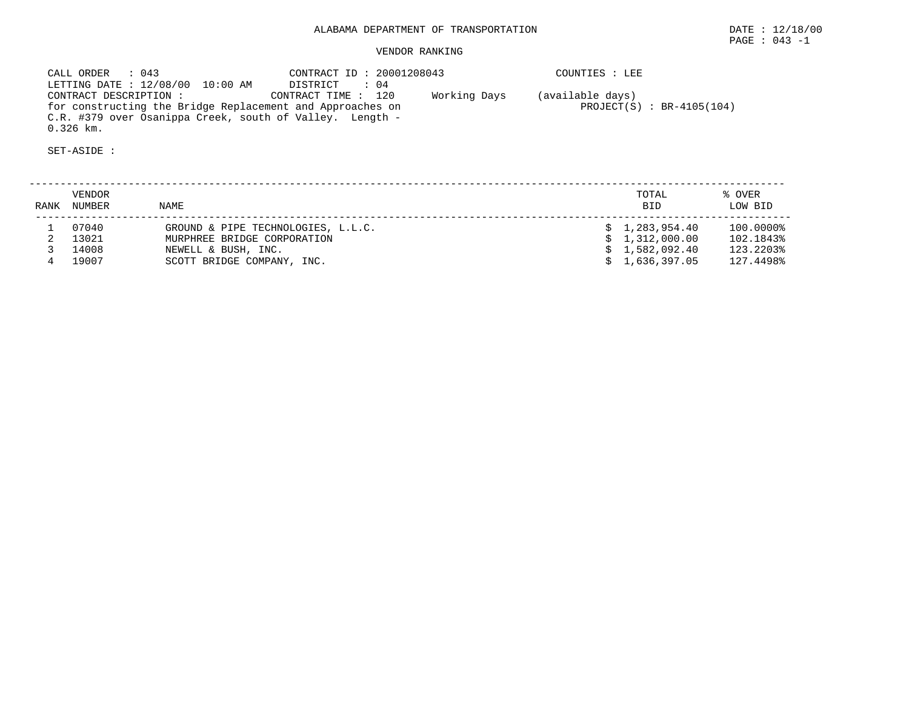ALABAMA DEPARTMENT OF TRANSPORTATION

DATE : 12/18/00

PAGE : 043 -1

VENDOR RANKING

CALL ORDER : 043
CONTRACT ID : 20001208043
COUNTIES : LEE

LETTING DATE : 12/08/00 10:00 AM
DISTRICT : 04

CONTRACT DESCRIPTION :
CONTRACT TIME : 120 Working Days (available days)

for constructing the Bridge Replacement and Approaches on C.R. #379 over Osanippa Creek, south of Valley. Length - 0.326 km.

PROJECT(S) : BR-4105(104)

SET-ASIDE :

| RANK | VENDOR NUMBER | NAME | TOTAL BID | % OVER LOW BID |
|---|---|---|---|---|
| 1 | 07040 | GROUND & PIPE TECHNOLOGIES, L.L.C. | $ 1,283,954.40 | 100.0000% |
| 2 | 13021 | MURPHREE BRIDGE CORPORATION | $ 1,312,000.00 | 102.1843% |
| 3 | 14008 | NEWELL & BUSH, INC. | $ 1,582,092.40 | 123.2203% |
| 4 | 19007 | SCOTT BRIDGE COMPANY, INC. | $ 1,636,397.05 | 127.4498% |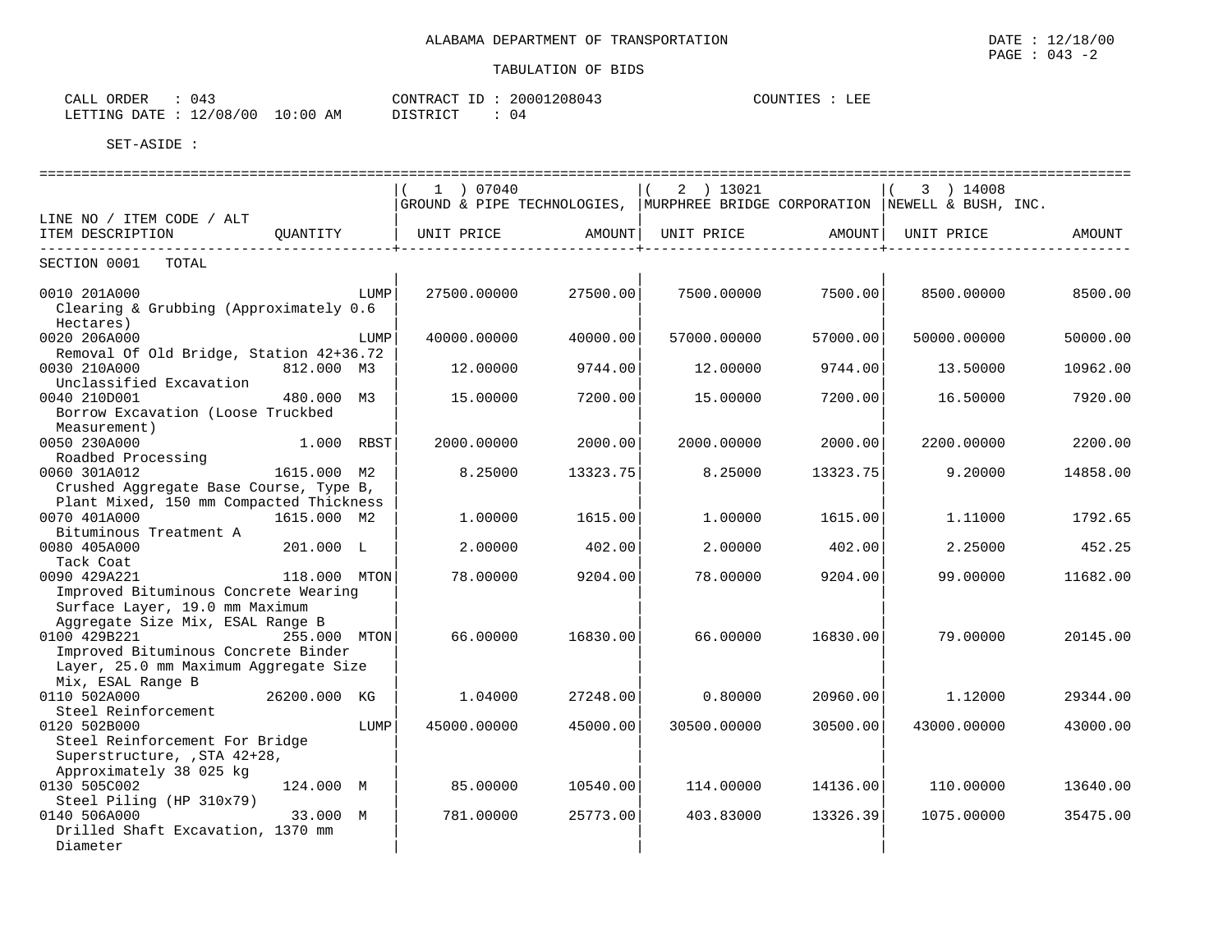ALABAMA DEPARTMENT OF TRANSPORTATION

TABULATION OF BIDS

DATE : 12/18/00
PAGE : 043 -2

CALL ORDER : 043
LETTING DATE : 12/08/00 10:00 AM
CONTRACT ID : 20001208043
DISTRICT : 04
COUNTIES : LEE

SET-ASIDE :

| LINE NO / ITEM CODE / ALT<br>ITEM DESCRIPTION | QUANTITY | ( 1 ) 07040<br>GROUND & PIPE TECHNOLOGIES,<br>UNIT PRICE | AMOUNT | ( 2 ) 13021<br>MURPHREE BRIDGE CORPORATION<br>UNIT PRICE | AMOUNT | ( 3 ) 14008<br>NEWELL & BUSH, INC.<br>UNIT PRICE | AMOUNT |
|---|---|---|---|---|---|---|---|
| SECTION 0001 TOTAL | | | | | | | |
| 0010 201A000<br>Clearing & Grubbing (Approximately 0.6 Hectares) | LUMP | 27500.00000 | 27500.00 | 7500.00000 | 7500.00 | 8500.00000 | 8500.00 |
| 0020 206A000<br>Removal Of Old Bridge, Station 42+36.72 | LUMP | 40000.00000 | 40000.00 | 57000.00000 | 57000.00 | 50000.00000 | 50000.00 |
| 0030 210A000<br>Unclassified Excavation | 812.000 M3 | 12.00000 | 9744.00 | 12.00000 | 9744.00 | 13.50000 | 10962.00 |
| 0040 210D001<br>Borrow Excavation (Loose Truckbed Measurement) | 480.000 M3 | 15.00000 | 7200.00 | 15.00000 | 7200.00 | 16.50000 | 7920.00 |
| 0050 230A000<br>Roadbed Processing | 1.000 RBST | 2000.00000 | 2000.00 | 2000.00000 | 2000.00 | 2200.00000 | 2200.00 |
| 0060 301A012<br>Crushed Aggregate Base Course, Type B, Plant Mixed, 150 mm Compacted Thickness | 1615.000 M2 | 8.25000 | 13323.75 | 8.25000 | 13323.75 | 9.20000 | 14858.00 |
| 0070 401A000<br>Bituminous Treatment A | 1615.000 M2 | 1.00000 | 1615.00 | 1.00000 | 1615.00 | 1.11000 | 1792.65 |
| 0080 405A000<br>Tack Coat | 201.000 L | 2.00000 | 402.00 | 2.00000 | 402.00 | 2.25000 | 452.25 |
| 0090 429A221<br>Improved Bituminous Concrete Wearing Surface Layer, 19.0 mm Maximum Aggregate Size Mix, ESAL Range B | 118.000 MTON | 78.00000 | 9204.00 | 78.00000 | 9204.00 | 99.00000 | 11682.00 |
| 0100 429B221<br>Improved Bituminous Concrete Binder Layer, 25.0 mm Maximum Aggregate Size Mix, ESAL Range B | 255.000 MTON | 66.00000 | 16830.00 | 66.00000 | 16830.00 | 79.00000 | 20145.00 |
| 0110 502A000<br>Steel Reinforcement | 26200.000 KG | 1.04000 | 27248.00 | 0.80000 | 20960.00 | 1.12000 | 29344.00 |
| 0120 502B000<br>Steel Reinforcement For Bridge Superstructure, ,STA 42+28, Approximately 38 025 kg | LUMP | 45000.00000 | 45000.00 | 30500.00000 | 30500.00 | 43000.00000 | 43000.00 |
| 0130 505C002<br>Steel Piling (HP 310x79) | 124.000 M | 85.00000 | 10540.00 | 114.00000 | 14136.00 | 110.00000 | 13640.00 |
| 0140 506A000<br>Drilled Shaft Excavation, 1370 mm Diameter | 33.000 M | 781.00000 | 25773.00 | 403.83000 | 13326.39 | 1075.00000 | 35475.00 |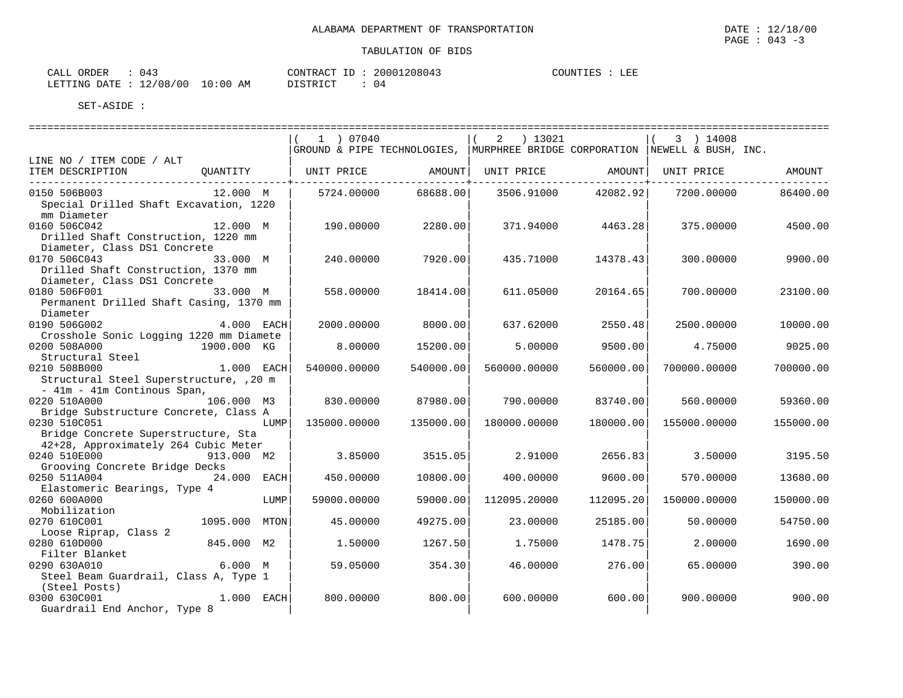ALABAMA DEPARTMENT OF TRANSPORTATION

DATE : 12/18/00
PAGE : 043 -3

TABULATION OF BIDS

CALL ORDER : 043
LETTING DATE : 12/08/00 10:00 AM
CONTRACT ID : 20001208043
DISTRICT : 04
COUNTIES : LEE

SET-ASIDE :

| LINE NO / ITEM CODE / ALT<br>ITEM DESCRIPTION | QUANTITY | ( 1 ) 07040<br>GROUND & PIPE TECHNOLOGIES,<br>UNIT PRICE | AMOUNT | ( 2 ) 13021<br>MURPHREE BRIDGE CORPORATION<br>UNIT PRICE | AMOUNT | ( 3 ) 14008<br>NEWELL & BUSH, INC.<br>UNIT PRICE | AMOUNT |
|---|---|---|---|---|---|---|---|
| 0150 506B003<br>Special Drilled Shaft Excavation, 1220 mm Diameter | 12.000 M | 5724.00000 | 68688.00 | 3506.91000 | 42082.92 | 7200.00000 | 86400.00 |
| 0160 506C042<br>Drilled Shaft Construction, 1220 mm Diameter, Class DS1 Concrete | 12.000 M | 190.00000 | 2280.00 | 371.94000 | 4463.28 | 375.00000 | 4500.00 |
| 0170 506C043<br>Drilled Shaft Construction, 1370 mm Diameter, Class DS1 Concrete | 33.000 M | 240.00000 | 7920.00 | 435.71000 | 14378.43 | 300.00000 | 9900.00 |
| 0180 506F001<br>Permanent Drilled Shaft Casing, 1370 mm Diameter | 33.000 M | 558.00000 | 18414.00 | 611.05000 | 20164.65 | 700.00000 | 23100.00 |
| 0190 506G002<br>Crosshole Sonic Logging 1220 mm Diamete | 4.000 EACH | 2000.00000 | 8000.00 | 637.62000 | 2550.48 | 2500.00000 | 10000.00 |
| 0200 508A000<br>Structural Steel | 1900.000 KG | 8.00000 | 15200.00 | 5.00000 | 9500.00 | 4.75000 | 9025.00 |
| 0210 508B000<br>Structural Steel Superstructure, ,20 m - 41m - 41m Continous Span, | 1.000 EACH | 540000.00000 | 540000.00 | 560000.00000 | 560000.00 | 700000.00000 | 700000.00 |
| 0220 510A000<br>Bridge Substructure Concrete, Class A | 106.000 M3 | 830.00000 | 87980.00 | 790.00000 | 83740.00 | 560.00000 | 59360.00 |
| 0230 510C051<br>Bridge Concrete Superstructure, Sta 42+28, Approximately 264 Cubic Meter | LUMP | 135000.00000 | 135000.00 | 180000.00000 | 180000.00 | 155000.00000 | 155000.00 |
| 0240 510E000<br>Grooving Concrete Bridge Decks | 913.000 M2 | 3.85000 | 3515.05 | 2.91000 | 2656.83 | 3.50000 | 3195.50 |
| 0250 511A004<br>Elastomeric Bearings, Type 4 | 24.000 EACH | 450.00000 | 10800.00 | 400.00000 | 9600.00 | 570.00000 | 13680.00 |
| 0260 600A000<br>Mobilization | LUMP | 59000.00000 | 59000.00 | 112095.20000 | 112095.20 | 150000.00000 | 150000.00 |
| 0270 610C001<br>Loose Riprap, Class 2 | 1095.000 MTON | 45.00000 | 49275.00 | 23.00000 | 25185.00 | 50.00000 | 54750.00 |
| 0280 610D000<br>Filter Blanket | 845.000 M2 | 1.50000 | 1267.50 | 1.75000 | 1478.75 | 2.00000 | 1690.00 |
| 0290 630A010<br>Steel Beam Guardrail, Class A, Type 1 (Steel Posts) | 6.000 M | 59.05000 | 354.30 | 46.00000 | 276.00 | 65.00000 | 390.00 |
| 0300 630C001<br>Guardrail End Anchor, Type 8 | 1.000 EACH | 800.00000 | 800.00 | 600.00000 | 600.00 | 900.00000 | 900.00 |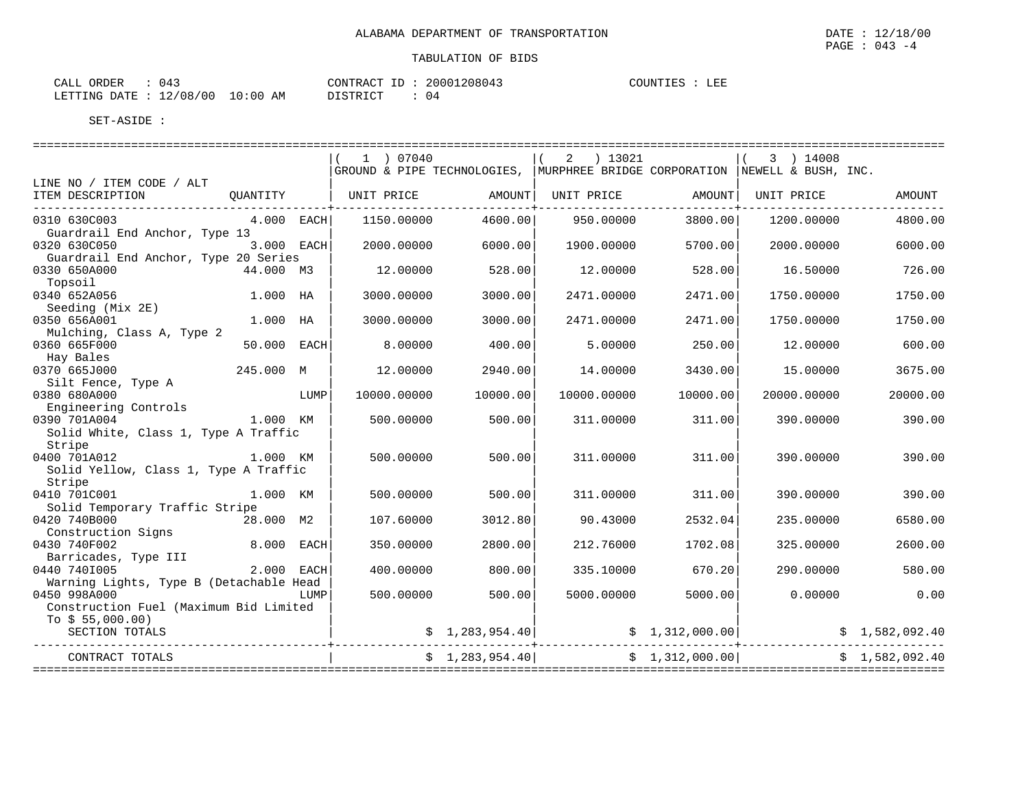ALABAMA DEPARTMENT OF TRANSPORTATION

DATE : 12/18/00
PAGE : 043 -4

TABULATION OF BIDS

CALL ORDER : 043
LETTING DATE : 12/08/00 10:00 AM

CONTRACT ID : 20001208043
DISTRICT : 04

COUNTIES : LEE

SET-ASIDE :

| LINE NO / ITEM CODE / ALT ITEM DESCRIPTION | QUANTITY | | ( 1 ) 07040 GROUND & PIPE TECHNOLOGIES, UNIT PRICE | AMOUNT | ( 2 ) 13021 MURPHREE BRIDGE CORPORATION UNIT PRICE | AMOUNT | ( 3 ) 14008 NEWELL & BUSH, INC. UNIT PRICE | AMOUNT |
|---|---|---|---|---|---|---|---|---|
| 0310 630C003 Guardrail End Anchor, Type 13 | 4.000 | EACH | 1150.00000 | 4600.00 | 950.00000 | 3800.00 | 1200.00000 | 4800.00 |
| 0320 630C050 Guardrail End Anchor, Type 20 Series | 3.000 | EACH | 2000.00000 | 6000.00 | 1900.00000 | 5700.00 | 2000.00000 | 6000.00 |
| 0330 650A000 Topsoil | 44.000 | M3 | 12.00000 | 528.00 | 12.00000 | 528.00 | 16.50000 | 726.00 |
| 0340 652A056 Seeding (Mix 2E) | 1.000 | HA | 3000.00000 | 3000.00 | 2471.00000 | 2471.00 | 1750.00000 | 1750.00 |
| 0350 656A001 Mulching, Class A, Type 2 | 1.000 | HA | 3000.00000 | 3000.00 | 2471.00000 | 2471.00 | 1750.00000 | 1750.00 |
| 0360 665F000 Hay Bales | 50.000 | EACH | 8.00000 | 400.00 | 5.00000 | 250.00 | 12.00000 | 600.00 |
| 0370 665J000 Silt Fence, Type A | 245.000 | M | 12.00000 | 2940.00 | 14.00000 | 3430.00 | 15.00000 | 3675.00 |
| 0380 680A000 Engineering Controls | | LUMP | 10000.00000 | 10000.00 | 10000.00000 | 10000.00 | 20000.00000 | 20000.00 |
| 0390 701A004 Solid White, Class 1, Type A Traffic Stripe | 1.000 | KM | 500.00000 | 500.00 | 311.00000 | 311.00 | 390.00000 | 390.00 |
| 0400 701A012 Solid Yellow, Class 1, Type A Traffic Stripe | 1.000 | KM | 500.00000 | 500.00 | 311.00000 | 311.00 | 390.00000 | 390.00 |
| 0410 701C001 Solid Temporary Traffic Stripe | 1.000 | KM | 500.00000 | 500.00 | 311.00000 | 311.00 | 390.00000 | 390.00 |
| 0420 740B000 Construction Signs | 28.000 | M2 | 107.60000 | 3012.80 | 90.43000 | 2532.04 | 235.00000 | 6580.00 |
| 0430 740F002 Barricades, Type III | 8.000 | EACH | 350.00000 | 2800.00 | 212.76000 | 1702.08 | 325.00000 | 2600.00 |
| 0440 740I005 Warning Lights, Type B (Detachable Head | 2.000 | EACH | 400.00000 | 800.00 | 335.10000 | 670.20 | 290.00000 | 580.00 |
| 0450 998A000 Construction Fuel (Maximum Bid Limited To $ 55,000.00) | | LUMP | 500.00000 | 500.00 | 5000.00000 | 5000.00 | 0.00000 | 0.00 |
| SECTION TOTALS | | | | $ 1,283,954.40 | | $ 1,312,000.00 | | $ 1,582,092.40 |
| CONTRACT TOTALS | | | | $ 1,283,954.40 | | $ 1,312,000.00 | | $ 1,582,092.40 |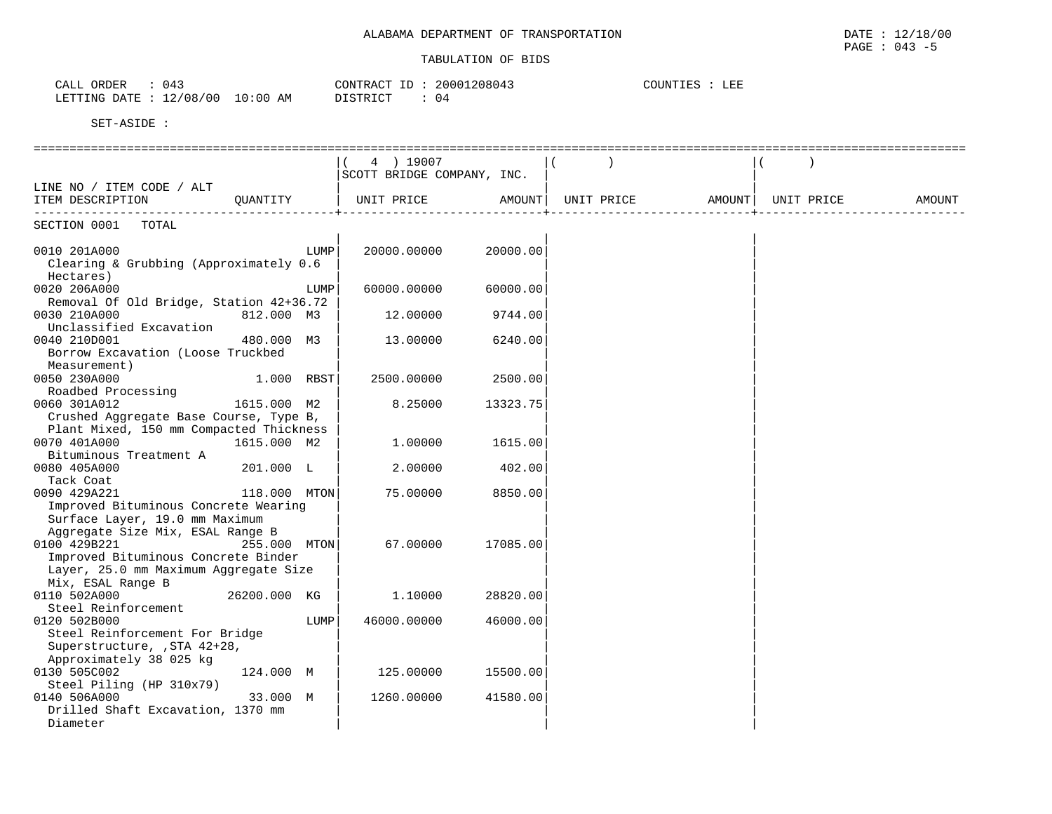ALABAMA DEPARTMENT OF TRANSPORTATION

TABULATION OF BIDS

CALL ORDER : 043
LETTING DATE : 12/08/00 10:00 AM

CONTRACT ID : 20001208043
DISTRICT : 04

COUNTIES : LEE

SET-ASIDE :

| LINE NO / ITEM CODE / ALT ITEM DESCRIPTION | QUANTITY | ( 4 ) 19007 SCOTT BRIDGE COMPANY, INC. UNIT PRICE | AMOUNT | ( ) UNIT PRICE | AMOUNT | ( ) UNIT PRICE | AMOUNT |
|---|---|---|---|---|---|---|---|
| SECTION 0001 TOTAL | | | | | | | |
| 0010 201A000 Clearing & Grubbing (Approximately 0.6 Hectares) | LUMP | 20000.00000 | 20000.00 | | | | |
| 0020 206A000 Removal Of Old Bridge, Station 42+36.72 | LUMP | 60000.00000 | 60000.00 | | | | |
| 0030 210A000 Unclassified Excavation | 812.000 M3 | 12.00000 | 9744.00 | | | | |
| 0040 210D001 Borrow Excavation (Loose Truckbed Measurement) | 480.000 M3 | 13.00000 | 6240.00 | | | | |
| 0050 230A000 Roadbed Processing | 1.000 RBST | 2500.00000 | 2500.00 | | | | |
| 0060 301A012 Crushed Aggregate Base Course, Type B, Plant Mixed, 150 mm Compacted Thickness | 1615.000 M2 | 8.25000 | 13323.75 | | | | |
| 0070 401A000 Bituminous Treatment A | 1615.000 M2 | 1.00000 | 1615.00 | | | | |
| 0080 405A000 Tack Coat | 201.000 L | 2.00000 | 402.00 | | | | |
| 0090 429A221 Improved Bituminous Concrete Wearing Surface Layer, 19.0 mm Maximum Aggregate Size Mix, ESAL Range B | 118.000 MTON | 75.00000 | 8850.00 | | | | |
| 0100 429B221 Improved Bituminous Concrete Binder Layer, 25.0 mm Maximum Aggregate Size Mix, ESAL Range B | 255.000 MTON | 67.00000 | 17085.00 | | | | |
| 0110 502A000 Steel Reinforcement | 26200.000 KG | 1.10000 | 28820.00 | | | | |
| 0120 502B000 Steel Reinforcement For Bridge Superstructure, ,STA 42+28, Approximately 38 025 kg | LUMP | 46000.00000 | 46000.00 | | | | |
| 0130 505C002 Steel Piling (HP 310x79) | 124.000 M | 125.00000 | 15500.00 | | | | |
| 0140 506A000 Drilled Shaft Excavation, 1370 mm Diameter | 33.000 M | 1260.00000 | 41580.00 | | | | |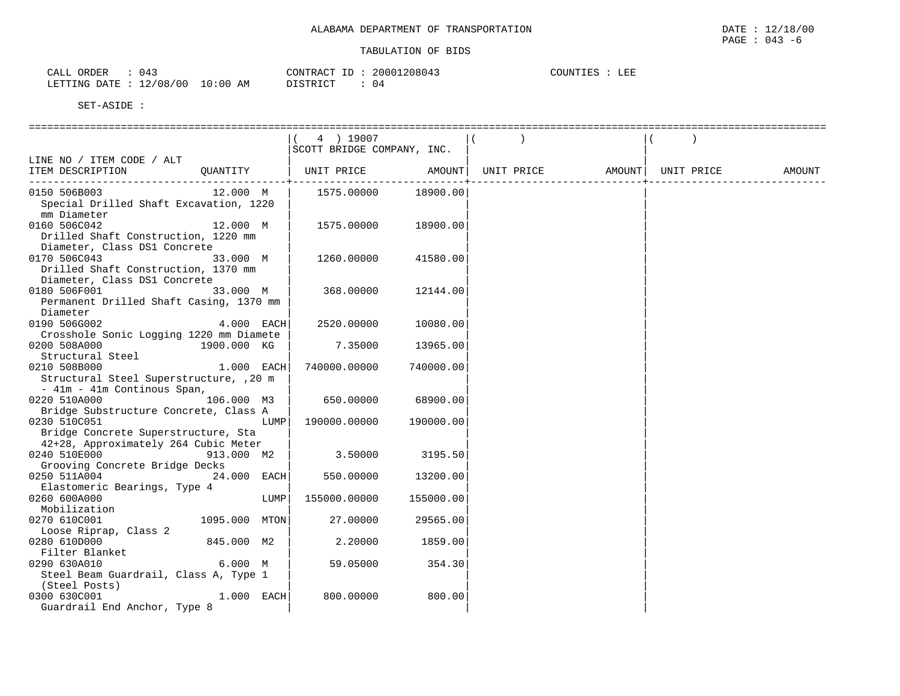ALABAMA DEPARTMENT OF TRANSPORTATION

TABULATION OF BIDS

DATE : 12/18/00
PAGE : 043 -6

CALL ORDER : 043
LETTING DATE : 12/08/00 10:00 AM

CONTRACT ID : 20001208043
DISTRICT : 04

COUNTIES : LEE

SET-ASIDE :

| LINE NO / ITEM CODE / ALT<br>ITEM DESCRIPTION | QUANTITY | ( 4 ) 19007<br>SCOTT BRIDGE COMPANY, INC.<br>UNIT PRICE | AMOUNT | ( )<br>UNIT PRICE | AMOUNT | ( )<br>UNIT PRICE | AMOUNT |
|---|---|---|---|---|---|---|---|
| 0150 506B003<br>Special Drilled Shaft Excavation, 1220 mm Diameter | 12.000 M | 1575.00000 | 18900.00 | | | | |
| 0160 506C042<br>Drilled Shaft Construction, 1220 mm Diameter, Class DS1 Concrete | 12.000 M | 1575.00000 | 18900.00 | | | | |
| 0170 506C043<br>Drilled Shaft Construction, 1370 mm Diameter, Class DS1 Concrete | 33.000 M | 1260.00000 | 41580.00 | | | | |
| 0180 506F001<br>Permanent Drilled Shaft Casing, 1370 mm Diameter | 33.000 M | 368.00000 | 12144.00 | | | | |
| 0190 506G002<br>Crosshole Sonic Logging 1220 mm Diamete | 4.000 EACH | 2520.00000 | 10080.00 | | | | |
| 0200 508A000<br>Structural Steel | 1900.000 KG | 7.35000 | 13965.00 | | | | |
| 0210 508B000<br>Structural Steel Superstructure, ,20 m - 41m - 41m Continous Span, | 1.000 EACH | 740000.00000 | 740000.00 | | | | |
| 0220 510A000<br>Bridge Substructure Concrete, Class A | 106.000 M3 | 650.00000 | 68900.00 | | | | |
| 0230 510C051<br>Bridge Concrete Superstructure, Sta 42+28, Approximately 264 Cubic Meter | LUMP | 190000.00000 | 190000.00 | | | | |
| 0240 510E000<br>Grooving Concrete Bridge Decks | 913.000 M2 | 3.50000 | 3195.50 | | | | |
| 0250 511A004<br>Elastomeric Bearings, Type 4 | 24.000 EACH | 550.00000 | 13200.00 | | | | |
| 0260 600A000<br>Mobilization | LUMP | 155000.00000 | 155000.00 | | | | |
| 0270 610C001<br>Loose Riprap, Class 2 | 1095.000 MTON | 27.00000 | 29565.00 | | | | |
| 0280 610D000<br>Filter Blanket | 845.000 M2 | 2.20000 | 1859.00 | | | | |
| 0290 630A010<br>Steel Beam Guardrail, Class A, Type 1 (Steel Posts) | 6.000 M | 59.05000 | 354.30 | | | | |
| 0300 630C001<br>Guardrail End Anchor, Type 8 | 1.000 EACH | 800.00000 | 800.00 | | | | |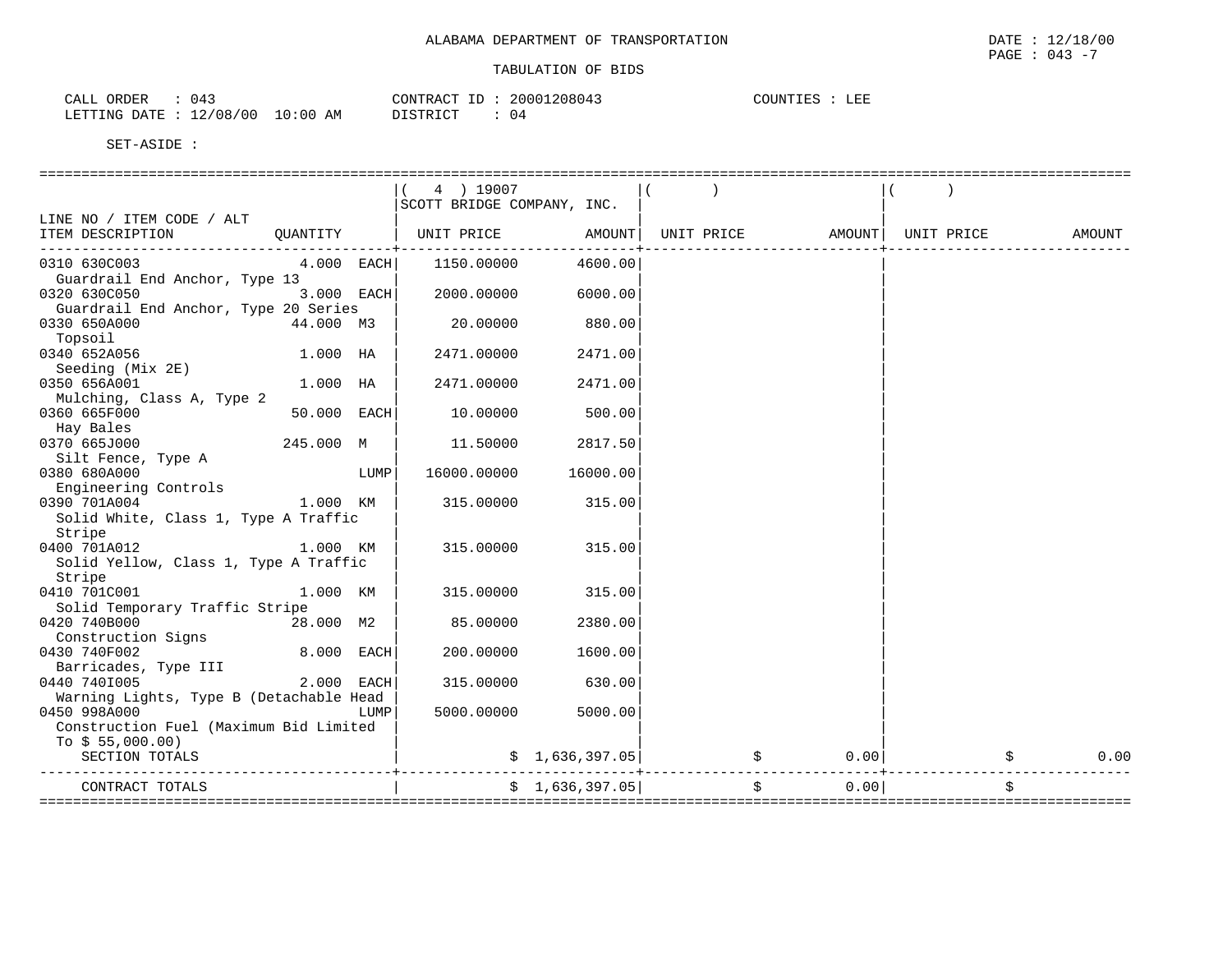ALABAMA DEPARTMENT OF TRANSPORTATION

DATE : 12/18/00
PAGE : 043 -7

TABULATION OF BIDS

CALL ORDER : 043
LETTING DATE : 12/08/00 10:00 AM

CONTRACT ID : 20001208043
DISTRICT : 04

COUNTIES : LEE

SET-ASIDE :

| LINE NO / ITEM CODE / ALT ITEM DESCRIPTION | QUANTITY | ( 4 ) 19007 SCOTT BRIDGE COMPANY, INC. UNIT PRICE | AMOUNT | ( ) UNIT PRICE | AMOUNT | ( ) UNIT PRICE | AMOUNT |
|---|---|---|---|---|---|---|---|
| 0310 630C003 Guardrail End Anchor, Type 13 | 4.000 EACH | 1150.00000 | 4600.00 | | | | |
| 0320 630C050 Guardrail End Anchor, Type 20 Series | 3.000 EACH | 2000.00000 | 6000.00 | | | | |
| 0330 650A000 Topsoil | 44.000 M3 | 20.00000 | 880.00 | | | | |
| 0340 652A056 Seeding (Mix 2E) | 1.000 HA | 2471.00000 | 2471.00 | | | | |
| 0350 656A001 Mulching, Class A, Type 2 | 1.000 HA | 2471.00000 | 2471.00 | | | | |
| 0360 665F000 Hay Bales | 50.000 EACH | 10.00000 | 500.00 | | | | |
| 0370 665J000 Silt Fence, Type A | 245.000 M | 11.50000 | 2817.50 | | | | |
| 0380 680A000 Engineering Controls | LUMP | 16000.00000 | 16000.00 | | | | |
| 0390 701A004 Solid White, Class 1, Type A Traffic Stripe | 1.000 KM | 315.00000 | 315.00 | | | | |
| 0400 701A012 Solid Yellow, Class 1, Type A Traffic Stripe | 1.000 KM | 315.00000 | 315.00 | | | | |
| 0410 701C001 Solid Temporary Traffic Stripe | 1.000 KM | 315.00000 | 315.00 | | | | |
| 0420 740B000 Construction Signs | 28.000 M2 | 85.00000 | 2380.00 | | | | |
| 0430 740F002 Barricades, Type III | 8.000 EACH | 200.00000 | 1600.00 | | | | |
| 0440 740I005 Warning Lights, Type B (Detachable Head | 2.000 EACH | 315.00000 | 630.00 | | | | |
| 0450 998A000 Construction Fuel (Maximum Bid Limited To $ 55,000.00) | LUMP | 5000.00000 | 5000.00 | | | | |
| SECTION TOTALS | | | $ 1,636,397.05 | | $ 0.00 | | $ 0.00 |
| CONTRACT TOTALS | | | $ 1,636,397.05 | | $ 0.00 | | $ |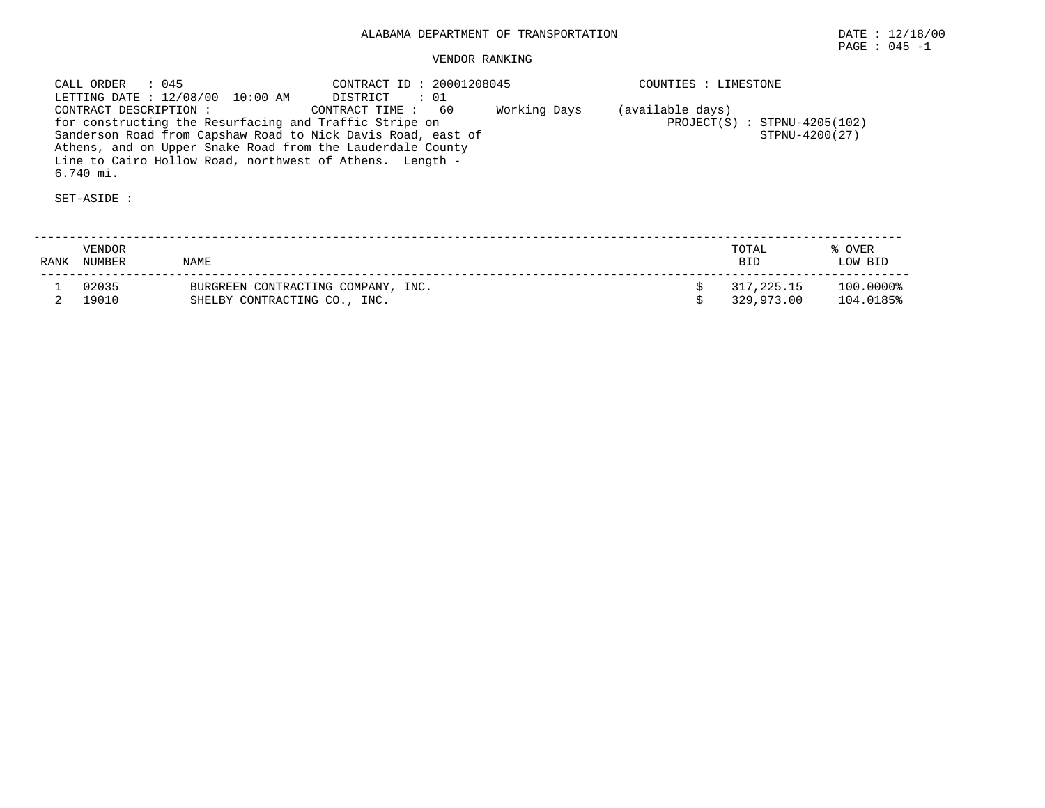ALABAMA DEPARTMENT OF TRANSPORTATION

DATE : 12/18/00

PAGE : 045 -1

VENDOR RANKING

CALL ORDER : 045
LETTING DATE : 12/08/00 10:00 AM
CONTRACT DESCRIPTION :
for constructing the Resurfacing and Traffic Stripe on Sanderson Road from Capshaw Road to Nick Davis Road, east of Athens, and on Upper Snake Road from the Lauderdale County Line to Cairo Hollow Road, northwest of Athens. Length - 6.740 mi.

CONTRACT ID : 20001208045
DISTRICT : 01
CONTRACT TIME : 60 Working Days (available days)

COUNTIES : LIMESTONE
PROJECT(S) : STPNU-4205(102)
STPNU-4200(27)

SET-ASIDE :

| RANK | VENDOR NUMBER | NAME | TOTAL BID | % OVER LOW BID |
|---|---|---|---|---|
| 1 | 02035 | BURGREEN CONTRACTING COMPANY, INC. | $ 317,225.15 | 100.0000% |
| 2 | 19010 | SHELBY CONTRACTING CO., INC. | $ 329,973.00 | 104.0185% |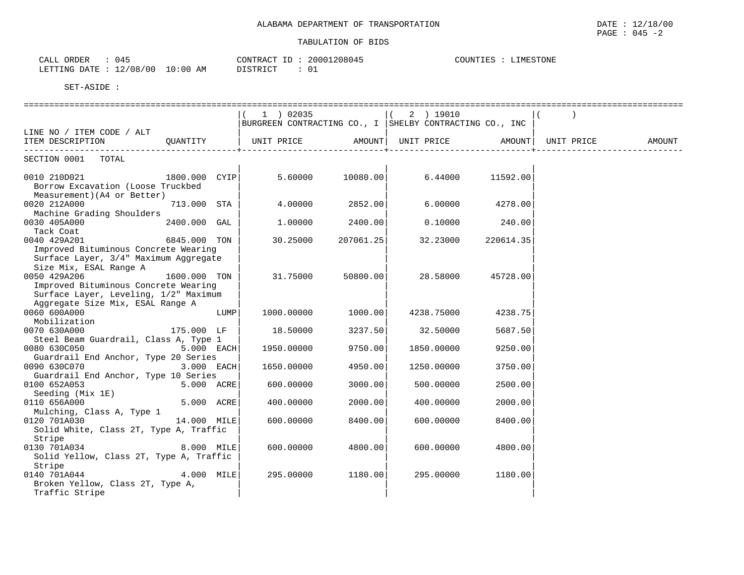ALABAMA DEPARTMENT OF TRANSPORTATION

TABULATION OF BIDS

DATE : 12/18/00
PAGE : 045 -2

CALL ORDER : 045
LETTING DATE : 12/08/00 10:00 AM

CONTRACT ID : 20001208045
DISTRICT : 01

COUNTIES : LIMESTONE

SET-ASIDE :

| LINE NO / ITEM CODE / ALT | QUANTITY | ( 1 ) 02035 BURGREEN CONTRACTING CO., I | | ( 2 ) 19010 SHELBY CONTRACTING CO., INC | | ( ) | |
|---|---|---|---|---|---|---|---|
| ITEM DESCRIPTION | | UNIT PRICE | AMOUNT | UNIT PRICE | AMOUNT | UNIT PRICE | AMOUNT |
| SECTION 0001 TOTAL | | | | | | | |
| 0010 210D021 Borrow Excavation (Loose Truckbed Measurement)(A4 or Better) | 1800.000 CYIP | 5.60000 | 10080.00 | 6.44000 | 11592.00 | | |
| 0020 212A000 Machine Grading Shoulders | 713.000 STA | 4.00000 | 2852.00 | 6.00000 | 4278.00 | | |
| 0030 405A000 Tack Coat | 2400.000 GAL | 1.00000 | 2400.00 | 0.10000 | 240.00 | | |
| 0040 429A201 Improved Bituminous Concrete Wearing Surface Layer, 3/4" Maximum Aggregate Size Mix, ESAL Range A | 6845.000 TON | 30.25000 | 207061.25 | 32.23000 | 220614.35 | | |
| 0050 429A206 Improved Bituminous Concrete Wearing Surface Layer, Leveling, 1/2" Maximum Aggregate Size Mix, ESAL Range A | 1600.000 TON | 31.75000 | 50800.00 | 28.58000 | 45728.00 | | |
| 0060 600A000 Mobilization | LUMP | 1000.00000 | 1000.00 | 4238.75000 | 4238.75 | | |
| 0070 630A000 Steel Beam Guardrail, Class A, Type 1 | 175.000 LF | 18.50000 | 3237.50 | 32.50000 | 5687.50 | | |
| 0080 630C050 Guardrail End Anchor, Type 20 Series | 5.000 EACH | 1950.00000 | 9750.00 | 1850.00000 | 9250.00 | | |
| 0090 630C070 Guardrail End Anchor, Type 10 Series | 3.000 EACH | 1650.00000 | 4950.00 | 1250.00000 | 3750.00 | | |
| 0100 652A053 Seeding (Mix 1E) | 5.000 ACRE | 600.00000 | 3000.00 | 500.00000 | 2500.00 | | |
| 0110 656A000 Mulching, Class A, Type 1 | 5.000 ACRE | 400.00000 | 2000.00 | 400.00000 | 2000.00 | | |
| 0120 701A030 Solid White, Class 2T, Type A, Traffic Stripe | 14.000 MILE | 600.00000 | 8400.00 | 600.00000 | 8400.00 | | |
| 0130 701A034 Solid Yellow, Class 2T, Type A, Traffic Stripe | 8.000 MILE | 600.00000 | 4800.00 | 600.00000 | 4800.00 | | |
| 0140 701A044 Broken Yellow, Class 2T, Type A, Traffic Stripe | 4.000 MILE | 295.00000 | 1180.00 | 295.00000 | 1180.00 | | |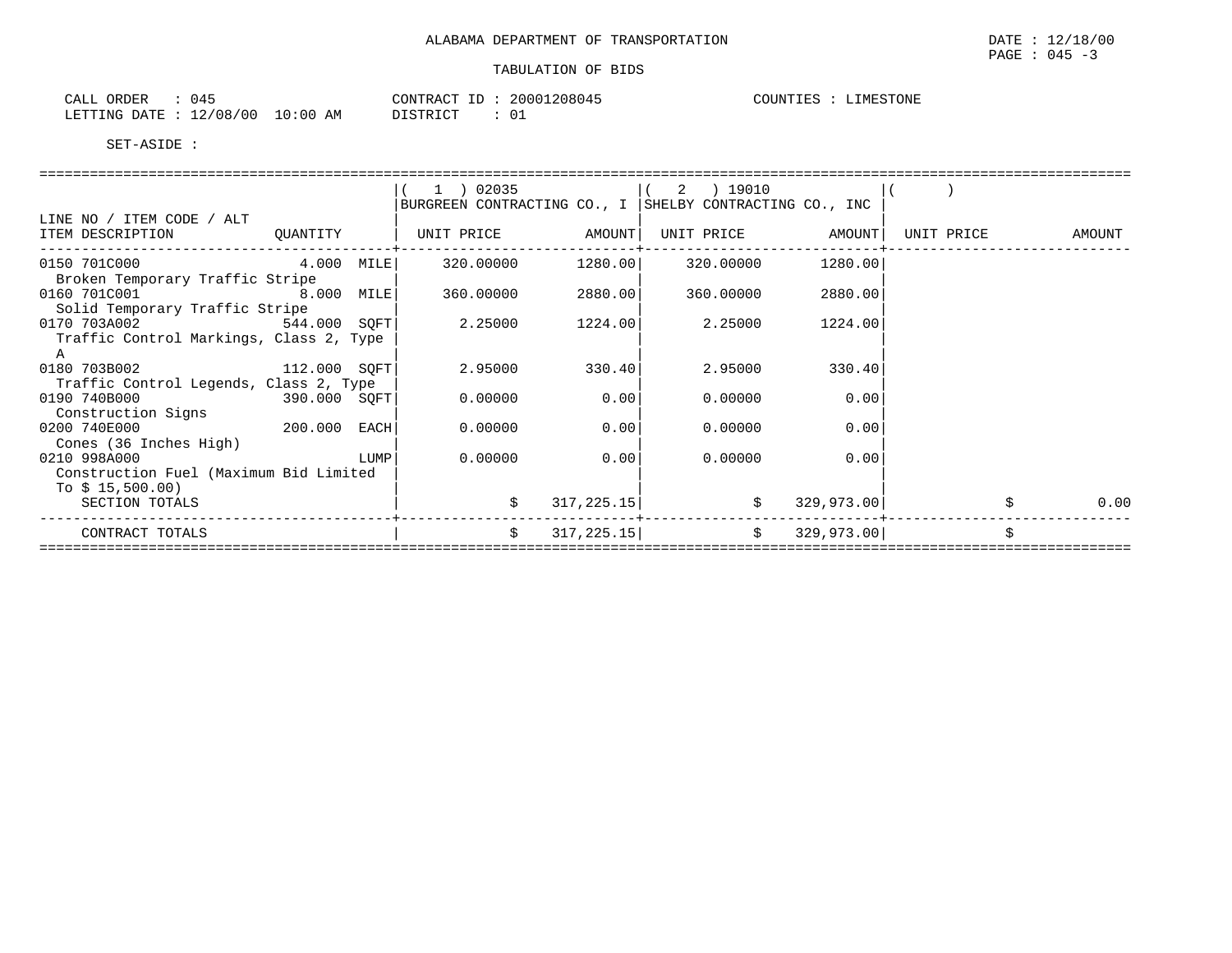ALABAMA DEPARTMENT OF TRANSPORTATION

TABULATION OF BIDS

DATE : 12/18/00
PAGE : 045 -3

CALL ORDER : 045
LETTING DATE : 12/08/00 10:00 AM

CONTRACT ID : 20001208045
DISTRICT : 01

COUNTIES : LIMESTONE

SET-ASIDE :

| LINE NO / ITEM CODE / ALT<br>ITEM DESCRIPTION | QUANTITY | ( 1 ) 02035<br>BURGREEN CONTRACTING CO., I<br>UNIT PRICE | AMOUNT | ( 2 ) 19010<br>SHELBY CONTRACTING CO., INC<br>UNIT PRICE | AMOUNT | ( )<br>UNIT PRICE | AMOUNT |
|---|---|---|---|---|---|---|---|
| 0150 701C000<br>Broken Temporary Traffic Stripe | 4.000 MILE | 320.00000 | 1280.00 | 320.00000 | 1280.00 | | |
| 0160 701C001<br>Solid Temporary Traffic Stripe | 8.000 MILE | 360.00000 | 2880.00 | 360.00000 | 2880.00 | | |
| 0170 703A002<br>Traffic Control Markings, Class 2, Type A | 544.000 SQFT | 2.25000 | 1224.00 | 2.25000 | 1224.00 | | |
| 0180 703B002<br>Traffic Control Legends, Class 2, Type | 112.000 SQFT | 2.95000 | 330.40 | 2.95000 | 330.40 | | |
| 0190 740B000<br>Construction Signs | 390.000 SQFT | 0.00000 | 0.00 | 0.00000 | 0.00 | | |
| 0200 740E000<br>Cones (36 Inches High) | 200.000 EACH | 0.00000 | 0.00 | 0.00000 | 0.00 | | |
| 0210 998A000<br>Construction Fuel (Maximum Bid Limited To $ 15,500.00) | LUMP | 0.00000 | 0.00 | 0.00000 | 0.00 | | |
| SECTION TOTALS | | | $ 317,225.15 | | $ 329,973.00 | | $ 0.00 |
| CONTRACT TOTALS | | | $ 317,225.15 | | $ 329,973.00 | | $ |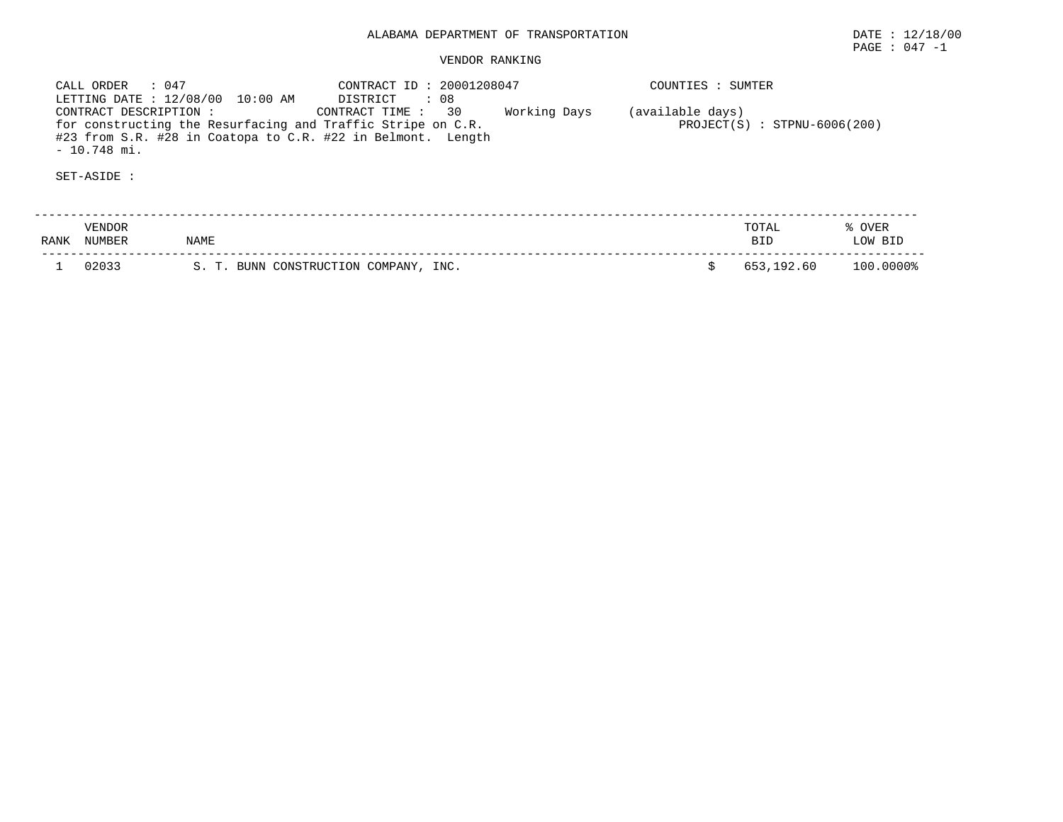# ALABAMA DEPARTMENT OF TRANSPORTATION

DATE : 12/18/00

## VENDOR RANKING

CALL ORDER : 047
CONTRACT ID : 20001208047
COUNTIES : SUMTER
LETTING DATE : 12/08/00 10:00 AM
DISTRICT : 08
CONTRACT DESCRIPTION :
CONTRACT TIME : 30 Working Days (available days)
for constructing the Resurfacing and Traffic Stripe on C.R. #23 from S.R. #28 in Coatopa to C.R. #22 in Belmont. Length - 10.748 mi.
PROJECT(S) : STPNU-6006(200)

SET-ASIDE :

| RANK | VENDOR NUMBER | NAME | TOTAL BID | % OVER LOW BID |
|---|---|---|---|---|
| 1 | 02033 | S. T. BUNN CONSTRUCTION COMPANY, INC. | $ 653,192.60 | 100.0000% |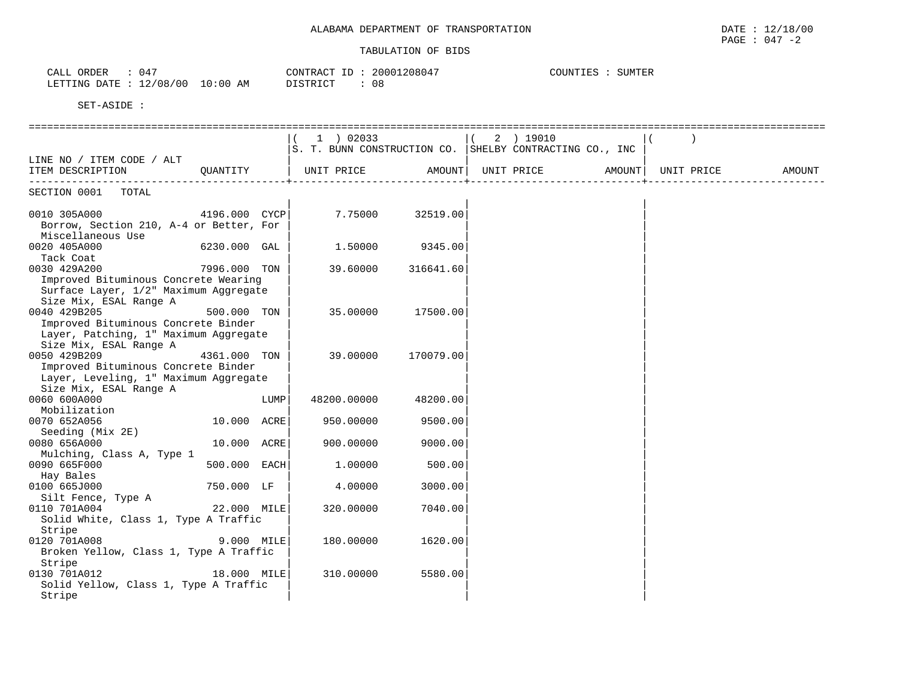ALABAMA DEPARTMENT OF TRANSPORTATION

DATE : 12/18/00
PAGE : 047 -2

TABULATION OF BIDS

CALL ORDER : 047
LETTING DATE : 12/08/00 10:00 AM

CONTRACT ID : 20001208047
DISTRICT : 08

COUNTIES : SUMTER

SET-ASIDE :

| LINE NO / ITEM CODE / ALT ITEM DESCRIPTION | QUANTITY | ( 1 ) 02033 S. T. BUNN CONSTRUCTION CO. UNIT PRICE | AMOUNT | ( 2 ) 19010 SHELBY CONTRACTING CO., INC UNIT PRICE | AMOUNT | ( ) UNIT PRICE | AMOUNT |
|---|---|---|---|---|---|---|---|
| SECTION 0001 TOTAL | | | | | | | |
| 0010 305A000 Borrow, Section 210, A-4 or Better, For Miscellaneous Use | 4196.000 CYCP | 7.75000 | 32519.00 | | | | |
| 0020 405A000 Tack Coat | 6230.000 GAL | 1.50000 | 9345.00 | | | | |
| 0030 429A200 Improved Bituminous Concrete Wearing Surface Layer, 1/2" Maximum Aggregate Size Mix, ESAL Range A | 7996.000 TON | 39.60000 | 316641.60 | | | | |
| 0040 429B205 Improved Bituminous Concrete Binder Layer, Patching, 1" Maximum Aggregate Size Mix, ESAL Range A | 500.000 TON | 35.00000 | 17500.00 | | | | |
| 0050 429B209 Improved Bituminous Concrete Binder Layer, Leveling, 1" Maximum Aggregate Size Mix, ESAL Range A | 4361.000 TON | 39.00000 | 170079.00 | | | | |
| 0060 600A000 Mobilization | LUMP | 48200.00000 | 48200.00 | | | | |
| 0070 652A056 Seeding (Mix 2E) | 10.000 ACRE | 950.00000 | 9500.00 | | | | |
| 0080 656A000 Mulching, Class A, Type 1 | 10.000 ACRE | 900.00000 | 9000.00 | | | | |
| 0090 665F000 Hay Bales | 500.000 EACH | 1.00000 | 500.00 | | | | |
| 0100 665J000 Silt Fence, Type A | 750.000 LF | 4.00000 | 3000.00 | | | | |
| 0110 701A004 Solid White, Class 1, Type A Traffic Stripe | 22.000 MILE | 320.00000 | 7040.00 | | | | |
| 0120 701A008 Broken Yellow, Class 1, Type A Traffic Stripe | 9.000 MILE | 180.00000 | 1620.00 | | | | |
| 0130 701A012 Solid Yellow, Class 1, Type A Traffic Stripe | 18.000 MILE | 310.00000 | 5580.00 | | | | |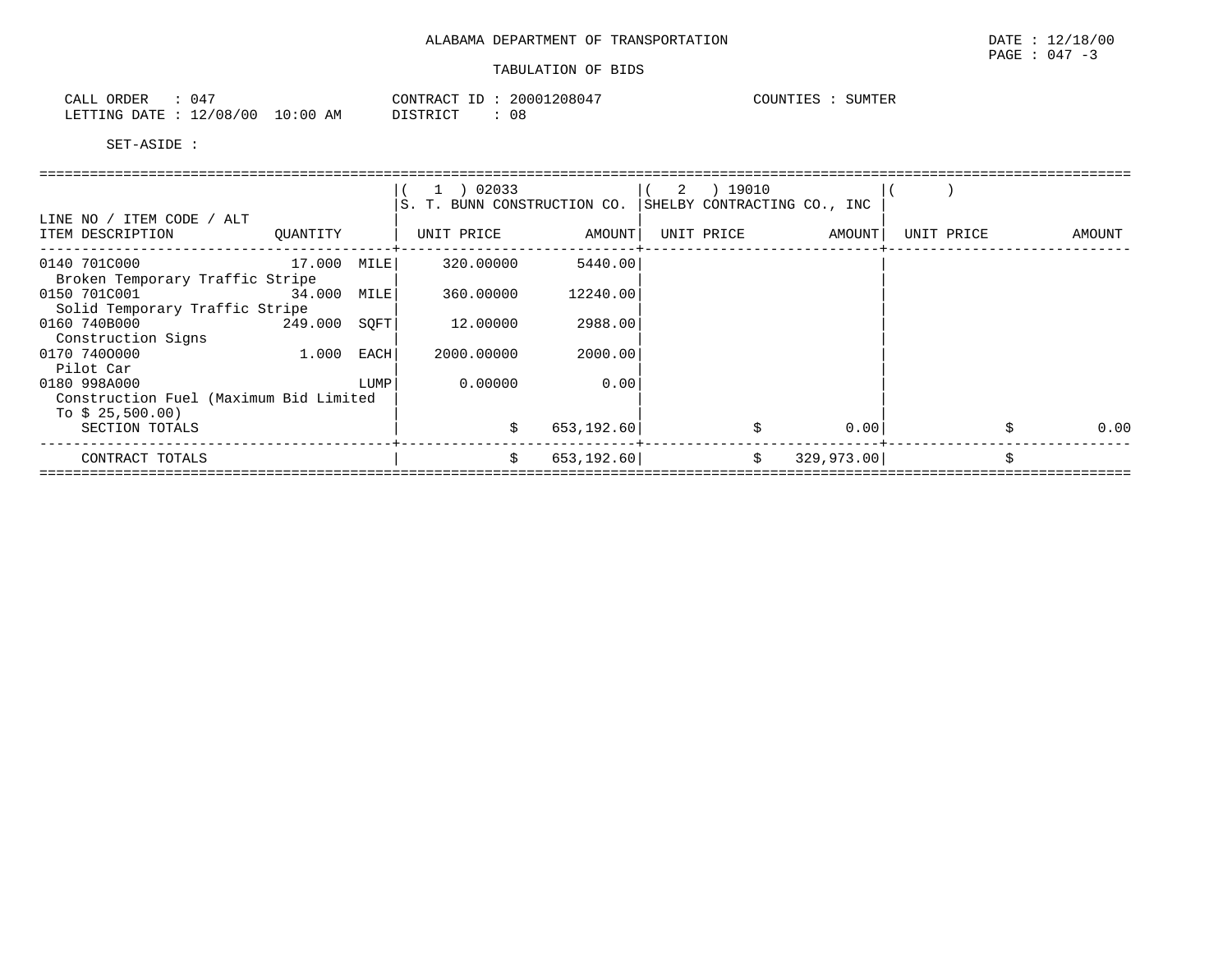ALABAMA DEPARTMENT OF TRANSPORTATION

DATE : 12/18/00

TABULATION OF BIDS

CALL ORDER : 047
LETTING DATE : 12/08/00 10:00 AM

CONTRACT ID : 20001208047
DISTRICT : 08

COUNTIES : SUMTER

SET-ASIDE :

| LINE NO / ITEM CODE / ALT<br>ITEM DESCRIPTION | QUANTITY | | ( 1 ) 02033<br>S. T. BUNN CONSTRUCTION CO.<br>UNIT PRICE | AMOUNT | ( 2 ) 19010<br>SHELBY CONTRACTING CO., INC<br>UNIT PRICE | AMOUNT | ( )<br>UNIT PRICE | AMOUNT |
|---|---|---|---|---|---|---|---|---|
| 0140 701C000<br>Broken Temporary Traffic Stripe | 17.000 | MILE | 320.00000 | 5440.00 | | | | |
| 0150 701C001<br>Solid Temporary Traffic Stripe | 34.000 | MILE | 360.00000 | 12240.00 | | | | |
| 0160 740B000<br>Construction Signs | 249.000 | SQFT | 12.00000 | 2988.00 | | | | |
| 0170 740O000<br>Pilot Car | 1.000 | EACH | 2000.00000 | 2000.00 | | | | |
| 0180 998A000<br>Construction Fuel (Maximum Bid Limited To $ 25,500.00) | | LUMP | 0.00000 | 0.00 | | | | |
| SECTION TOTALS | | | $ | 653,192.60 | $ | 0.00 | $ | 0.00 |
| CONTRACT TOTALS | | | $ | 653,192.60 | $ | 329,973.00 | $ | |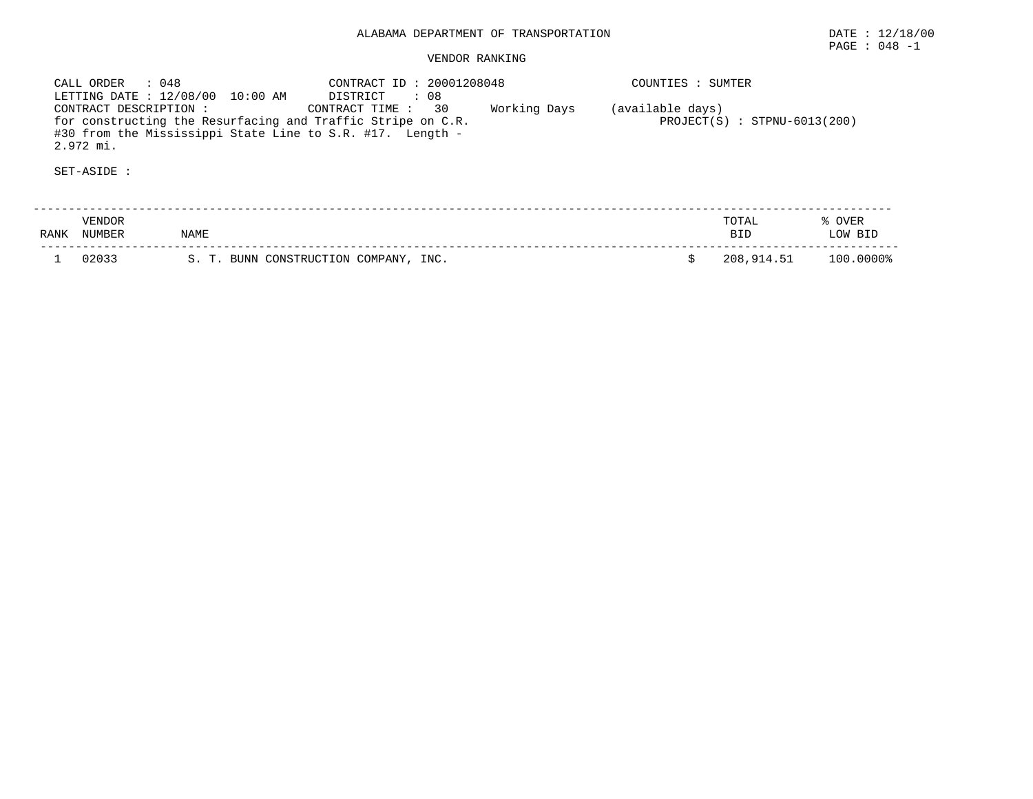ALABAMA DEPARTMENT OF TRANSPORTATION

DATE : 12/18/00

PAGE : 048 -1

VENDOR RANKING

CALL ORDER : 048
LETTING DATE : 12/08/00 10:00 AM
CONTRACT DESCRIPTION :
for constructing the Resurfacing and Traffic Stripe on C.R. #30 from the Mississippi State Line to S.R. #17. Length - 2.972 mi.

CONTRACT ID : 20001208048
DISTRICT : 08
CONTRACT TIME : 30 Working Days (available days)

COUNTIES : SUMTER

PROJECT(S) : STPNU-6013(200)

SET-ASIDE :

| RANK | VENDOR NUMBER | NAME | TOTAL BID | % OVER LOW BID |
|---|---|---|---|---|
| 1 | 02033 | S. T. BUNN CONSTRUCTION COMPANY, INC. | $ 208,914.51 | 100.0000% |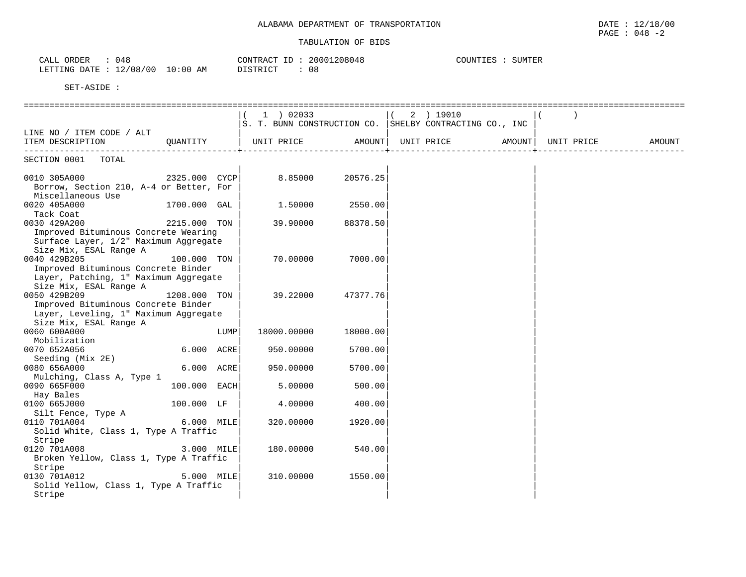ALABAMA DEPARTMENT OF TRANSPORTATION

TABULATION OF BIDS

DATE : 12/18/00
PAGE : 048 -2

CALL ORDER : 048
LETTING DATE : 12/08/00 10:00 AM

CONTRACT ID : 20001208048
DISTRICT : 08

COUNTIES : SUMTER

SET-ASIDE :

| LINE NO / ITEM CODE / ALT ITEM DESCRIPTION | QUANTITY | (1) 02033 S. T. BUNN CONSTRUCTION CO. UNIT PRICE | AMOUNT | (2) 19010 SHELBY CONTRACTING CO., INC UNIT PRICE | AMOUNT | ( ) UNIT PRICE | AMOUNT |
|---|---|---|---|---|---|---|---|
| SECTION 0001 TOTAL | | | | | | | |
| 0010 305A000 Borrow, Section 210, A-4 or Better, For Miscellaneous Use | 2325.000 CYCP | 8.85000 | 20576.25 | | | | |
| 0020 405A000 Tack Coat | 1700.000 GAL | 1.50000 | 2550.00 | | | | |
| 0030 429A200 Improved Bituminous Concrete Wearing Surface Layer, 1/2" Maximum Aggregate Size Mix, ESAL Range A | 2215.000 TON | 39.90000 | 88378.50 | | | | |
| 0040 429B205 Improved Bituminous Concrete Binder Layer, Patching, 1" Maximum Aggregate Size Mix, ESAL Range A | 100.000 TON | 70.00000 | 7000.00 | | | | |
| 0050 429B209 Improved Bituminous Concrete Binder Layer, Leveling, 1" Maximum Aggregate Size Mix, ESAL Range A | 1208.000 TON | 39.22000 | 47377.76 | | | | |
| 0060 600A000 Mobilization | LUMP | 18000.00000 | 18000.00 | | | | |
| 0070 652A056 Seeding (Mix 2E) | 6.000 ACRE | 950.00000 | 5700.00 | | | | |
| 0080 656A000 Mulching, Class A, Type 1 | 6.000 ACRE | 950.00000 | 5700.00 | | | | |
| 0090 665F000 Hay Bales | 100.000 EACH | 5.00000 | 500.00 | | | | |
| 0100 665J000 Silt Fence, Type A | 100.000 LF | 4.00000 | 400.00 | | | | |
| 0110 701A004 Solid White, Class 1, Type A Traffic Stripe | 6.000 MILE | 320.00000 | 1920.00 | | | | |
| 0120 701A008 Broken Yellow, Class 1, Type A Traffic Stripe | 3.000 MILE | 180.00000 | 540.00 | | | | |
| 0130 701A012 Solid Yellow, Class 1, Type A Traffic Stripe | 5.000 MILE | 310.00000 | 1550.00 | | | | |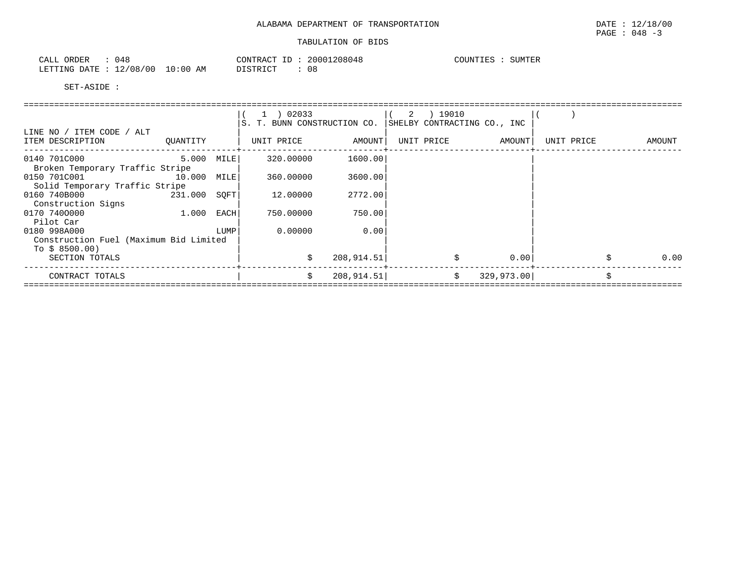ALABAMA DEPARTMENT OF TRANSPORTATION

TABULATION OF BIDS

CALL ORDER : 048　　CONTRACT ID : 20001208048　　COUNTIES : SUMTER

LETTING DATE : 12/08/00 10:00 AM　　DISTRICT : 08

SET-ASIDE :

| LINE NO / ITEM CODE / ALT<br>ITEM DESCRIPTION | QUANTITY | | ( 1 ) 02033<br>S. T. BUNN CONSTRUCTION CO.<br>UNIT PRICE | AMOUNT | ( 2 ) 19010<br>SHELBY CONTRACTING CO., INC<br>UNIT PRICE | AMOUNT | ( )<br>UNIT PRICE | AMOUNT |
|---|---|---|---|---|---|---|---|---|
| 0140 701C000<br>Broken Temporary Traffic Stripe | 5.000 | MILE | 320.00000 | 1600.00 | | | | |
| 0150 701C001<br>Solid Temporary Traffic Stripe | 10.000 | MILE | 360.00000 | 3600.00 | | | | |
| 0160 740B000<br>Construction Signs | 231.000 | SQFT | 12.00000 | 2772.00 | | | | |
| 0170 740O000<br>Pilot Car | 1.000 | EACH | 750.00000 | 750.00 | | | | |
| 0180 998A000<br>Construction Fuel (Maximum Bid Limited To $ 8500.00) | | LUMP | 0.00000 | 0.00 | | | | |
| SECTION TOTALS | | | $ | 208,914.51 | $ | 0.00 | $ | 0.00 |
| CONTRACT TOTALS | | | $ | 208,914.51 | $ | 329,973.00 | $ | |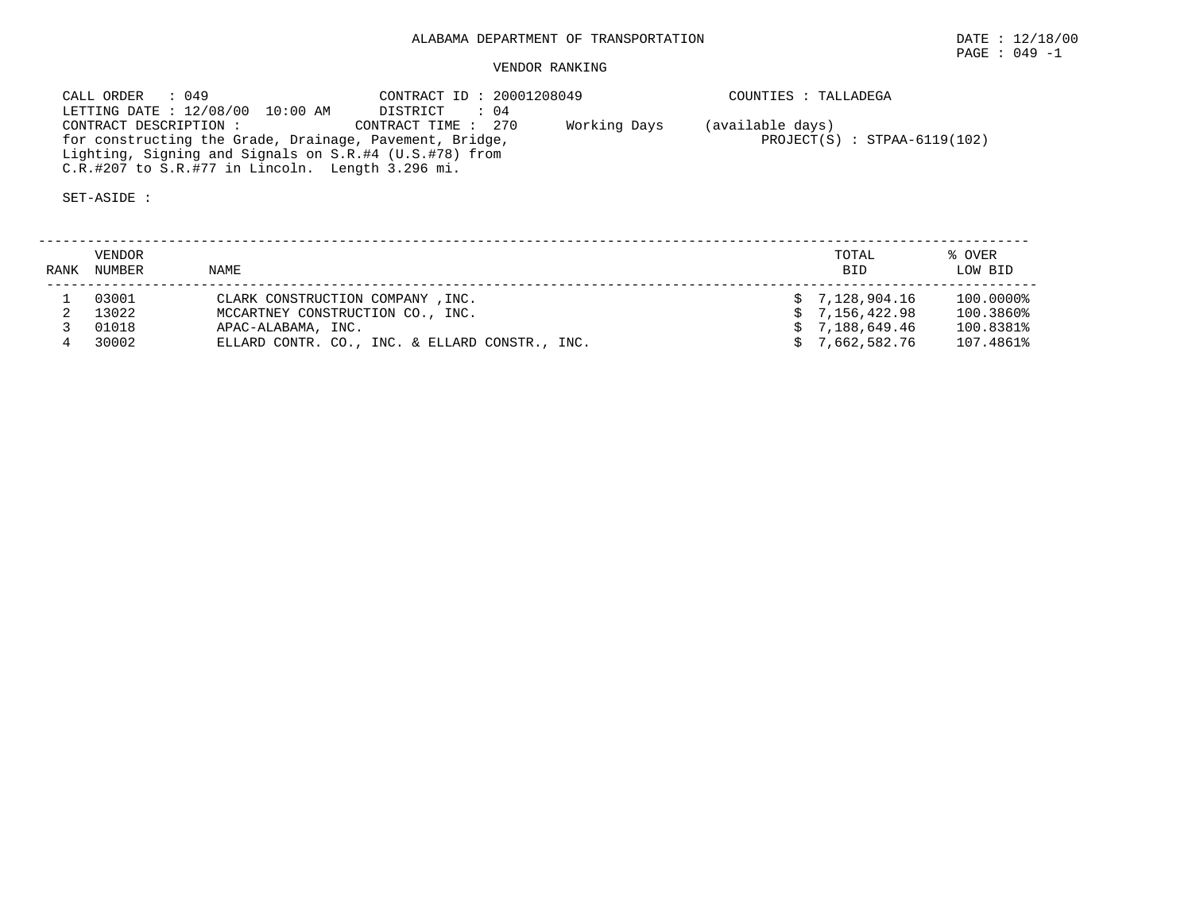# ALABAMA DEPARTMENT OF TRANSPORTATION

DATE : 12/18/00

## VENDOR RANKING

CALL ORDER : 049
CONTRACT ID : 20001208049
COUNTIES : TALLADEGA
LETTING DATE : 12/08/00 10:00 AM
DISTRICT : 04
CONTRACT DESCRIPTION :
CONTRACT TIME : 270 Working Days (available days)
for constructing the Grade, Drainage, Pavement, Bridge, Lighting, Signing and Signals on S.R.#4 (U.S.#78) from C.R.#207 to S.R.#77 in Lincoln. Length 3.296 mi.
PROJECT(S) : STPAA-6119(102)

SET-ASIDE :

| RANK | VENDOR NUMBER | NAME | TOTAL BID | % OVER LOW BID |
|---|---|---|---|---|
| 1 | 03001 | CLARK CONSTRUCTION COMPANY ,INC. | $ 7,128,904.16 | 100.0000% |
| 2 | 13022 | MCCARTNEY CONSTRUCTION CO., INC. | $ 7,156,422.98 | 100.3860% |
| 3 | 01018 | APAC-ALABAMA, INC. | $ 7,188,649.46 | 100.8381% |
| 4 | 30002 | ELLARD CONTR. CO., INC. & ELLARD CONSTR., INC. | $ 7,662,582.76 | 107.4861% |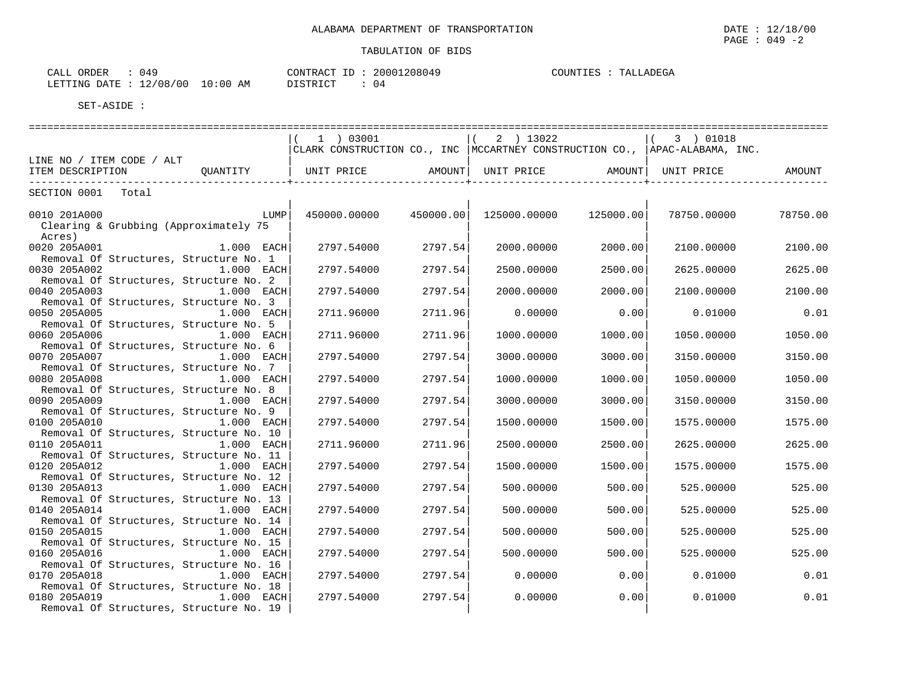ALABAMA DEPARTMENT OF TRANSPORTATION

TABULATION OF BIDS

DATE : 12/18/00
PAGE : 049 -2

CALL ORDER : 049
LETTING DATE : 12/08/00 10:00 AM

CONTRACT ID : 20001208049
DISTRICT : 04

COUNTIES : TALLADEGA

SET-ASIDE :

| LINE NO / ITEM CODE / ALT | | (1) 03001 CLARK CONSTRUCTION CO., INC | | (2) 13022 MCCARTNEY CONSTRUCTION CO., | | (3) 01018 APAC-ALABAMA, INC. | |
|---|---|---|---|---|---|---|---|
| ITEM DESCRIPTION | QUANTITY | UNIT PRICE | AMOUNT | UNIT PRICE | AMOUNT | UNIT PRICE | AMOUNT |
| SECTION 0001 Total | | | | | | | |
| 0010 201A000 Clearing & Grubbing (Approximately 75 Acres) | LUMP | 450000.00000 | 450000.00 | 125000.00000 | 125000.00 | 78750.00000 | 78750.00 |
| 0020 205A001 Removal Of Structures, Structure No. 1 | 1.000 EACH | 2797.54000 | 2797.54 | 2000.00000 | 2000.00 | 2100.00000 | 2100.00 |
| 0030 205A002 Removal Of Structures, Structure No. 2 | 1.000 EACH | 2797.54000 | 2797.54 | 2500.00000 | 2500.00 | 2625.00000 | 2625.00 |
| 0040 205A003 Removal Of Structures, Structure No. 3 | 1.000 EACH | 2797.54000 | 2797.54 | 2000.00000 | 2000.00 | 2100.00000 | 2100.00 |
| 0050 205A005 Removal Of Structures, Structure No. 5 | 1.000 EACH | 2711.96000 | 2711.96 | 0.00000 | 0.00 | 0.01000 | 0.01 |
| 0060 205A006 Removal Of Structures, Structure No. 6 | 1.000 EACH | 2711.96000 | 2711.96 | 1000.00000 | 1000.00 | 1050.00000 | 1050.00 |
| 0070 205A007 Removal Of Structures, Structure No. 7 | 1.000 EACH | 2797.54000 | 2797.54 | 3000.00000 | 3000.00 | 3150.00000 | 3150.00 |
| 0080 205A008 Removal Of Structures, Structure No. 8 | 1.000 EACH | 2797.54000 | 2797.54 | 1000.00000 | 1000.00 | 1050.00000 | 1050.00 |
| 0090 205A009 Removal Of Structures, Structure No. 9 | 1.000 EACH | 2797.54000 | 2797.54 | 3000.00000 | 3000.00 | 3150.00000 | 3150.00 |
| 0100 205A010 Removal Of Structures, Structure No. 10 | 1.000 EACH | 2797.54000 | 2797.54 | 1500.00000 | 1500.00 | 1575.00000 | 1575.00 |
| 0110 205A011 Removal Of Structures, Structure No. 11 | 1.000 EACH | 2711.96000 | 2711.96 | 2500.00000 | 2500.00 | 2625.00000 | 2625.00 |
| 0120 205A012 Removal Of Structures, Structure No. 12 | 1.000 EACH | 2797.54000 | 2797.54 | 1500.00000 | 1500.00 | 1575.00000 | 1575.00 |
| 0130 205A013 Removal Of Structures, Structure No. 13 | 1.000 EACH | 2797.54000 | 2797.54 | 500.00000 | 500.00 | 525.00000 | 525.00 |
| 0140 205A014 Removal Of Structures, Structure No. 14 | 1.000 EACH | 2797.54000 | 2797.54 | 500.00000 | 500.00 | 525.00000 | 525.00 |
| 0150 205A015 Removal Of Structures, Structure No. 15 | 1.000 EACH | 2797.54000 | 2797.54 | 500.00000 | 500.00 | 525.00000 | 525.00 |
| 0160 205A016 Removal Of Structures, Structure No. 16 | 1.000 EACH | 2797.54000 | 2797.54 | 500.00000 | 500.00 | 525.00000 | 525.00 |
| 0170 205A018 Removal Of Structures, Structure No. 18 | 1.000 EACH | 2797.54000 | 2797.54 | 0.00000 | 0.00 | 0.01000 | 0.01 |
| 0180 205A019 Removal Of Structures, Structure No. 19 | 1.000 EACH | 2797.54000 | 2797.54 | 0.00000 | 0.00 | 0.01000 | 0.01 |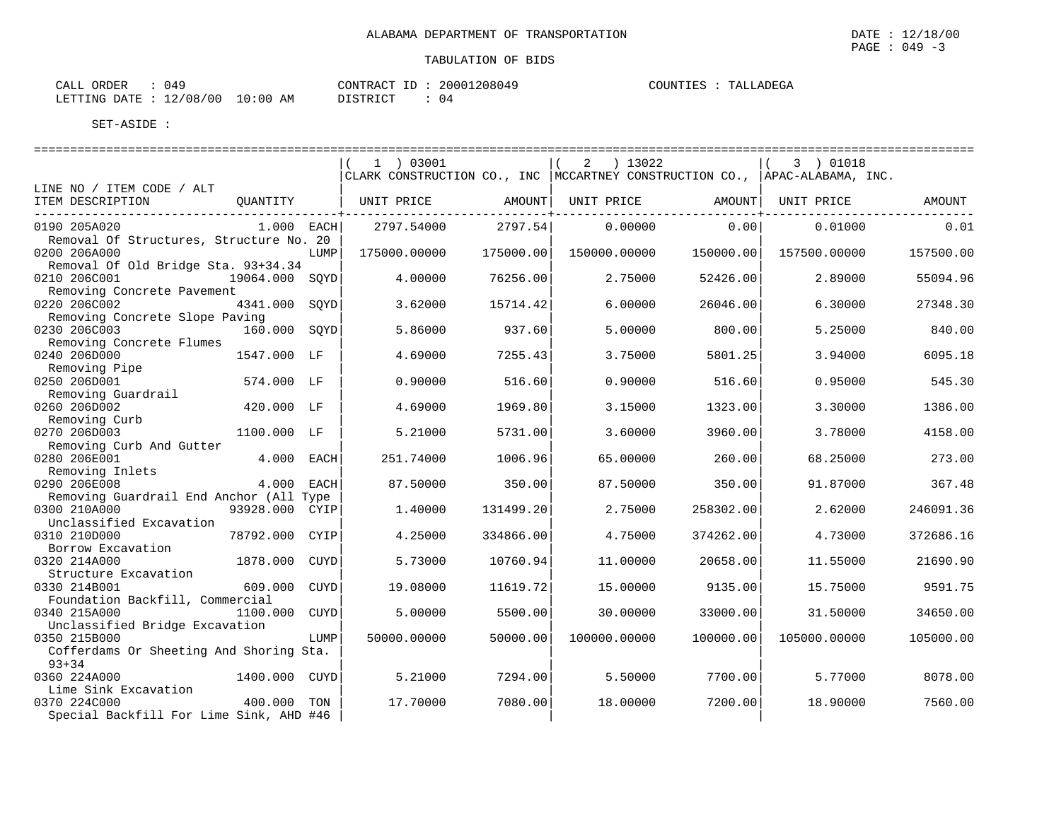ALABAMA DEPARTMENT OF TRANSPORTATION

DATE : 12/18/00

TABULATION OF BIDS

CALL ORDER : 049 CONTRACT ID : 20001208049 COUNTIES : TALLADEGA
LETTING DATE : 12/08/00 10:00 AM DISTRICT : 04

SET-ASIDE :

| LINE NO / ITEM CODE / ALT<br>ITEM DESCRIPTION | QUANTITY | (1) 03001 CLARK CONSTRUCTION CO., INC<br>UNIT PRICE | AMOUNT | (2) 13022 MCCARTNEY CONSTRUCTION CO.,<br>UNIT PRICE | AMOUNT | (3) 01018 APAC-ALABAMA, INC.<br>UNIT PRICE | AMOUNT |
|---|---|---|---|---|---|---|---|
| 0190 205A020<br>Removal Of Structures, Structure No. 20 | 1.000 EACH | 2797.54000 | 2797.54 | 0.00000 | 0.00 | 0.01000 | 0.01 |
| 0200 206A000<br>Removal Of Old Bridge Sta. 93+34.34 | LUMP | 175000.00000 | 175000.00 | 150000.00000 | 150000.00 | 157500.00000 | 157500.00 |
| 0210 206C001<br>Removing Concrete Pavement | 19064.000 SQYD | 4.00000 | 76256.00 | 2.75000 | 52426.00 | 2.89000 | 55094.96 |
| 0220 206C002<br>Removing Concrete Slope Paving | 4341.000 SQYD | 3.62000 | 15714.42 | 6.00000 | 26046.00 | 6.30000 | 27348.30 |
| 0230 206C003<br>Removing Concrete Flumes | 160.000 SQYD | 5.86000 | 937.60 | 5.00000 | 800.00 | 5.25000 | 840.00 |
| 0240 206D000<br>Removing Pipe | 1547.000 LF | 4.69000 | 7255.43 | 3.75000 | 5801.25 | 3.94000 | 6095.18 |
| 0250 206D001<br>Removing Guardrail | 574.000 LF | 0.90000 | 516.60 | 0.90000 | 516.60 | 0.95000 | 545.30 |
| 0260 206D002<br>Removing Curb | 420.000 LF | 4.69000 | 1969.80 | 3.15000 | 1323.00 | 3.30000 | 1386.00 |
| 0270 206D003<br>Removing Curb And Gutter | 1100.000 LF | 5.21000 | 5731.00 | 3.60000 | 3960.00 | 3.78000 | 4158.00 |
| 0280 206E001<br>Removing Inlets | 4.000 EACH | 251.74000 | 1006.96 | 65.00000 | 260.00 | 68.25000 | 273.00 |
| 0290 206E008<br>Removing Guardrail End Anchor (All Type | 4.000 EACH | 87.50000 | 350.00 | 87.50000 | 350.00 | 91.87000 | 367.48 |
| 0300 210A000<br>Unclassified Excavation | 93928.000 CYIP | 1.40000 | 131499.20 | 2.75000 | 258302.00 | 2.62000 | 246091.36 |
| 0310 210D000<br>Borrow Excavation | 78792.000 CYIP | 4.25000 | 334866.00 | 4.75000 | 374262.00 | 4.73000 | 372686.16 |
| 0320 214A000<br>Structure Excavation | 1878.000 CUYD | 5.73000 | 10760.94 | 11.00000 | 20658.00 | 11.55000 | 21690.90 |
| 0330 214B001<br>Foundation Backfill, Commercial | 609.000 CUYD | 19.08000 | 11619.72 | 15.00000 | 9135.00 | 15.75000 | 9591.75 |
| 0340 215A000<br>Unclassified Bridge Excavation | 1100.000 CUYD | 5.00000 | 5500.00 | 30.00000 | 33000.00 | 31.50000 | 34650.00 |
| 0350 215B000<br>Cofferdams Or Sheeting And Shoring Sta. 93+34 | LUMP | 50000.00000 | 50000.00 | 100000.00000 | 100000.00 | 105000.00000 | 105000.00 |
| 0360 224A000<br>Lime Sink Excavation | 1400.000 CUYD | 5.21000 | 7294.00 | 5.50000 | 7700.00 | 5.77000 | 8078.00 |
| 0370 224C000<br>Special Backfill For Lime Sink, AHD #46 | 400.000 TON | 17.70000 | 7080.00 | 18.00000 | 7200.00 | 18.90000 | 7560.00 |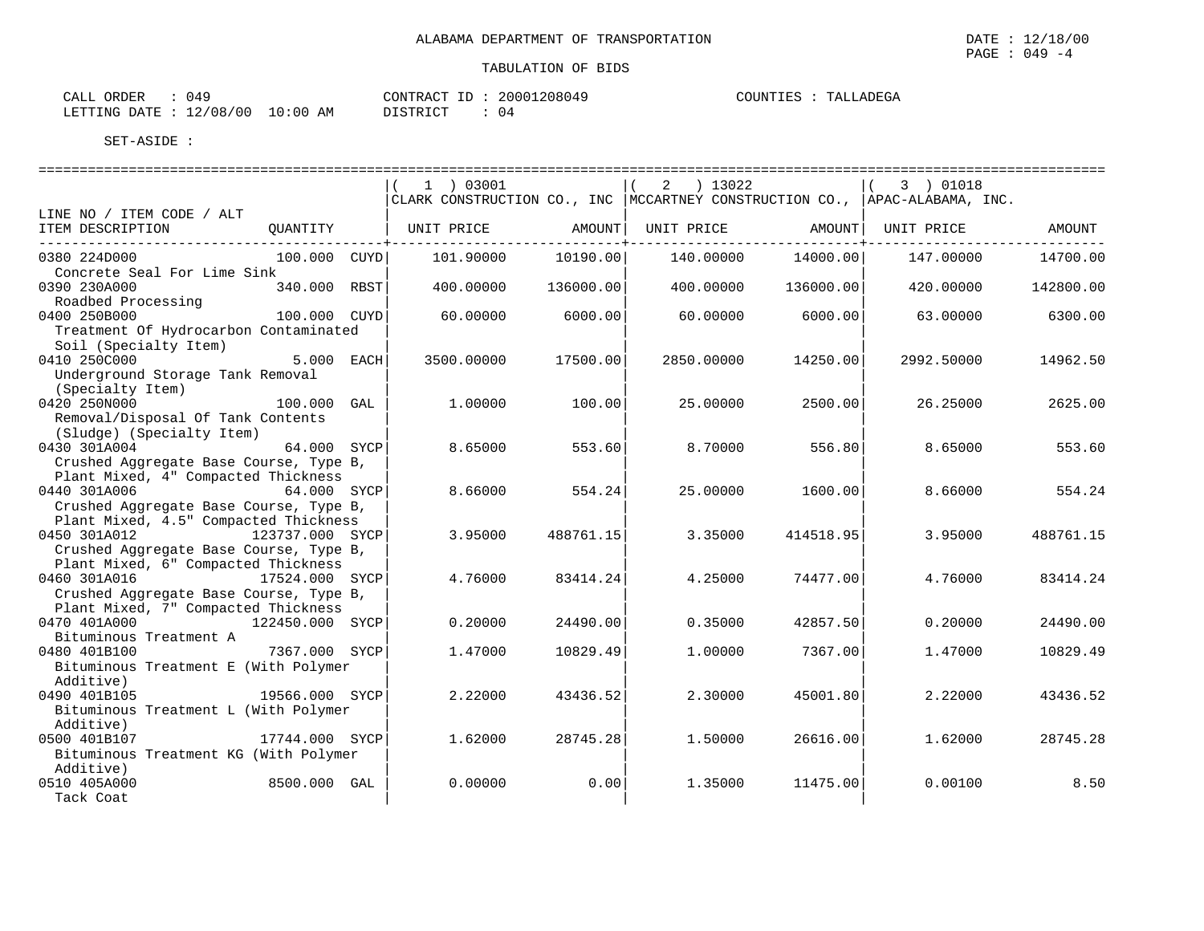ALABAMA DEPARTMENT OF TRANSPORTATION

DATE : 12/18/00

PAGE : 049 -4

TABULATION OF BIDS

CALL ORDER : 049 CONTRACT ID : 20001208049 COUNTIES : TALLADEGA

LETTING DATE : 12/08/00 10:00 AM DISTRICT : 04

SET-ASIDE :

| LINE NO / ITEM CODE / ALT ITEM DESCRIPTION | QUANTITY | (1) 03001 CLARK CONSTRUCTION CO., INC UNIT PRICE | AMOUNT | (2) 13022 MCCARTNEY CONSTRUCTION CO., UNIT PRICE | AMOUNT | (3) 01018 APAC-ALABAMA, INC. UNIT PRICE | AMOUNT |
|---|---|---|---|---|---|---|---|
| 0380 224D000 Concrete Seal For Lime Sink | 100.000 CUYD | 101.90000 | 10190.00 | 140.00000 | 14000.00 | 147.00000 | 14700.00 |
| 0390 230A000 Roadbed Processing | 340.000 RBST | 400.00000 | 136000.00 | 400.00000 | 136000.00 | 420.00000 | 142800.00 |
| 0400 250B000 Treatment Of Hydrocarbon Contaminated Soil (Specialty Item) | 100.000 CUYD | 60.00000 | 6000.00 | 60.00000 | 6000.00 | 63.00000 | 6300.00 |
| 0410 250C000 Underground Storage Tank Removal (Specialty Item) | 5.000 EACH | 3500.00000 | 17500.00 | 2850.00000 | 14250.00 | 2992.50000 | 14962.50 |
| 0420 250N000 Removal/Disposal Of Tank Contents (Sludge) (Specialty Item) | 100.000 GAL | 1.00000 | 100.00 | 25.00000 | 2500.00 | 26.25000 | 2625.00 |
| 0430 301A004 Crushed Aggregate Base Course, Type B, Plant Mixed, 4" Compacted Thickness | 64.000 SYCP | 8.65000 | 553.60 | 8.70000 | 556.80 | 8.65000 | 553.60 |
| 0440 301A006 Crushed Aggregate Base Course, Type B, Plant Mixed, 4.5" Compacted Thickness | 64.000 SYCP | 8.66000 | 554.24 | 25.00000 | 1600.00 | 8.66000 | 554.24 |
| 0450 301A012 Crushed Aggregate Base Course, Type B, Plant Mixed, 6" Compacted Thickness | 123737.000 SYCP | 3.95000 | 488761.15 | 3.35000 | 414518.95 | 3.95000 | 488761.15 |
| 0460 301A016 Crushed Aggregate Base Course, Type B, Plant Mixed, 7" Compacted Thickness | 17524.000 SYCP | 4.76000 | 83414.24 | 4.25000 | 74477.00 | 4.76000 | 83414.24 |
| 0470 401A000 Bituminous Treatment A | 122450.000 SYCP | 0.20000 | 24490.00 | 0.35000 | 42857.50 | 0.20000 | 24490.00 |
| 0480 401B100 Bituminous Treatment E (With Polymer Additive) | 7367.000 SYCP | 1.47000 | 10829.49 | 1.00000 | 7367.00 | 1.47000 | 10829.49 |
| 0490 401B105 Bituminous Treatment L (With Polymer Additive) | 19566.000 SYCP | 2.22000 | 43436.52 | 2.30000 | 45001.80 | 2.22000 | 43436.52 |
| 0500 401B107 Bituminous Treatment KG (With Polymer Additive) | 17744.000 SYCP | 1.62000 | 28745.28 | 1.50000 | 26616.00 | 1.62000 | 28745.28 |
| 0510 405A000 Tack Coat | 8500.000 GAL | 0.00000 | 0.00 | 1.35000 | 11475.00 | 0.00100 | 8.50 |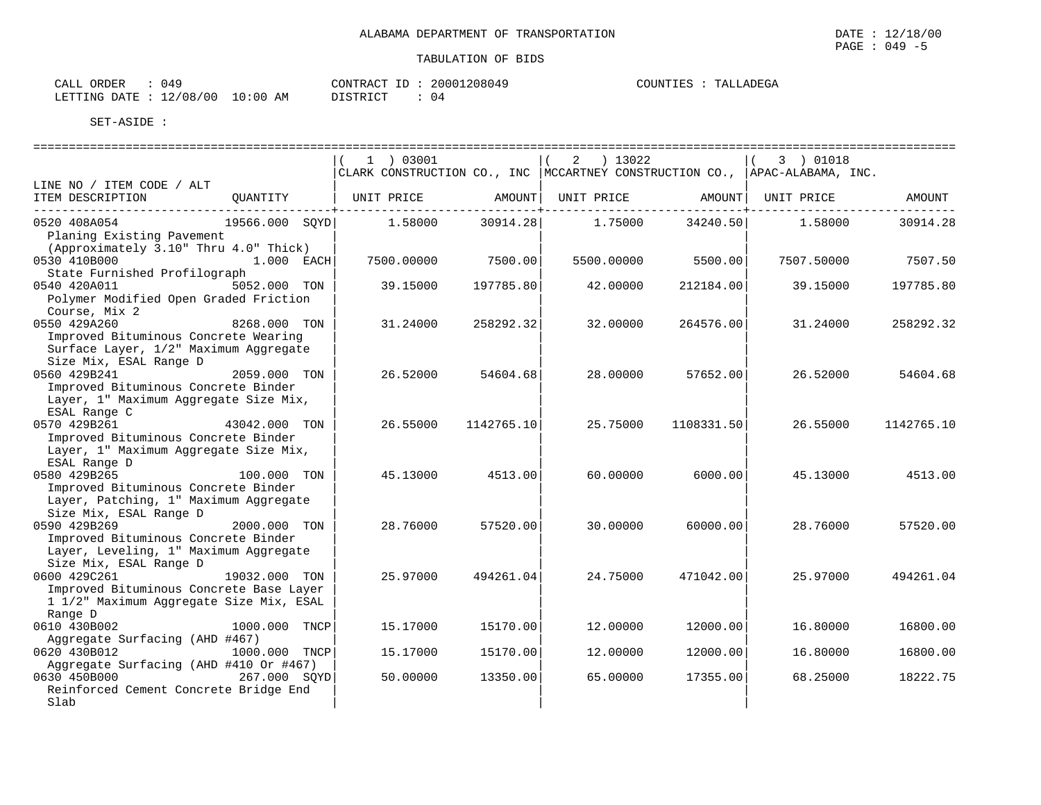ALABAMA DEPARTMENT OF TRANSPORTATION

TABULATION OF BIDS

CALL ORDER : 049 CONTRACT ID : 20001208049 COUNTIES : TALLADEGA
LETTING DATE : 12/08/00 10:00 AM DISTRICT : 04

SET-ASIDE :

| LINE NO / ITEM CODE / ALT ITEM DESCRIPTION | QUANTITY | (1) 03001 CLARK CONSTRUCTION CO., INC UNIT PRICE | AMOUNT | (2) 13022 MCCARTNEY CONSTRUCTION CO., UNIT PRICE | AMOUNT | (3) 01018 APAC-ALABAMA, INC. UNIT PRICE | AMOUNT |
|---|---|---|---|---|---|---|---|
| 0520 408A054 Planing Existing Pavement (Approximately 3.10" Thru 4.0" Thick) | 19566.000 SQYD | 1.58000 | 30914.28 | 1.75000 | 34240.50 | 1.58000 | 30914.28 |
| 0530 410B000 State Furnished Profilograph | 1.000 EACH | 7500.00000 | 7500.00 | 5500.00000 | 5500.00 | 7507.50000 | 7507.50 |
| 0540 420A011 Polymer Modified Open Graded Friction Course, Mix 2 | 5052.000 TON | 39.15000 | 197785.80 | 42.00000 | 212184.00 | 39.15000 | 197785.80 |
| 0550 429A260 Improved Bituminous Concrete Wearing Surface Layer, 1/2" Maximum Aggregate Size Mix, ESAL Range D | 8268.000 TON | 31.24000 | 258292.32 | 32.00000 | 264576.00 | 31.24000 | 258292.32 |
| 0560 429B241 Improved Bituminous Concrete Binder Layer, 1" Maximum Aggregate Size Mix, ESAL Range C | 2059.000 TON | 26.52000 | 54604.68 | 28.00000 | 57652.00 | 26.52000 | 54604.68 |
| 0570 429B261 Improved Bituminous Concrete Binder Layer, 1" Maximum Aggregate Size Mix, ESAL Range D | 43042.000 TON | 26.55000 | 1142765.10 | 25.75000 | 1108331.50 | 26.55000 | 1142765.10 |
| 0580 429B265 Improved Bituminous Concrete Binder Layer, Patching, 1" Maximum Aggregate Size Mix, ESAL Range D | 100.000 TON | 45.13000 | 4513.00 | 60.00000 | 6000.00 | 45.13000 | 4513.00 |
| 0590 429B269 Improved Bituminous Concrete Binder Layer, Leveling, 1" Maximum Aggregate Size Mix, ESAL Range D | 2000.000 TON | 28.76000 | 57520.00 | 30.00000 | 60000.00 | 28.76000 | 57520.00 |
| 0600 429C261 Improved Bituminous Concrete Base Layer 1 1/2" Maximum Aggregate Size Mix, ESAL Range D | 19032.000 TON | 25.97000 | 494261.04 | 24.75000 | 471042.00 | 25.97000 | 494261.04 |
| 0610 430B002 Aggregate Surfacing (AHD #467) | 1000.000 TNCP | 15.17000 | 15170.00 | 12.00000 | 12000.00 | 16.80000 | 16800.00 |
| 0620 430B012 Aggregate Surfacing (AHD #410 Or #467) | 1000.000 TNCP | 15.17000 | 15170.00 | 12.00000 | 12000.00 | 16.80000 | 16800.00 |
| 0630 450B000 Reinforced Cement Concrete Bridge End Slab | 267.000 SQYD | 50.00000 | 13350.00 | 65.00000 | 17355.00 | 68.25000 | 18222.75 |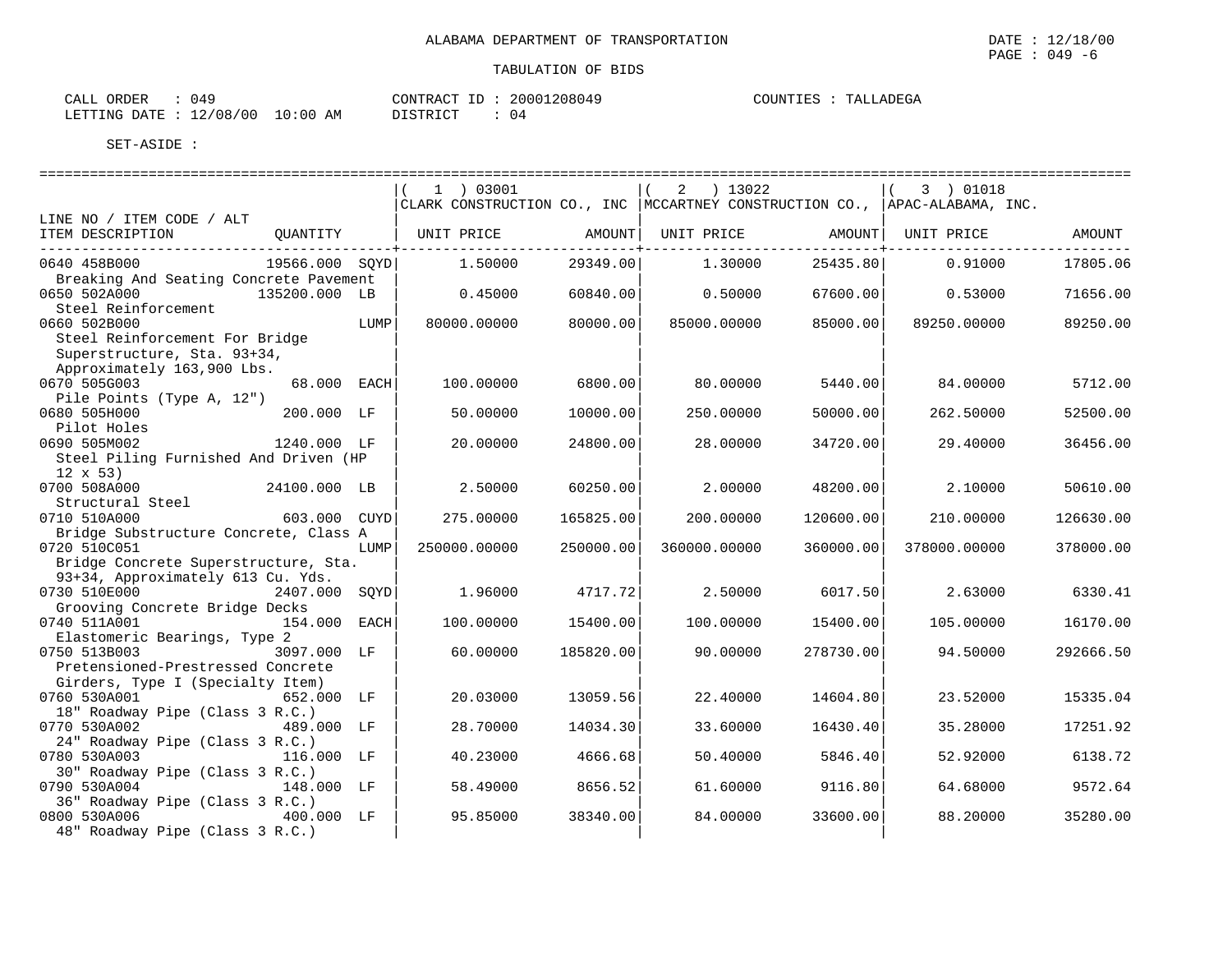ALABAMA DEPARTMENT OF TRANSPORTATION

DATE : 12/18/00
PAGE : 049 -6

TABULATION OF BIDS

CALL ORDER : 049
LETTING DATE : 12/08/00 10:00 AM

CONTRACT ID : 20001208049
DISTRICT : 04

COUNTIES : TALLADEGA

SET-ASIDE :

| LINE NO / ITEM CODE / ALT<br>ITEM DESCRIPTION | QUANTITY | | ( 1 ) 03001<br>CLARK CONSTRUCTION CO., INC<br>UNIT PRICE | AMOUNT | ( 2 ) 13022<br>MCCARTNEY CONSTRUCTION CO.,<br>UNIT PRICE | AMOUNT | ( 3 ) 01018<br>APAC-ALABAMA, INC.<br>UNIT PRICE | AMOUNT |
|---|---|---|---|---|---|---|---|---|
| 0640 458B000<br>Breaking And Seating Concrete Pavement | 19566.000 | SQYD | 1.50000 | 29349.00 | 1.30000 | 25435.80 | 0.91000 | 17805.06 |
| 0650 502A000<br>Steel Reinforcement | 135200.000 | LB | 0.45000 | 60840.00 | 0.50000 | 67600.00 | 0.53000 | 71656.00 |
| 0660 502B000<br>Steel Reinforcement For Bridge Superstructure, Sta. 93+34, Approximately 163,900 Lbs. | | LUMP | 80000.00000 | 80000.00 | 85000.00000 | 85000.00 | 89250.00000 | 89250.00 |
| 0670 505G003<br>Pile Points (Type A, 12") | 68.000 | EACH | 100.00000 | 6800.00 | 80.00000 | 5440.00 | 84.00000 | 5712.00 |
| 0680 505H000<br>Pilot Holes | 200.000 | LF | 50.00000 | 10000.00 | 250.00000 | 50000.00 | 262.50000 | 52500.00 |
| 0690 505M002<br>Steel Piling Furnished And Driven (HP 12 x 53) | 1240.000 | LF | 20.00000 | 24800.00 | 28.00000 | 34720.00 | 29.40000 | 36456.00 |
| 0700 508A000<br>Structural Steel | 24100.000 | LB | 2.50000 | 60250.00 | 2.00000 | 48200.00 | 2.10000 | 50610.00 |
| 0710 510A000<br>Bridge Substructure Concrete, Class A | 603.000 | CUYD | 275.00000 | 165825.00 | 200.00000 | 120600.00 | 210.00000 | 126630.00 |
| 0720 510C051<br>Bridge Concrete Superstructure, Sta. 93+34, Approximately 613 Cu. Yds. | | LUMP | 250000.00000 | 250000.00 | 360000.00000 | 360000.00 | 378000.00000 | 378000.00 |
| 0730 510E000<br>Grooving Concrete Bridge Decks | 2407.000 | SQYD | 1.96000 | 4717.72 | 2.50000 | 6017.50 | 2.63000 | 6330.41 |
| 0740 511A001<br>Elastomeric Bearings, Type 2 | 154.000 | EACH | 100.00000 | 15400.00 | 100.00000 | 15400.00 | 105.00000 | 16170.00 |
| 0750 513B003<br>Pretensioned-Prestressed Concrete Girders, Type I (Specialty Item) | 3097.000 | LF | 60.00000 | 185820.00 | 90.00000 | 278730.00 | 94.50000 | 292666.50 |
| 0760 530A001<br>18" Roadway Pipe (Class 3 R.C.) | 652.000 | LF | 20.03000 | 13059.56 | 22.40000 | 14604.80 | 23.52000 | 15335.04 |
| 0770 530A002<br>24" Roadway Pipe (Class 3 R.C.) | 489.000 | LF | 28.70000 | 14034.30 | 33.60000 | 16430.40 | 35.28000 | 17251.92 |
| 0780 530A003<br>30" Roadway Pipe (Class 3 R.C.) | 116.000 | LF | 40.23000 | 4666.68 | 50.40000 | 5846.40 | 52.92000 | 6138.72 |
| 0790 530A004<br>36" Roadway Pipe (Class 3 R.C.) | 148.000 | LF | 58.49000 | 8656.52 | 61.60000 | 9116.80 | 64.68000 | 9572.64 |
| 0800 530A006<br>48" Roadway Pipe (Class 3 R.C.) | 400.000 | LF | 95.85000 | 38340.00 | 84.00000 | 33600.00 | 88.20000 | 35280.00 |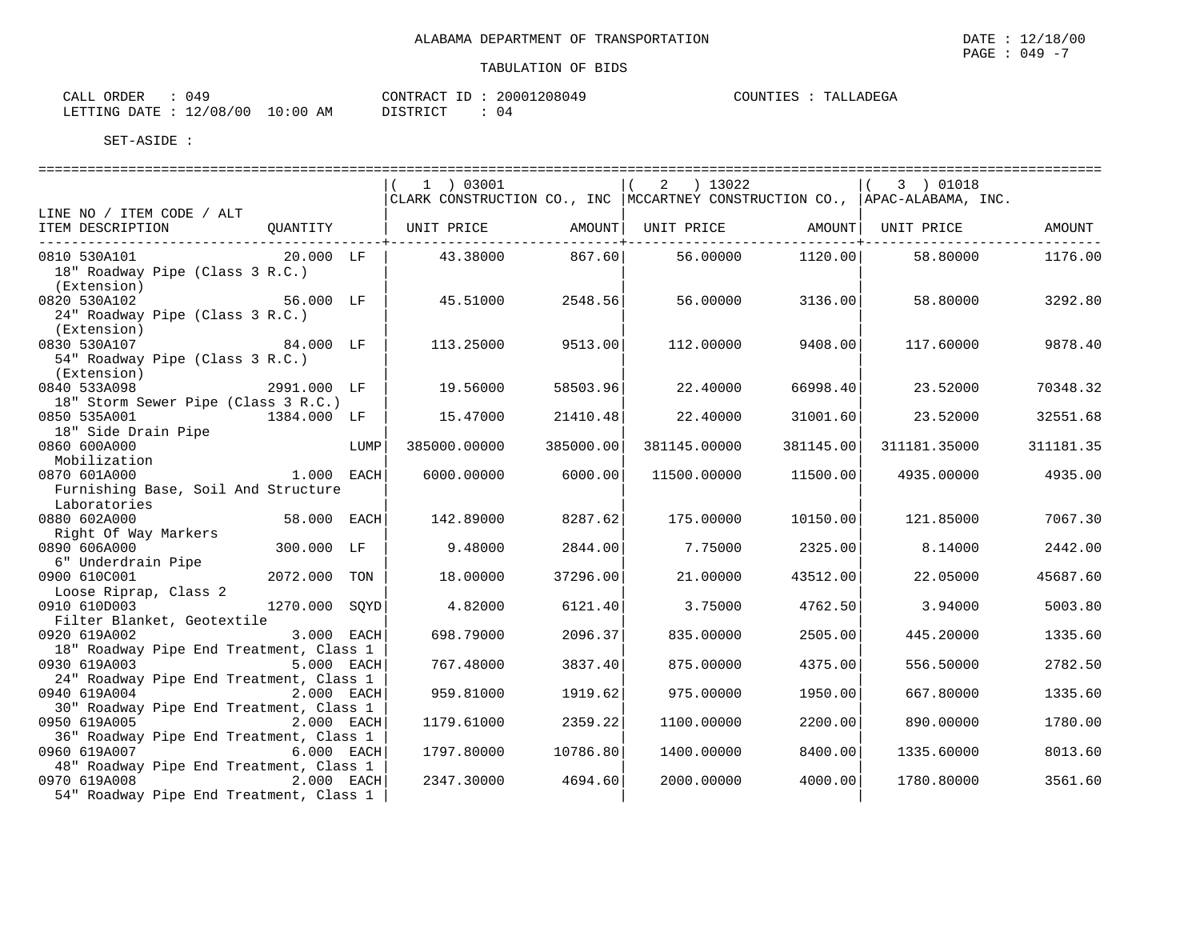ALABAMA DEPARTMENT OF TRANSPORTATION

DATE : 12/18/00

TABULATION OF BIDS

CALL ORDER : 049 CONTRACT ID : 20001208049 COUNTIES : TALLADEGA
LETTING DATE : 12/08/00 10:00 AM DISTRICT : 04

SET-ASIDE :

| LINE NO / ITEM CODE / ALT<br>ITEM DESCRIPTION | QUANTITY | (1) 03001 CLARK CONSTRUCTION CO., INC UNIT PRICE | AMOUNT | (2) 13022 MCCARTNEY CONSTRUCTION CO., UNIT PRICE | AMOUNT | (3) 01018 APAC-ALABAMA, INC. UNIT PRICE | AMOUNT |
|---|---|---|---|---|---|---|---|
| 0810 530A101<br>18" Roadway Pipe (Class 3 R.C.) (Extension) | 20.000 LF | 43.38000 | 867.60 | 56.00000 | 1120.00 | 58.80000 | 1176.00 |
| 0820 530A102<br>24" Roadway Pipe (Class 3 R.C.) (Extension) | 56.000 LF | 45.51000 | 2548.56 | 56.00000 | 3136.00 | 58.80000 | 3292.80 |
| 0830 530A107<br>54" Roadway Pipe (Class 3 R.C.) (Extension) | 84.000 LF | 113.25000 | 9513.00 | 112.00000 | 9408.00 | 117.60000 | 9878.40 |
| 0840 533A098<br>18" Storm Sewer Pipe (Class 3 R.C.) | 2991.000 LF | 19.56000 | 58503.96 | 22.40000 | 66998.40 | 23.52000 | 70348.32 |
| 0850 535A001<br>18" Side Drain Pipe | 1384.000 LF | 15.47000 | 21410.48 | 22.40000 | 31001.60 | 23.52000 | 32551.68 |
| 0860 600A000<br>Mobilization | LUMP | 385000.00000 | 385000.00 | 381145.00000 | 381145.00 | 311181.35000 | 311181.35 |
| 0870 601A000<br>Furnishing Base, Soil And Structure Laboratories | 1.000 EACH | 6000.00000 | 6000.00 | 11500.00000 | 11500.00 | 4935.00000 | 4935.00 |
| 0880 602A000<br>Right Of Way Markers | 58.000 EACH | 142.89000 | 8287.62 | 175.00000 | 10150.00 | 121.85000 | 7067.30 |
| 0890 606A000<br>6" Underdrain Pipe | 300.000 LF | 9.48000 | 2844.00 | 7.75000 | 2325.00 | 8.14000 | 2442.00 |
| 0900 610C001<br>Loose Riprap, Class 2 | 2072.000 TON | 18.00000 | 37296.00 | 21.00000 | 43512.00 | 22.05000 | 45687.60 |
| 0910 610D003<br>Filter Blanket, Geotextile | 1270.000 SQYD | 4.82000 | 6121.40 | 3.75000 | 4762.50 | 3.94000 | 5003.80 |
| 0920 619A002<br>18" Roadway Pipe End Treatment, Class 1 | 3.000 EACH | 698.79000 | 2096.37 | 835.00000 | 2505.00 | 445.20000 | 1335.60 |
| 0930 619A003<br>24" Roadway Pipe End Treatment, Class 1 | 5.000 EACH | 767.48000 | 3837.40 | 875.00000 | 4375.00 | 556.50000 | 2782.50 |
| 0940 619A004<br>30" Roadway Pipe End Treatment, Class 1 | 2.000 EACH | 959.81000 | 1919.62 | 975.00000 | 1950.00 | 667.80000 | 1335.60 |
| 0950 619A005<br>36" Roadway Pipe End Treatment, Class 1 | 2.000 EACH | 1179.61000 | 2359.22 | 1100.00000 | 2200.00 | 890.00000 | 1780.00 |
| 0960 619A007<br>48" Roadway Pipe End Treatment, Class 1 | 6.000 EACH | 1797.80000 | 10786.80 | 1400.00000 | 8400.00 | 1335.60000 | 8013.60 |
| 0970 619A008<br>54" Roadway Pipe End Treatment, Class 1 | 2.000 EACH | 2347.30000 | 4694.60 | 2000.00000 | 4000.00 | 1780.80000 | 3561.60 |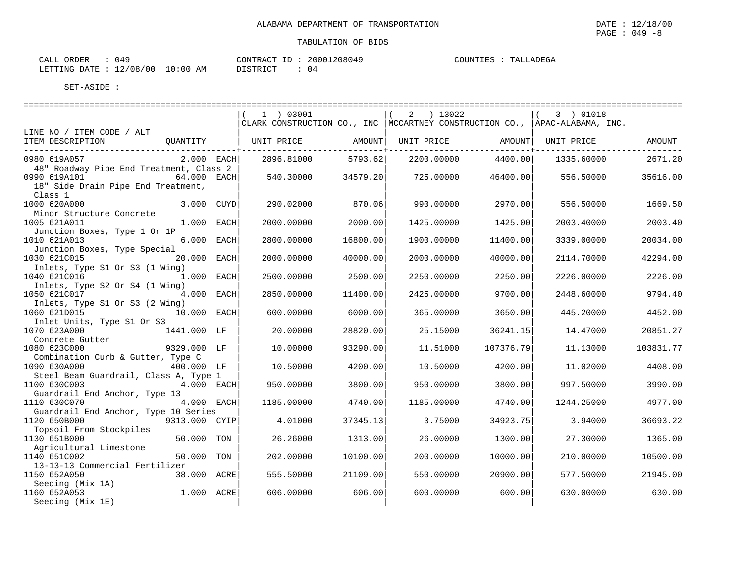ALABAMA DEPARTMENT OF TRANSPORTATION

DATE : 12/18/00
PAGE : 049 -8

TABULATION OF BIDS

CALL ORDER : 049
LETTING DATE : 12/08/00 10:00 AM

CONTRACT ID : 20001208049
DISTRICT : 04

COUNTIES : TALLADEGA

SET-ASIDE :

| LINE NO / ITEM CODE / ALT ITEM DESCRIPTION | QUANTITY | ( 1 ) 03001 CLARK CONSTRUCTION CO., INC UNIT PRICE | AMOUNT | ( 2 ) 13022 MCCARTNEY CONSTRUCTION CO., UNIT PRICE | AMOUNT | ( 3 ) 01018 APAC-ALABAMA, INC. UNIT PRICE | AMOUNT |
|---|---|---|---|---|---|---|---|
| 0980 619A057 48" Roadway Pipe End Treatment, Class 2 | 2.000 EACH | 2896.81000 | 5793.62 | 2200.00000 | 4400.00 | 1335.60000 | 2671.20 |
| 0990 619A101 18" Side Drain Pipe End Treatment, Class 1 | 64.000 EACH | 540.30000 | 34579.20 | 725.00000 | 46400.00 | 556.50000 | 35616.00 |
| 1000 620A000 Minor Structure Concrete | 3.000 CUYD | 290.02000 | 870.06 | 990.00000 | 2970.00 | 556.50000 | 1669.50 |
| 1005 621A011 Junction Boxes, Type 1 Or 1P | 1.000 EACH | 2000.00000 | 2000.00 | 1425.00000 | 1425.00 | 2003.40000 | 2003.40 |
| 1010 621A013 Junction Boxes, Type Special | 6.000 EACH | 2800.00000 | 16800.00 | 1900.00000 | 11400.00 | 3339.00000 | 20034.00 |
| 1030 621C015 Inlets, Type S1 Or S3 (1 Wing) | 20.000 EACH | 2000.00000 | 40000.00 | 2000.00000 | 40000.00 | 2114.70000 | 42294.00 |
| 1040 621C016 Inlets, Type S2 Or S4 (1 Wing) | 1.000 EACH | 2500.00000 | 2500.00 | 2250.00000 | 2250.00 | 2226.00000 | 2226.00 |
| 1050 621C017 Inlets, Type S1 Or S3 (2 Wing) | 4.000 EACH | 2850.00000 | 11400.00 | 2425.00000 | 9700.00 | 2448.60000 | 9794.40 |
| 1060 621D015 Inlet Units, Type S1 Or S3 | 10.000 EACH | 600.00000 | 6000.00 | 365.00000 | 3650.00 | 445.20000 | 4452.00 |
| 1070 623A000 Concrete Gutter | 1441.000 LF | 20.00000 | 28820.00 | 25.15000 | 36241.15 | 14.47000 | 20851.27 |
| 1080 623C000 Combination Curb & Gutter, Type C | 9329.000 LF | 10.00000 | 93290.00 | 11.51000 | 107376.79 | 11.13000 | 103831.77 |
| 1090 630A000 Steel Beam Guardrail, Class A, Type 1 | 400.000 LF | 10.50000 | 4200.00 | 10.50000 | 4200.00 | 11.02000 | 4408.00 |
| 1100 630C003 Guardrail End Anchor, Type 13 | 4.000 EACH | 950.00000 | 3800.00 | 950.00000 | 3800.00 | 997.50000 | 3990.00 |
| 1110 630C070 Guardrail End Anchor, Type 10 Series | 4.000 EACH | 1185.00000 | 4740.00 | 1185.00000 | 4740.00 | 1244.25000 | 4977.00 |
| 1120 650B000 Topsoil From Stockpiles | 9313.000 CYIP | 4.01000 | 37345.13 | 3.75000 | 34923.75 | 3.94000 | 36693.22 |
| 1130 651B000 Agricultural Limestone | 50.000 TON | 26.26000 | 1313.00 | 26.00000 | 1300.00 | 27.30000 | 1365.00 |
| 1140 651C002 13-13-13 Commercial Fertilizer | 50.000 TON | 202.00000 | 10100.00 | 200.00000 | 10000.00 | 210.00000 | 10500.00 |
| 1150 652A050 Seeding (Mix 1A) | 38.000 ACRE | 555.50000 | 21109.00 | 550.00000 | 20900.00 | 577.50000 | 21945.00 |
| 1160 652A053 Seeding (Mix 1E) | 1.000 ACRE | 606.00000 | 606.00 | 600.00000 | 600.00 | 630.00000 | 630.00 |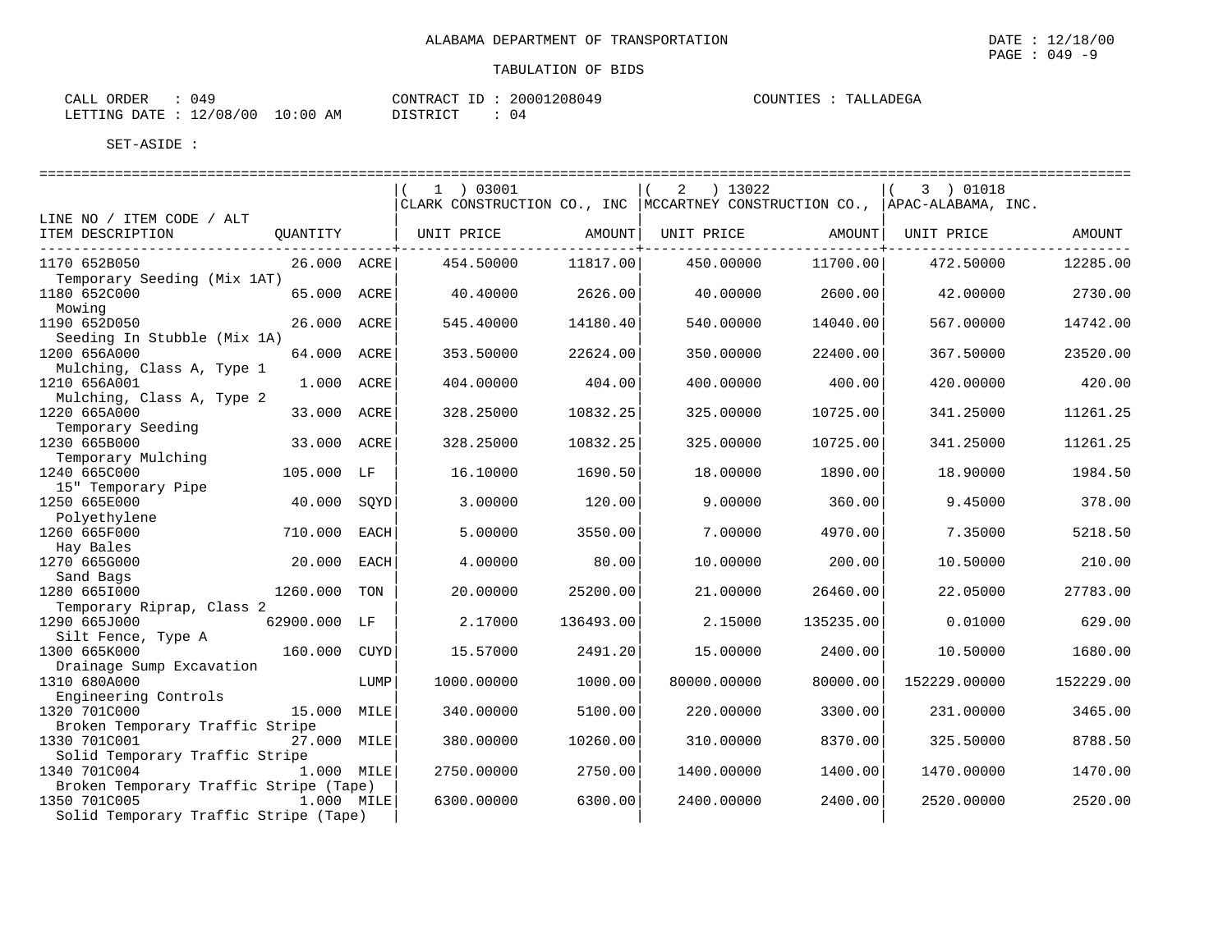ALABAMA DEPARTMENT OF TRANSPORTATION

DATE : 12/18/00

TABULATION OF BIDS

CALL ORDER : 049
LETTING DATE : 12/08/00 10:00 AM

CONTRACT ID : 20001208049
DISTRICT : 04

COUNTIES : TALLADEGA

SET-ASIDE :

| LINE NO / ITEM CODE / ALT | | | ( 1 ) 03001 CLARK CONSTRUCTION CO., INC | | ( 2 ) 13022 MCCARTNEY CONSTRUCTION CO., | | ( 3 ) 01018 APAC-ALABAMA, INC. | |
|---|---|---|---|---|---|---|---|---|
| ITEM DESCRIPTION | QUANTITY | | UNIT PRICE | AMOUNT | UNIT PRICE | AMOUNT | UNIT PRICE | AMOUNT |
| 1170 652B050 Temporary Seeding (Mix 1AT) | 26.000 | ACRE | 454.50000 | 11817.00 | 450.00000 | 11700.00 | 472.50000 | 12285.00 |
| 1180 652C000 Mowing | 65.000 | ACRE | 40.40000 | 2626.00 | 40.00000 | 2600.00 | 42.00000 | 2730.00 |
| 1190 652D050 Seeding In Stubble (Mix 1A) | 26.000 | ACRE | 545.40000 | 14180.40 | 540.00000 | 14040.00 | 567.00000 | 14742.00 |
| 1200 656A000 Mulching, Class A, Type 1 | 64.000 | ACRE | 353.50000 | 22624.00 | 350.00000 | 22400.00 | 367.50000 | 23520.00 |
| 1210 656A001 Mulching, Class A, Type 2 | 1.000 | ACRE | 404.00000 | 404.00 | 400.00000 | 400.00 | 420.00000 | 420.00 |
| 1220 665A000 Temporary Seeding | 33.000 | ACRE | 328.25000 | 10832.25 | 325.00000 | 10725.00 | 341.25000 | 11261.25 |
| 1230 665B000 Temporary Mulching | 33.000 | ACRE | 328.25000 | 10832.25 | 325.00000 | 10725.00 | 341.25000 | 11261.25 |
| 1240 665C000 15" Temporary Pipe | 105.000 | LF | 16.10000 | 1690.50 | 18.00000 | 1890.00 | 18.90000 | 1984.50 |
| 1250 665E000 Polyethylene | 40.000 | SQYD | 3.00000 | 120.00 | 9.00000 | 360.00 | 9.45000 | 378.00 |
| 1260 665F000 Hay Bales | 710.000 | EACH | 5.00000 | 3550.00 | 7.00000 | 4970.00 | 7.35000 | 5218.50 |
| 1270 665G000 Sand Bags | 20.000 | EACH | 4.00000 | 80.00 | 10.00000 | 200.00 | 10.50000 | 210.00 |
| 1280 665I000 Temporary Riprap, Class 2 | 1260.000 | TON | 20.00000 | 25200.00 | 21.00000 | 26460.00 | 22.05000 | 27783.00 |
| 1290 665J000 Silt Fence, Type A | 62900.000 | LF | 2.17000 | 136493.00 | 2.15000 | 135235.00 | 0.01000 | 629.00 |
| 1300 665K000 Drainage Sump Excavation | 160.000 | CUYD | 15.57000 | 2491.20 | 15.00000 | 2400.00 | 10.50000 | 1680.00 |
| 1310 680A000 Engineering Controls | | LUMP | 1000.00000 | 1000.00 | 80000.00000 | 80000.00 | 152229.00000 | 152229.00 |
| 1320 701C000 Broken Temporary Traffic Stripe | 15.000 | MILE | 340.00000 | 5100.00 | 220.00000 | 3300.00 | 231.00000 | 3465.00 |
| 1330 701C001 Solid Temporary Traffic Stripe | 27.000 | MILE | 380.00000 | 10260.00 | 310.00000 | 8370.00 | 325.50000 | 8788.50 |
| 1340 701C004 Broken Temporary Traffic Stripe (Tape) | 1.000 | MILE | 2750.00000 | 2750.00 | 1400.00000 | 1400.00 | 1470.00000 | 1470.00 |
| 1350 701C005 Solid Temporary Traffic Stripe (Tape) | 1.000 | MILE | 6300.00000 | 6300.00 | 2400.00000 | 2400.00 | 2520.00000 | 2520.00 |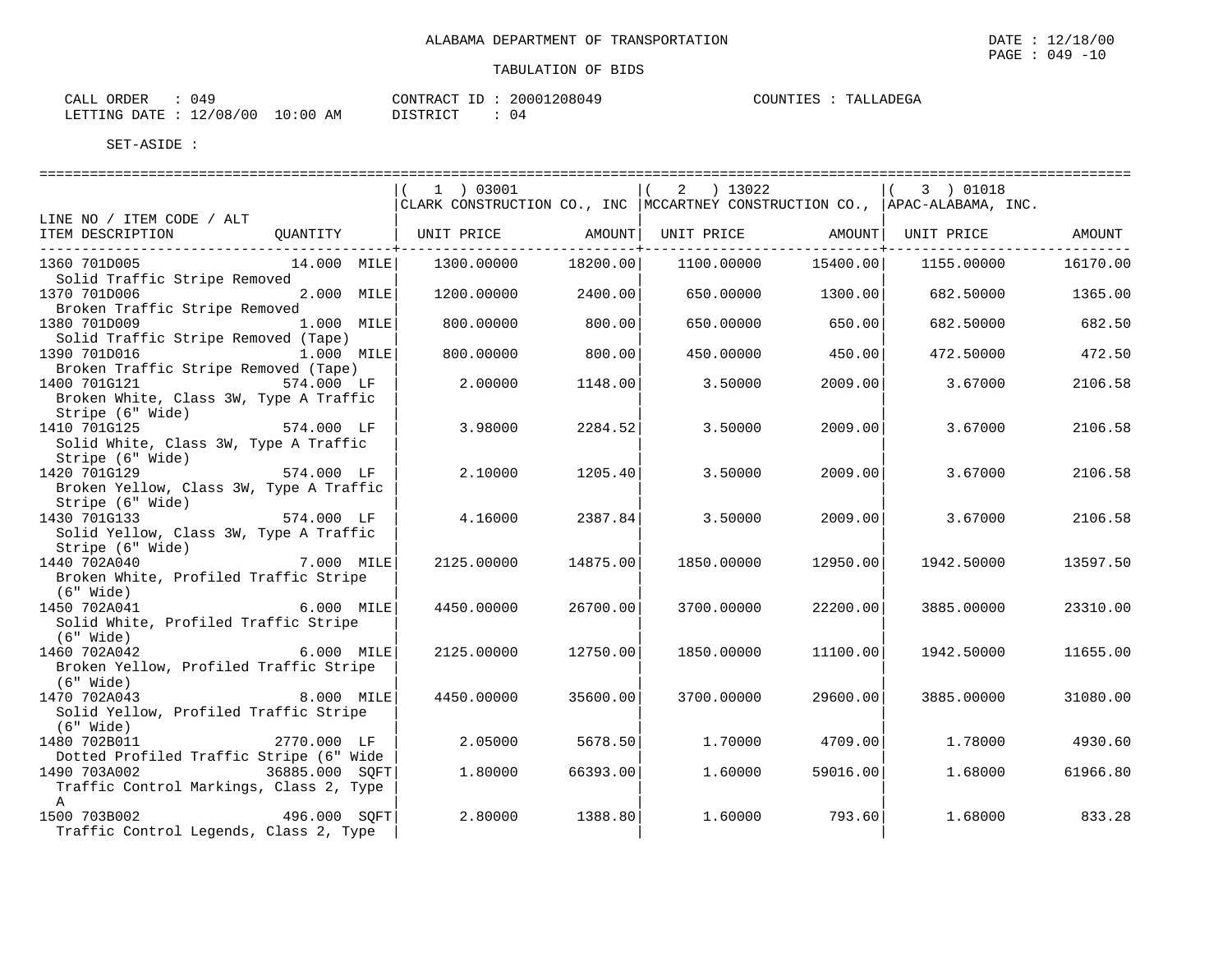ALABAMA DEPARTMENT OF TRANSPORTATION

DATE : 12/18/00

TABULATION OF BIDS

CALL ORDER : 049
LETTING DATE : 12/08/00 10:00 AM

CONTRACT ID : 20001208049
DISTRICT : 04

COUNTIES : TALLADEGA

SET-ASIDE :

| LINE NO / ITEM CODE / ALT ITEM DESCRIPTION | QUANTITY | ( 1 ) 03001 CLARK CONSTRUCTION CO., INC UNIT PRICE | AMOUNT | ( 2 ) 13022 MCCARTNEY CONSTRUCTION CO., UNIT PRICE | AMOUNT | ( 3 ) 01018 APAC-ALABAMA, INC. UNIT PRICE | AMOUNT |
|---|---|---|---|---|---|---|---|
| 1360 701D005 Solid Traffic Stripe Removed | 14.000 MILE | 1300.00000 | 18200.00 | 1100.00000 | 15400.00 | 1155.00000 | 16170.00 |
| 1370 701D006 Broken Traffic Stripe Removed | 2.000 MILE | 1200.00000 | 2400.00 | 650.00000 | 1300.00 | 682.50000 | 1365.00 |
| 1380 701D009 Solid Traffic Stripe Removed (Tape) | 1.000 MILE | 800.00000 | 800.00 | 650.00000 | 650.00 | 682.50000 | 682.50 |
| 1390 701D016 Broken Traffic Stripe Removed (Tape) | 1.000 MILE | 800.00000 | 800.00 | 450.00000 | 450.00 | 472.50000 | 472.50 |
| 1400 701G121 Broken White, Class 3W, Type A Traffic Stripe (6" Wide) | 574.000 LF | 2.00000 | 1148.00 | 3.50000 | 2009.00 | 3.67000 | 2106.58 |
| 1410 701G125 Solid White, Class 3W, Type A Traffic Stripe (6" Wide) | 574.000 LF | 3.98000 | 2284.52 | 3.50000 | 2009.00 | 3.67000 | 2106.58 |
| 1420 701G129 Broken Yellow, Class 3W, Type A Traffic Stripe (6" Wide) | 574.000 LF | 2.10000 | 1205.40 | 3.50000 | 2009.00 | 3.67000 | 2106.58 |
| 1430 701G133 Solid Yellow, Class 3W, Type A Traffic Stripe (6" Wide) | 574.000 LF | 4.16000 | 2387.84 | 3.50000 | 2009.00 | 3.67000 | 2106.58 |
| 1440 702A040 Broken White, Profiled Traffic Stripe (6" Wide) | 7.000 MILE | 2125.00000 | 14875.00 | 1850.00000 | 12950.00 | 1942.50000 | 13597.50 |
| 1450 702A041 Solid White, Profiled Traffic Stripe (6" Wide) | 6.000 MILE | 4450.00000 | 26700.00 | 3700.00000 | 22200.00 | 3885.00000 | 23310.00 |
| 1460 702A042 Broken Yellow, Profiled Traffic Stripe (6" Wide) | 6.000 MILE | 2125.00000 | 12750.00 | 1850.00000 | 11100.00 | 1942.50000 | 11655.00 |
| 1470 702A043 Solid Yellow, Profiled Traffic Stripe (6" Wide) | 8.000 MILE | 4450.00000 | 35600.00 | 3700.00000 | 29600.00 | 3885.00000 | 31080.00 |
| 1480 702B011 Dotted Profiled Traffic Stripe (6" Wide | 2770.000 LF | 2.05000 | 5678.50 | 1.70000 | 4709.00 | 1.78000 | 4930.60 |
| 1490 703A002 Traffic Control Markings, Class 2, Type A | 36885.000 SQFT | 1.80000 | 66393.00 | 1.60000 | 59016.00 | 1.68000 | 61966.80 |
| 1500 703B002 Traffic Control Legends, Class 2, Type | 496.000 SQFT | 2.80000 | 1388.80 | 1.60000 | 793.60 | 1.68000 | 833.28 |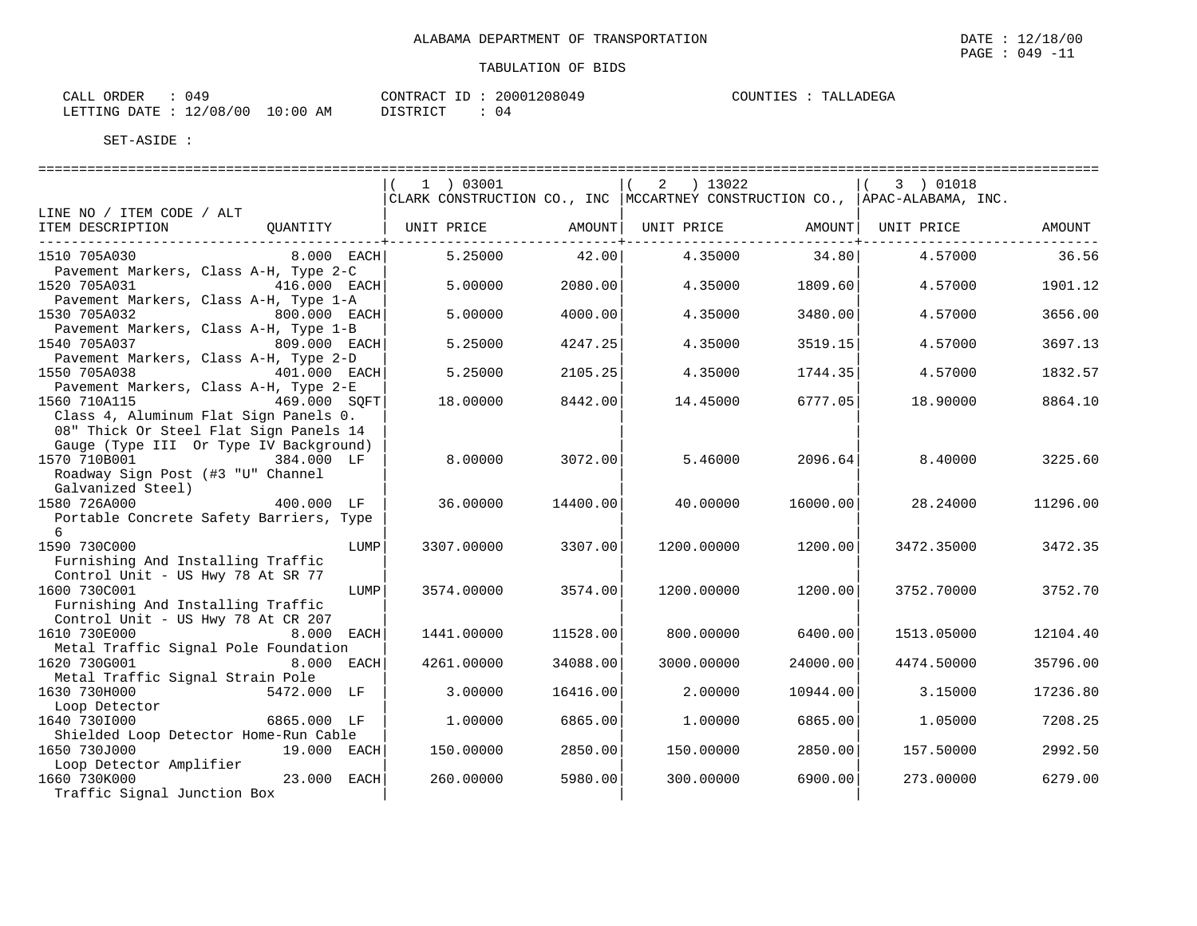ALABAMA DEPARTMENT OF TRANSPORTATION

DATE : 12/18/00
PAGE : 049 -11

TABULATION OF BIDS

CALL ORDER : 049
LETTING DATE : 12/08/00 10:00 AM

CONTRACT ID : 20001208049
DISTRICT : 04

COUNTIES : TALLADEGA

SET-ASIDE :

| LINE NO / ITEM CODE / ALT<br>ITEM DESCRIPTION | QUANTITY | ( 1 ) 03001<br>CLARK CONSTRUCTION CO., INC<br>UNIT PRICE | AMOUNT | ( 2 ) 13022<br>MCCARTNEY CONSTRUCTION CO.,<br>UNIT PRICE | AMOUNT | ( 3 ) 01018<br>APAC-ALABAMA, INC.<br>UNIT PRICE | AMOUNT |
|---|---|---|---|---|---|---|---|
| 1510 705A030<br>Pavement Markers, Class A-H, Type 2-C | 8.000 EACH | 5.25000 | 42.00 | 4.35000 | 34.80 | 4.57000 | 36.56 |
| 1520 705A031<br>Pavement Markers, Class A-H, Type 1-A | 416.000 EACH | 5.00000 | 2080.00 | 4.35000 | 1809.60 | 4.57000 | 1901.12 |
| 1530 705A032<br>Pavement Markers, Class A-H, Type 1-B | 800.000 EACH | 5.00000 | 4000.00 | 4.35000 | 3480.00 | 4.57000 | 3656.00 |
| 1540 705A037<br>Pavement Markers, Class A-H, Type 2-D | 809.000 EACH | 5.25000 | 4247.25 | 4.35000 | 3519.15 | 4.57000 | 3697.13 |
| 1550 705A038<br>Pavement Markers, Class A-H, Type 2-E | 401.000 EACH | 5.25000 | 2105.25 | 4.35000 | 1744.35 | 4.57000 | 1832.57 |
| 1560 710A115<br>Class 4, Aluminum Flat Sign Panels 0.08" Thick Or Steel Flat Sign Panels 14 Gauge (Type III Or Type IV Background) | 469.000 SQFT | 18.00000 | 8442.00 | 14.45000 | 6777.05 | 18.90000 | 8864.10 |
| 1570 710B001<br>Roadway Sign Post (#3 "U" Channel Galvanized Steel) | 384.000 LF | 8.00000 | 3072.00 | 5.46000 | 2096.64 | 8.40000 | 3225.60 |
| 1580 726A000<br>Portable Concrete Safety Barriers, Type 6 | 400.000 LF | 36.00000 | 14400.00 | 40.00000 | 16000.00 | 28.24000 | 11296.00 |
| 1590 730C000<br>Furnishing And Installing Traffic Control Unit - US Hwy 78 At SR 77 | LUMP | 3307.00000 | 3307.00 | 1200.00000 | 1200.00 | 3472.35000 | 3472.35 |
| 1600 730C001<br>Furnishing And Installing Traffic Control Unit - US Hwy 78 At CR 207 | LUMP | 3574.00000 | 3574.00 | 1200.00000 | 1200.00 | 3752.70000 | 3752.70 |
| 1610 730E000<br>Metal Traffic Signal Pole Foundation | 8.000 EACH | 1441.00000 | 11528.00 | 800.00000 | 6400.00 | 1513.05000 | 12104.40 |
| 1620 730G001<br>Metal Traffic Signal Strain Pole | 8.000 EACH | 4261.00000 | 34088.00 | 3000.00000 | 24000.00 | 4474.50000 | 35796.00 |
| 1630 730H000<br>Loop Detector | 5472.000 LF | 3.00000 | 16416.00 | 2.00000 | 10944.00 | 3.15000 | 17236.80 |
| 1640 730I000<br>Shielded Loop Detector Home-Run Cable | 6865.000 LF | 1.00000 | 6865.00 | 1.00000 | 6865.00 | 1.05000 | 7208.25 |
| 1650 730J000<br>Loop Detector Amplifier | 19.000 EACH | 150.00000 | 2850.00 | 150.00000 | 2850.00 | 157.50000 | 2992.50 |
| 1660 730K000<br>Traffic Signal Junction Box | 23.000 EACH | 260.00000 | 5980.00 | 300.00000 | 6900.00 | 273.00000 | 6279.00 |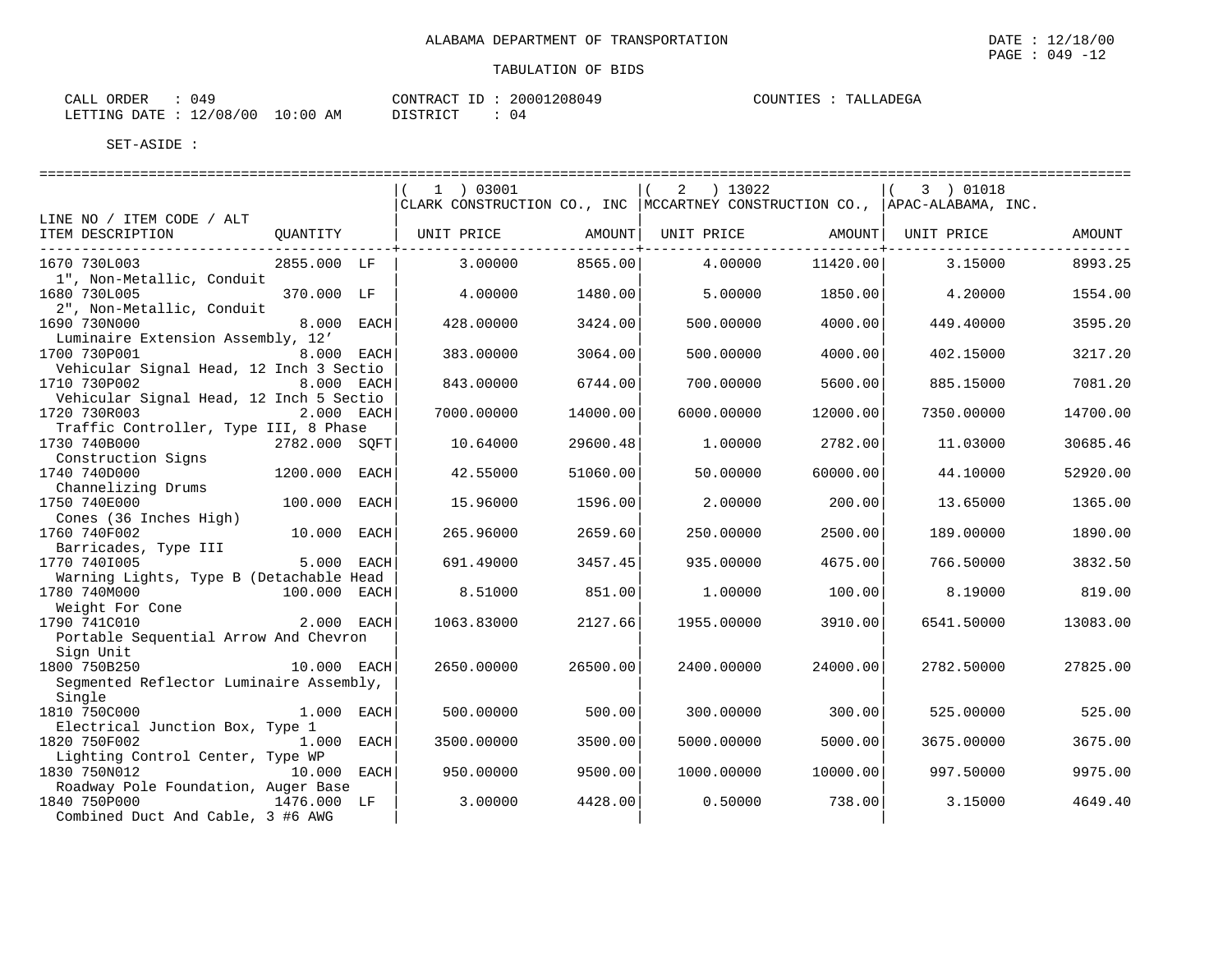ALABAMA DEPARTMENT OF TRANSPORTATION

TABULATION OF BIDS

DATE : 12/18/00
PAGE : 049 -12

CALL ORDER : 049
LETTING DATE : 12/08/00 10:00 AM

CONTRACT ID : 20001208049
DISTRICT : 04

COUNTIES : TALLADEGA

SET-ASIDE :

| LINE NO / ITEM CODE / ALT<br>ITEM DESCRIPTION | QUANTITY | (1) 03001 CLARK CONSTRUCTION CO., INC<br>UNIT PRICE | AMOUNT | (2) 13022 MCCARTNEY CONSTRUCTION CO.,<br>UNIT PRICE | AMOUNT | (3) 01018 APAC-ALABAMA, INC.<br>UNIT PRICE | AMOUNT |
|---|---|---|---|---|---|---|---|
| 1670 730L003<br>1", Non-Metallic, Conduit | 2855.000 LF | 3.00000 | 8565.00 | 4.00000 | 11420.00 | 3.15000 | 8993.25 |
| 1680 730L005<br>2", Non-Metallic, Conduit | 370.000 LF | 4.00000 | 1480.00 | 5.00000 | 1850.00 | 4.20000 | 1554.00 |
| 1690 730N000<br>Luminaire Extension Assembly, 12' | 8.000 EACH | 428.00000 | 3424.00 | 500.00000 | 4000.00 | 449.40000 | 3595.20 |
| 1700 730P001<br>Vehicular Signal Head, 12 Inch 3 Sectio | 8.000 EACH | 383.00000 | 3064.00 | 500.00000 | 4000.00 | 402.15000 | 3217.20 |
| 1710 730P002<br>Vehicular Signal Head, 12 Inch 5 Sectio | 8.000 EACH | 843.00000 | 6744.00 | 700.00000 | 5600.00 | 885.15000 | 7081.20 |
| 1720 730R003<br>Traffic Controller, Type III, 8 Phase | 2.000 EACH | 7000.00000 | 14000.00 | 6000.00000 | 12000.00 | 7350.00000 | 14700.00 |
| 1730 740B000<br>Construction Signs | 2782.000 SQFT | 10.64000 | 29600.48 | 1.00000 | 2782.00 | 11.03000 | 30685.46 |
| 1740 740D000<br>Channelizing Drums | 1200.000 EACH | 42.55000 | 51060.00 | 50.00000 | 60000.00 | 44.10000 | 52920.00 |
| 1750 740E000<br>Cones (36 Inches High) | 100.000 EACH | 15.96000 | 1596.00 | 2.00000 | 200.00 | 13.65000 | 1365.00 |
| 1760 740F002<br>Barricades, Type III | 10.000 EACH | 265.96000 | 2659.60 | 250.00000 | 2500.00 | 189.00000 | 1890.00 |
| 1770 740I005<br>Warning Lights, Type B (Detachable Head | 5.000 EACH | 691.49000 | 3457.45 | 935.00000 | 4675.00 | 766.50000 | 3832.50 |
| 1780 740M000<br>Weight For Cone | 100.000 EACH | 8.51000 | 851.00 | 1.00000 | 100.00 | 8.19000 | 819.00 |
| 1790 741C010<br>Portable Sequential Arrow And Chevron Sign Unit | 2.000 EACH | 1063.83000 | 2127.66 | 1955.00000 | 3910.00 | 6541.50000 | 13083.00 |
| 1800 750B250<br>Segmented Reflector Luminaire Assembly, Single | 10.000 EACH | 2650.00000 | 26500.00 | 2400.00000 | 24000.00 | 2782.50000 | 27825.00 |
| 1810 750C000<br>Electrical Junction Box, Type 1 | 1.000 EACH | 500.00000 | 500.00 | 300.00000 | 300.00 | 525.00000 | 525.00 |
| 1820 750F002<br>Lighting Control Center, Type WP | 1.000 EACH | 3500.00000 | 3500.00 | 5000.00000 | 5000.00 | 3675.00000 | 3675.00 |
| 1830 750N012<br>Roadway Pole Foundation, Auger Base | 10.000 EACH | 950.00000 | 9500.00 | 1000.00000 | 10000.00 | 997.50000 | 9975.00 |
| 1840 750P000<br>Combined Duct And Cable, 3 #6 AWG | 1476.000 LF | 3.00000 | 4428.00 | 0.50000 | 738.00 | 3.15000 | 4649.40 |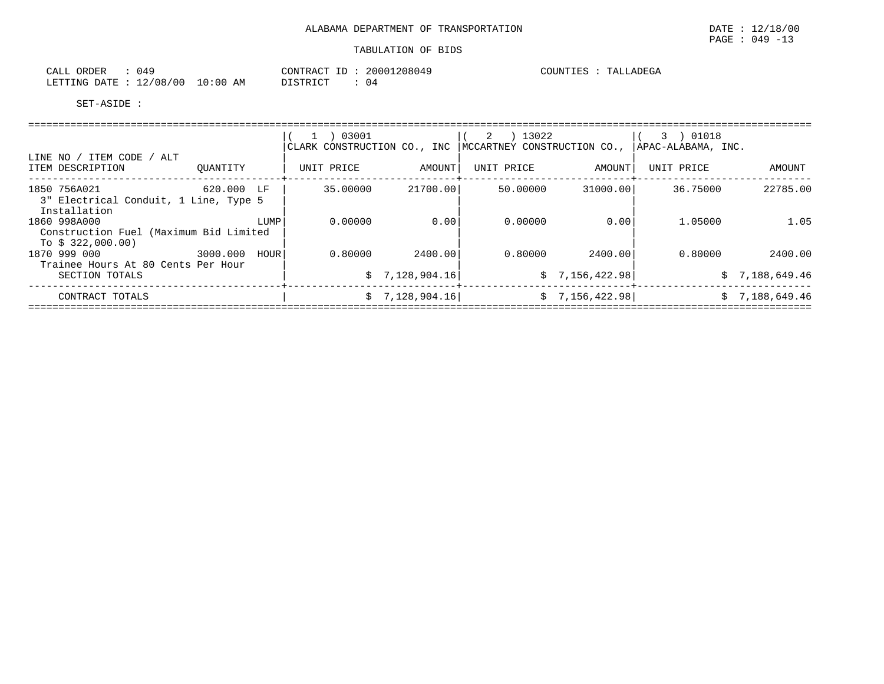ALABAMA DEPARTMENT OF TRANSPORTATION

DATE : 12/18/00
PAGE : 049 -13

TABULATION OF BIDS

CALL ORDER : 049
LETTING DATE : 12/08/00 10:00 AM

CONTRACT ID : 20001208049
DISTRICT : 04

COUNTIES : TALLADEGA

SET-ASIDE :

| LINE NO / ITEM CODE / ALT<br>ITEM DESCRIPTION | QUANTITY | ( 1 ) 03001<br>CLARK CONSTRUCTION CO., INC<br>UNIT PRICE | AMOUNT | ( 2 ) 13022<br>MCCARTNEY CONSTRUCTION CO.,<br>UNIT PRICE | AMOUNT | ( 3 ) 01018<br>APAC-ALABAMA, INC.<br>UNIT PRICE | AMOUNT |
|---|---|---|---|---|---|---|---|
| 1850 756A021<br>3" Electrical Conduit, 1 Line, Type 5 Installation | 620.000 LF | 35.00000 | 21700.00 | 50.00000 | 31000.00 | 36.75000 | 22785.00 |
| 1860 998A000<br>Construction Fuel (Maximum Bid Limited To $ 322,000.00) | LUMP | 0.00000 | 0.00 | 0.00000 | 0.00 | 1.05000 | 1.05 |
| 1870 999 000<br>Trainee Hours At 80 Cents Per Hour | 3000.000 HOUR | 0.80000 | 2400.00 | 0.80000 | 2400.00 | 0.80000 | 2400.00 |
| SECTION TOTALS | | | $ 7,128,904.16 | | $ 7,156,422.98 | | $ 7,188,649.46 |
| CONTRACT TOTALS | | | $ 7,128,904.16 | | $ 7,156,422.98 | | $ 7,188,649.46 |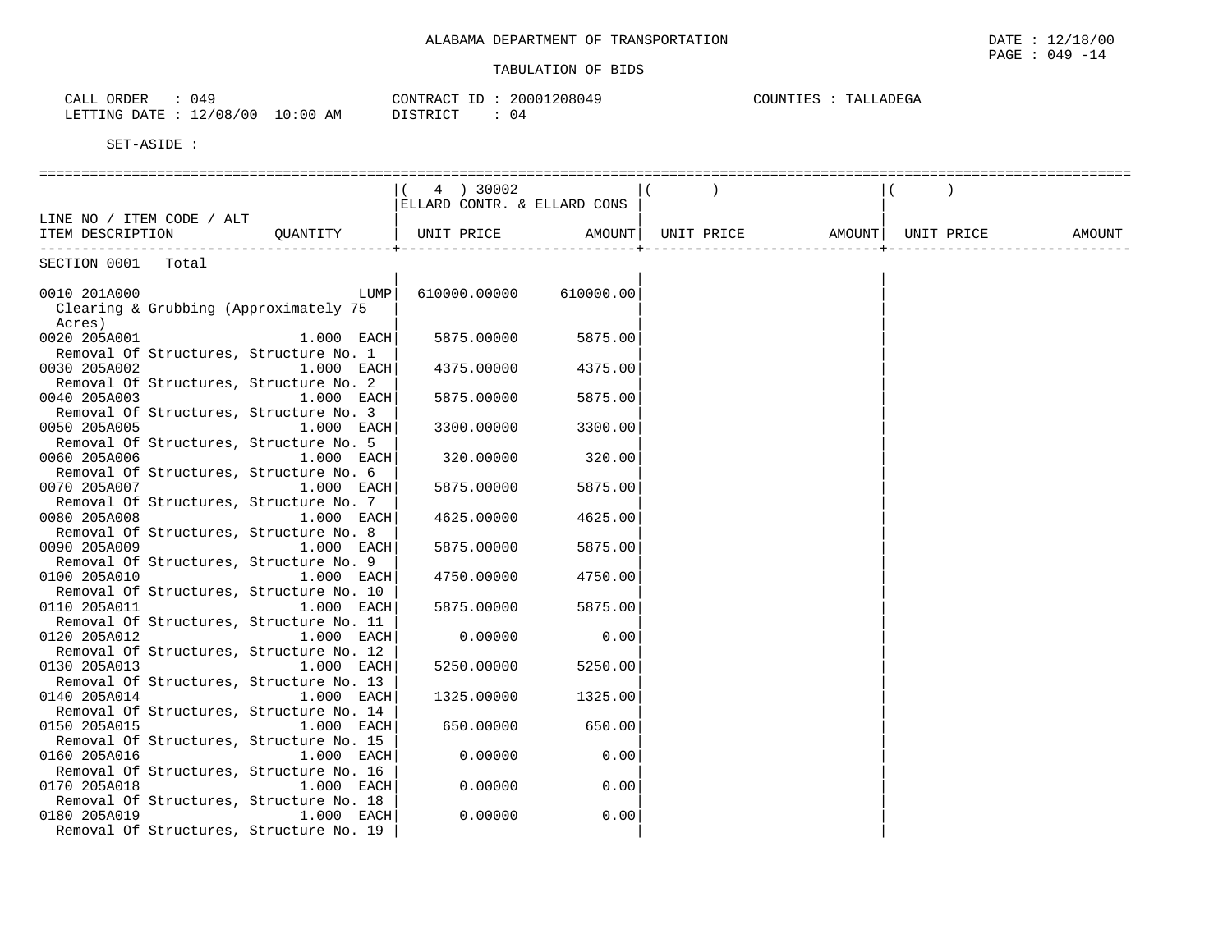ALABAMA DEPARTMENT OF TRANSPORTATION

TABULATION OF BIDS

DATE : 12/18/00
PAGE : 049 -14

CALL ORDER : 049
LETTING DATE : 12/08/00 10:00 AM

CONTRACT ID : 20001208049
DISTRICT : 04

COUNTIES : TALLADEGA

SET-ASIDE :

| LINE NO / ITEM CODE / ALT ITEM DESCRIPTION | QUANTITY | ( 4 ) 30002 ELLARD CONTR. & ELLARD CONS UNIT PRICE | AMOUNT | ( ) UNIT PRICE | AMOUNT | ( ) UNIT PRICE | AMOUNT |
|---|---|---|---|---|---|---|---|
| SECTION 0001 Total | | | | | | | |
| 0010 201A000 Clearing & Grubbing (Approximately 75 Acres) | LUMP | 610000.00000 | 610000.00 | | | | |
| 0020 205A001 Removal Of Structures, Structure No. 1 | 1.000 EACH | 5875.00000 | 5875.00 | | | | |
| 0030 205A002 Removal Of Structures, Structure No. 2 | 1.000 EACH | 4375.00000 | 4375.00 | | | | |
| 0040 205A003 Removal Of Structures, Structure No. 3 | 1.000 EACH | 5875.00000 | 5875.00 | | | | |
| 0050 205A005 Removal Of Structures, Structure No. 5 | 1.000 EACH | 3300.00000 | 3300.00 | | | | |
| 0060 205A006 Removal Of Structures, Structure No. 6 | 1.000 EACH | 320.00000 | 320.00 | | | | |
| 0070 205A007 Removal Of Structures, Structure No. 7 | 1.000 EACH | 5875.00000 | 5875.00 | | | | |
| 0080 205A008 Removal Of Structures, Structure No. 8 | 1.000 EACH | 4625.00000 | 4625.00 | | | | |
| 0090 205A009 Removal Of Structures, Structure No. 9 | 1.000 EACH | 5875.00000 | 5875.00 | | | | |
| 0100 205A010 Removal Of Structures, Structure No. 10 | 1.000 EACH | 4750.00000 | 4750.00 | | | | |
| 0110 205A011 Removal Of Structures, Structure No. 11 | 1.000 EACH | 5875.00000 | 5875.00 | | | | |
| 0120 205A012 Removal Of Structures, Structure No. 12 | 1.000 EACH | 0.00000 | 0.00 | | | | |
| 0130 205A013 Removal Of Structures, Structure No. 13 | 1.000 EACH | 5250.00000 | 5250.00 | | | | |
| 0140 205A014 Removal Of Structures, Structure No. 14 | 1.000 EACH | 1325.00000 | 1325.00 | | | | |
| 0150 205A015 Removal Of Structures, Structure No. 15 | 1.000 EACH | 650.00000 | 650.00 | | | | |
| 0160 205A016 Removal Of Structures, Structure No. 16 | 1.000 EACH | 0.00000 | 0.00 | | | | |
| 0170 205A018 Removal Of Structures, Structure No. 18 | 1.000 EACH | 0.00000 | 0.00 | | | | |
| 0180 205A019 Removal Of Structures, Structure No. 19 | 1.000 EACH | 0.00000 | 0.00 | | | | |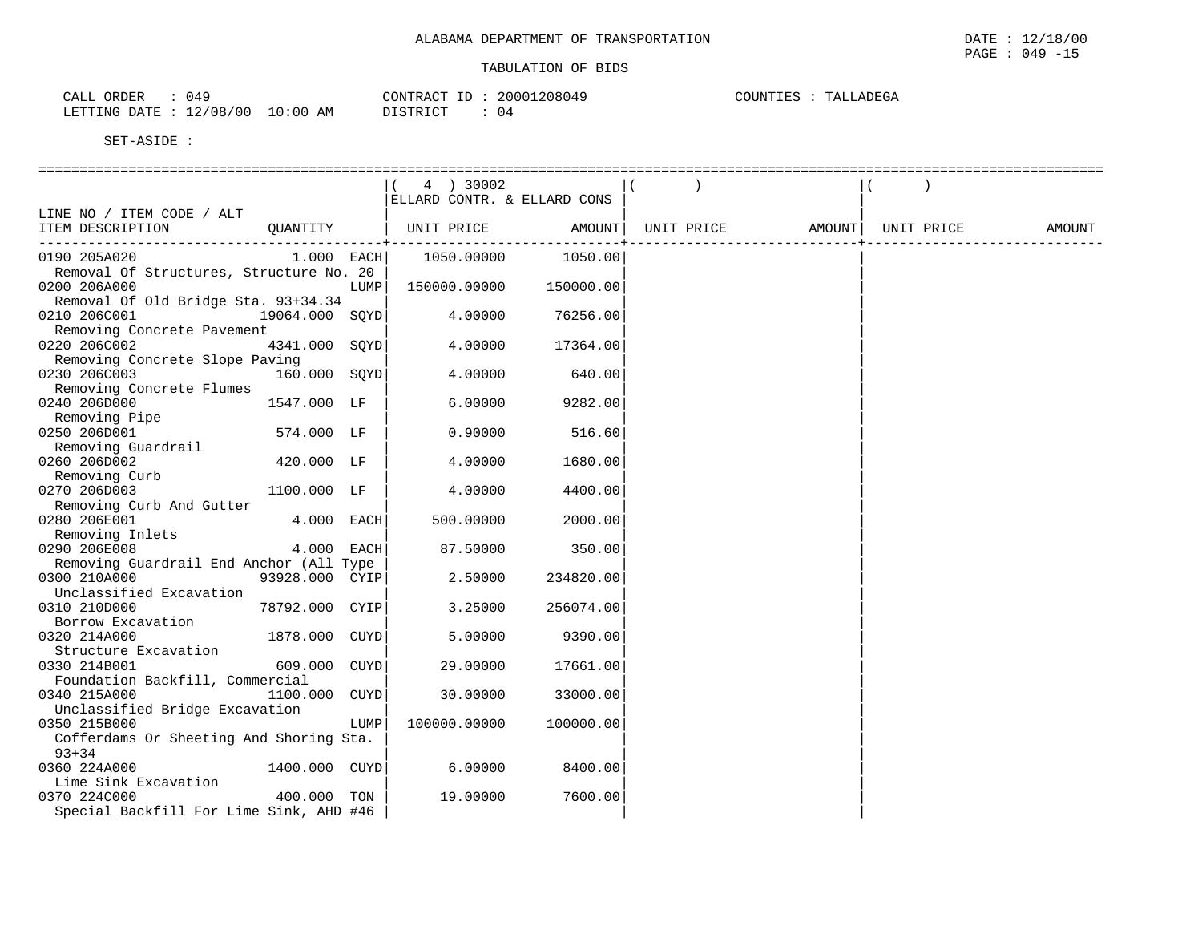ALABAMA DEPARTMENT OF TRANSPORTATION

TABULATION OF BIDS

CALL ORDER : 049
LETTING DATE : 12/08/00 10:00 AM

CONTRACT ID : 20001208049
DISTRICT : 04

COUNTIES : TALLADEGA

SET-ASIDE :

| LINE NO / ITEM CODE / ALT ITEM DESCRIPTION | QUANTITY | ( 4 ) 30002 ELLARD CONTR. & ELLARD CONS UNIT PRICE | AMOUNT | ( ) UNIT PRICE | AMOUNT | ( ) UNIT PRICE | AMOUNT |
|---|---|---|---|---|---|---|---|
| 0190 205A020 Removal Of Structures, Structure No. 20 | 1.000 EACH | 1050.00000 | 1050.00 | | | | |
| 0200 206A000 Removal Of Old Bridge Sta. 93+34.34 | LUMP | 150000.00000 | 150000.00 | | | | |
| 0210 206C001 Removing Concrete Pavement | 19064.000 SQYD | 4.00000 | 76256.00 | | | | |
| 0220 206C002 Removing Concrete Slope Paving | 4341.000 SQYD | 4.00000 | 17364.00 | | | | |
| 0230 206C003 Removing Concrete Flumes | 160.000 SQYD | 4.00000 | 640.00 | | | | |
| 0240 206D000 Removing Pipe | 1547.000 LF | 6.00000 | 9282.00 | | | | |
| 0250 206D001 Removing Guardrail | 574.000 LF | 0.90000 | 516.60 | | | | |
| 0260 206D002 Removing Curb | 420.000 LF | 4.00000 | 1680.00 | | | | |
| 0270 206D003 Removing Curb And Gutter | 1100.000 LF | 4.00000 | 4400.00 | | | | |
| 0280 206E001 Removing Inlets | 4.000 EACH | 500.00000 | 2000.00 | | | | |
| 0290 206E008 Removing Guardrail End Anchor (All Type | 4.000 EACH | 87.50000 | 350.00 | | | | |
| 0300 210A000 Unclassified Excavation | 93928.000 CYIP | 2.50000 | 234820.00 | | | | |
| 0310 210D000 Borrow Excavation | 78792.000 CYIP | 3.25000 | 256074.00 | | | | |
| 0320 214A000 Structure Excavation | 1878.000 CUYD | 5.00000 | 9390.00 | | | | |
| 0330 214B001 Foundation Backfill, Commercial | 609.000 CUYD | 29.00000 | 17661.00 | | | | |
| 0340 215A000 Unclassified Bridge Excavation | 1100.000 CUYD | 30.00000 | 33000.00 | | | | |
| 0350 215B000 Cofferdams Or Sheeting And Shoring Sta. 93+34 | LUMP | 100000.00000 | 100000.00 | | | | |
| 0360 224A000 Lime Sink Excavation | 1400.000 CUYD | 6.00000 | 8400.00 | | | | |
| 0370 224C000 Special Backfill For Lime Sink, AHD #46 | 400.000 TON | 19.00000 | 7600.00 | | | | |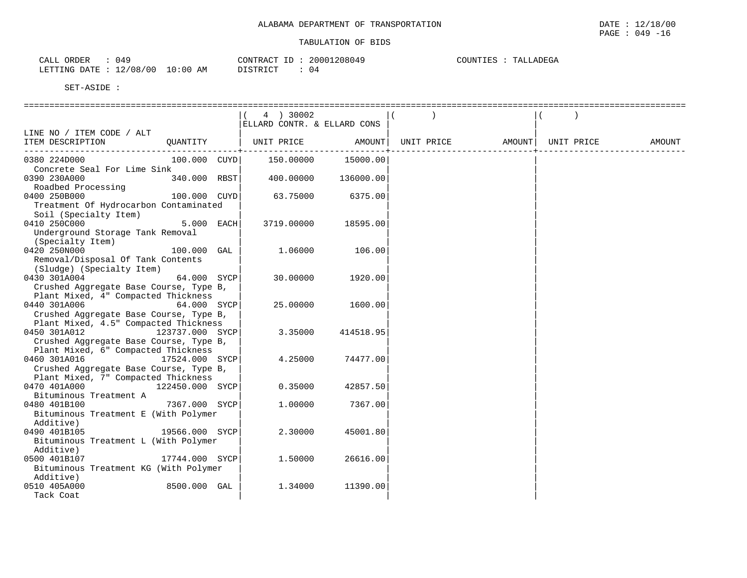ALABAMA DEPARTMENT OF TRANSPORTATION

TABULATION OF BIDS

DATE : 12/18/00
PAGE : 049 -16

CALL ORDER : 049
LETTING DATE : 12/08/00 10:00 AM

CONTRACT ID : 20001208049
DISTRICT : 04

COUNTIES : TALLADEGA

SET-ASIDE :

| LINE NO / ITEM CODE / ALT ITEM DESCRIPTION | QUANTITY | ( 4 ) 30002 ELLARD CONTR. & ELLARD CONS UNIT PRICE | AMOUNT | ( ) UNIT PRICE | AMOUNT | ( ) UNIT PRICE | AMOUNT |
|---|---|---|---|---|---|---|---|
| 0380 224D000 Concrete Seal For Lime Sink | 100.000 CUYD | 150.00000 | 15000.00 | | | | |
| 0390 230A000 Roadbed Processing | 340.000 RBST | 400.00000 | 136000.00 | | | | |
| 0400 250B000 Treatment Of Hydrocarbon Contaminated Soil (Specialty Item) | 100.000 CUYD | 63.75000 | 6375.00 | | | | |
| 0410 250C000 Underground Storage Tank Removal (Specialty Item) | 5.000 EACH | 3719.00000 | 18595.00 | | | | |
| 0420 250N000 Removal/Disposal Of Tank Contents (Sludge) (Specialty Item) | 100.000 GAL | 1.06000 | 106.00 | | | | |
| 0430 301A004 Crushed Aggregate Base Course, Type B, Plant Mixed, 4" Compacted Thickness | 64.000 SYCP | 30.00000 | 1920.00 | | | | |
| 0440 301A006 Crushed Aggregate Base Course, Type B, Plant Mixed, 4.5" Compacted Thickness | 64.000 SYCP | 25.00000 | 1600.00 | | | | |
| 0450 301A012 Crushed Aggregate Base Course, Type B, Plant Mixed, 6" Compacted Thickness | 123737.000 SYCP | 3.35000 | 414518.95 | | | | |
| 0460 301A016 Crushed Aggregate Base Course, Type B, Plant Mixed, 7" Compacted Thickness | 17524.000 SYCP | 4.25000 | 74477.00 | | | | |
| 0470 401A000 Bituminous Treatment A | 122450.000 SYCP | 0.35000 | 42857.50 | | | | |
| 0480 401B100 Bituminous Treatment E (With Polymer Additive) | 7367.000 SYCP | 1.00000 | 7367.00 | | | | |
| 0490 401B105 Bituminous Treatment L (With Polymer Additive) | 19566.000 SYCP | 2.30000 | 45001.80 | | | | |
| 0500 401B107 Bituminous Treatment KG (With Polymer Additive) | 17744.000 SYCP | 1.50000 | 26616.00 | | | | |
| 0510 405A000 Tack Coat | 8500.000 GAL | 1.34000 | 11390.00 | | | | |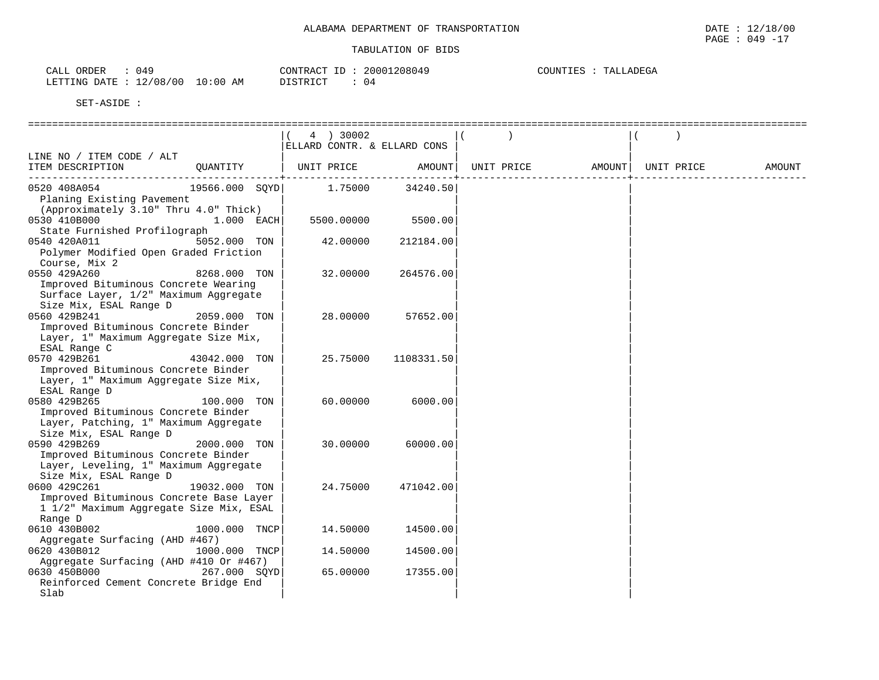ALABAMA DEPARTMENT OF TRANSPORTATION

TABULATION OF BIDS

DATE : 12/18/00
PAGE : 049 -17

CALL ORDER : 049
LETTING DATE : 12/08/00 10:00 AM

CONTRACT ID : 20001208049
DISTRICT : 04

COUNTIES : TALLADEGA

SET-ASIDE :

| LINE NO / ITEM CODE / ALT ITEM DESCRIPTION | QUANTITY | ( 4 ) 30002 ELLARD CONTR. & ELLARD CONS UNIT PRICE | AMOUNT | ( ) UNIT PRICE | AMOUNT | ( ) UNIT PRICE | AMOUNT |
|---|---|---|---|---|---|---|---|
| 0520 408A054 Planing Existing Pavement (Approximately 3.10" Thru 4.0" Thick) | 19566.000 SQYD | 1.75000 | 34240.50 | | | | |
| 0530 410B000 State Furnished Profilograph | 1.000 EACH | 5500.00000 | 5500.00 | | | | |
| 0540 420A011 Polymer Modified Open Graded Friction Course, Mix 2 | 5052.000 TON | 42.00000 | 212184.00 | | | | |
| 0550 429A260 Improved Bituminous Concrete Wearing Surface Layer, 1/2" Maximum Aggregate Size Mix, ESAL Range D | 8268.000 TON | 32.00000 | 264576.00 | | | | |
| 0560 429B241 Improved Bituminous Concrete Binder Layer, 1" Maximum Aggregate Size Mix, ESAL Range C | 2059.000 TON | 28.00000 | 57652.00 | | | | |
| 0570 429B261 Improved Bituminous Concrete Binder Layer, 1" Maximum Aggregate Size Mix, ESAL Range D | 43042.000 TON | 25.75000 | 1108331.50 | | | | |
| 0580 429B265 Improved Bituminous Concrete Binder Layer, Patching, 1" Maximum Aggregate Size Mix, ESAL Range D | 100.000 TON | 60.00000 | 6000.00 | | | | |
| 0590 429B269 Improved Bituminous Concrete Binder Layer, Leveling, 1" Maximum Aggregate Size Mix, ESAL Range D | 2000.000 TON | 30.00000 | 60000.00 | | | | |
| 0600 429C261 Improved Bituminous Concrete Base Layer 1 1/2" Maximum Aggregate Size Mix, ESAL Range D | 19032.000 TON | 24.75000 | 471042.00 | | | | |
| 0610 430B002 Aggregate Surfacing (AHD #467) | 1000.000 TNCP | 14.50000 | 14500.00 | | | | |
| 0620 430B012 Aggregate Surfacing (AHD #410 Or #467) | 1000.000 TNCP | 14.50000 | 14500.00 | | | | |
| 0630 450B000 Reinforced Cement Concrete Bridge End Slab | 267.000 SQYD | 65.00000 | 17355.00 | | | | |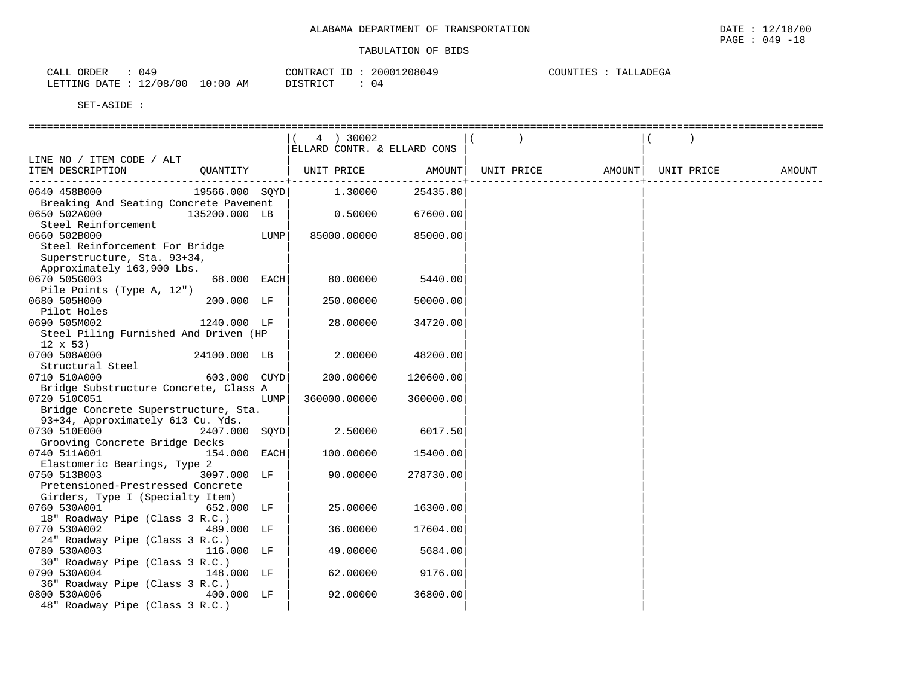ALABAMA DEPARTMENT OF TRANSPORTATION

TABULATION OF BIDS

CALL ORDER : 049
LETTING DATE : 12/08/00 10:00 AM

CONTRACT ID : 20001208049
DISTRICT : 04

COUNTIES : TALLADEGA

SET-ASIDE :

| LINE NO / ITEM CODE / ALT ITEM DESCRIPTION | QUANTITY | ( 4 ) 30002 ELLARD CONTR. & ELLARD CONS UNIT PRICE | AMOUNT | ( ) UNIT PRICE | AMOUNT | ( ) UNIT PRICE | AMOUNT |
|---|---|---|---|---|---|---|---|
| 0640 458B000 Breaking And Seating Concrete Pavement | 19566.000 SQYD | 1.30000 | 25435.80 | | | | |
| 0650 502A000 Steel Reinforcement | 135200.000 LB | 0.50000 | 67600.00 | | | | |
| 0660 502B000 Steel Reinforcement For Bridge Superstructure, Sta. 93+34, Approximately 163,900 Lbs. | LUMP | 85000.00000 | 85000.00 | | | | |
| 0670 505G003 Pile Points (Type A, 12") | 68.000 EACH | 80.00000 | 5440.00 | | | | |
| 0680 505H000 Pilot Holes | 200.000 LF | 250.00000 | 50000.00 | | | | |
| 0690 505M002 Steel Piling Furnished And Driven (HP 12 x 53) | 1240.000 LF | 28.00000 | 34720.00 | | | | |
| 0700 508A000 Structural Steel | 24100.000 LB | 2.00000 | 48200.00 | | | | |
| 0710 510A000 Bridge Substructure Concrete, Class A | 603.000 CUYD | 200.00000 | 120600.00 | | | | |
| 0720 510C051 Bridge Concrete Superstructure, Sta. 93+34, Approximately 613 Cu. Yds. | LUMP | 360000.00000 | 360000.00 | | | | |
| 0730 510E000 Grooving Concrete Bridge Decks | 2407.000 SQYD | 2.50000 | 6017.50 | | | | |
| 0740 511A001 Elastomeric Bearings, Type 2 | 154.000 EACH | 100.00000 | 15400.00 | | | | |
| 0750 513B003 Pretensioned-Prestressed Concrete Girders, Type I (Specialty Item) | 3097.000 LF | 90.00000 | 278730.00 | | | | |
| 0760 530A001 18" Roadway Pipe (Class 3 R.C.) | 652.000 LF | 25.00000 | 16300.00 | | | | |
| 0770 530A002 24" Roadway Pipe (Class 3 R.C.) | 489.000 LF | 36.00000 | 17604.00 | | | | |
| 0780 530A003 30" Roadway Pipe (Class 3 R.C.) | 116.000 LF | 49.00000 | 5684.00 | | | | |
| 0790 530A004 36" Roadway Pipe (Class 3 R.C.) | 148.000 LF | 62.00000 | 9176.00 | | | | |
| 0800 530A006 48" Roadway Pipe (Class 3 R.C.) | 400.000 LF | 92.00000 | 36800.00 | | | | |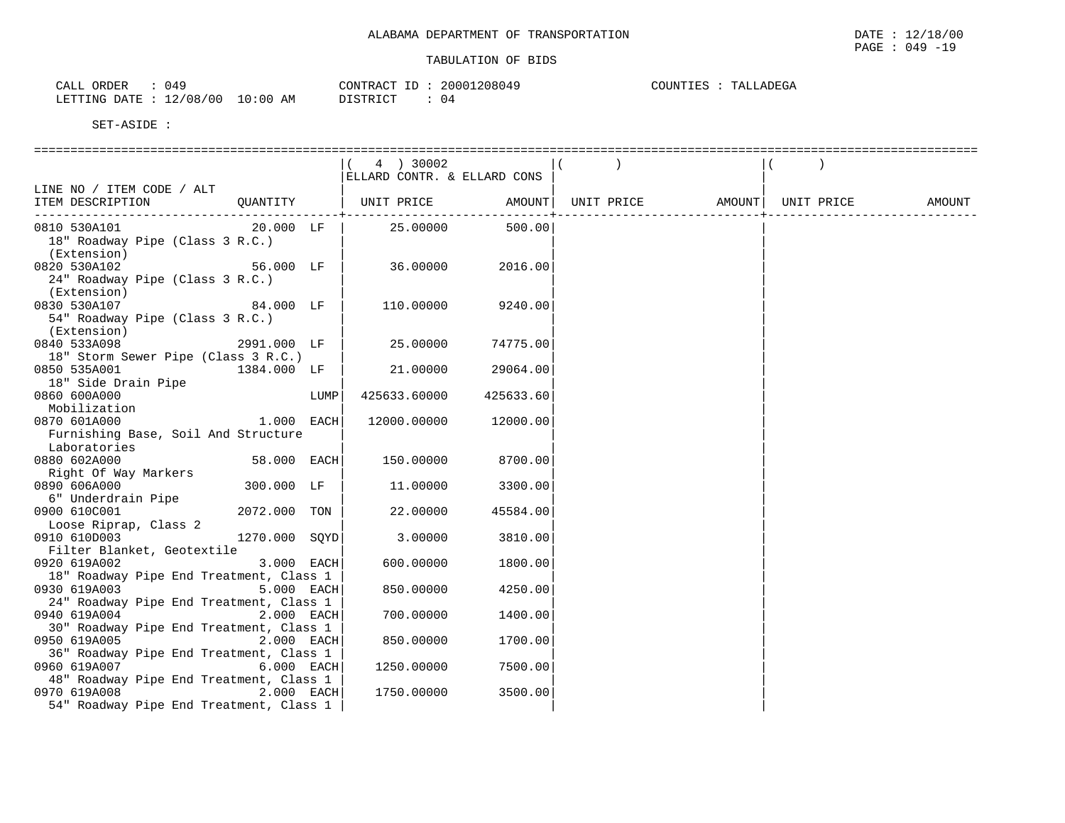ALABAMA DEPARTMENT OF TRANSPORTATION

DATE : 12/18/00

PAGE : 049 -19

TABULATION OF BIDS

CALL ORDER : 049
LETTING DATE : 12/08/00 10:00 AM

CONTRACT ID : 20001208049
DISTRICT : 04

COUNTIES : TALLADEGA

SET-ASIDE :

| LINE NO / ITEM CODE / ALT ITEM DESCRIPTION | QUANTITY | ( 4 ) 30002 ELLARD CONTR. & ELLARD CONS UNIT PRICE | AMOUNT | ( ) UNIT PRICE | AMOUNT | ( ) UNIT PRICE | AMOUNT |
|---|---|---|---|---|---|---|---|
| 0810 530A101 18" Roadway Pipe (Class 3 R.C.) (Extension) | 20.000 LF | 25.00000 | 500.00 | | | | |
| 0820 530A102 24" Roadway Pipe (Class 3 R.C.) (Extension) | 56.000 LF | 36.00000 | 2016.00 | | | | |
| 0830 530A107 54" Roadway Pipe (Class 3 R.C.) (Extension) | 84.000 LF | 110.00000 | 9240.00 | | | | |
| 0840 533A098 18" Storm Sewer Pipe (Class 3 R.C.) | 2991.000 LF | 25.00000 | 74775.00 | | | | |
| 0850 535A001 18" Side Drain Pipe | 1384.000 LF | 21.00000 | 29064.00 | | | | |
| 0860 600A000 Mobilization | LUMP | 425633.60000 | 425633.60 | | | | |
| 0870 601A000 Furnishing Base, Soil And Structure Laboratories | 1.000 EACH | 12000.00000 | 12000.00 | | | | |
| 0880 602A000 Right Of Way Markers | 58.000 EACH | 150.00000 | 8700.00 | | | | |
| 0890 606A000 6" Underdrain Pipe | 300.000 LF | 11.00000 | 3300.00 | | | | |
| 0900 610C001 Loose Riprap, Class 2 | 2072.000 TON | 22.00000 | 45584.00 | | | | |
| 0910 610D003 Filter Blanket, Geotextile | 1270.000 SQYD | 3.00000 | 3810.00 | | | | |
| 0920 619A002 18" Roadway Pipe End Treatment, Class 1 | 3.000 EACH | 600.00000 | 1800.00 | | | | |
| 0930 619A003 24" Roadway Pipe End Treatment, Class 1 | 5.000 EACH | 850.00000 | 4250.00 | | | | |
| 0940 619A004 30" Roadway Pipe End Treatment, Class 1 | 2.000 EACH | 700.00000 | 1400.00 | | | | |
| 0950 619A005 36" Roadway Pipe End Treatment, Class 1 | 2.000 EACH | 850.00000 | 1700.00 | | | | |
| 0960 619A007 48" Roadway Pipe End Treatment, Class 1 | 6.000 EACH | 1250.00000 | 7500.00 | | | | |
| 0970 619A008 54" Roadway Pipe End Treatment, Class 1 | 2.000 EACH | 1750.00000 | 3500.00 | | | | |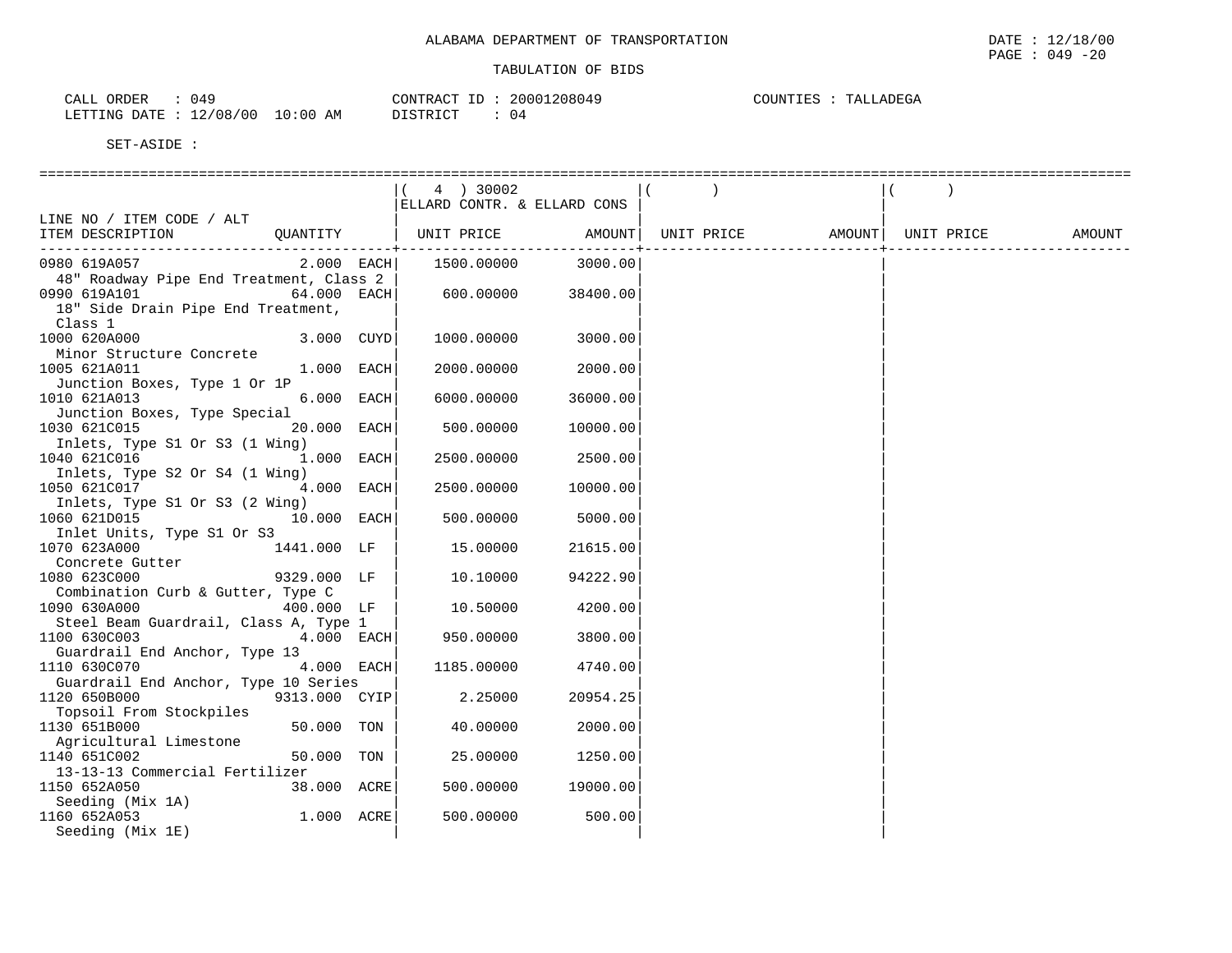ALABAMA DEPARTMENT OF TRANSPORTATION

TABULATION OF BIDS

CALL ORDER : 049
LETTING DATE : 12/08/00 10:00 AM

CONTRACT ID : 20001208049
DISTRICT : 04

COUNTIES : TALLADEGA

SET-ASIDE :

| LINE NO / ITEM CODE / ALT ITEM DESCRIPTION | QUANTITY | ( 4 ) 30002 ELLARD CONTR. & ELLARD CONS UNIT PRICE | AMOUNT | ( ) UNIT PRICE | AMOUNT | ( ) UNIT PRICE | AMOUNT |
|---|---|---|---|---|---|---|---|
| 0980 619A057 48" Roadway Pipe End Treatment, Class 2 | 2.000 EACH | 1500.00000 | 3000.00 | | | | |
| 0990 619A101 18" Side Drain Pipe End Treatment, Class 1 | 64.000 EACH | 600.00000 | 38400.00 | | | | |
| 1000 620A000 Minor Structure Concrete | 3.000 CUYD | 1000.00000 | 3000.00 | | | | |
| 1005 621A011 Junction Boxes, Type 1 Or 1P | 1.000 EACH | 2000.00000 | 2000.00 | | | | |
| 1010 621A013 Junction Boxes, Type Special | 6.000 EACH | 6000.00000 | 36000.00 | | | | |
| 1030 621C015 Inlets, Type S1 Or S3 (1 Wing) | 20.000 EACH | 500.00000 | 10000.00 | | | | |
| 1040 621C016 Inlets, Type S2 Or S4 (1 Wing) | 1.000 EACH | 2500.00000 | 2500.00 | | | | |
| 1050 621C017 Inlets, Type S1 Or S3 (2 Wing) | 4.000 EACH | 2500.00000 | 10000.00 | | | | |
| 1060 621D015 Inlet Units, Type S1 Or S3 | 10.000 EACH | 500.00000 | 5000.00 | | | | |
| 1070 623A000 Concrete Gutter | 1441.000 LF | 15.00000 | 21615.00 | | | | |
| 1080 623C000 Combination Curb & Gutter, Type C | 9329.000 LF | 10.10000 | 94222.90 | | | | |
| 1090 630A000 Steel Beam Guardrail, Class A, Type 1 | 400.000 LF | 10.50000 | 4200.00 | | | | |
| 1100 630C003 Guardrail End Anchor, Type 13 | 4.000 EACH | 950.00000 | 3800.00 | | | | |
| 1110 630C070 Guardrail End Anchor, Type 10 Series | 4.000 EACH | 1185.00000 | 4740.00 | | | | |
| 1120 650B000 Topsoil From Stockpiles | 9313.000 CYIP | 2.25000 | 20954.25 | | | | |
| 1130 651B000 Agricultural Limestone | 50.000 TON | 40.00000 | 2000.00 | | | | |
| 1140 651C002 13-13-13 Commercial Fertilizer | 50.000 TON | 25.00000 | 1250.00 | | | | |
| 1150 652A050 Seeding (Mix 1A) | 38.000 ACRE | 500.00000 | 19000.00 | | | | |
| 1160 652A053 Seeding (Mix 1E) | 1.000 ACRE | 500.00000 | 500.00 | | | | |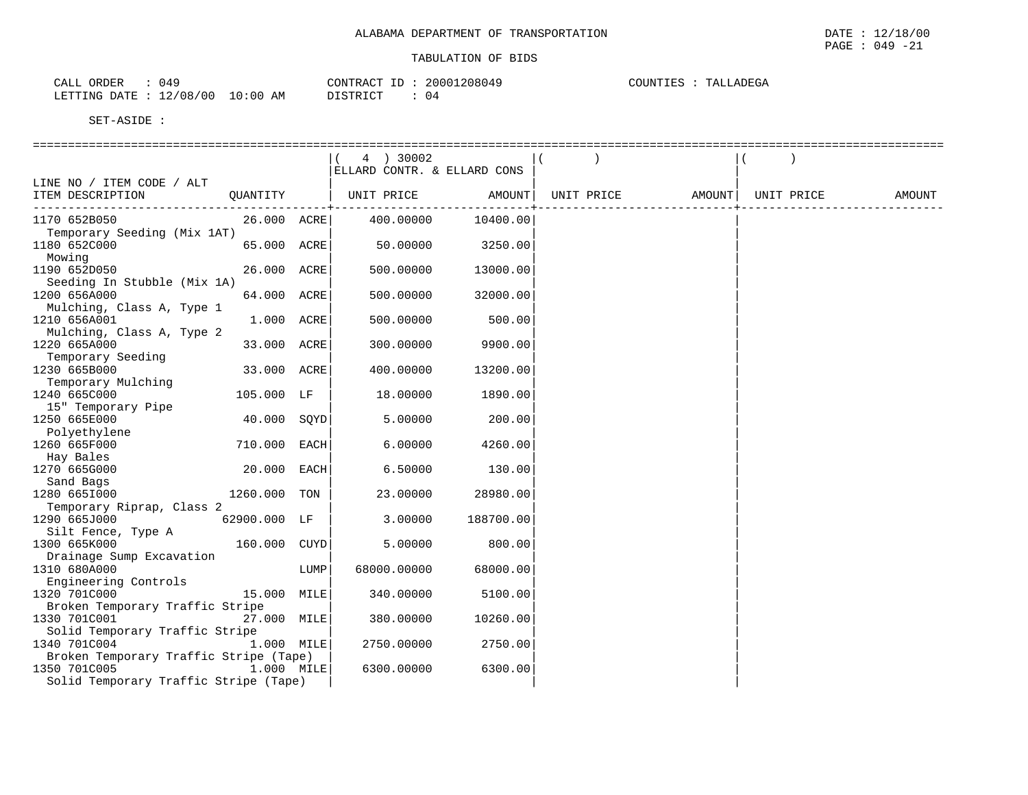ALABAMA DEPARTMENT OF TRANSPORTATION

TABULATION OF BIDS

DATE : 12/18/00
PAGE : 049 -21

CALL ORDER : 049
LETTING DATE : 12/08/00 10:00 AM

CONTRACT ID : 20001208049
DISTRICT : 04

COUNTIES : TALLADEGA

SET-ASIDE :

| LINE NO / ITEM CODE / ALT ITEM DESCRIPTION | QUANTITY | | ( 4 ) 30002 ELLARD CONTR. & ELLARD CONS UNIT PRICE | AMOUNT | ( ) UNIT PRICE | AMOUNT | ( ) UNIT PRICE | AMOUNT |
|---|---|---|---|---|---|---|---|---|
| 1170 652B050 Temporary Seeding (Mix 1AT) | 26.000 | ACRE | 400.00000 | 10400.00 | | | | |
| 1180 652C000 Mowing | 65.000 | ACRE | 50.00000 | 3250.00 | | | | |
| 1190 652D050 Seeding In Stubble (Mix 1A) | 26.000 | ACRE | 500.00000 | 13000.00 | | | | |
| 1200 656A000 Mulching, Class A, Type 1 | 64.000 | ACRE | 500.00000 | 32000.00 | | | | |
| 1210 656A001 Mulching, Class A, Type 2 | 1.000 | ACRE | 500.00000 | 500.00 | | | | |
| 1220 665A000 Temporary Seeding | 33.000 | ACRE | 300.00000 | 9900.00 | | | | |
| 1230 665B000 Temporary Mulching | 33.000 | ACRE | 400.00000 | 13200.00 | | | | |
| 1240 665C000 15" Temporary Pipe | 105.000 | LF | 18.00000 | 1890.00 | | | | |
| 1250 665E000 Polyethylene | 40.000 | SQYD | 5.00000 | 200.00 | | | | |
| 1260 665F000 Hay Bales | 710.000 | EACH | 6.00000 | 4260.00 | | | | |
| 1270 665G000 Sand Bags | 20.000 | EACH | 6.50000 | 130.00 | | | | |
| 1280 665I000 Temporary Riprap, Class 2 | 1260.000 | TON | 23.00000 | 28980.00 | | | | |
| 1290 665J000 Silt Fence, Type A | 62900.000 | LF | 3.00000 | 188700.00 | | | | |
| 1300 665K000 Drainage Sump Excavation | 160.000 | CUYD | 5.00000 | 800.00 | | | | |
| 1310 680A000 Engineering Controls | | LUMP | 68000.00000 | 68000.00 | | | | |
| 1320 701C000 Broken Temporary Traffic Stripe | 15.000 | MILE | 340.00000 | 5100.00 | | | | |
| 1330 701C001 Solid Temporary Traffic Stripe | 27.000 | MILE | 380.00000 | 10260.00 | | | | |
| 1340 701C004 Broken Temporary Traffic Stripe (Tape) | 1.000 | MILE | 2750.00000 | 2750.00 | | | | |
| 1350 701C005 Solid Temporary Traffic Stripe (Tape) | 1.000 | MILE | 6300.00000 | 6300.00 | | | | |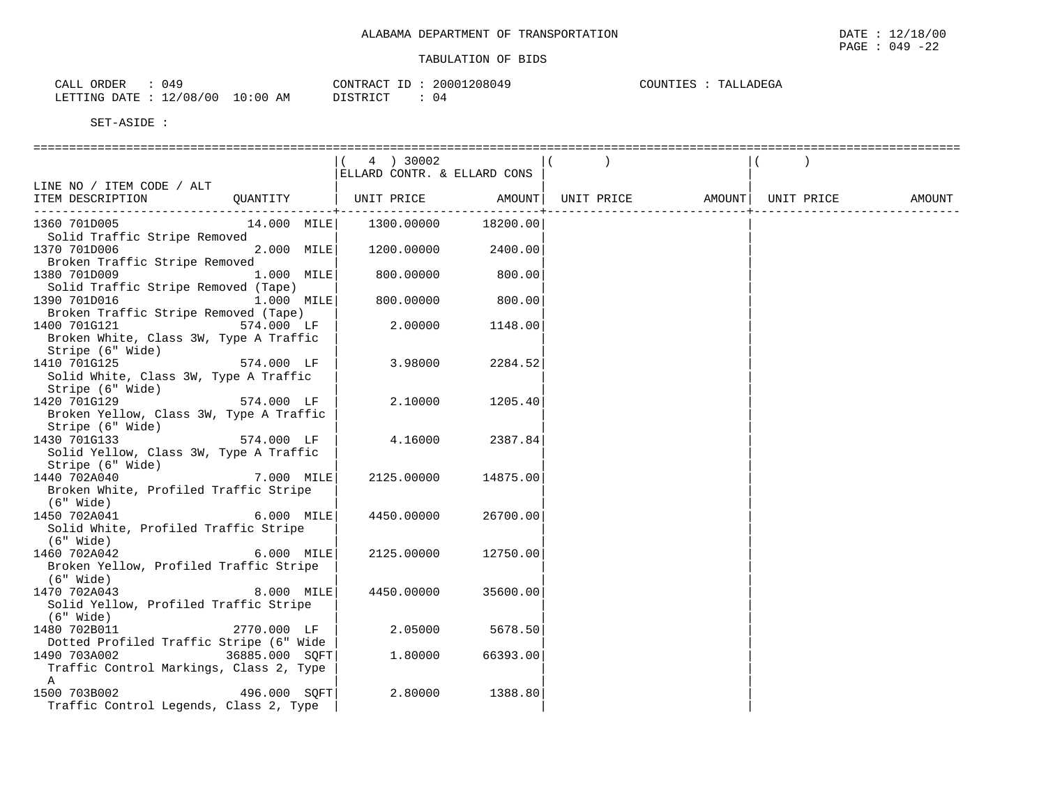ALABAMA DEPARTMENT OF TRANSPORTATION

TABULATION OF BIDS

DATE : 12/18/00

CALL ORDER : 049 | CONTRACT ID : 20001208049 | COUNTIES : TALLADEGA

LETTING DATE : 12/08/00 10:00 AM | DISTRICT : 04

SET-ASIDE :

| LINE NO / ITEM CODE / ALT<br>ITEM DESCRIPTION | QUANTITY | ( 4 ) 30002<br>ELLARD CONTR. & ELLARD CONS<br>UNIT PRICE | AMOUNT | ( )<br>UNIT PRICE | AMOUNT | ( )<br>UNIT PRICE | AMOUNT |
|---|---|---|---|---|---|---|---|
| 1360 701D005<br>Solid Traffic Stripe Removed | 14.000 MILE | 1300.00000 | 18200.00 | | | | |
| 1370 701D006<br>Broken Traffic Stripe Removed | 2.000 MILE | 1200.00000 | 2400.00 | | | | |
| 1380 701D009<br>Solid Traffic Stripe Removed (Tape) | 1.000 MILE | 800.00000 | 800.00 | | | | |
| 1390 701D016<br>Broken Traffic Stripe Removed (Tape) | 1.000 MILE | 800.00000 | 800.00 | | | | |
| 1400 701G121<br>Broken White, Class 3W, Type A Traffic Stripe (6" Wide) | 574.000 LF | 2.00000 | 1148.00 | | | | |
| 1410 701G125<br>Solid White, Class 3W, Type A Traffic Stripe (6" Wide) | 574.000 LF | 3.98000 | 2284.52 | | | | |
| 1420 701G129<br>Broken Yellow, Class 3W, Type A Traffic Stripe (6" Wide) | 574.000 LF | 2.10000 | 1205.40 | | | | |
| 1430 701G133<br>Solid Yellow, Class 3W, Type A Traffic Stripe (6" Wide) | 574.000 LF | 4.16000 | 2387.84 | | | | |
| 1440 702A040<br>Broken White, Profiled Traffic Stripe (6" Wide) | 7.000 MILE | 2125.00000 | 14875.00 | | | | |
| 1450 702A041<br>Solid White, Profiled Traffic Stripe (6" Wide) | 6.000 MILE | 4450.00000 | 26700.00 | | | | |
| 1460 702A042<br>Broken Yellow, Profiled Traffic Stripe (6" Wide) | 6.000 MILE | 2125.00000 | 12750.00 | | | | |
| 1470 702A043<br>Solid Yellow, Profiled Traffic Stripe (6" Wide) | 8.000 MILE | 4450.00000 | 35600.00 | | | | |
| 1480 702B011<br>Dotted Profiled Traffic Stripe (6" Wide | 2770.000 LF | 2.05000 | 5678.50 | | | | |
| 1490 703A002<br>Traffic Control Markings, Class 2, Type A | 36885.000 SQFT | 1.80000 | 66393.00 | | | | |
| 1500 703B002<br>Traffic Control Legends, Class 2, Type | 496.000 SQFT | 2.80000 | 1388.80 | | | | |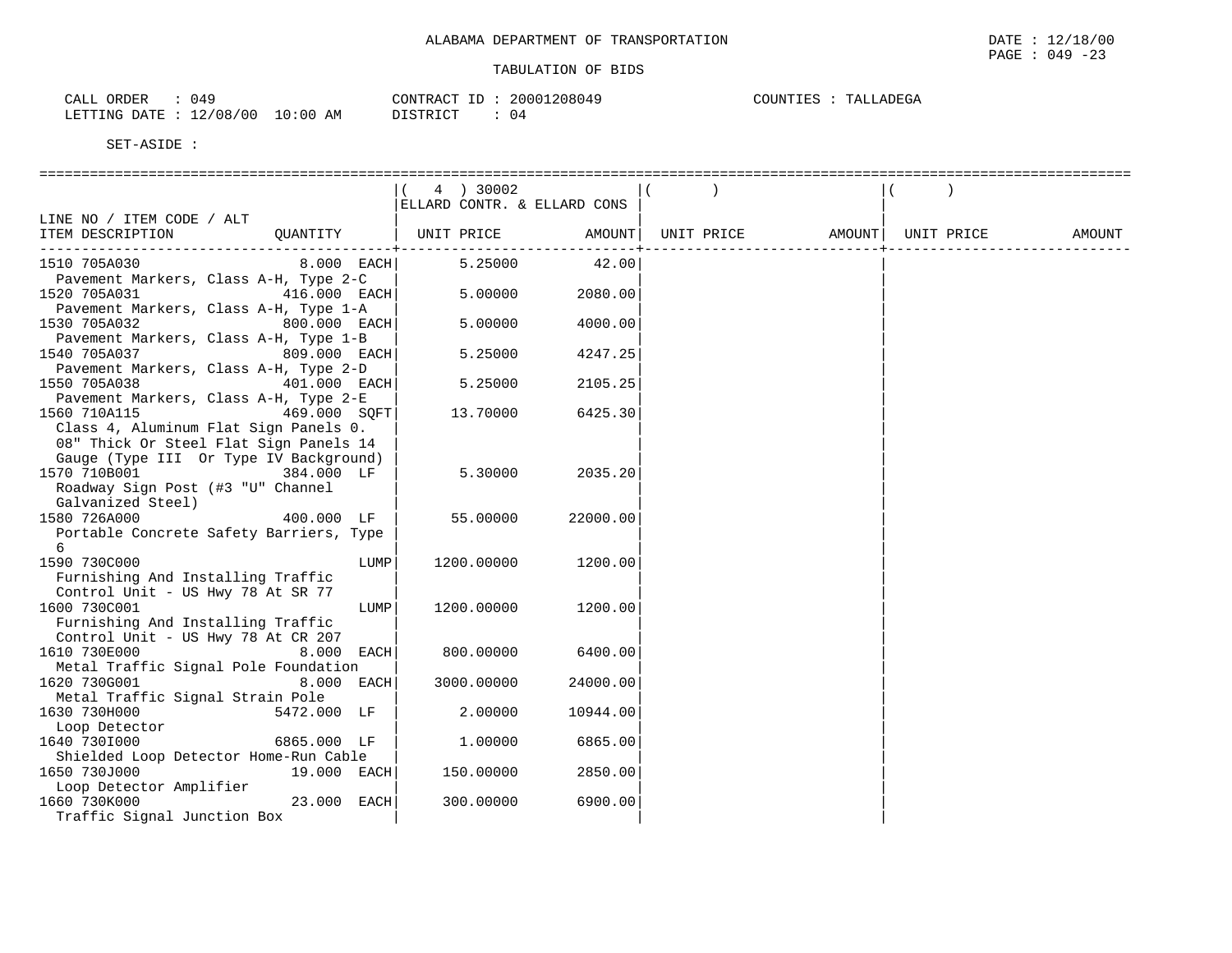ALABAMA DEPARTMENT OF TRANSPORTATION

DATE : 12/18/00

TABULATION OF BIDS

CALL ORDER : 049
LETTING DATE : 12/08/00 10:00 AM

CONTRACT ID : 20001208049
DISTRICT : 04

COUNTIES : TALLADEGA

SET-ASIDE :

| LINE NO / ITEM CODE / ALT ITEM DESCRIPTION | QUANTITY | ( 4 ) 30002 ELLARD CONTR. & ELLARD CONS UNIT PRICE | AMOUNT | ( ) UNIT PRICE | AMOUNT | ( ) UNIT PRICE | AMOUNT |
|---|---|---|---|---|---|---|---|
| 1510 705A030 Pavement Markers, Class A-H, Type 2-C | 8.000 EACH | 5.25000 | 42.00 | | | | |
| 1520 705A031 Pavement Markers, Class A-H, Type 1-A | 416.000 EACH | 5.00000 | 2080.00 | | | | |
| 1530 705A032 Pavement Markers, Class A-H, Type 1-B | 800.000 EACH | 5.00000 | 4000.00 | | | | |
| 1540 705A037 Pavement Markers, Class A-H, Type 2-D | 809.000 EACH | 5.25000 | 4247.25 | | | | |
| 1550 705A038 Pavement Markers, Class A-H, Type 2-E | 401.000 EACH | 5.25000 | 2105.25 | | | | |
| 1560 710A115 Class 4, Aluminum Flat Sign Panels 0. 08" Thick Or Steel Flat Sign Panels 14 Gauge (Type III Or Type IV Background) | 469.000 SQFT | 13.70000 | 6425.30 | | | | |
| 1570 710B001 Roadway Sign Post (#3 "U" Channel Galvanized Steel) | 384.000 LF | 5.30000 | 2035.20 | | | | |
| 1580 726A000 Portable Concrete Safety Barriers, Type 6 | 400.000 LF | 55.00000 | 22000.00 | | | | |
| 1590 730C000 Furnishing And Installing Traffic Control Unit - US Hwy 78 At SR 77 | LUMP | 1200.00000 | 1200.00 | | | | |
| 1600 730C001 Furnishing And Installing Traffic Control Unit - US Hwy 78 At CR 207 | LUMP | 1200.00000 | 1200.00 | | | | |
| 1610 730E000 Metal Traffic Signal Pole Foundation | 8.000 EACH | 800.00000 | 6400.00 | | | | |
| 1620 730G001 Metal Traffic Signal Strain Pole | 8.000 EACH | 3000.00000 | 24000.00 | | | | |
| 1630 730H000 Loop Detector | 5472.000 LF | 2.00000 | 10944.00 | | | | |
| 1640 730I000 Shielded Loop Detector Home-Run Cable | 6865.000 LF | 1.00000 | 6865.00 | | | | |
| 1650 730J000 Loop Detector Amplifier | 19.000 EACH | 150.00000 | 2850.00 | | | | |
| 1660 730K000 Traffic Signal Junction Box | 23.000 EACH | 300.00000 | 6900.00 | | | | |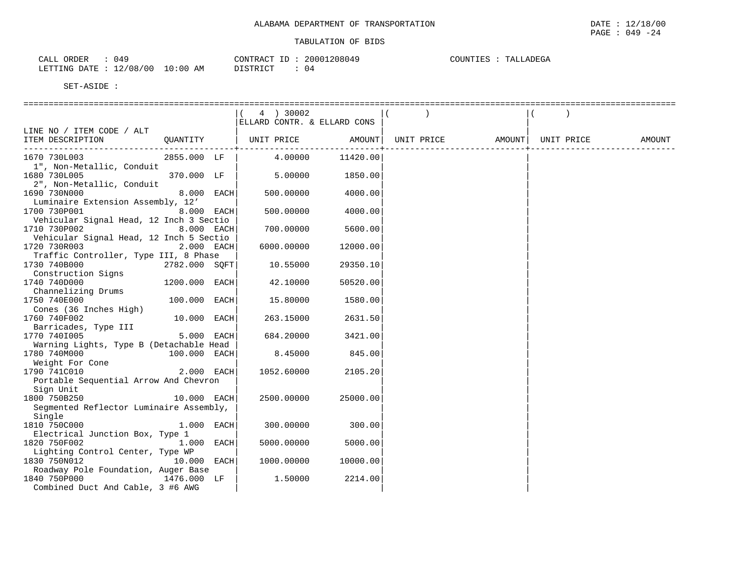ALABAMA DEPARTMENT OF TRANSPORTATION

TABULATION OF BIDS

CALL ORDER : 049    CONTRACT ID : 20001208049    COUNTIES : TALLADEGA
LETTING DATE : 12/08/00 10:00 AM    DISTRICT : 04

SET-ASIDE :

| LINE NO / ITEM CODE / ALT ITEM DESCRIPTION | QUANTITY | ( 4 ) 30002 ELLARD CONTR. & ELLARD CONS UNIT PRICE | AMOUNT | ( ) UNIT PRICE | AMOUNT | ( ) UNIT PRICE | AMOUNT |
|---|---|---|---|---|---|---|---|
| 1670 730L003 1", Non-Metallic, Conduit | 2855.000 LF | 4.00000 | 11420.00 | | | | |
| 1680 730L005 2", Non-Metallic, Conduit | 370.000 LF | 5.00000 | 1850.00 | | | | |
| 1690 730N000 Luminaire Extension Assembly, 12' | 8.000 EACH | 500.00000 | 4000.00 | | | | |
| 1700 730P001 Vehicular Signal Head, 12 Inch 3 Sectio | 8.000 EACH | 500.00000 | 4000.00 | | | | |
| 1710 730P002 Vehicular Signal Head, 12 Inch 5 Sectio | 8.000 EACH | 700.00000 | 5600.00 | | | | |
| 1720 730R003 Traffic Controller, Type III, 8 Phase | 2.000 EACH | 6000.00000 | 12000.00 | | | | |
| 1730 740B000 Construction Signs | 2782.000 SQFT | 10.55000 | 29350.10 | | | | |
| 1740 740D000 Channelizing Drums | 1200.000 EACH | 42.10000 | 50520.00 | | | | |
| 1750 740E000 Cones (36 Inches High) | 100.000 EACH | 15.80000 | 1580.00 | | | | |
| 1760 740F002 Barricades, Type III | 10.000 EACH | 263.15000 | 2631.50 | | | | |
| 1770 740I005 Warning Lights, Type B (Detachable Head | 5.000 EACH | 684.20000 | 3421.00 | | | | |
| 1780 740M000 Weight For Cone | 100.000 EACH | 8.45000 | 845.00 | | | | |
| 1790 741C010 Portable Sequential Arrow And Chevron Sign Unit | 2.000 EACH | 1052.60000 | 2105.20 | | | | |
| 1800 750B250 Segmented Reflector Luminaire Assembly, Single | 10.000 EACH | 2500.00000 | 25000.00 | | | | |
| 1810 750C000 Electrical Junction Box, Type 1 | 1.000 EACH | 300.00000 | 300.00 | | | | |
| 1820 750F002 Lighting Control Center, Type WP | 1.000 EACH | 5000.00000 | 5000.00 | | | | |
| 1830 750N012 Roadway Pole Foundation, Auger Base | 10.000 EACH | 1000.00000 | 10000.00 | | | | |
| 1840 750P000 Combined Duct And Cable, 3 #6 AWG | 1476.000 LF | 1.50000 | 2214.00 | | | | |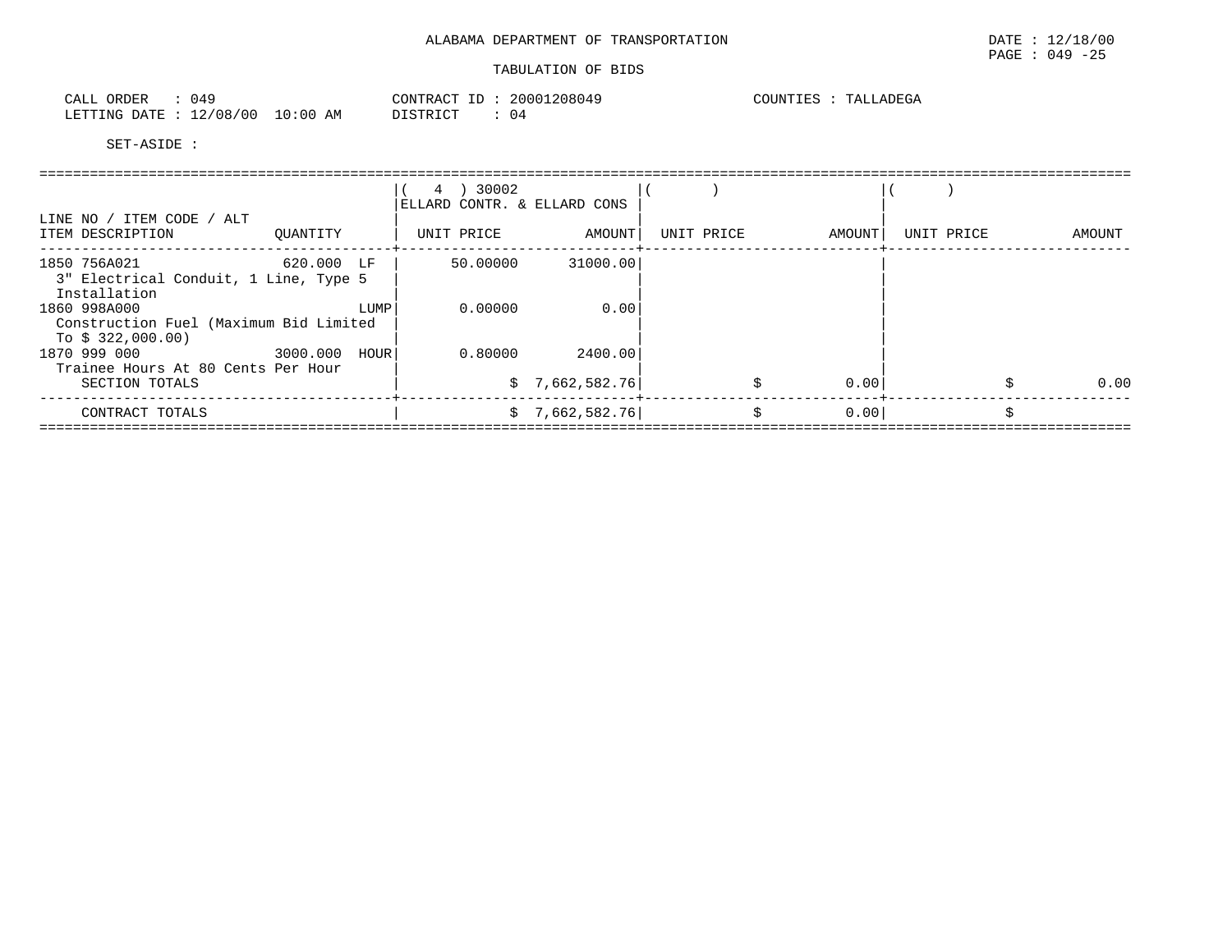ALABAMA DEPARTMENT OF TRANSPORTATION

TABULATION OF BIDS

DATE : 12/18/00
PAGE : 049 -25

CALL ORDER : 049
LETTING DATE : 12/08/00 10:00 AM

CONTRACT ID : 20001208049
DISTRICT : 04

COUNTIES : TALLADEGA

SET-ASIDE :

| LINE NO / ITEM CODE / ALT<br>ITEM DESCRIPTION | QUANTITY | ( 4 ) 30002<br>ELLARD CONTR. & ELLARD CONS<br>UNIT PRICE | AMOUNT | ( )<br>UNIT PRICE | AMOUNT | ( )<br>UNIT PRICE | AMOUNT |
|---|---|---|---|---|---|---|---|
| 1850 756A021<br>3" Electrical Conduit, 1 Line, Type 5 Installation | 620.000 LF | 50.00000 | 31000.00 | | | | |
| 1860 998A000<br>Construction Fuel (Maximum Bid Limited To $ 322,000.00) | LUMP | 0.00000 | 0.00 | | | | |
| 1870 999 000<br>Trainee Hours At 80 Cents Per Hour | 3000.000 HOUR | 0.80000 | 2400.00 | | | | |
| SECTION TOTALS | | | $ 7,662,582.76 | | $ 0.00 | | $ 0.00 |
| CONTRACT TOTALS | | | $ 7,662,582.76 | | $ 0.00 | | $ |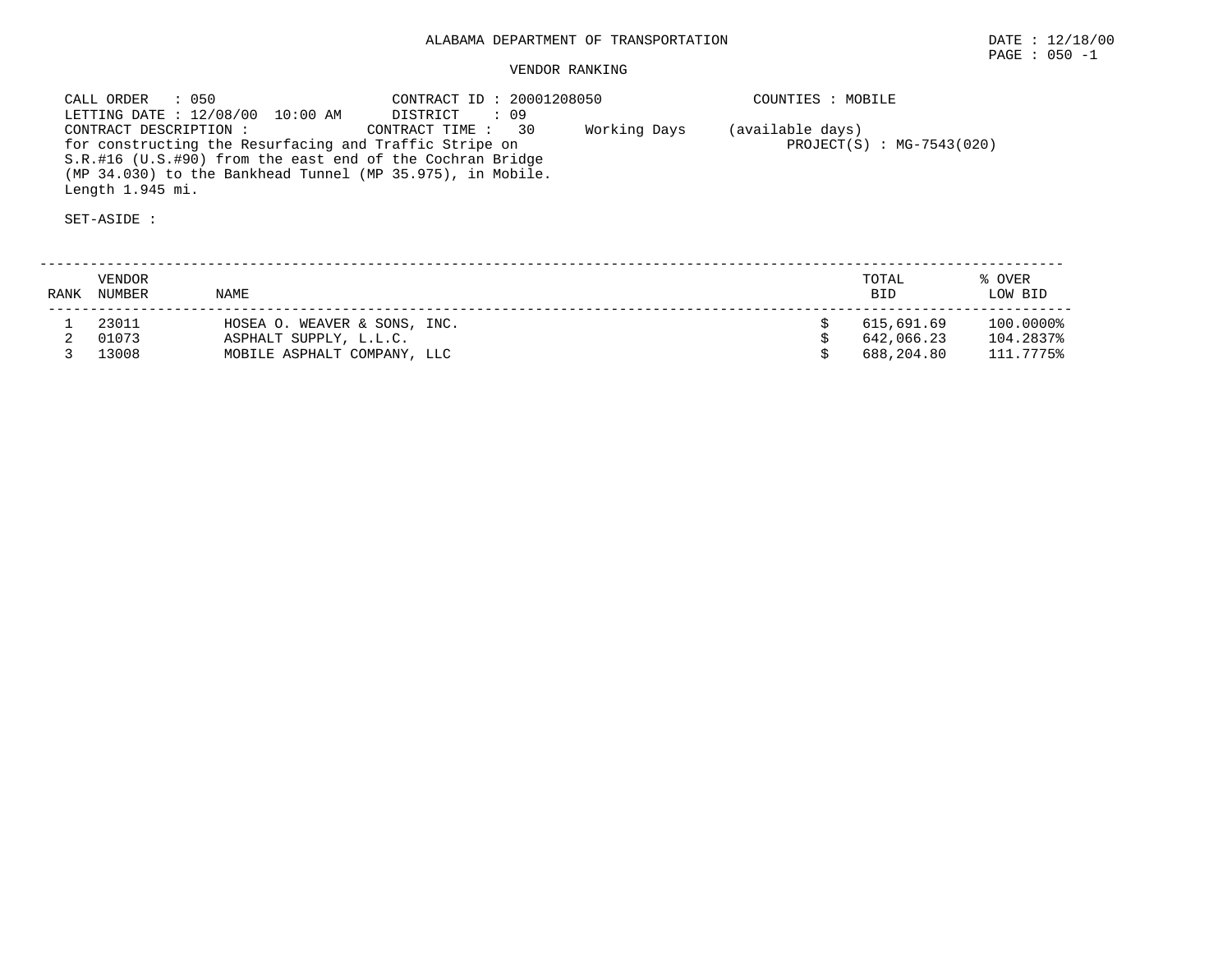# ALABAMA DEPARTMENT OF TRANSPORTATION

DATE : 12/18/00

## VENDOR RANKING

CALL ORDER : 050
LETTING DATE : 12/08/00 10:00 AM
CONTRACT DESCRIPTION :
for constructing the Resurfacing and Traffic Stripe on S.R.#16 (U.S.#90) from the east end of the Cochran Bridge (MP 34.030) to the Bankhead Tunnel (MP 35.975), in Mobile. Length 1.945 mi.

CONTRACT ID : 20001208050
DISTRICT : 09
CONTRACT TIME : 30 Working Days (available days)

COUNTIES : MOBILE
PROJECT(S) : MG-7543(020)

SET-ASIDE :

| RANK | VENDOR NUMBER | NAME | TOTAL BID | % OVER LOW BID |
|---|---|---|---|---|
| 1 | 23011 | HOSEA O. WEAVER & SONS, INC. | $ 615,691.69 | 100.0000% |
| 2 | 01073 | ASPHALT SUPPLY, L.L.C. | $ 642,066.23 | 104.2837% |
| 3 | 13008 | MOBILE ASPHALT COMPANY, LLC | $ 688,204.80 | 111.7775% |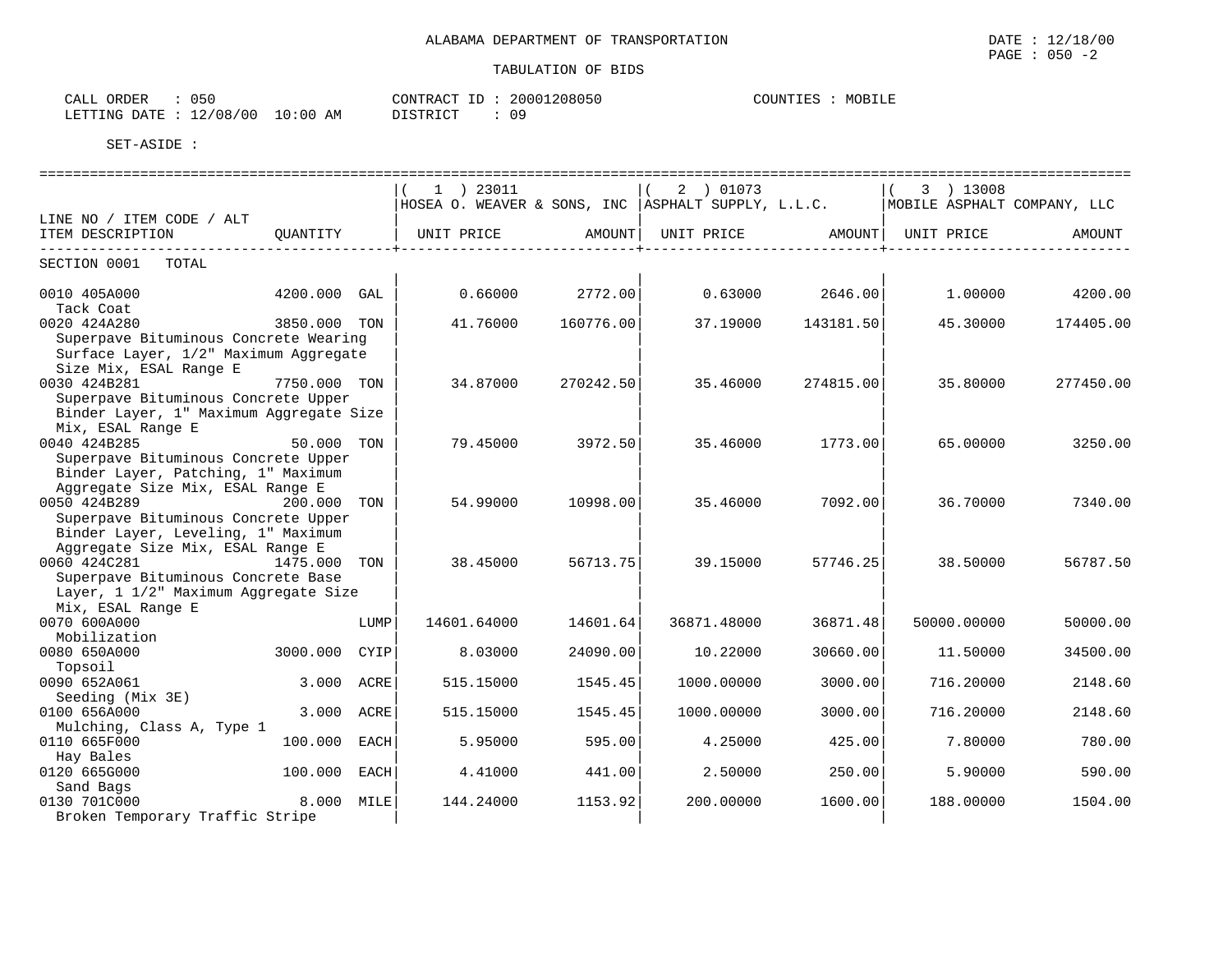ALABAMA DEPARTMENT OF TRANSPORTATION

TABULATION OF BIDS

CALL ORDER : 050 CONTRACT ID : 20001208050 COUNTIES : MOBILE
LETTING DATE : 12/08/00 10:00 AM DISTRICT : 09

SET-ASIDE :

| LINE NO / ITEM CODE / ALT ITEM DESCRIPTION | QUANTITY | | ( 1 ) 23011 HOSEA O. WEAVER & SONS, INC UNIT PRICE | AMOUNT | ( 2 ) 01073 ASPHALT SUPPLY, L.L.C. UNIT PRICE | AMOUNT | ( 3 ) 13008 MOBILE ASPHALT COMPANY, LLC UNIT PRICE | AMOUNT |
|---|---|---|---|---|---|---|---|---|
| SECTION 0001 TOTAL | | | | | | | | |
| 0010 405A000 Tack Coat | 4200.000 | GAL | 0.66000 | 2772.00 | 0.63000 | 2646.00 | 1.00000 | 4200.00 |
| 0020 424A280 Superpave Bituminous Concrete Wearing Surface Layer, 1/2" Maximum Aggregate Size Mix, ESAL Range E | 3850.000 | TON | 41.76000 | 160776.00 | 37.19000 | 143181.50 | 45.30000 | 174405.00 |
| 0030 424B281 Superpave Bituminous Concrete Upper Binder Layer, 1" Maximum Aggregate Size Mix, ESAL Range E | 7750.000 | TON | 34.87000 | 270242.50 | 35.46000 | 274815.00 | 35.80000 | 277450.00 |
| 0040 424B285 Superpave Bituminous Concrete Upper Binder Layer, Patching, 1" Maximum Aggregate Size Mix, ESAL Range E | 50.000 | TON | 79.45000 | 3972.50 | 35.46000 | 1773.00 | 65.00000 | 3250.00 |
| 0050 424B289 Superpave Bituminous Concrete Upper Binder Layer, Leveling, 1" Maximum Aggregate Size Mix, ESAL Range E | 200.000 | TON | 54.99000 | 10998.00 | 35.46000 | 7092.00 | 36.70000 | 7340.00 |
| 0060 424C281 Superpave Bituminous Concrete Base Layer, 1 1/2" Maximum Aggregate Size Mix, ESAL Range E | 1475.000 | TON | 38.45000 | 56713.75 | 39.15000 | 57746.25 | 38.50000 | 56787.50 |
| 0070 600A000 Mobilization | | LUMP | 14601.64000 | 14601.64 | 36871.48000 | 36871.48 | 50000.00000 | 50000.00 |
| 0080 650A000 Topsoil | 3000.000 | CYIP | 8.03000 | 24090.00 | 10.22000 | 30660.00 | 11.50000 | 34500.00 |
| 0090 652A061 Seeding (Mix 3E) | 3.000 | ACRE | 515.15000 | 1545.45 | 1000.00000 | 3000.00 | 716.20000 | 2148.60 |
| 0100 656A000 Mulching, Class A, Type 1 | 3.000 | ACRE | 515.15000 | 1545.45 | 1000.00000 | 3000.00 | 716.20000 | 2148.60 |
| 0110 665F000 Hay Bales | 100.000 | EACH | 5.95000 | 595.00 | 4.25000 | 425.00 | 7.80000 | 780.00 |
| 0120 665G000 Sand Bags | 100.000 | EACH | 4.41000 | 441.00 | 2.50000 | 250.00 | 5.90000 | 590.00 |
| 0130 701C000 Broken Temporary Traffic Stripe | 8.000 | MILE | 144.24000 | 1153.92 | 200.00000 | 1600.00 | 188.00000 | 1504.00 |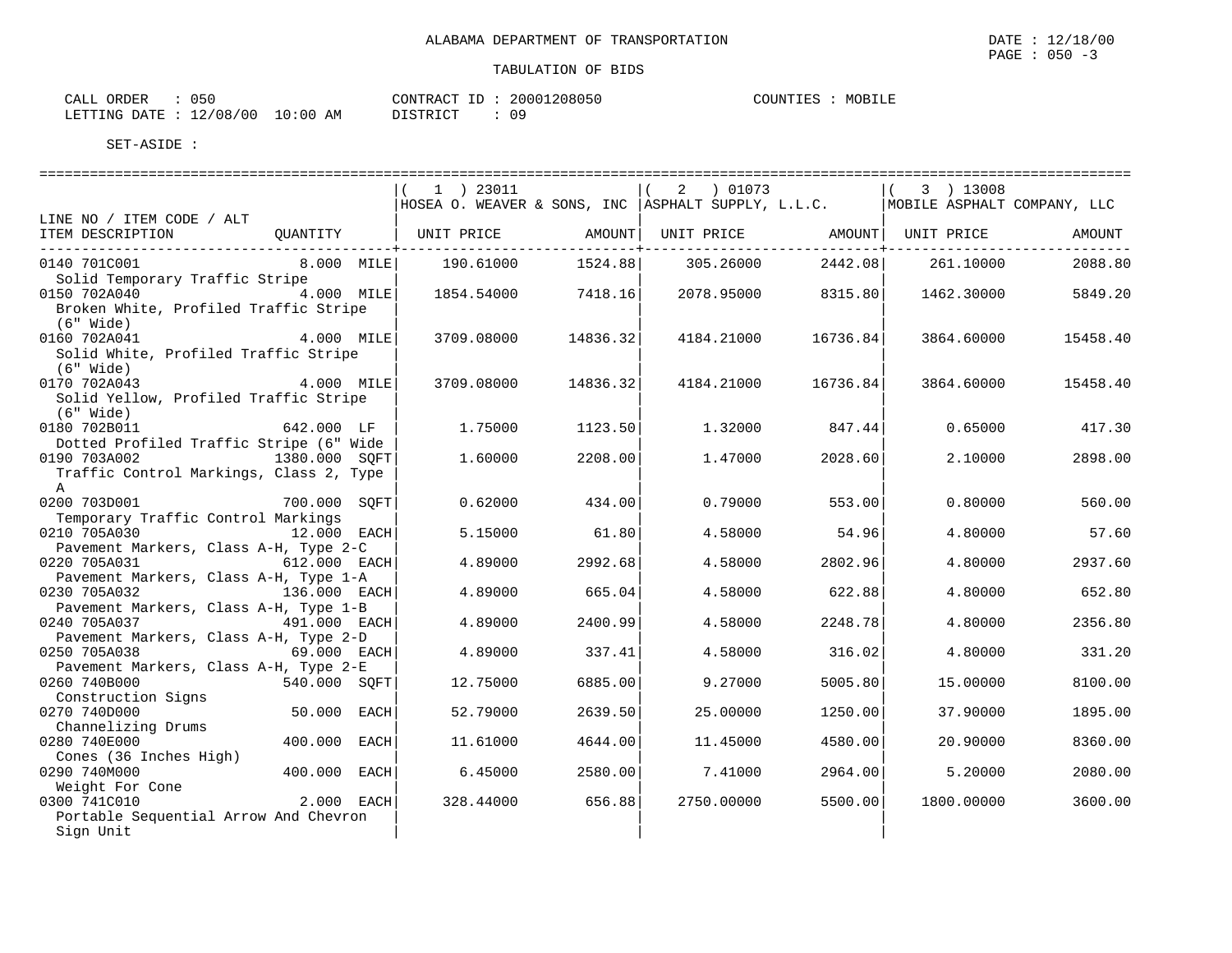ALABAMA DEPARTMENT OF TRANSPORTATION

DATE : 12/18/00

TABULATION OF BIDS

CALL ORDER : 050
LETTING DATE : 12/08/00 10:00 AM

CONTRACT ID : 20001208050
DISTRICT : 09

COUNTIES : MOBILE

SET-ASIDE :

| LINE NO / ITEM CODE / ALT ITEM DESCRIPTION | QUANTITY | ( 1 ) 23011 HOSEA O. WEAVER & SONS, INC UNIT PRICE | AMOUNT | ( 2 ) 01073 ASPHALT SUPPLY, L.L.C. UNIT PRICE | AMOUNT | ( 3 ) 13008 MOBILE ASPHALT COMPANY, LLC UNIT PRICE | AMOUNT |
|---|---|---|---|---|---|---|---|
| 0140 701C001 Solid Temporary Traffic Stripe | 8.000 MILE | 190.61000 | 1524.88 | 305.26000 | 2442.08 | 261.10000 | 2088.80 |
| 0150 702A040 Broken White, Profiled Traffic Stripe (6" Wide) | 4.000 MILE | 1854.54000 | 7418.16 | 2078.95000 | 8315.80 | 1462.30000 | 5849.20 |
| 0160 702A041 Solid White, Profiled Traffic Stripe (6" Wide) | 4.000 MILE | 3709.08000 | 14836.32 | 4184.21000 | 16736.84 | 3864.60000 | 15458.40 |
| 0170 702A043 Solid Yellow, Profiled Traffic Stripe (6" Wide) | 4.000 MILE | 3709.08000 | 14836.32 | 4184.21000 | 16736.84 | 3864.60000 | 15458.40 |
| 0180 702B011 Dotted Profiled Traffic Stripe (6" Wide | 642.000 LF | 1.75000 | 1123.50 | 1.32000 | 847.44 | 0.65000 | 417.30 |
| 0190 703A002 Traffic Control Markings, Class 2, Type A | 1380.000 SQFT | 1.60000 | 2208.00 | 1.47000 | 2028.60 | 2.10000 | 2898.00 |
| 0200 703D001 Temporary Traffic Control Markings | 700.000 SQFT | 0.62000 | 434.00 | 0.79000 | 553.00 | 0.80000 | 560.00 |
| 0210 705A030 Pavement Markers, Class A-H, Type 2-C | 12.000 EACH | 5.15000 | 61.80 | 4.58000 | 54.96 | 4.80000 | 57.60 |
| 0220 705A031 Pavement Markers, Class A-H, Type 1-A | 612.000 EACH | 4.89000 | 2992.68 | 4.58000 | 2802.96 | 4.80000 | 2937.60 |
| 0230 705A032 Pavement Markers, Class A-H, Type 1-B | 136.000 EACH | 4.89000 | 665.04 | 4.58000 | 622.88 | 4.80000 | 652.80 |
| 0240 705A037 Pavement Markers, Class A-H, Type 2-D | 491.000 EACH | 4.89000 | 2400.99 | 4.58000 | 2248.78 | 4.80000 | 2356.80 |
| 0250 705A038 Pavement Markers, Class A-H, Type 2-E | 69.000 EACH | 4.89000 | 337.41 | 4.58000 | 316.02 | 4.80000 | 331.20 |
| 0260 740B000 Construction Signs | 540.000 SQFT | 12.75000 | 6885.00 | 9.27000 | 5005.80 | 15.00000 | 8100.00 |
| 0270 740D000 Channelizing Drums | 50.000 EACH | 52.79000 | 2639.50 | 25.00000 | 1250.00 | 37.90000 | 1895.00 |
| 0280 740E000 Cones (36 Inches High) | 400.000 EACH | 11.61000 | 4644.00 | 11.45000 | 4580.00 | 20.90000 | 8360.00 |
| 0290 740M000 Weight For Cone | 400.000 EACH | 6.45000 | 2580.00 | 7.41000 | 2964.00 | 5.20000 | 2080.00 |
| 0300 741C010 Portable Sequential Arrow And Chevron Sign Unit | 2.000 EACH | 328.44000 | 656.88 | 2750.00000 | 5500.00 | 1800.00000 | 3600.00 |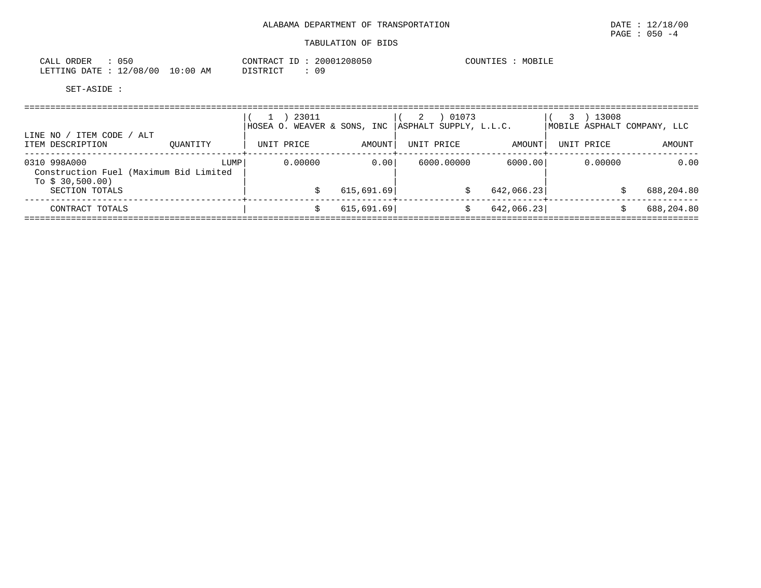ALABAMA DEPARTMENT OF TRANSPORTATION

DATE : 12/18/00

PAGE : 050 -4

TABULATION OF BIDS

CALL ORDER : 050
LETTING DATE : 12/08/00 10:00 AM

CONTRACT ID : 20001208050
DISTRICT : 09

COUNTIES : MOBILE

SET-ASIDE :

| LINE NO / ITEM CODE / ALT ITEM DESCRIPTION | QUANTITY | ( 1 ) 23011 HOSEA O. WEAVER & SONS, INC UNIT PRICE | AMOUNT | ( 2 ) 01073 ASPHALT SUPPLY, L.L.C. UNIT PRICE | AMOUNT | ( 3 ) 13008 MOBILE ASPHALT COMPANY, LLC UNIT PRICE | AMOUNT |
|---|---|---|---|---|---|---|---|
| 0310 998A000 Construction Fuel (Maximum Bid Limited To $ 30,500.00) | LUMP | 0.00000 | 0.00 | 6000.00000 | 6000.00 | 0.00000 | 0.00 |
| SECTION TOTALS | | | $ 615,691.69 | | $ 642,066.23 | | $ 688,204.80 |
| CONTRACT TOTALS | | | $ 615,691.69 | | $ 642,066.23 | | $ 688,204.80 |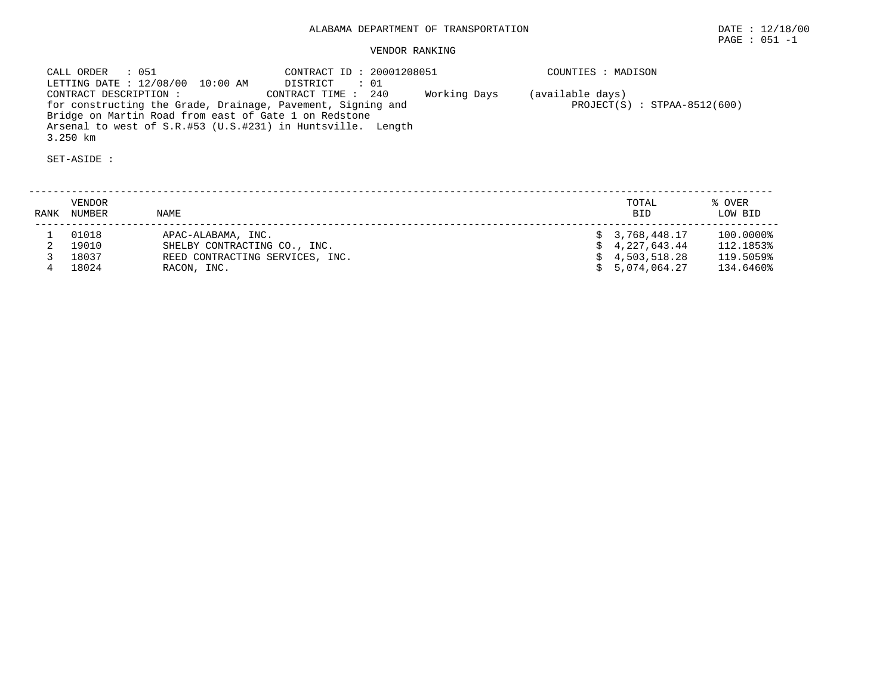# ALABAMA DEPARTMENT OF TRANSPORTATION

DATE : 12/18/00

## VENDOR RANKING

CALL ORDER : 051
CONTRACT ID : 20001208051
COUNTIES : MADISON
LETTING DATE : 12/08/00 10:00 AM
DISTRICT : 01
CONTRACT DESCRIPTION :
CONTRACT TIME : 240 Working Days (available days)
for constructing the Grade, Drainage, Pavement, Signing and Bridge on Martin Road from east of Gate 1 on Redstone Arsenal to west of S.R.#53 (U.S.#231) in Huntsville. Length 3.250 km
PROJECT(S) : STPAA-8512(600)

SET-ASIDE :

| RANK | VENDOR NUMBER | NAME | TOTAL BID | % OVER LOW BID |
|---|---|---|---|---|
| 1 | 01018 | APAC-ALABAMA, INC. | $ 3,768,448.17 | 100.0000% |
| 2 | 19010 | SHELBY CONTRACTING CO., INC. | $ 4,227,643.44 | 112.1853% |
| 3 | 18037 | REED CONTRACTING SERVICES, INC. | $ 4,503,518.28 | 119.5059% |
| 4 | 18024 | RACON, INC. | $ 5,074,064.27 | 134.6460% |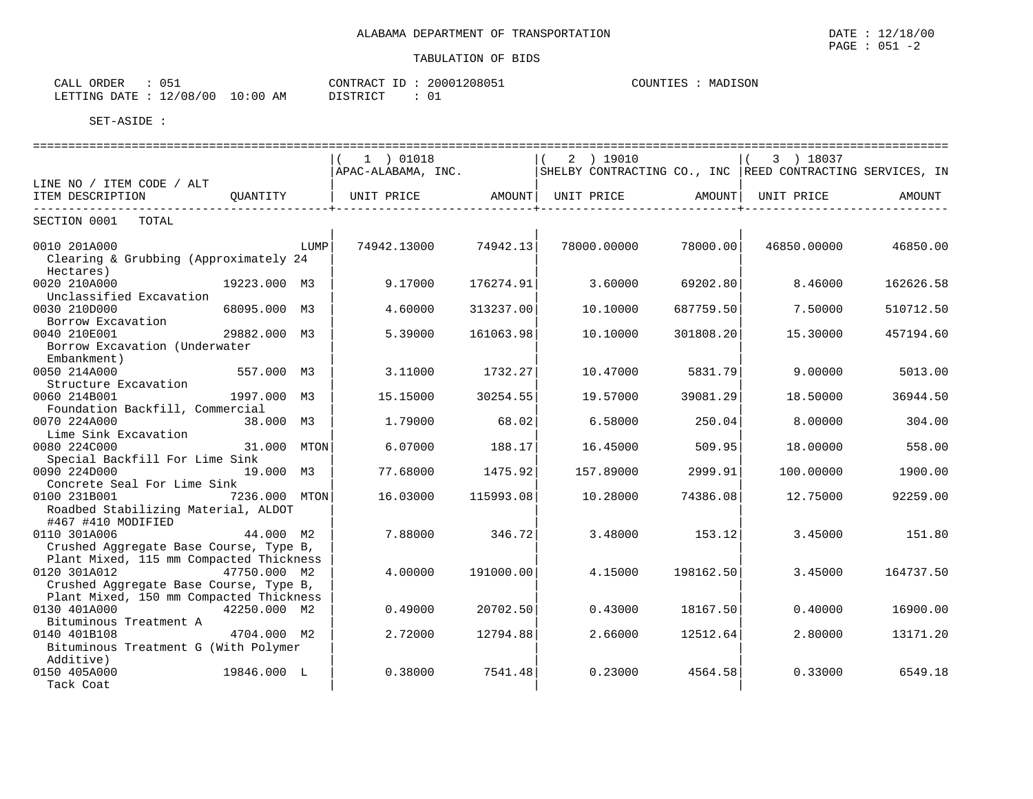ALABAMA DEPARTMENT OF TRANSPORTATION

DATE : 12/18/00
PAGE : 051 -2

TABULATION OF BIDS

CALL ORDER : 051
LETTING DATE : 12/08/00 10:00 AM

CONTRACT ID : 20001208051
DISTRICT : 01

COUNTIES : MADISON

SET-ASIDE :

| LINE NO / ITEM CODE / ALT ITEM DESCRIPTION | QUANTITY | (1) 01018 APAC-ALABAMA, INC. UNIT PRICE | AMOUNT | (2) 19010 SHELBY CONTRACTING CO., INC UNIT PRICE | AMOUNT | (3) 18037 REED CONTRACTING SERVICES, IN UNIT PRICE | AMOUNT |
|---|---|---|---|---|---|---|---|
| SECTION 0001 TOTAL | | | | | | | |
| 0010 201A000 Clearing & Grubbing (Approximately 24 Hectares) | LUMP | 74942.13000 | 74942.13 | 78000.00000 | 78000.00 | 46850.00000 | 46850.00 |
| 0020 210A000 Unclassified Excavation | 19223.000 M3 | 9.17000 | 176274.91 | 3.60000 | 69202.80 | 8.46000 | 162626.58 |
| 0030 210D000 Borrow Excavation | 68095.000 M3 | 4.60000 | 313237.00 | 10.10000 | 687759.50 | 7.50000 | 510712.50 |
| 0040 210E001 Borrow Excavation (Underwater Embankment) | 29882.000 M3 | 5.39000 | 161063.98 | 10.10000 | 301808.20 | 15.30000 | 457194.60 |
| 0050 214A000 Structure Excavation | 557.000 M3 | 3.11000 | 1732.27 | 10.47000 | 5831.79 | 9.00000 | 5013.00 |
| 0060 214B001 Foundation Backfill, Commercial | 1997.000 M3 | 15.15000 | 30254.55 | 19.57000 | 39081.29 | 18.50000 | 36944.50 |
| 0070 224A000 Lime Sink Excavation | 38.000 M3 | 1.79000 | 68.02 | 6.58000 | 250.04 | 8.00000 | 304.00 |
| 0080 224C000 Special Backfill For Lime Sink | 31.000 MTON | 6.07000 | 188.17 | 16.45000 | 509.95 | 18.00000 | 558.00 |
| 0090 224D000 Concrete Seal For Lime Sink | 19.000 M3 | 77.68000 | 1475.92 | 157.89000 | 2999.91 | 100.00000 | 1900.00 |
| 0100 231B001 Roadbed Stabilizing Material, ALDOT #467 #410 MODIFIED | 7236.000 MTON | 16.03000 | 115993.08 | 10.28000 | 74386.08 | 12.75000 | 92259.00 |
| 0110 301A006 Crushed Aggregate Base Course, Type B, Plant Mixed, 115 mm Compacted Thickness | 44.000 M2 | 7.88000 | 346.72 | 3.48000 | 153.12 | 3.45000 | 151.80 |
| 0120 301A012 Crushed Aggregate Base Course, Type B, Plant Mixed, 150 mm Compacted Thickness | 47750.000 M2 | 4.00000 | 191000.00 | 4.15000 | 198162.50 | 3.45000 | 164737.50 |
| 0130 401A000 Bituminous Treatment A | 42250.000 M2 | 0.49000 | 20702.50 | 0.43000 | 18167.50 | 0.40000 | 16900.00 |
| 0140 401B108 Bituminous Treatment G (With Polymer Additive) | 4704.000 M2 | 2.72000 | 12794.88 | 2.66000 | 12512.64 | 2.80000 | 13171.20 |
| 0150 405A000 Tack Coat | 19846.000 L | 0.38000 | 7541.48 | 0.23000 | 4564.58 | 0.33000 | 6549.18 |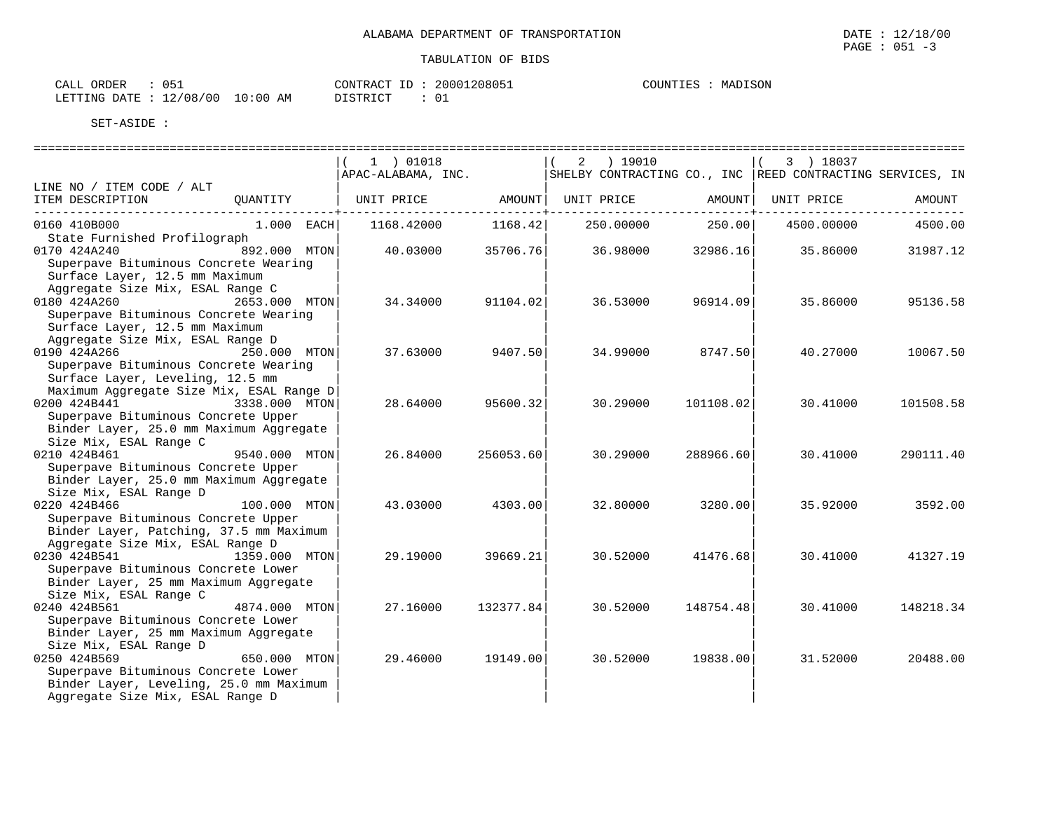ALABAMA DEPARTMENT OF TRANSPORTATION

DATE : 12/18/00

TABULATION OF BIDS

CALL ORDER : 051
LETTING DATE : 12/08/00 10:00 AM

CONTRACT ID : 20001208051
DISTRICT : 01

COUNTIES : MADISON

SET-ASIDE :

| LINE NO / ITEM CODE / ALT ITEM DESCRIPTION | QUANTITY | ( 1 ) 01018 APAC-ALABAMA, INC. UNIT PRICE | AMOUNT | ( 2 ) 19010 SHELBY CONTRACTING CO., INC UNIT PRICE | AMOUNT | ( 3 ) 18037 REED CONTRACTING SERVICES, IN UNIT PRICE | AMOUNT |
|---|---|---|---|---|---|---|---|
| 0160 410B000 State Furnished Profilograph | 1.000 EACH | 1168.42000 | 1168.42 | 250.00000 | 250.00 | 4500.00000 | 4500.00 |
| 0170 424A240 Superpave Bituminous Concrete Wearing Surface Layer, 12.5 mm Maximum Aggregate Size Mix, ESAL Range C | 892.000 MTON | 40.03000 | 35706.76 | 36.98000 | 32986.16 | 35.86000 | 31987.12 |
| 0180 424A260 Superpave Bituminous Concrete Wearing Surface Layer, 12.5 mm Maximum Aggregate Size Mix, ESAL Range D | 2653.000 MTON | 34.34000 | 91104.02 | 36.53000 | 96914.09 | 35.86000 | 95136.58 |
| 0190 424A266 Superpave Bituminous Concrete Wearing Surface Layer, Leveling, 12.5 mm Maximum Aggregate Size Mix, ESAL Range D | 250.000 MTON | 37.63000 | 9407.50 | 34.99000 | 8747.50 | 40.27000 | 10067.50 |
| 0200 424B441 Superpave Bituminous Concrete Upper Binder Layer, 25.0 mm Maximum Aggregate Size Mix, ESAL Range C | 3338.000 MTON | 28.64000 | 95600.32 | 30.29000 | 101108.02 | 30.41000 | 101508.58 |
| 0210 424B461 Superpave Bituminous Concrete Upper Binder Layer, 25.0 mm Maximum Aggregate Size Mix, ESAL Range D | 9540.000 MTON | 26.84000 | 256053.60 | 30.29000 | 288966.60 | 30.41000 | 290111.40 |
| 0220 424B466 Superpave Bituminous Concrete Upper Binder Layer, Patching, 37.5 mm Maximum Aggregate Size Mix, ESAL Range D | 100.000 MTON | 43.03000 | 4303.00 | 32.80000 | 3280.00 | 35.92000 | 3592.00 |
| 0230 424B541 Superpave Bituminous Concrete Lower Binder Layer, 25 mm Maximum Aggregate Size Mix, ESAL Range C | 1359.000 MTON | 29.19000 | 39669.21 | 30.52000 | 41476.68 | 30.41000 | 41327.19 |
| 0240 424B561 Superpave Bituminous Concrete Lower Binder Layer, 25 mm Maximum Aggregate Size Mix, ESAL Range D | 4874.000 MTON | 27.16000 | 132377.84 | 30.52000 | 148754.48 | 30.41000 | 148218.34 |
| 0250 424B569 Superpave Bituminous Concrete Lower Binder Layer, Leveling, 25.0 mm Maximum Aggregate Size Mix, ESAL Range D | 650.000 MTON | 29.46000 | 19149.00 | 30.52000 | 19838.00 | 31.52000 | 20488.00 |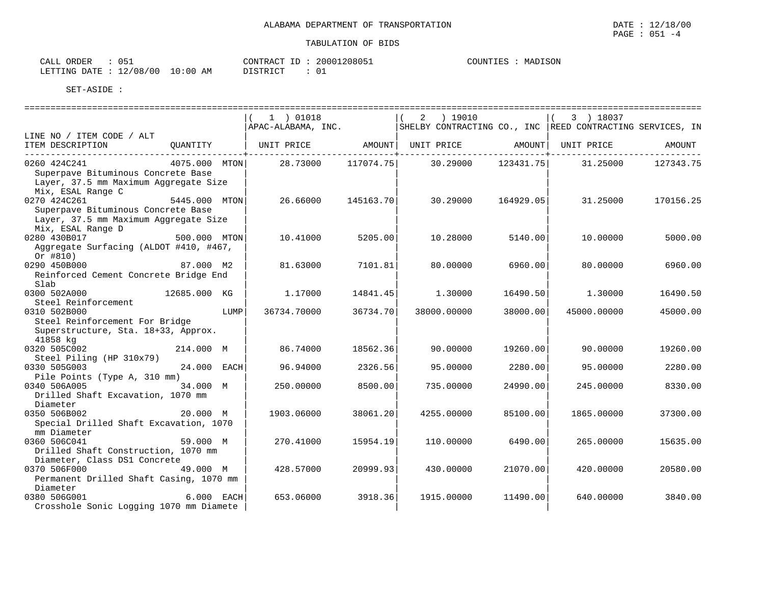ALABAMA DEPARTMENT OF TRANSPORTATION

TABULATION OF BIDS

DATE : 12/18/00
PAGE : 051 -4

CALL ORDER : 051
LETTING DATE : 12/08/00 10:00 AM

CONTRACT ID : 20001208051
DISTRICT : 01

COUNTIES : MADISON

SET-ASIDE :

| LINE NO / ITEM CODE / ALT ITEM DESCRIPTION | QUANTITY | ( 1 ) 01018 APAC-ALABAMA, INC. UNIT PRICE | AMOUNT | ( 2 ) 19010 SHELBY CONTRACTING CO., INC UNIT PRICE | AMOUNT | ( 3 ) 18037 REED CONTRACTING SERVICES, IN UNIT PRICE | AMOUNT |
|---|---|---|---|---|---|---|---|
| 0260 424C241 Superpave Bituminous Concrete Base Layer, 37.5 mm Maximum Aggregate Size Mix, ESAL Range C | 4075.000 MTON | 28.73000 | 117074.75 | 30.29000 | 123431.75 | 31.25000 | 127343.75 |
| 0270 424C261 Superpave Bituminous Concrete Base Layer, 37.5 mm Maximum Aggregate Size Mix, ESAL Range D | 5445.000 MTON | 26.66000 | 145163.70 | 30.29000 | 164929.05 | 31.25000 | 170156.25 |
| 0280 430B017 Aggregate Surfacing (ALDOT #410, #467, Or #810) | 500.000 MTON | 10.41000 | 5205.00 | 10.28000 | 5140.00 | 10.00000 | 5000.00 |
| 0290 450B000 Reinforced Cement Concrete Bridge End Slab | 87.000 M2 | 81.63000 | 7101.81 | 80.00000 | 6960.00 | 80.00000 | 6960.00 |
| 0300 502A000 Steel Reinforcement | 12685.000 KG | 1.17000 | 14841.45 | 1.30000 | 16490.50 | 1.30000 | 16490.50 |
| 0310 502B000 Steel Reinforcement For Bridge Superstructure, Sta. 18+33, Approx. 41858 kg | LUMP | 36734.70000 | 36734.70 | 38000.00000 | 38000.00 | 45000.00000 | 45000.00 |
| 0320 505C002 Steel Piling (HP 310x79) | 214.000 M | 86.74000 | 18562.36 | 90.00000 | 19260.00 | 90.00000 | 19260.00 |
| 0330 505G003 Pile Points (Type A, 310 mm) | 24.000 EACH | 96.94000 | 2326.56 | 95.00000 | 2280.00 | 95.00000 | 2280.00 |
| 0340 506A005 Drilled Shaft Excavation, 1070 mm Diameter | 34.000 M | 250.00000 | 8500.00 | 735.00000 | 24990.00 | 245.00000 | 8330.00 |
| 0350 506B002 Special Drilled Shaft Excavation, 1070 mm Diameter | 20.000 M | 1903.06000 | 38061.20 | 4255.00000 | 85100.00 | 1865.00000 | 37300.00 |
| 0360 506C041 Drilled Shaft Construction, 1070 mm Diameter, Class DS1 Concrete | 59.000 M | 270.41000 | 15954.19 | 110.00000 | 6490.00 | 265.00000 | 15635.00 |
| 0370 506F000 Permanent Drilled Shaft Casing, 1070 mm Diameter | 49.000 M | 428.57000 | 20999.93 | 430.00000 | 21070.00 | 420.00000 | 20580.00 |
| 0380 506G001 Crosshole Sonic Logging 1070 mm Diamete | 6.000 EACH | 653.06000 | 3918.36 | 1915.00000 | 11490.00 | 640.00000 | 3840.00 |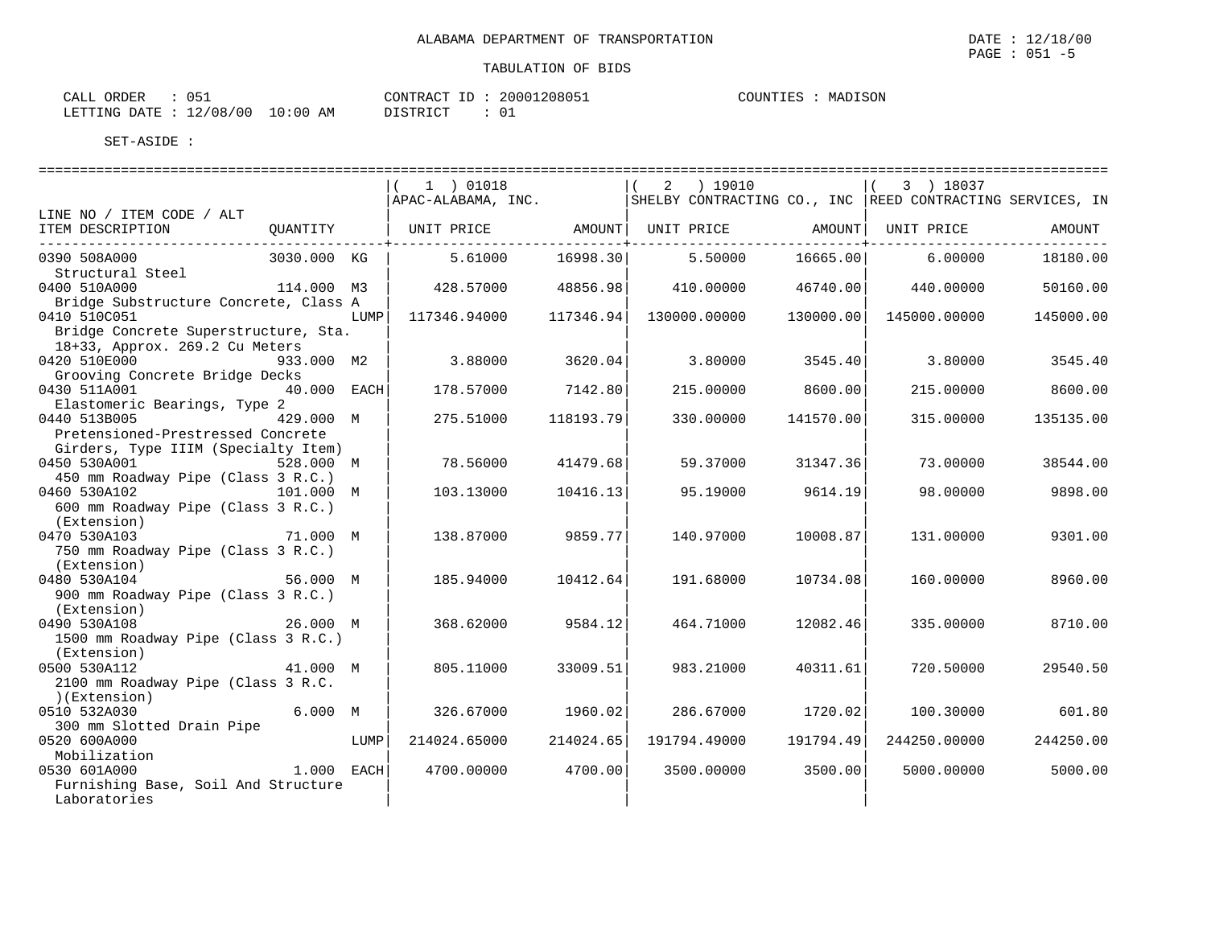ALABAMA DEPARTMENT OF TRANSPORTATION

DATE : 12/18/00
PAGE : 051 -5

TABULATION OF BIDS

CALL ORDER : 051
LETTING DATE : 12/08/00 10:00 AM

CONTRACT ID : 20001208051
DISTRICT : 01

COUNTIES : MADISON

SET-ASIDE :

| LINE NO / ITEM CODE / ALT ITEM DESCRIPTION | QUANTITY | | ( 1 ) 01018 APAC-ALABAMA, INC. UNIT PRICE | AMOUNT | ( 2 ) 19010 SHELBY CONTRACTING CO., INC UNIT PRICE | AMOUNT | ( 3 ) 18037 REED CONTRACTING SERVICES, IN UNIT PRICE | AMOUNT |
|---|---|---|---|---|---|---|---|---|
| 0390 508A000 Structural Steel | 3030.000 | KG | 5.61000 | 16998.30 | 5.50000 | 16665.00 | 6.00000 | 18180.00 |
| 0400 510A000 Bridge Substructure Concrete, Class A | 114.000 | M3 | 428.57000 | 48856.98 | 410.00000 | 46740.00 | 440.00000 | 50160.00 |
| 0410 510C051 Bridge Concrete Superstructure, Sta. 18+33, Approx. 269.2 Cu Meters | | LUMP | 117346.94000 | 117346.94 | 130000.00000 | 130000.00 | 145000.00000 | 145000.00 |
| 0420 510E000 Grooving Concrete Bridge Decks | 933.000 | M2 | 3.88000 | 3620.04 | 3.80000 | 3545.40 | 3.80000 | 3545.40 |
| 0430 511A001 Elastomeric Bearings, Type 2 | 40.000 | EACH | 178.57000 | 7142.80 | 215.00000 | 8600.00 | 215.00000 | 8600.00 |
| 0440 513B005 Pretensioned-Prestressed Concrete Girders, Type IIIM (Specialty Item) | 429.000 | M | 275.51000 | 118193.79 | 330.00000 | 141570.00 | 315.00000 | 135135.00 |
| 0450 530A001 450 mm Roadway Pipe (Class 3 R.C.) | 528.000 | M | 78.56000 | 41479.68 | 59.37000 | 31347.36 | 73.00000 | 38544.00 |
| 0460 530A102 600 mm Roadway Pipe (Class 3 R.C.) (Extension) | 101.000 | M | 103.13000 | 10416.13 | 95.19000 | 9614.19 | 98.00000 | 9898.00 |
| 0470 530A103 750 mm Roadway Pipe (Class 3 R.C.) (Extension) | 71.000 | M | 138.87000 | 9859.77 | 140.97000 | 10008.87 | 131.00000 | 9301.00 |
| 0480 530A104 900 mm Roadway Pipe (Class 3 R.C.) (Extension) | 56.000 | M | 185.94000 | 10412.64 | 191.68000 | 10734.08 | 160.00000 | 8960.00 |
| 0490 530A108 1500 mm Roadway Pipe (Class 3 R.C.) (Extension) | 26.000 | M | 368.62000 | 9584.12 | 464.71000 | 12082.46 | 335.00000 | 8710.00 |
| 0500 530A112 2100 mm Roadway Pipe (Class 3 R.C. )(Extension) | 41.000 | M | 805.11000 | 33009.51 | 983.21000 | 40311.61 | 720.50000 | 29540.50 |
| 0510 532A030 300 mm Slotted Drain Pipe | 6.000 | M | 326.67000 | 1960.02 | 286.67000 | 1720.02 | 100.30000 | 601.80 |
| 0520 600A000 Mobilization | | LUMP | 214024.65000 | 214024.65 | 191794.49000 | 191794.49 | 244250.00000 | 244250.00 |
| 0530 601A000 Furnishing Base, Soil And Structure Laboratories | 1.000 | EACH | 4700.00000 | 4700.00 | 3500.00000 | 3500.00 | 5000.00000 | 5000.00 |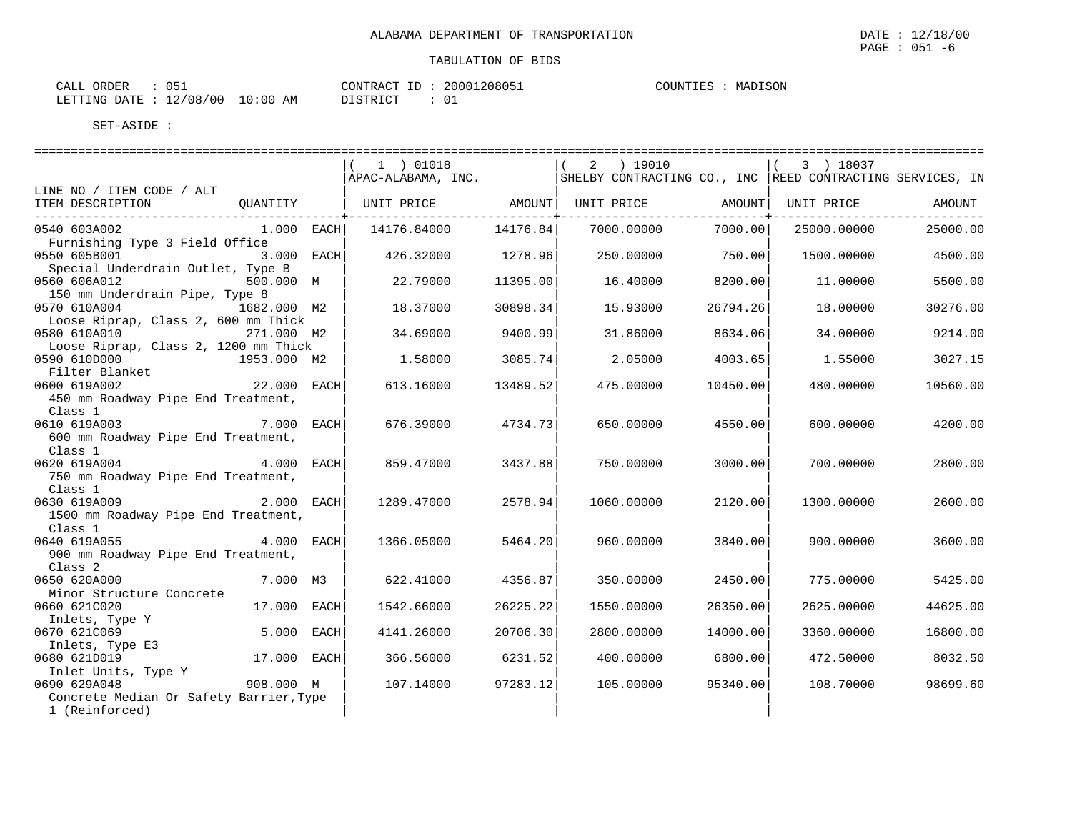ALABAMA DEPARTMENT OF TRANSPORTATION

DATE : 12/18/00
PAGE : 051 -6

TABULATION OF BIDS

CALL ORDER : 051
LETTING DATE : 12/08/00 10:00 AM

CONTRACT ID : 20001208051
DISTRICT : 01

COUNTIES : MADISON

SET-ASIDE :

| LINE NO / ITEM CODE / ALT ITEM DESCRIPTION | QUANTITY | | ( 1 ) 01018 APAC-ALABAMA, INC. UNIT PRICE | AMOUNT | ( 2 ) 19010 SHELBY CONTRACTING CO., INC UNIT PRICE | AMOUNT | ( 3 ) 18037 REED CONTRACTING SERVICES, IN UNIT PRICE | AMOUNT |
|---|---|---|---|---|---|---|---|---|
| 0540 603A002 Furnishing Type 3 Field Office | 1.000 | EACH | 14176.84000 | 14176.84 | 7000.00000 | 7000.00 | 25000.00000 | 25000.00 |
| 0550 605B001 Special Underdrain Outlet, Type B | 3.000 | EACH | 426.32000 | 1278.96 | 250.00000 | 750.00 | 1500.00000 | 4500.00 |
| 0560 606A012 150 mm Underdrain Pipe, Type 8 | 500.000 | M | 22.79000 | 11395.00 | 16.40000 | 8200.00 | 11.00000 | 5500.00 |
| 0570 610A004 Loose Riprap, Class 2, 600 mm Thick | 1682.000 | M2 | 18.37000 | 30898.34 | 15.93000 | 26794.26 | 18.00000 | 30276.00 |
| 0580 610A010 Loose Riprap, Class 2, 1200 mm Thick | 271.000 | M2 | 34.69000 | 9400.99 | 31.86000 | 8634.06 | 34.00000 | 9214.00 |
| 0590 610D000 Filter Blanket | 1953.000 | M2 | 1.58000 | 3085.74 | 2.05000 | 4003.65 | 1.55000 | 3027.15 |
| 0600 619A002 450 mm Roadway Pipe End Treatment, Class 1 | 22.000 | EACH | 613.16000 | 13489.52 | 475.00000 | 10450.00 | 480.00000 | 10560.00 |
| 0610 619A003 600 mm Roadway Pipe End Treatment, Class 1 | 7.000 | EACH | 676.39000 | 4734.73 | 650.00000 | 4550.00 | 600.00000 | 4200.00 |
| 0620 619A004 750 mm Roadway Pipe End Treatment, Class 1 | 4.000 | EACH | 859.47000 | 3437.88 | 750.00000 | 3000.00 | 700.00000 | 2800.00 |
| 0630 619A009 1500 mm Roadway Pipe End Treatment, Class 1 | 2.000 | EACH | 1289.47000 | 2578.94 | 1060.00000 | 2120.00 | 1300.00000 | 2600.00 |
| 0640 619A055 900 mm Roadway Pipe End Treatment, Class 2 | 4.000 | EACH | 1366.05000 | 5464.20 | 960.00000 | 3840.00 | 900.00000 | 3600.00 |
| 0650 620A000 Minor Structure Concrete | 7.000 | M3 | 622.41000 | 4356.87 | 350.00000 | 2450.00 | 775.00000 | 5425.00 |
| 0660 621C020 Inlets, Type Y | 17.000 | EACH | 1542.66000 | 26225.22 | 1550.00000 | 26350.00 | 2625.00000 | 44625.00 |
| 0670 621C069 Inlets, Type E3 | 5.000 | EACH | 4141.26000 | 20706.30 | 2800.00000 | 14000.00 | 3360.00000 | 16800.00 |
| 0680 621D019 Inlet Units, Type Y | 17.000 | EACH | 366.56000 | 6231.52 | 400.00000 | 6800.00 | 472.50000 | 8032.50 |
| 0690 629A048 Concrete Median Or Safety Barrier,Type 1 (Reinforced) | 908.000 | M | 107.14000 | 97283.12 | 105.00000 | 95340.00 | 108.70000 | 98699.60 |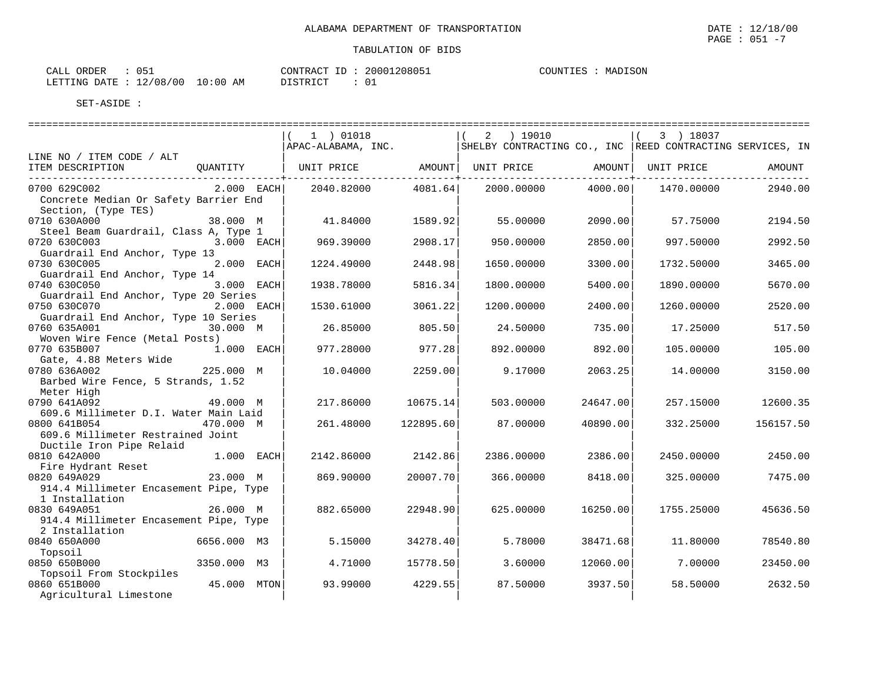ALABAMA DEPARTMENT OF TRANSPORTATION

TABULATION OF BIDS

DATE : 12/18/00

CALL ORDER : 051 | CONTRACT ID : 20001208051 | COUNTIES : MADISON
LETTING DATE : 12/08/00 10:00 AM | DISTRICT : 01

SET-ASIDE :

| LINE NO / ITEM CODE / ALT ITEM DESCRIPTION | QUANTITY | ( 1 ) 01018 APAC-ALABAMA, INC. UNIT PRICE | AMOUNT | ( 2 ) 19010 SHELBY CONTRACTING CO., INC UNIT PRICE | AMOUNT | ( 3 ) 18037 REED CONTRACTING SERVICES, IN UNIT PRICE | AMOUNT |
|---|---|---|---|---|---|---|---|
| 0700 629C002 Concrete Median Or Safety Barrier End Section, (Type TES) | 2.000 EACH | 2040.82000 | 4081.64 | 2000.00000 | 4000.00 | 1470.00000 | 2940.00 |
| 0710 630A000 Steel Beam Guardrail, Class A, Type 1 | 38.000 M | 41.84000 | 1589.92 | 55.00000 | 2090.00 | 57.75000 | 2194.50 |
| 0720 630C003 Guardrail End Anchor, Type 13 | 3.000 EACH | 969.39000 | 2908.17 | 950.00000 | 2850.00 | 997.50000 | 2992.50 |
| 0730 630C005 Guardrail End Anchor, Type 14 | 2.000 EACH | 1224.49000 | 2448.98 | 1650.00000 | 3300.00 | 1732.50000 | 3465.00 |
| 0740 630C050 Guardrail End Anchor, Type 20 Series | 3.000 EACH | 1938.78000 | 5816.34 | 1800.00000 | 5400.00 | 1890.00000 | 5670.00 |
| 0750 630C070 Guardrail End Anchor, Type 10 Series | 2.000 EACH | 1530.61000 | 3061.22 | 1200.00000 | 2400.00 | 1260.00000 | 2520.00 |
| 0760 635A001 Woven Wire Fence (Metal Posts) | 30.000 M | 26.85000 | 805.50 | 24.50000 | 735.00 | 17.25000 | 517.50 |
| 0770 635B007 Gate, 4.88 Meters Wide | 1.000 EACH | 977.28000 | 977.28 | 892.00000 | 892.00 | 105.00000 | 105.00 |
| 0780 636A002 Barbed Wire Fence, 5 Strands, 1.52 Meter High | 225.000 M | 10.04000 | 2259.00 | 9.17000 | 2063.25 | 14.00000 | 3150.00 |
| 0790 641A092 609.6 Millimeter D.I. Water Main Laid | 49.000 M | 217.86000 | 10675.14 | 503.00000 | 24647.00 | 257.15000 | 12600.35 |
| 0800 641B054 609.6 Millimeter Restrained Joint Ductile Iron Pipe Relaid | 470.000 M | 261.48000 | 122895.60 | 87.00000 | 40890.00 | 332.25000 | 156157.50 |
| 0810 642A000 Fire Hydrant Reset | 1.000 EACH | 2142.86000 | 2142.86 | 2386.00000 | 2386.00 | 2450.00000 | 2450.00 |
| 0820 649A029 914.4 Millimeter Encasement Pipe, Type 1 Installation | 23.000 M | 869.90000 | 20007.70 | 366.00000 | 8418.00 | 325.00000 | 7475.00 |
| 0830 649A051 914.4 Millimeter Encasement Pipe, Type 2 Installation | 26.000 M | 882.65000 | 22948.90 | 625.00000 | 16250.00 | 1755.25000 | 45636.50 |
| 0840 650A000 Topsoil | 6656.000 M3 | 5.15000 | 34278.40 | 5.78000 | 38471.68 | 11.80000 | 78540.80 |
| 0850 650B000 Topsoil From Stockpiles | 3350.000 M3 | 4.71000 | 15778.50 | 3.60000 | 12060.00 | 7.00000 | 23450.00 |
| 0860 651B000 Agricultural Limestone | 45.000 MTON | 93.99000 | 4229.55 | 87.50000 | 3937.50 | 58.50000 | 2632.50 |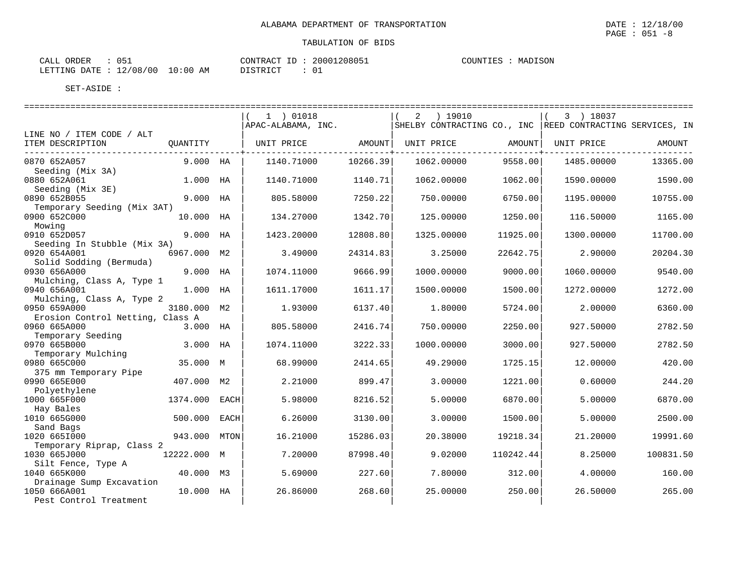ALABAMA DEPARTMENT OF TRANSPORTATION

DATE : 12/18/00

TABULATION OF BIDS

CALL ORDER : 051 CONTRACT ID : 20001208051 COUNTIES : MADISON
LETTING DATE : 12/08/00 10:00 AM DISTRICT : 01

SET-ASIDE :

| LINE NO / ITEM CODE / ALT<br>ITEM DESCRIPTION | QUANTITY | | ( 1 ) 01018<br>APAC-ALABAMA, INC.<br>UNIT PRICE | AMOUNT | ( 2 ) 19010<br>SHELBY CONTRACTING CO., INC<br>UNIT PRICE | AMOUNT | ( 3 ) 18037<br>REED CONTRACTING SERVICES, IN<br>UNIT PRICE | AMOUNT |
|---|---|---|---|---|---|---|---|---|
| 0870 652A057<br>Seeding (Mix 3A) | 9.000 | HA | 1140.71000 | 10266.39 | 1062.00000 | 9558.00 | 1485.00000 | 13365.00 |
| 0880 652A061<br>Seeding (Mix 3E) | 1.000 | HA | 1140.71000 | 1140.71 | 1062.00000 | 1062.00 | 1590.00000 | 1590.00 |
| 0890 652B055<br>Temporary Seeding (Mix 3AT) | 9.000 | HA | 805.58000 | 7250.22 | 750.00000 | 6750.00 | 1195.00000 | 10755.00 |
| 0900 652C000<br>Mowing | 10.000 | HA | 134.27000 | 1342.70 | 125.00000 | 1250.00 | 116.50000 | 1165.00 |
| 0910 652D057<br>Seeding In Stubble (Mix 3A) | 9.000 | HA | 1423.20000 | 12808.80 | 1325.00000 | 11925.00 | 1300.00000 | 11700.00 |
| 0920 654A001<br>Solid Sodding (Bermuda) | 6967.000 | M2 | 3.49000 | 24314.83 | 3.25000 | 22642.75 | 2.90000 | 20204.30 |
| 0930 656A000<br>Mulching, Class A, Type 1 | 9.000 | HA | 1074.11000 | 9666.99 | 1000.00000 | 9000.00 | 1060.00000 | 9540.00 |
| 0940 656A001<br>Mulching, Class A, Type 2 | 1.000 | HA | 1611.17000 | 1611.17 | 1500.00000 | 1500.00 | 1272.00000 | 1272.00 |
| 0950 659A000<br>Erosion Control Netting, Class A | 3180.000 | M2 | 1.93000 | 6137.40 | 1.80000 | 5724.00 | 2.00000 | 6360.00 |
| 0960 665A000<br>Temporary Seeding | 3.000 | HA | 805.58000 | 2416.74 | 750.00000 | 2250.00 | 927.50000 | 2782.50 |
| 0970 665B000<br>Temporary Mulching | 3.000 | HA | 1074.11000 | 3222.33 | 1000.00000 | 3000.00 | 927.50000 | 2782.50 |
| 0980 665C000<br>375 mm Temporary Pipe | 35.000 | M | 68.99000 | 2414.65 | 49.29000 | 1725.15 | 12.00000 | 420.00 |
| 0990 665E000<br>Polyethylene | 407.000 | M2 | 2.21000 | 899.47 | 3.00000 | 1221.00 | 0.60000 | 244.20 |
| 1000 665F000<br>Hay Bales | 1374.000 | EACH | 5.98000 | 8216.52 | 5.00000 | 6870.00 | 5.00000 | 6870.00 |
| 1010 665G000<br>Sand Bags | 500.000 | EACH | 6.26000 | 3130.00 | 3.00000 | 1500.00 | 5.00000 | 2500.00 |
| 1020 665I000<br>Temporary Riprap, Class 2 | 943.000 | MTON | 16.21000 | 15286.03 | 20.38000 | 19218.34 | 21.20000 | 19991.60 |
| 1030 665J000<br>Silt Fence, Type A | 12222.000 | M | 7.20000 | 87998.40 | 9.02000 | 110242.44 | 8.25000 | 100831.50 |
| 1040 665K000<br>Drainage Sump Excavation | 40.000 | M3 | 5.69000 | 227.60 | 7.80000 | 312.00 | 4.00000 | 160.00 |
| 1050 666A001<br>Pest Control Treatment | 10.000 | HA | 26.86000 | 268.60 | 25.00000 | 250.00 | 26.50000 | 265.00 |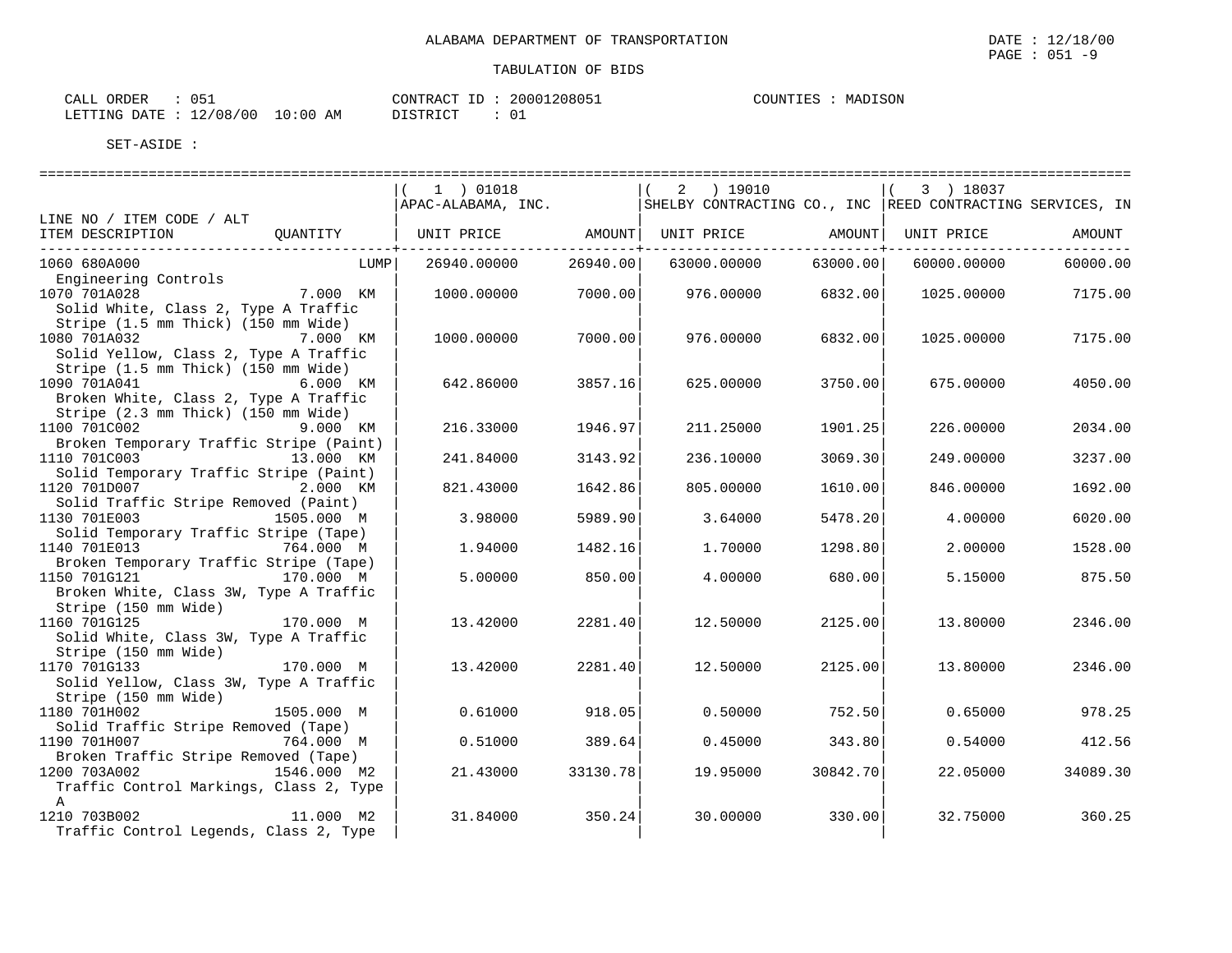ALABAMA DEPARTMENT OF TRANSPORTATION

DATE : 12/18/00
PAGE : 051 -9

TABULATION OF BIDS

CALL ORDER : 051
LETTING DATE : 12/08/00 10:00 AM

CONTRACT ID : 20001208051
DISTRICT : 01

COUNTIES : MADISON

SET-ASIDE :

| LINE NO / ITEM CODE / ALT ITEM DESCRIPTION | QUANTITY | ( 1 ) 01018 APAC-ALABAMA, INC. UNIT PRICE | AMOUNT | ( 2 ) 19010 SHELBY CONTRACTING CO., INC UNIT PRICE | AMOUNT | ( 3 ) 18037 REED CONTRACTING SERVICES, IN UNIT PRICE | AMOUNT |
|---|---|---|---|---|---|---|---|
| 1060 680A000 Engineering Controls | LUMP | 26940.00000 | 26940.00 | 63000.00000 | 63000.00 | 60000.00000 | 60000.00 |
| 1070 701A028 Solid White, Class 2, Type A Traffic Stripe (1.5 mm Thick) (150 mm Wide) | 7.000 KM | 1000.00000 | 7000.00 | 976.00000 | 6832.00 | 1025.00000 | 7175.00 |
| 1080 701A032 Solid Yellow, Class 2, Type A Traffic Stripe (1.5 mm Thick) (150 mm Wide) | 7.000 KM | 1000.00000 | 7000.00 | 976.00000 | 6832.00 | 1025.00000 | 7175.00 |
| 1090 701A041 Broken White, Class 2, Type A Traffic Stripe (2.3 mm Thick) (150 mm Wide) | 6.000 KM | 642.86000 | 3857.16 | 625.00000 | 3750.00 | 675.00000 | 4050.00 |
| 1100 701C002 Broken Temporary Traffic Stripe (Paint) | 9.000 KM | 216.33000 | 1946.97 | 211.25000 | 1901.25 | 226.00000 | 2034.00 |
| 1110 701C003 Solid Temporary Traffic Stripe (Paint) | 13.000 KM | 241.84000 | 3143.92 | 236.10000 | 3069.30 | 249.00000 | 3237.00 |
| 1120 701D007 Solid Traffic Stripe Removed (Paint) | 2.000 KM | 821.43000 | 1642.86 | 805.00000 | 1610.00 | 846.00000 | 1692.00 |
| 1130 701E003 Solid Temporary Traffic Stripe (Tape) | 1505.000 M | 3.98000 | 5989.90 | 3.64000 | 5478.20 | 4.00000 | 6020.00 |
| 1140 701E013 Broken Temporary Traffic Stripe (Tape) | 764.000 M | 1.94000 | 1482.16 | 1.70000 | 1298.80 | 2.00000 | 1528.00 |
| 1150 701G121 Broken White, Class 3W, Type A Traffic Stripe (150 mm Wide) | 170.000 M | 5.00000 | 850.00 | 4.00000 | 680.00 | 5.15000 | 875.50 |
| 1160 701G125 Solid White, Class 3W, Type A Traffic Stripe (150 mm Wide) | 170.000 M | 13.42000 | 2281.40 | 12.50000 | 2125.00 | 13.80000 | 2346.00 |
| 1170 701G133 Solid Yellow, Class 3W, Type A Traffic Stripe (150 mm Wide) | 170.000 M | 13.42000 | 2281.40 | 12.50000 | 2125.00 | 13.80000 | 2346.00 |
| 1180 701H002 Solid Traffic Stripe Removed (Tape) | 1505.000 M | 0.61000 | 918.05 | 0.50000 | 752.50 | 0.65000 | 978.25 |
| 1190 701H007 Broken Traffic Stripe Removed (Tape) | 764.000 M | 0.51000 | 389.64 | 0.45000 | 343.80 | 0.54000 | 412.56 |
| 1200 703A002 Traffic Control Markings, Class 2, Type A | 1546.000 M2 | 21.43000 | 33130.78 | 19.95000 | 30842.70 | 22.05000 | 34089.30 |
| 1210 703B002 Traffic Control Legends, Class 2, Type | 11.000 M2 | 31.84000 | 350.24 | 30.00000 | 330.00 | 32.75000 | 360.25 |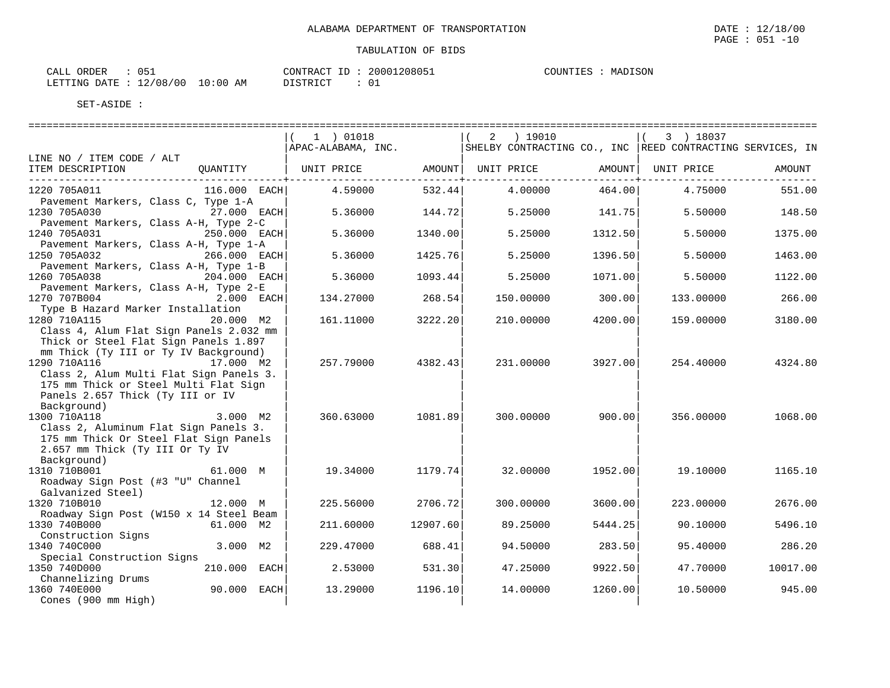ALABAMA DEPARTMENT OF TRANSPORTATION

TABULATION OF BIDS

CALL ORDER : 051 &nbsp;&nbsp;&nbsp;&nbsp; CONTRACT ID : 20001208051 &nbsp;&nbsp;&nbsp;&nbsp; COUNTIES : MADISON

LETTING DATE : 12/08/00 10:00 AM &nbsp;&nbsp;&nbsp;&nbsp; DISTRICT : 01

SET-ASIDE :

| LINE NO / ITEM CODE / ALT ITEM DESCRIPTION | QUANTITY | (1) 01018 APAC-ALABAMA, INC. UNIT PRICE | AMOUNT | (2) 19010 SHELBY CONTRACTING CO., INC UNIT PRICE | AMOUNT | (3) 18037 REED CONTRACTING SERVICES, IN UNIT PRICE | AMOUNT |
|---|---|---|---|---|---|---|---|
| 1220 705A011 Pavement Markers, Class C, Type 1-A | 116.000 EACH | 4.59000 | 532.44 | 4.00000 | 464.00 | 4.75000 | 551.00 |
| 1230 705A030 Pavement Markers, Class A-H, Type 2-C | 27.000 EACH | 5.36000 | 144.72 | 5.25000 | 141.75 | 5.50000 | 148.50 |
| 1240 705A031 Pavement Markers, Class A-H, Type 1-A | 250.000 EACH | 5.36000 | 1340.00 | 5.25000 | 1312.50 | 5.50000 | 1375.00 |
| 1250 705A032 Pavement Markers, Class A-H, Type 1-B | 266.000 EACH | 5.36000 | 1425.76 | 5.25000 | 1396.50 | 5.50000 | 1463.00 |
| 1260 705A038 Pavement Markers, Class A-H, Type 2-E | 204.000 EACH | 5.36000 | 1093.44 | 5.25000 | 1071.00 | 5.50000 | 1122.00 |
| 1270 707B004 Type B Hazard Marker Installation | 2.000 EACH | 134.27000 | 268.54 | 150.00000 | 300.00 | 133.00000 | 266.00 |
| 1280 710A115 Class 4, Alum Flat Sign Panels 2.032 mm Thick or Steel Flat Sign Panels 1.897 mm Thick (Ty III or Ty IV Background) | 20.000 M2 | 161.11000 | 3222.20 | 210.00000 | 4200.00 | 159.00000 | 3180.00 |
| 1290 710A116 Class 2, Alum Multi Flat Sign Panels 3. 175 mm Thick or Steel Multi Flat Sign Panels 2.657 Thick (Ty III or IV Background) | 17.000 M2 | 257.79000 | 4382.43 | 231.00000 | 3927.00 | 254.40000 | 4324.80 |
| 1300 710A118 Class 2, Aluminum Flat Sign Panels 3. 175 mm Thick Or Steel Flat Sign Panels 2.657 mm Thick (Ty III Or Ty IV Background) | 3.000 M2 | 360.63000 | 1081.89 | 300.00000 | 900.00 | 356.00000 | 1068.00 |
| 1310 710B001 Roadway Sign Post (#3 "U" Channel Galvanized Steel) | 61.000 M | 19.34000 | 1179.74 | 32.00000 | 1952.00 | 19.10000 | 1165.10 |
| 1320 710B010 Roadway Sign Post (W150 x 14 Steel Beam | 12.000 M | 225.56000 | 2706.72 | 300.00000 | 3600.00 | 223.00000 | 2676.00 |
| 1330 740B000 Construction Signs | 61.000 M2 | 211.60000 | 12907.60 | 89.25000 | 5444.25 | 90.10000 | 5496.10 |
| 1340 740C000 Special Construction Signs | 3.000 M2 | 229.47000 | 688.41 | 94.50000 | 283.50 | 95.40000 | 286.20 |
| 1350 740D000 Channelizing Drums | 210.000 EACH | 2.53000 | 531.30 | 47.25000 | 9922.50 | 47.70000 | 10017.00 |
| 1360 740E000 Cones (900 mm High) | 90.000 EACH | 13.29000 | 1196.10 | 14.00000 | 1260.00 | 10.50000 | 945.00 |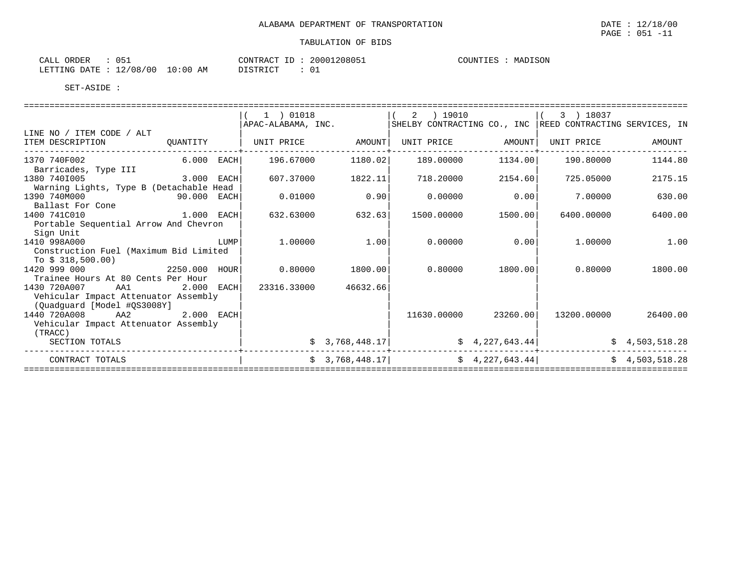ALABAMA DEPARTMENT OF TRANSPORTATION

DATE : 12/18/00
PAGE : 051 -11

TABULATION OF BIDS

CALL ORDER : 051
LETTING DATE : 12/08/00 10:00 AM

CONTRACT ID : 20001208051
DISTRICT : 01

COUNTIES : MADISON

SET-ASIDE :

| LINE NO / ITEM CODE / ALT | | (1) 01018 APAC-ALABAMA, INC. | | (2) 19010 SHELBY CONTRACTING CO., INC | | (3) 18037 REED CONTRACTING SERVICES, IN | |
|---|---|---|---|---|---|---|---|
| ITEM DESCRIPTION | QUANTITY | UNIT PRICE | AMOUNT | UNIT PRICE | AMOUNT | UNIT PRICE | AMOUNT |
| 1370 740F002 Barricades, Type III | 6.000 EACH | 196.67000 | 1180.02 | 189.00000 | 1134.00 | 190.80000 | 1144.80 |
| 1380 740I005 Warning Lights, Type B (Detachable Head | 3.000 EACH | 607.37000 | 1822.11 | 718.20000 | 2154.60 | 725.05000 | 2175.15 |
| 1390 740M000 Ballast For Cone | 90.000 EACH | 0.01000 | 0.90 | 0.00000 | 0.00 | 7.00000 | 630.00 |
| 1400 741C010 Portable Sequential Arrow And Chevron Sign Unit | 1.000 EACH | 632.63000 | 632.63 | 1500.00000 | 1500.00 | 6400.00000 | 6400.00 |
| 1410 998A000 Construction Fuel (Maximum Bid Limited To $ 318,500.00) | LUMP | 1.00000 | 1.00 | 0.00000 | 0.00 | 1.00000 | 1.00 |
| 1420 999 000 Trainee Hours At 80 Cents Per Hour | 2250.000 HOUR | 0.80000 | 1800.00 | 0.80000 | 1800.00 | 0.80000 | 1800.00 |
| 1430 720A007 AA1 Vehicular Impact Attenuator Assembly (Quadguard [Model #QS3008Y] | 2.000 EACH | 23316.33000 | 46632.66 | | | | |
| 1440 720A008 AA2 Vehicular Impact Attenuator Assembly (TRACC) | 2.000 EACH | | | 11630.00000 | 23260.00 | 13200.00000 | 26400.00 |
| SECTION TOTALS | | | $ 3,768,448.17 | | $ 4,227,643.44 | | $ 4,503,518.28 |
| CONTRACT TOTALS | | | $ 3,768,448.17 | | $ 4,227,643.44 | | $ 4,503,518.28 |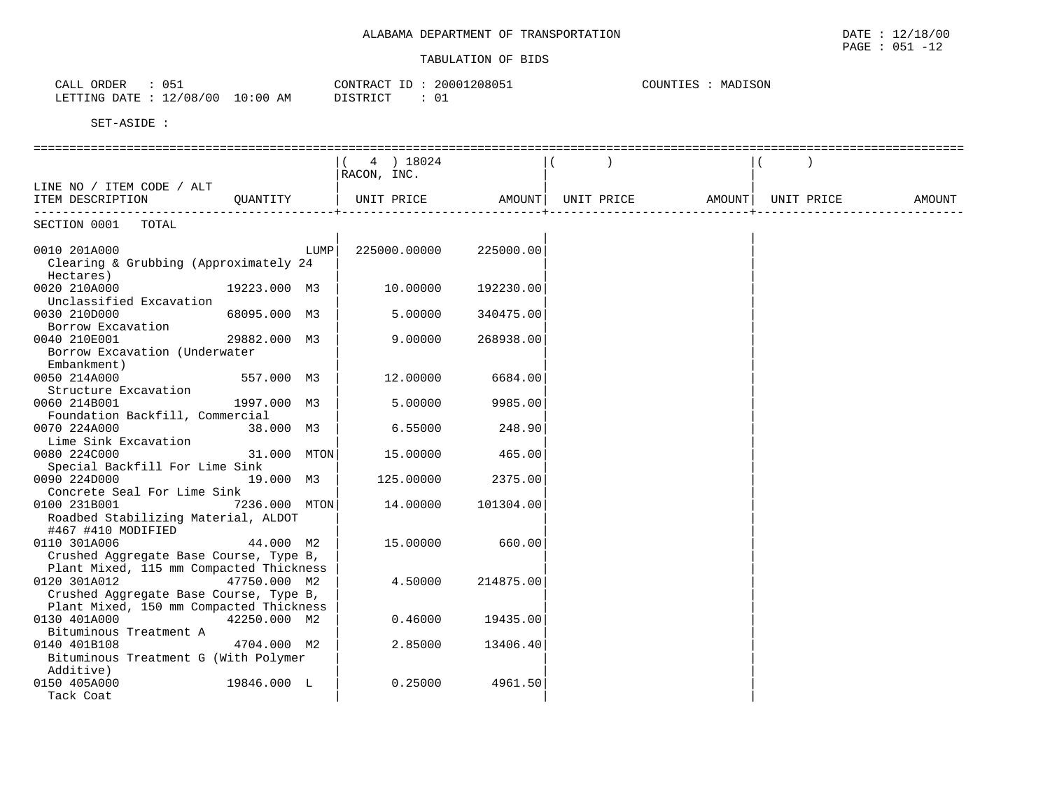ALABAMA DEPARTMENT OF TRANSPORTATION

TABULATION OF BIDS

DATE : 12/18/00
PAGE : 051 -12

CALL ORDER : 051
LETTING DATE : 12/08/00 10:00 AM

CONTRACT ID : 20001208051
DISTRICT : 01

COUNTIES : MADISON

SET-ASIDE :

| LINE NO / ITEM CODE / ALT ITEM DESCRIPTION | QUANTITY | ( 4 ) 18024 RACON, INC. UNIT PRICE | AMOUNT | ( ) UNIT PRICE | AMOUNT | ( ) UNIT PRICE | AMOUNT |
|---|---|---|---|---|---|---|---|
| SECTION 0001 TOTAL | | | | | | | |
| 0010 201A000 Clearing & Grubbing (Approximately 24 Hectares) | LUMP | 225000.00000 | 225000.00 | | | | |
| 0020 210A000 Unclassified Excavation | 19223.000 M3 | 10.00000 | 192230.00 | | | | |
| 0030 210D000 Borrow Excavation | 68095.000 M3 | 5.00000 | 340475.00 | | | | |
| 0040 210E001 Borrow Excavation (Underwater Embankment) | 29882.000 M3 | 9.00000 | 268938.00 | | | | |
| 0050 214A000 Structure Excavation | 557.000 M3 | 12.00000 | 6684.00 | | | | |
| 0060 214B001 Foundation Backfill, Commercial | 1997.000 M3 | 5.00000 | 9985.00 | | | | |
| 0070 224A000 Lime Sink Excavation | 38.000 M3 | 6.55000 | 248.90 | | | | |
| 0080 224C000 Special Backfill For Lime Sink | 31.000 MTON | 15.00000 | 465.00 | | | | |
| 0090 224D000 Concrete Seal For Lime Sink | 19.000 M3 | 125.00000 | 2375.00 | | | | |
| 0100 231B001 Roadbed Stabilizing Material, ALDOT #467 #410 MODIFIED | 7236.000 MTON | 14.00000 | 101304.00 | | | | |
| 0110 301A006 Crushed Aggregate Base Course, Type B, Plant Mixed, 115 mm Compacted Thickness | 44.000 M2 | 15.00000 | 660.00 | | | | |
| 0120 301A012 Crushed Aggregate Base Course, Type B, Plant Mixed, 150 mm Compacted Thickness | 47750.000 M2 | 4.50000 | 214875.00 | | | | |
| 0130 401A000 Bituminous Treatment A | 42250.000 M2 | 0.46000 | 19435.00 | | | | |
| 0140 401B108 Bituminous Treatment G (With Polymer Additive) | 4704.000 M2 | 2.85000 | 13406.40 | | | | |
| 0150 405A000 Tack Coat | 19846.000 L | 0.25000 | 4961.50 | | | | |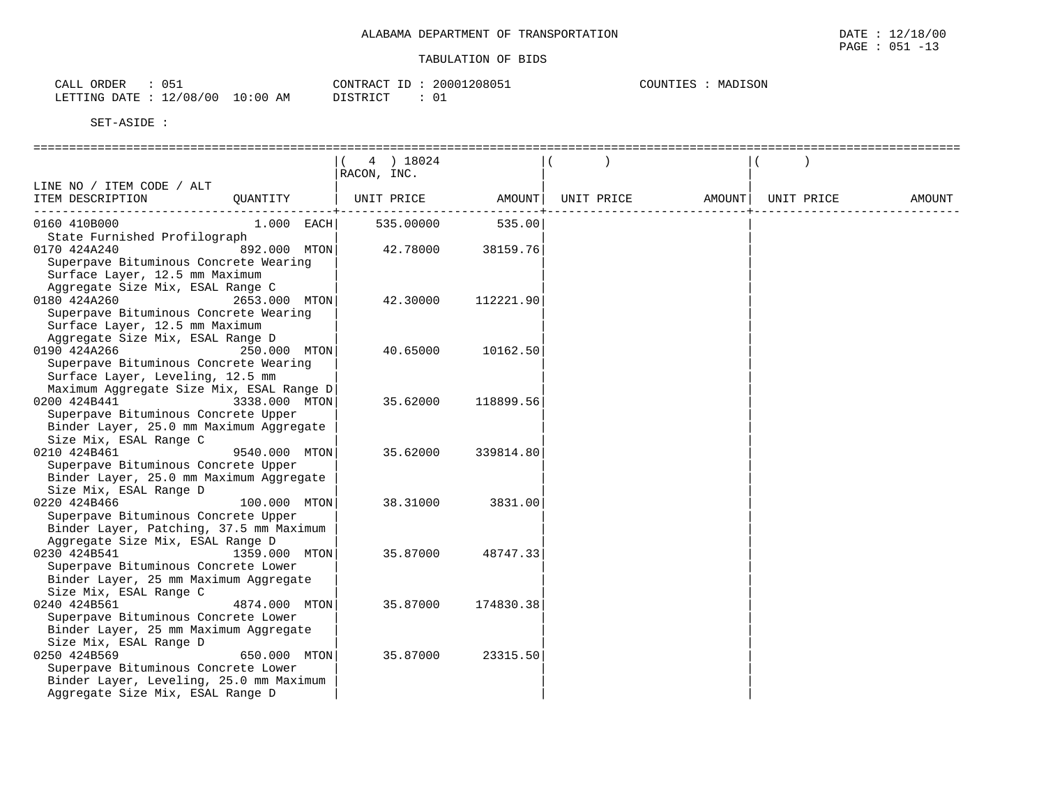ALABAMA DEPARTMENT OF TRANSPORTATION

TABULATION OF BIDS

CALL ORDER : 051
LETTING DATE : 12/08/00 10:00 AM

CONTRACT ID : 20001208051
DISTRICT : 01

COUNTIES : MADISON

SET-ASIDE :

| LINE NO / ITEM CODE / ALT ITEM DESCRIPTION | QUANTITY | ( 4 ) 18024 RACON, INC. UNIT PRICE | AMOUNT | ( ) UNIT PRICE | AMOUNT | ( ) UNIT PRICE | AMOUNT |
|---|---|---|---|---|---|---|---|
| 0160 410B000 State Furnished Profilograph | 1.000 EACH | 535.00000 | 535.00 | | | | |
| 0170 424A240 Superpave Bituminous Concrete Wearing Surface Layer, 12.5 mm Maximum Aggregate Size Mix, ESAL Range C | 892.000 MTON | 42.78000 | 38159.76 | | | | |
| 0180 424A260 Superpave Bituminous Concrete Wearing Surface Layer, 12.5 mm Maximum Aggregate Size Mix, ESAL Range D | 2653.000 MTON | 42.30000 | 112221.90 | | | | |
| 0190 424A266 Superpave Bituminous Concrete Wearing Surface Layer, Leveling, 12.5 mm Maximum Aggregate Size Mix, ESAL Range D | 250.000 MTON | 40.65000 | 10162.50 | | | | |
| 0200 424B441 Superpave Bituminous Concrete Upper Binder Layer, 25.0 mm Maximum Aggregate Size Mix, ESAL Range C | 3338.000 MTON | 35.62000 | 118899.56 | | | | |
| 0210 424B461 Superpave Bituminous Concrete Upper Binder Layer, 25.0 mm Maximum Aggregate Size Mix, ESAL Range D | 9540.000 MTON | 35.62000 | 339814.80 | | | | |
| 0220 424B466 Superpave Bituminous Concrete Upper Binder Layer, Patching, 37.5 mm Maximum Aggregate Size Mix, ESAL Range D | 100.000 MTON | 38.31000 | 3831.00 | | | | |
| 0230 424B541 Superpave Bituminous Concrete Lower Binder Layer, 25 mm Maximum Aggregate Size Mix, ESAL Range C | 1359.000 MTON | 35.87000 | 48747.33 | | | | |
| 0240 424B561 Superpave Bituminous Concrete Lower Binder Layer, 25 mm Maximum Aggregate Size Mix, ESAL Range D | 4874.000 MTON | 35.87000 | 174830.38 | | | | |
| 0250 424B569 Superpave Bituminous Concrete Lower Binder Layer, Leveling, 25.0 mm Maximum Aggregate Size Mix, ESAL Range D | 650.000 MTON | 35.87000 | 23315.50 | | | | |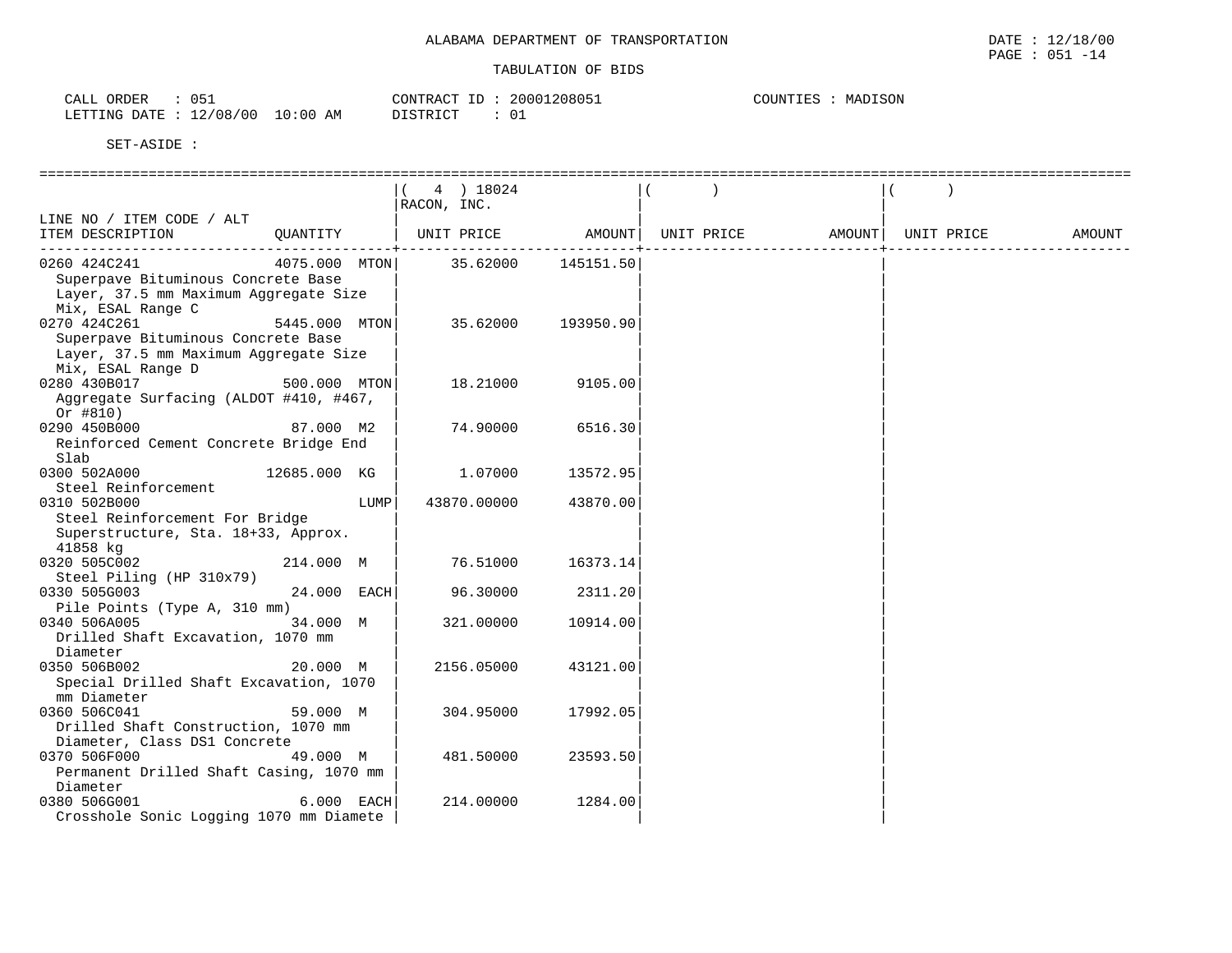ALABAMA DEPARTMENT OF TRANSPORTATION

DATE : 12/18/00
PAGE : 051 -14

TABULATION OF BIDS

CALL ORDER : 051 
LETTING DATE : 12/08/00 10:00 AM

CONTRACT ID : 20001208051
DISTRICT : 01

COUNTIES : MADISON

SET-ASIDE :

| LINE NO / ITEM CODE / ALT ITEM DESCRIPTION | QUANTITY | ( 4 ) 18024 RACON, INC. UNIT PRICE | AMOUNT | ( ) UNIT PRICE | AMOUNT | ( ) UNIT PRICE | AMOUNT |
|---|---|---|---|---|---|---|---|
| 0260 424C241 Superpave Bituminous Concrete Base Layer, 37.5 mm Maximum Aggregate Size Mix, ESAL Range C | 4075.000 MTON | 35.62000 | 145151.50 | | | | |
| 0270 424C261 Superpave Bituminous Concrete Base Layer, 37.5 mm Maximum Aggregate Size Mix, ESAL Range D | 5445.000 MTON | 35.62000 | 193950.90 | | | | |
| 0280 430B017 Aggregate Surfacing (ALDOT #410, #467, Or #810) | 500.000 MTON | 18.21000 | 9105.00 | | | | |
| 0290 450B000 Reinforced Cement Concrete Bridge End Slab | 87.000 M2 | 74.90000 | 6516.30 | | | | |
| 0300 502A000 Steel Reinforcement | 12685.000 KG | 1.07000 | 13572.95 | | | | |
| 0310 502B000 Steel Reinforcement For Bridge Superstructure, Sta. 18+33, Approx. 41858 kg | LUMP | 43870.00000 | 43870.00 | | | | |
| 0320 505C002 Steel Piling (HP 310x79) | 214.000 M | 76.51000 | 16373.14 | | | | |
| 0330 505G003 Pile Points (Type A, 310 mm) | 24.000 EACH | 96.30000 | 2311.20 | | | | |
| 0340 506A005 Drilled Shaft Excavation, 1070 mm Diameter | 34.000 M | 321.00000 | 10914.00 | | | | |
| 0350 506B002 Special Drilled Shaft Excavation, 1070 mm Diameter | 20.000 M | 2156.05000 | 43121.00 | | | | |
| 0360 506C041 Drilled Shaft Construction, 1070 mm Diameter, Class DS1 Concrete | 59.000 M | 304.95000 | 17992.05 | | | | |
| 0370 506F000 Permanent Drilled Shaft Casing, 1070 mm Diameter | 49.000 M | 481.50000 | 23593.50 | | | | |
| 0380 506G001 Crosshole Sonic Logging 1070 mm Diamete | 6.000 EACH | 214.00000 | 1284.00 | | | | |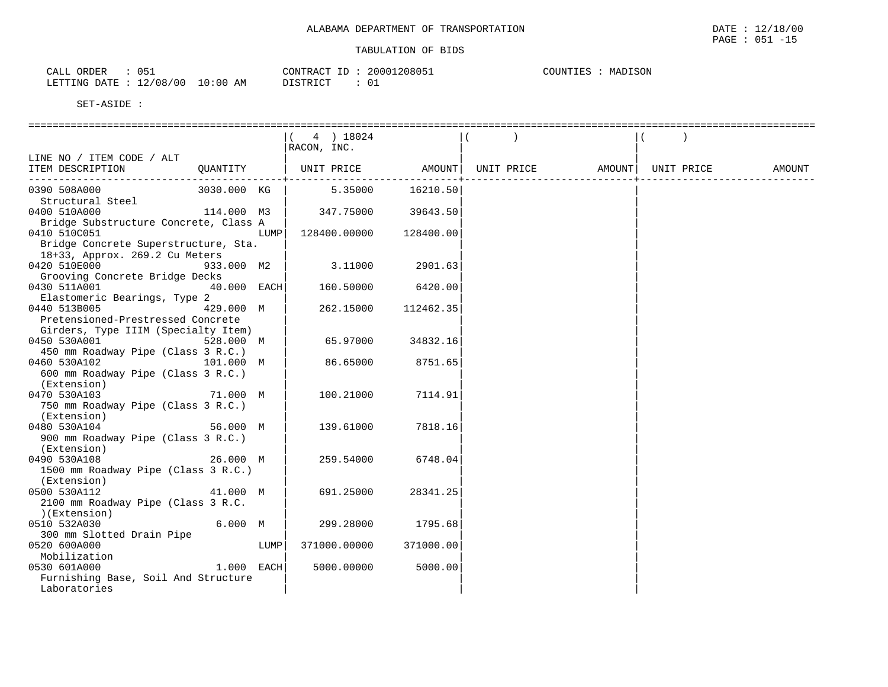ALABAMA DEPARTMENT OF TRANSPORTATION

DATE : 12/18/00

TABULATION OF BIDS

CALL ORDER : 051
LETTING DATE : 12/08/00 10:00 AM

CONTRACT ID : 20001208051
DISTRICT : 01

COUNTIES : MADISON

SET-ASIDE :

| LINE NO / ITEM CODE / ALT ITEM DESCRIPTION | QUANTITY | | ( 4 ) 18024 RACON, INC. UNIT PRICE | AMOUNT | ( ) UNIT PRICE | AMOUNT | ( ) UNIT PRICE | AMOUNT |
|---|---|---|---|---|---|---|---|---|
| 0390 508A000 Structural Steel | 3030.000 | KG | 5.35000 | 16210.50 | | | | |
| 0400 510A000 Bridge Substructure Concrete, Class A | 114.000 | M3 | 347.75000 | 39643.50 | | | | |
| 0410 510C051 Bridge Concrete Superstructure, Sta. 18+33, Approx. 269.2 Cu Meters | | LUMP | 128400.00000 | 128400.00 | | | | |
| 0420 510E000 Grooving Concrete Bridge Decks | 933.000 | M2 | 3.11000 | 2901.63 | | | | |
| 0430 511A001 Elastomeric Bearings, Type 2 | 40.000 | EACH | 160.50000 | 6420.00 | | | | |
| 0440 513B005 Pretensioned-Prestressed Concrete Girders, Type IIIM (Specialty Item) | 429.000 | M | 262.15000 | 112462.35 | | | | |
| 0450 530A001 450 mm Roadway Pipe (Class 3 R.C.) | 528.000 | M | 65.97000 | 34832.16 | | | | |
| 0460 530A102 600 mm Roadway Pipe (Class 3 R.C.) (Extension) | 101.000 | M | 86.65000 | 8751.65 | | | | |
| 0470 530A103 750 mm Roadway Pipe (Class 3 R.C.) (Extension) | 71.000 | M | 100.21000 | 7114.91 | | | | |
| 0480 530A104 900 mm Roadway Pipe (Class 3 R.C.) (Extension) | 56.000 | M | 139.61000 | 7818.16 | | | | |
| 0490 530A108 1500 mm Roadway Pipe (Class 3 R.C.) (Extension) | 26.000 | M | 259.54000 | 6748.04 | | | | |
| 0500 530A112 2100 mm Roadway Pipe (Class 3 R.C. )(Extension) | 41.000 | M | 691.25000 | 28341.25 | | | | |
| 0510 532A030 300 mm Slotted Drain Pipe | 6.000 | M | 299.28000 | 1795.68 | | | | |
| 0520 600A000 Mobilization | | LUMP | 371000.00000 | 371000.00 | | | | |
| 0530 601A000 Furnishing Base, Soil And Structure Laboratories | 1.000 | EACH | 5000.00000 | 5000.00 | | | | |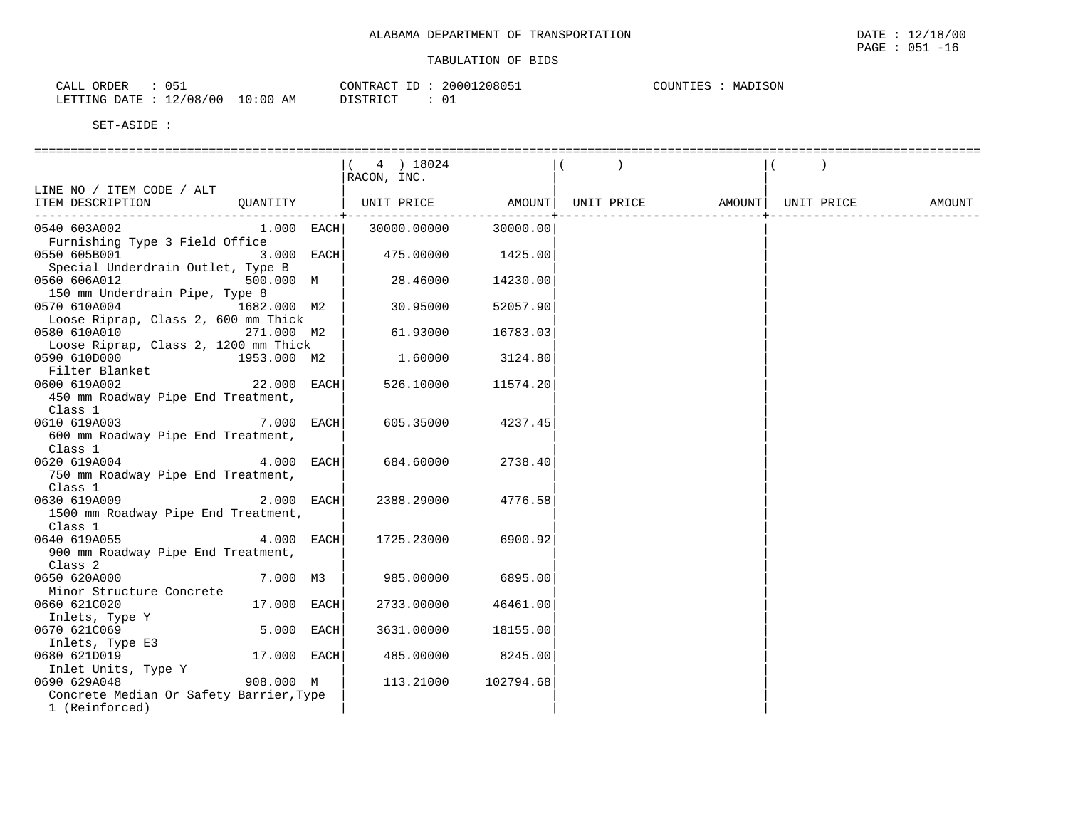ALABAMA DEPARTMENT OF TRANSPORTATION

DATE : 12/18/00

TABULATION OF BIDS

CALL ORDER : 051
LETTING DATE : 12/08/00 10:00 AM

CONTRACT ID : 20001208051
DISTRICT : 01

COUNTIES : MADISON

SET-ASIDE :

| LINE NO / ITEM CODE / ALT ITEM DESCRIPTION | QUANTITY | ( 4 ) 18024 RACON, INC. UNIT PRICE | AMOUNT | ( ) UNIT PRICE | AMOUNT | ( ) UNIT PRICE | AMOUNT |
|---|---|---|---|---|---|---|---|
| 0540 603A002 Furnishing Type 3 Field Office | 1.000 EACH | 30000.00000 | 30000.00 | | | | |
| 0550 605B001 Special Underdrain Outlet, Type B | 3.000 EACH | 475.00000 | 1425.00 | | | | |
| 0560 606A012 150 mm Underdrain Pipe, Type 8 | 500.000 M | 28.46000 | 14230.00 | | | | |
| 0570 610A004 Loose Riprap, Class 2, 600 mm Thick | 1682.000 M2 | 30.95000 | 52057.90 | | | | |
| 0580 610A010 Loose Riprap, Class 2, 1200 mm Thick | 271.000 M2 | 61.93000 | 16783.03 | | | | |
| 0590 610D000 Filter Blanket | 1953.000 M2 | 1.60000 | 3124.80 | | | | |
| 0600 619A002 450 mm Roadway Pipe End Treatment, Class 1 | 22.000 EACH | 526.10000 | 11574.20 | | | | |
| 0610 619A003 600 mm Roadway Pipe End Treatment, Class 1 | 7.000 EACH | 605.35000 | 4237.45 | | | | |
| 0620 619A004 750 mm Roadway Pipe End Treatment, Class 1 | 4.000 EACH | 684.60000 | 2738.40 | | | | |
| 0630 619A009 1500 mm Roadway Pipe End Treatment, Class 1 | 2.000 EACH | 2388.29000 | 4776.58 | | | | |
| 0640 619A055 900 mm Roadway Pipe End Treatment, Class 2 | 4.000 EACH | 1725.23000 | 6900.92 | | | | |
| 0650 620A000 Minor Structure Concrete | 7.000 M3 | 985.00000 | 6895.00 | | | | |
| 0660 621C020 Inlets, Type Y | 17.000 EACH | 2733.00000 | 46461.00 | | | | |
| 0670 621C069 Inlets, Type E3 | 5.000 EACH | 3631.00000 | 18155.00 | | | | |
| 0680 621D019 Inlet Units, Type Y | 17.000 EACH | 485.00000 | 8245.00 | | | | |
| 0690 629A048 Concrete Median Or Safety Barrier,Type 1 (Reinforced) | 908.000 M | 113.21000 | 102794.68 | | | | |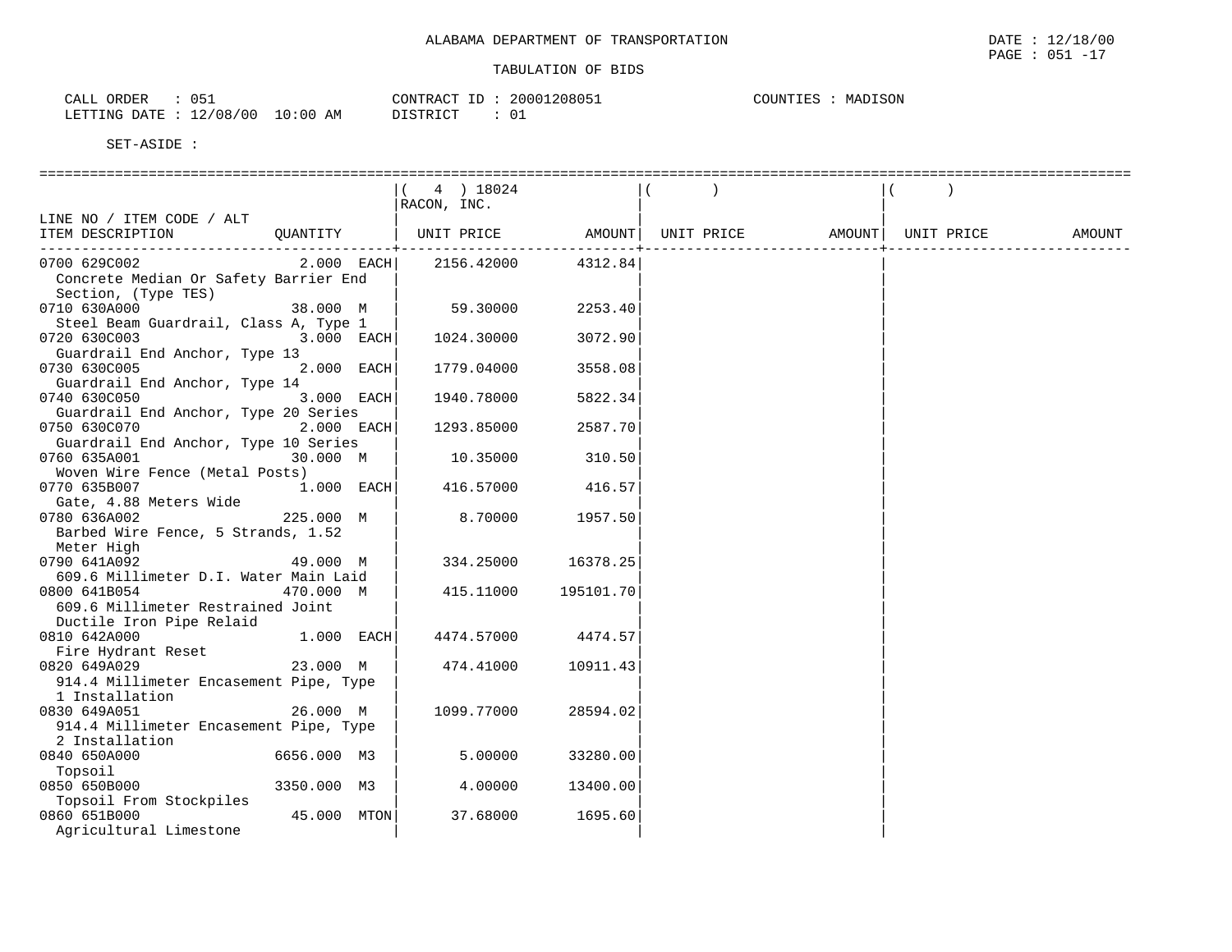ALABAMA DEPARTMENT OF TRANSPORTATION

TABULATION OF BIDS

CALL ORDER : 051 CONTRACT ID : 20001208051 COUNTIES : MADISON
LETTING DATE : 12/08/00 10:00 AM DISTRICT : 01

SET-ASIDE :

| LINE NO / ITEM CODE / ALT<br>ITEM DESCRIPTION | QUANTITY | ( 4 ) 18024<br>RACON, INC.<br>UNIT PRICE | AMOUNT | ( )<br>UNIT PRICE | AMOUNT | ( )<br>UNIT PRICE | AMOUNT |
|---|---|---|---|---|---|---|---|
| 0700 629C002<br>Concrete Median Or Safety Barrier End Section, (Type TES) | 2.000 EACH | 2156.42000 | 4312.84 | | | | |
| 0710 630A000<br>Steel Beam Guardrail, Class A, Type 1 | 38.000 M | 59.30000 | 2253.40 | | | | |
| 0720 630C003<br>Guardrail End Anchor, Type 13 | 3.000 EACH | 1024.30000 | 3072.90 | | | | |
| 0730 630C005<br>Guardrail End Anchor, Type 14 | 2.000 EACH | 1779.04000 | 3558.08 | | | | |
| 0740 630C050<br>Guardrail End Anchor, Type 20 Series | 3.000 EACH | 1940.78000 | 5822.34 | | | | |
| 0750 630C070<br>Guardrail End Anchor, Type 10 Series | 2.000 EACH | 1293.85000 | 2587.70 | | | | |
| 0760 635A001<br>Woven Wire Fence (Metal Posts) | 30.000 M | 10.35000 | 310.50 | | | | |
| 0770 635B007<br>Gate, 4.88 Meters Wide | 1.000 EACH | 416.57000 | 416.57 | | | | |
| 0780 636A002<br>Barbed Wire Fence, 5 Strands, 1.52 Meter High | 225.000 M | 8.70000 | 1957.50 | | | | |
| 0790 641A092<br>609.6 Millimeter D.I. Water Main Laid | 49.000 M | 334.25000 | 16378.25 | | | | |
| 0800 641B054<br>609.6 Millimeter Restrained Joint Ductile Iron Pipe Relaid | 470.000 M | 415.11000 | 195101.70 | | | | |
| 0810 642A000<br>Fire Hydrant Reset | 1.000 EACH | 4474.57000 | 4474.57 | | | | |
| 0820 649A029<br>914.4 Millimeter Encasement Pipe, Type 1 Installation | 23.000 M | 474.41000 | 10911.43 | | | | |
| 0830 649A051<br>914.4 Millimeter Encasement Pipe, Type 2 Installation | 26.000 M | 1099.77000 | 28594.02 | | | | |
| 0840 650A000<br>Topsoil | 6656.000 M3 | 5.00000 | 33280.00 | | | | |
| 0850 650B000<br>Topsoil From Stockpiles | 3350.000 M3 | 4.00000 | 13400.00 | | | | |
| 0860 651B000<br>Agricultural Limestone | 45.000 MTON | 37.68000 | 1695.60 | | | | |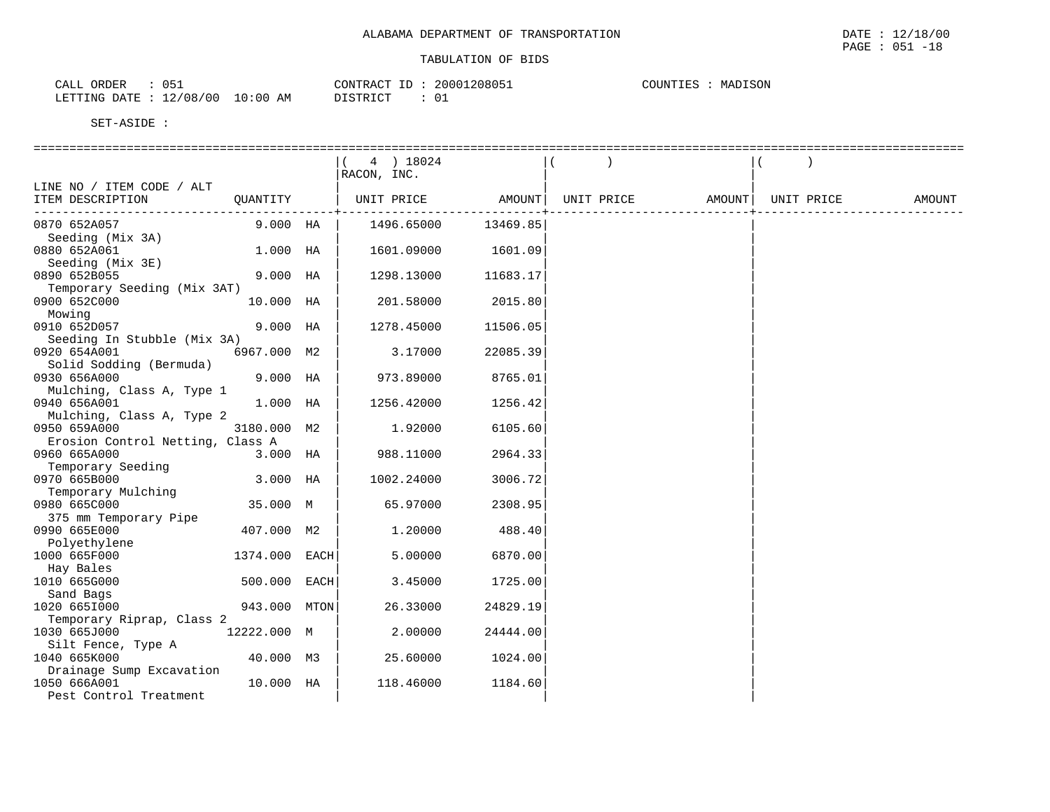ALABAMA DEPARTMENT OF TRANSPORTATION

TABULATION OF BIDS

DATE : 12/18/00
PAGE : 051 -18

CALL ORDER : 051
LETTING DATE : 12/08/00 10:00 AM

CONTRACT ID : 20001208051
DISTRICT : 01

COUNTIES : MADISON

SET-ASIDE :

| LINE NO / ITEM CODE / ALT ITEM DESCRIPTION | QUANTITY | | ( 4 ) 18024 RACON, INC. UNIT PRICE | AMOUNT | ( ) UNIT PRICE | AMOUNT | ( ) UNIT PRICE | AMOUNT |
|---|---|---|---|---|---|---|---|---|
| 0870 652A057 Seeding (Mix 3A) | 9.000 | HA | 1496.65000 | 13469.85 | | | | |
| 0880 652A061 Seeding (Mix 3E) | 1.000 | HA | 1601.09000 | 1601.09 | | | | |
| 0890 652B055 Temporary Seeding (Mix 3AT) | 9.000 | HA | 1298.13000 | 11683.17 | | | | |
| 0900 652C000 Mowing | 10.000 | HA | 201.58000 | 2015.80 | | | | |
| 0910 652D057 Seeding In Stubble (Mix 3A) | 9.000 | HA | 1278.45000 | 11506.05 | | | | |
| 0920 654A001 Solid Sodding (Bermuda) | 6967.000 | M2 | 3.17000 | 22085.39 | | | | |
| 0930 656A000 Mulching, Class A, Type 1 | 9.000 | HA | 973.89000 | 8765.01 | | | | |
| 0940 656A001 Mulching, Class A, Type 2 | 1.000 | HA | 1256.42000 | 1256.42 | | | | |
| 0950 659A000 Erosion Control Netting, Class A | 3180.000 | M2 | 1.92000 | 6105.60 | | | | |
| 0960 665A000 Temporary Seeding | 3.000 | HA | 988.11000 | 2964.33 | | | | |
| 0970 665B000 Temporary Mulching | 3.000 | HA | 1002.24000 | 3006.72 | | | | |
| 0980 665C000 375 mm Temporary Pipe | 35.000 | M | 65.97000 | 2308.95 | | | | |
| 0990 665E000 Polyethylene | 407.000 | M2 | 1.20000 | 488.40 | | | | |
| 1000 665F000 Hay Bales | 1374.000 | EACH | 5.00000 | 6870.00 | | | | |
| 1010 665G000 Sand Bags | 500.000 | EACH | 3.45000 | 1725.00 | | | | |
| 1020 665I000 Temporary Riprap, Class 2 | 943.000 | MTON | 26.33000 | 24829.19 | | | | |
| 1030 665J000 Silt Fence, Type A | 12222.000 | M | 2.00000 | 24444.00 | | | | |
| 1040 665K000 Drainage Sump Excavation | 40.000 | M3 | 25.60000 | 1024.00 | | | | |
| 1050 666A001 Pest Control Treatment | 10.000 | HA | 118.46000 | 1184.60 | | | | |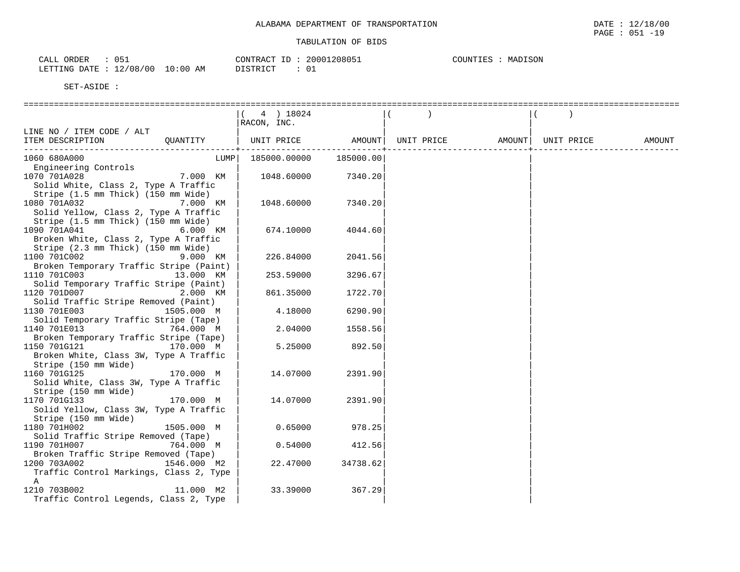ALABAMA DEPARTMENT OF TRANSPORTATION

TABULATION OF BIDS

CALL ORDER : 051
LETTING DATE : 12/08/00 10:00 AM

CONTRACT ID : 20001208051
DISTRICT : 01

COUNTIES : MADISON

SET-ASIDE :

| LINE NO / ITEM CODE / ALT ITEM DESCRIPTION | QUANTITY | ( 4 ) 18024 RACON, INC. UNIT PRICE | AMOUNT | ( ) UNIT PRICE | AMOUNT | ( ) UNIT PRICE | AMOUNT |
|---|---|---|---|---|---|---|---|
| 1060 680A000 Engineering Controls | LUMP | 185000.00000 | 185000.00 | | | | |
| 1070 701A028 Solid White, Class 2, Type A Traffic Stripe (1.5 mm Thick) (150 mm Wide) | 7.000 KM | 1048.60000 | 7340.20 | | | | |
| 1080 701A032 Solid Yellow, Class 2, Type A Traffic Stripe (1.5 mm Thick) (150 mm Wide) | 7.000 KM | 1048.60000 | 7340.20 | | | | |
| 1090 701A041 Broken White, Class 2, Type A Traffic Stripe (2.3 mm Thick) (150 mm Wide) | 6.000 KM | 674.10000 | 4044.60 | | | | |
| 1100 701C002 Broken Temporary Traffic Stripe (Paint) | 9.000 KM | 226.84000 | 2041.56 | | | | |
| 1110 701C003 Solid Temporary Traffic Stripe (Paint) | 13.000 KM | 253.59000 | 3296.67 | | | | |
| 1120 701D007 Solid Traffic Stripe Removed (Paint) | 2.000 KM | 861.35000 | 1722.70 | | | | |
| 1130 701E003 Solid Temporary Traffic Stripe (Tape) | 1505.000 M | 4.18000 | 6290.90 | | | | |
| 1140 701E013 Broken Temporary Traffic Stripe (Tape) | 764.000 M | 2.04000 | 1558.56 | | | | |
| 1150 701G121 Broken White, Class 3W, Type A Traffic Stripe (150 mm Wide) | 170.000 M | 5.25000 | 892.50 | | | | |
| 1160 701G125 Solid White, Class 3W, Type A Traffic Stripe (150 mm Wide) | 170.000 M | 14.07000 | 2391.90 | | | | |
| 1170 701G133 Solid Yellow, Class 3W, Type A Traffic Stripe (150 mm Wide) | 170.000 M | 14.07000 | 2391.90 | | | | |
| 1180 701H002 Solid Traffic Stripe Removed (Tape) | 1505.000 M | 0.65000 | 978.25 | | | | |
| 1190 701H007 Broken Traffic Stripe Removed (Tape) | 764.000 M | 0.54000 | 412.56 | | | | |
| 1200 703A002 Traffic Control Markings, Class 2, Type A | 1546.000 M2 | 22.47000 | 34738.62 | | | | |
| 1210 703B002 Traffic Control Legends, Class 2, Type | 11.000 M2 | 33.39000 | 367.29 | | | | |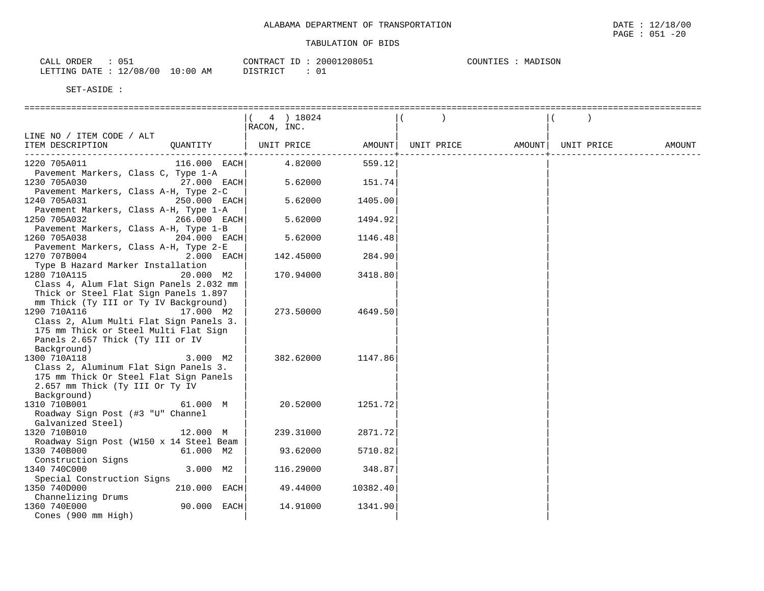ALABAMA DEPARTMENT OF TRANSPORTATION

TABULATION OF BIDS

CALL ORDER : 051
LETTING DATE : 12/08/00 10:00 AM

CONTRACT ID : 20001208051
DISTRICT : 01

COUNTIES : MADISON

SET-ASIDE :

| LINE NO / ITEM CODE / ALT ITEM DESCRIPTION | QUANTITY | ( 4 ) 18024 RACON, INC. UNIT PRICE | AMOUNT | ( ) UNIT PRICE | AMOUNT | ( ) UNIT PRICE | AMOUNT |
|---|---|---|---|---|---|---|---|
| 1220 705A011 Pavement Markers, Class C, Type 1-A | 116.000 EACH | 4.82000 | 559.12 | | | | |
| 1230 705A030 Pavement Markers, Class A-H, Type 2-C | 27.000 EACH | 5.62000 | 151.74 | | | | |
| 1240 705A031 Pavement Markers, Class A-H, Type 1-A | 250.000 EACH | 5.62000 | 1405.00 | | | | |
| 1250 705A032 Pavement Markers, Class A-H, Type 1-B | 266.000 EACH | 5.62000 | 1494.92 | | | | |
| 1260 705A038 Pavement Markers, Class A-H, Type 2-E | 204.000 EACH | 5.62000 | 1146.48 | | | | |
| 1270 707B004 Type B Hazard Marker Installation | 2.000 EACH | 142.45000 | 284.90 | | | | |
| 1280 710A115 Class 4, Alum Flat Sign Panels 2.032 mm Thick or Steel Flat Sign Panels 1.897 mm Thick (Ty III or Ty IV Background) | 20.000 M2 | 170.94000 | 3418.80 | | | | |
| 1290 710A116 Class 2, Alum Multi Flat Sign Panels 3. 175 mm Thick or Steel Multi Flat Sign Panels 2.657 Thick (Ty III or IV Background) | 17.000 M2 | 273.50000 | 4649.50 | | | | |
| 1300 710A118 Class 2, Aluminum Flat Sign Panels 3. 175 mm Thick Or Steel Flat Sign Panels 2.657 mm Thick (Ty III Or Ty IV Background) | 3.000 M2 | 382.62000 | 1147.86 | | | | |
| 1310 710B001 Roadway Sign Post (#3 "U" Channel Galvanized Steel) | 61.000 M | 20.52000 | 1251.72 | | | | |
| 1320 710B010 Roadway Sign Post (W150 x 14 Steel Beam | 12.000 M | 239.31000 | 2871.72 | | | | |
| 1330 740B000 Construction Signs | 61.000 M2 | 93.62000 | 5710.82 | | | | |
| 1340 740C000 Special Construction Signs | 3.000 M2 | 116.29000 | 348.87 | | | | |
| 1350 740D000 Channelizing Drums | 210.000 EACH | 49.44000 | 10382.40 | | | | |
| 1360 740E000 Cones (900 mm High) | 90.000 EACH | 14.91000 | 1341.90 | | | | |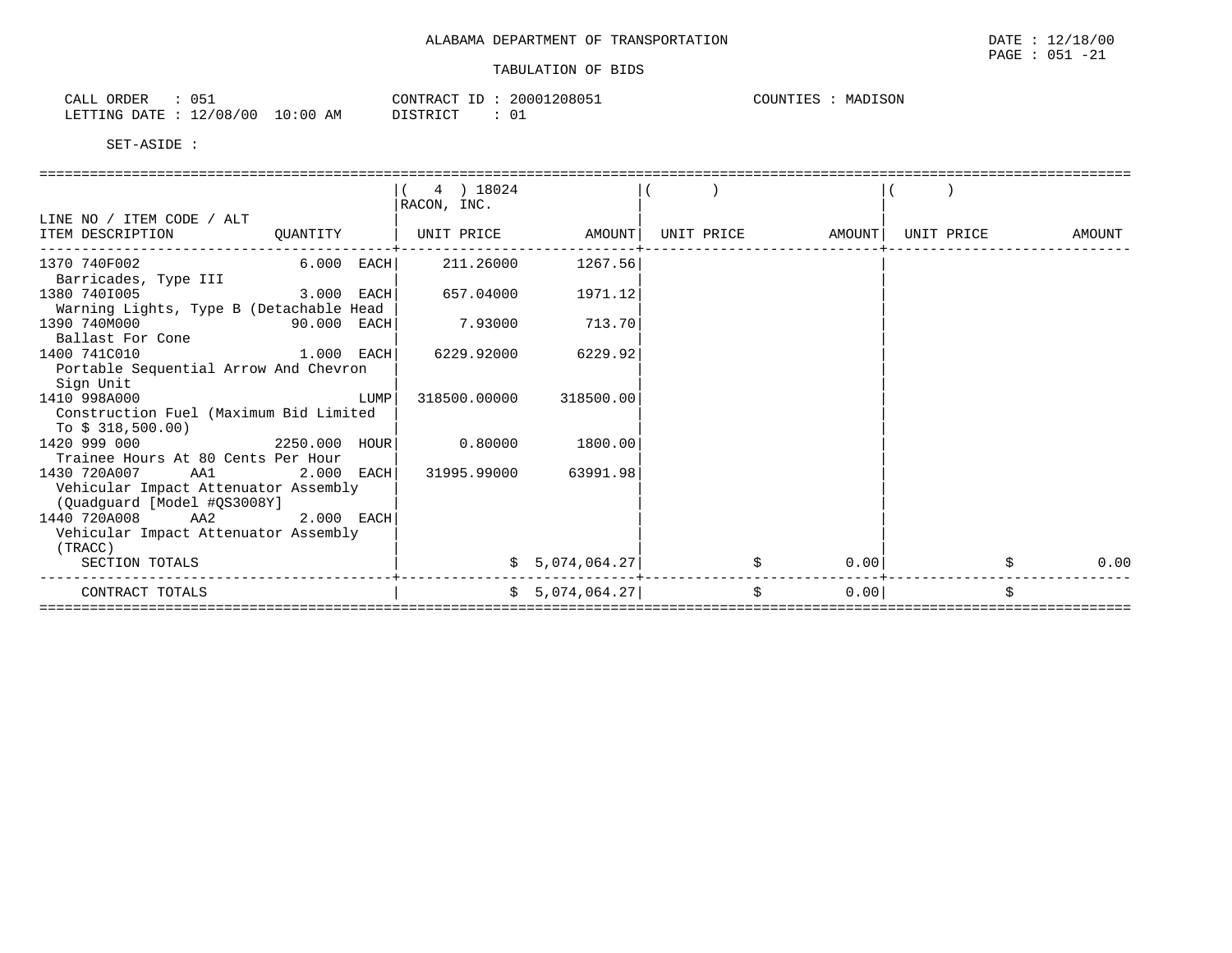ALABAMA DEPARTMENT OF TRANSPORTATION

TABULATION OF BIDS

CALL ORDER : 051
LETTING DATE : 12/08/00 10:00 AM

CONTRACT ID : 20001208051
DISTRICT : 01

COUNTIES : MADISON

SET-ASIDE :

| LINE NO / ITEM CODE / ALT ITEM DESCRIPTION | QUANTITY | ( 4 ) 18024 RACON, INC. UNIT PRICE | AMOUNT | ( ) UNIT PRICE | AMOUNT | ( ) UNIT PRICE | AMOUNT |
|---|---|---|---|---|---|---|---|
| 1370 740F002 Barricades, Type III | 6.000 EACH | 211.26000 | 1267.56 | | | | |
| 1380 740I005 Warning Lights, Type B (Detachable Head | 3.000 EACH | 657.04000 | 1971.12 | | | | |
| 1390 740M000 Ballast For Cone | 90.000 EACH | 7.93000 | 713.70 | | | | |
| 1400 741C010 Portable Sequential Arrow And Chevron Sign Unit | 1.000 EACH | 6229.92000 | 6229.92 | | | | |
| 1410 998A000 Construction Fuel (Maximum Bid Limited To $ 318,500.00) | LUMP | 318500.00000 | 318500.00 | | | | |
| 1420 999 000 Trainee Hours At 80 Cents Per Hour | 2250.000 HOUR | 0.80000 | 1800.00 | | | | |
| 1430 720A007 AA1 Vehicular Impact Attenuator Assembly (Quadguard [Model #QS3008Y] | 2.000 EACH | 31995.99000 | 63991.98 | | | | |
| 1440 720A008 AA2 Vehicular Impact Attenuator Assembly (TRACC) | 2.000 EACH | | | | | | |
| SECTION TOTALS | | | $ 5,074,064.27 | | $ 0.00 | | $ 0.00 |
| CONTRACT TOTALS | | | $ 5,074,064.27 | | $ 0.00 | | $ |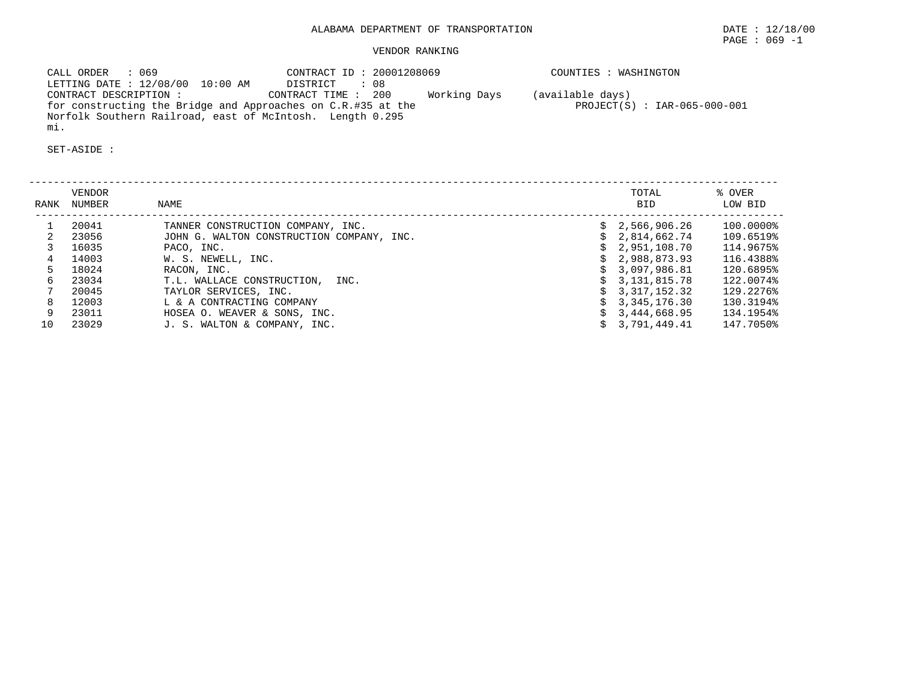ALABAMA DEPARTMENT OF TRANSPORTATION

DATE : 12/18/00

PAGE : 069 -1

VENDOR RANKING

CALL ORDER : 069
CONTRACT ID : 20001208069
COUNTIES : WASHINGTON
LETTING DATE : 12/08/00 10:00 AM
DISTRICT : 08
CONTRACT DESCRIPTION :
CONTRACT TIME : 200 Working Days (available days)
for constructing the Bridge and Approaches on C.R.#35 at the Norfolk Southern Railroad, east of McIntosh. Length 0.295 mi.
PROJECT(S) : IAR-065-000-001

SET-ASIDE :

| RANK | VENDOR NUMBER | NAME | TOTAL BID | % OVER LOW BID |
|---|---|---|---|---|
| 1 | 20041 | TANNER CONSTRUCTION COMPANY, INC. | $ 2,566,906.26 | 100.0000% |
| 2 | 23056 | JOHN G. WALTON CONSTRUCTION COMPANY, INC. | $ 2,814,662.74 | 109.6519% |
| 3 | 16035 | PACO, INC. | $ 2,951,108.70 | 114.9675% |
| 4 | 14003 | W. S. NEWELL, INC. | $ 2,988,873.93 | 116.4388% |
| 5 | 18024 | RACON, INC. | $ 3,097,986.81 | 120.6895% |
| 6 | 23034 | T.L. WALLACE CONSTRUCTION, INC. | $ 3,131,815.78 | 122.0074% |
| 7 | 20045 | TAYLOR SERVICES, INC. | $ 3,317,152.32 | 129.2276% |
| 8 | 12003 | L & A CONTRACTING COMPANY | $ 3,345,176.30 | 130.3194% |
| 9 | 23011 | HOSEA O. WEAVER & SONS, INC. | $ 3,444,668.95 | 134.1954% |
| 10 | 23029 | J. S. WALTON & COMPANY, INC. | $ 3,791,449.41 | 147.7050% |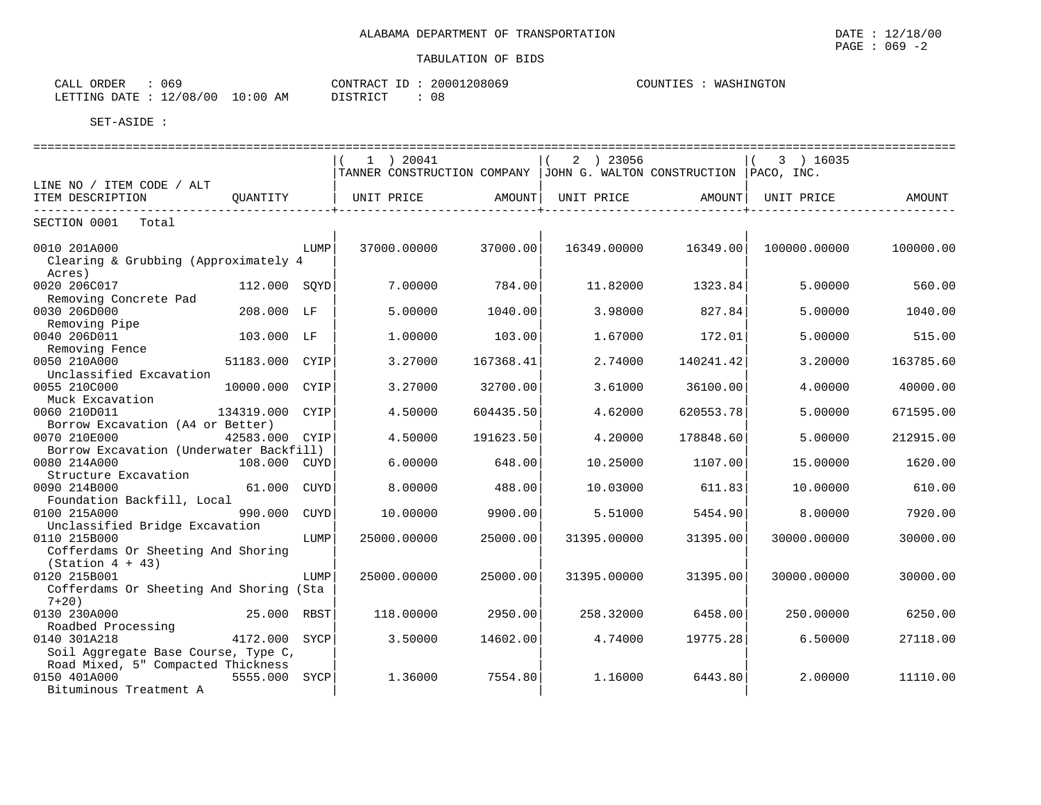ALABAMA DEPARTMENT OF TRANSPORTATION

TABULATION OF BIDS

DATE : 12/18/00
PAGE : 069 -2

CALL ORDER : 069
LETTING DATE : 12/08/00 10:00 AM

CONTRACT ID : 20001208069
DISTRICT : 08

COUNTIES : WASHINGTON

SET-ASIDE :

| LINE NO / ITEM CODE / ALT<br>ITEM DESCRIPTION | QUANTITY | | ( 1 ) 20041<br>TANNER CONSTRUCTION COMPANY<br>UNIT PRICE | AMOUNT | ( 2 ) 23056<br>JOHN G. WALTON CONSTRUCTION<br>UNIT PRICE | AMOUNT | ( 3 ) 16035<br>PACO, INC.<br>UNIT PRICE | AMOUNT |
|---|---|---|---|---|---|---|---|---|
| SECTION 0001 Total | | | | | | | | |
| 0010 201A000<br>Clearing & Grubbing (Approximately 4 Acres) | | LUMP | 37000.00000 | 37000.00 | 16349.00000 | 16349.00 | 100000.00000 | 100000.00 |
| 0020 206C017<br>Removing Concrete Pad | 112.000 | SQYD | 7.00000 | 784.00 | 11.82000 | 1323.84 | 5.00000 | 560.00 |
| 0030 206D000<br>Removing Pipe | 208.000 | LF | 5.00000 | 1040.00 | 3.98000 | 827.84 | 5.00000 | 1040.00 |
| 0040 206D011<br>Removing Fence | 103.000 | LF | 1.00000 | 103.00 | 1.67000 | 172.01 | 5.00000 | 515.00 |
| 0050 210A000<br>Unclassified Excavation | 51183.000 | CYIP | 3.27000 | 167368.41 | 2.74000 | 140241.42 | 3.20000 | 163785.60 |
| 0055 210C000<br>Muck Excavation | 10000.000 | CYIP | 3.27000 | 32700.00 | 3.61000 | 36100.00 | 4.00000 | 40000.00 |
| 0060 210D011<br>Borrow Excavation (A4 or Better) | 134319.000 | CYIP | 4.50000 | 604435.50 | 4.62000 | 620553.78 | 5.00000 | 671595.00 |
| 0070 210E000<br>Borrow Excavation (Underwater Backfill) | 42583.000 | CYIP | 4.50000 | 191623.50 | 4.20000 | 178848.60 | 5.00000 | 212915.00 |
| 0080 214A000<br>Structure Excavation | 108.000 | CUYD | 6.00000 | 648.00 | 10.25000 | 1107.00 | 15.00000 | 1620.00 |
| 0090 214B000<br>Foundation Backfill, Local | 61.000 | CUYD | 8.00000 | 488.00 | 10.03000 | 611.83 | 10.00000 | 610.00 |
| 0100 215A000<br>Unclassified Bridge Excavation | 990.000 | CUYD | 10.00000 | 9900.00 | 5.51000 | 5454.90 | 8.00000 | 7920.00 |
| 0110 215B000<br>Cofferdams Or Sheeting And Shoring (Station 4 + 43) | | LUMP | 25000.00000 | 25000.00 | 31395.00000 | 31395.00 | 30000.00000 | 30000.00 |
| 0120 215B001<br>Cofferdams Or Sheeting And Shoring (Sta 7+20) | | LUMP | 25000.00000 | 25000.00 | 31395.00000 | 31395.00 | 30000.00000 | 30000.00 |
| 0130 230A000<br>Roadbed Processing | 25.000 | RBST | 118.00000 | 2950.00 | 258.32000 | 6458.00 | 250.00000 | 6250.00 |
| 0140 301A218<br>Soil Aggregate Base Course, Type C, Road Mixed, 5" Compacted Thickness | 4172.000 | SYCP | 3.50000 | 14602.00 | 4.74000 | 19775.28 | 6.50000 | 27118.00 |
| 0150 401A000<br>Bituminous Treatment A | 5555.000 | SYCP | 1.36000 | 7554.80 | 1.16000 | 6443.80 | 2.00000 | 11110.00 |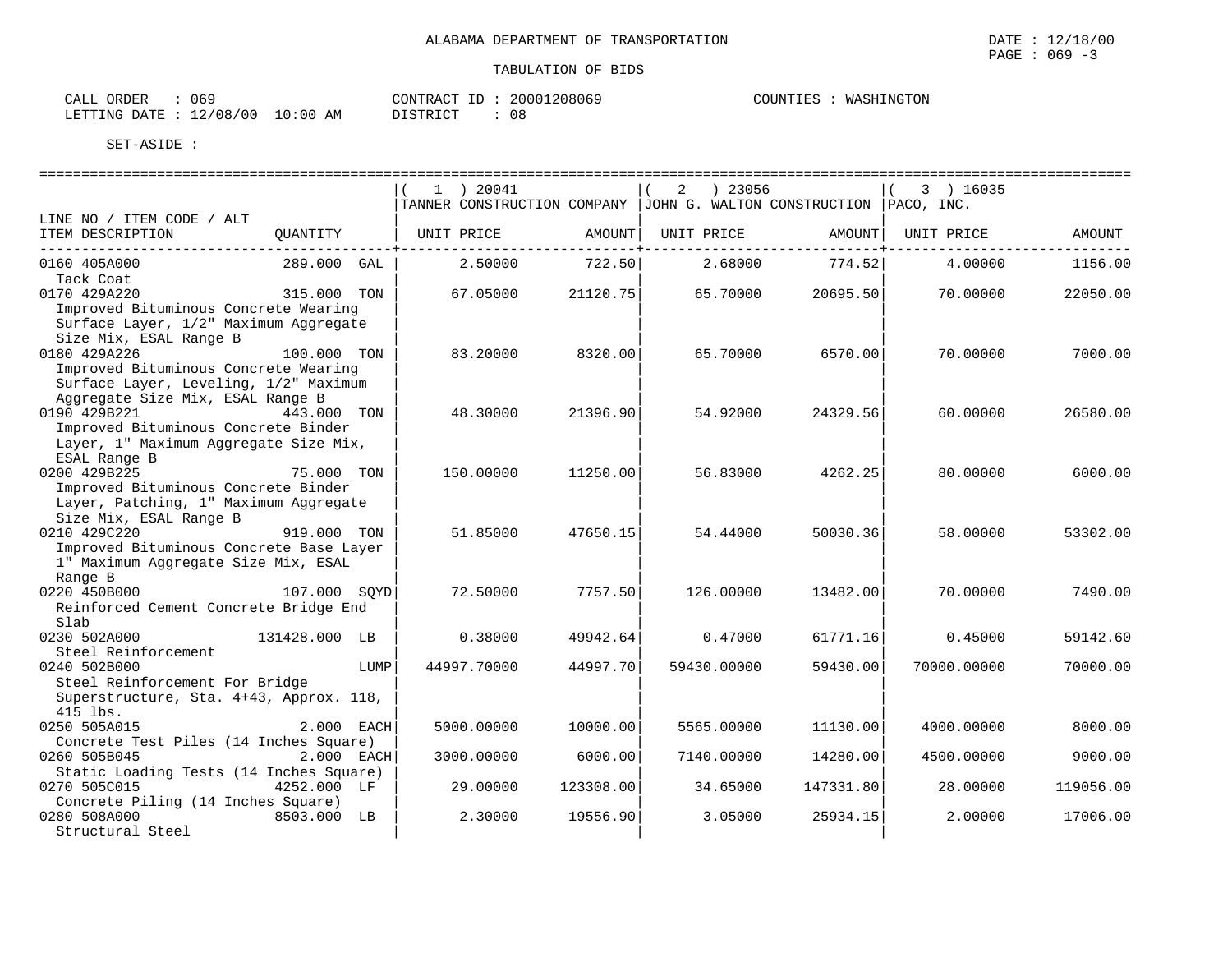ALABAMA DEPARTMENT OF TRANSPORTATION

TABULATION OF BIDS

DATE : 12/18/00
PAGE : 069 -3

CALL ORDER : 069
LETTING DATE : 12/08/00 10:00 AM

CONTRACT ID : 20001208069
DISTRICT : 08

COUNTIES : WASHINGTON

SET-ASIDE :

| LINE NO / ITEM CODE / ALT ITEM DESCRIPTION | QUANTITY | (1) 20041 TANNER CONSTRUCTION COMPANY UNIT PRICE | AMOUNT | (2) 23056 JOHN G. WALTON CONSTRUCTION UNIT PRICE | AMOUNT | (3) 16035 PACO, INC. UNIT PRICE | AMOUNT |
|---|---|---|---|---|---|---|---|
| 0160 405A000 Tack Coat | 289.000 GAL | 2.50000 | 722.50 | 2.68000 | 774.52 | 4.00000 | 1156.00 |
| 0170 429A220 Improved Bituminous Concrete Wearing Surface Layer, 1/2" Maximum Aggregate Size Mix, ESAL Range B | 315.000 TON | 67.05000 | 21120.75 | 65.70000 | 20695.50 | 70.00000 | 22050.00 |
| 0180 429A226 Improved Bituminous Concrete Wearing Surface Layer, Leveling, 1/2" Maximum Aggregate Size Mix, ESAL Range B | 100.000 TON | 83.20000 | 8320.00 | 65.70000 | 6570.00 | 70.00000 | 7000.00 |
| 0190 429B221 Improved Bituminous Concrete Binder Layer, 1" Maximum Aggregate Size Mix, ESAL Range B | 443.000 TON | 48.30000 | 21396.90 | 54.92000 | 24329.56 | 60.00000 | 26580.00 |
| 0200 429B225 Improved Bituminous Concrete Binder Layer, Patching, 1" Maximum Aggregate Size Mix, ESAL Range B | 75.000 TON | 150.00000 | 11250.00 | 56.83000 | 4262.25 | 80.00000 | 6000.00 |
| 0210 429C220 Improved Bituminous Concrete Base Layer 1" Maximum Aggregate Size Mix, ESAL Range B | 919.000 TON | 51.85000 | 47650.15 | 54.44000 | 50030.36 | 58.00000 | 53302.00 |
| 0220 450B000 Reinforced Cement Concrete Bridge End Slab | 107.000 SQYD | 72.50000 | 7757.50 | 126.00000 | 13482.00 | 70.00000 | 7490.00 |
| 0230 502A000 Steel Reinforcement | 131428.000 LB | 0.38000 | 49942.64 | 0.47000 | 61771.16 | 0.45000 | 59142.60 |
| 0240 502B000 Steel Reinforcement For Bridge Superstructure, Sta. 4+43, Approx. 118, 415 lbs. | LUMP | 44997.70000 | 44997.70 | 59430.00000 | 59430.00 | 70000.00000 | 70000.00 |
| 0250 505A015 Concrete Test Piles (14 Inches Square) | 2.000 EACH | 5000.00000 | 10000.00 | 5565.00000 | 11130.00 | 4000.00000 | 8000.00 |
| 0260 505B045 Static Loading Tests (14 Inches Square) | 2.000 EACH | 3000.00000 | 6000.00 | 7140.00000 | 14280.00 | 4500.00000 | 9000.00 |
| 0270 505C015 Concrete Piling (14 Inches Square) | 4252.000 LF | 29.00000 | 123308.00 | 34.65000 | 147331.80 | 28.00000 | 119056.00 |
| 0280 508A000 Structural Steel | 8503.000 LB | 2.30000 | 19556.90 | 3.05000 | 25934.15 | 2.00000 | 17006.00 |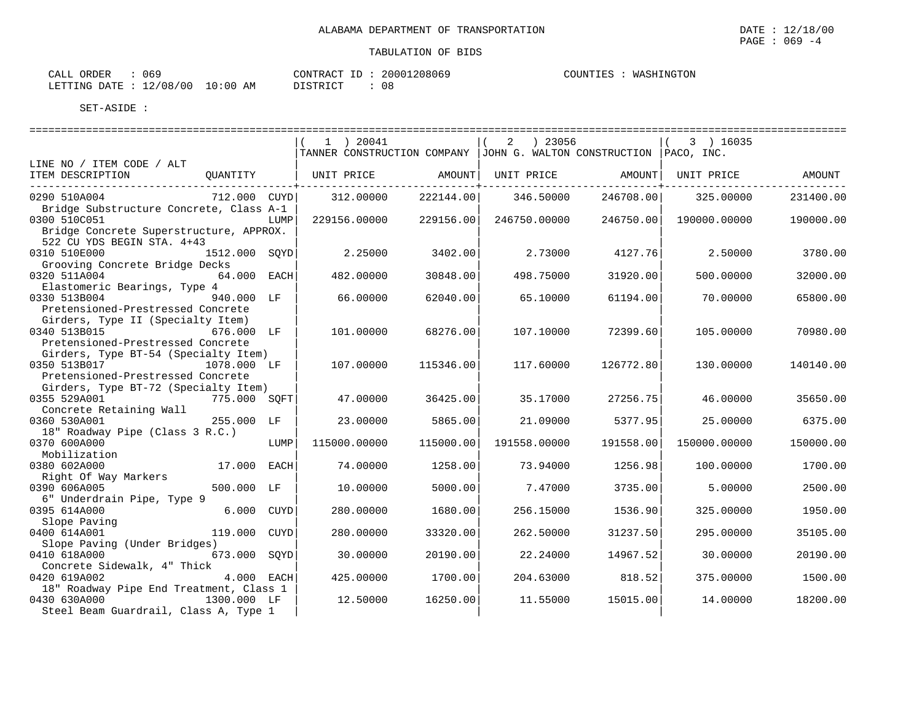ALABAMA DEPARTMENT OF TRANSPORTATION

TABULATION OF BIDS

DATE : 12/18/00

CALL ORDER : 069
LETTING DATE : 12/08/00 10:00 AM
CONTRACT ID : 20001208069
DISTRICT : 08
COUNTIES : WASHINGTON

SET-ASIDE :

| LINE NO / ITEM CODE / ALT ITEM DESCRIPTION | QUANTITY | (1) 20041 TANNER CONSTRUCTION COMPANY UNIT PRICE | AMOUNT | (2) 23056 JOHN G. WALTON CONSTRUCTION UNIT PRICE | AMOUNT | (3) 16035 PACO, INC. UNIT PRICE | AMOUNT |
|---|---|---|---|---|---|---|---|
| 0290 510A004 Bridge Substructure Concrete, Class A-1 | 712.000 CUYD | 312.00000 | 222144.00 | 346.50000 | 246708.00 | 325.00000 | 231400.00 |
| 0300 510C051 Bridge Concrete Superstructure, APPROX. 522 CU YDS BEGIN STA. 4+43 | LUMP | 229156.00000 | 229156.00 | 246750.00000 | 246750.00 | 190000.00000 | 190000.00 |
| 0310 510E000 Grooving Concrete Bridge Decks | 1512.000 SQYD | 2.25000 | 3402.00 | 2.73000 | 4127.76 | 2.50000 | 3780.00 |
| 0320 511A004 Elastomeric Bearings, Type 4 | 64.000 EACH | 482.00000 | 30848.00 | 498.75000 | 31920.00 | 500.00000 | 32000.00 |
| 0330 513B004 Pretensioned-Prestressed Concrete Girders, Type II (Specialty Item) | 940.000 LF | 66.00000 | 62040.00 | 65.10000 | 61194.00 | 70.00000 | 65800.00 |
| 0340 513B015 Pretensioned-Prestressed Concrete Girders, Type BT-54 (Specialty Item) | 676.000 LF | 101.00000 | 68276.00 | 107.10000 | 72399.60 | 105.00000 | 70980.00 |
| 0350 513B017 Pretensioned-Prestressed Concrete Girders, Type BT-72 (Specialty Item) | 1078.000 LF | 107.00000 | 115346.00 | 117.60000 | 126772.80 | 130.00000 | 140140.00 |
| 0355 529A001 Concrete Retaining Wall | 775.000 SQFT | 47.00000 | 36425.00 | 35.17000 | 27256.75 | 46.00000 | 35650.00 |
| 0360 530A001 18" Roadway Pipe (Class 3 R.C.) | 255.000 LF | 23.00000 | 5865.00 | 21.09000 | 5377.95 | 25.00000 | 6375.00 |
| 0370 600A000 Mobilization | LUMP | 115000.00000 | 115000.00 | 191558.00000 | 191558.00 | 150000.00000 | 150000.00 |
| 0380 602A000 Right Of Way Markers | 17.000 EACH | 74.00000 | 1258.00 | 73.94000 | 1256.98 | 100.00000 | 1700.00 |
| 0390 606A005 6" Underdrain Pipe, Type 9 | 500.000 LF | 10.00000 | 5000.00 | 7.47000 | 3735.00 | 5.00000 | 2500.00 |
| 0395 614A000 Slope Paving | 6.000 CUYD | 280.00000 | 1680.00 | 256.15000 | 1536.90 | 325.00000 | 1950.00 |
| 0400 614A001 Slope Paving (Under Bridges) | 119.000 CUYD | 280.00000 | 33320.00 | 262.50000 | 31237.50 | 295.00000 | 35105.00 |
| 0410 618A000 Concrete Sidewalk, 4" Thick | 673.000 SQYD | 30.00000 | 20190.00 | 22.24000 | 14967.52 | 30.00000 | 20190.00 |
| 0420 619A002 18" Roadway Pipe End Treatment, Class 1 | 4.000 EACH | 425.00000 | 1700.00 | 204.63000 | 818.52 | 375.00000 | 1500.00 |
| 0430 630A000 Steel Beam Guardrail, Class A, Type 1 | 1300.000 LF | 12.50000 | 16250.00 | 11.55000 | 15015.00 | 14.00000 | 18200.00 |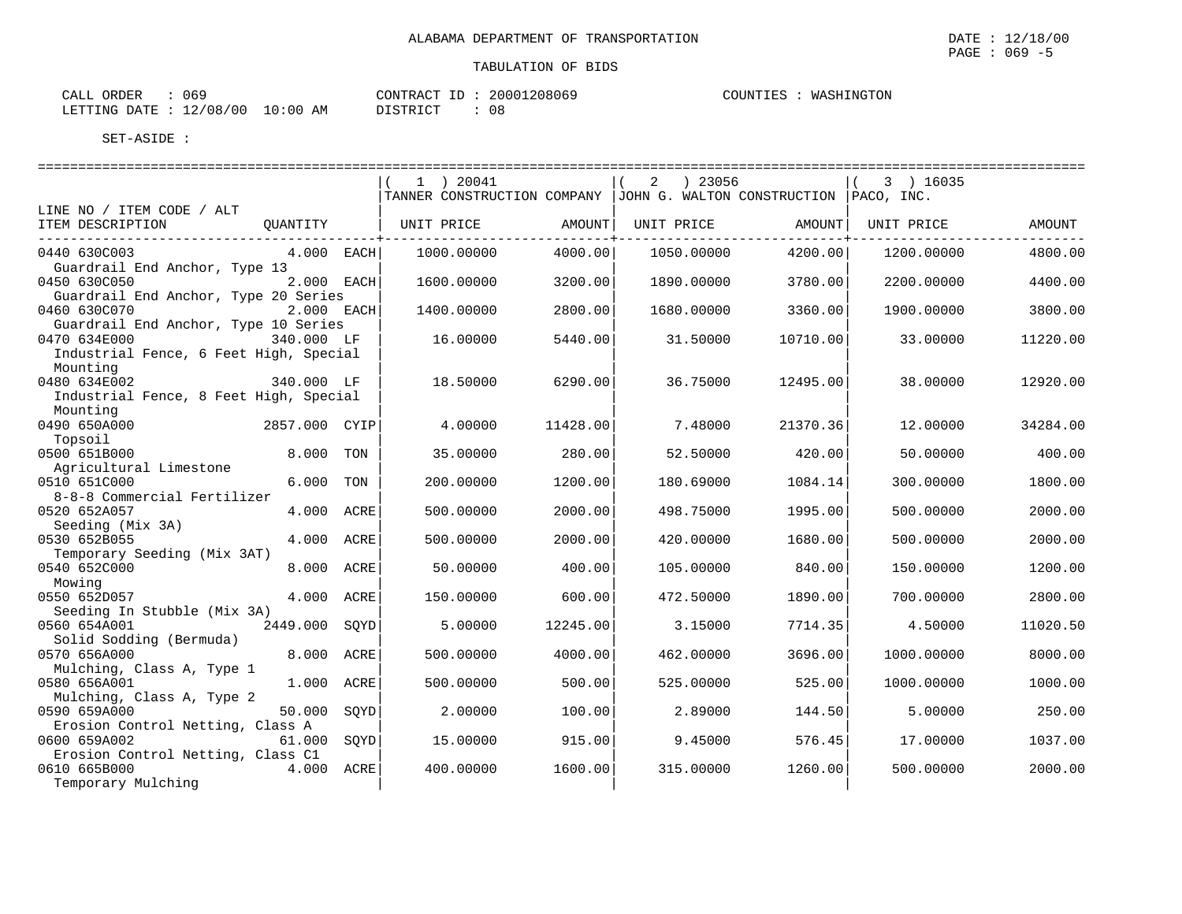ALABAMA DEPARTMENT OF TRANSPORTATION

DATE : 12/18/00

TABULATION OF BIDS

CALL ORDER : 069
LETTING DATE : 12/08/00 10:00 AM

CONTRACT ID : 20001208069
DISTRICT : 08

COUNTIES : WASHINGTON

SET-ASIDE :

| LINE NO / ITEM CODE / ALT<br>ITEM DESCRIPTION | QUANTITY | ( 1 ) 20041<br>TANNER CONSTRUCTION COMPANY<br>UNIT PRICE | AMOUNT | ( 2 ) 23056<br>JOHN G. WALTON CONSTRUCTION<br>UNIT PRICE | AMOUNT | ( 3 ) 16035<br>PACO, INC.<br>UNIT PRICE | AMOUNT |
|---|---|---|---|---|---|---|---|
| 0440 630C003<br>Guardrail End Anchor, Type 13 | 4.000 EACH | 1000.00000 | 4000.00 | 1050.00000 | 4200.00 | 1200.00000 | 4800.00 |
| 0450 630C050<br>Guardrail End Anchor, Type 20 Series | 2.000 EACH | 1600.00000 | 3200.00 | 1890.00000 | 3780.00 | 2200.00000 | 4400.00 |
| 0460 630C070<br>Guardrail End Anchor, Type 10 Series | 2.000 EACH | 1400.00000 | 2800.00 | 1680.00000 | 3360.00 | 1900.00000 | 3800.00 |
| 0470 634E000<br>Industrial Fence, 6 Feet High, Special Mounting | 340.000 LF | 16.00000 | 5440.00 | 31.50000 | 10710.00 | 33.00000 | 11220.00 |
| 0480 634E002<br>Industrial Fence, 8 Feet High, Special Mounting | 340.000 LF | 18.50000 | 6290.00 | 36.75000 | 12495.00 | 38.00000 | 12920.00 |
| 0490 650A000<br>Topsoil | 2857.000 CYIP | 4.00000 | 11428.00 | 7.48000 | 21370.36 | 12.00000 | 34284.00 |
| 0500 651B000<br>Agricultural Limestone | 8.000 TON | 35.00000 | 280.00 | 52.50000 | 420.00 | 50.00000 | 400.00 |
| 0510 651C000<br>8-8-8 Commercial Fertilizer | 6.000 TON | 200.00000 | 1200.00 | 180.69000 | 1084.14 | 300.00000 | 1800.00 |
| 0520 652A057<br>Seeding (Mix 3A) | 4.000 ACRE | 500.00000 | 2000.00 | 498.75000 | 1995.00 | 500.00000 | 2000.00 |
| 0530 652B055<br>Temporary Seeding (Mix 3AT) | 4.000 ACRE | 500.00000 | 2000.00 | 420.00000 | 1680.00 | 500.00000 | 2000.00 |
| 0540 652C000<br>Mowing | 8.000 ACRE | 50.00000 | 400.00 | 105.00000 | 840.00 | 150.00000 | 1200.00 |
| 0550 652D057<br>Seeding In Stubble (Mix 3A) | 4.000 ACRE | 150.00000 | 600.00 | 472.50000 | 1890.00 | 700.00000 | 2800.00 |
| 0560 654A001<br>Solid Sodding (Bermuda) | 2449.000 SQYD | 5.00000 | 12245.00 | 3.15000 | 7714.35 | 4.50000 | 11020.50 |
| 0570 656A000<br>Mulching, Class A, Type 1 | 8.000 ACRE | 500.00000 | 4000.00 | 462.00000 | 3696.00 | 1000.00000 | 8000.00 |
| 0580 656A001<br>Mulching, Class A, Type 2 | 1.000 ACRE | 500.00000 | 500.00 | 525.00000 | 525.00 | 1000.00000 | 1000.00 |
| 0590 659A000<br>Erosion Control Netting, Class A | 50.000 SQYD | 2.00000 | 100.00 | 2.89000 | 144.50 | 5.00000 | 250.00 |
| 0600 659A002<br>Erosion Control Netting, Class C1 | 61.000 SQYD | 15.00000 | 915.00 | 9.45000 | 576.45 | 17.00000 | 1037.00 |
| 0610 665B000<br>Temporary Mulching | 4.000 ACRE | 400.00000 | 1600.00 | 315.00000 | 1260.00 | 500.00000 | 2000.00 |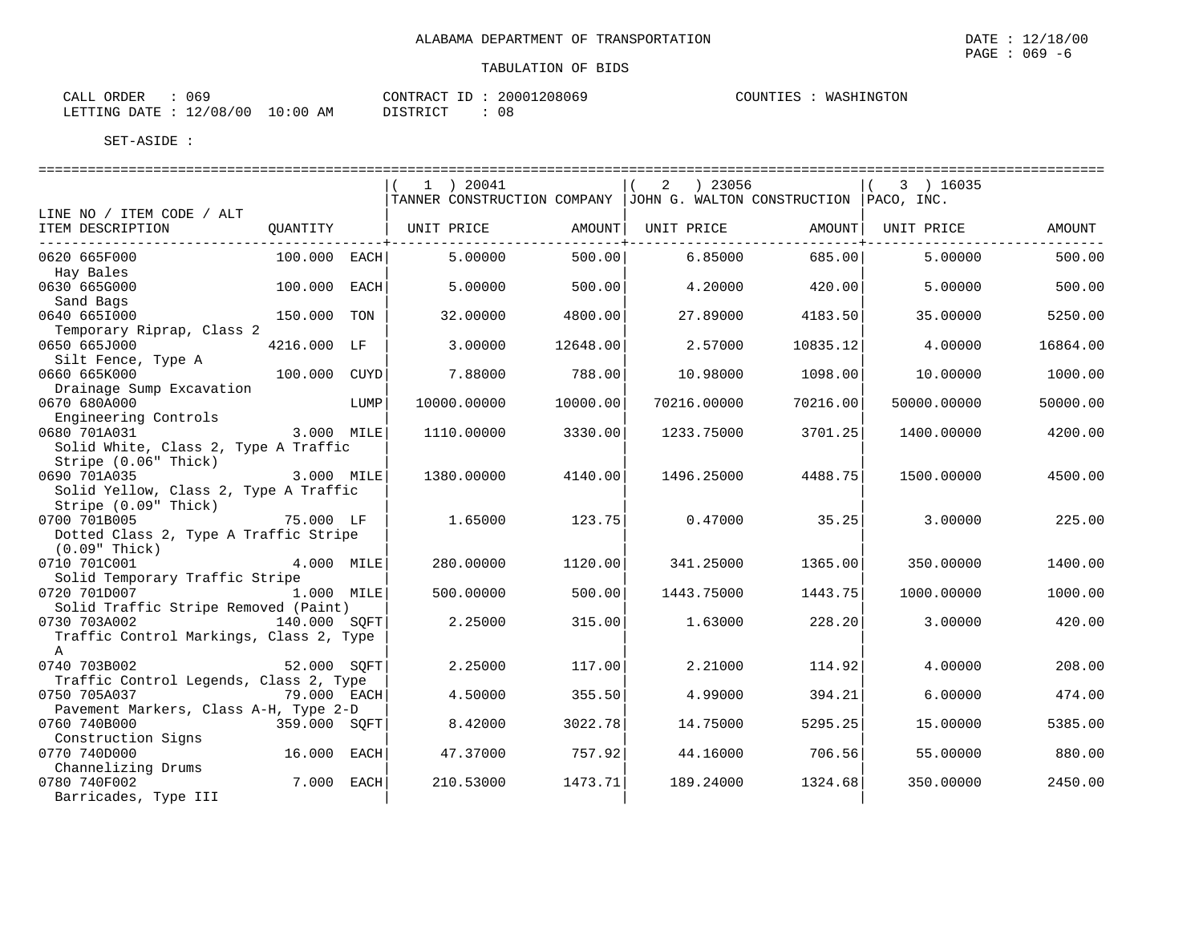ALABAMA DEPARTMENT OF TRANSPORTATION

TABULATION OF BIDS

DATE : 12/18/00
PAGE : 069 -6

CALL ORDER : 069
LETTING DATE : 12/08/00 10:00 AM
CONTRACT ID : 20001208069
DISTRICT : 08
COUNTIES : WASHINGTON

SET-ASIDE :

| LINE NO / ITEM CODE / ALT<br>ITEM DESCRIPTION | QUANTITY | | ( 1 ) 20041<br>TANNER CONSTRUCTION COMPANY<br>UNIT PRICE | AMOUNT | ( 2 ) 23056<br>JOHN G. WALTON CONSTRUCTION<br>UNIT PRICE | AMOUNT | ( 3 ) 16035<br>PACO, INC.<br>UNIT PRICE | AMOUNT |
|---|---|---|---|---|---|---|---|---|
| 0620 665F000<br>Hay Bales | 100.000 | EACH | 5.00000 | 500.00 | 6.85000 | 685.00 | 5.00000 | 500.00 |
| 0630 665G000<br>Sand Bags | 100.000 | EACH | 5.00000 | 500.00 | 4.20000 | 420.00 | 5.00000 | 500.00 |
| 0640 665I000<br>Temporary Riprap, Class 2 | 150.000 | TON | 32.00000 | 4800.00 | 27.89000 | 4183.50 | 35.00000 | 5250.00 |
| 0650 665J000<br>Silt Fence, Type A | 4216.000 | LF | 3.00000 | 12648.00 | 2.57000 | 10835.12 | 4.00000 | 16864.00 |
| 0660 665K000<br>Drainage Sump Excavation | 100.000 | CUYD | 7.88000 | 788.00 | 10.98000 | 1098.00 | 10.00000 | 1000.00 |
| 0670 680A000<br>Engineering Controls | | LUMP | 10000.00000 | 10000.00 | 70216.00000 | 70216.00 | 50000.00000 | 50000.00 |
| 0680 701A031<br>Solid White, Class 2, Type A Traffic Stripe (0.06" Thick) | 3.000 | MILE | 1110.00000 | 3330.00 | 1233.75000 | 3701.25 | 1400.00000 | 4200.00 |
| 0690 701A035<br>Solid Yellow, Class 2, Type A Traffic Stripe (0.09" Thick) | 3.000 | MILE | 1380.00000 | 4140.00 | 1496.25000 | 4488.75 | 1500.00000 | 4500.00 |
| 0700 701B005<br>Dotted Class 2, Type A Traffic Stripe (0.09" Thick) | 75.000 | LF | 1.65000 | 123.75 | 0.47000 | 35.25 | 3.00000 | 225.00 |
| 0710 701C001<br>Solid Temporary Traffic Stripe | 4.000 | MILE | 280.00000 | 1120.00 | 341.25000 | 1365.00 | 350.00000 | 1400.00 |
| 0720 701D007<br>Solid Traffic Stripe Removed (Paint) | 1.000 | MILE | 500.00000 | 500.00 | 1443.75000 | 1443.75 | 1000.00000 | 1000.00 |
| 0730 703A002<br>Traffic Control Markings, Class 2, Type A | 140.000 | SQFT | 2.25000 | 315.00 | 1.63000 | 228.20 | 3.00000 | 420.00 |
| 0740 703B002<br>Traffic Control Legends, Class 2, Type | 52.000 | SQFT | 2.25000 | 117.00 | 2.21000 | 114.92 | 4.00000 | 208.00 |
| 0750 705A037<br>Pavement Markers, Class A-H, Type 2-D | 79.000 | EACH | 4.50000 | 355.50 | 4.99000 | 394.21 | 6.00000 | 474.00 |
| 0760 740B000<br>Construction Signs | 359.000 | SQFT | 8.42000 | 3022.78 | 14.75000 | 5295.25 | 15.00000 | 5385.00 |
| 0770 740D000<br>Channelizing Drums | 16.000 | EACH | 47.37000 | 757.92 | 44.16000 | 706.56 | 55.00000 | 880.00 |
| 0780 740F002<br>Barricades, Type III | 7.000 | EACH | 210.53000 | 1473.71 | 189.24000 | 1324.68 | 350.00000 | 2450.00 |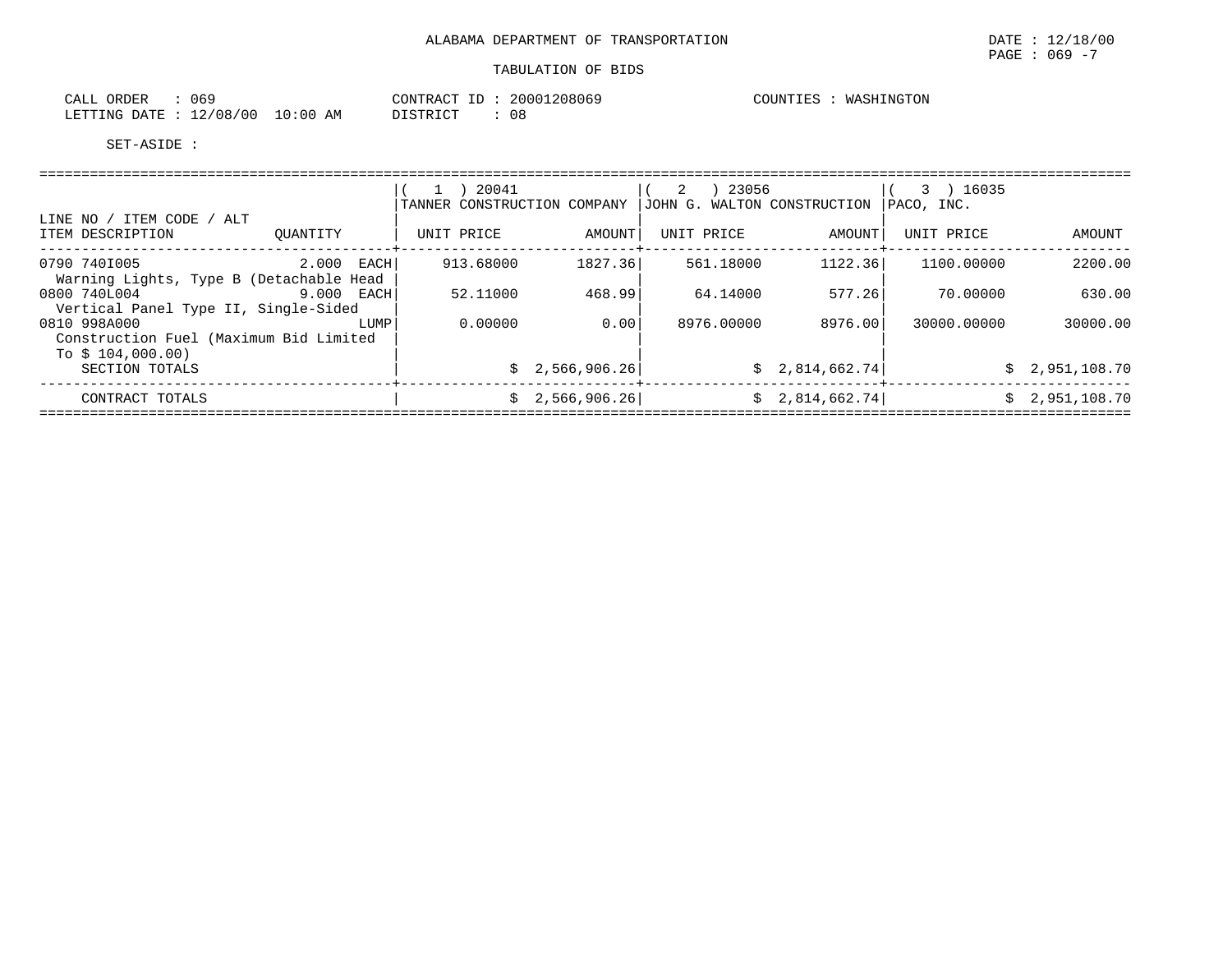ALABAMA DEPARTMENT OF TRANSPORTATION

TABULATION OF BIDS

CALL ORDER : 069 CONTRACT ID : 20001208069 COUNTIES : WASHINGTON
LETTING DATE : 12/08/00 10:00 AM DISTRICT : 08

SET-ASIDE :

| LINE NO / ITEM CODE / ALT<br>ITEM DESCRIPTION | QUANTITY | ( 1 ) 20041<br>TANNER CONSTRUCTION COMPANY<br>UNIT PRICE | <br><br>AMOUNT | ( 2 ) 23056<br>JOHN G. WALTON CONSTRUCTION<br>UNIT PRICE | <br><br>AMOUNT | ( 3 ) 16035<br>PACO, INC.<br>UNIT PRICE | <br><br>AMOUNT |
|---|---|---|---|---|---|---|---|
| 0790 740I005<br>Warning Lights, Type B (Detachable Head | 2.000 EACH | 913.68000 | 1827.36 | 561.18000 | 1122.36 | 1100.00000 | 2200.00 |
| 0800 740L004<br>Vertical Panel Type II, Single-Sided | 9.000 EACH | 52.11000 | 468.99 | 64.14000 | 577.26 | 70.00000 | 630.00 |
| 0810 998A000<br>Construction Fuel (Maximum Bid Limited To $ 104,000.00) | LUMP | 0.00000 | 0.00 | 8976.00000 | 8976.00 | 30000.00000 | 30000.00 |
| SECTION TOTALS | | | $ 2,566,906.26 | | $ 2,814,662.74 | | $ 2,951,108.70 |
| CONTRACT TOTALS | | | $ 2,566,906.26 | | $ 2,814,662.74 | | $ 2,951,108.70 |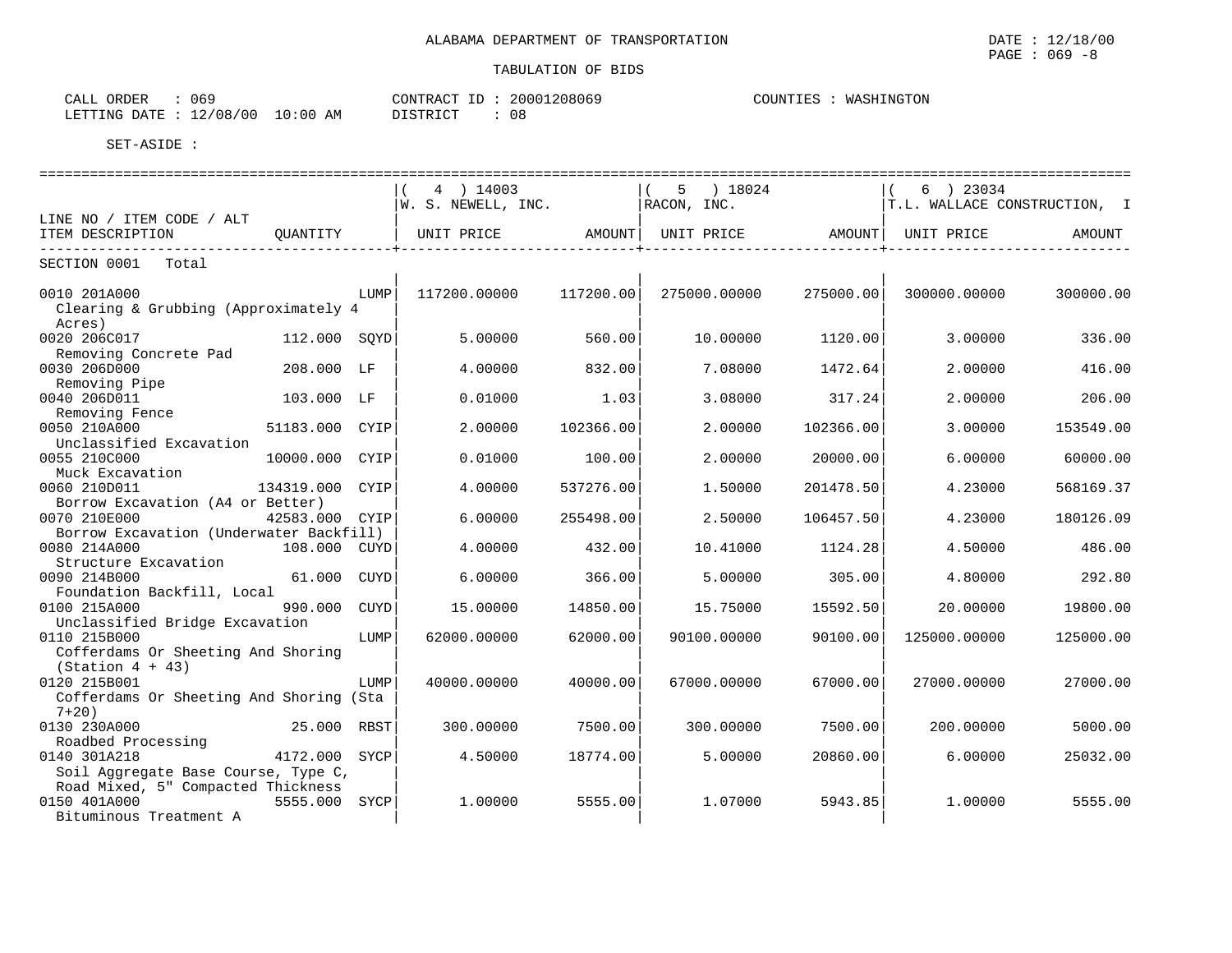ALABAMA DEPARTMENT OF TRANSPORTATION

DATE : 12/18/00
PAGE : 069 -8

TABULATION OF BIDS

CALL ORDER : 069
LETTING DATE : 12/08/00 10:00 AM

CONTRACT ID : 20001208069
DISTRICT : 08

COUNTIES : WASHINGTON

SET-ASIDE :

| LINE NO / ITEM CODE / ALT<br>ITEM DESCRIPTION | QUANTITY | | ( 4 ) 14003<br>W. S. NEWELL, INC.<br>UNIT PRICE | AMOUNT | ( 5 ) 18024<br>RACON, INC.<br>UNIT PRICE | AMOUNT | ( 6 ) 23034<br>T.L. WALLACE CONSTRUCTION, I<br>UNIT PRICE | AMOUNT |
|---|---|---|---|---|---|---|---|---|
| SECTION 0001 Total | | | | | | | | |
| 0010 201A000<br>Clearing & Grubbing (Approximately 4 Acres) | | LUMP | 117200.00000 | 117200.00 | 275000.00000 | 275000.00 | 300000.00000 | 300000.00 |
| 0020 206C017<br>Removing Concrete Pad | 112.000 | SQYD | 5.00000 | 560.00 | 10.00000 | 1120.00 | 3.00000 | 336.00 |
| 0030 206D000<br>Removing Pipe | 208.000 | LF | 4.00000 | 832.00 | 7.08000 | 1472.64 | 2.00000 | 416.00 |
| 0040 206D011<br>Removing Fence | 103.000 | LF | 0.01000 | 1.03 | 3.08000 | 317.24 | 2.00000 | 206.00 |
| 0050 210A000<br>Unclassified Excavation | 51183.000 | CYIP | 2.00000 | 102366.00 | 2.00000 | 102366.00 | 3.00000 | 153549.00 |
| 0055 210C000<br>Muck Excavation | 10000.000 | CYIP | 0.01000 | 100.00 | 2.00000 | 20000.00 | 6.00000 | 60000.00 |
| 0060 210D011<br>Borrow Excavation (A4 or Better) | 134319.000 | CYIP | 4.00000 | 537276.00 | 1.50000 | 201478.50 | 4.23000 | 568169.37 |
| 0070 210E000<br>Borrow Excavation (Underwater Backfill) | 42583.000 | CYIP | 6.00000 | 255498.00 | 2.50000 | 106457.50 | 4.23000 | 180126.09 |
| 0080 214A000<br>Structure Excavation | 108.000 | CUYD | 4.00000 | 432.00 | 10.41000 | 1124.28 | 4.50000 | 486.00 |
| 0090 214B000<br>Foundation Backfill, Local | 61.000 | CUYD | 6.00000 | 366.00 | 5.00000 | 305.00 | 4.80000 | 292.80 |
| 0100 215A000<br>Unclassified Bridge Excavation | 990.000 | CUYD | 15.00000 | 14850.00 | 15.75000 | 15592.50 | 20.00000 | 19800.00 |
| 0110 215B000<br>Cofferdams Or Sheeting And Shoring (Station 4 + 43) | | LUMP | 62000.00000 | 62000.00 | 90100.00000 | 90100.00 | 125000.00000 | 125000.00 |
| 0120 215B001<br>Cofferdams Or Sheeting And Shoring (Sta 7+20) | | LUMP | 40000.00000 | 40000.00 | 67000.00000 | 67000.00 | 27000.00000 | 27000.00 |
| 0130 230A000<br>Roadbed Processing | 25.000 | RBST | 300.00000 | 7500.00 | 300.00000 | 7500.00 | 200.00000 | 5000.00 |
| 0140 301A218<br>Soil Aggregate Base Course, Type C, Road Mixed, 5" Compacted Thickness | 4172.000 | SYCP | 4.50000 | 18774.00 | 5.00000 | 20860.00 | 6.00000 | 25032.00 |
| 0150 401A000<br>Bituminous Treatment A | 5555.000 | SYCP | 1.00000 | 5555.00 | 1.07000 | 5943.85 | 1.00000 | 5555.00 |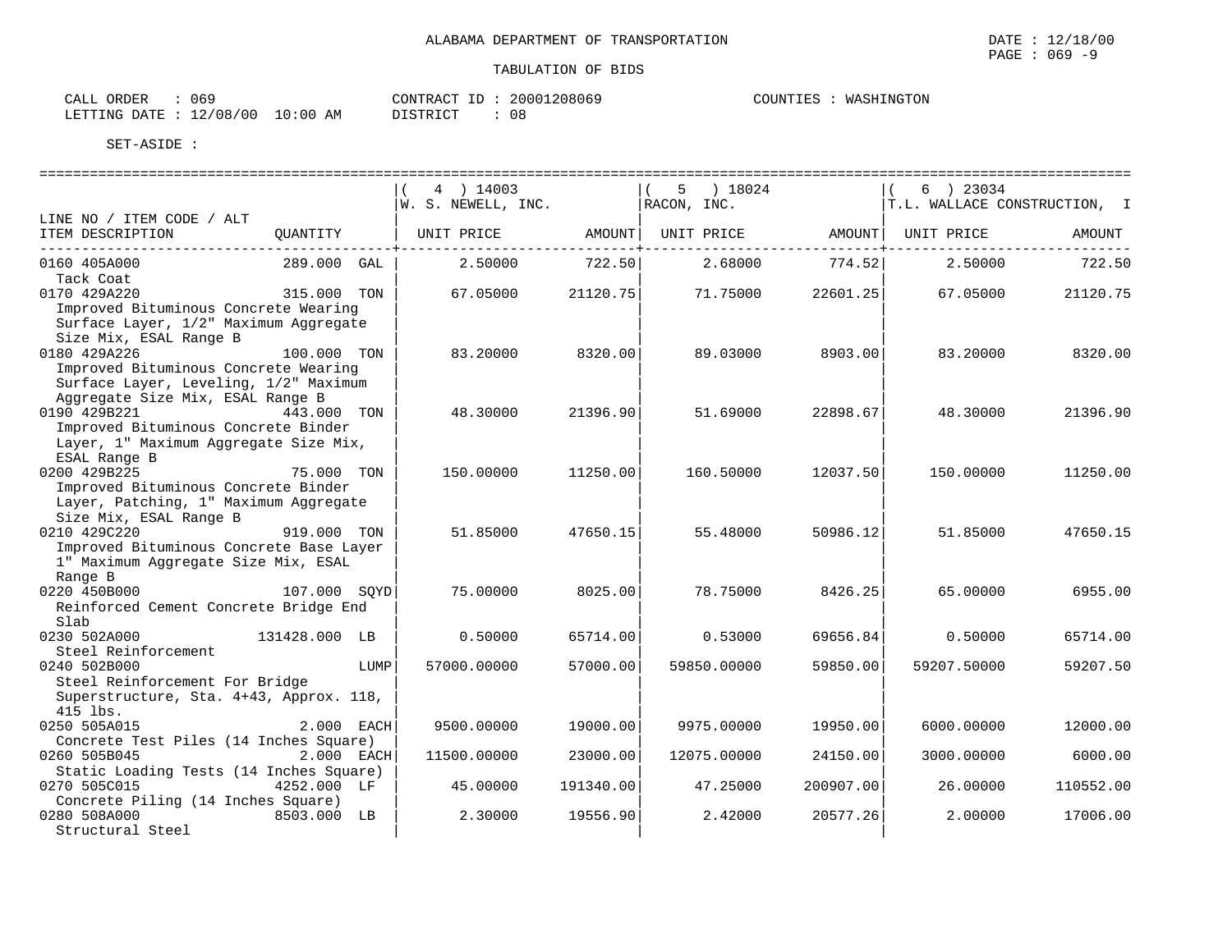ALABAMA DEPARTMENT OF TRANSPORTATION

DATE : 12/18/00

TABULATION OF BIDS

CALL ORDER : 069
LETTING DATE : 12/08/00 10:00 AM

CONTRACT ID : 20001208069
DISTRICT : 08

COUNTIES : WASHINGTON

SET-ASIDE :

| LINE NO / ITEM CODE / ALT ITEM DESCRIPTION | QUANTITY | ( 4 ) 14003 W. S. NEWELL, INC. UNIT PRICE | AMOUNT | ( 5 ) 18024 RACON, INC. UNIT PRICE | AMOUNT | ( 6 ) 23034 T.L. WALLACE CONSTRUCTION, I UNIT PRICE | AMOUNT |
|---|---|---|---|---|---|---|---|
| 0160 405A000 Tack Coat | 289.000 GAL | 2.50000 | 722.50 | 2.68000 | 774.52 | 2.50000 | 722.50 |
| 0170 429A220 Improved Bituminous Concrete Wearing Surface Layer, 1/2" Maximum Aggregate Size Mix, ESAL Range B | 315.000 TON | 67.05000 | 21120.75 | 71.75000 | 22601.25 | 67.05000 | 21120.75 |
| 0180 429A226 Improved Bituminous Concrete Wearing Surface Layer, Leveling, 1/2" Maximum Aggregate Size Mix, ESAL Range B | 100.000 TON | 83.20000 | 8320.00 | 89.03000 | 8903.00 | 83.20000 | 8320.00 |
| 0190 429B221 Improved Bituminous Concrete Binder Layer, 1" Maximum Aggregate Size Mix, ESAL Range B | 443.000 TON | 48.30000 | 21396.90 | 51.69000 | 22898.67 | 48.30000 | 21396.90 |
| 0200 429B225 Improved Bituminous Concrete Binder Layer, Patching, 1" Maximum Aggregate Size Mix, ESAL Range B | 75.000 TON | 150.00000 | 11250.00 | 160.50000 | 12037.50 | 150.00000 | 11250.00 |
| 0210 429C220 Improved Bituminous Concrete Base Layer 1" Maximum Aggregate Size Mix, ESAL Range B | 919.000 TON | 51.85000 | 47650.15 | 55.48000 | 50986.12 | 51.85000 | 47650.15 |
| 0220 450B000 Reinforced Cement Concrete Bridge End Slab | 107.000 SQYD | 75.00000 | 8025.00 | 78.75000 | 8426.25 | 65.00000 | 6955.00 |
| 0230 502A000 Steel Reinforcement | 131428.000 LB | 0.50000 | 65714.00 | 0.53000 | 69656.84 | 0.50000 | 65714.00 |
| 0240 502B000 Steel Reinforcement For Bridge Superstructure, Sta. 4+43, Approx. 118, 415 lbs. | LUMP | 57000.00000 | 57000.00 | 59850.00000 | 59850.00 | 59207.50000 | 59207.50 |
| 0250 505A015 Concrete Test Piles (14 Inches Square) | 2.000 EACH | 9500.00000 | 19000.00 | 9975.00000 | 19950.00 | 6000.00000 | 12000.00 |
| 0260 505B045 Static Loading Tests (14 Inches Square) | 2.000 EACH | 11500.00000 | 23000.00 | 12075.00000 | 24150.00 | 3000.00000 | 6000.00 |
| 0270 505C015 Concrete Piling (14 Inches Square) | 4252.000 LF | 45.00000 | 191340.00 | 47.25000 | 200907.00 | 26.00000 | 110552.00 |
| 0280 508A000 Structural Steel | 8503.000 LB | 2.30000 | 19556.90 | 2.42000 | 20577.26 | 2.00000 | 17006.00 |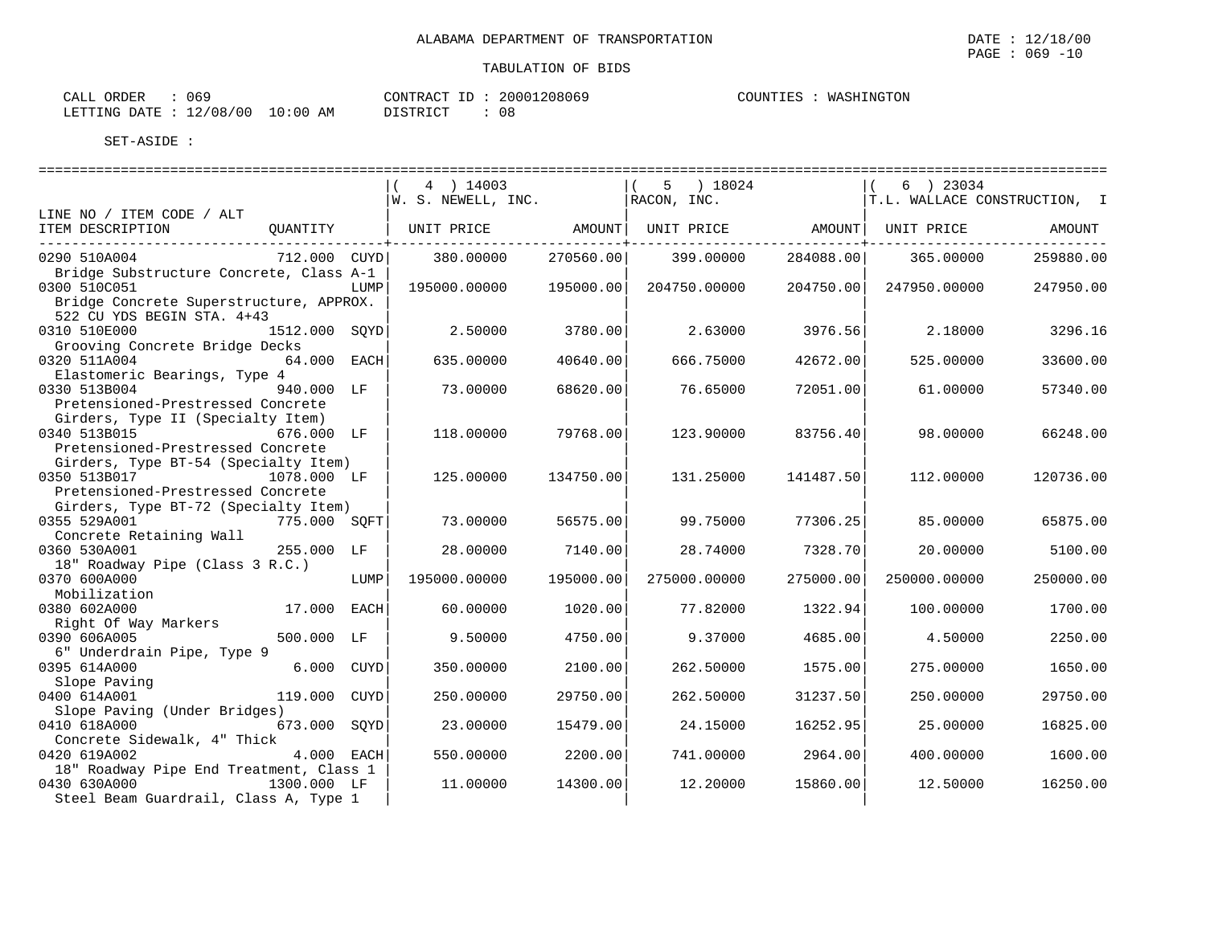ALABAMA DEPARTMENT OF TRANSPORTATION

DATE : 12/18/00

PAGE : 069 -10

TABULATION OF BIDS

CALL ORDER : 069 | CONTRACT ID : 20001208069 | COUNTIES : WASHINGTON

LETTING DATE : 12/08/00 10:00 AM | DISTRICT : 08

SET-ASIDE :

| LINE NO / ITEM CODE / ALT ITEM DESCRIPTION | QUANTITY | ( 4 ) 14003 W. S. NEWELL, INC. UNIT PRICE | AMOUNT | ( 5 ) 18024 RACON, INC. UNIT PRICE | AMOUNT | ( 6 ) 23034 T.L. WALLACE CONSTRUCTION, I UNIT PRICE | AMOUNT |
|---|---|---|---|---|---|---|---|
| 0290 510A004 Bridge Substructure Concrete, Class A-1 | 712.000 CUYD | 380.00000 | 270560.00 | 399.00000 | 284088.00 | 365.00000 | 259880.00 |
| 0300 510C051 Bridge Concrete Superstructure, APPROX. 522 CU YDS BEGIN STA. 4+43 | LUMP | 195000.00000 | 195000.00 | 204750.00000 | 204750.00 | 247950.00000 | 247950.00 |
| 0310 510E000 Grooving Concrete Bridge Decks | 1512.000 SQYD | 2.50000 | 3780.00 | 2.63000 | 3976.56 | 2.18000 | 3296.16 |
| 0320 511A004 Elastomeric Bearings, Type 4 | 64.000 EACH | 635.00000 | 40640.00 | 666.75000 | 42672.00 | 525.00000 | 33600.00 |
| 0330 513B004 Pretensioned-Prestressed Concrete Girders, Type II (Specialty Item) | 940.000 LF | 73.00000 | 68620.00 | 76.65000 | 72051.00 | 61.00000 | 57340.00 |
| 0340 513B015 Pretensioned-Prestressed Concrete Girders, Type BT-54 (Specialty Item) | 676.000 LF | 118.00000 | 79768.00 | 123.90000 | 83756.40 | 98.00000 | 66248.00 |
| 0350 513B017 Pretensioned-Prestressed Concrete Girders, Type BT-72 (Specialty Item) | 1078.000 LF | 125.00000 | 134750.00 | 131.25000 | 141487.50 | 112.00000 | 120736.00 |
| 0355 529A001 Concrete Retaining Wall | 775.000 SQFT | 73.00000 | 56575.00 | 99.75000 | 77306.25 | 85.00000 | 65875.00 |
| 0360 530A001 18" Roadway Pipe (Class 3 R.C.) | 255.000 LF | 28.00000 | 7140.00 | 28.74000 | 7328.70 | 20.00000 | 5100.00 |
| 0370 600A000 Mobilization | LUMP | 195000.00000 | 195000.00 | 275000.00000 | 275000.00 | 250000.00000 | 250000.00 |
| 0380 602A000 Right Of Way Markers | 17.000 EACH | 60.00000 | 1020.00 | 77.82000 | 1322.94 | 100.00000 | 1700.00 |
| 0390 606A005 6" Underdrain Pipe, Type 9 | 500.000 LF | 9.50000 | 4750.00 | 9.37000 | 4685.00 | 4.50000 | 2250.00 |
| 0395 614A000 Slope Paving | 6.000 CUYD | 350.00000 | 2100.00 | 262.50000 | 1575.00 | 275.00000 | 1650.00 |
| 0400 614A001 Slope Paving (Under Bridges) | 119.000 CUYD | 250.00000 | 29750.00 | 262.50000 | 31237.50 | 250.00000 | 29750.00 |
| 0410 618A000 Concrete Sidewalk, 4" Thick | 673.000 SQYD | 23.00000 | 15479.00 | 24.15000 | 16252.95 | 25.00000 | 16825.00 |
| 0420 619A002 18" Roadway Pipe End Treatment, Class 1 | 4.000 EACH | 550.00000 | 2200.00 | 741.00000 | 2964.00 | 400.00000 | 1600.00 |
| 0430 630A000 Steel Beam Guardrail, Class A, Type 1 | 1300.000 LF | 11.00000 | 14300.00 | 12.20000 | 15860.00 | 12.50000 | 16250.00 |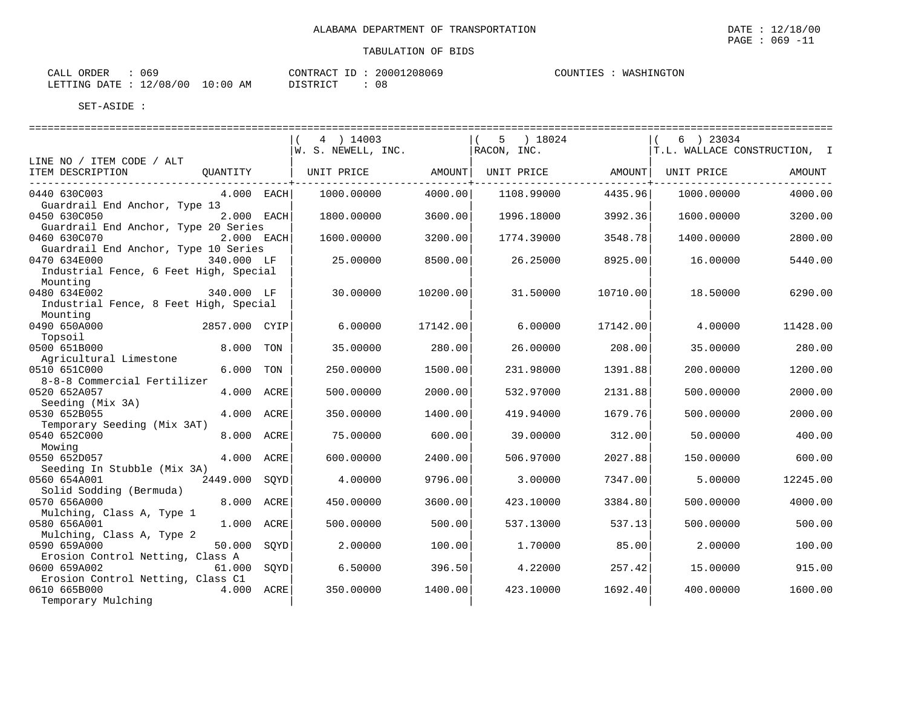ALABAMA DEPARTMENT OF TRANSPORTATION

TABULATION OF BIDS

DATE : 12/18/00
PAGE : 069 -11

CALL ORDER : 069
LETTING DATE : 12/08/00 10:00 AM

CONTRACT ID : 20001208069
DISTRICT : 08

COUNTIES : WASHINGTON

SET-ASIDE :

| LINE NO / ITEM CODE / ALT ITEM DESCRIPTION | QUANTITY | ( 4 ) 14003 W. S. NEWELL, INC. UNIT PRICE | AMOUNT | ( 5 ) 18024 RACON, INC. UNIT PRICE | AMOUNT | ( 6 ) 23034 T.L. WALLACE CONSTRUCTION, I UNIT PRICE | AMOUNT |
|---|---|---|---|---|---|---|---|
| 0440 630C003 Guardrail End Anchor, Type 13 | 4.000 EACH | 1000.00000 | 4000.00 | 1108.99000 | 4435.96 | 1000.00000 | 4000.00 |
| 0450 630C050 Guardrail End Anchor, Type 20 Series | 2.000 EACH | 1800.00000 | 3600.00 | 1996.18000 | 3992.36 | 1600.00000 | 3200.00 |
| 0460 630C070 Guardrail End Anchor, Type 10 Series | 2.000 EACH | 1600.00000 | 3200.00 | 1774.39000 | 3548.78 | 1400.00000 | 2800.00 |
| 0470 634E000 Industrial Fence, 6 Feet High, Special Mounting | 340.000 LF | 25.00000 | 8500.00 | 26.25000 | 8925.00 | 16.00000 | 5440.00 |
| 0480 634E002 Industrial Fence, 8 Feet High, Special Mounting | 340.000 LF | 30.00000 | 10200.00 | 31.50000 | 10710.00 | 18.50000 | 6290.00 |
| 0490 650A000 Topsoil | 2857.000 CYIP | 6.00000 | 17142.00 | 6.00000 | 17142.00 | 4.00000 | 11428.00 |
| 0500 651B000 Agricultural Limestone | 8.000 TON | 35.00000 | 280.00 | 26.00000 | 208.00 | 35.00000 | 280.00 |
| 0510 651C000 8-8-8 Commercial Fertilizer | 6.000 TON | 250.00000 | 1500.00 | 231.98000 | 1391.88 | 200.00000 | 1200.00 |
| 0520 652A057 Seeding (Mix 3A) | 4.000 ACRE | 500.00000 | 2000.00 | 532.97000 | 2131.88 | 500.00000 | 2000.00 |
| 0530 652B055 Temporary Seeding (Mix 3AT) | 4.000 ACRE | 350.00000 | 1400.00 | 419.94000 | 1679.76 | 500.00000 | 2000.00 |
| 0540 652C000 Mowing | 8.000 ACRE | 75.00000 | 600.00 | 39.00000 | 312.00 | 50.00000 | 400.00 |
| 0550 652D057 Seeding In Stubble (Mix 3A) | 4.000 ACRE | 600.00000 | 2400.00 | 506.97000 | 2027.88 | 150.00000 | 600.00 |
| 0560 654A001 Solid Sodding (Bermuda) | 2449.000 SQYD | 4.00000 | 9796.00 | 3.00000 | 7347.00 | 5.00000 | 12245.00 |
| 0570 656A000 Mulching, Class A, Type 1 | 8.000 ACRE | 450.00000 | 3600.00 | 423.10000 | 3384.80 | 500.00000 | 4000.00 |
| 0580 656A001 Mulching, Class A, Type 2 | 1.000 ACRE | 500.00000 | 500.00 | 537.13000 | 537.13 | 500.00000 | 500.00 |
| 0590 659A000 Erosion Control Netting, Class A | 50.000 SQYD | 2.00000 | 100.00 | 1.70000 | 85.00 | 2.00000 | 100.00 |
| 0600 659A002 Erosion Control Netting, Class C1 | 61.000 SQYD | 6.50000 | 396.50 | 4.22000 | 257.42 | 15.00000 | 915.00 |
| 0610 665B000 Temporary Mulching | 4.000 ACRE | 350.00000 | 1400.00 | 423.10000 | 1692.40 | 400.00000 | 1600.00 |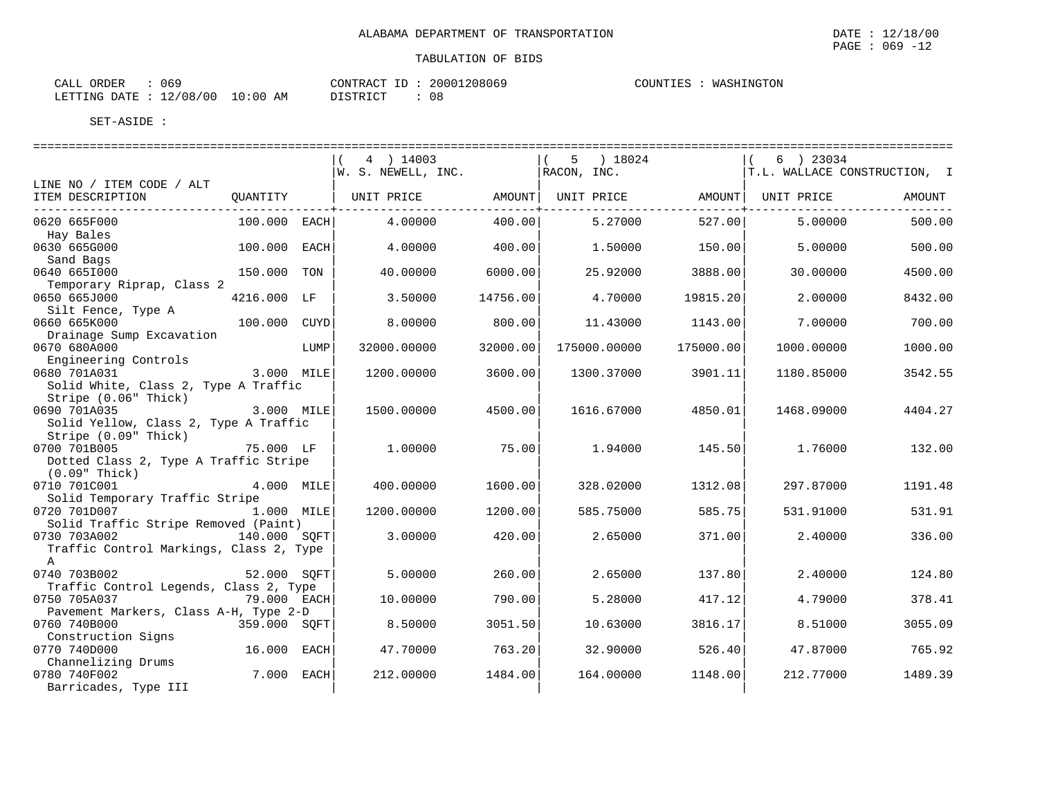ALABAMA DEPARTMENT OF TRANSPORTATION

DATE : 12/18/00

TABULATION OF BIDS

CALL ORDER : 069 CONTRACT ID : 20001208069 COUNTIES : WASHINGTON
LETTING DATE : 12/08/00 10:00 AM DISTRICT : 08

SET-ASIDE :

| LINE NO / ITEM CODE / ALT ITEM DESCRIPTION | QUANTITY | ( 4 ) 14003 W. S. NEWELL, INC. UNIT PRICE | AMOUNT | ( 5 ) 18024 RACON, INC. UNIT PRICE | AMOUNT | ( 6 ) 23034 T.L. WALLACE CONSTRUCTION, I UNIT PRICE | AMOUNT |
|---|---|---|---|---|---|---|---|
| 0620 665F000 Hay Bales | 100.000 EACH | 4.00000 | 400.00 | 5.27000 | 527.00 | 5.00000 | 500.00 |
| 0630 665G000 Sand Bags | 100.000 EACH | 4.00000 | 400.00 | 1.50000 | 150.00 | 5.00000 | 500.00 |
| 0640 665I000 Temporary Riprap, Class 2 | 150.000 TON | 40.00000 | 6000.00 | 25.92000 | 3888.00 | 30.00000 | 4500.00 |
| 0650 665J000 Silt Fence, Type A | 4216.000 LF | 3.50000 | 14756.00 | 4.70000 | 19815.20 | 2.00000 | 8432.00 |
| 0660 665K000 Drainage Sump Excavation | 100.000 CUYD | 8.00000 | 800.00 | 11.43000 | 1143.00 | 7.00000 | 700.00 |
| 0670 680A000 Engineering Controls | LUMP | 32000.00000 | 32000.00 | 175000.00000 | 175000.00 | 1000.00000 | 1000.00 |
| 0680 701A031 Solid White, Class 2, Type A Traffic Stripe (0.06" Thick) | 3.000 MILE | 1200.00000 | 3600.00 | 1300.37000 | 3901.11 | 1180.85000 | 3542.55 |
| 0690 701A035 Solid Yellow, Class 2, Type A Traffic Stripe (0.09" Thick) | 3.000 MILE | 1500.00000 | 4500.00 | 1616.67000 | 4850.01 | 1468.09000 | 4404.27 |
| 0700 701B005 Dotted Class 2, Type A Traffic Stripe (0.09" Thick) | 75.000 LF | 1.00000 | 75.00 | 1.94000 | 145.50 | 1.76000 | 132.00 |
| 0710 701C001 Solid Temporary Traffic Stripe | 4.000 MILE | 400.00000 | 1600.00 | 328.02000 | 1312.08 | 297.87000 | 1191.48 |
| 0720 701D007 Solid Traffic Stripe Removed (Paint) | 1.000 MILE | 1200.00000 | 1200.00 | 585.75000 | 585.75 | 531.91000 | 531.91 |
| 0730 703A002 Traffic Control Markings, Class 2, Type A | 140.000 SQFT | 3.00000 | 420.00 | 2.65000 | 371.00 | 2.40000 | 336.00 |
| 0740 703B002 Traffic Control Legends, Class 2, Type | 52.000 SQFT | 5.00000 | 260.00 | 2.65000 | 137.80 | 2.40000 | 124.80 |
| 0750 705A037 Pavement Markers, Class A-H, Type 2-D | 79.000 EACH | 10.00000 | 790.00 | 5.28000 | 417.12 | 4.79000 | 378.41 |
| 0760 740B000 Construction Signs | 359.000 SQFT | 8.50000 | 3051.50 | 10.63000 | 3816.17 | 8.51000 | 3055.09 |
| 0770 740D000 Channelizing Drums | 16.000 EACH | 47.70000 | 763.20 | 32.90000 | 526.40 | 47.87000 | 765.92 |
| 0780 740F002 Barricades, Type III | 7.000 EACH | 212.00000 | 1484.00 | 164.00000 | 1148.00 | 212.77000 | 1489.39 |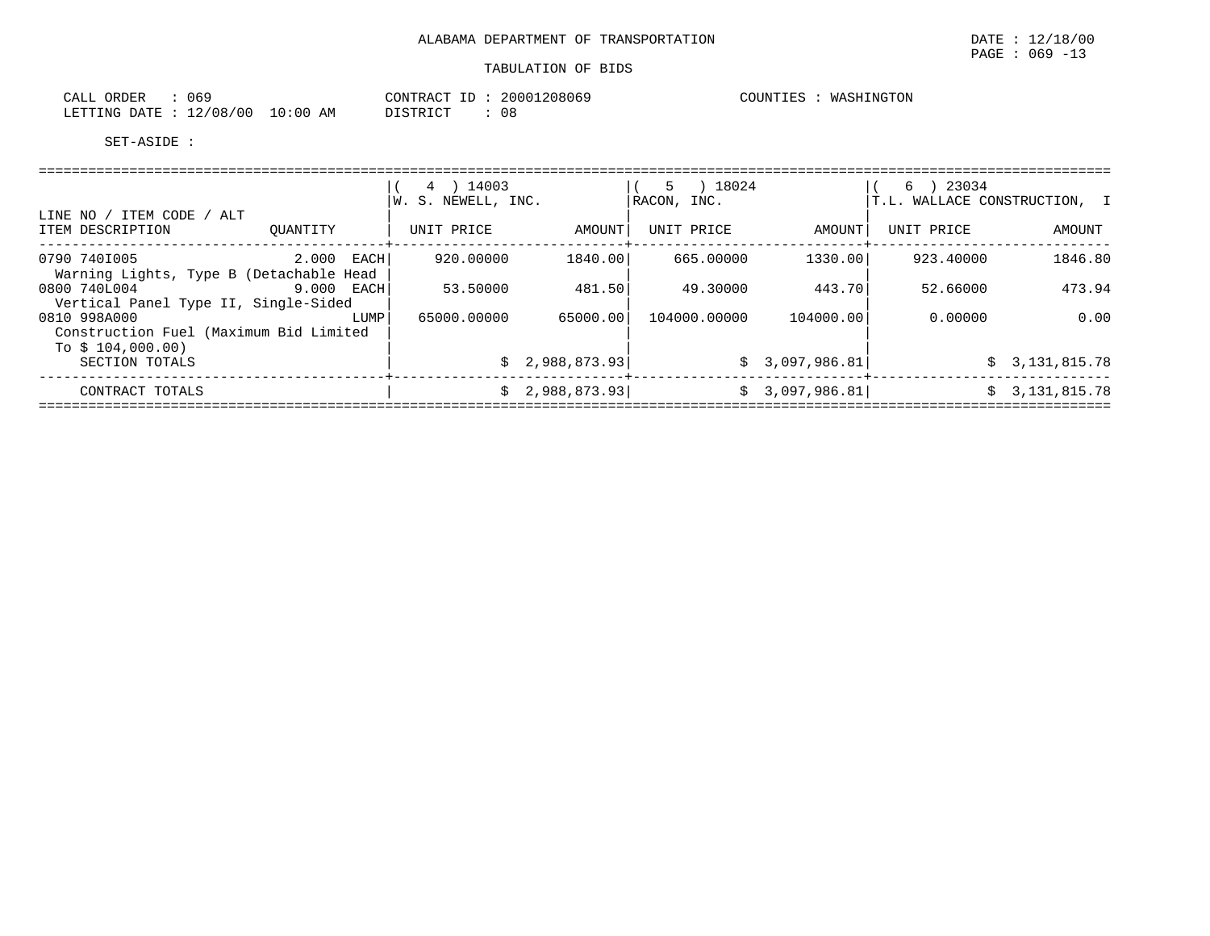ALABAMA DEPARTMENT OF TRANSPORTATION

DATE : 12/18/00

PAGE : 069 -13

TABULATION OF BIDS

CALL ORDER : 069

LETTING DATE : 12/08/00 10:00 AM

CONTRACT ID : 20001208069

DISTRICT : 08

COUNTIES : WASHINGTON

SET-ASIDE :

| LINE NO / ITEM CODE / ALT ITEM DESCRIPTION | QUANTITY | ( 4 ) 14003 W. S. NEWELL, INC. UNIT PRICE | AMOUNT | ( 5 ) 18024 RACON, INC. UNIT PRICE | AMOUNT | ( 6 ) 23034 T.L. WALLACE CONSTRUCTION, I UNIT PRICE | AMOUNT |
|---|---|---|---|---|---|---|---|
| 0790 740I005 Warning Lights, Type B (Detachable Head | 2.000 EACH | 920.00000 | 1840.00 | 665.00000 | 1330.00 | 923.40000 | 1846.80 |
| 0800 740L004 Vertical Panel Type II, Single-Sided | 9.000 EACH | 53.50000 | 481.50 | 49.30000 | 443.70 | 52.66000 | 473.94 |
| 0810 998A000 Construction Fuel (Maximum Bid Limited To $ 104,000.00) | LUMP | 65000.00000 | 65000.00 | 104000.00000 | 104000.00 | 0.00000 | 0.00 |
| SECTION TOTALS | | | $ 2,988,873.93 | | $ 3,097,986.81 | | $ 3,131,815.78 |
| CONTRACT TOTALS | | | $ 2,988,873.93 | | $ 3,097,986.81 | | $ 3,131,815.78 |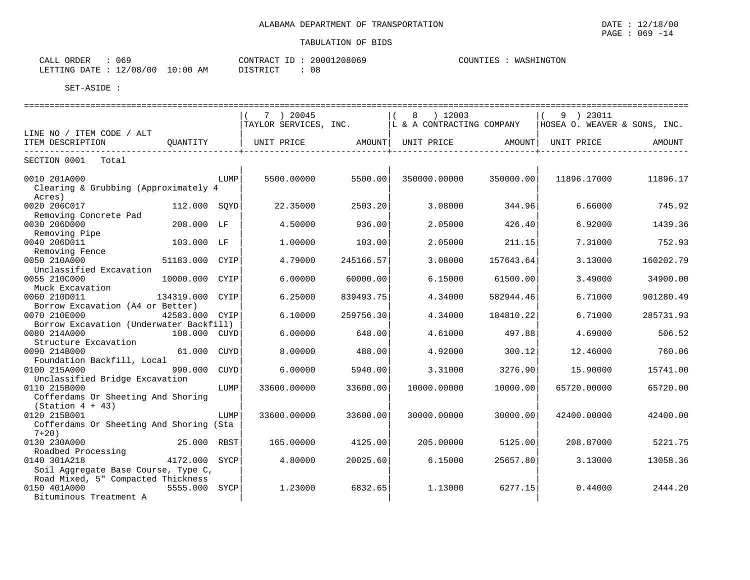ALABAMA DEPARTMENT OF TRANSPORTATION

DATE : 12/18/00
PAGE : 069 -14

TABULATION OF BIDS

CALL ORDER : 069
LETTING DATE : 12/08/00 10:00 AM

CONTRACT ID : 20001208069
DISTRICT : 08

COUNTIES : WASHINGTON

SET-ASIDE :

| LINE NO / ITEM CODE / ALT ITEM DESCRIPTION | QUANTITY | | ( 7 ) 20045 TAYLOR SERVICES, INC. | | ( 8 ) 12003 L & A CONTRACTING COMPANY | | ( 9 ) 23011 HOSEA O. WEAVER & SONS, INC. | |
|---|---|---|---|---|---|---|---|---|
| | | | UNIT PRICE | AMOUNT | UNIT PRICE | AMOUNT | UNIT PRICE | AMOUNT |
| SECTION 0001 Total | | | | | | | | |
| 0010 201A000 Clearing & Grubbing (Approximately 4 Acres) | | LUMP | 5500.00000 | 5500.00 | 350000.00000 | 350000.00 | 11896.17000 | 11896.17 |
| 0020 206C017 Removing Concrete Pad | 112.000 | SQYD | 22.35000 | 2503.20 | 3.08000 | 344.96 | 6.66000 | 745.92 |
| 0030 206D000 Removing Pipe | 208.000 | LF | 4.50000 | 936.00 | 2.05000 | 426.40 | 6.92000 | 1439.36 |
| 0040 206D011 Removing Fence | 103.000 | LF | 1.00000 | 103.00 | 2.05000 | 211.15 | 7.31000 | 752.93 |
| 0050 210A000 Unclassified Excavation | 51183.000 | CYIP | 4.79000 | 245166.57 | 3.08000 | 157643.64 | 3.13000 | 160202.79 |
| 0055 210C000 Muck Excavation | 10000.000 | CYIP | 6.00000 | 60000.00 | 6.15000 | 61500.00 | 3.49000 | 34900.00 |
| 0060 210D011 Borrow Excavation (A4 or Better) | 134319.000 | CYIP | 6.25000 | 839493.75 | 4.34000 | 582944.46 | 6.71000 | 901280.49 |
| 0070 210E000 Borrow Excavation (Underwater Backfill) | 42583.000 | CYIP | 6.10000 | 259756.30 | 4.34000 | 184810.22 | 6.71000 | 285731.93 |
| 0080 214A000 Structure Excavation | 108.000 | CUYD | 6.00000 | 648.00 | 4.61000 | 497.88 | 4.69000 | 506.52 |
| 0090 214B000 Foundation Backfill, Local | 61.000 | CUYD | 8.00000 | 488.00 | 4.92000 | 300.12 | 12.46000 | 760.06 |
| 0100 215A000 Unclassified Bridge Excavation | 990.000 | CUYD | 6.00000 | 5940.00 | 3.31000 | 3276.90 | 15.90000 | 15741.00 |
| 0110 215B000 Cofferdams Or Sheeting And Shoring (Station 4 + 43) | | LUMP | 33600.00000 | 33600.00 | 10000.00000 | 10000.00 | 65720.00000 | 65720.00 |
| 0120 215B001 Cofferdams Or Sheeting And Shoring (Sta 7+20) | | LUMP | 33600.00000 | 33600.00 | 30000.00000 | 30000.00 | 42400.00000 | 42400.00 |
| 0130 230A000 Roadbed Processing | 25.000 | RBST | 165.00000 | 4125.00 | 205.00000 | 5125.00 | 208.87000 | 5221.75 |
| 0140 301A218 Soil Aggregate Base Course, Type C, Road Mixed, 5" Compacted Thickness | 4172.000 | SYCP | 4.80000 | 20025.60 | 6.15000 | 25657.80 | 3.13000 | 13058.36 |
| 0150 401A000 Bituminous Treatment A | 5555.000 | SYCP | 1.23000 | 6832.65 | 1.13000 | 6277.15 | 0.44000 | 2444.20 |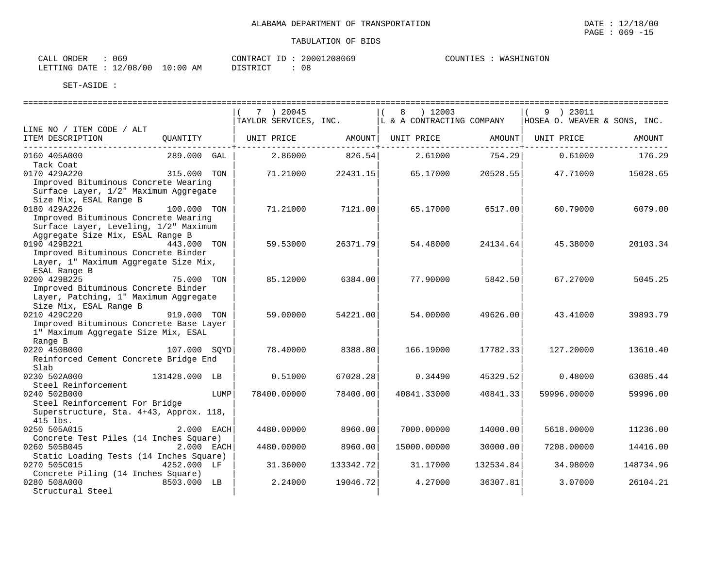ALABAMA DEPARTMENT OF TRANSPORTATION

TABULATION OF BIDS

CALL ORDER : 069 CONTRACT ID : 20001208069 COUNTIES : WASHINGTON
LETTING DATE : 12/08/00 10:00 AM DISTRICT : 08

SET-ASIDE :

| LINE NO / ITEM CODE / ALT ITEM DESCRIPTION | QUANTITY | ( 7 ) 20045 TAYLOR SERVICES, INC. UNIT PRICE | AMOUNT | ( 8 ) 12003 L & A CONTRACTING COMPANY UNIT PRICE | AMOUNT | ( 9 ) 23011 HOSEA O. WEAVER & SONS, INC. UNIT PRICE | AMOUNT |
|---|---|---|---|---|---|---|---|
| 0160 405A000 Tack Coat | 289.000 GAL | 2.86000 | 826.54 | 2.61000 | 754.29 | 0.61000 | 176.29 |
| 0170 429A220 Improved Bituminous Concrete Wearing Surface Layer, 1/2" Maximum Aggregate Size Mix, ESAL Range B | 315.000 TON | 71.21000 | 22431.15 | 65.17000 | 20528.55 | 47.71000 | 15028.65 |
| 0180 429A226 Improved Bituminous Concrete Wearing Surface Layer, Leveling, 1/2" Maximum Aggregate Size Mix, ESAL Range B | 100.000 TON | 71.21000 | 7121.00 | 65.17000 | 6517.00 | 60.79000 | 6079.00 |
| 0190 429B221 Improved Bituminous Concrete Binder Layer, 1" Maximum Aggregate Size Mix, ESAL Range B | 443.000 TON | 59.53000 | 26371.79 | 54.48000 | 24134.64 | 45.38000 | 20103.34 |
| 0200 429B225 Improved Bituminous Concrete Binder Layer, Patching, 1" Maximum Aggregate Size Mix, ESAL Range B | 75.000 TON | 85.12000 | 6384.00 | 77.90000 | 5842.50 | 67.27000 | 5045.25 |
| 0210 429C220 Improved Bituminous Concrete Base Layer 1" Maximum Aggregate Size Mix, ESAL Range B | 919.000 TON | 59.00000 | 54221.00 | 54.00000 | 49626.00 | 43.41000 | 39893.79 |
| 0220 450B000 Reinforced Cement Concrete Bridge End Slab | 107.000 SQYD | 78.40000 | 8388.80 | 166.19000 | 17782.33 | 127.20000 | 13610.40 |
| 0230 502A000 Steel Reinforcement | 131428.000 LB | 0.51000 | 67028.28 | 0.34490 | 45329.52 | 0.48000 | 63085.44 |
| 0240 502B000 Steel Reinforcement For Bridge Superstructure, Sta. 4+43, Approx. 118, 415 lbs. | LUMP | 78400.00000 | 78400.00 | 40841.33000 | 40841.33 | 59996.00000 | 59996.00 |
| 0250 505A015 Concrete Test Piles (14 Inches Square) | 2.000 EACH | 4480.00000 | 8960.00 | 7000.00000 | 14000.00 | 5618.00000 | 11236.00 |
| 0260 505B045 Static Loading Tests (14 Inches Square) | 2.000 EACH | 4480.00000 | 8960.00 | 15000.00000 | 30000.00 | 7208.00000 | 14416.00 |
| 0270 505C015 Concrete Piling (14 Inches Square) | 4252.000 LF | 31.36000 | 133342.72 | 31.17000 | 132534.84 | 34.98000 | 148734.96 |
| 0280 508A000 Structural Steel | 8503.000 LB | 2.24000 | 19046.72 | 4.27000 | 36307.81 | 3.07000 | 26104.21 |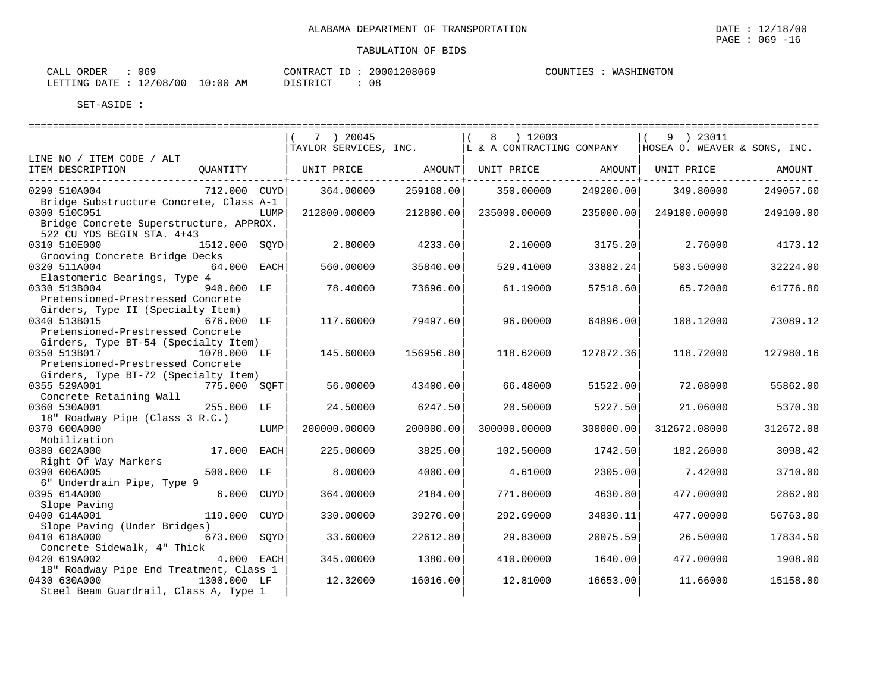ALABAMA DEPARTMENT OF TRANSPORTATION

DATE : 12/18/00

TABULATION OF BIDS

CALL ORDER : 069 CONTRACT ID : 20001208069 COUNTIES : WASHINGTON
LETTING DATE : 12/08/00 10:00 AM DISTRICT : 08

SET-ASIDE :

| LINE NO / ITEM CODE / ALT ITEM DESCRIPTION | QUANTITY | | ( 7 ) 20045 TAYLOR SERVICES, INC. UNIT PRICE | AMOUNT | ( 8 ) 12003 L & A CONTRACTING COMPANY UNIT PRICE | AMOUNT | ( 9 ) 23011 HOSEA O. WEAVER & SONS, INC. UNIT PRICE | AMOUNT |
|---|---|---|---|---|---|---|---|---|
| 0290 510A004 Bridge Substructure Concrete, Class A-1 | 712.000 | CUYD | 364.00000 | 259168.00 | 350.00000 | 249200.00 | 349.80000 | 249057.60 |
| 0300 510C051 Bridge Concrete Superstructure, APPROX. 522 CU YDS BEGIN STA. 4+43 | | LUMP | 212800.00000 | 212800.00 | 235000.00000 | 235000.00 | 249100.00000 | 249100.00 |
| 0310 510E000 Grooving Concrete Bridge Decks | 1512.000 | SQYD | 2.80000 | 4233.60 | 2.10000 | 3175.20 | 2.76000 | 4173.12 |
| 0320 511A004 Elastomeric Bearings, Type 4 | 64.000 | EACH | 560.00000 | 35840.00 | 529.41000 | 33882.24 | 503.50000 | 32224.00 |
| 0330 513B004 Pretensioned-Prestressed Concrete Girders, Type II (Specialty Item) | 940.000 | LF | 78.40000 | 73696.00 | 61.19000 | 57518.60 | 65.72000 | 61776.80 |
| 0340 513B015 Pretensioned-Prestressed Concrete Girders, Type BT-54 (Specialty Item) | 676.000 | LF | 117.60000 | 79497.60 | 96.00000 | 64896.00 | 108.12000 | 73089.12 |
| 0350 513B017 Pretensioned-Prestressed Concrete Girders, Type BT-72 (Specialty Item) | 1078.000 | LF | 145.60000 | 156956.80 | 118.62000 | 127872.36 | 118.72000 | 127980.16 |
| 0355 529A001 Concrete Retaining Wall | 775.000 | SQFT | 56.00000 | 43400.00 | 66.48000 | 51522.00 | 72.08000 | 55862.00 |
| 0360 530A001 18" Roadway Pipe (Class 3 R.C.) | 255.000 | LF | 24.50000 | 6247.50 | 20.50000 | 5227.50 | 21.06000 | 5370.30 |
| 0370 600A000 Mobilization | | LUMP | 200000.00000 | 200000.00 | 300000.00000 | 300000.00 | 312672.08000 | 312672.08 |
| 0380 602A000 Right Of Way Markers | 17.000 | EACH | 225.00000 | 3825.00 | 102.50000 | 1742.50 | 182.26000 | 3098.42 |
| 0390 606A005 6" Underdrain Pipe, Type 9 | 500.000 | LF | 8.00000 | 4000.00 | 4.61000 | 2305.00 | 7.42000 | 3710.00 |
| 0395 614A000 Slope Paving | 6.000 | CUYD | 364.00000 | 2184.00 | 771.80000 | 4630.80 | 477.00000 | 2862.00 |
| 0400 614A001 Slope Paving (Under Bridges) | 119.000 | CUYD | 330.00000 | 39270.00 | 292.69000 | 34830.11 | 477.00000 | 56763.00 |
| 0410 618A000 Concrete Sidewalk, 4" Thick | 673.000 | SQYD | 33.60000 | 22612.80 | 29.83000 | 20075.59 | 26.50000 | 17834.50 |
| 0420 619A002 18" Roadway Pipe End Treatment, Class 1 | 4.000 | EACH | 345.00000 | 1380.00 | 410.00000 | 1640.00 | 477.00000 | 1908.00 |
| 0430 630A000 Steel Beam Guardrail, Class A, Type 1 | 1300.000 | LF | 12.32000 | 16016.00 | 12.81000 | 16653.00 | 11.66000 | 15158.00 |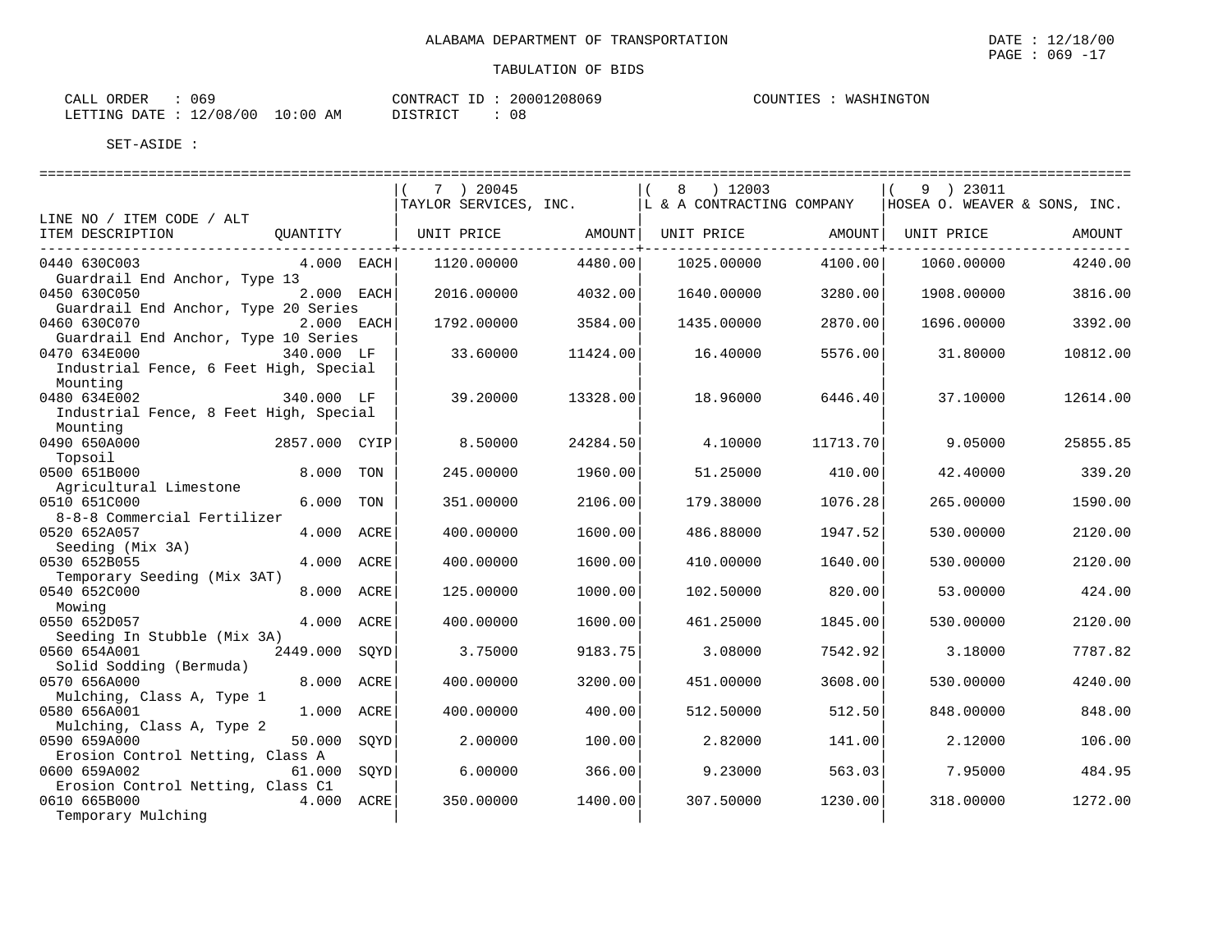ALABAMA DEPARTMENT OF TRANSPORTATION

TABULATION OF BIDS

CALL ORDER : 069 CONTRACT ID : 20001208069 COUNTIES : WASHINGTON
LETTING DATE : 12/08/00 10:00 AM DISTRICT : 08

SET-ASIDE :

| LINE NO / ITEM CODE / ALT | | | ( 7 ) 20045 TAYLOR SERVICES, INC. | | ( 8 ) 12003 L & A CONTRACTING COMPANY | | ( 9 ) 23011 HOSEA O. WEAVER & SONS, INC. | |
|---|---|---|---|---|---|---|---|---|
| ITEM DESCRIPTION | QUANTITY | | UNIT PRICE | AMOUNT | UNIT PRICE | AMOUNT | UNIT PRICE | AMOUNT |
| 0440 630C003 Guardrail End Anchor, Type 13 | 4.000 | EACH | 1120.00000 | 4480.00 | 1025.00000 | 4100.00 | 1060.00000 | 4240.00 |
| 0450 630C050 Guardrail End Anchor, Type 20 Series | 2.000 | EACH | 2016.00000 | 4032.00 | 1640.00000 | 3280.00 | 1908.00000 | 3816.00 |
| 0460 630C070 Guardrail End Anchor, Type 10 Series | 2.000 | EACH | 1792.00000 | 3584.00 | 1435.00000 | 2870.00 | 1696.00000 | 3392.00 |
| 0470 634E000 Industrial Fence, 6 Feet High, Special Mounting | 340.000 | LF | 33.60000 | 11424.00 | 16.40000 | 5576.00 | 31.80000 | 10812.00 |
| 0480 634E002 Industrial Fence, 8 Feet High, Special Mounting | 340.000 | LF | 39.20000 | 13328.00 | 18.96000 | 6446.40 | 37.10000 | 12614.00 |
| 0490 650A000 Topsoil | 2857.000 | CYIP | 8.50000 | 24284.50 | 4.10000 | 11713.70 | 9.05000 | 25855.85 |
| 0500 651B000 Agricultural Limestone | 8.000 | TON | 245.00000 | 1960.00 | 51.25000 | 410.00 | 42.40000 | 339.20 |
| 0510 651C000 8-8-8 Commercial Fertilizer | 6.000 | TON | 351.00000 | 2106.00 | 179.38000 | 1076.28 | 265.00000 | 1590.00 |
| 0520 652A057 Seeding (Mix 3A) | 4.000 | ACRE | 400.00000 | 1600.00 | 486.88000 | 1947.52 | 530.00000 | 2120.00 |
| 0530 652B055 Temporary Seeding (Mix 3AT) | 4.000 | ACRE | 400.00000 | 1600.00 | 410.00000 | 1640.00 | 530.00000 | 2120.00 |
| 0540 652C000 Mowing | 8.000 | ACRE | 125.00000 | 1000.00 | 102.50000 | 820.00 | 53.00000 | 424.00 |
| 0550 652D057 Seeding In Stubble (Mix 3A) | 4.000 | ACRE | 400.00000 | 1600.00 | 461.25000 | 1845.00 | 530.00000 | 2120.00 |
| 0560 654A001 Solid Sodding (Bermuda) | 2449.000 | SQYD | 3.75000 | 9183.75 | 3.08000 | 7542.92 | 3.18000 | 7787.82 |
| 0570 656A000 Mulching, Class A, Type 1 | 8.000 | ACRE | 400.00000 | 3200.00 | 451.00000 | 3608.00 | 530.00000 | 4240.00 |
| 0580 656A001 Mulching, Class A, Type 2 | 1.000 | ACRE | 400.00000 | 400.00 | 512.50000 | 512.50 | 848.00000 | 848.00 |
| 0590 659A000 Erosion Control Netting, Class A | 50.000 | SQYD | 2.00000 | 100.00 | 2.82000 | 141.00 | 2.12000 | 106.00 |
| 0600 659A002 Erosion Control Netting, Class C1 | 61.000 | SQYD | 6.00000 | 366.00 | 9.23000 | 563.03 | 7.95000 | 484.95 |
| 0610 665B000 Temporary Mulching | 4.000 | ACRE | 350.00000 | 1400.00 | 307.50000 | 1230.00 | 318.00000 | 1272.00 |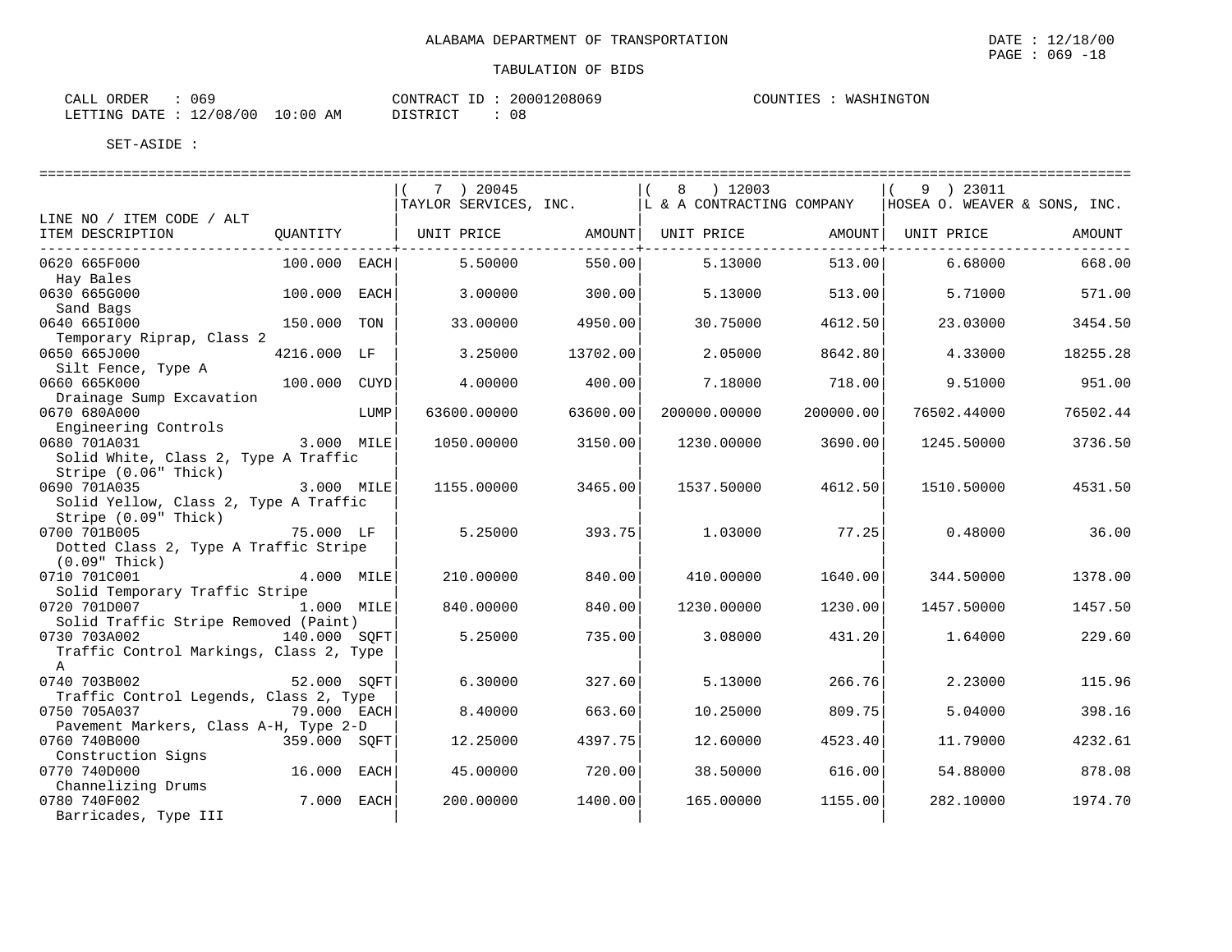ALABAMA DEPARTMENT OF TRANSPORTATION

TABULATION OF BIDS

DATE : 12/18/00
PAGE : 069 -18

CALL ORDER : 069
LETTING DATE : 12/08/00 10:00 AM

CONTRACT ID : 20001208069
DISTRICT : 08

COUNTIES : WASHINGTON

SET-ASIDE :

| LINE NO / ITEM CODE / ALT ITEM DESCRIPTION | QUANTITY | | ( 7 ) 20045 TAYLOR SERVICES, INC. UNIT PRICE | AMOUNT | ( 8 ) 12003 L & A CONTRACTING COMPANY UNIT PRICE | AMOUNT | ( 9 ) 23011 HOSEA O. WEAVER & SONS, INC. UNIT PRICE | AMOUNT |
|---|---|---|---|---|---|---|---|---|
| 0620 665F000 Hay Bales | 100.000 | EACH | 5.50000 | 550.00 | 5.13000 | 513.00 | 6.68000 | 668.00 |
| 0630 665G000 Sand Bags | 100.000 | EACH | 3.00000 | 300.00 | 5.13000 | 513.00 | 5.71000 | 571.00 |
| 0640 665I000 Temporary Riprap, Class 2 | 150.000 | TON | 33.00000 | 4950.00 | 30.75000 | 4612.50 | 23.03000 | 3454.50 |
| 0650 665J000 Silt Fence, Type A | 4216.000 | LF | 3.25000 | 13702.00 | 2.05000 | 8642.80 | 4.33000 | 18255.28 |
| 0660 665K000 Drainage Sump Excavation | 100.000 | CUYD | 4.00000 | 400.00 | 7.18000 | 718.00 | 9.51000 | 951.00 |
| 0670 680A000 Engineering Controls | | LUMP | 63600.00000 | 63600.00 | 200000.00000 | 200000.00 | 76502.44000 | 76502.44 |
| 0680 701A031 Solid White, Class 2, Type A Traffic Stripe (0.06" Thick) | 3.000 | MILE | 1050.00000 | 3150.00 | 1230.00000 | 3690.00 | 1245.50000 | 3736.50 |
| 0690 701A035 Solid Yellow, Class 2, Type A Traffic Stripe (0.09" Thick) | 3.000 | MILE | 1155.00000 | 3465.00 | 1537.50000 | 4612.50 | 1510.50000 | 4531.50 |
| 0700 701B005 Dotted Class 2, Type A Traffic Stripe (0.09" Thick) | 75.000 | LF | 5.25000 | 393.75 | 1.03000 | 77.25 | 0.48000 | 36.00 |
| 0710 701C001 Solid Temporary Traffic Stripe | 4.000 | MILE | 210.00000 | 840.00 | 410.00000 | 1640.00 | 344.50000 | 1378.00 |
| 0720 701D007 Solid Traffic Stripe Removed (Paint) | 1.000 | MILE | 840.00000 | 840.00 | 1230.00000 | 1230.00 | 1457.50000 | 1457.50 |
| 0730 703A002 Traffic Control Markings, Class 2, Type A | 140.000 | SQFT | 5.25000 | 735.00 | 3.08000 | 431.20 | 1.64000 | 229.60 |
| 0740 703B002 Traffic Control Legends, Class 2, Type | 52.000 | SQFT | 6.30000 | 327.60 | 5.13000 | 266.76 | 2.23000 | 115.96 |
| 0750 705A037 Pavement Markers, Class A-H, Type 2-D | 79.000 | EACH | 8.40000 | 663.60 | 10.25000 | 809.75 | 5.04000 | 398.16 |
| 0760 740B000 Construction Signs | 359.000 | SQFT | 12.25000 | 4397.75 | 12.60000 | 4523.40 | 11.79000 | 4232.61 |
| 0770 740D000 Channelizing Drums | 16.000 | EACH | 45.00000 | 720.00 | 38.50000 | 616.00 | 54.88000 | 878.08 |
| 0780 740F002 Barricades, Type III | 7.000 | EACH | 200.00000 | 1400.00 | 165.00000 | 1155.00 | 282.10000 | 1974.70 |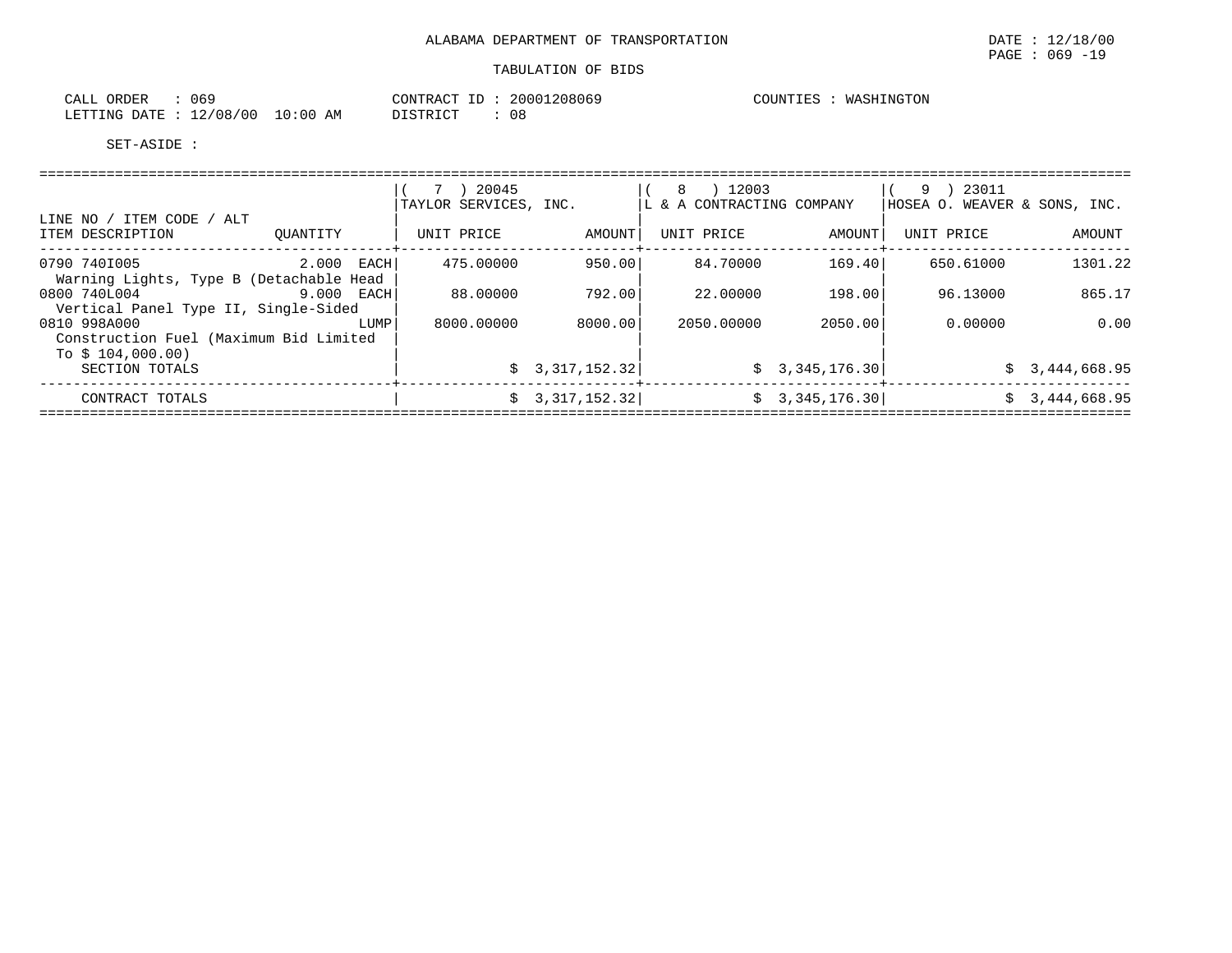ALABAMA DEPARTMENT OF TRANSPORTATION

DATE : 12/18/00

TABULATION OF BIDS

CALL ORDER : 069    CONTRACT ID : 20001208069    COUNTIES : WASHINGTON

LETTING DATE : 12/08/00 10:00 AM    DISTRICT : 08

SET-ASIDE :

| LINE NO / ITEM CODE / ALT<br>ITEM DESCRIPTION | QUANTITY | ( 7 ) 20045<br>TAYLOR SERVICES, INC.<br>UNIT PRICE | AMOUNT | ( 8 ) 12003<br>L & A CONTRACTING COMPANY<br>UNIT PRICE | AMOUNT | ( 9 ) 23011<br>HOSEA O. WEAVER & SONS, INC.<br>UNIT PRICE | AMOUNT |
|---|---|---|---|---|---|---|---|
| 0790 740I005<br>Warning Lights, Type B (Detachable Head | 2.000 EACH | 475.00000 | 950.00 | 84.70000 | 169.40 | 650.61000 | 1301.22 |
| 0800 740L004<br>Vertical Panel Type II, Single-Sided | 9.000 EACH | 88.00000 | 792.00 | 22.00000 | 198.00 | 96.13000 | 865.17 |
| 0810 998A000<br>Construction Fuel (Maximum Bid Limited To $ 104,000.00) | LUMP | 8000.00000 | 8000.00 | 2050.00000 | 2050.00 | 0.00000 | 0.00 |
| SECTION TOTALS | | | $ 3,317,152.32 | | $ 3,345,176.30 | | $ 3,444,668.95 |
| CONTRACT TOTALS | | | $ 3,317,152.32 | | $ 3,345,176.30 | | $ 3,444,668.95 |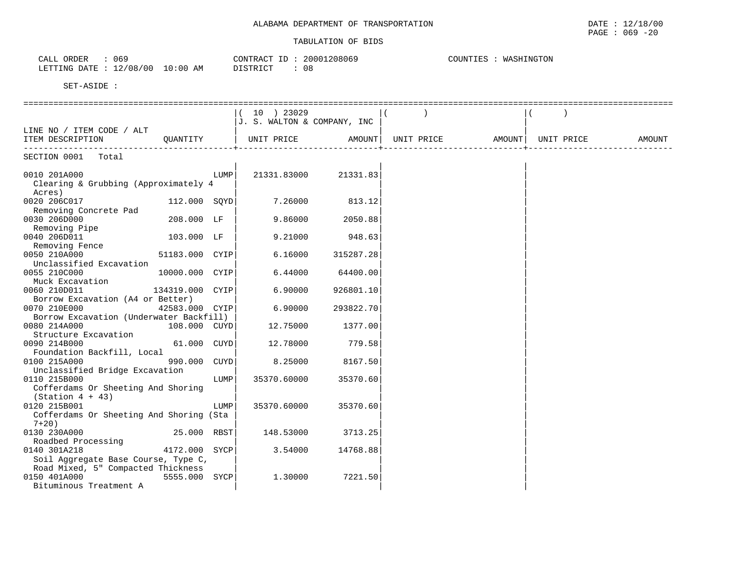ALABAMA DEPARTMENT OF TRANSPORTATION

TABULATION OF BIDS

CALL ORDER : 069 CONTRACT ID : 20001208069 COUNTIES : WASHINGTON
LETTING DATE : 12/08/00 10:00 AM DISTRICT : 08

SET-ASIDE :

| LINE NO / ITEM CODE / ALT ITEM DESCRIPTION | QUANTITY | ( 10 ) 23029 J. S. WALTON & COMPANY, INC UNIT PRICE | AMOUNT | ( ) UNIT PRICE | AMOUNT | ( ) UNIT PRICE | AMOUNT |
|---|---|---|---|---|---|---|---|
| SECTION 0001 Total | | | | | | | |
| 0010 201A000 Clearing & Grubbing (Approximately 4 Acres) | LUMP | 21331.83000 | 21331.83 | | | | |
| 0020 206C017 Removing Concrete Pad | 112.000 SQYD | 7.26000 | 813.12 | | | | |
| 0030 206D000 Removing Pipe | 208.000 LF | 9.86000 | 2050.88 | | | | |
| 0040 206D011 Removing Fence | 103.000 LF | 9.21000 | 948.63 | | | | |
| 0050 210A000 Unclassified Excavation | 51183.000 CYIP | 6.16000 | 315287.28 | | | | |
| 0055 210C000 Muck Excavation | 10000.000 CYIP | 6.44000 | 64400.00 | | | | |
| 0060 210D011 Borrow Excavation (A4 or Better) | 134319.000 CYIP | 6.90000 | 926801.10 | | | | |
| 0070 210E000 Borrow Excavation (Underwater Backfill) | 42583.000 CYIP | 6.90000 | 293822.70 | | | | |
| 0080 214A000 Structure Excavation | 108.000 CUYD | 12.75000 | 1377.00 | | | | |
| 0090 214B000 Foundation Backfill, Local | 61.000 CUYD | 12.78000 | 779.58 | | | | |
| 0100 215A000 Unclassified Bridge Excavation | 990.000 CUYD | 8.25000 | 8167.50 | | | | |
| 0110 215B000 Cofferdams Or Sheeting And Shoring (Station 4 + 43) | LUMP | 35370.60000 | 35370.60 | | | | |
| 0120 215B001 Cofferdams Or Sheeting And Shoring (Sta 7+20) | LUMP | 35370.60000 | 35370.60 | | | | |
| 0130 230A000 Roadbed Processing | 25.000 RBST | 148.53000 | 3713.25 | | | | |
| 0140 301A218 Soil Aggregate Base Course, Type C, Road Mixed, 5" Compacted Thickness | 4172.000 SYCP | 3.54000 | 14768.88 | | | | |
| 0150 401A000 Bituminous Treatment A | 5555.000 SYCP | 1.30000 | 7221.50 | | | | |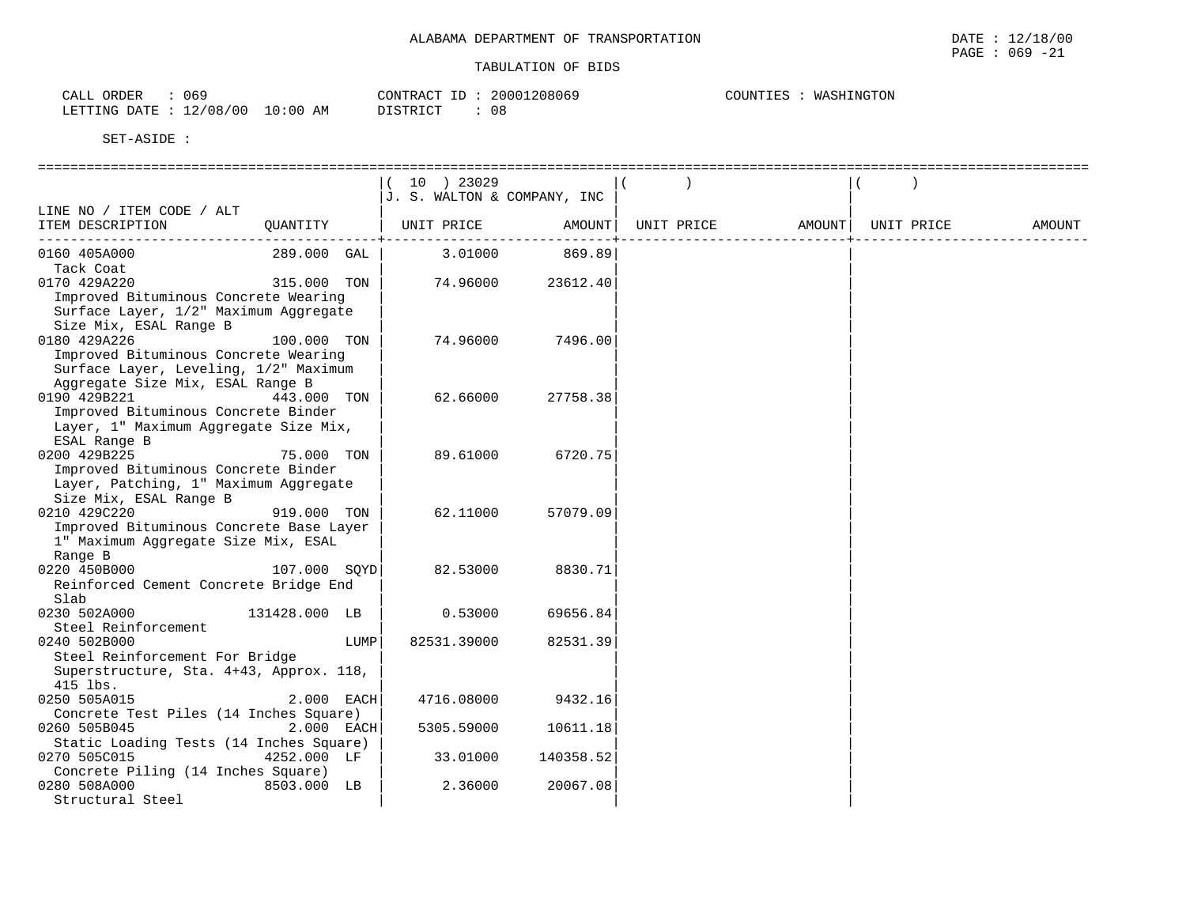ALABAMA DEPARTMENT OF TRANSPORTATION

DATE : 12/18/00
PAGE : 069 -21

TABULATION OF BIDS

CALL ORDER : 069
LETTING DATE : 12/08/00 10:00 AM
CONTRACT ID : 20001208069
DISTRICT : 08
COUNTIES : WASHINGTON

SET-ASIDE :

| LINE NO / ITEM CODE / ALT ITEM DESCRIPTION | QUANTITY | ( 10 ) 23029 J. S. WALTON & COMPANY, INC UNIT PRICE | AMOUNT | ( ) UNIT PRICE | AMOUNT | ( ) UNIT PRICE | AMOUNT |
|---|---|---|---|---|---|---|---|
| 0160 405A000 Tack Coat | 289.000 GAL | 3.01000 | 869.89 | | | | |
| 0170 429A220 Improved Bituminous Concrete Wearing Surface Layer, 1/2" Maximum Aggregate Size Mix, ESAL Range B | 315.000 TON | 74.96000 | 23612.40 | | | | |
| 0180 429A226 Improved Bituminous Concrete Wearing Surface Layer, Leveling, 1/2" Maximum Aggregate Size Mix, ESAL Range B | 100.000 TON | 74.96000 | 7496.00 | | | | |
| 0190 429B221 Improved Bituminous Concrete Binder Layer, 1" Maximum Aggregate Size Mix, ESAL Range B | 443.000 TON | 62.66000 | 27758.38 | | | | |
| 0200 429B225 Improved Bituminous Concrete Binder Layer, Patching, 1" Maximum Aggregate Size Mix, ESAL Range B | 75.000 TON | 89.61000 | 6720.75 | | | | |
| 0210 429C220 Improved Bituminous Concrete Base Layer 1" Maximum Aggregate Size Mix, ESAL Range B | 919.000 TON | 62.11000 | 57079.09 | | | | |
| 0220 450B000 Reinforced Cement Concrete Bridge End Slab | 107.000 SQYD | 82.53000 | 8830.71 | | | | |
| 0230 502A000 Steel Reinforcement | 131428.000 LB | 0.53000 | 69656.84 | | | | |
| 0240 502B000 Steel Reinforcement For Bridge Superstructure, Sta. 4+43, Approx. 118, 415 lbs. | LUMP | 82531.39000 | 82531.39 | | | | |
| 0250 505A015 Concrete Test Piles (14 Inches Square) | 2.000 EACH | 4716.08000 | 9432.16 | | | | |
| 0260 505B045 Static Loading Tests (14 Inches Square) | 2.000 EACH | 5305.59000 | 10611.18 | | | | |
| 0270 505C015 Concrete Piling (14 Inches Square) | 4252.000 LF | 33.01000 | 140358.52 | | | | |
| 0280 508A000 Structural Steel | 8503.000 LB | 2.36000 | 20067.08 | | | | |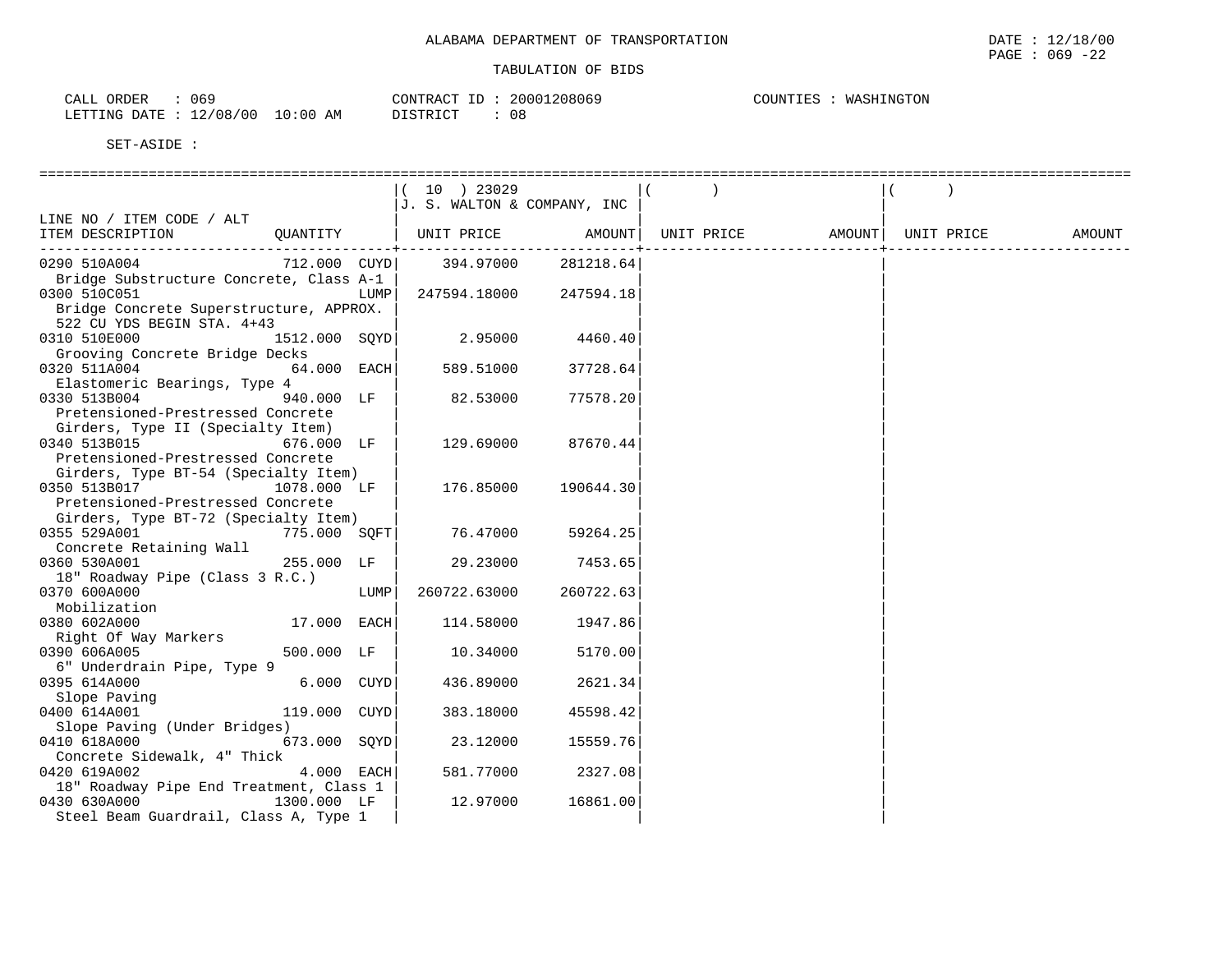ALABAMA DEPARTMENT OF TRANSPORTATION

TABULATION OF BIDS

CALL ORDER : 069 &nbsp;&nbsp;&nbsp; CONTRACT ID : 20001208069 &nbsp;&nbsp;&nbsp; COUNTIES : WASHINGTON
LETTING DATE : 12/08/00 10:00 AM &nbsp;&nbsp;&nbsp; DISTRICT : 08

SET-ASIDE :

| LINE NO / ITEM CODE / ALT ITEM DESCRIPTION | QUANTITY | ( 10 ) 23029 J. S. WALTON & COMPANY, INC UNIT PRICE | AMOUNT | ( ) UNIT PRICE | AMOUNT | ( ) UNIT PRICE | AMOUNT |
|---|---|---|---|---|---|---|---|
| 0290 510A004 Bridge Substructure Concrete, Class A-1 | 712.000 CUYD | 394.97000 | 281218.64 | | | | |
| 0300 510C051 Bridge Concrete Superstructure, APPROX. 522 CU YDS BEGIN STA. 4+43 | LUMP | 247594.18000 | 247594.18 | | | | |
| 0310 510E000 Grooving Concrete Bridge Decks | 1512.000 SQYD | 2.95000 | 4460.40 | | | | |
| 0320 511A004 Elastomeric Bearings, Type 4 | 64.000 EACH | 589.51000 | 37728.64 | | | | |
| 0330 513B004 Pretensioned-Prestressed Concrete Girders, Type II (Specialty Item) | 940.000 LF | 82.53000 | 77578.20 | | | | |
| 0340 513B015 Pretensioned-Prestressed Concrete Girders, Type BT-54 (Specialty Item) | 676.000 LF | 129.69000 | 87670.44 | | | | |
| 0350 513B017 Pretensioned-Prestressed Concrete Girders, Type BT-72 (Specialty Item) | 1078.000 LF | 176.85000 | 190644.30 | | | | |
| 0355 529A001 Concrete Retaining Wall | 775.000 SQFT | 76.47000 | 59264.25 | | | | |
| 0360 530A001 18" Roadway Pipe (Class 3 R.C.) | 255.000 LF | 29.23000 | 7453.65 | | | | |
| 0370 600A000 Mobilization | LUMP | 260722.63000 | 260722.63 | | | | |
| 0380 602A000 Right Of Way Markers | 17.000 EACH | 114.58000 | 1947.86 | | | | |
| 0390 606A005 6" Underdrain Pipe, Type 9 | 500.000 LF | 10.34000 | 5170.00 | | | | |
| 0395 614A000 Slope Paving | 6.000 CUYD | 436.89000 | 2621.34 | | | | |
| 0400 614A001 Slope Paving (Under Bridges) | 119.000 CUYD | 383.18000 | 45598.42 | | | | |
| 0410 618A000 Concrete Sidewalk, 4" Thick | 673.000 SQYD | 23.12000 | 15559.76 | | | | |
| 0420 619A002 18" Roadway Pipe End Treatment, Class 1 | 4.000 EACH | 581.77000 | 2327.08 | | | | |
| 0430 630A000 Steel Beam Guardrail, Class A, Type 1 | 1300.000 LF | 12.97000 | 16861.00 | | | | |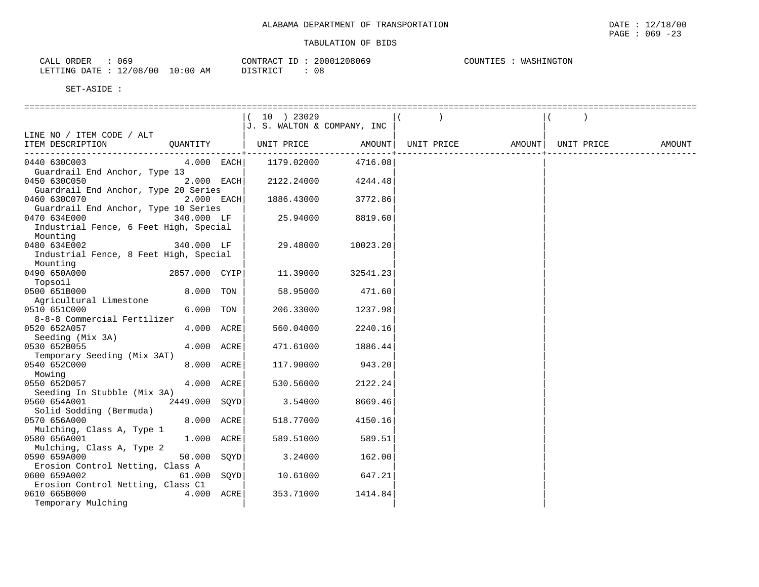ALABAMA DEPARTMENT OF TRANSPORTATION

TABULATION OF BIDS

CALL ORDER : 069
LETTING DATE : 12/08/00 10:00 AM

CONTRACT ID : 20001208069
DISTRICT : 08

COUNTIES : WASHINGTON

SET-ASIDE :

| LINE NO / ITEM CODE / ALT<br>ITEM DESCRIPTION | QUANTITY | ( 10 ) 23029<br>J. S. WALTON & COMPANY, INC<br>UNIT PRICE | AMOUNT | ( )<br>UNIT PRICE | AMOUNT | ( )<br>UNIT PRICE | AMOUNT |
|---|---|---|---|---|---|---|---|
| 0440 630C003<br>Guardrail End Anchor, Type 13 | 4.000 EACH | 1179.02000 | 4716.08 | | | | |
| 0450 630C050<br>Guardrail End Anchor, Type 20 Series | 2.000 EACH | 2122.24000 | 4244.48 | | | | |
| 0460 630C070<br>Guardrail End Anchor, Type 10 Series | 2.000 EACH | 1886.43000 | 3772.86 | | | | |
| 0470 634E000<br>Industrial Fence, 6 Feet High, Special Mounting | 340.000 LF | 25.94000 | 8819.60 | | | | |
| 0480 634E002<br>Industrial Fence, 8 Feet High, Special Mounting | 340.000 LF | 29.48000 | 10023.20 | | | | |
| 0490 650A000<br>Topsoil | 2857.000 CYIP | 11.39000 | 32541.23 | | | | |
| 0500 651B000<br>Agricultural Limestone | 8.000 TON | 58.95000 | 471.60 | | | | |
| 0510 651C000<br>8-8-8 Commercial Fertilizer | 6.000 TON | 206.33000 | 1237.98 | | | | |
| 0520 652A057<br>Seeding (Mix 3A) | 4.000 ACRE | 560.04000 | 2240.16 | | | | |
| 0530 652B055<br>Temporary Seeding (Mix 3AT) | 4.000 ACRE | 471.61000 | 1886.44 | | | | |
| 0540 652C000<br>Mowing | 8.000 ACRE | 117.90000 | 943.20 | | | | |
| 0550 652D057<br>Seeding In Stubble (Mix 3A) | 4.000 ACRE | 530.56000 | 2122.24 | | | | |
| 0560 654A001<br>Solid Sodding (Bermuda) | 2449.000 SQYD | 3.54000 | 8669.46 | | | | |
| 0570 656A000<br>Mulching, Class A, Type 1 | 8.000 ACRE | 518.77000 | 4150.16 | | | | |
| 0580 656A001<br>Mulching, Class A, Type 2 | 1.000 ACRE | 589.51000 | 589.51 | | | | |
| 0590 659A000<br>Erosion Control Netting, Class A | 50.000 SQYD | 3.24000 | 162.00 | | | | |
| 0600 659A002<br>Erosion Control Netting, Class C1 | 61.000 SQYD | 10.61000 | 647.21 | | | | |
| 0610 665B000<br>Temporary Mulching | 4.000 ACRE | 353.71000 | 1414.84 | | | | |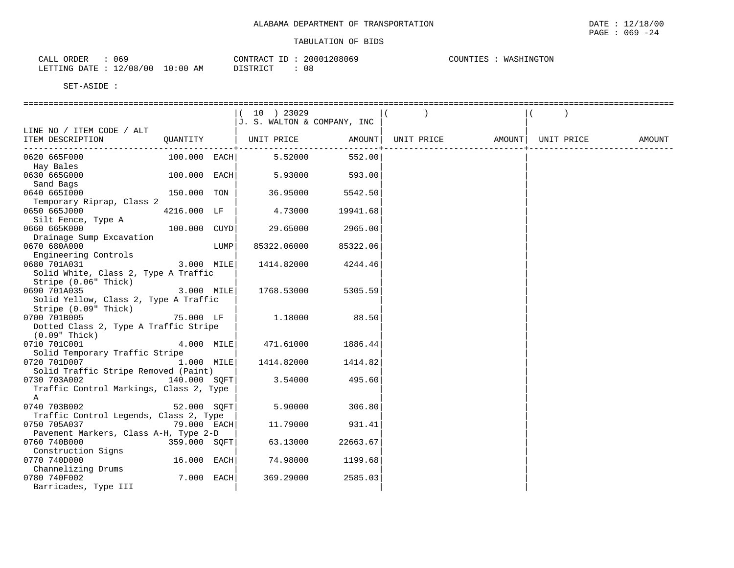ALABAMA DEPARTMENT OF TRANSPORTATION

TABULATION OF BIDS

CALL ORDER : 069 CONTRACT ID : 20001208069 COUNTIES : WASHINGTON
LETTING DATE : 12/08/00 10:00 AM DISTRICT : 08

SET-ASIDE :

| LINE NO / ITEM CODE / ALT ITEM DESCRIPTION | QUANTITY | | ( 10 ) 23029 J. S. WALTON & COMPANY, INC UNIT PRICE | AMOUNT | ( ) UNIT PRICE | AMOUNT | ( ) UNIT PRICE | AMOUNT |
|---|---|---|---|---|---|---|---|---|
| 0620 665F000 Hay Bales | 100.000 | EACH | 5.52000 | 552.00 | | | | |
| 0630 665G000 Sand Bags | 100.000 | EACH | 5.93000 | 593.00 | | | | |
| 0640 665I000 Temporary Riprap, Class 2 | 150.000 | TON | 36.95000 | 5542.50 | | | | |
| 0650 665J000 Silt Fence, Type A | 4216.000 | LF | 4.73000 | 19941.68 | | | | |
| 0660 665K000 Drainage Sump Excavation | 100.000 | CUYD | 29.65000 | 2965.00 | | | | |
| 0670 680A000 Engineering Controls | | LUMP | 85322.06000 | 85322.06 | | | | |
| 0680 701A031 Solid White, Class 2, Type A Traffic Stripe (0.06" Thick) | 3.000 | MILE | 1414.82000 | 4244.46 | | | | |
| 0690 701A035 Solid Yellow, Class 2, Type A Traffic Stripe (0.09" Thick) | 3.000 | MILE | 1768.53000 | 5305.59 | | | | |
| 0700 701B005 Dotted Class 2, Type A Traffic Stripe (0.09" Thick) | 75.000 | LF | 1.18000 | 88.50 | | | | |
| 0710 701C001 Solid Temporary Traffic Stripe | 4.000 | MILE | 471.61000 | 1886.44 | | | | |
| 0720 701D007 Solid Traffic Stripe Removed (Paint) | 1.000 | MILE | 1414.82000 | 1414.82 | | | | |
| 0730 703A002 Traffic Control Markings, Class 2, Type A | 140.000 | SQFT | 3.54000 | 495.60 | | | | |
| 0740 703B002 Traffic Control Legends, Class 2, Type | 52.000 | SQFT | 5.90000 | 306.80 | | | | |
| 0750 705A037 Pavement Markers, Class A-H, Type 2-D | 79.000 | EACH | 11.79000 | 931.41 | | | | |
| 0760 740B000 Construction Signs | 359.000 | SQFT | 63.13000 | 22663.67 | | | | |
| 0770 740D000 Channelizing Drums | 16.000 | EACH | 74.98000 | 1199.68 | | | | |
| 0780 740F002 Barricades, Type III | 7.000 | EACH | 369.29000 | 2585.03 | | | | |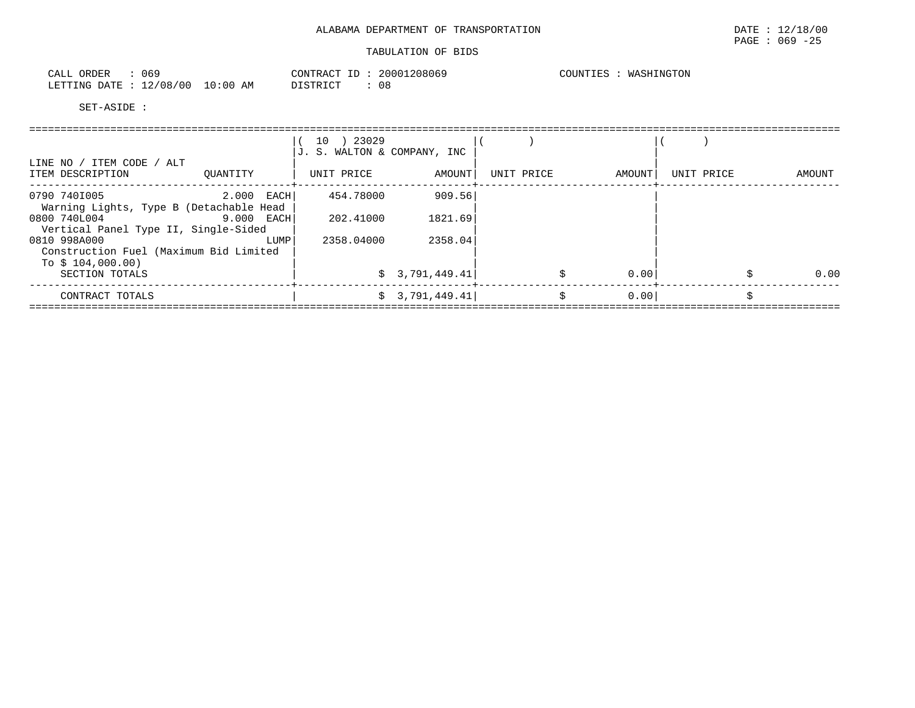ALABAMA DEPARTMENT OF TRANSPORTATION

TABULATION OF BIDS

DATE : 12/18/00

CALL ORDER : 069 &nbsp;&nbsp;&nbsp;&nbsp; CONTRACT ID : 20001208069 &nbsp;&nbsp;&nbsp;&nbsp; COUNTIES : WASHINGTON

LETTING DATE : 12/08/00 10:00 AM &nbsp;&nbsp;&nbsp;&nbsp; DISTRICT : 08

SET-ASIDE :

| LINE NO / ITEM CODE / ALT<br>ITEM DESCRIPTION | QUANTITY | ( 10 ) 23029<br>J. S. WALTON & COMPANY, INC<br>UNIT PRICE | AMOUNT | ( )<br>UNIT PRICE | AMOUNT | ( )<br>UNIT PRICE | AMOUNT |
|---|---|---|---|---|---|---|---|
| 0790 740I005<br>Warning Lights, Type B (Detachable Head | 2.000 EACH | 454.78000 | 909.56 | | | | |
| 0800 740L004<br>Vertical Panel Type II, Single-Sided | 9.000 EACH | 202.41000 | 1821.69 | | | | |
| 0810 998A000<br>Construction Fuel (Maximum Bid Limited To $ 104,000.00) | LUMP | 2358.04000 | 2358.04 | | | | |
| SECTION TOTALS | | | $ 3,791,449.41 | | $ 0.00 | | $ 0.00 |
| CONTRACT TOTALS | | | $ 3,791,449.41 | | $ 0.00 | | $ |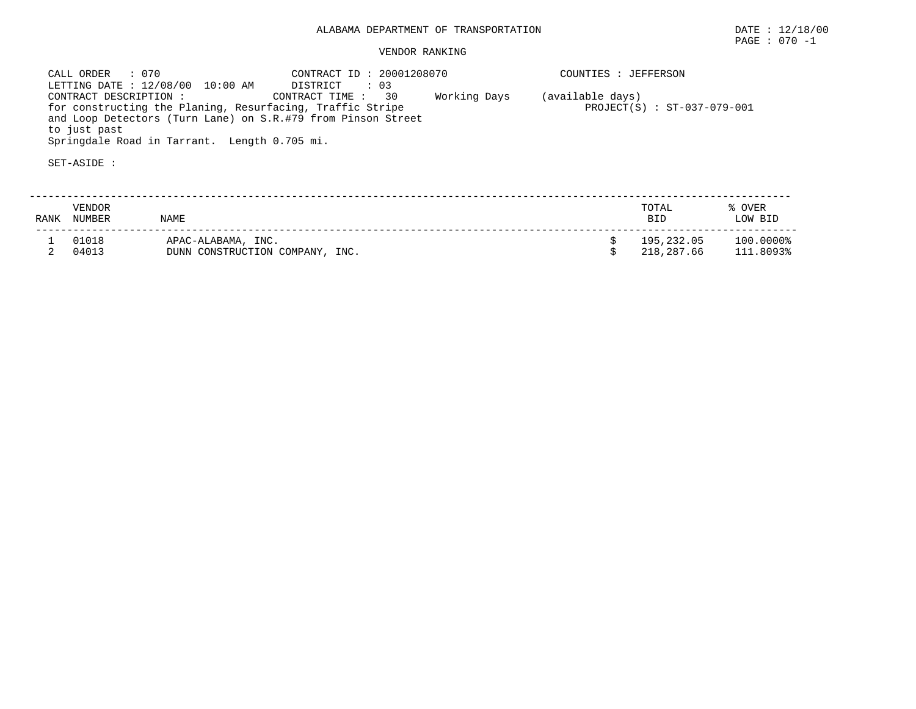ALABAMA DEPARTMENT OF TRANSPORTATION

DATE : 12/18/00

PAGE : 070 -1

VENDOR RANKING

CALL ORDER : 070
LETTING DATE : 12/08/00 10:00 AM
CONTRACT DESCRIPTION :
for constructing the Planing, Resurfacing, Traffic Stripe and Loop Detectors (Turn Lane) on S.R.#79 from Pinson Street to just past Springdale Road in Tarrant. Length 0.705 mi.

CONTRACT ID : 20001208070
DISTRICT : 03
CONTRACT TIME : 30 Working Days (available days)

COUNTIES : JEFFERSON

PROJECT(S) : ST-037-079-001

SET-ASIDE :

| RANK | VENDOR NUMBER | NAME | TOTAL BID | % OVER LOW BID |
|---|---|---|---|---|
| 1 | 01018 | APAC-ALABAMA, INC. | $ 195,232.05 | 100.0000% |
| 2 | 04013 | DUNN CONSTRUCTION COMPANY, INC. | $ 218,287.66 | 111.8093% |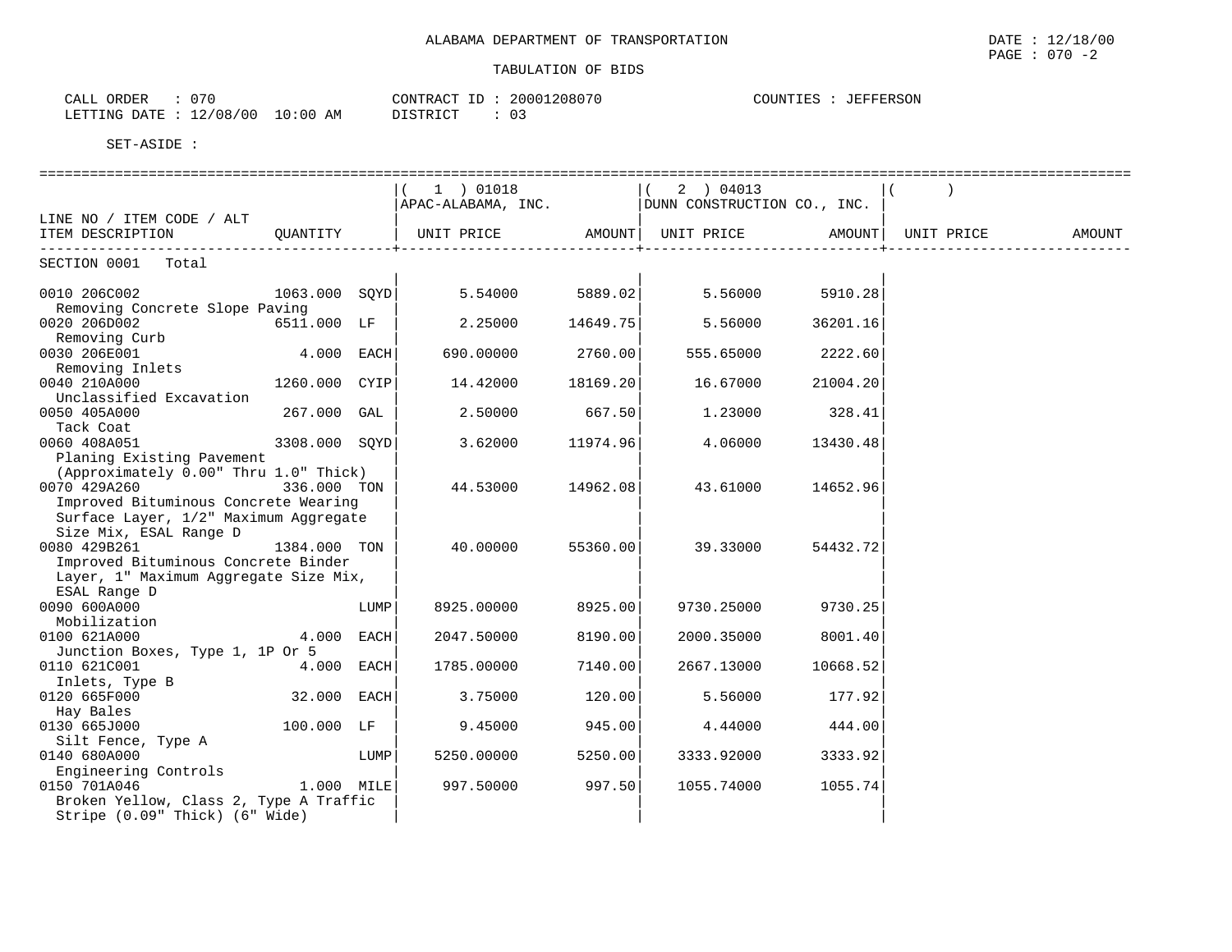ALABAMA DEPARTMENT OF TRANSPORTATION

DATE : 12/18/00

TABULATION OF BIDS

CALL ORDER : 070
LETTING DATE : 12/08/00 10:00 AM

CONTRACT ID : 20001208070
DISTRICT : 03

COUNTIES : JEFFERSON

SET-ASIDE :

| LINE NO / ITEM CODE / ALT ITEM DESCRIPTION | QUANTITY | | ( 1 ) 01018 APAC-ALABAMA, INC. UNIT PRICE | AMOUNT | ( 2 ) 04013 DUNN CONSTRUCTION CO., INC. UNIT PRICE | AMOUNT | ( ) UNIT PRICE | AMOUNT |
|---|---|---|---|---|---|---|---|---|
| SECTION 0001 Total | | | | | | | | |
| 0010 206C002 Removing Concrete Slope Paving | 1063.000 | SQYD | 5.54000 | 5889.02 | 5.56000 | 5910.28 | | |
| 0020 206D002 Removing Curb | 6511.000 | LF | 2.25000 | 14649.75 | 5.56000 | 36201.16 | | |
| 0030 206E001 Removing Inlets | 4.000 | EACH | 690.00000 | 2760.00 | 555.65000 | 2222.60 | | |
| 0040 210A000 Unclassified Excavation | 1260.000 | CYIP | 14.42000 | 18169.20 | 16.67000 | 21004.20 | | |
| 0050 405A000 Tack Coat | 267.000 | GAL | 2.50000 | 667.50 | 1.23000 | 328.41 | | |
| 0060 408A051 Planing Existing Pavement (Approximately 0.00" Thru 1.0" Thick) | 3308.000 | SQYD | 3.62000 | 11974.96 | 4.06000 | 13430.48 | | |
| 0070 429A260 Improved Bituminous Concrete Wearing Surface Layer, 1/2" Maximum Aggregate Size Mix, ESAL Range D | 336.000 | TON | 44.53000 | 14962.08 | 43.61000 | 14652.96 | | |
| 0080 429B261 Improved Bituminous Concrete Binder Layer, 1" Maximum Aggregate Size Mix, ESAL Range D | 1384.000 | TON | 40.00000 | 55360.00 | 39.33000 | 54432.72 | | |
| 0090 600A000 Mobilization | | LUMP | 8925.00000 | 8925.00 | 9730.25000 | 9730.25 | | |
| 0100 621A000 Junction Boxes, Type 1, 1P Or 5 | 4.000 | EACH | 2047.50000 | 8190.00 | 2000.35000 | 8001.40 | | |
| 0110 621C001 Inlets, Type B | 4.000 | EACH | 1785.00000 | 7140.00 | 2667.13000 | 10668.52 | | |
| 0120 665F000 Hay Bales | 32.000 | EACH | 3.75000 | 120.00 | 5.56000 | 177.92 | | |
| 0130 665J000 Silt Fence, Type A | 100.000 | LF | 9.45000 | 945.00 | 4.44000 | 444.00 | | |
| 0140 680A000 Engineering Controls | | LUMP | 5250.00000 | 5250.00 | 3333.92000 | 3333.92 | | |
| 0150 701A046 Broken Yellow, Class 2, Type A Traffic Stripe (0.09" Thick) (6" Wide) | 1.000 | MILE | 997.50000 | 997.50 | 1055.74000 | 1055.74 | | |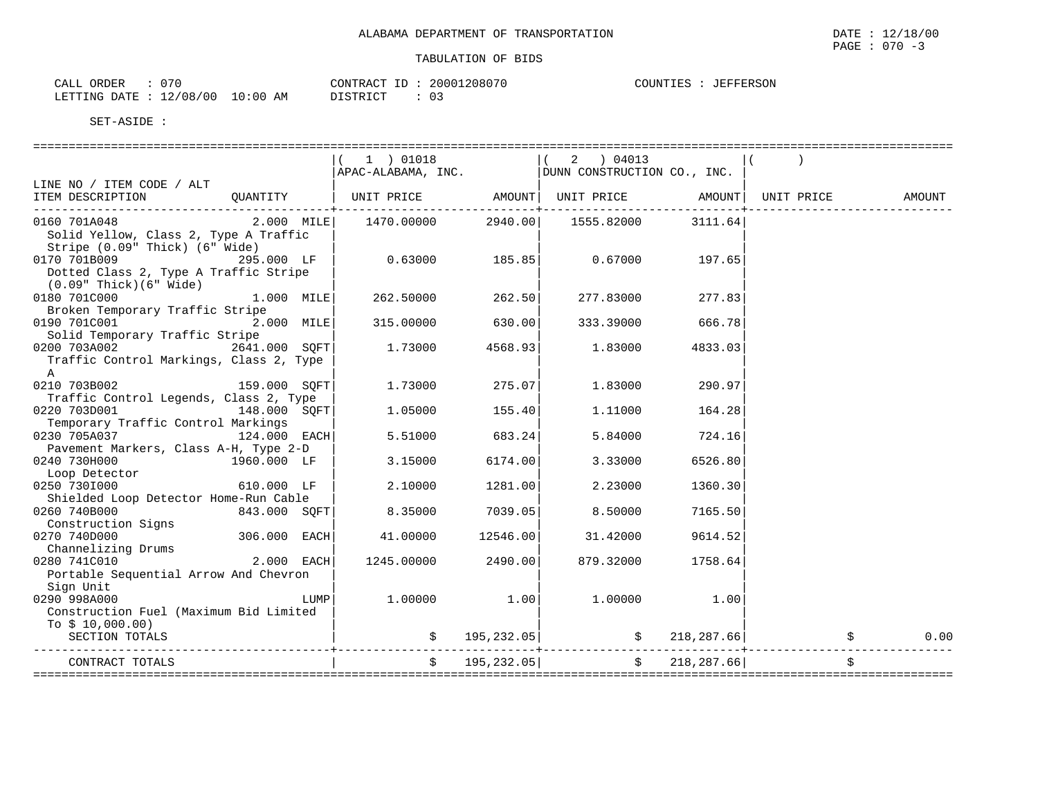ALABAMA DEPARTMENT OF TRANSPORTATION

DATE : 12/18/00

PAGE : 070 -3

TABULATION OF BIDS

CALL ORDER : 070
LETTING DATE : 12/08/00 10:00 AM

CONTRACT ID : 20001208070
DISTRICT : 03

COUNTIES : JEFFERSON

SET-ASIDE :

| LINE NO / ITEM CODE / ALT ITEM DESCRIPTION | QUANTITY | ( 1 ) 01018 APAC-ALABAMA, INC. UNIT PRICE | AMOUNT | ( 2 ) 04013 DUNN CONSTRUCTION CO., INC. UNIT PRICE | AMOUNT | ( ) UNIT PRICE | AMOUNT |
|---|---|---|---|---|---|---|---|
| 0160 701A048 Solid Yellow, Class 2, Type A Traffic Stripe (0.09" Thick) (6" Wide) | 2.000 MILE | 1470.00000 | 2940.00 | 1555.82000 | 3111.64 | | |
| 0170 701B009 Dotted Class 2, Type A Traffic Stripe (0.09" Thick)(6" Wide) | 295.000 LF | 0.63000 | 185.85 | 0.67000 | 197.65 | | |
| 0180 701C000 Broken Temporary Traffic Stripe | 1.000 MILE | 262.50000 | 262.50 | 277.83000 | 277.83 | | |
| 0190 701C001 Solid Temporary Traffic Stripe | 2.000 MILE | 315.00000 | 630.00 | 333.39000 | 666.78 | | |
| 0200 703A002 Traffic Control Markings, Class 2, Type A | 2641.000 SQFT | 1.73000 | 4568.93 | 1.83000 | 4833.03 | | |
| 0210 703B002 Traffic Control Legends, Class 2, Type | 159.000 SQFT | 1.73000 | 275.07 | 1.83000 | 290.97 | | |
| 0220 703D001 Temporary Traffic Control Markings | 148.000 SQFT | 1.05000 | 155.40 | 1.11000 | 164.28 | | |
| 0230 705A037 Pavement Markers, Class A-H, Type 2-D | 124.000 EACH | 5.51000 | 683.24 | 5.84000 | 724.16 | | |
| 0240 730H000 Loop Detector | 1960.000 LF | 3.15000 | 6174.00 | 3.33000 | 6526.80 | | |
| 0250 730I000 Shielded Loop Detector Home-Run Cable | 610.000 LF | 2.10000 | 1281.00 | 2.23000 | 1360.30 | | |
| 0260 740B000 Construction Signs | 843.000 SQFT | 8.35000 | 7039.05 | 8.50000 | 7165.50 | | |
| 0270 740D000 Channelizing Drums | 306.000 EACH | 41.00000 | 12546.00 | 31.42000 | 9614.52 | | |
| 0280 741C010 Portable Sequential Arrow And Chevron Sign Unit | 2.000 EACH | 1245.00000 | 2490.00 | 879.32000 | 1758.64 | | |
| 0290 998A000 Construction Fuel (Maximum Bid Limited To $ 10,000.00) | LUMP | 1.00000 | 1.00 | 1.00000 | 1.00 | | |
| SECTION TOTALS | | $ | 195,232.05 | $ | 218,287.66 | $ | 0.00 |
| CONTRACT TOTALS | | $ | 195,232.05 | $ | 218,287.66 | $ | |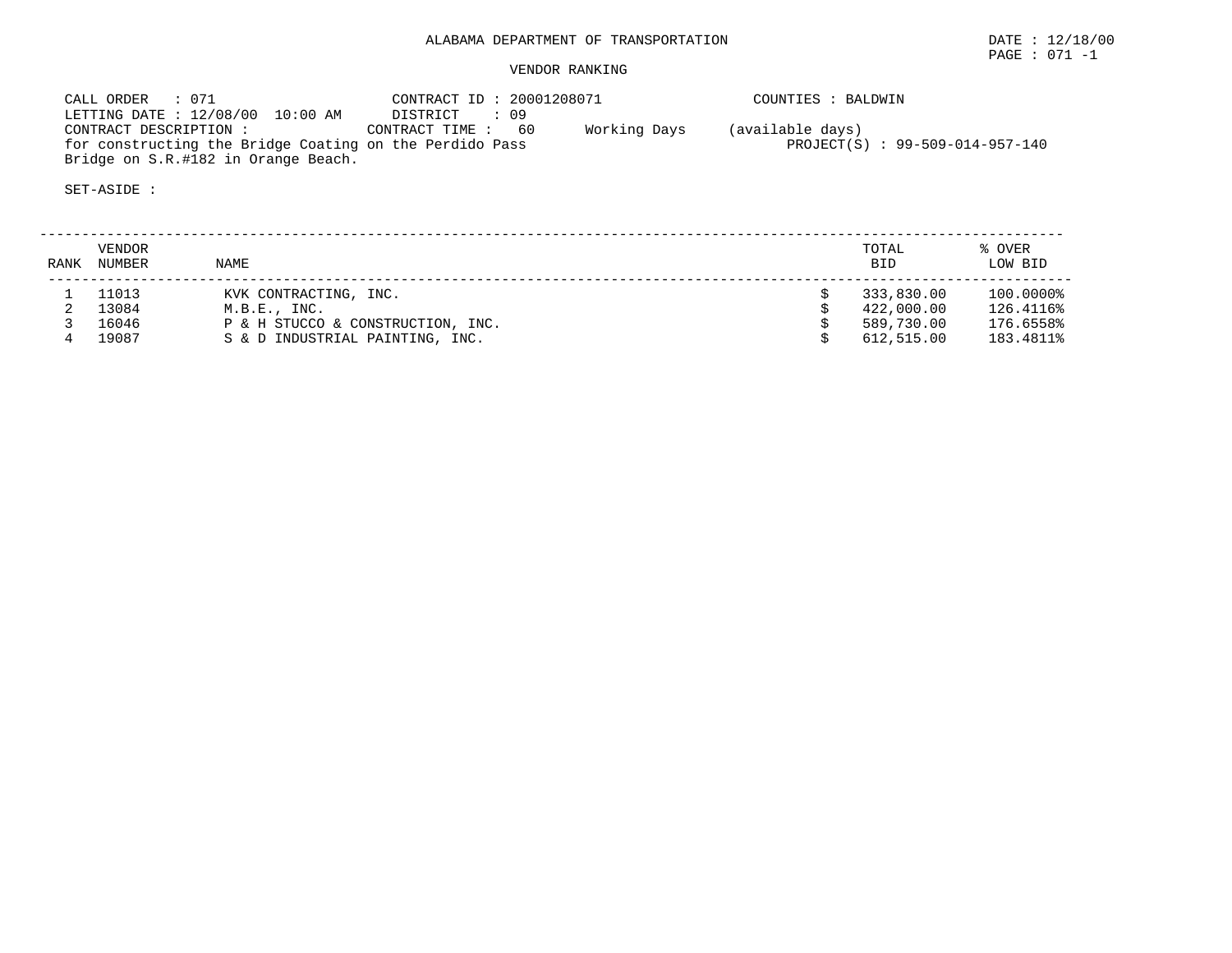# ALABAMA DEPARTMENT OF TRANSPORTATION

DATE : 12/18/00

## VENDOR RANKING

CALL ORDER : 071
CONTRACT ID : 20001208071
COUNTIES : BALDWIN
LETTING DATE : 12/08/00 10:00 AM
DISTRICT : 09
CONTRACT DESCRIPTION :
CONTRACT TIME : 60 Working Days (available days)
for constructing the Bridge Coating on the Perdido Pass Bridge on S.R.#182 in Orange Beach.
PROJECT(S) : 99-509-014-957-140

SET-ASIDE :

| RANK | VENDOR NUMBER | NAME | TOTAL BID | % OVER LOW BID |
|---|---|---|---|---|
| 1 | 11013 | KVK CONTRACTING, INC. | $ 333,830.00 | 100.0000% |
| 2 | 13084 | M.B.E., INC. | $ 422,000.00 | 126.4116% |
| 3 | 16046 | P & H STUCCO & CONSTRUCTION, INC. | $ 589,730.00 | 176.6558% |
| 4 | 19087 | S & D INDUSTRIAL PAINTING, INC. | $ 612,515.00 | 183.4811% |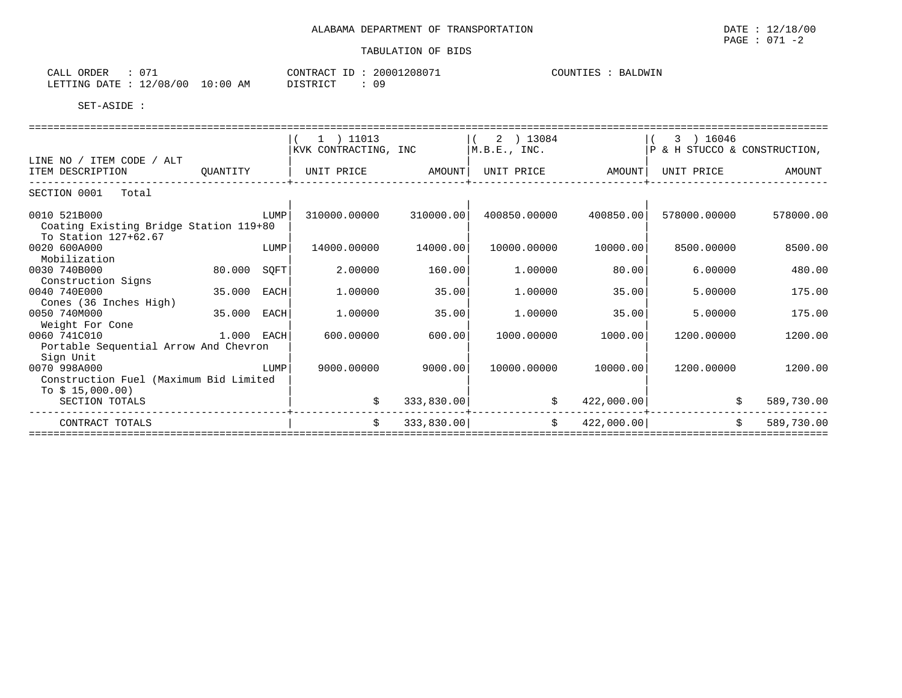ALABAMA DEPARTMENT OF TRANSPORTATION

DATE : 12/18/00
PAGE : 071 -2

TABULATION OF BIDS

CALL ORDER : 071
LETTING DATE : 12/08/00 10:00 AM

CONTRACT ID : 20001208071
DISTRICT : 09

COUNTIES : BALDWIN

SET-ASIDE :

| LINE NO / ITEM CODE / ALT ITEM DESCRIPTION | QUANTITY | (1) 11013 KVK CONTRACTING, INC UNIT PRICE | AMOUNT | (2) 13084 M.B.E., INC. UNIT PRICE | AMOUNT | (3) 16046 P & H STUCCO & CONSTRUCTION, UNIT PRICE | AMOUNT |
|---|---|---|---|---|---|---|---|
| SECTION 0001 Total | | | | | | | |
| 0010 521B000 Coating Existing Bridge Station 119+80 To Station 127+62.67 | LUMP | 310000.00000 | 310000.00 | 400850.00000 | 400850.00 | 578000.00000 | 578000.00 |
| 0020 600A000 Mobilization | LUMP | 14000.00000 | 14000.00 | 10000.00000 | 10000.00 | 8500.00000 | 8500.00 |
| 0030 740B000 Construction Signs | 80.000 SQFT | 2.00000 | 160.00 | 1.00000 | 80.00 | 6.00000 | 480.00 |
| 0040 740E000 Cones (36 Inches High) | 35.000 EACH | 1.00000 | 35.00 | 1.00000 | 35.00 | 5.00000 | 175.00 |
| 0050 740M000 Weight For Cone | 35.000 EACH | 1.00000 | 35.00 | 1.00000 | 35.00 | 5.00000 | 175.00 |
| 0060 741C010 Portable Sequential Arrow And Chevron Sign Unit | 1.000 EACH | 600.00000 | 600.00 | 1000.00000 | 1000.00 | 1200.00000 | 1200.00 |
| 0070 998A000 Construction Fuel (Maximum Bid Limited To $ 15,000.00) | LUMP | 9000.00000 | 9000.00 | 10000.00000 | 10000.00 | 1200.00000 | 1200.00 |
| SECTION TOTALS | | | $ 333,830.00 | | $ 422,000.00 | | $ 589,730.00 |
| CONTRACT TOTALS | | | $ 333,830.00 | | $ 422,000.00 | | $ 589,730.00 |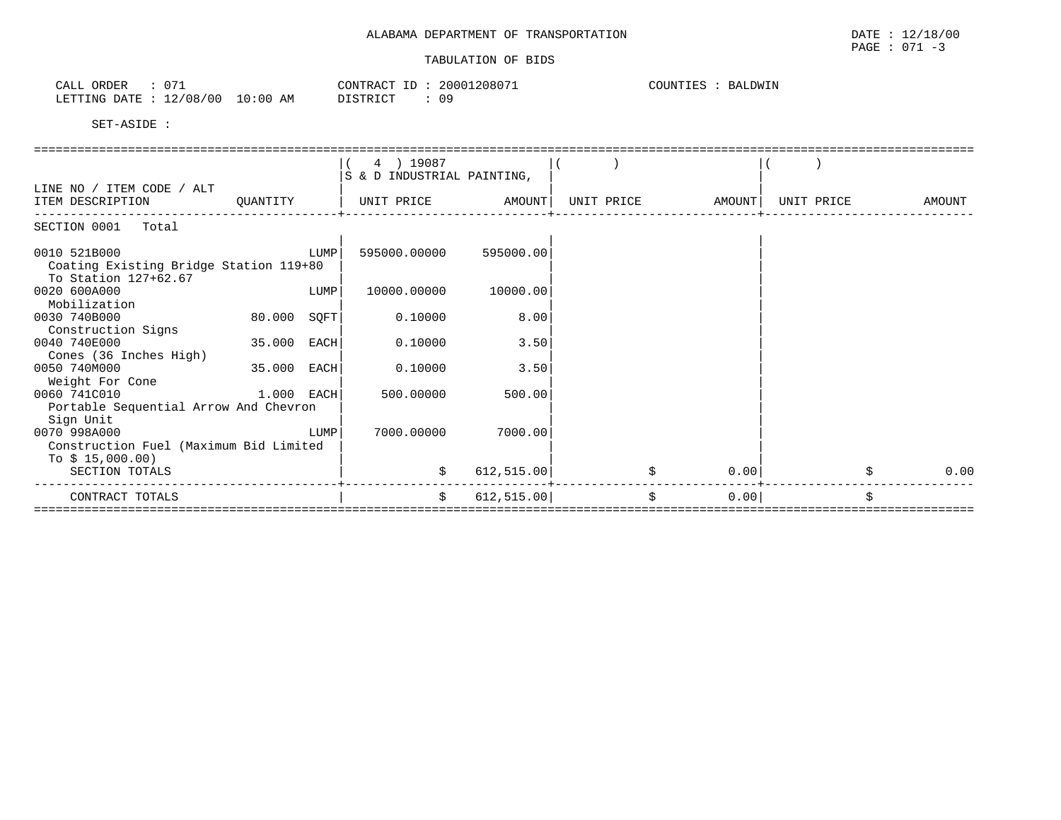ALABAMA DEPARTMENT OF TRANSPORTATION

TABULATION OF BIDS

DATE : 12/18/00
PAGE : 071 -3

CALL ORDER : 071
LETTING DATE : 12/08/00 10:00 AM

CONTRACT ID : 20001208071
DISTRICT : 09

COUNTIES : BALDWIN

SET-ASIDE :

| LINE NO / ITEM CODE / ALT ITEM DESCRIPTION | QUANTITY | ( 4 ) 19087 S & D INDUSTRIAL PAINTING, UNIT PRICE | AMOUNT | ( ) UNIT PRICE | AMOUNT | ( ) UNIT PRICE | AMOUNT |
|---|---|---|---|---|---|---|---|
| SECTION 0001 Total | | | | | | | |
| 0010 521B000 Coating Existing Bridge Station 119+80 To Station 127+62.67 | LUMP | 595000.00000 | 595000.00 | | | | |
| 0020 600A000 Mobilization | LUMP | 10000.00000 | 10000.00 | | | | |
| 0030 740B000 Construction Signs | 80.000 SQFT | 0.10000 | 8.00 | | | | |
| 0040 740E000 Cones (36 Inches High) | 35.000 EACH | 0.10000 | 3.50 | | | | |
| 0050 740M000 Weight For Cone | 35.000 EACH | 0.10000 | 3.50 | | | | |
| 0060 741C010 Portable Sequential Arrow And Chevron Sign Unit | 1.000 EACH | 500.00000 | 500.00 | | | | |
| 0070 998A000 Construction Fuel (Maximum Bid Limited To $ 15,000.00) | LUMP | 7000.00000 | 7000.00 | | | | |
| SECTION TOTALS | | $ | 612,515.00 | $ | 0.00 | $ | 0.00 |
| CONTRACT TOTALS | | $ | 612,515.00 | $ | 0.00 | $ | |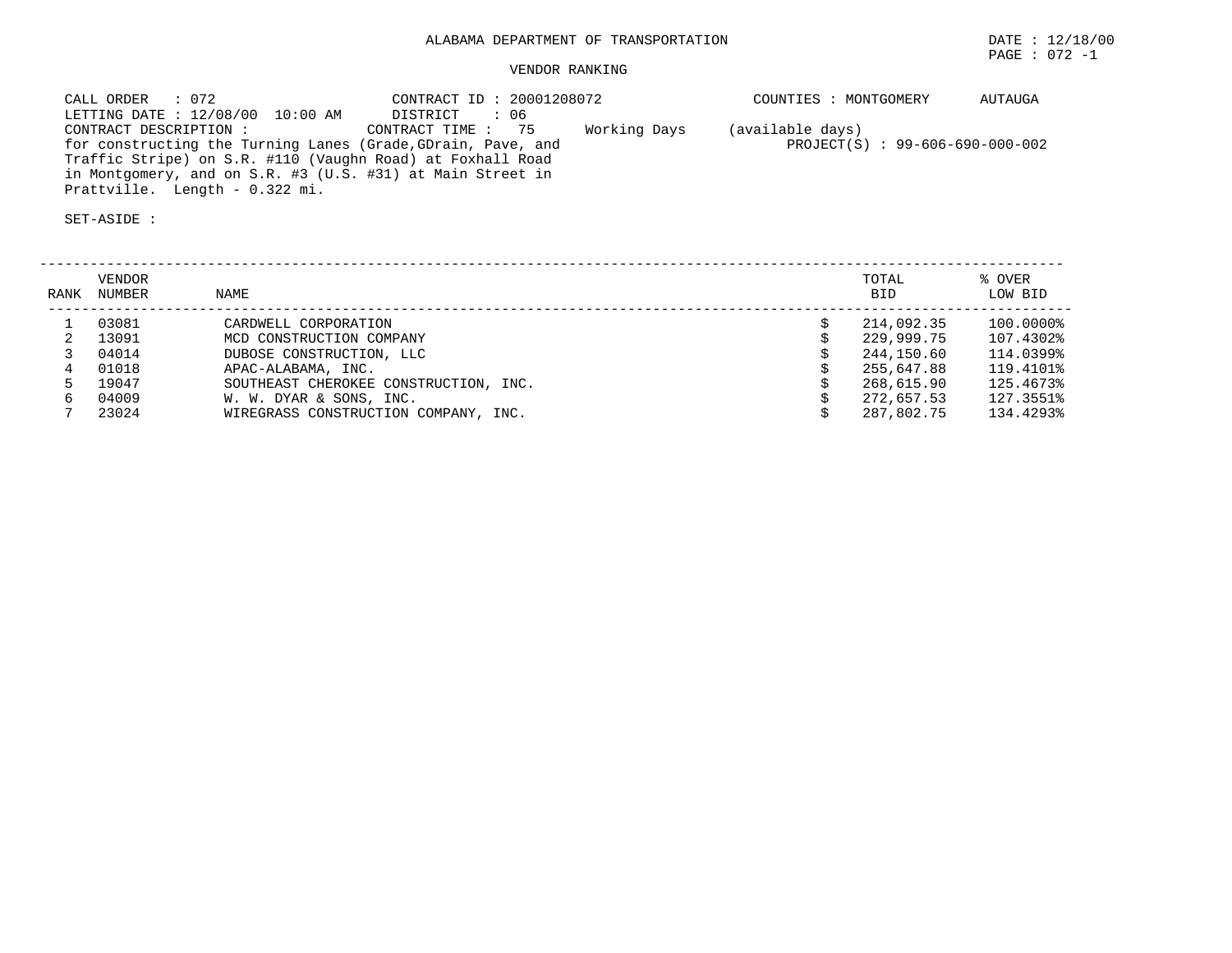# ALABAMA DEPARTMENT OF TRANSPORTATION

DATE : 12/18/00

PAGE : 072 -1

## VENDOR RANKING

CALL ORDER : 072 CONTRACT ID : 20001208072 COUNTIES : MONTGOMERY AUTAUGA

LETTING DATE : 12/08/00 10:00 AM DISTRICT : 06

CONTRACT DESCRIPTION : CONTRACT TIME : 75 Working Days (available days)

for constructing the Turning Lanes (Grade,GDrain, Pave, and Traffic Stripe) on S.R. #110 (Vaughn Road) at Foxhall Road in Montgomery, and on S.R. #3 (U.S. #31) at Main Street in Prattville. Length - 0.322 mi.

PROJECT(S) : 99-606-690-000-002

SET-ASIDE :

| RANK | VENDOR NUMBER | NAME | | TOTAL BID | % OVER LOW BID |
|---|---|---|---|---|---|
| 1 | 03081 | CARDWELL CORPORATION | $ | 214,092.35 | 100.0000% |
| 2 | 13091 | MCD CONSTRUCTION COMPANY | $ | 229,999.75 | 107.4302% |
| 3 | 04014 | DUBOSE CONSTRUCTION, LLC | $ | 244,150.60 | 114.0399% |
| 4 | 01018 | APAC-ALABAMA, INC. | $ | 255,647.88 | 119.4101% |
| 5 | 19047 | SOUTHEAST CHEROKEE CONSTRUCTION, INC. | $ | 268,615.90 | 125.4673% |
| 6 | 04009 | W. W. DYAR & SONS, INC. | $ | 272,657.53 | 127.3551% |
| 7 | 23024 | WIREGRASS CONSTRUCTION COMPANY, INC. | $ | 287,802.75 | 134.4293% |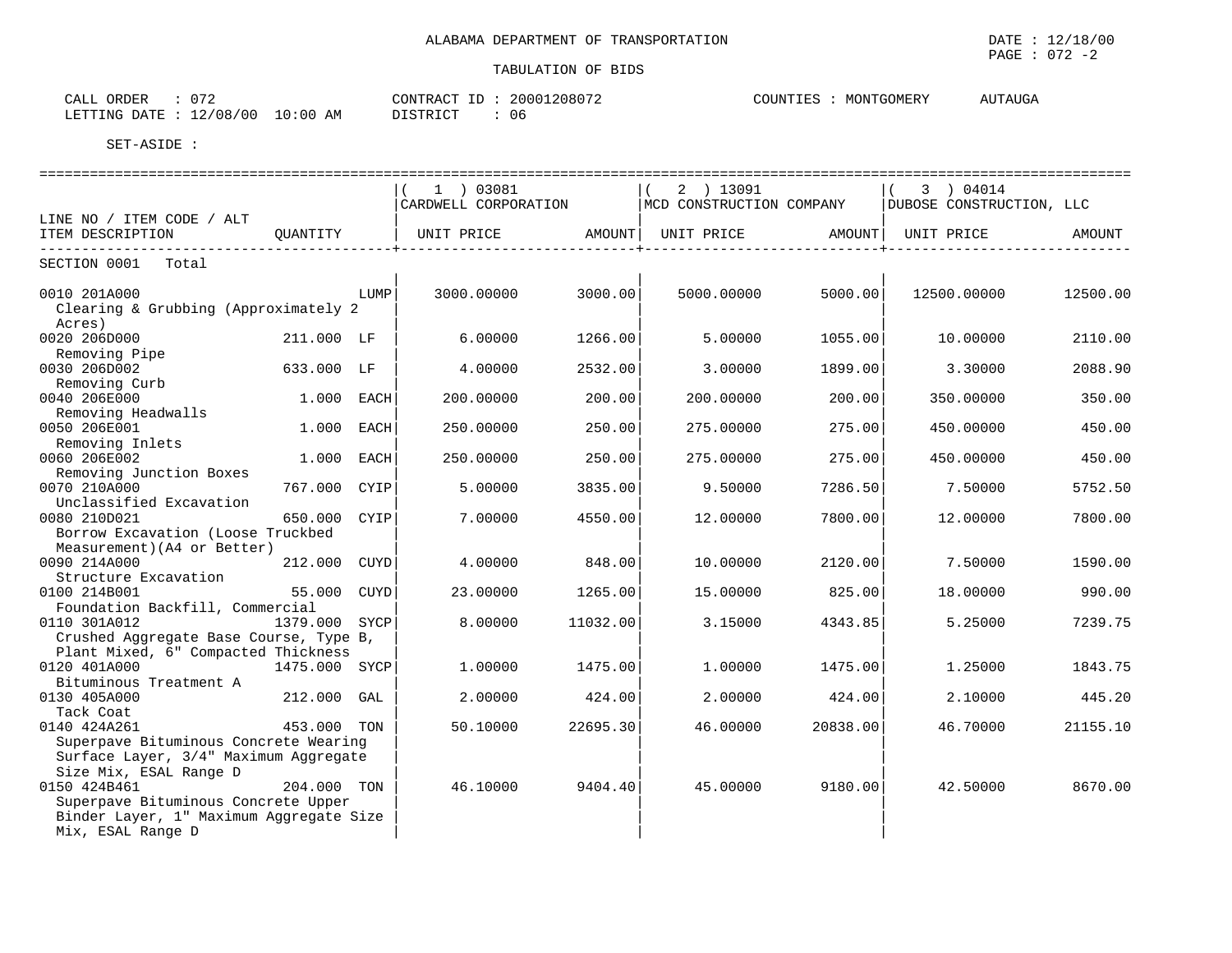ALABAMA DEPARTMENT OF TRANSPORTATION

TABULATION OF BIDS

DATE : 12/18/00
PAGE : 072 -2

CALL ORDER : 072
LETTING DATE : 12/08/00 10:00 AM

CONTRACT ID : 20001208072
DISTRICT : 06

COUNTIES : MONTGOMERY AUTAUGA

SET-ASIDE :

| LINE NO / ITEM CODE / ALT ITEM DESCRIPTION | QUANTITY | | (1) 03081 CARDWELL CORPORATION UNIT PRICE | AMOUNT | (2) 13091 MCD CONSTRUCTION COMPANY UNIT PRICE | AMOUNT | (3) 04014 DUBOSE CONSTRUCTION, LLC UNIT PRICE | AMOUNT |
|---|---|---|---|---|---|---|---|---|
| SECTION 0001 Total | | | | | | | | |
| 0010 201A000 Clearing & Grubbing (Approximately 2 Acres) | | LUMP | 3000.00000 | 3000.00 | 5000.00000 | 5000.00 | 12500.00000 | 12500.00 |
| 0020 206D000 Removing Pipe | 211.000 | LF | 6.00000 | 1266.00 | 5.00000 | 1055.00 | 10.00000 | 2110.00 |
| 0030 206D002 Removing Curb | 633.000 | LF | 4.00000 | 2532.00 | 3.00000 | 1899.00 | 3.30000 | 2088.90 |
| 0040 206E000 Removing Headwalls | 1.000 | EACH | 200.00000 | 200.00 | 200.00000 | 200.00 | 350.00000 | 350.00 |
| 0050 206E001 Removing Inlets | 1.000 | EACH | 250.00000 | 250.00 | 275.00000 | 275.00 | 450.00000 | 450.00 |
| 0060 206E002 Removing Junction Boxes | 1.000 | EACH | 250.00000 | 250.00 | 275.00000 | 275.00 | 450.00000 | 450.00 |
| 0070 210A000 Unclassified Excavation | 767.000 | CYIP | 5.00000 | 3835.00 | 9.50000 | 7286.50 | 7.50000 | 5752.50 |
| 0080 210D021 Borrow Excavation (Loose Truckbed Measurement)(A4 or Better) | 650.000 | CYIP | 7.00000 | 4550.00 | 12.00000 | 7800.00 | 12.00000 | 7800.00 |
| 0090 214A000 Structure Excavation | 212.000 | CUYD | 4.00000 | 848.00 | 10.00000 | 2120.00 | 7.50000 | 1590.00 |
| 0100 214B001 Foundation Backfill, Commercial | 55.000 | CUYD | 23.00000 | 1265.00 | 15.00000 | 825.00 | 18.00000 | 990.00 |
| 0110 301A012 Crushed Aggregate Base Course, Type B, Plant Mixed, 6" Compacted Thickness | 1379.000 | SYCP | 8.00000 | 11032.00 | 3.15000 | 4343.85 | 5.25000 | 7239.75 |
| 0120 401A000 Bituminous Treatment A | 1475.000 | SYCP | 1.00000 | 1475.00 | 1.00000 | 1475.00 | 1.25000 | 1843.75 |
| 0130 405A000 Tack Coat | 212.000 | GAL | 2.00000 | 424.00 | 2.00000 | 424.00 | 2.10000 | 445.20 |
| 0140 424A261 Superpave Bituminous Concrete Wearing Surface Layer, 3/4" Maximum Aggregate Size Mix, ESAL Range D | 453.000 | TON | 50.10000 | 22695.30 | 46.00000 | 20838.00 | 46.70000 | 21155.10 |
| 0150 424B461 Superpave Bituminous Concrete Upper Binder Layer, 1" Maximum Aggregate Size Mix, ESAL Range D | 204.000 | TON | 46.10000 | 9404.40 | 45.00000 | 9180.00 | 42.50000 | 8670.00 |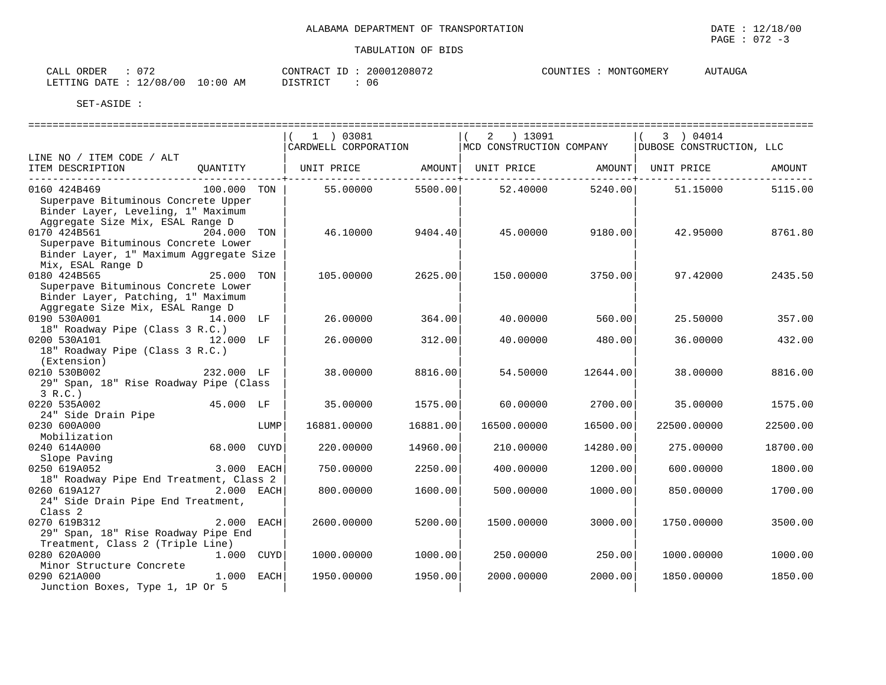ALABAMA DEPARTMENT OF TRANSPORTATION

DATE : 12/18/00
PAGE : 072 -3

TABULATION OF BIDS

CALL ORDER : 072 CONTRACT ID : 20001208072 COUNTIES : MONTGOMERY AUTAUGA
LETTING DATE : 12/08/00 10:00 AM DISTRICT : 06

SET-ASIDE :

| LINE NO / ITEM CODE / ALT ITEM DESCRIPTION | QUANTITY | (1) 03081 CARDWELL CORPORATION UNIT PRICE | AMOUNT | (2) 13091 MCD CONSTRUCTION COMPANY UNIT PRICE | AMOUNT | (3) 04014 DUBOSE CONSTRUCTION, LLC UNIT PRICE | AMOUNT |
|---|---|---|---|---|---|---|---|
| 0160 424B469 Superpave Bituminous Concrete Upper Binder Layer, Leveling, 1" Maximum Aggregate Size Mix, ESAL Range D | 100.000 TON | 55.00000 | 5500.00 | 52.40000 | 5240.00 | 51.15000 | 5115.00 |
| 0170 424B561 Superpave Bituminous Concrete Lower Binder Layer, 1" Maximum Aggregate Size Mix, ESAL Range D | 204.000 TON | 46.10000 | 9404.40 | 45.00000 | 9180.00 | 42.95000 | 8761.80 |
| 0180 424B565 Superpave Bituminous Concrete Lower Binder Layer, Patching, 1" Maximum Aggregate Size Mix, ESAL Range D | 25.000 TON | 105.00000 | 2625.00 | 150.00000 | 3750.00 | 97.42000 | 2435.50 |
| 0190 530A001 18" Roadway Pipe (Class 3 R.C.) | 14.000 LF | 26.00000 | 364.00 | 40.00000 | 560.00 | 25.50000 | 357.00 |
| 0200 530A101 18" Roadway Pipe (Class 3 R.C.) (Extension) | 12.000 LF | 26.00000 | 312.00 | 40.00000 | 480.00 | 36.00000 | 432.00 |
| 0210 530B002 29" Span, 18" Rise Roadway Pipe (Class 3 R.C.) | 232.000 LF | 38.00000 | 8816.00 | 54.50000 | 12644.00 | 38.00000 | 8816.00 |
| 0220 535A002 24" Side Drain Pipe | 45.000 LF | 35.00000 | 1575.00 | 60.00000 | 2700.00 | 35.00000 | 1575.00 |
| 0230 600A000 Mobilization | LUMP | 16881.00000 | 16881.00 | 16500.00000 | 16500.00 | 22500.00000 | 22500.00 |
| 0240 614A000 Slope Paving | 68.000 CUYD | 220.00000 | 14960.00 | 210.00000 | 14280.00 | 275.00000 | 18700.00 |
| 0250 619A052 18" Roadway Pipe End Treatment, Class 2 | 3.000 EACH | 750.00000 | 2250.00 | 400.00000 | 1200.00 | 600.00000 | 1800.00 |
| 0260 619A127 24" Side Drain Pipe End Treatment, Class 2 | 2.000 EACH | 800.00000 | 1600.00 | 500.00000 | 1000.00 | 850.00000 | 1700.00 |
| 0270 619B312 29" Span, 18" Rise Roadway Pipe End Treatment, Class 2 (Triple Line) | 2.000 EACH | 2600.00000 | 5200.00 | 1500.00000 | 3000.00 | 1750.00000 | 3500.00 |
| 0280 620A000 Minor Structure Concrete | 1.000 CUYD | 1000.00000 | 1000.00 | 250.00000 | 250.00 | 1000.00000 | 1000.00 |
| 0290 621A000 Junction Boxes, Type 1, 1P Or 5 | 1.000 EACH | 1950.00000 | 1950.00 | 2000.00000 | 2000.00 | 1850.00000 | 1850.00 |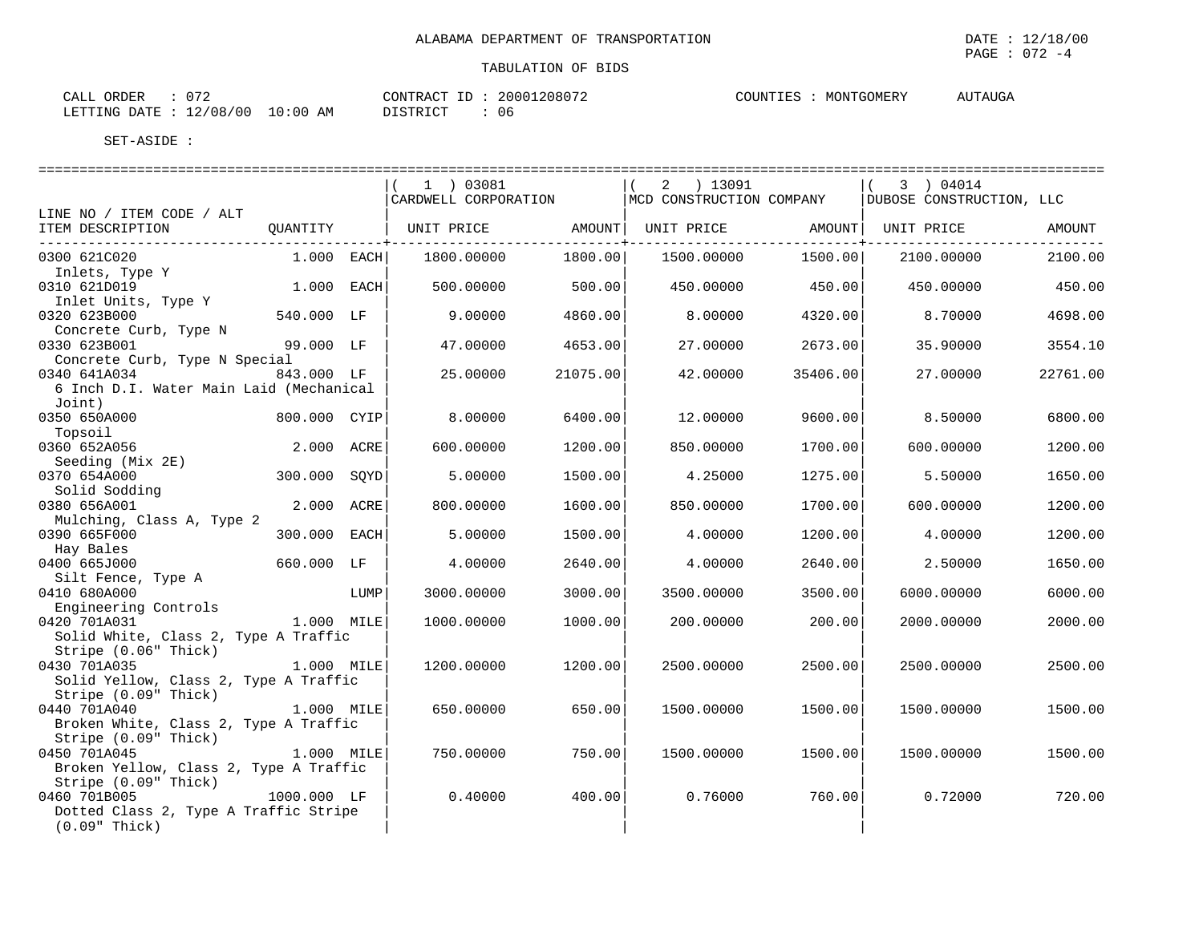ALABAMA DEPARTMENT OF TRANSPORTATION

TABULATION OF BIDS

DATE : 12/18/00
PAGE : 072 -4

CALL ORDER : 072
LETTING DATE : 12/08/00 10:00 AM

CONTRACT ID : 20001208072
DISTRICT : 06

COUNTIES : MONTGOMERY AUTAUGA

SET-ASIDE :

| LINE NO / ITEM CODE / ALT ITEM DESCRIPTION | QUANTITY | | ( 1 ) 03081 CARDWELL CORPORATION UNIT PRICE | AMOUNT | ( 2 ) 13091 MCD CONSTRUCTION COMPANY UNIT PRICE | AMOUNT | ( 3 ) 04014 DUBOSE CONSTRUCTION, LLC UNIT PRICE | AMOUNT |
|---|---|---|---|---|---|---|---|---|
| 0300 621C020 Inlets, Type Y | 1.000 | EACH | 1800.00000 | 1800.00 | 1500.00000 | 1500.00 | 2100.00000 | 2100.00 |
| 0310 621D019 Inlet Units, Type Y | 1.000 | EACH | 500.00000 | 500.00 | 450.00000 | 450.00 | 450.00000 | 450.00 |
| 0320 623B000 Concrete Curb, Type N | 540.000 | LF | 9.00000 | 4860.00 | 8.00000 | 4320.00 | 8.70000 | 4698.00 |
| 0330 623B001 Concrete Curb, Type N Special | 99.000 | LF | 47.00000 | 4653.00 | 27.00000 | 2673.00 | 35.90000 | 3554.10 |
| 0340 641A034 6 Inch D.I. Water Main Laid (Mechanical Joint) | 843.000 | LF | 25.00000 | 21075.00 | 42.00000 | 35406.00 | 27.00000 | 22761.00 |
| 0350 650A000 Topsoil | 800.000 | CYIP | 8.00000 | 6400.00 | 12.00000 | 9600.00 | 8.50000 | 6800.00 |
| 0360 652A056 Seeding (Mix 2E) | 2.000 | ACRE | 600.00000 | 1200.00 | 850.00000 | 1700.00 | 600.00000 | 1200.00 |
| 0370 654A000 Solid Sodding | 300.000 | SQYD | 5.00000 | 1500.00 | 4.25000 | 1275.00 | 5.50000 | 1650.00 |
| 0380 656A001 Mulching, Class A, Type 2 | 2.000 | ACRE | 800.00000 | 1600.00 | 850.00000 | 1700.00 | 600.00000 | 1200.00 |
| 0390 665F000 Hay Bales | 300.000 | EACH | 5.00000 | 1500.00 | 4.00000 | 1200.00 | 4.00000 | 1200.00 |
| 0400 665J000 Silt Fence, Type A | 660.000 | LF | 4.00000 | 2640.00 | 4.00000 | 2640.00 | 2.50000 | 1650.00 |
| 0410 680A000 Engineering Controls | | LUMP | 3000.00000 | 3000.00 | 3500.00000 | 3500.00 | 6000.00000 | 6000.00 |
| 0420 701A031 Solid White, Class 2, Type A Traffic Stripe (0.06" Thick) | 1.000 | MILE | 1000.00000 | 1000.00 | 200.00000 | 200.00 | 2000.00000 | 2000.00 |
| 0430 701A035 Solid Yellow, Class 2, Type A Traffic Stripe (0.09" Thick) | 1.000 | MILE | 1200.00000 | 1200.00 | 2500.00000 | 2500.00 | 2500.00000 | 2500.00 |
| 0440 701A040 Broken White, Class 2, Type A Traffic Stripe (0.09" Thick) | 1.000 | MILE | 650.00000 | 650.00 | 1500.00000 | 1500.00 | 1500.00000 | 1500.00 |
| 0450 701A045 Broken Yellow, Class 2, Type A Traffic Stripe (0.09" Thick) | 1.000 | MILE | 750.00000 | 750.00 | 1500.00000 | 1500.00 | 1500.00000 | 1500.00 |
| 0460 701B005 Dotted Class 2, Type A Traffic Stripe (0.09" Thick) | 1000.000 | LF | 0.40000 | 400.00 | 0.76000 | 760.00 | 0.72000 | 720.00 |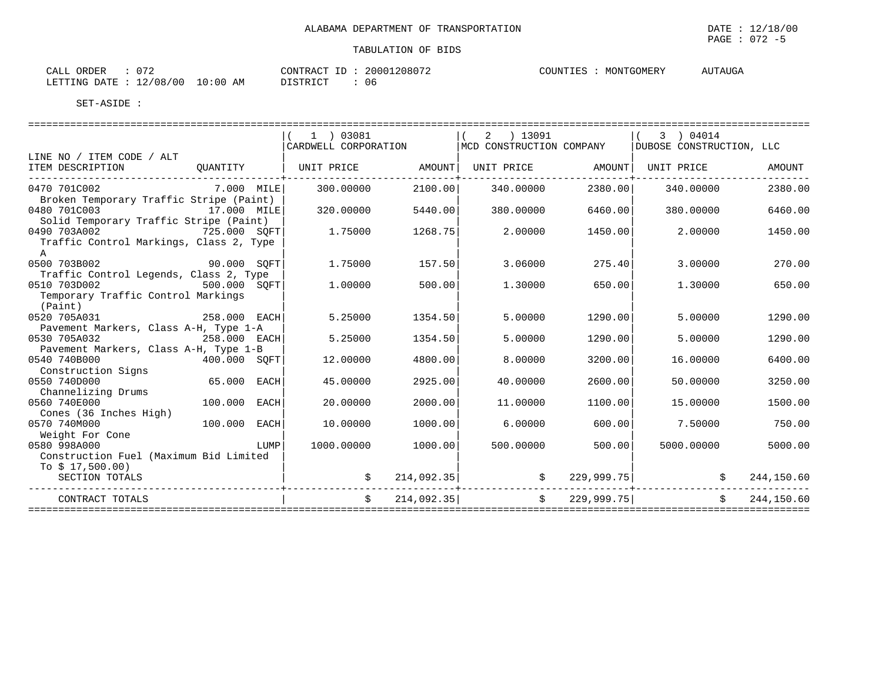ALABAMA DEPARTMENT OF TRANSPORTATION

DATE : 12/18/00

TABULATION OF BIDS

CALL ORDER : 072
LETTING DATE : 12/08/00 10:00 AM

CONTRACT ID : 20001208072
DISTRICT : 06

COUNTIES : MONTGOMERY AUTAUGA

SET-ASIDE :

| LINE NO / ITEM CODE / ALT<br>ITEM DESCRIPTION | QUANTITY | ( 1 ) 03081 CARDWELL CORPORATION<br>UNIT PRICE | AMOUNT | ( 2 ) 13091 MCD CONSTRUCTION COMPANY<br>UNIT PRICE | AMOUNT | ( 3 ) 04014 DUBOSE CONSTRUCTION, LLC<br>UNIT PRICE | AMOUNT |
|---|---|---|---|---|---|---|---|
| 0470 701C002<br>Broken Temporary Traffic Stripe (Paint) | 7.000 MILE | 300.00000 | 2100.00 | 340.00000 | 2380.00 | 340.00000 | 2380.00 |
| 0480 701C003<br>Solid Temporary Traffic Stripe (Paint) | 17.000 MILE | 320.00000 | 5440.00 | 380.00000 | 6460.00 | 380.00000 | 6460.00 |
| 0490 703A002<br>Traffic Control Markings, Class 2, Type A | 725.000 SQFT | 1.75000 | 1268.75 | 2.00000 | 1450.00 | 2.00000 | 1450.00 |
| 0500 703B002<br>Traffic Control Legends, Class 2, Type | 90.000 SQFT | 1.75000 | 157.50 | 3.06000 | 275.40 | 3.00000 | 270.00 |
| 0510 703D002<br>Temporary Traffic Control Markings (Paint) | 500.000 SQFT | 1.00000 | 500.00 | 1.30000 | 650.00 | 1.30000 | 650.00 |
| 0520 705A031<br>Pavement Markers, Class A-H, Type 1-A | 258.000 EACH | 5.25000 | 1354.50 | 5.00000 | 1290.00 | 5.00000 | 1290.00 |
| 0530 705A032<br>Pavement Markers, Class A-H, Type 1-B | 258.000 EACH | 5.25000 | 1354.50 | 5.00000 | 1290.00 | 5.00000 | 1290.00 |
| 0540 740B000<br>Construction Signs | 400.000 SQFT | 12.00000 | 4800.00 | 8.00000 | 3200.00 | 16.00000 | 6400.00 |
| 0550 740D000<br>Channelizing Drums | 65.000 EACH | 45.00000 | 2925.00 | 40.00000 | 2600.00 | 50.00000 | 3250.00 |
| 0560 740E000<br>Cones (36 Inches High) | 100.000 EACH | 20.00000 | 2000.00 | 11.00000 | 1100.00 | 15.00000 | 1500.00 |
| 0570 740M000<br>Weight For Cone | 100.000 EACH | 10.00000 | 1000.00 | 6.00000 | 600.00 | 7.50000 | 750.00 |
| 0580 998A000<br>Construction Fuel (Maximum Bid Limited To $ 17,500.00) | LUMP | 1000.00000 | 1000.00 | 500.00000 | 500.00 | 5000.00000 | 5000.00 |
| SECTION TOTALS | | $ | 214,092.35 | $ | 229,999.75 | $ | 244,150.60 |
| CONTRACT TOTALS | | $ | 214,092.35 | $ | 229,999.75 | $ | 244,150.60 |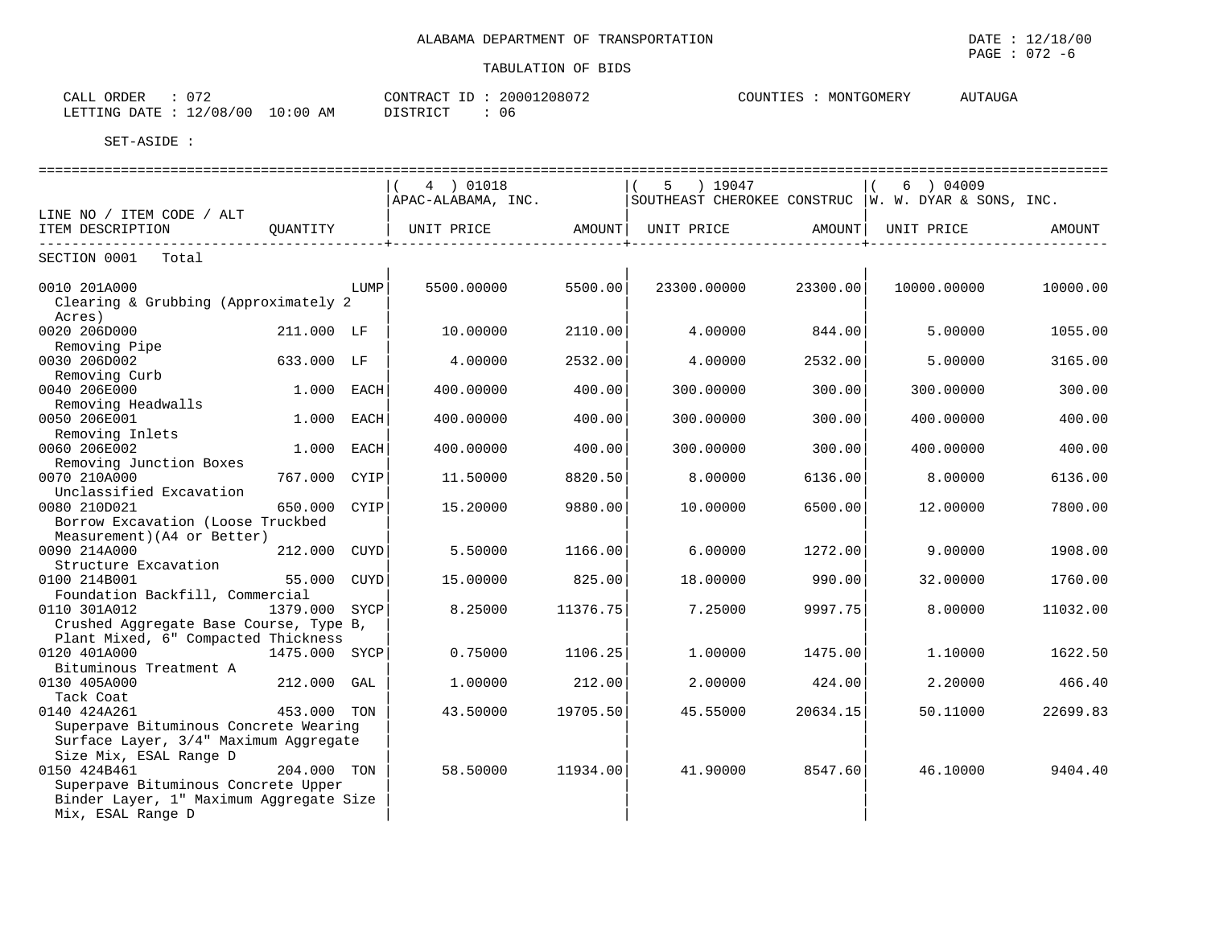ALABAMA DEPARTMENT OF TRANSPORTATION

DATE : 12/18/00

PAGE : 072 -6

TABULATION OF BIDS

CALL ORDER : 072 CONTRACT ID : 20001208072 COUNTIES : MONTGOMERY AUTAUGA

LETTING DATE : 12/08/00 10:00 AM DISTRICT : 06

SET-ASIDE :

| LINE NO / ITEM CODE / ALT ITEM DESCRIPTION | QUANTITY | | ( 4 ) 01018 APAC-ALABAMA, INC. UNIT PRICE | AMOUNT | ( 5 ) 19047 SOUTHEAST CHEROKEE CONSTRUC UNIT PRICE | AMOUNT | ( 6 ) 04009 W. W. DYAR & SONS, INC. UNIT PRICE | AMOUNT |
|---|---|---|---|---|---|---|---|---|
| SECTION 0001 Total | | | | | | | | |
| 0010 201A000 Clearing & Grubbing (Approximately 2 Acres) | | LUMP | 5500.00000 | 5500.00 | 23300.00000 | 23300.00 | 10000.00000 | 10000.00 |
| 0020 206D000 Removing Pipe | 211.000 | LF | 10.00000 | 2110.00 | 4.00000 | 844.00 | 5.00000 | 1055.00 |
| 0030 206D002 Removing Curb | 633.000 | LF | 4.00000 | 2532.00 | 4.00000 | 2532.00 | 5.00000 | 3165.00 |
| 0040 206E000 Removing Headwalls | 1.000 | EACH | 400.00000 | 400.00 | 300.00000 | 300.00 | 300.00000 | 300.00 |
| 0050 206E001 Removing Inlets | 1.000 | EACH | 400.00000 | 400.00 | 300.00000 | 300.00 | 400.00000 | 400.00 |
| 0060 206E002 Removing Junction Boxes | 1.000 | EACH | 400.00000 | 400.00 | 300.00000 | 300.00 | 400.00000 | 400.00 |
| 0070 210A000 Unclassified Excavation | 767.000 | CYIP | 11.50000 | 8820.50 | 8.00000 | 6136.00 | 8.00000 | 6136.00 |
| 0080 210D021 Borrow Excavation (Loose Truckbed Measurement)(A4 or Better) | 650.000 | CYIP | 15.20000 | 9880.00 | 10.00000 | 6500.00 | 12.00000 | 7800.00 |
| 0090 214A000 Structure Excavation | 212.000 | CUYD | 5.50000 | 1166.00 | 6.00000 | 1272.00 | 9.00000 | 1908.00 |
| 0100 214B001 Foundation Backfill, Commercial | 55.000 | CUYD | 15.00000 | 825.00 | 18.00000 | 990.00 | 32.00000 | 1760.00 |
| 0110 301A012 Crushed Aggregate Base Course, Type B, Plant Mixed, 6" Compacted Thickness | 1379.000 | SYCP | 8.25000 | 11376.75 | 7.25000 | 9997.75 | 8.00000 | 11032.00 |
| 0120 401A000 Bituminous Treatment A | 1475.000 | SYCP | 0.75000 | 1106.25 | 1.00000 | 1475.00 | 1.10000 | 1622.50 |
| 0130 405A000 Tack Coat | 212.000 | GAL | 1.00000 | 212.00 | 2.00000 | 424.00 | 2.20000 | 466.40 |
| 0140 424A261 Superpave Bituminous Concrete Wearing Surface Layer, 3/4" Maximum Aggregate Size Mix, ESAL Range D | 453.000 | TON | 43.50000 | 19705.50 | 45.55000 | 20634.15 | 50.11000 | 22699.83 |
| 0150 424B461 Superpave Bituminous Concrete Upper Binder Layer, 1" Maximum Aggregate Size Mix, ESAL Range D | 204.000 | TON | 58.50000 | 11934.00 | 41.90000 | 8547.60 | 46.10000 | 9404.40 |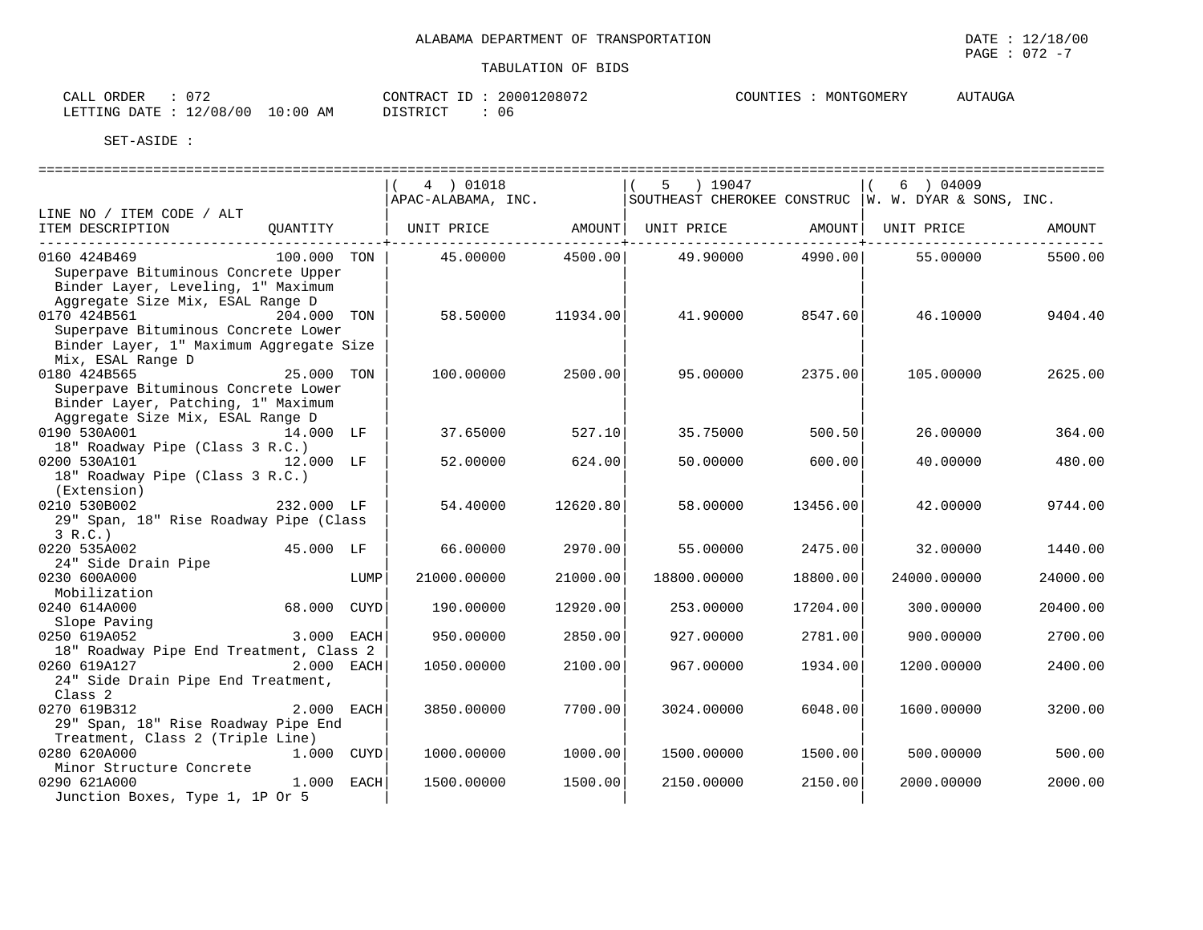ALABAMA DEPARTMENT OF TRANSPORTATION

TABULATION OF BIDS

CALL ORDER : 072 CONTRACT ID : 20001208072 COUNTIES : MONTGOMERY AUTAUGA
LETTING DATE : 12/08/00 10:00 AM DISTRICT : 06

SET-ASIDE :

| LINE NO / ITEM CODE / ALT ITEM DESCRIPTION | QUANTITY | | ( 4 ) 01018 APAC-ALABAMA, INC. UNIT PRICE | AMOUNT | ( 5 ) 19047 SOUTHEAST CHEROKEE CONSTRUC UNIT PRICE | AMOUNT | ( 6 ) 04009 W. W. DYAR & SONS, INC. UNIT PRICE | AMOUNT |
|---|---|---|---|---|---|---|---|---|
| 0160 424B469 Superpave Bituminous Concrete Upper Binder Layer, Leveling, 1" Maximum Aggregate Size Mix, ESAL Range D | 100.000 | TON | 45.00000 | 4500.00 | 49.90000 | 4990.00 | 55.00000 | 5500.00 |
| 0170 424B561 Superpave Bituminous Concrete Lower Binder Layer, 1" Maximum Aggregate Size Mix, ESAL Range D | 204.000 | TON | 58.50000 | 11934.00 | 41.90000 | 8547.60 | 46.10000 | 9404.40 |
| 0180 424B565 Superpave Bituminous Concrete Lower Binder Layer, Patching, 1" Maximum Aggregate Size Mix, ESAL Range D | 25.000 | TON | 100.00000 | 2500.00 | 95.00000 | 2375.00 | 105.00000 | 2625.00 |
| 0190 530A001 18" Roadway Pipe (Class 3 R.C.) | 14.000 | LF | 37.65000 | 527.10 | 35.75000 | 500.50 | 26.00000 | 364.00 |
| 0200 530A101 18" Roadway Pipe (Class 3 R.C.) (Extension) | 12.000 | LF | 52.00000 | 624.00 | 50.00000 | 600.00 | 40.00000 | 480.00 |
| 0210 530B002 29" Span, 18" Rise Roadway Pipe (Class 3 R.C.) | 232.000 | LF | 54.40000 | 12620.80 | 58.00000 | 13456.00 | 42.00000 | 9744.00 |
| 0220 535A002 24" Side Drain Pipe | 45.000 | LF | 66.00000 | 2970.00 | 55.00000 | 2475.00 | 32.00000 | 1440.00 |
| 0230 600A000 Mobilization | | LUMP | 21000.00000 | 21000.00 | 18800.00000 | 18800.00 | 24000.00000 | 24000.00 |
| 0240 614A000 Slope Paving | 68.000 | CUYD | 190.00000 | 12920.00 | 253.00000 | 17204.00 | 300.00000 | 20400.00 |
| 0250 619A052 18" Roadway Pipe End Treatment, Class 2 | 3.000 | EACH | 950.00000 | 2850.00 | 927.00000 | 2781.00 | 900.00000 | 2700.00 |
| 0260 619A127 24" Side Drain Pipe End Treatment, Class 2 | 2.000 | EACH | 1050.00000 | 2100.00 | 967.00000 | 1934.00 | 1200.00000 | 2400.00 |
| 0270 619B312 29" Span, 18" Rise Roadway Pipe End Treatment, Class 2 (Triple Line) | 2.000 | EACH | 3850.00000 | 7700.00 | 3024.00000 | 6048.00 | 1600.00000 | 3200.00 |
| 0280 620A000 Minor Structure Concrete | 1.000 | CUYD | 1000.00000 | 1000.00 | 1500.00000 | 1500.00 | 500.00000 | 500.00 |
| 0290 621A000 Junction Boxes, Type 1, 1P Or 5 | 1.000 | EACH | 1500.00000 | 1500.00 | 2150.00000 | 2150.00 | 2000.00000 | 2000.00 |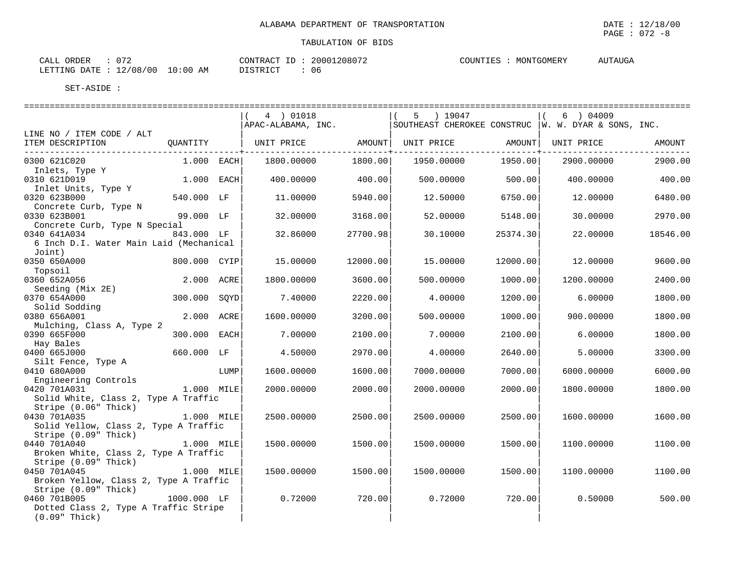ALABAMA DEPARTMENT OF TRANSPORTATION

TABULATION OF BIDS

CALL ORDER : 072
LETTING DATE : 12/08/00 10:00 AM

CONTRACT ID : 20001208072
DISTRICT : 06

COUNTIES : MONTGOMERY AUTAUGA

DATE : 12/18/00

SET-ASIDE :

| LINE NO / ITEM CODE / ALT ITEM DESCRIPTION | QUANTITY | | ( 4 ) 01018 APAC-ALABAMA, INC. UNIT PRICE | AMOUNT | ( 5 ) 19047 SOUTHEAST CHEROKEE CONSTRUC UNIT PRICE | AMOUNT | ( 6 ) 04009 W. W. DYAR & SONS, INC. UNIT PRICE | AMOUNT |
|---|---|---|---|---|---|---|---|---|
| 0300 621C020 Inlets, Type Y | 1.000 | EACH | 1800.00000 | 1800.00 | 1950.00000 | 1950.00 | 2900.00000 | 2900.00 |
| 0310 621D019 Inlet Units, Type Y | 1.000 | EACH | 400.00000 | 400.00 | 500.00000 | 500.00 | 400.00000 | 400.00 |
| 0320 623B000 Concrete Curb, Type N | 540.000 | LF | 11.00000 | 5940.00 | 12.50000 | 6750.00 | 12.00000 | 6480.00 |
| 0330 623B001 Concrete Curb, Type N Special | 99.000 | LF | 32.00000 | 3168.00 | 52.00000 | 5148.00 | 30.00000 | 2970.00 |
| 0340 641A034 6 Inch D.I. Water Main Laid (Mechanical Joint) | 843.000 | LF | 32.86000 | 27700.98 | 30.10000 | 25374.30 | 22.00000 | 18546.00 |
| 0350 650A000 Topsoil | 800.000 | CYIP | 15.00000 | 12000.00 | 15.00000 | 12000.00 | 12.00000 | 9600.00 |
| 0360 652A056 Seeding (Mix 2E) | 2.000 | ACRE | 1800.00000 | 3600.00 | 500.00000 | 1000.00 | 1200.00000 | 2400.00 |
| 0370 654A000 Solid Sodding | 300.000 | SQYD | 7.40000 | 2220.00 | 4.00000 | 1200.00 | 6.00000 | 1800.00 |
| 0380 656A001 Mulching, Class A, Type 2 | 2.000 | ACRE | 1600.00000 | 3200.00 | 500.00000 | 1000.00 | 900.00000 | 1800.00 |
| 0390 665F000 Hay Bales | 300.000 | EACH | 7.00000 | 2100.00 | 7.00000 | 2100.00 | 6.00000 | 1800.00 |
| 0400 665J000 Silt Fence, Type A | 660.000 | LF | 4.50000 | 2970.00 | 4.00000 | 2640.00 | 5.00000 | 3300.00 |
| 0410 680A000 Engineering Controls | | LUMP | 1600.00000 | 1600.00 | 7000.00000 | 7000.00 | 6000.00000 | 6000.00 |
| 0420 701A031 Solid White, Class 2, Type A Traffic Stripe (0.06" Thick) | 1.000 | MILE | 2000.00000 | 2000.00 | 2000.00000 | 2000.00 | 1800.00000 | 1800.00 |
| 0430 701A035 Solid Yellow, Class 2, Type A Traffic Stripe (0.09" Thick) | 1.000 | MILE | 2500.00000 | 2500.00 | 2500.00000 | 2500.00 | 1600.00000 | 1600.00 |
| 0440 701A040 Broken White, Class 2, Type A Traffic Stripe (0.09" Thick) | 1.000 | MILE | 1500.00000 | 1500.00 | 1500.00000 | 1500.00 | 1100.00000 | 1100.00 |
| 0450 701A045 Broken Yellow, Class 2, Type A Traffic Stripe (0.09" Thick) | 1.000 | MILE | 1500.00000 | 1500.00 | 1500.00000 | 1500.00 | 1100.00000 | 1100.00 |
| 0460 701B005 Dotted Class 2, Type A Traffic Stripe (0.09" Thick) | 1000.000 | LF | 0.72000 | 720.00 | 0.72000 | 720.00 | 0.50000 | 500.00 |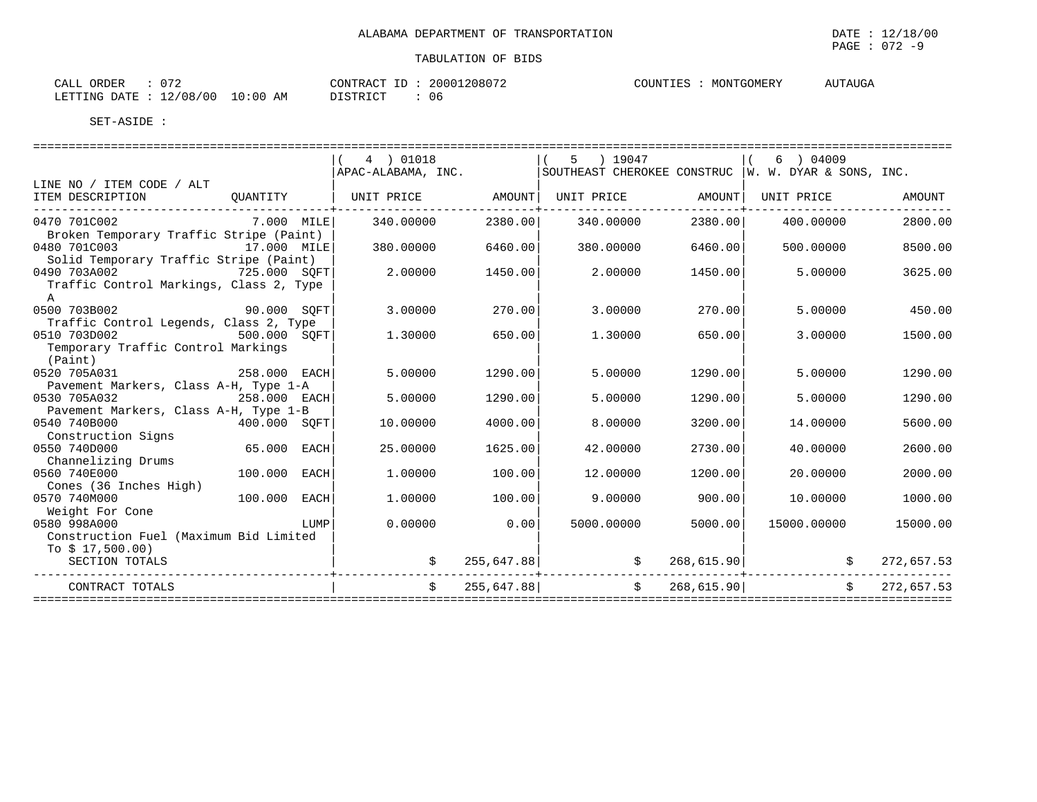ALABAMA DEPARTMENT OF TRANSPORTATION

TABULATION OF BIDS

CALL ORDER : 072
LETTING DATE : 12/08/00 10:00 AM

CONTRACT ID : 20001208072
DISTRICT : 06

COUNTIES : MONTGOMERY AUTAUGA

SET-ASIDE :

| LINE NO / ITEM CODE / ALT<br>ITEM DESCRIPTION | QUANTITY | ( 4 ) 01018<br>APAC-ALABAMA, INC.<br>UNIT PRICE | AMOUNT | ( 5 ) 19047<br>SOUTHEAST CHEROKEE CONSTRUC<br>UNIT PRICE | AMOUNT | ( 6 ) 04009<br>W. W. DYAR & SONS, INC.<br>UNIT PRICE | AMOUNT |
|---|---|---|---|---|---|---|---|
| 0470 701C002<br>Broken Temporary Traffic Stripe (Paint) | 7.000 MILE | 340.00000 | 2380.00 | 340.00000 | 2380.00 | 400.00000 | 2800.00 |
| 0480 701C003<br>Solid Temporary Traffic Stripe (Paint) | 17.000 MILE | 380.00000 | 6460.00 | 380.00000 | 6460.00 | 500.00000 | 8500.00 |
| 0490 703A002<br>Traffic Control Markings, Class 2, Type A | 725.000 SQFT | 2.00000 | 1450.00 | 2.00000 | 1450.00 | 5.00000 | 3625.00 |
| 0500 703B002<br>Traffic Control Legends, Class 2, Type | 90.000 SQFT | 3.00000 | 270.00 | 3.00000 | 270.00 | 5.00000 | 450.00 |
| 0510 703D002<br>Temporary Traffic Control Markings (Paint) | 500.000 SQFT | 1.30000 | 650.00 | 1.30000 | 650.00 | 3.00000 | 1500.00 |
| 0520 705A031<br>Pavement Markers, Class A-H, Type 1-A | 258.000 EACH | 5.00000 | 1290.00 | 5.00000 | 1290.00 | 5.00000 | 1290.00 |
| 0530 705A032<br>Pavement Markers, Class A-H, Type 1-B | 258.000 EACH | 5.00000 | 1290.00 | 5.00000 | 1290.00 | 5.00000 | 1290.00 |
| 0540 740B000<br>Construction Signs | 400.000 SQFT | 10.00000 | 4000.00 | 8.00000 | 3200.00 | 14.00000 | 5600.00 |
| 0550 740D000<br>Channelizing Drums | 65.000 EACH | 25.00000 | 1625.00 | 42.00000 | 2730.00 | 40.00000 | 2600.00 |
| 0560 740E000<br>Cones (36 Inches High) | 100.000 EACH | 1.00000 | 100.00 | 12.00000 | 1200.00 | 20.00000 | 2000.00 |
| 0570 740M000<br>Weight For Cone | 100.000 EACH | 1.00000 | 100.00 | 9.00000 | 900.00 | 10.00000 | 1000.00 |
| 0580 998A000<br>Construction Fuel (Maximum Bid Limited To $ 17,500.00) | LUMP | 0.00000 | 0.00 | 5000.00000 | 5000.00 | 15000.00000 | 15000.00 |
| SECTION TOTALS | | $ | 255,647.88 | $ | 268,615.90 | $ | 272,657.53 |
| CONTRACT TOTALS | | $ | 255,647.88 | $ | 268,615.90 | $ | 272,657.53 |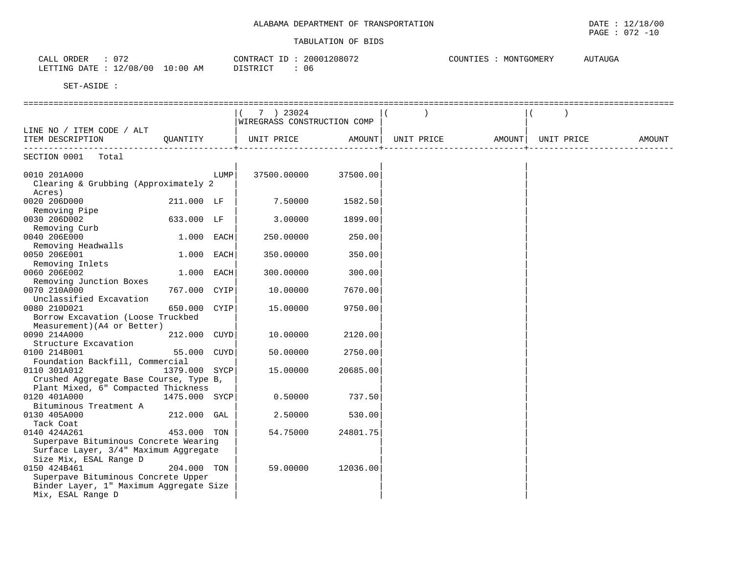ALABAMA DEPARTMENT OF TRANSPORTATION

DATE : 12/18/00

TABULATION OF BIDS

CALL ORDER : 072
LETTING DATE : 12/08/00 10:00 AM

CONTRACT ID : 20001208072
DISTRICT : 06

COUNTIES : MONTGOMERY AUTAUGA

SET-ASIDE :

| LINE NO / ITEM CODE / ALT ITEM DESCRIPTION | QUANTITY | | ( 7 ) 23024 WIREGRASS CONSTRUCTION COMP UNIT PRICE | AMOUNT | ( ) UNIT PRICE | AMOUNT | ( ) UNIT PRICE | AMOUNT |
|---|---|---|---|---|---|---|---|---|
| SECTION 0001 Total | | | | | | | | |
| 0010 201A000 Clearing & Grubbing (Approximately 2 Acres) | | LUMP | 37500.00000 | 37500.00 | | | | |
| 0020 206D000 Removing Pipe | 211.000 | LF | 7.50000 | 1582.50 | | | | |
| 0030 206D002 Removing Curb | 633.000 | LF | 3.00000 | 1899.00 | | | | |
| 0040 206E000 Removing Headwalls | 1.000 | EACH | 250.00000 | 250.00 | | | | |
| 0050 206E001 Removing Inlets | 1.000 | EACH | 350.00000 | 350.00 | | | | |
| 0060 206E002 Removing Junction Boxes | 1.000 | EACH | 300.00000 | 300.00 | | | | |
| 0070 210A000 Unclassified Excavation | 767.000 | CYIP | 10.00000 | 7670.00 | | | | |
| 0080 210D021 Borrow Excavation (Loose Truckbed Measurement)(A4 or Better) | 650.000 | CYIP | 15.00000 | 9750.00 | | | | |
| 0090 214A000 Structure Excavation | 212.000 | CUYD | 10.00000 | 2120.00 | | | | |
| 0100 214B001 Foundation Backfill, Commercial | 55.000 | CUYD | 50.00000 | 2750.00 | | | | |
| 0110 301A012 Crushed Aggregate Base Course, Type B, Plant Mixed, 6" Compacted Thickness | 1379.000 | SYCP | 15.00000 | 20685.00 | | | | |
| 0120 401A000 Bituminous Treatment A | 1475.000 | SYCP | 0.50000 | 737.50 | | | | |
| 0130 405A000 Tack Coat | 212.000 | GAL | 2.50000 | 530.00 | | | | |
| 0140 424A261 Superpave Bituminous Concrete Wearing Surface Layer, 3/4" Maximum Aggregate Size Mix, ESAL Range D | 453.000 | TON | 54.75000 | 24801.75 | | | | |
| 0150 424B461 Superpave Bituminous Concrete Upper Binder Layer, 1" Maximum Aggregate Size Mix, ESAL Range D | 204.000 | TON | 59.00000 | 12036.00 | | | | |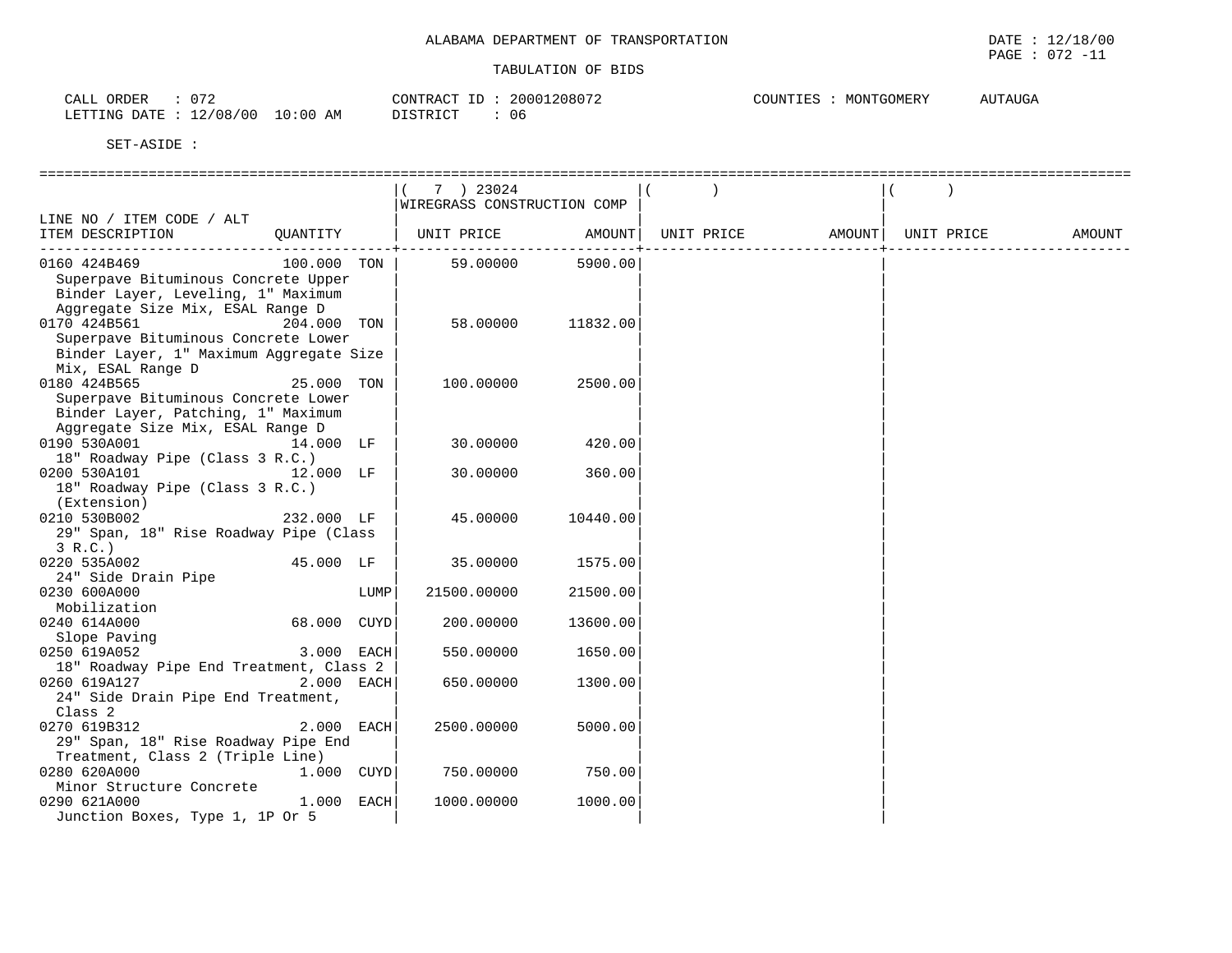ALABAMA DEPARTMENT OF TRANSPORTATION

TABULATION OF BIDS

CALL ORDER : 072
LETTING DATE : 12/08/00 10:00 AM

CONTRACT ID : 20001208072
DISTRICT : 06

COUNTIES : MONTGOMERY AUTAUGA

SET-ASIDE :

| LINE NO / ITEM CODE / ALT ITEM DESCRIPTION | QUANTITY | ( 7 ) 23024 WIREGRASS CONSTRUCTION COMP UNIT PRICE | AMOUNT | ( ) UNIT PRICE | AMOUNT | ( ) UNIT PRICE | AMOUNT |
|---|---|---|---|---|---|---|---|
| 0160 424B469 Superpave Bituminous Concrete Upper Binder Layer, Leveling, 1" Maximum Aggregate Size Mix, ESAL Range D | 100.000 TON | 59.00000 | 5900.00 | | | | |
| 0170 424B561 Superpave Bituminous Concrete Lower Binder Layer, 1" Maximum Aggregate Size Mix, ESAL Range D | 204.000 TON | 58.00000 | 11832.00 | | | | |
| 0180 424B565 Superpave Bituminous Concrete Lower Binder Layer, Patching, 1" Maximum Aggregate Size Mix, ESAL Range D | 25.000 TON | 100.00000 | 2500.00 | | | | |
| 0190 530A001 18" Roadway Pipe (Class 3 R.C.) | 14.000 LF | 30.00000 | 420.00 | | | | |
| 0200 530A101 18" Roadway Pipe (Class 3 R.C.) (Extension) | 12.000 LF | 30.00000 | 360.00 | | | | |
| 0210 530B002 29" Span, 18" Rise Roadway Pipe (Class 3 R.C.) | 232.000 LF | 45.00000 | 10440.00 | | | | |
| 0220 535A002 24" Side Drain Pipe | 45.000 LF | 35.00000 | 1575.00 | | | | |
| 0230 600A000 Mobilization | LUMP | 21500.00000 | 21500.00 | | | | |
| 0240 614A000 Slope Paving | 68.000 CUYD | 200.00000 | 13600.00 | | | | |
| 0250 619A052 18" Roadway Pipe End Treatment, Class 2 | 3.000 EACH | 550.00000 | 1650.00 | | | | |
| 0260 619A127 24" Side Drain Pipe End Treatment, Class 2 | 2.000 EACH | 650.00000 | 1300.00 | | | | |
| 0270 619B312 29" Span, 18" Rise Roadway Pipe End Treatment, Class 2 (Triple Line) | 2.000 EACH | 2500.00000 | 5000.00 | | | | |
| 0280 620A000 Minor Structure Concrete | 1.000 CUYD | 750.00000 | 750.00 | | | | |
| 0290 621A000 Junction Boxes, Type 1, 1P Or 5 | 1.000 EACH | 1000.00000 | 1000.00 | | | | |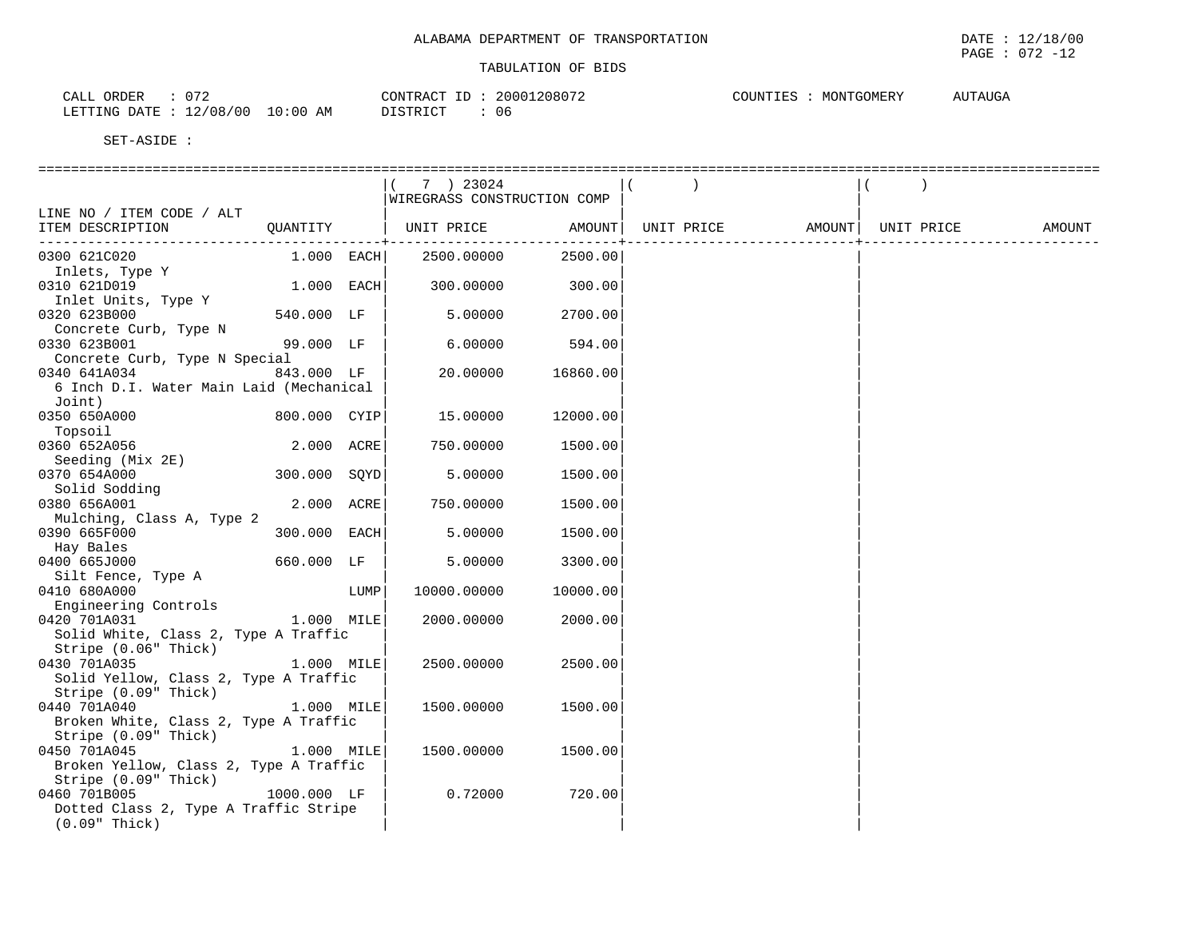ALABAMA DEPARTMENT OF TRANSPORTATION

TABULATION OF BIDS

DATE : 12/18/00

CALL ORDER : 072 CONTRACT ID : 20001208072 COUNTIES : MONTGOMERY AUTAUGA

LETTING DATE : 12/08/00 10:00 AM DISTRICT : 06

SET-ASIDE :

| LINE NO / ITEM CODE / ALT ITEM DESCRIPTION | QUANTITY | | ( 7 ) 23024 WIREGRASS CONSTRUCTION COMP UNIT PRICE | AMOUNT | ( ) UNIT PRICE | AMOUNT | ( ) UNIT PRICE | AMOUNT |
|---|---|---|---|---|---|---|---|---|
| 0300 621C020 Inlets, Type Y | 1.000 | EACH | 2500.00000 | 2500.00 | | | | |
| 0310 621D019 Inlet Units, Type Y | 1.000 | EACH | 300.00000 | 300.00 | | | | |
| 0320 623B000 Concrete Curb, Type N | 540.000 | LF | 5.00000 | 2700.00 | | | | |
| 0330 623B001 Concrete Curb, Type N Special | 99.000 | LF | 6.00000 | 594.00 | | | | |
| 0340 641A034 6 Inch D.I. Water Main Laid (Mechanical Joint) | 843.000 | LF | 20.00000 | 16860.00 | | | | |
| 0350 650A000 Topsoil | 800.000 | CYIP | 15.00000 | 12000.00 | | | | |
| 0360 652A056 Seeding (Mix 2E) | 2.000 | ACRE | 750.00000 | 1500.00 | | | | |
| 0370 654A000 Solid Sodding | 300.000 | SQYD | 5.00000 | 1500.00 | | | | |
| 0380 656A001 Mulching, Class A, Type 2 | 2.000 | ACRE | 750.00000 | 1500.00 | | | | |
| 0390 665F000 Hay Bales | 300.000 | EACH | 5.00000 | 1500.00 | | | | |
| 0400 665J000 Silt Fence, Type A | 660.000 | LF | 5.00000 | 3300.00 | | | | |
| 0410 680A000 Engineering Controls | | LUMP | 10000.00000 | 10000.00 | | | | |
| 0420 701A031 Solid White, Class 2, Type A Traffic Stripe (0.06" Thick) | 1.000 | MILE | 2000.00000 | 2000.00 | | | | |
| 0430 701A035 Solid Yellow, Class 2, Type A Traffic Stripe (0.09" Thick) | 1.000 | MILE | 2500.00000 | 2500.00 | | | | |
| 0440 701A040 Broken White, Class 2, Type A Traffic Stripe (0.09" Thick) | 1.000 | MILE | 1500.00000 | 1500.00 | | | | |
| 0450 701A045 Broken Yellow, Class 2, Type A Traffic Stripe (0.09" Thick) | 1.000 | MILE | 1500.00000 | 1500.00 | | | | |
| 0460 701B005 Dotted Class 2, Type A Traffic Stripe (0.09" Thick) | 1000.000 | LF | 0.72000 | 720.00 | | | | |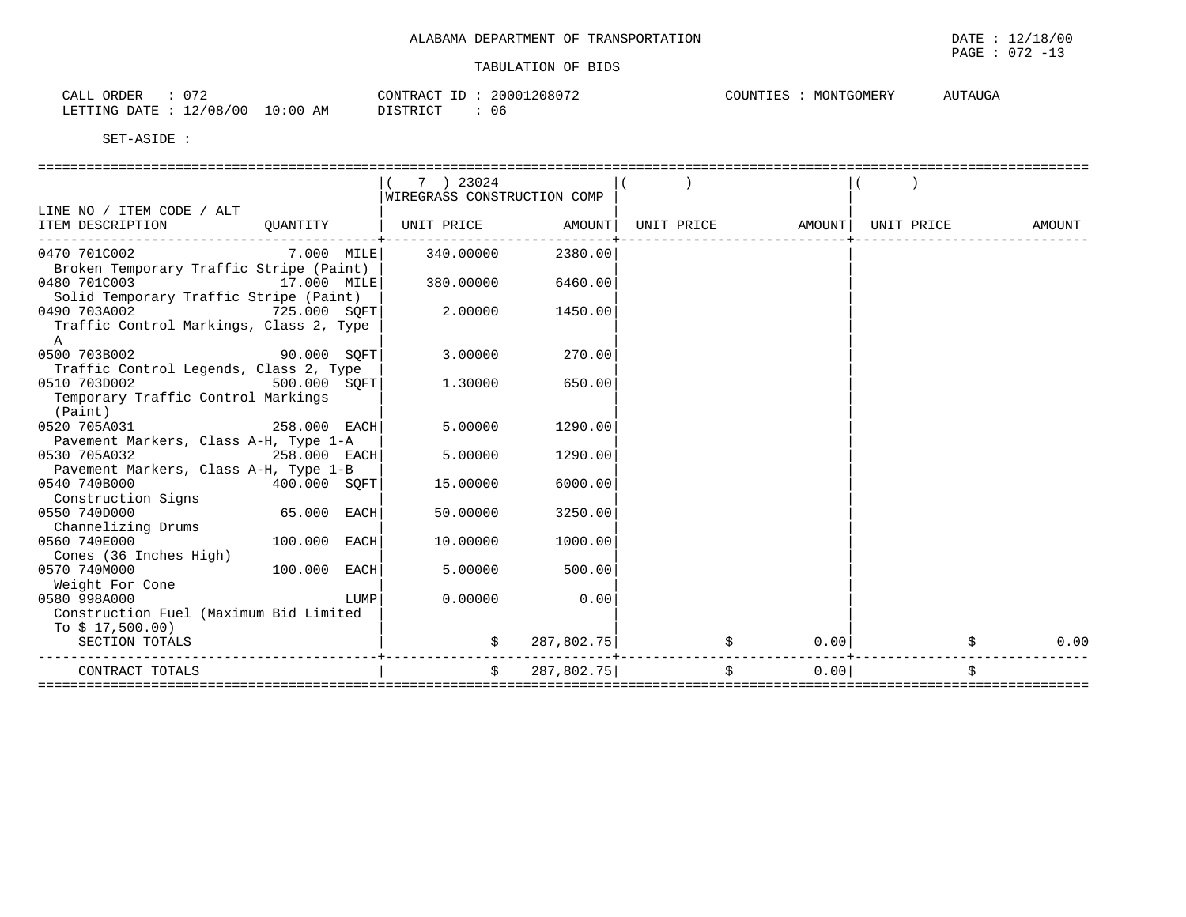ALABAMA DEPARTMENT OF TRANSPORTATION

DATE : 12/18/00

TABULATION OF BIDS

CALL ORDER : 072 | CONTRACT ID : 20001208072 | COUNTIES : MONTGOMERY AUTAUGA

LETTING DATE : 12/08/00 10:00 AM | DISTRICT : 06

SET-ASIDE :

| LINE NO / ITEM CODE / ALT ITEM DESCRIPTION | QUANTITY | ( 7 ) 23024 WIREGRASS CONSTRUCTION COMP UNIT PRICE | AMOUNT | ( ) UNIT PRICE | AMOUNT | ( ) UNIT PRICE | AMOUNT |
|---|---|---|---|---|---|---|---|
| 0470 701C002 Broken Temporary Traffic Stripe (Paint) | 7.000 MILE | 340.00000 | 2380.00 | | | | |
| 0480 701C003 Solid Temporary Traffic Stripe (Paint) | 17.000 MILE | 380.00000 | 6460.00 | | | | |
| 0490 703A002 Traffic Control Markings, Class 2, Type A | 725.000 SQFT | 2.00000 | 1450.00 | | | | |
| 0500 703B002 Traffic Control Legends, Class 2, Type | 90.000 SQFT | 3.00000 | 270.00 | | | | |
| 0510 703D002 Temporary Traffic Control Markings (Paint) | 500.000 SQFT | 1.30000 | 650.00 | | | | |
| 0520 705A031 Pavement Markers, Class A-H, Type 1-A | 258.000 EACH | 5.00000 | 1290.00 | | | | |
| 0530 705A032 Pavement Markers, Class A-H, Type 1-B | 258.000 EACH | 5.00000 | 1290.00 | | | | |
| 0540 740B000 Construction Signs | 400.000 SQFT | 15.00000 | 6000.00 | | | | |
| 0550 740D000 Channelizing Drums | 65.000 EACH | 50.00000 | 3250.00 | | | | |
| 0560 740E000 Cones (36 Inches High) | 100.000 EACH | 10.00000 | 1000.00 | | | | |
| 0570 740M000 Weight For Cone | 100.000 EACH | 5.00000 | 500.00 | | | | |
| 0580 998A000 Construction Fuel (Maximum Bid Limited To $ 17,500.00) | LUMP | 0.00000 | 0.00 | | | | |
| SECTION TOTALS | | $ | 287,802.75 | $ | 0.00 | $ | 0.00 |
| CONTRACT TOTALS | | $ | 287,802.75 | $ | 0.00 | $ | |